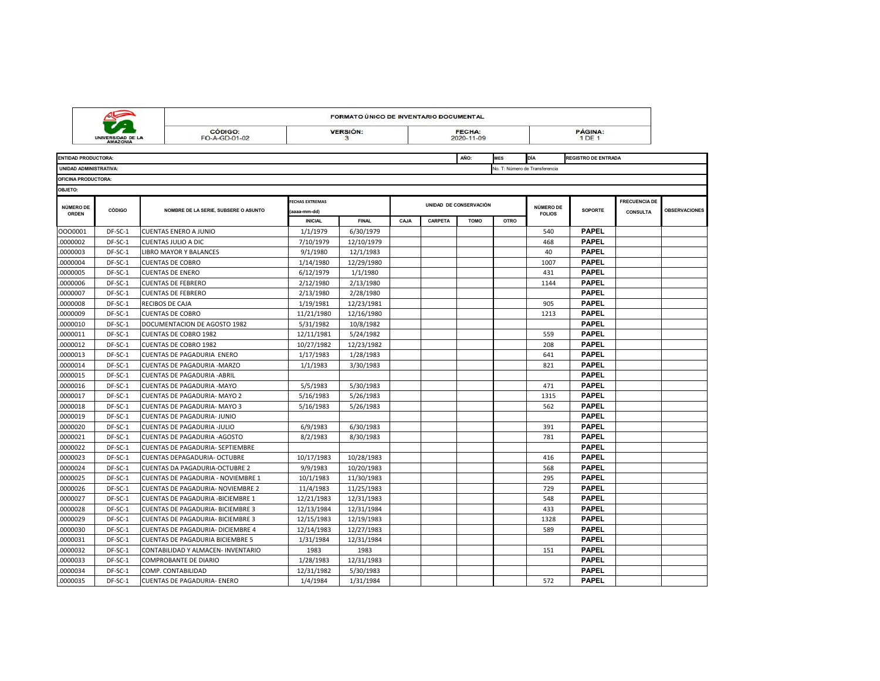| UNIVERSIDAD DE LA AMAZONIA | FORMATO ÚNICO DE INVENTARIO DOCUMENTAL | | | |
|---|---|---|---|---|
| | CÓDIGO: FO-A-GD-01-02 | VERSIÓN: 3 | FECHA: 2020-11-09 | PÁGINA: 1 DE 1 |

| ENTIDAD PRODUCTORA: | AÑO: | MES | DÍA | REGISTRO DE ENTRADA |
|---|---|---|---|---|
| UNIDAD ADMINISTRATIVA: | No. T: Número de Transferencia | | | |
| OFICINA PRODUCTORA: | | | | |
| OBJETO: | | | | |

| NÚMERO DE ORDEN | CÓDIGO | NOMBRE DE LA SERIE, SUBSERE O ASUNTO | FECHAS EXTREMAS (aaaa-mm-dd) | | UNIDAD DE CONSERVACIÓN | | | | NÚMERO DE FOLIOS | SOPORTE | FRECUENCIA DE CONSULTA | OBSERVACIONES |
|---|---|---|---|---|---|---|---|---|---|---|---|---|
| | | | INICIAL | FINAL | CAJA | CARPETA | TOMO | OTRO | | | | |
| OOO0001 | DF-SC-1 | CUENTAS ENERO A JUNIO | 1/1/1979 | 6/30/1979 | | | | | 540 | PAPEL | | |
| .0000002 | DF-SC-1 | CUENTAS JULIO A DIC | 7/10/1979 | 12/10/1979 | | | | | 468 | PAPEL | | |
| .0000003 | DF-SC-1 | LIBRO MAYOR Y BALANCES | 9/1/1980 | 12/1/1983 | | | | | 40 | PAPEL | | |
| .0000004 | DF-SC-1 | CUENTAS DE COBRO | 1/14/1980 | 12/29/1980 | | | | | 1007 | PAPEL | | |
| .0000005 | DF-SC-1 | CUENTAS DE ENERO | 6/12/1979 | 1/1/1980 | | | | | 431 | PAPEL | | |
| .0000006 | DF-SC-1 | CUENTAS DE FEBRERO | 2/12/1980 | 2/13/1980 | | | | | 1144 | PAPEL | | |
| .0000007 | DF-SC-1 | CUENTAS DE FEBRERO | 2/13/1980 | 2/28/1980 | | | | | | PAPEL | | |
| .0000008 | DF-SC-1 | RECIBOS DE CAJA | 1/19/1981 | 12/23/1981 | | | | | 905 | PAPEL | | |
| .0000009 | DF-SC-1 | CUENTAS DE COBRO | 11/21/1980 | 12/16/1980 | | | | | 1213 | PAPEL | | |
| .0000010 | DF-SC-1 | DOCUMENTACION DE AGOSTO 1982 | 5/31/1982 | 10/8/1982 | | | | | | PAPEL | | |
| .0000011 | DF-SC-1 | CUENTAS DE COBRO 1982 | 12/11/1981 | 5/24/1982 | | | | | 559 | PAPEL | | |
| .0000012 | DF-SC-1 | CUENTAS DE COBRO 1982 | 10/27/1982 | 12/23/1982 | | | | | 208 | PAPEL | | |
| .0000013 | DF-SC-1 | CUENTAS DE PAGADURIA ENERO | 1/17/1983 | 1/28/1983 | | | | | 641 | PAPEL | | |
| .0000014 | DF-SC-1 | CUENTAS DE PAGADURIA -MARZO | 1/1/1983 | 3/30/1983 | | | | | 821 | PAPEL | | |
| .0000015 | DF-SC-1 | CUENTAS DE PAGADURIA -ABRIL | | | | | | | | PAPEL | | |
| .0000016 | DF-SC-1 | CUENTAS DE PAGADURIA -MAYO | 5/5/1983 | 5/30/1983 | | | | | 471 | PAPEL | | |
| .0000017 | DF-SC-1 | CUENTAS DE PAGADURIA- MAYO 2 | 5/16/1983 | 5/26/1983 | | | | | 1315 | PAPEL | | |
| .0000018 | DF-SC-1 | CUENTAS DE PAGADURIA- MAYO 3 | 5/16/1983 | 5/26/1983 | | | | | 562 | PAPEL | | |
| .0000019 | DF-SC-1 | CUENTAS DE PAGADURIA- JUNIO | | | | | | | | PAPEL | | |
| .0000020 | DF-SC-1 | CUENTAS DE PAGADURIA -JULIO | 6/9/1983 | 6/30/1983 | | | | | 391 | PAPEL | | |
| .0000021 | DF-SC-1 | CUENTAS DE PAGADURIA -AGOSTO | 8/2/1983 | 8/30/1983 | | | | | 781 | PAPEL | | |
| .0000022 | DF-SC-1 | CUENTAS DE PAGADURIA- SEPTIEMBRE | | | | | | | | PAPEL | | |
| .0000023 | DF-SC-1 | CUENTAS DEPAGADURIA- OCTUBRE | 10/17/1983 | 10/28/1983 | | | | | 416 | PAPEL | | |
| .0000024 | DF-SC-1 | CUENTAS DA PAGADURIA-OCTUBRE 2 | 9/9/1983 | 10/20/1983 | | | | | 568 | PAPEL | | |
| .0000025 | DF-SC-1 | CUENTAS DE PAGADURIA - NOVIEMBRE 1 | 10/1/1983 | 11/30/1983 | | | | | 295 | PAPEL | | |
| .0000026 | DF-SC-1 | CUENTAS DE PAGADURIA- NOVIEMBRE 2 | 11/4/1983 | 11/25/1983 | | | | | 729 | PAPEL | | |
| .0000027 | DF-SC-1 | CUENTAS DE PAGADURIA -BICIEMBRE 1 | 12/21/1983 | 12/31/1983 | | | | | 548 | PAPEL | | |
| .0000028 | DF-SC-1 | CUENTAS DE PAGADURIA- BICIEMBRE 3 | 12/13/1984 | 12/31/1984 | | | | | 433 | PAPEL | | |
| .0000029 | DF-SC-1 | CUENTAS DE PAGADURIA- BICIEMBRE 3 | 12/15/1983 | 12/19/1983 | | | | | 1328 | PAPEL | | |
| .0000030 | DF-SC-1 | CUENTAS DE PAGADURIA- DICIEMBRE 4 | 12/14/1983 | 12/27/1983 | | | | | 589 | PAPEL | | |
| .0000031 | DF-SC-1 | CUENTAS DE PAGADURIA BICIEMBRE 5 | 1/31/1984 | 12/31/1984 | | | | | | PAPEL | | |
| .0000032 | DF-SC-1 | CONTABILIDAD Y ALMACEN- INVENTARIO | 1983 | 1983 | | | | | 151 | PAPEL | | |
| .0000033 | DF-SC-1 | COMPROBANTE DE DIARIO | 1/28/1983 | 12/31/1983 | | | | | | PAPEL | | |
| .0000034 | DF-SC-1 | COMP. CONTABILIDAD | 12/31/1982 | 5/30/1983 | | | | | | PAPEL | | |
| .0000035 | DF-SC-1 | CUENTAS DE PAGADURIA- ENERO | 1/4/1984 | 1/31/1984 | | | | | 572 | PAPEL | | |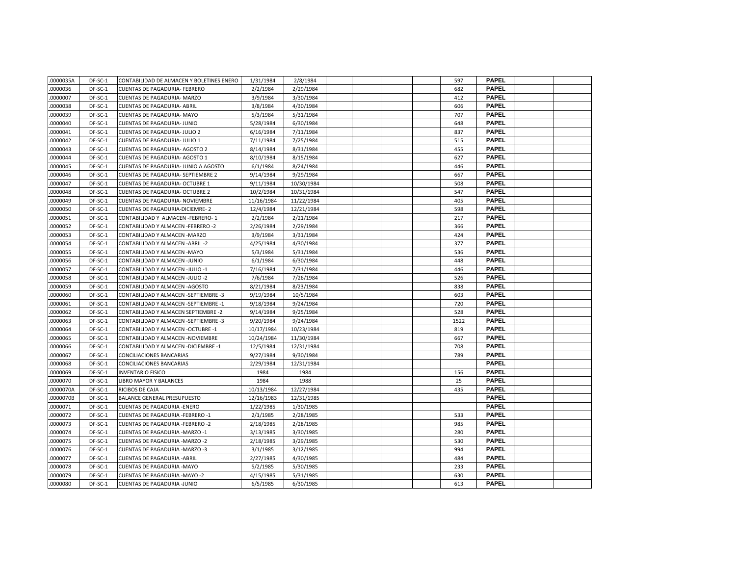| | | | | | | | | | | | | |
|---|---|---|---|---|---|---|---|---|---|---|---|---|
| .0000035A | DF-SC-1 | CONTABILIDAD DE ALMACEN Y BOLETINES ENERO | 1/31/1984 | 2/8/1984 | | | | | 597 | PAPEL | | |
| .0000036 | DF-SC-1 | CUENTAS DE PAGADURIA- FEBRERO | 2/2/1984 | 2/29/1984 | | | | | 682 | PAPEL | | |
| .0000007 | DF-SC-1 | CUENTAS DE PAGADURIA- MARZO | 3/9/1984 | 3/30/1984 | | | | | 412 | PAPEL | | |
| .0000038 | DF-SC-1 | CUENTAS DE PAGADURIA- ABRIL | 3/8/1984 | 4/30/1984 | | | | | 606 | PAPEL | | |
| .0000039 | DF-SC-1 | CUENTAS DE PAGADURIA- MAYO | 5/3/1984 | 5/31/1984 | | | | | 707 | PAPEL | | |
| .0000040 | DF-SC-1 | CUENTAS DE PAGADURIA- JUNIO | 5/28/1984 | 6/30/1984 | | | | | 648 | PAPEL | | |
| .0000041 | DF-SC-1 | CUENTAS DE PAGADURIA- JULIO 2 | 6/16/1984 | 7/11/1984 | | | | | 837 | PAPEL | | |
| .0000042 | DF-SC-1 | CUENTAS DE PAGADURIA- JULIO 1 | 7/11/1984 | 7/25/1984 | | | | | 515 | PAPEL | | |
| .0000043 | DF-SC-1 | CUENTAS DE PAGADURIA- AGOSTO 2 | 8/14/1984 | 8/31/1984 | | | | | 455 | PAPEL | | |
| .0000044 | DF-SC-1 | CUENTAS DE PAGADURIA- AGOSTO 1 | 8/10/1984 | 8/15/1984 | | | | | 627 | PAPEL | | |
| .0000045 | DF-SC-1 | CUENTAS DE PAGADURIA- JUNIO A AGOSTO | 6/1/1984 | 8/24/1984 | | | | | 446 | PAPEL | | |
| .0000046 | DF-SC-1 | CUENTAS DE PAGADURIA- SEPTIEMBRE 2 | 9/14/1984 | 9/29/1984 | | | | | 667 | PAPEL | | |
| .0000047 | DF-SC-1 | CUENTAS DE PAGADURIA- OCTUBRE 1 | 9/11/1984 | 10/30/1984 | | | | | 508 | PAPEL | | |
| .0000048 | DF-SC-1 | CUENTAS DE PAGADURIA- OCTUBRE 2 | 10/2/1984 | 10/31/1984 | | | | | 547 | PAPEL | | |
| .0000049 | DF-SC-1 | CUENTAS DE PAGADURIA- NOVIEMBRE | 11/16/1984 | 11/22/1984 | | | | | 405 | PAPEL | | |
| .0000050 | DF-SC-1 | CUENTAS DE PAGADURIA-DICIEMRE- 2 | 12/4/1984 | 12/21/1984 | | | | | 598 | PAPEL | | |
| .0000051 | DF-SC-1 | CONTABILIDAD Y ALMACEN -FEBRERO- 1 | 2/2/1984 | 2/21/1984 | | | | | 217 | PAPEL | | |
| .0000052 | DF-SC-1 | CONTABILIDAD Y ALMACEN -FEBRERO -2 | 2/26/1984 | 2/29/1984 | | | | | 366 | PAPEL | | |
| .0000053 | DF-SC-1 | CONTABILIDAD Y ALMACEN -MARZO | 3/9/1984 | 3/31/1984 | | | | | 424 | PAPEL | | |
| .0000054 | DF-SC-1 | CONTABILIDAD Y ALMACEN -ABRIL -2 | 4/25/1984 | 4/30/1984 | | | | | 377 | PAPEL | | |
| .0000055 | DF-SC-1 | CONTABILIDAD Y ALMACEN -MAYO | 5/3/1984 | 5/31/1984 | | | | | 536 | PAPEL | | |
| .0000056 | DF-SC-1 | CONTABILIDAD Y ALMACEN -JUNIO | 6/1/1984 | 6/30/1984 | | | | | 448 | PAPEL | | |
| .0000057 | DF-SC-1 | CONTABILIDAD Y ALMACEN -JULIO -1 | 7/16/1984 | 7/31/1984 | | | | | 446 | PAPEL | | |
| .0000058 | DF-SC-1 | CONTABILIDAD Y ALMACEN -JULIO -2 | 7/6/1984 | 7/26/1984 | | | | | 526 | PAPEL | | |
| .0000059 | DF-SC-1 | CONTABILIDAD Y ALMACEN -AGOSTO | 8/21/1984 | 8/23/1984 | | | | | 838 | PAPEL | | |
| .0000060 | DF-SC-1 | CONTABILIDAD Y ALMACEN -SEPTIEMBRE -3 | 9/19/1984 | 10/5/1984 | | | | | 603 | PAPEL | | |
| .0000061 | DF-SC-1 | CONTABILIDAD Y ALMACEN -SEPTIEMBRE -1 | 9/18/1984 | 9/24/1984 | | | | | 720 | PAPEL | | |
| .0000062 | DF-SC-1 | CONTABILIDAD Y ALMACEN SEPTIEMBRE -2 | 9/14/1984 | 9/25/1984 | | | | | 528 | PAPEL | | |
| .0000063 | DF-SC-1 | CONTABILIDAD Y ALMACEN -SEPTIEMBRE -3 | 9/20/1984 | 9/24/1984 | | | | | 1522 | PAPEL | | |
| .0000064 | DF-SC-1 | CONTABILIDAD Y ALMACEN -OCTUBRE -1 | 10/17/1984 | 10/23/1984 | | | | | 819 | PAPEL | | |
| .0000065 | DF-SC-1 | CONTABILIDAD Y ALMACEN -NOVIEMBRE | 10/24/1984 | 11/30/1984 | | | | | 667 | PAPEL | | |
| .0000066 | DF-SC-1 | CONTABILIDAD Y ALMACEN -DICIEMBRE -1 | 12/5/1984 | 12/31/1984 | | | | | 708 | PAPEL | | |
| .0000067 | DF-SC-1 | CONCILIACIONES BANCARIAS | 9/27/1984 | 9/30/1984 | | | | | 789 | PAPEL | | |
| .0000068 | DF-SC-1 | CONCILIACIONES BANCARIAS | 2/29/1984 | 12/31/1984 | | | | | | PAPEL | | |
| .0000069 | DF-SC-1 | INVENTARIO FISICO | 1984 | 1984 | | | | | 156 | PAPEL | | |
| .0000070 | DF-SC-1 | LIBRO MAYOR Y BALANCES | 1984 | 1988 | | | | | 25 | PAPEL | | |
| .0000070A | DF-SC-1 | RICIBOS DE CAJA | 10/13/1984 | 12/27/1984 | | | | | 435 | PAPEL | | |
| .0000070B | DF-SC-1 | BALANCE GENERAL PRESUPUESTO | 12/16/1983 | 12/31/1985 | | | | | | PAPEL | | |
| .0000071 | DF-SC-1 | CUENTAS DE PAGADURIA -ENERO | 1/22/1985 | 1/30/1985 | | | | | | PAPEL | | |
| .0000072 | DF-SC-1 | CUENTAS DE PAGADURIA -FEBRERO -1 | 2/1/1985 | 2/28/1985 | | | | | 533 | PAPEL | | |
| .0000073 | DF-SC-1 | CUENTAS DE PAGADURIA -FEBRERO -2 | 2/18/1985 | 2/28/1985 | | | | | 985 | PAPEL | | |
| .0000074 | DF-SC-1 | CUENTAS DE PAGADURIA -MARZO -1 | 3/13/1985 | 3/30/1985 | | | | | 280 | PAPEL | | |
| .0000075 | DF-SC-1 | CUENTAS DE PAGADURIA -MARZO -2 | 2/18/1985 | 3/29/1985 | | | | | 530 | PAPEL | | |
| .0000076 | DF-SC-1 | CUENTAS DE PAGADURIA -MARZO -3 | 3/1/1985 | 3/12/1985 | | | | | 994 | PAPEL | | |
| .0000077 | DF-SC-1 | CUENTAS DE PAGADURIA -ABRIL | 2/27/1985 | 4/30/1985 | | | | | 484 | PAPEL | | |
| .0000078 | DF-SC-1 | CUENTAS DE PAGADURIA -MAYO | 5/2/1985 | 5/30/1985 | | | | | 233 | PAPEL | | |
| .0000079 | DF-SC-1 | CUENTAS DE PAGADURIA -MAYO -2 | 4/15/1985 | 5/31/1985 | | | | | 630 | PAPEL | | |
| .0000080 | DF-SC-1 | CUENTAS DE PAGADURIA -JUNIO | 6/5/1985 | 6/30/1985 | | | | | 613 | PAPEL | | |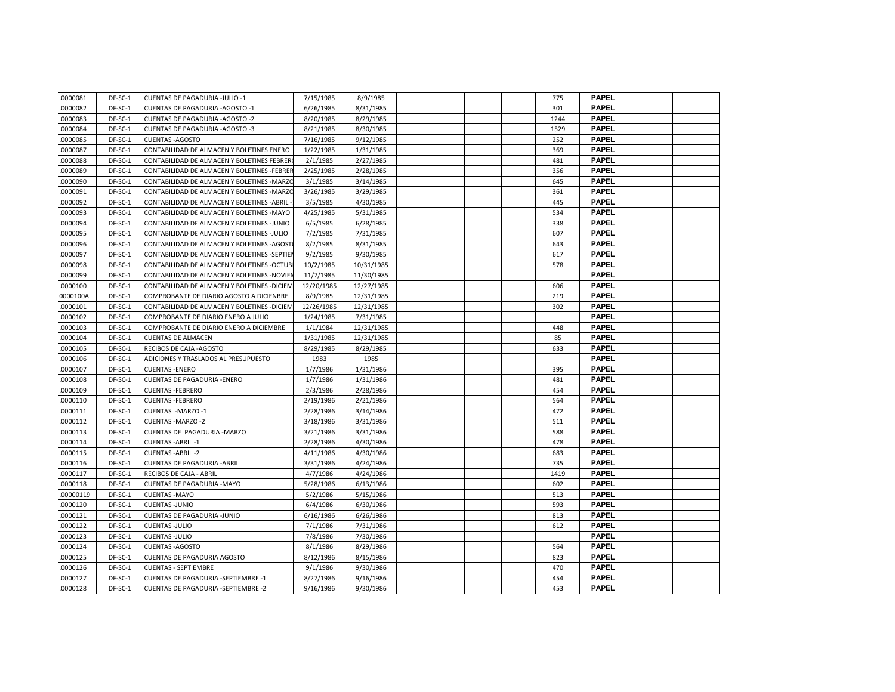| | | | | | | | | | | | | |
|---|---|---|---|---|---|---|---|---|---|---|---|---|
| .0000081 | DF-SC-1 | CUENTAS DE PAGADURIA -JULIO -1 | 7/15/1985 | 8/9/1985 | | | | | 775 | **PAPEL** | | |
| .0000082 | DF-SC-1 | CUENTAS DE PAGADURIA -AGOSTO -1 | 6/26/1985 | 8/31/1985 | | | | | 301 | **PAPEL** | | |
| .0000083 | DF-SC-1 | CUENTAS DE PAGADURIA -AGOSTO -2 | 8/20/1985 | 8/29/1985 | | | | | 1244 | **PAPEL** | | |
| .0000084 | DF-SC-1 | CUENTAS DE PAGADURIA -AGOSTO -3 | 8/21/1985 | 8/30/1985 | | | | | 1529 | **PAPEL** | | |
| .0000085 | DF-SC-1 | CUENTAS -AGOSTO | 7/16/1985 | 9/12/1985 | | | | | 252 | **PAPEL** | | |
| .0000087 | DF-SC-1 | CONTABILIDAD DE ALMACEN Y BOLETINES ENERO | 1/22/1985 | 1/31/1985 | | | | | 369 | **PAPEL** | | |
| .0000088 | DF-SC-1 | CONTABILIDAD DE ALMACEN Y BOLETINES FEBRER | 2/1/1985 | 2/27/1985 | | | | | 481 | **PAPEL** | | |
| .0000089 | DF-SC-1 | CONTABILIDAD DE ALMACEN Y BOLETINES -FEBRER | 2/25/1985 | 2/28/1985 | | | | | 356 | **PAPEL** | | |
| .0000090 | DF-SC-1 | CONTABILIDAD DE ALMACEN Y BOLETINES -MARZO | 3/1/1985 | 3/14/1985 | | | | | 645 | **PAPEL** | | |
| .0000091 | DF-SC-1 | CONTABILIDAD DE ALMACEN Y BOLETINES -MARZO | 3/26/1985 | 3/29/1985 | | | | | 361 | **PAPEL** | | |
| .0000092 | DF-SC-1 | CONTABILIDAD DE ALMACEN Y BOLETINES -ABRIL - | 3/5/1985 | 4/30/1985 | | | | | 445 | **PAPEL** | | |
| .0000093 | DF-SC-1 | CONTABILIDAD DE ALMACEN Y BOLETINES -MAYO | 4/25/1985 | 5/31/1985 | | | | | 534 | **PAPEL** | | |
| .0000094 | DF-SC-1 | CONTABILIDAD DE ALMACEN Y BOLETINES -JUNIO | 6/5/1985 | 6/28/1985 | | | | | 338 | **PAPEL** | | |
| .0000095 | DF-SC-1 | CONTABILIDAD DE ALMACEN Y BOLETINES -JULIO | 7/2/1985 | 7/31/1985 | | | | | 607 | **PAPEL** | | |
| .0000096 | DF-SC-1 | CONTABILIDAD DE ALMACEN Y BOLETINES -AGOST | 8/2/1985 | 8/31/1985 | | | | | 643 | **PAPEL** | | |
| .0000097 | DF-SC-1 | CONTABILIDAD DE ALMACEN Y BOLETINES -SEPTIE | 9/2/1985 | 9/30/1985 | | | | | 617 | **PAPEL** | | |
| .0000098 | DF-SC-1 | CONTABILIDAD DE ALMACEN Y BOLETINES -OCTUB | 10/2/1985 | 10/31/1985 | | | | | 578 | **PAPEL** | | |
| .0000099 | DF-SC-1 | CONTABILIDAD DE ALMACEN Y BOLETINES -NOVIEM | 11/7/1985 | 11/30/1985 | | | | | | **PAPEL** | | |
| .0000100 | DF-SC-1 | CONTABILIDAD DE ALMACEN Y BOLETINES -DICIEM | 12/20/1985 | 12/27/1985 | | | | | 606 | **PAPEL** | | |
| 0000100A | DF-SC-1 | COMPROBANTE DE DIARIO AGOSTO A DICIENBRE | 8/9/1985 | 12/31/1985 | | | | | 219 | **PAPEL** | | |
| .0000101 | DF-SC-1 | CONTABILIDAD DE ALMACEN Y BOLETINES -DICIEM | 12/26/1985 | 12/31/1985 | | | | | 302 | **PAPEL** | | |
| .0000102 | DF-SC-1 | COMPROBANTE DE DIARIO ENERO A JULIO | 1/24/1985 | 7/31/1985 | | | | | | **PAPEL** | | |
| .0000103 | DF-SC-1 | COMPROBANTE DE DIARIO ENERO A DICIEMBRE | 1/1/1984 | 12/31/1985 | | | | | 448 | **PAPEL** | | |
| .0000104 | DF-SC-1 | CUENTAS DE ALMACEN | 1/31/1985 | 12/31/1985 | | | | | 85 | **PAPEL** | | |
| .0000105 | DF-SC-1 | RECIBOS DE CAJA -AGOSTO | 8/29/1985 | 8/29/1985 | | | | | 633 | **PAPEL** | | |
| .0000106 | DF-SC-1 | ADICIONES Y TRASLADOS AL PRESUPUESTO | 1983 | 1985 | | | | | | **PAPEL** | | |
| .0000107 | DF-SC-1 | CUENTAS -ENERO | 1/7/1986 | 1/31/1986 | | | | | 395 | **PAPEL** | | |
| .0000108 | DF-SC-1 | CUENTAS DE PAGADURIA -ENERO | 1/7/1986 | 1/31/1986 | | | | | 481 | **PAPEL** | | |
| .0000109 | DF-SC-1 | CUENTAS -FEBRERO | 2/3/1986 | 2/28/1986 | | | | | 454 | **PAPEL** | | |
| .0000110 | DF-SC-1 | CUENTAS -FEBRERO | 2/19/1986 | 2/21/1986 | | | | | 564 | **PAPEL** | | |
| .0000111 | DF-SC-1 | CUENTAS -MARZO -1 | 2/28/1986 | 3/14/1986 | | | | | 472 | **PAPEL** | | |
| .0000112 | DF-SC-1 | CUENTAS -MARZO -2 | 3/18/1986 | 3/31/1986 | | | | | 511 | **PAPEL** | | |
| .0000113 | DF-SC-1 | CUENTAS DE PAGADURIA -MARZO | 3/21/1986 | 3/31/1986 | | | | | 588 | **PAPEL** | | |
| .0000114 | DF-SC-1 | CUENTAS -ABRIL -1 | 2/28/1986 | 4/30/1986 | | | | | 478 | **PAPEL** | | |
| .0000115 | DF-SC-1 | CUENTAS -ABRIL -2 | 4/11/1986 | 4/30/1986 | | | | | 683 | **PAPEL** | | |
| .0000116 | DF-SC-1 | CUENTAS DE PAGADURIA -ABRIL | 3/31/1986 | 4/24/1986 | | | | | 735 | **PAPEL** | | |
| .0000117 | DF-SC-1 | RECIBOS DE CAJA - ABRIL | 4/7/1986 | 4/24/1986 | | | | | 1419 | **PAPEL** | | |
| .0000118 | DF-SC-1 | CUENTAS DE PAGADURIA -MAYO | 5/28/1986 | 6/13/1986 | | | | | 602 | **PAPEL** | | |
| .00000119 | DF-SC-1 | CUENTAS -MAYO | 5/2/1986 | 5/15/1986 | | | | | 513 | **PAPEL** | | |
| .0000120 | DF-SC-1 | CUENTAS -JUNIO | 6/4/1986 | 6/30/1986 | | | | | 593 | **PAPEL** | | |
| .0000121 | DF-SC-1 | CUENTAS DE PAGADURIA -JUNIO | 6/16/1986 | 6/26/1986 | | | | | 813 | **PAPEL** | | |
| .0000122 | DF-SC-1 | CUENTAS -JULIO | 7/1/1986 | 7/31/1986 | | | | | 612 | **PAPEL** | | |
| .0000123 | DF-SC-1 | CUENTAS -JULIO | 7/8/1986 | 7/30/1986 | | | | | | **PAPEL** | | |
| .0000124 | DF-SC-1 | CUENTAS -AGOSTO | 8/1/1986 | 8/29/1986 | | | | | 564 | **PAPEL** | | |
| .0000125 | DF-SC-1 | CUENTAS DE PAGADURIA AGOSTO | 8/12/1986 | 8/15/1986 | | | | | 823 | **PAPEL** | | |
| .0000126 | DF-SC-1 | CUENTAS - SEPTIEMBRE | 9/1/1986 | 9/30/1986 | | | | | 470 | **PAPEL** | | |
| .0000127 | DF-SC-1 | CUENTAS DE PAGADURIA -SEPTIEMBRE -1 | 8/27/1986 | 9/16/1986 | | | | | 454 | **PAPEL** | | |
| .0000128 | DF-SC-1 | CUENTAS DE PAGADURIA -SEPTIEMBRE -2 | 9/16/1986 | 9/30/1986 | | | | | 453 | **PAPEL** | | |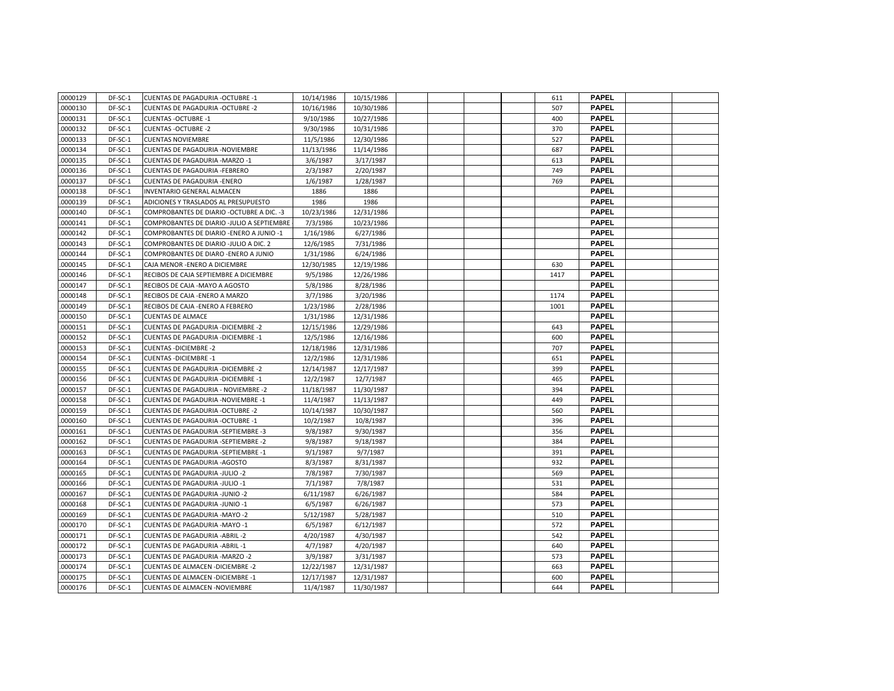| | | | | | | | | | | | |
|---|---|---|---|---|---|---|---|---|---|---|---|
| .0000129 | DF-SC-1 | CUENTAS DE PAGADURIA -OCTUBRE -1 | 10/14/1986 | 10/15/1986 | | | | | 611 | **PAPEL** | | |
| .0000130 | DF-SC-1 | CUENTAS DE PAGADURIA -OCTUBRE -2 | 10/16/1986 | 10/30/1986 | | | | | 507 | **PAPEL** | | |
| .0000131 | DF-SC-1 | CUENTAS -OCTUBRE -1 | 9/10/1986 | 10/27/1986 | | | | | 400 | **PAPEL** | | |
| .0000132 | DF-SC-1 | CUENTAS -OCTUBRE -2 | 9/30/1986 | 10/31/1986 | | | | | 370 | **PAPEL** | | |
| .0000133 | DF-SC-1 | CUENTAS NOVIEMBRE | 11/5/1986 | 12/30/1986 | | | | | 527 | **PAPEL** | | |
| .0000134 | DF-SC-1 | CUENTAS DE PAGADURIA -NOVIEMBRE | 11/13/1986 | 11/14/1986 | | | | | 687 | **PAPEL** | | |
| .0000135 | DF-SC-1 | CUENTAS DE PAGADURIA -MARZO -1 | 3/6/1987 | 3/17/1987 | | | | | 613 | **PAPEL** | | |
| .0000136 | DF-SC-1 | CUENTAS DE PAGADURIA -FEBRERO | 2/3/1987 | 2/20/1987 | | | | | 749 | **PAPEL** | | |
| .0000137 | DF-SC-1 | CUENTAS DE PAGADURIA -ENERO | 1/6/1987 | 1/28/1987 | | | | | 769 | **PAPEL** | | |
| .0000138 | DF-SC-1 | INVENTARIO GENERAL ALMACEN | 1886 | 1886 | | | | | | **PAPEL** | | |
| .0000139 | DF-SC-1 | ADICIONES Y TRASLADOS AL PRESUPUESTO | 1986 | 1986 | | | | | | **PAPEL** | | |
| .0000140 | DF-SC-1 | COMPROBANTES DE DIARIO -OCTUBRE A DIC. -3 | 10/23/1986 | 12/31/1986 | | | | | | **PAPEL** | | |
| .0000141 | DF-SC-1 | COMPROBANTES DE DIARIO -JULIO A SEPTIEMBRE | 7/3/1986 | 10/23/1986 | | | | | | **PAPEL** | | |
| .0000142 | DF-SC-1 | COMPROBANTES DE DIARIO -ENERO A JUNIO -1 | 1/16/1986 | 6/27/1986 | | | | | | **PAPEL** | | |
| .0000143 | DF-SC-1 | COMPROBANTES DE DIARIO -JULIO A DIC. 2 | 12/6/1985 | 7/31/1986 | | | | | | **PAPEL** | | |
| .0000144 | DF-SC-1 | COMPROBANTES DE DIARO -ENERO A JUNIO | 1/31/1986 | 6/24/1986 | | | | | | **PAPEL** | | |
| .0000145 | DF-SC-1 | CAJA MENOR -ENERO A DICIEMBRE | 12/30/1985 | 12/19/1986 | | | | | 630 | **PAPEL** | | |
| .0000146 | DF-SC-1 | RECIBOS DE CAJA SEPTIEMBRE A DICIEMBRE | 9/5/1986 | 12/26/1986 | | | | | 1417 | **PAPEL** | | |
| .0000147 | DF-SC-1 | RECIBOS DE CAJA -MAYO A AGOSTO | 5/8/1986 | 8/28/1986 | | | | | | **PAPEL** | | |
| .0000148 | DF-SC-1 | RECIBOS DE CAJA -ENERO A MARZO | 3/7/1986 | 3/20/1986 | | | | | 1174 | **PAPEL** | | |
| .0000149 | DF-SC-1 | RECIBOS DE CAJA -ENERO A FEBRERO | 1/23/1986 | 2/28/1986 | | | | | 1001 | **PAPEL** | | |
| .0000150 | DF-SC-1 | CUENTAS DE ALMACE | 1/31/1986 | 12/31/1986 | | | | | | **PAPEL** | | |
| .0000151 | DF-SC-1 | CUENTAS DE PAGADURIA -DICIEMBRE -2 | 12/15/1986 | 12/29/1986 | | | | | 643 | **PAPEL** | | |
| .0000152 | DF-SC-1 | CUENTAS DE PAGADURIA -DICIEMBRE -1 | 12/5/1986 | 12/16/1986 | | | | | 600 | **PAPEL** | | |
| .0000153 | DF-SC-1 | CUENTAS -DICIEMBRE -2 | 12/18/1986 | 12/31/1986 | | | | | 707 | **PAPEL** | | |
| .0000154 | DF-SC-1 | CUENTAS -DICIEMBRE -1 | 12/2/1986 | 12/31/1986 | | | | | 651 | **PAPEL** | | |
| .0000155 | DF-SC-1 | CUENTAS DE PAGADURIA -DICIEMBRE -2 | 12/14/1987 | 12/17/1987 | | | | | 399 | **PAPEL** | | |
| .0000156 | DF-SC-1 | CUENTAS DE PAGADURIA -DICIEMBRE -1 | 12/2/1987 | 12/7/1987 | | | | | 465 | **PAPEL** | | |
| .0000157 | DF-SC-1 | CUENTAS DE PAGADURIA - NOVIEMBRE -2 | 11/18/1987 | 11/30/1987 | | | | | 394 | **PAPEL** | | |
| .0000158 | DF-SC-1 | CUENTAS DE PAGADURIA -NOVIEMBRE -1 | 11/4/1987 | 11/13/1987 | | | | | 449 | **PAPEL** | | |
| .0000159 | DF-SC-1 | CUENTAS DE PAGADURIA -OCTUBRE -2 | 10/14/1987 | 10/30/1987 | | | | | 560 | **PAPEL** | | |
| .0000160 | DF-SC-1 | CUENTAS DE PAGADURIA -OCTUBRE -1 | 10/2/1987 | 10/8/1987 | | | | | 396 | **PAPEL** | | |
| .0000161 | DF-SC-1 | CUENTAS DE PAGADURIA -SEPTIEMBRE -3 | 9/8/1987 | 9/30/1987 | | | | | 356 | **PAPEL** | | |
| .0000162 | DF-SC-1 | CUENTAS DE PAGADURIA -SEPTIEMBRE -2 | 9/8/1987 | 9/18/1987 | | | | | 384 | **PAPEL** | | |
| .0000163 | DF-SC-1 | CUENTAS DE PAGADURIA -SEPTIEMBRE -1 | 9/1/1987 | 9/7/1987 | | | | | 391 | **PAPEL** | | |
| .0000164 | DF-SC-1 | CUENTAS DE PAGADURIA -AGOSTO | 8/3/1987 | 8/31/1987 | | | | | 932 | **PAPEL** | | |
| .0000165 | DF-SC-1 | CUENTAS DE PAGADURIA -JULIO -2 | 7/8/1987 | 7/30/1987 | | | | | 569 | **PAPEL** | | |
| .0000166 | DF-SC-1 | CUENTAS DE PAGADURIA -JULIO -1 | 7/1/1987 | 7/8/1987 | | | | | 531 | **PAPEL** | | |
| .0000167 | DF-SC-1 | CUENTAS DE PAGADURIA -JUNIO -2 | 6/11/1987 | 6/26/1987 | | | | | 584 | **PAPEL** | | |
| .0000168 | DF-SC-1 | CUENTAS DE PAGADURIA -JUNIO -1 | 6/5/1987 | 6/26/1987 | | | | | 573 | **PAPEL** | | |
| .0000169 | DF-SC-1 | CUENTAS DE PAGADURIA -MAYO -2 | 5/12/1987 | 5/28/1987 | | | | | 510 | **PAPEL** | | |
| .0000170 | DF-SC-1 | CUENTAS DE PAGADURIA -MAYO -1 | 6/5/1987 | 6/12/1987 | | | | | 572 | **PAPEL** | | |
| .0000171 | DF-SC-1 | CUENTAS DE PAGADURIA -ABRIL -2 | 4/20/1987 | 4/30/1987 | | | | | 542 | **PAPEL** | | |
| .0000172 | DF-SC-1 | CUENTAS DE PAGADURIA -ABRIL -1 | 4/7/1987 | 4/20/1987 | | | | | 640 | **PAPEL** | | |
| .0000173 | DF-SC-1 | CUENTAS DE PAGADURIA -MARZO -2 | 3/9/1987 | 3/31/1987 | | | | | 573 | **PAPEL** | | |
| .0000174 | DF-SC-1 | CUENTAS DE ALMACEN -DICIEMBRE -2 | 12/22/1987 | 12/31/1987 | | | | | 663 | **PAPEL** | | |
| .0000175 | DF-SC-1 | CUENTAS DE ALMACEN -DICIEMBRE -1 | 12/17/1987 | 12/31/1987 | | | | | 600 | **PAPEL** | | |
| .0000176 | DF-SC-1 | CUENTAS DE ALMACEN -NOVIEMBRE | 11/4/1987 | 11/30/1987 | | | | | 644 | **PAPEL** | | |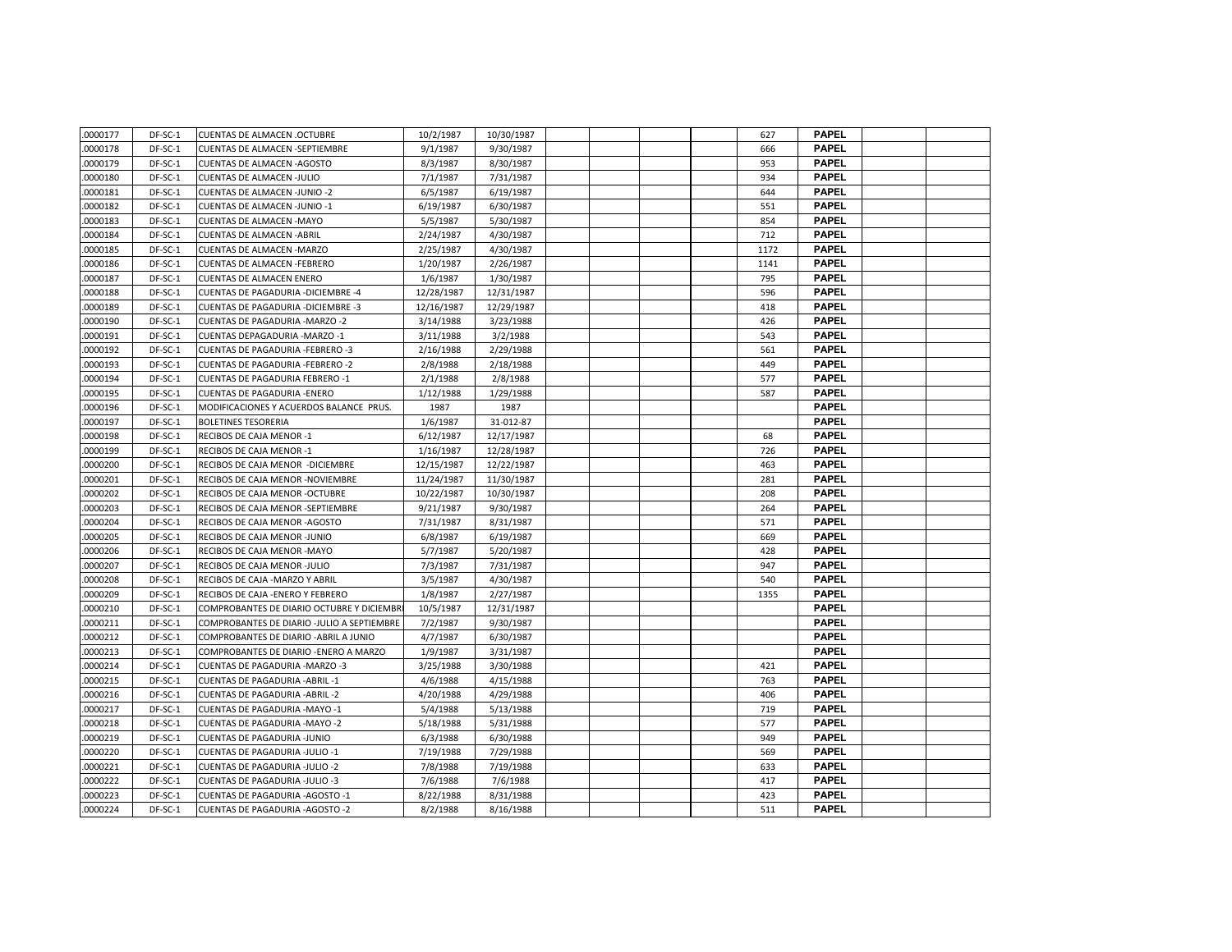| | | | | | | | | | | | | |
|---|---|---|---|---|---|---|---|---|---|---|---|---|
| .0000177 | DF-SC-1 | CUENTAS DE ALMACEN .OCTUBRE | 10/2/1987 | 10/30/1987 | | | | | 627 | **PAPEL** | | |
| .0000178 | DF-SC-1 | CUENTAS DE ALMACEN -SEPTIEMBRE | 9/1/1987 | 9/30/1987 | | | | | 666 | **PAPEL** | | |
| .0000179 | DF-SC-1 | CUENTAS DE ALMACEN -AGOSTO | 8/3/1987 | 8/30/1987 | | | | | 953 | **PAPEL** | | |
| .0000180 | DF-SC-1 | CUENTAS DE ALMACEN -JULIO | 7/1/1987 | 7/31/1987 | | | | | 934 | **PAPEL** | | |
| .0000181 | DF-SC-1 | CUENTAS DE ALMACEN -JUNIO -2 | 6/5/1987 | 6/19/1987 | | | | | 644 | **PAPEL** | | |
| .0000182 | DF-SC-1 | CUENTAS DE ALMACEN -JUNIO -1 | 6/19/1987 | 6/30/1987 | | | | | 551 | **PAPEL** | | |
| .0000183 | DF-SC-1 | CUENTAS DE ALMACEN -MAYO | 5/5/1987 | 5/30/1987 | | | | | 854 | **PAPEL** | | |
| .0000184 | DF-SC-1 | CUENTAS DE ALMACEN -ABRIL | 2/24/1987 | 4/30/1987 | | | | | 712 | **PAPEL** | | |
| .0000185 | DF-SC-1 | CUENTAS DE ALMACEN -MARZO | 2/25/1987 | 4/30/1987 | | | | | 1172 | **PAPEL** | | |
| .0000186 | DF-SC-1 | CUENTAS DE ALMACEN -FEBRERO | 1/20/1987 | 2/26/1987 | | | | | 1141 | **PAPEL** | | |
| .0000187 | DF-SC-1 | CUENTAS DE ALMACEN ENERO | 1/6/1987 | 1/30/1987 | | | | | 795 | **PAPEL** | | |
| .0000188 | DF-SC-1 | CUENTAS DE PAGADURIA -DICIEMBRE -4 | 12/28/1987 | 12/31/1987 | | | | | 596 | **PAPEL** | | |
| .0000189 | DF-SC-1 | CUENTAS DE PAGADURIA -DICIEMBRE -3 | 12/16/1987 | 12/29/1987 | | | | | 418 | **PAPEL** | | |
| .0000190 | DF-SC-1 | CUENTAS DE PAGADURIA -MARZO -2 | 3/14/1988 | 3/23/1988 | | | | | 426 | **PAPEL** | | |
| .0000191 | DF-SC-1 | CUENTAS DEPAGADURIA -MARZO -1 | 3/11/1988 | 3/2/1988 | | | | | 543 | **PAPEL** | | |
| .0000192 | DF-SC-1 | CUENTAS DE PAGADURIA -FEBRERO -3 | 2/16/1988 | 2/29/1988 | | | | | 561 | **PAPEL** | | |
| .0000193 | DF-SC-1 | CUENTAS DE PAGADURIA -FEBRERO -2 | 2/8/1988 | 2/18/1988 | | | | | 449 | **PAPEL** | | |
| .0000194 | DF-SC-1 | CUENTAS DE PAGADURIA FEBRERO -1 | 2/1/1988 | 2/8/1988 | | | | | 577 | **PAPEL** | | |
| .0000195 | DF-SC-1 | CUENTAS DE PAGADURIA -ENERO | 1/12/1988 | 1/29/1988 | | | | | 587 | **PAPEL** | | |
| .0000196 | DF-SC-1 | MODIFICACIONES Y ACUERDOS BALANCE PRUS. | 1987 | 1987 | | | | | | **PAPEL** | | |
| .0000197 | DF-SC-1 | BOLETINES TESORERIA | 1/6/1987 | 31-012-87 | | | | | | **PAPEL** | | |
| .0000198 | DF-SC-1 | RECIBOS DE CAJA MENOR -1 | 6/12/1987 | 12/17/1987 | | | | | 68 | **PAPEL** | | |
| .0000199 | DF-SC-1 | RECIBOS DE CAJA MENOR -1 | 1/16/1987 | 12/28/1987 | | | | | 726 | **PAPEL** | | |
| .0000200 | DF-SC-1 | RECIBOS DE CAJA MENOR -DICIEMBRE | 12/15/1987 | 12/22/1987 | | | | | 463 | **PAPEL** | | |
| .0000201 | DF-SC-1 | RECIBOS DE CAJA MENOR -NOVIEMBRE | 11/24/1987 | 11/30/1987 | | | | | 281 | **PAPEL** | | |
| .0000202 | DF-SC-1 | RECIBOS DE CAJA MENOR -OCTUBRE | 10/22/1987 | 10/30/1987 | | | | | 208 | **PAPEL** | | |
| .0000203 | DF-SC-1 | RECIBOS DE CAJA MENOR -SEPTIEMBRE | 9/21/1987 | 9/30/1987 | | | | | 264 | **PAPEL** | | |
| .0000204 | DF-SC-1 | RECIBOS DE CAJA MENOR -AGOSTO | 7/31/1987 | 8/31/1987 | | | | | 571 | **PAPEL** | | |
| .0000205 | DF-SC-1 | RECIBOS DE CAJA MENOR -JUNIO | 6/8/1987 | 6/19/1987 | | | | | 669 | **PAPEL** | | |
| .0000206 | DF-SC-1 | RECIBOS DE CAJA MENOR -MAYO | 5/7/1987 | 5/20/1987 | | | | | 428 | **PAPEL** | | |
| .0000207 | DF-SC-1 | RECIBOS DE CAJA MENOR -JULIO | 7/3/1987 | 7/31/1987 | | | | | 947 | **PAPEL** | | |
| .0000208 | DF-SC-1 | RECIBOS DE CAJA -MARZO Y ABRIL | 3/5/1987 | 4/30/1987 | | | | | 540 | **PAPEL** | | |
| .0000209 | DF-SC-1 | RECIBOS DE CAJA -ENERO Y FEBRERO | 1/8/1987 | 2/27/1987 | | | | | 1355 | **PAPEL** | | |
| .0000210 | DF-SC-1 | COMPROBANTES DE DIARIO OCTUBRE Y DICIEMBR | 10/5/1987 | 12/31/1987 | | | | | | **PAPEL** | | |
| .0000211 | DF-SC-1 | COMPROBANTES DE DIARIO -JULIO A SEPTIEMBRE | 7/2/1987 | 9/30/1987 | | | | | | **PAPEL** | | |
| .0000212 | DF-SC-1 | COMPROBANTES DE DIARIO -ABRIL A JUNIO | 4/7/1987 | 6/30/1987 | | | | | | **PAPEL** | | |
| .0000213 | DF-SC-1 | COMPROBANTES DE DIARIO -ENERO A MARZO | 1/9/1987 | 3/31/1987 | | | | | | **PAPEL** | | |
| .0000214 | DF-SC-1 | CUENTAS DE PAGADURIA -MARZO -3 | 3/25/1988 | 3/30/1988 | | | | | 421 | **PAPEL** | | |
| .0000215 | DF-SC-1 | CUENTAS DE PAGADURIA -ABRIL -1 | 4/6/1988 | 4/15/1988 | | | | | 763 | **PAPEL** | | |
| .0000216 | DF-SC-1 | CUENTAS DE PAGADURIA -ABRIL -2 | 4/20/1988 | 4/29/1988 | | | | | 406 | **PAPEL** | | |
| .0000217 | DF-SC-1 | CUENTAS DE PAGADURIA -MAYO -1 | 5/4/1988 | 5/13/1988 | | | | | 719 | **PAPEL** | | |
| .0000218 | DF-SC-1 | CUENTAS DE PAGADURIA -MAYO -2 | 5/18/1988 | 5/31/1988 | | | | | 577 | **PAPEL** | | |
| .0000219 | DF-SC-1 | CUENTAS DE PAGADURIA -JUNIO | 6/3/1988 | 6/30/1988 | | | | | 949 | **PAPEL** | | |
| .0000220 | DF-SC-1 | CUENTAS DE PAGADURIA -JULIO -1 | 7/19/1988 | 7/29/1988 | | | | | 569 | **PAPEL** | | |
| .0000221 | DF-SC-1 | CUENTAS DE PAGADURIA -JULIO -2 | 7/8/1988 | 7/19/1988 | | | | | 633 | **PAPEL** | | |
| .0000222 | DF-SC-1 | CUENTAS DE PAGADURIA -JULIO -3 | 7/6/1988 | 7/6/1988 | | | | | 417 | **PAPEL** | | |
| .0000223 | DF-SC-1 | CUENTAS DE PAGADURIA -AGOSTO -1 | 8/22/1988 | 8/31/1988 | | | | | 423 | **PAPEL** | | |
| .0000224 | DF-SC-1 | CUENTAS DE PAGADURIA -AGOSTO -2 | 8/2/1988 | 8/16/1988 | | | | | 511 | **PAPEL** | | |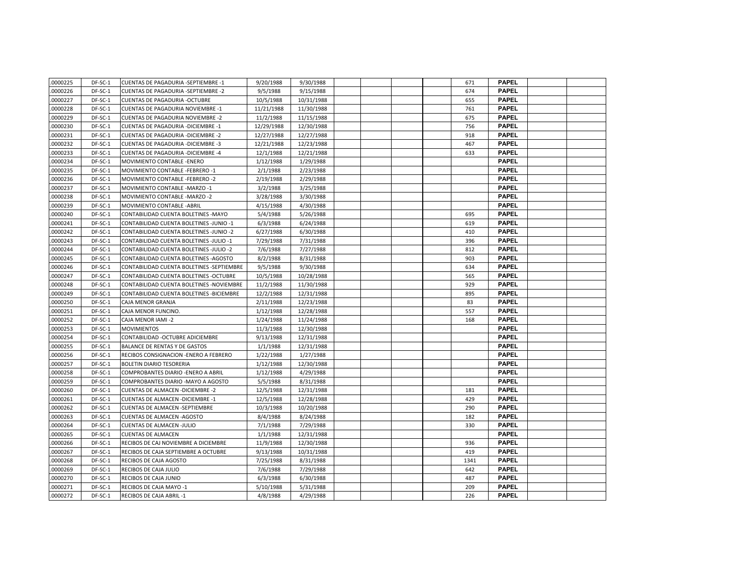| | | | | | | | | | | | | |
|---|---|---|---|---|---|---|---|---|---|---|---|---|
| .0000225 | DF-SC-1 | CUENTAS DE PAGADURIA -SEPTIEMBRE -1 | 9/20/1988 | 9/30/1988 | | | | | 671 | PAPEL | | |
| .0000226 | DF-SC-1 | CUENTAS DE PAGADURIA -SEPTIEMBRE -2 | 9/5/1988 | 9/15/1988 | | | | | 674 | PAPEL | | |
| .0000227 | DF-SC-1 | CUENTAS DE PAGADURIA -OCTUBRE | 10/5/1988 | 10/31/1988 | | | | | 655 | PAPEL | | |
| .0000228 | DF-SC-1 | CUENTAS DE PAGADURIA NOVIEMBRE -1 | 11/21/1988 | 11/30/1988 | | | | | 761 | PAPEL | | |
| .0000229 | DF-SC-1 | CUENTAS DE PAGADURIA NOVIEMBRE -2 | 11/2/1988 | 11/15/1988 | | | | | 675 | PAPEL | | |
| .0000230 | DF-SC-1 | CUENTAS DE PAGADURIA -DICIEMBRE -1 | 12/29/1988 | 12/30/1988 | | | | | 756 | PAPEL | | |
| .0000231 | DF-SC-1 | CUENTAS DE PAGADURIA -DICIEMBRE -2 | 12/27/1988 | 12/27/1988 | | | | | 918 | PAPEL | | |
| .0000232 | DF-SC-1 | CUENTAS DE PAGADURIA -DICIEMBRE -3 | 12/21/1988 | 12/23/1988 | | | | | 467 | PAPEL | | |
| .0000233 | DF-SC-1 | CUENTAS DE PAGADURIA -DICIEMBRE -4 | 12/1/1988 | 12/21/1988 | | | | | 633 | PAPEL | | |
| .0000234 | DF-SC-1 | MOVIMIENTO CONTABLE -ENERO | 1/12/1988 | 1/29/1988 | | | | | | PAPEL | | |
| .0000235 | DF-SC-1 | MOVIMIENTO CONTABLE -FEBRERO -1 | 2/1/1988 | 2/23/1988 | | | | | | PAPEL | | |
| .0000236 | DF-SC-1 | MOVIMIENTO CONTABLE -FEBRERO -2 | 2/19/1988 | 2/29/1988 | | | | | | PAPEL | | |
| .0000237 | DF-SC-1 | MOVIMIENTO CONTABLE -MARZO -1 | 3/2/1988 | 3/25/1988 | | | | | | PAPEL | | |
| .0000238 | DF-SC-1 | MOVIMIENTO CONTABLE -MARZO -2 | 3/28/1988 | 3/30/1988 | | | | | | PAPEL | | |
| .0000239 | DF-SC-1 | MOVIMIENTO CONTABLE -ABRIL | 4/15/1988 | 4/30/1988 | | | | | | PAPEL | | |
| .0000240 | DF-SC-1 | CONTABILIDAD CUENTA BOLETINES -MAYO | 5/4/1988 | 5/26/1988 | | | | | 695 | PAPEL | | |
| .0000241 | DF-SC-1 | CONTABILIDAD CUENTA BOLETINES -JUNIO -1 | 6/3/1988 | 6/24/1988 | | | | | 619 | PAPEL | | |
| .0000242 | DF-SC-1 | CONTABILIDAD CUENTA BOLETINES -JUNIO -2 | 6/27/1988 | 6/30/1988 | | | | | 410 | PAPEL | | |
| .0000243 | DF-SC-1 | CONTABILIDAD CUENTA BOLETINES -JULIO -1 | 7/29/1988 | 7/31/1988 | | | | | 396 | PAPEL | | |
| .0000244 | DF-SC-1 | CONTABILIDAD CUENTA BOLETINES -JULIO -2 | 7/6/1988 | 7/27/1988 | | | | | 812 | PAPEL | | |
| .0000245 | DF-SC-1 | CONTABILIDAD CUENTA BOLETINES -AGOSTO | 8/2/1988 | 8/31/1988 | | | | | 903 | PAPEL | | |
| .0000246 | DF-SC-1 | CONTABILIDAD CUENTA BOLETINES -SEPTIEMBRE | 9/5/1988 | 9/30/1988 | | | | | 634 | PAPEL | | |
| .0000247 | DF-SC-1 | CONTABILIDAD CUENTA BOLETINES -OCTUBRE | 10/5/1988 | 10/28/1988 | | | | | 565 | PAPEL | | |
| .0000248 | DF-SC-1 | CONTABILIDAD CUENTA BOLETINES -NOVIEMBRE | 11/2/1988 | 11/30/1988 | | | | | 929 | PAPEL | | |
| .0000249 | DF-SC-1 | CONTABILIDAD CUENTA BOLETINES -BICIEMBRE | 12/2/1988 | 12/31/1988 | | | | | 895 | PAPEL | | |
| .0000250 | DF-SC-1 | CAJA MENOR GRANJA | 2/11/1988 | 12/23/1988 | | | | | 83 | PAPEL | | |
| .0000251 | DF-SC-1 | CAJA MENOR FUNCINO. | 1/12/1988 | 12/28/1988 | | | | | 557 | PAPEL | | |
| .0000252 | DF-SC-1 | CAJA MENOR IAMI -2 | 1/24/1988 | 11/24/1988 | | | | | 168 | PAPEL | | |
| .0000253 | DF-SC-1 | MOVIMIENTOS | 11/3/1988 | 12/30/1988 | | | | | | PAPEL | | |
| .0000254 | DF-SC-1 | CONTABILIDAD -OCTUBRE ADICIEMBRE | 9/13/1988 | 12/31/1988 | | | | | | PAPEL | | |
| .0000255 | DF-SC-1 | BALANCE DE RENTAS Y DE GASTOS | 1/1/1988 | 12/31/1988 | | | | | | PAPEL | | |
| .0000256 | DF-SC-1 | RECIBOS CONSIGNACION -ENERO A FEBRERO | 1/22/1988 | 1/27/1988 | | | | | | PAPEL | | |
| .0000257 | DF-SC-1 | BOLETIN DIARIO TESORERIA | 1/12/1988 | 12/30/1988 | | | | | | PAPEL | | |
| .0000258 | DF-SC-1 | COMPROBANTES DIARIO -ENERO A ABRIL | 1/12/1988 | 4/29/1988 | | | | | | PAPEL | | |
| .0000259 | DF-SC-1 | COMPROBANTES DIARIO -MAYO A AGOSTO | 5/5/1988 | 8/31/1988 | | | | | | PAPEL | | |
| .0000260 | DF-SC-1 | CUENTAS DE ALMACEN -DICIEMBRE -2 | 12/5/1988 | 12/31/1988 | | | | | 181 | PAPEL | | |
| .0000261 | DF-SC-1 | CUENTAS DE ALMACEN -DICIEMBRE -1 | 12/5/1988 | 12/28/1988 | | | | | 429 | PAPEL | | |
| .0000262 | DF-SC-1 | CUENTAS DE ALMACEN -SEPTIEMBRE | 10/3/1988 | 10/20/1988 | | | | | 290 | PAPEL | | |
| .0000263 | DF-SC-1 | CUENTAS DE ALMACEN -AGOSTO | 8/4/1988 | 8/24/1988 | | | | | 182 | PAPEL | | |
| .0000264 | DF-SC-1 | CUENTAS DE ALMACEN -JULIO | 7/1/1988 | 7/29/1988 | | | | | 330 | PAPEL | | |
| .0000265 | DF-SC-1 | CUENTAS DE ALMACEN | 1/1/1988 | 12/31/1988 | | | | | | PAPEL | | |
| .0000266 | DF-SC-1 | RECIBOS DE CAJ NOVIEMBRE A DICIEMBRE | 11/9/1988 | 12/30/1988 | | | | | 936 | PAPEL | | |
| .0000267 | DF-SC-1 | RECIBOS DE CAJA SEPTIEMBRE A OCTUBRE | 9/13/1988 | 10/31/1988 | | | | | 419 | PAPEL | | |
| .0000268 | DF-SC-1 | RECIBOS DE CAJA AGOSTO | 7/25/1988 | 8/31/1988 | | | | | 1341 | PAPEL | | |
| .0000269 | DF-SC-1 | RECIBOS DE CAJA JULIO | 7/6/1988 | 7/29/1988 | | | | | 642 | PAPEL | | |
| .0000270 | DF-SC-1 | RECIBOS DE CAJA JUNIO | 6/3/1988 | 6/30/1988 | | | | | 487 | PAPEL | | |
| .0000271 | DF-SC-1 | RECIBOS DE CAJA MAYO -1 | 5/10/1988 | 5/31/1988 | | | | | 209 | PAPEL | | |
| .0000272 | DF-SC-1 | RECIBOS DE CAJA ABRIL -1 | 4/8/1988 | 4/29/1988 | | | | | 226 | PAPEL | | |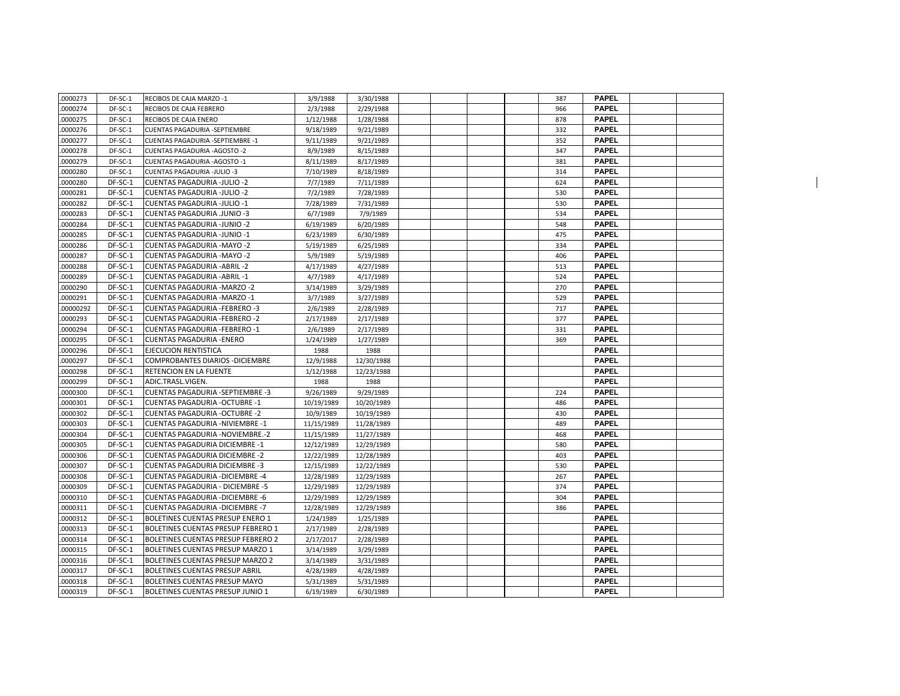| | | | | | | | | | | | | |
|---|---|---|---|---|---|---|---|---|---|---|---|---|
| .0000273 | DF-SC-1 | RECIBOS DE CAJA MARZO -1 | 3/9/1988 | 3/30/1988 | | | | | 387 | PAPEL | | |
| .0000274 | DF-SC-1 | RECIBOS DE CAJA FEBRERO | 2/3/1988 | 2/29/1988 | | | | | 966 | PAPEL | | |
| .0000275 | DF-SC-1 | RECIBOS DE CAJA ENERO | 1/12/1988 | 1/28/1988 | | | | | 878 | PAPEL | | |
| .0000276 | DF-SC-1 | CUENTAS PAGADURIA -SEPTIEMBRE | 9/18/1989 | 9/21/1989 | | | | | 332 | PAPEL | | |
| .0000277 | DF-SC-1 | CUENTAS PAGADURIA -SEPTIEMBRE -1 | 9/11/1989 | 9/21/1989 | | | | | 352 | PAPEL | | |
| .0000278 | DF-SC-1 | CUENTAS PAGADURIA -AGOSTO -2 | 8/9/1989 | 8/15/1989 | | | | | 347 | PAPEL | | |
| .0000279 | DF-SC-1 | CUENTAS PAGADURIA -AGOSTO -1 | 8/11/1989 | 8/17/1989 | | | | | 381 | PAPEL | | |
| .0000280 | DF-SC-1 | CUENTAS PAGADURIA -JULIO -3 | 7/10/1989 | 8/18/1989 | | | | | 314 | PAPEL | | |
| .0000280 | DF-SC-1 | CUENTAS PAGADURIA -JULIO -2 | 7/7/1989 | 7/11/1989 | | | | | 624 | PAPEL | | |
| .0000281 | DF-SC-1 | CUENTAS PAGADURIA -JULIO -2 | 7/2/1989 | 7/28/1989 | | | | | 530 | PAPEL | | |
| .0000282 | DF-SC-1 | CUENTAS PAGADURIA -JULIO -1 | 7/28/1989 | 7/31/1989 | | | | | 530 | PAPEL | | |
| .0000283 | DF-SC-1 | CUENTAS PAGADURIA .JUNIO -3 | 6/7/1989 | 7/9/1989 | | | | | 534 | PAPEL | | |
| .0000284 | DF-SC-1 | CUENTAS PAGADURIA -JUNIO -2 | 6/19/1989 | 6/20/1989 | | | | | 548 | PAPEL | | |
| .0000285 | DF-SC-1 | CUENTAS PAGADURIA -JUNIO -1 | 6/23/1989 | 6/30/1989 | | | | | 475 | PAPEL | | |
| .0000286 | DF-SC-1 | CUENTAS PAGADURIA -MAYO -2 | 5/19/1989 | 6/25/1989 | | | | | 334 | PAPEL | | |
| .0000287 | DF-SC-1 | CUENTAS PAGADURIA -MAYO -2 | 5/9/1989 | 5/19/1989 | | | | | 406 | PAPEL | | |
| .0000288 | DF-SC-1 | CUENTAS PAGADURIA -ABRIL -2 | 4/17/1989 | 4/27/1989 | | | | | 513 | PAPEL | | |
| .0000289 | DF-SC-1 | CUENTAS PAGADURIA -ABRIL -1 | 4/7/1989 | 4/17/1989 | | | | | 524 | PAPEL | | |
| .0000290 | DF-SC-1 | CUENTAS PAGADURIA -MARZO -2 | 3/14/1989 | 3/29/1989 | | | | | 270 | PAPEL | | |
| .0000291 | DF-SC-1 | CUENTAS PAGADURIA -MARZO -1 | 3/7/1989 | 3/27/1989 | | | | | 529 | PAPEL | | |
| .00000292 | DF-SC-1 | CUENTAS PAGADURIA -FEBRERO -3 | 2/6/1989 | 2/28/1989 | | | | | 717 | PAPEL | | |
| .0000293 | DF-SC-1 | CUENTAS PAGADURIA -FEBRERO -2 | 2/17/1989 | 2/17/1989 | | | | | 377 | PAPEL | | |
| .0000294 | DF-SC-1 | CUENTAS PAGADURIA -FEBRERO -1 | 2/6/1989 | 2/17/1989 | | | | | 331 | PAPEL | | |
| .0000295 | DF-SC-1 | CUENTAS PAGADURIA -ENERO | 1/24/1989 | 1/27/1989 | | | | | 369 | PAPEL | | |
| .0000296 | DF-SC-1 | EJECUCION RENTISTICA | 1988 | 1988 | | | | | | PAPEL | | |
| .0000297 | DF-SC-1 | COMPROBANTES DIARIOS -DICIEMBRE | 12/9/1988 | 12/30/1988 | | | | | | PAPEL | | |
| .0000298 | DF-SC-1 | RETENCION EN LA FUENTE | 1/12/1988 | 12/23/1988 | | | | | | PAPEL | | |
| .0000299 | DF-SC-1 | ADIC.TRASL.VIGEN. | 1988 | 1988 | | | | | | PAPEL | | |
| .0000300 | DF-SC-1 | CUENTAS PAGADURIA -SEPTIEMBRE -3 | 9/26/1989 | 9/29/1989 | | | | | 224 | PAPEL | | |
| .0000301 | DF-SC-1 | CUENTAS PAGADURIA -OCTUBRE -1 | 10/19/1989 | 10/20/1989 | | | | | 486 | PAPEL | | |
| .0000302 | DF-SC-1 | CUENTAS PAGADURIA -OCTUBRE -2 | 10/9/1989 | 10/19/1989 | | | | | 430 | PAPEL | | |
| .0000303 | DF-SC-1 | CUENTAS PAGADURIA -NIVIEMBRE -1 | 11/15/1989 | 11/28/1989 | | | | | 489 | PAPEL | | |
| .0000304 | DF-SC-1 | CUENTAS PAGADURIA -NOVIEMBRE.-2 | 11/15/1989 | 11/27/1989 | | | | | 468 | PAPEL | | |
| .0000305 | DF-SC-1 | CUENTAS PAGADURIA DICIEMBRE -1 | 12/12/1989 | 12/29/1989 | | | | | 580 | PAPEL | | |
| .0000306 | DF-SC-1 | CUENTAS PAGADURIA DICIEMBRE -2 | 12/22/1989 | 12/28/1989 | | | | | 403 | PAPEL | | |
| .0000307 | DF-SC-1 | CUENTAS PAGADURIA DICIEMBRE -3 | 12/15/1989 | 12/22/1989 | | | | | 530 | PAPEL | | |
| .0000308 | DF-SC-1 | CUENTAS PAGADURIA -DICIEMBRE -4 | 12/28/1989 | 12/29/1989 | | | | | 267 | PAPEL | | |
| .0000309 | DF-SC-1 | CUENTAS PAGADURIA - DICIEMBRE -5 | 12/29/1989 | 12/29/1989 | | | | | 374 | PAPEL | | |
| .0000310 | DF-SC-1 | CUENTAS PAGADURIA -DICIEMBRE -6 | 12/29/1989 | 12/29/1989 | | | | | 304 | PAPEL | | |
| .0000311 | DF-SC-1 | CUENTAS PAGADURIA -DICIEMBRE -7 | 12/28/1989 | 12/29/1989 | | | | | 386 | PAPEL | | |
| .0000312 | DF-SC-1 | BOLETINES CUENTAS PRESUP ENERO 1 | 1/24/1989 | 1/25/1989 | | | | | | PAPEL | | |
| .0000313 | DF-SC-1 | BOLETINES CUENTAS PRESUP FEBRERO 1 | 2/17/1989 | 2/28/1989 | | | | | | PAPEL | | |
| .0000314 | DF-SC-1 | BOLETINES CUENTAS PRESUP FEBRERO 2 | 2/17/2017 | 2/28/1989 | | | | | | PAPEL | | |
| .0000315 | DF-SC-1 | BOLETINES CUENTAS PRESUP MARZO 1 | 3/14/1989 | 3/29/1989 | | | | | | PAPEL | | |
| .0000316 | DF-SC-1 | BOLETINES CUENTAS PRESUP MARZO 2 | 3/14/1989 | 3/31/1989 | | | | | | PAPEL | | |
| .0000317 | DF-SC-1 | BOLETINES CUENTAS PRESUP ABRIL | 4/28/1989 | 4/28/1989 | | | | | | PAPEL | | |
| .0000318 | DF-SC-1 | BOLETINES CUENTAS PRESUP MAYO | 5/31/1989 | 5/31/1989 | | | | | | PAPEL | | |
| .0000319 | DF-SC-1 | BOLETINES CUENTAS PRESUP JUNIO 1 | 6/19/1989 | 6/30/1989 | | | | | | PAPEL | | |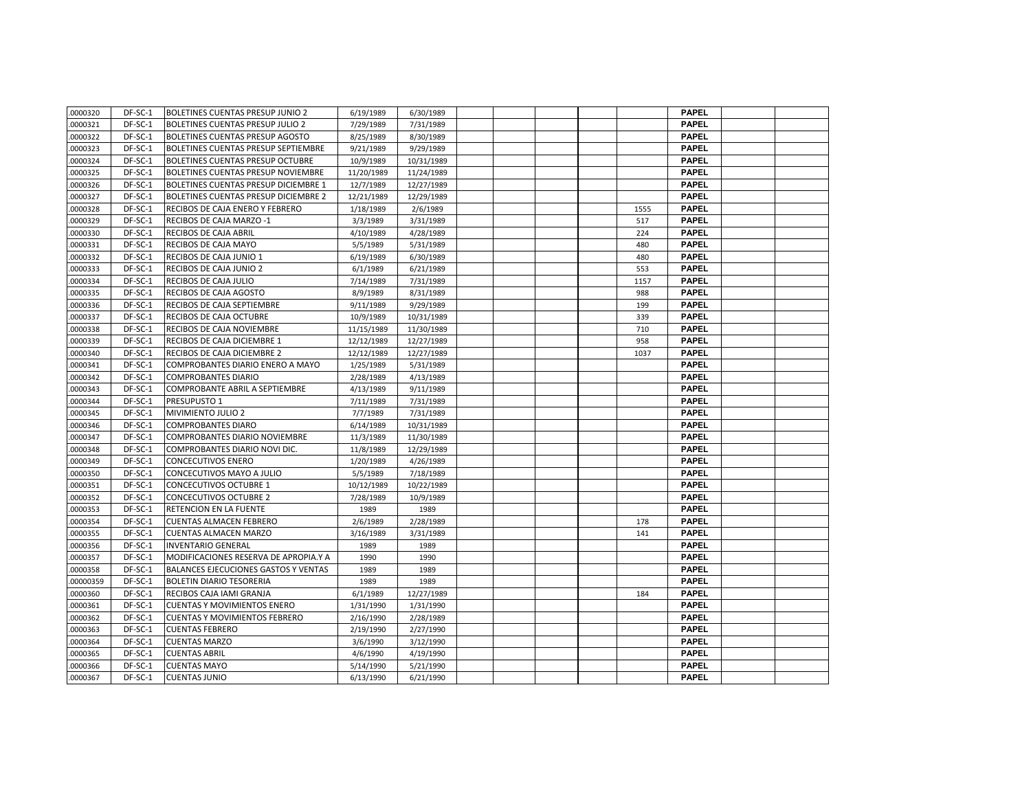| | | | | | | | | | | | | |
|---|---|---|---|---|---|---|---|---|---|---|---|---|
| .0000320 | DF-SC-1 | BOLETINES CUENTAS PRESUP JUNIO 2 | 6/19/1989 | 6/30/1989 | | | | | | **PAPEL** | | |
| .0000321 | DF-SC-1 | BOLETINES CUENTAS PRESUP JULIO 2 | 7/29/1989 | 7/31/1989 | | | | | | **PAPEL** | | |
| .0000322 | DF-SC-1 | BOLETINES CUENTAS PRESUP AGOSTO | 8/25/1989 | 8/30/1989 | | | | | | **PAPEL** | | |
| .0000323 | DF-SC-1 | BOLETINES CUENTAS PRESUP SEPTIEMBRE | 9/21/1989 | 9/29/1989 | | | | | | **PAPEL** | | |
| .0000324 | DF-SC-1 | BOLETINES CUENTAS PRESUP OCTUBRE | 10/9/1989 | 10/31/1989 | | | | | | **PAPEL** | | |
| .0000325 | DF-SC-1 | BOLETINES CUENTAS PRESUP NOVIEMBRE | 11/20/1989 | 11/24/1989 | | | | | | **PAPEL** | | |
| .0000326 | DF-SC-1 | BOLETINES CUENTAS PRESUP DICIEMBRE 1 | 12/7/1989 | 12/27/1989 | | | | | | **PAPEL** | | |
| .0000327 | DF-SC-1 | BOLETINES CUENTAS PRESUP DICIEMBRE 2 | 12/21/1989 | 12/29/1989 | | | | | | **PAPEL** | | |
| .0000328 | DF-SC-1 | RECIBOS DE CAJA ENERO Y FEBRERO | 1/18/1989 | 2/6/1989 | | | | | 1555 | **PAPEL** | | |
| .0000329 | DF-SC-1 | RECIBOS DE CAJA MARZO -1 | 3/3/1989 | 3/31/1989 | | | | | 517 | **PAPEL** | | |
| .0000330 | DF-SC-1 | RECIBOS DE CAJA ABRIL | 4/10/1989 | 4/28/1989 | | | | | 224 | **PAPEL** | | |
| .0000331 | DF-SC-1 | RECIBOS DE CAJA MAYO | 5/5/1989 | 5/31/1989 | | | | | 480 | **PAPEL** | | |
| .0000332 | DF-SC-1 | RECIBOS DE CAJA JUNIO 1 | 6/19/1989 | 6/30/1989 | | | | | 480 | **PAPEL** | | |
| .0000333 | DF-SC-1 | RECIBOS DE CAJA JUNIO 2 | 6/1/1989 | 6/21/1989 | | | | | 553 | **PAPEL** | | |
| .0000334 | DF-SC-1 | RECIBOS DE CAJA JULIO | 7/14/1989 | 7/31/1989 | | | | | 1157 | **PAPEL** | | |
| .0000335 | DF-SC-1 | RECIBOS DE CAJA AGOSTO | 8/9/1989 | 8/31/1989 | | | | | 988 | **PAPEL** | | |
| .0000336 | DF-SC-1 | RECIBOS DE CAJA SEPTIEMBRE | 9/11/1989 | 9/29/1989 | | | | | 199 | **PAPEL** | | |
| .0000337 | DF-SC-1 | RECIBOS DE CAJA OCTUBRE | 10/9/1989 | 10/31/1989 | | | | | 339 | **PAPEL** | | |
| .0000338 | DF-SC-1 | RECIBOS DE CAJA NOVIEMBRE | 11/15/1989 | 11/30/1989 | | | | | 710 | **PAPEL** | | |
| .0000339 | DF-SC-1 | RECIBOS DE CAJA DICIEMBRE 1 | 12/12/1989 | 12/27/1989 | | | | | 958 | **PAPEL** | | |
| .0000340 | DF-SC-1 | RECIBOS DE CAJA DICIEMBRE 2 | 12/12/1989 | 12/27/1989 | | | | | 1037 | **PAPEL** | | |
| .0000341 | DF-SC-1 | COMPROBANTES DIARIO ENERO A MAYO | 1/25/1989 | 5/31/1989 | | | | | | **PAPEL** | | |
| .0000342 | DF-SC-1 | COMPROBANTES DIARIO | 2/28/1989 | 4/13/1989 | | | | | | **PAPEL** | | |
| .0000343 | DF-SC-1 | COMPROBANTE ABRIL A SEPTIEMBRE | 4/13/1989 | 9/11/1989 | | | | | | **PAPEL** | | |
| .0000344 | DF-SC-1 | PRESUPUSTO 1 | 7/11/1989 | 7/31/1989 | | | | | | **PAPEL** | | |
| .0000345 | DF-SC-1 | MIVIMIENTO JULIO 2 | 7/7/1989 | 7/31/1989 | | | | | | **PAPEL** | | |
| .0000346 | DF-SC-1 | COMPROBANTES DIARO | 6/14/1989 | 10/31/1989 | | | | | | **PAPEL** | | |
| .0000347 | DF-SC-1 | COMPROBANTES DIARIO NOVIEMBRE | 11/3/1989 | 11/30/1989 | | | | | | **PAPEL** | | |
| .0000348 | DF-SC-1 | COMPROBANTES DIARIO NOVI DIC. | 11/8/1989 | 12/29/1989 | | | | | | **PAPEL** | | |
| .0000349 | DF-SC-1 | CONCECUTIVOS ENERO | 1/20/1989 | 4/26/1989 | | | | | | **PAPEL** | | |
| .0000350 | DF-SC-1 | CONCECUTIVOS MAYO A JULIO | 5/5/1989 | 7/18/1989 | | | | | | **PAPEL** | | |
| .0000351 | DF-SC-1 | CONCECUTIVOS OCTUBRE 1 | 10/12/1989 | 10/22/1989 | | | | | | **PAPEL** | | |
| .0000352 | DF-SC-1 | CONCECUTIVOS OCTUBRE 2 | 7/28/1989 | 10/9/1989 | | | | | | **PAPEL** | | |
| .0000353 | DF-SC-1 | RETENCION EN LA FUENTE | 1989 | 1989 | | | | | | **PAPEL** | | |
| .0000354 | DF-SC-1 | CUENTAS ALMACEN FEBRERO | 2/6/1989 | 2/28/1989 | | | | | 178 | **PAPEL** | | |
| .0000355 | DF-SC-1 | CUENTAS ALMACEN MARZO | 3/16/1989 | 3/31/1989 | | | | | 141 | **PAPEL** | | |
| .0000356 | DF-SC-1 | INVENTARIO GENERAL | 1989 | 1989 | | | | | | **PAPEL** | | |
| .0000357 | DF-SC-1 | MODIFICACIONES RESERVA DE APROPIA.Y A | 1990 | 1990 | | | | | | **PAPEL** | | |
| .0000358 | DF-SC-1 | BALANCES EJECUCIONES GASTOS Y VENTAS | 1989 | 1989 | | | | | | **PAPEL** | | |
| .00000359 | DF-SC-1 | BOLETIN DIARIO TESORERIA | 1989 | 1989 | | | | | | **PAPEL** | | |
| .0000360 | DF-SC-1 | RECIBOS CAJA IAMI GRANJA | 6/1/1989 | 12/27/1989 | | | | | 184 | **PAPEL** | | |
| .0000361 | DF-SC-1 | CUENTAS Y MOVIMIENTOS ENERO | 1/31/1990 | 1/31/1990 | | | | | | **PAPEL** | | |
| .0000362 | DF-SC-1 | CUENTAS Y MOVIMIENTOS FEBRERO | 2/16/1990 | 2/28/1989 | | | | | | **PAPEL** | | |
| .0000363 | DF-SC-1 | CUENTAS FEBRERO | 2/19/1990 | 2/27/1990 | | | | | | **PAPEL** | | |
| .0000364 | DF-SC-1 | CUENTAS MARZO | 3/6/1990 | 3/12/1990 | | | | | | **PAPEL** | | |
| .0000365 | DF-SC-1 | CUENTAS ABRIL | 4/6/1990 | 4/19/1990 | | | | | | **PAPEL** | | |
| .0000366 | DF-SC-1 | CUENTAS MAYO | 5/14/1990 | 5/21/1990 | | | | | | **PAPEL** | | |
| .0000367 | DF-SC-1 | CUENTAS JUNIO | 6/13/1990 | 6/21/1990 | | | | | | **PAPEL** | | |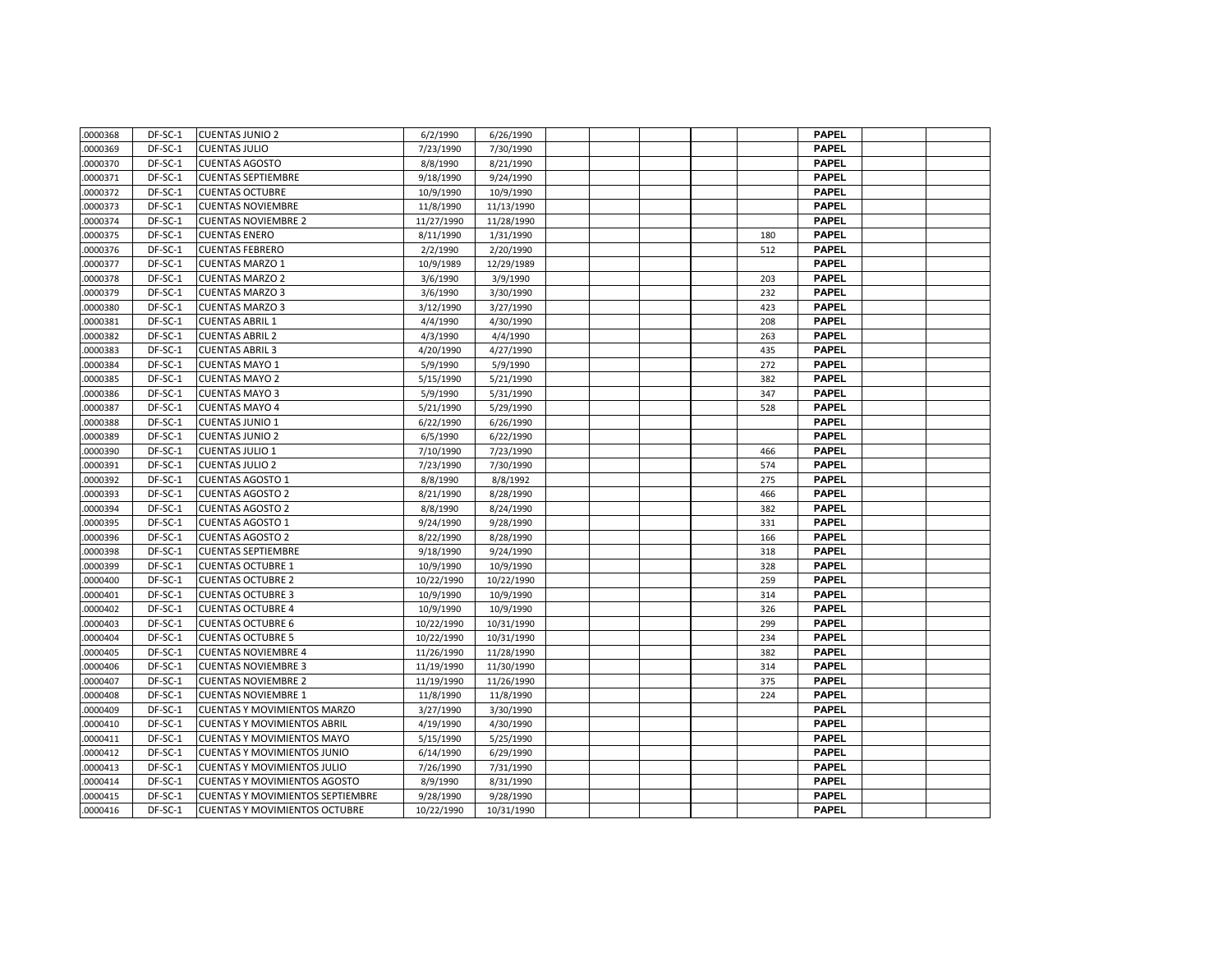| .0000368 | DF-SC-1 | CUENTAS JUNIO 2 | 6/2/1990 | 6/26/1990 | | | | | | PAPEL | | |
|---|---|---|---|---|---|---|---|---|---|---|---|---|
| .0000369 | DF-SC-1 | CUENTAS JULIO | 7/23/1990 | 7/30/1990 | | | | | | PAPEL | | |
| .0000370 | DF-SC-1 | CUENTAS AGOSTO | 8/8/1990 | 8/21/1990 | | | | | | PAPEL | | |
| .0000371 | DF-SC-1 | CUENTAS SEPTIEMBRE | 9/18/1990 | 9/24/1990 | | | | | | PAPEL | | |
| .0000372 | DF-SC-1 | CUENTAS OCTUBRE | 10/9/1990 | 10/9/1990 | | | | | | PAPEL | | |
| .0000373 | DF-SC-1 | CUENTAS NOVIEMBRE | 11/8/1990 | 11/13/1990 | | | | | | PAPEL | | |
| .0000374 | DF-SC-1 | CUENTAS NOVIEMBRE 2 | 11/27/1990 | 11/28/1990 | | | | | | PAPEL | | |
| .0000375 | DF-SC-1 | CUENTAS ENERO | 8/11/1990 | 1/31/1990 | | | | | 180 | PAPEL | | |
| .0000376 | DF-SC-1 | CUENTAS FEBRERO | 2/2/1990 | 2/20/1990 | | | | | 512 | PAPEL | | |
| .0000377 | DF-SC-1 | CUENTAS MARZO 1 | 10/9/1989 | 12/29/1989 | | | | | | PAPEL | | |
| .0000378 | DF-SC-1 | CUENTAS MARZO 2 | 3/6/1990 | 3/9/1990 | | | | | 203 | PAPEL | | |
| .0000379 | DF-SC-1 | CUENTAS MARZO 3 | 3/6/1990 | 3/30/1990 | | | | | 232 | PAPEL | | |
| .0000380 | DF-SC-1 | CUENTAS MARZO 3 | 3/12/1990 | 3/27/1990 | | | | | 423 | PAPEL | | |
| .0000381 | DF-SC-1 | CUENTAS ABRIL 1 | 4/4/1990 | 4/30/1990 | | | | | 208 | PAPEL | | |
| .0000382 | DF-SC-1 | CUENTAS ABRIL 2 | 4/3/1990 | 4/4/1990 | | | | | 263 | PAPEL | | |
| .0000383 | DF-SC-1 | CUENTAS ABRIL 3 | 4/20/1990 | 4/27/1990 | | | | | 435 | PAPEL | | |
| .0000384 | DF-SC-1 | CUENTAS MAYO 1 | 5/9/1990 | 5/9/1990 | | | | | 272 | PAPEL | | |
| .0000385 | DF-SC-1 | CUENTAS MAYO 2 | 5/15/1990 | 5/21/1990 | | | | | 382 | PAPEL | | |
| .0000386 | DF-SC-1 | CUENTAS MAYO 3 | 5/9/1990 | 5/31/1990 | | | | | 347 | PAPEL | | |
| .0000387 | DF-SC-1 | CUENTAS MAYO 4 | 5/21/1990 | 5/29/1990 | | | | | 528 | PAPEL | | |
| .0000388 | DF-SC-1 | CUENTAS JUNIO 1 | 6/22/1990 | 6/26/1990 | | | | | | PAPEL | | |
| .0000389 | DF-SC-1 | CUENTAS JUNIO 2 | 6/5/1990 | 6/22/1990 | | | | | | PAPEL | | |
| .0000390 | DF-SC-1 | CUENTAS JULIO 1 | 7/10/1990 | 7/23/1990 | | | | | 466 | PAPEL | | |
| .0000391 | DF-SC-1 | CUENTAS JULIO 2 | 7/23/1990 | 7/30/1990 | | | | | 574 | PAPEL | | |
| .0000392 | DF-SC-1 | CUENTAS AGOSTO 1 | 8/8/1990 | 8/8/1992 | | | | | 275 | PAPEL | | |
| .0000393 | DF-SC-1 | CUENTAS AGOSTO 2 | 8/21/1990 | 8/28/1990 | | | | | 466 | PAPEL | | |
| .0000394 | DF-SC-1 | CUENTAS AGOSTO 2 | 8/8/1990 | 8/24/1990 | | | | | 382 | PAPEL | | |
| .0000395 | DF-SC-1 | CUENTAS AGOSTO 1 | 9/24/1990 | 9/28/1990 | | | | | 331 | PAPEL | | |
| .0000396 | DF-SC-1 | CUENTAS AGOSTO 2 | 8/22/1990 | 8/28/1990 | | | | | 166 | PAPEL | | |
| .0000398 | DF-SC-1 | CUENTAS SEPTIEMBRE | 9/18/1990 | 9/24/1990 | | | | | 318 | PAPEL | | |
| .0000399 | DF-SC-1 | CUENTAS OCTUBRE 1 | 10/9/1990 | 10/9/1990 | | | | | 328 | PAPEL | | |
| .0000400 | DF-SC-1 | CUENTAS OCTUBRE 2 | 10/22/1990 | 10/22/1990 | | | | | 259 | PAPEL | | |
| .0000401 | DF-SC-1 | CUENTAS OCTUBRE 3 | 10/9/1990 | 10/9/1990 | | | | | 314 | PAPEL | | |
| .0000402 | DF-SC-1 | CUENTAS OCTUBRE 4 | 10/9/1990 | 10/9/1990 | | | | | 326 | PAPEL | | |
| .0000403 | DF-SC-1 | CUENTAS OCTUBRE 6 | 10/22/1990 | 10/31/1990 | | | | | 299 | PAPEL | | |
| .0000404 | DF-SC-1 | CUENTAS OCTUBRE 5 | 10/22/1990 | 10/31/1990 | | | | | 234 | PAPEL | | |
| .0000405 | DF-SC-1 | CUENTAS NOVIEMBRE 4 | 11/26/1990 | 11/28/1990 | | | | | 382 | PAPEL | | |
| .0000406 | DF-SC-1 | CUENTAS NOVIEMBRE 3 | 11/19/1990 | 11/30/1990 | | | | | 314 | PAPEL | | |
| .0000407 | DF-SC-1 | CUENTAS NOVIEMBRE 2 | 11/19/1990 | 11/26/1990 | | | | | 375 | PAPEL | | |
| .0000408 | DF-SC-1 | CUENTAS NOVIEMBRE 1 | 11/8/1990 | 11/8/1990 | | | | | 224 | PAPEL | | |
| .0000409 | DF-SC-1 | CUENTAS Y MOVIMIENTOS MARZO | 3/27/1990 | 3/30/1990 | | | | | | PAPEL | | |
| .0000410 | DF-SC-1 | CUENTAS Y MOVIMIENTOS ABRIL | 4/19/1990 | 4/30/1990 | | | | | | PAPEL | | |
| .0000411 | DF-SC-1 | CUENTAS Y MOVIMIENTOS MAYO | 5/15/1990 | 5/25/1990 | | | | | | PAPEL | | |
| .0000412 | DF-SC-1 | CUENTAS Y MOVIMIENTOS JUNIO | 6/14/1990 | 6/29/1990 | | | | | | PAPEL | | |
| .0000413 | DF-SC-1 | CUENTAS Y MOVIMIENTOS JULIO | 7/26/1990 | 7/31/1990 | | | | | | PAPEL | | |
| .0000414 | DF-SC-1 | CUENTAS Y MOVIMIENTOS AGOSTO | 8/9/1990 | 8/31/1990 | | | | | | PAPEL | | |
| .0000415 | DF-SC-1 | CUENTAS Y MOVIMIENTOS SEPTIEMBRE | 9/28/1990 | 9/28/1990 | | | | | | PAPEL | | |
| .0000416 | DF-SC-1 | CUENTAS Y MOVIMIENTOS OCTUBRE | 10/22/1990 | 10/31/1990 | | | | | | PAPEL | | |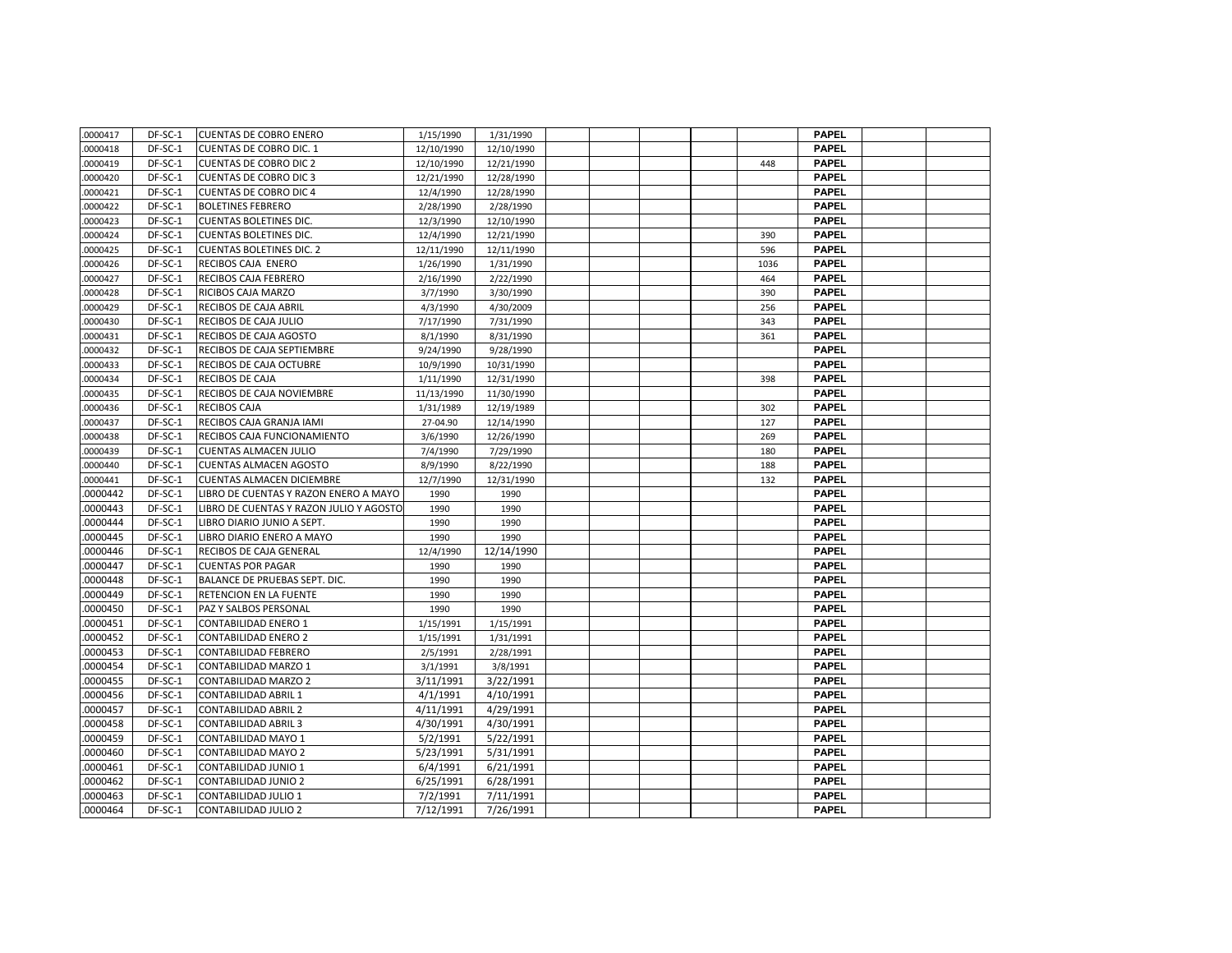| | | | | | | | | | | | | |
|---|---|---|---|---|---|---|---|---|---|---|---|---|
| .0000417 | DF-SC-1 | CUENTAS DE COBRO ENERO | 1/15/1990 | 1/31/1990 | | | | | | PAPEL | | |
| .0000418 | DF-SC-1 | CUENTAS DE COBRO DIC. 1 | 12/10/1990 | 12/10/1990 | | | | | | PAPEL | | |
| .0000419 | DF-SC-1 | CUENTAS DE COBRO DIC 2 | 12/10/1990 | 12/21/1990 | | | | | 448 | PAPEL | | |
| .0000420 | DF-SC-1 | CUENTAS DE COBRO DIC 3 | 12/21/1990 | 12/28/1990 | | | | | | PAPEL | | |
| .0000421 | DF-SC-1 | CUENTAS DE COBRO DIC 4 | 12/4/1990 | 12/28/1990 | | | | | | PAPEL | | |
| .0000422 | DF-SC-1 | BOLETINES FEBRERO | 2/28/1990 | 2/28/1990 | | | | | | PAPEL | | |
| .0000423 | DF-SC-1 | CUENTAS BOLETINES DIC. | 12/3/1990 | 12/10/1990 | | | | | | PAPEL | | |
| .0000424 | DF-SC-1 | CUENTAS BOLETINES DIC. | 12/4/1990 | 12/21/1990 | | | | | 390 | PAPEL | | |
| .0000425 | DF-SC-1 | CUENTAS BOLETINES DIC. 2 | 12/11/1990 | 12/11/1990 | | | | | 596 | PAPEL | | |
| .0000426 | DF-SC-1 | RECIBOS CAJA ENERO | 1/26/1990 | 1/31/1990 | | | | | 1036 | PAPEL | | |
| .0000427 | DF-SC-1 | RECIBOS CAJA FEBRERO | 2/16/1990 | 2/22/1990 | | | | | 464 | PAPEL | | |
| .0000428 | DF-SC-1 | RICIBOS CAJA MARZO | 3/7/1990 | 3/30/1990 | | | | | 390 | PAPEL | | |
| .0000429 | DF-SC-1 | RECIBOS DE CAJA ABRIL | 4/3/1990 | 4/30/2009 | | | | | 256 | PAPEL | | |
| .0000430 | DF-SC-1 | RECIBOS DE CAJA JULIO | 7/17/1990 | 7/31/1990 | | | | | 343 | PAPEL | | |
| .0000431 | DF-SC-1 | RECIBOS DE CAJA AGOSTO | 8/1/1990 | 8/31/1990 | | | | | 361 | PAPEL | | |
| .0000432 | DF-SC-1 | RECIBOS DE CAJA SEPTIEMBRE | 9/24/1990 | 9/28/1990 | | | | | | PAPEL | | |
| .0000433 | DF-SC-1 | RECIBOS DE CAJA OCTUBRE | 10/9/1990 | 10/31/1990 | | | | | | PAPEL | | |
| .0000434 | DF-SC-1 | RECIBOS DE CAJA | 1/11/1990 | 12/31/1990 | | | | | 398 | PAPEL | | |
| .0000435 | DF-SC-1 | RECIBOS DE CAJA NOVIEMBRE | 11/13/1990 | 11/30/1990 | | | | | | PAPEL | | |
| .0000436 | DF-SC-1 | RECIBOS CAJA | 1/31/1989 | 12/19/1989 | | | | | 302 | PAPEL | | |
| .0000437 | DF-SC-1 | RECIBOS CAJA GRANJA IAMI | 27-04.90 | 12/14/1990 | | | | | 127 | PAPEL | | |
| .0000438 | DF-SC-1 | RECIBOS CAJA FUNCIONAMIENTO | 3/6/1990 | 12/26/1990 | | | | | 269 | PAPEL | | |
| .0000439 | DF-SC-1 | CUENTAS ALMACEN JULIO | 7/4/1990 | 7/29/1990 | | | | | 180 | PAPEL | | |
| .0000440 | DF-SC-1 | CUENTAS ALMACEN AGOSTO | 8/9/1990 | 8/22/1990 | | | | | 188 | PAPEL | | |
| .0000441 | DF-SC-1 | CUENTAS ALMACEN DICIEMBRE | 12/7/1990 | 12/31/1990 | | | | | 132 | PAPEL | | |
| .0000442 | DF-SC-1 | LIBRO DE CUENTAS Y RAZON ENERO A MAYO | 1990 | 1990 | | | | | | PAPEL | | |
| .0000443 | DF-SC-1 | LIBRO DE CUENTAS Y RAZON JULIO Y AGOSTO | 1990 | 1990 | | | | | | PAPEL | | |
| .0000444 | DF-SC-1 | LIBRO DIARIO JUNIO A SEPT. | 1990 | 1990 | | | | | | PAPEL | | |
| .0000445 | DF-SC-1 | LIBRO DIARIO ENERO A MAYO | 1990 | 1990 | | | | | | PAPEL | | |
| .0000446 | DF-SC-1 | RECIBOS DE CAJA GENERAL | 12/4/1990 | 12/14/1990 | | | | | | PAPEL | | |
| .0000447 | DF-SC-1 | CUENTAS POR PAGAR | 1990 | 1990 | | | | | | PAPEL | | |
| .0000448 | DF-SC-1 | BALANCE DE PRUEBAS SEPT. DIC. | 1990 | 1990 | | | | | | PAPEL | | |
| .0000449 | DF-SC-1 | RETENCION EN LA FUENTE | 1990 | 1990 | | | | | | PAPEL | | |
| .0000450 | DF-SC-1 | PAZ Y SALBOS PERSONAL | 1990 | 1990 | | | | | | PAPEL | | |
| .0000451 | DF-SC-1 | CONTABILIDAD ENERO 1 | 1/15/1991 | 1/15/1991 | | | | | | PAPEL | | |
| .0000452 | DF-SC-1 | CONTABILIDAD ENERO 2 | 1/15/1991 | 1/31/1991 | | | | | | PAPEL | | |
| .0000453 | DF-SC-1 | CONTABILIDAD FEBRERO | 2/5/1991 | 2/28/1991 | | | | | | PAPEL | | |
| .0000454 | DF-SC-1 | CONTABILIDAD MARZO 1 | 3/1/1991 | 3/8/1991 | | | | | | PAPEL | | |
| .0000455 | DF-SC-1 | CONTABILIDAD MARZO 2 | 3/11/1991 | 3/22/1991 | | | | | | PAPEL | | |
| .0000456 | DF-SC-1 | CONTABILIDAD ABRIL 1 | 4/1/1991 | 4/10/1991 | | | | | | PAPEL | | |
| .0000457 | DF-SC-1 | CONTABILIDAD ABRIL 2 | 4/11/1991 | 4/29/1991 | | | | | | PAPEL | | |
| .0000458 | DF-SC-1 | CONTABILIDAD ABRIL 3 | 4/30/1991 | 4/30/1991 | | | | | | PAPEL | | |
| .0000459 | DF-SC-1 | CONTABILIDAD MAYO 1 | 5/2/1991 | 5/22/1991 | | | | | | PAPEL | | |
| .0000460 | DF-SC-1 | CONTABILIDAD MAYO 2 | 5/23/1991 | 5/31/1991 | | | | | | PAPEL | | |
| .0000461 | DF-SC-1 | CONTABILIDAD JUNIO 1 | 6/4/1991 | 6/21/1991 | | | | | | PAPEL | | |
| .0000462 | DF-SC-1 | CONTABILIDAD JUNIO 2 | 6/25/1991 | 6/28/1991 | | | | | | PAPEL | | |
| .0000463 | DF-SC-1 | CONTABILIDAD JULIO 1 | 7/2/1991 | 7/11/1991 | | | | | | PAPEL | | |
| .0000464 | DF-SC-1 | CONTABILIDAD JULIO 2 | 7/12/1991 | 7/26/1991 | | | | | | PAPEL | | |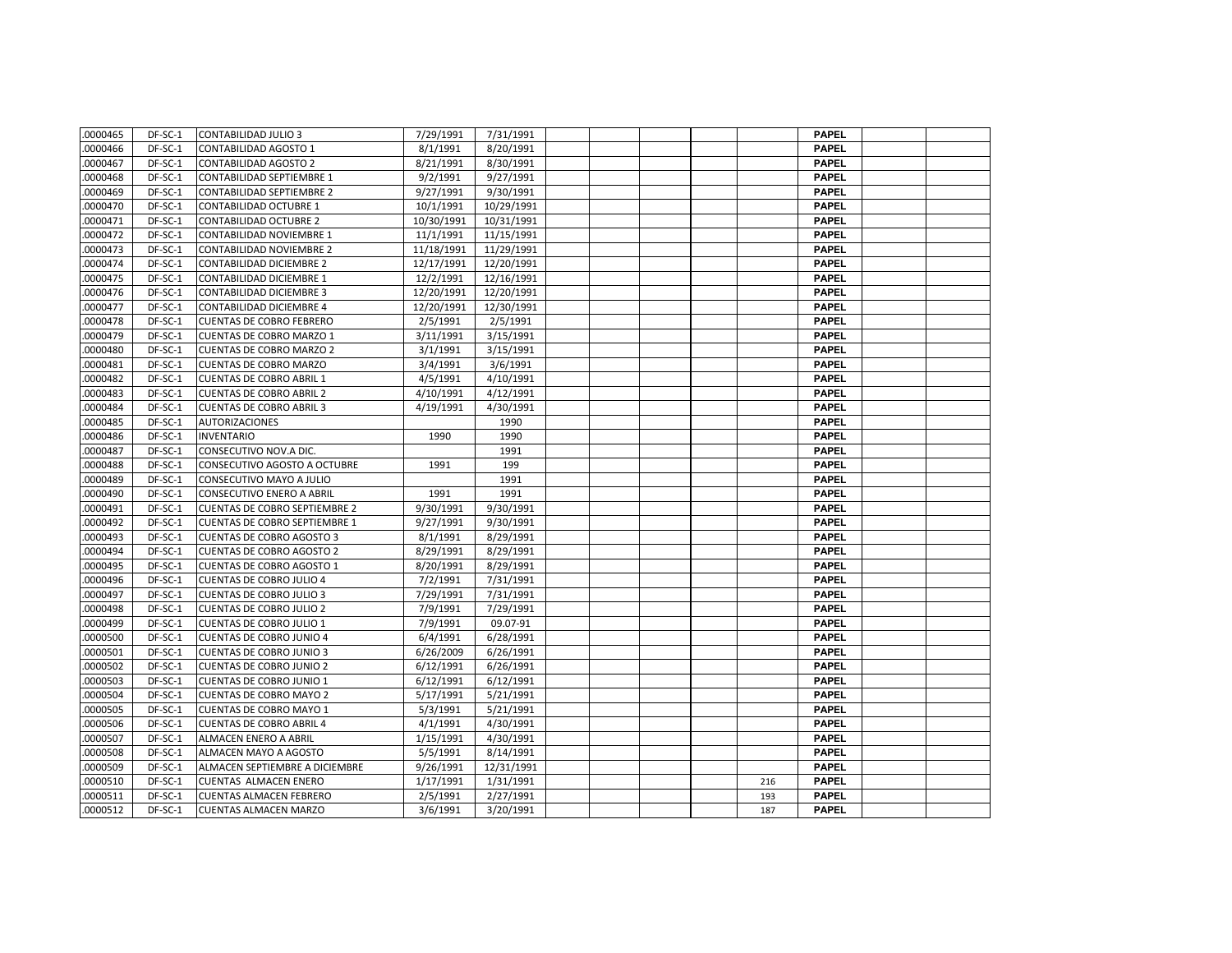| .0000465 | DF-SC-1 | CONTABILIDAD JULIO 3 | 7/29/1991 | 7/31/1991 | | | | | | PAPEL | | |
|---|---|---|---|---|---|---|---|---|---|---|---|---|
| .0000466 | DF-SC-1 | CONTABILIDAD AGOSTO 1 | 8/1/1991 | 8/20/1991 | | | | | | PAPEL | | |
| .0000467 | DF-SC-1 | CONTABILIDAD AGOSTO 2 | 8/21/1991 | 8/30/1991 | | | | | | PAPEL | | |
| .0000468 | DF-SC-1 | CONTABILIDAD SEPTIEMBRE 1 | 9/2/1991 | 9/27/1991 | | | | | | PAPEL | | |
| .0000469 | DF-SC-1 | CONTABILIDAD SEPTIEMBRE 2 | 9/27/1991 | 9/30/1991 | | | | | | PAPEL | | |
| .0000470 | DF-SC-1 | CONTABILIDAD OCTUBRE 1 | 10/1/1991 | 10/29/1991 | | | | | | PAPEL | | |
| .0000471 | DF-SC-1 | CONTABILIDAD OCTUBRE 2 | 10/30/1991 | 10/31/1991 | | | | | | PAPEL | | |
| .0000472 | DF-SC-1 | CONTABILIDAD NOVIEMBRE 1 | 11/1/1991 | 11/15/1991 | | | | | | PAPEL | | |
| .0000473 | DF-SC-1 | CONTABILIDAD NOVIEMBRE 2 | 11/18/1991 | 11/29/1991 | | | | | | PAPEL | | |
| .0000474 | DF-SC-1 | CONTABILIDAD DICIEMBRE 2 | 12/17/1991 | 12/20/1991 | | | | | | PAPEL | | |
| .0000475 | DF-SC-1 | CONTABILIDAD DICIEMBRE 1 | 12/2/1991 | 12/16/1991 | | | | | | PAPEL | | |
| .0000476 | DF-SC-1 | CONTABILIDAD DICIEMBRE 3 | 12/20/1991 | 12/20/1991 | | | | | | PAPEL | | |
| .0000477 | DF-SC-1 | CONTABILIDAD DICIEMBRE 4 | 12/20/1991 | 12/30/1991 | | | | | | PAPEL | | |
| .0000478 | DF-SC-1 | CUENTAS DE COBRO FEBRERO | 2/5/1991 | 2/5/1991 | | | | | | PAPEL | | |
| .0000479 | DF-SC-1 | CUENTAS DE COBRO MARZO 1 | 3/11/1991 | 3/15/1991 | | | | | | PAPEL | | |
| .0000480 | DF-SC-1 | CUENTAS DE COBRO MARZO 2 | 3/1/1991 | 3/15/1991 | | | | | | PAPEL | | |
| .0000481 | DF-SC-1 | CUENTAS DE COBRO MARZO | 3/4/1991 | 3/6/1991 | | | | | | PAPEL | | |
| .0000482 | DF-SC-1 | CUENTAS DE COBRO ABRIL 1 | 4/5/1991 | 4/10/1991 | | | | | | PAPEL | | |
| .0000483 | DF-SC-1 | CUENTAS DE COBRO ABRIL 2 | 4/10/1991 | 4/12/1991 | | | | | | PAPEL | | |
| .0000484 | DF-SC-1 | CUENTAS DE COBRO ABRIL 3 | 4/19/1991 | 4/30/1991 | | | | | | PAPEL | | |
| .0000485 | DF-SC-1 | AUTORIZACIONES | | 1990 | | | | | | PAPEL | | |
| .0000486 | DF-SC-1 | INVENTARIO | 1990 | 1990 | | | | | | PAPEL | | |
| .0000487 | DF-SC-1 | CONSECUTIVO NOV.A DIC. | | 1991 | | | | | | PAPEL | | |
| .0000488 | DF-SC-1 | CONSECUTIVO AGOSTO A OCTUBRE | 1991 | 199 | | | | | | PAPEL | | |
| .0000489 | DF-SC-1 | CONSECUTIVO MAYO A JULIO | | 1991 | | | | | | PAPEL | | |
| .0000490 | DF-SC-1 | CONSECUTIVO ENERO A ABRIL | 1991 | 1991 | | | | | | PAPEL | | |
| .0000491 | DF-SC-1 | CUENTAS DE COBRO SEPTIEMBRE 2 | 9/30/1991 | 9/30/1991 | | | | | | PAPEL | | |
| .0000492 | DF-SC-1 | CUENTAS DE COBRO SEPTIEMBRE 1 | 9/27/1991 | 9/30/1991 | | | | | | PAPEL | | |
| .0000493 | DF-SC-1 | CUENTAS DE COBRO AGOSTO 3 | 8/1/1991 | 8/29/1991 | | | | | | PAPEL | | |
| .0000494 | DF-SC-1 | CUENTAS DE COBRO AGOSTO 2 | 8/29/1991 | 8/29/1991 | | | | | | PAPEL | | |
| .0000495 | DF-SC-1 | CUENTAS DE COBRO AGOSTO 1 | 8/20/1991 | 8/29/1991 | | | | | | PAPEL | | |
| .0000496 | DF-SC-1 | CUENTAS DE COBRO JULIO 4 | 7/2/1991 | 7/31/1991 | | | | | | PAPEL | | |
| .0000497 | DF-SC-1 | CUENTAS DE COBRO JULIO 3 | 7/29/1991 | 7/31/1991 | | | | | | PAPEL | | |
| .0000498 | DF-SC-1 | CUENTAS DE COBRO JULIO 2 | 7/9/1991 | 7/29/1991 | | | | | | PAPEL | | |
| .0000499 | DF-SC-1 | CUENTAS DE COBRO JULIO 1 | 7/9/1991 | 09.07-91 | | | | | | PAPEL | | |
| .0000500 | DF-SC-1 | CUENTAS DE COBRO JUNIO 4 | 6/4/1991 | 6/28/1991 | | | | | | PAPEL | | |
| .0000501 | DF-SC-1 | CUENTAS DE COBRO JUNIO 3 | 6/26/2009 | 6/26/1991 | | | | | | PAPEL | | |
| .0000502 | DF-SC-1 | CUENTAS DE COBRO JUNIO 2 | 6/12/1991 | 6/26/1991 | | | | | | PAPEL | | |
| .0000503 | DF-SC-1 | CUENTAS DE COBRO JUNIO 1 | 6/12/1991 | 6/12/1991 | | | | | | PAPEL | | |
| .0000504 | DF-SC-1 | CUENTAS DE COBRO MAYO 2 | 5/17/1991 | 5/21/1991 | | | | | | PAPEL | | |
| .0000505 | DF-SC-1 | CUENTAS DE COBRO MAYO 1 | 5/3/1991 | 5/21/1991 | | | | | | PAPEL | | |
| .0000506 | DF-SC-1 | CUENTAS DE COBRO ABRIL 4 | 4/1/1991 | 4/30/1991 | | | | | | PAPEL | | |
| .0000507 | DF-SC-1 | ALMACEN ENERO A ABRIL | 1/15/1991 | 4/30/1991 | | | | | | PAPEL | | |
| .0000508 | DF-SC-1 | ALMACEN MAYO A AGOSTO | 5/5/1991 | 8/14/1991 | | | | | | PAPEL | | |
| .0000509 | DF-SC-1 | ALMACEN SEPTIEMBRE A DICIEMBRE | 9/26/1991 | 12/31/1991 | | | | | | PAPEL | | |
| .0000510 | DF-SC-1 | CUENTAS ALMACEN ENERO | 1/17/1991 | 1/31/1991 | | | | | 216 | PAPEL | | |
| .0000511 | DF-SC-1 | CUENTAS ALMACEN FEBRERO | 2/5/1991 | 2/27/1991 | | | | | 193 | PAPEL | | |
| .0000512 | DF-SC-1 | CUENTAS ALMACEN MARZO | 3/6/1991 | 3/20/1991 | | | | | 187 | PAPEL | | |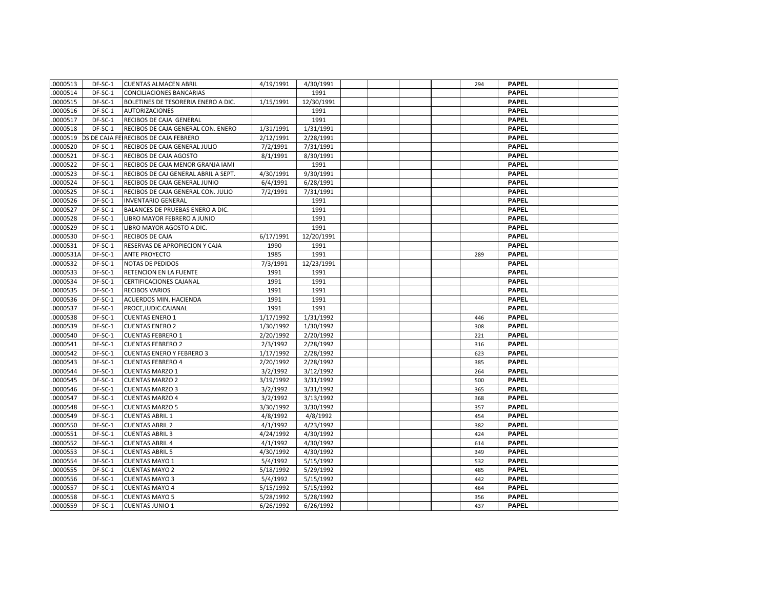| | | | | | | | | | | | | |
|---|---|---|---|---|---|---|---|---|---|---|---|---|
| .0000513 | DF-SC-1 | CUENTAS ALMACEN ABRIL | 4/19/1991 | 4/30/1991 | | | | | 294 | **PAPEL** | | |
| .0000514 | DF-SC-1 | CONCILIACIONES BANCARIAS | | 1991 | | | | | | **PAPEL** | | |
| .0000515 | DF-SC-1 | BOLETINES DE TESORERIA ENERO A DIC. | 1/15/1991 | 12/30/1991 | | | | | | **PAPEL** | | |
| .0000516 | DF-SC-1 | AUTORIZACIONES | | 1991 | | | | | | **PAPEL** | | |
| .0000517 | DF-SC-1 | RECIBOS DE CAJA GENERAL | | 1991 | | | | | | **PAPEL** | | |
| .0000518 | DF-SC-1 | RECIBOS DE CAJA GENERAL CON. ENERO | 1/31/1991 | 1/31/1991 | | | | | | **PAPEL** | | |
| .0000519 | DS DE CAJA FE | RECIBOS DE CAJA FEBRERO | 2/12/1991 | 2/28/1991 | | | | | | **PAPEL** | | |
| .0000520 | DF-SC-1 | RECIBOS DE CAJA GENERAL JULIO | 7/2/1991 | 7/31/1991 | | | | | | **PAPEL** | | |
| .0000521 | DF-SC-1 | RECIBOS DE CAJA AGOSTO | 8/1/1991 | 8/30/1991 | | | | | | **PAPEL** | | |
| .0000522 | DF-SC-1 | RECIBOS DE CAJA MENOR GRANJA IAMI | | 1991 | | | | | | **PAPEL** | | |
| .0000523 | DF-SC-1 | RECIBOS DE CAJ GENERAL ABRIL A SEPT. | 4/30/1991 | 9/30/1991 | | | | | | **PAPEL** | | |
| .0000524 | DF-SC-1 | RECIBOS DE CAJA GENERAL JUNIO | 6/4/1991 | 6/28/1991 | | | | | | **PAPEL** | | |
| .0000525 | DF-SC-1 | RECIBOS DE CAJA GENERAL CON. JULIO | 7/2/1991 | 7/31/1991 | | | | | | **PAPEL** | | |
| .0000526 | DF-SC-1 | INVENTARIO GENERAL | | 1991 | | | | | | **PAPEL** | | |
| .0000527 | DF-SC-1 | BALANCES DE PRUEBAS ENERO A DIC. | | 1991 | | | | | | **PAPEL** | | |
| .0000528 | DF-SC-1 | LIBRO MAYOR FEBRERO A JUNIO | | 1991 | | | | | | **PAPEL** | | |
| .0000529 | DF-SC-1 | LIBRO MAYOR AGOSTO A DIC. | | 1991 | | | | | | **PAPEL** | | |
| .0000530 | DF-SC-1 | RECIBOS DE CAJA | 6/17/1991 | 12/20/1991 | | | | | | **PAPEL** | | |
| .0000531 | DF-SC-1 | RESERVAS DE APROPIECION Y CAJA | 1990 | 1991 | | | | | | **PAPEL** | | |
| .0000531A | DF-SC-1 | ANTE PROYECTO | 1985 | 1991 | | | | | 289 | **PAPEL** | | |
| .0000532 | DF-SC-1 | NOTAS DE PEDIDOS | 7/3/1991 | 12/23/1991 | | | | | | **PAPEL** | | |
| .0000533 | DF-SC-1 | RETENCION EN LA FUENTE | 1991 | 1991 | | | | | | **PAPEL** | | |
| .0000534 | DF-SC-1 | CERTIFICACIONES CAJANAL | 1991 | 1991 | | | | | | **PAPEL** | | |
| .0000535 | DF-SC-1 | RECIBOS VARIOS | 1991 | 1991 | | | | | | **PAPEL** | | |
| .0000536 | DF-SC-1 | ACUERDOS MIN. HACIENDA | 1991 | 1991 | | | | | | **PAPEL** | | |
| .0000537 | DF-SC-1 | PROCE,JUDIC.CAJANAL | 1991 | 1991 | | | | | | **PAPEL** | | |
| .0000538 | DF-SC-1 | CUENTAS ENERO 1 | 1/17/1992 | 1/31/1992 | | | | | 446 | **PAPEL** | | |
| .0000539 | DF-SC-1 | CUENTAS ENERO 2 | 1/30/1992 | 1/30/1992 | | | | | 308 | **PAPEL** | | |
| .0000540 | DF-SC-1 | CUENTAS FEBRERO 1 | 2/20/1992 | 2/20/1992 | | | | | 221 | **PAPEL** | | |
| .0000541 | DF-SC-1 | CUENTAS FEBRERO 2 | 2/3/1992 | 2/28/1992 | | | | | 316 | **PAPEL** | | |
| .0000542 | DF-SC-1 | CUENTAS ENERO Y FEBRERO 3 | 1/17/1992 | 2/28/1992 | | | | | 623 | **PAPEL** | | |
| .0000543 | DF-SC-1 | CUENTAS FEBRERO 4 | 2/20/1992 | 2/28/1992 | | | | | 385 | **PAPEL** | | |
| .0000544 | DF-SC-1 | CUENTAS MARZO 1 | 3/2/1992 | 3/12/1992 | | | | | 264 | **PAPEL** | | |
| .0000545 | DF-SC-1 | CUENTAS MARZO 2 | 3/19/1992 | 3/31/1992 | | | | | 500 | **PAPEL** | | |
| .0000546 | DF-SC-1 | CUENTAS MARZO 3 | 3/2/1992 | 3/31/1992 | | | | | 365 | **PAPEL** | | |
| .0000547 | DF-SC-1 | CUENTAS MARZO 4 | 3/2/1992 | 3/13/1992 | | | | | 368 | **PAPEL** | | |
| .0000548 | DF-SC-1 | CUENTAS MARZO 5 | 3/30/1992 | 3/30/1992 | | | | | 357 | **PAPEL** | | |
| .0000549 | DF-SC-1 | CUENTAS ABRIL 1 | 4/8/1992 | 4/8/1992 | | | | | 454 | **PAPEL** | | |
| .0000550 | DF-SC-1 | CUENTAS ABRIL 2 | 4/1/1992 | 4/23/1992 | | | | | 382 | **PAPEL** | | |
| .0000551 | DF-SC-1 | CUENTAS ABRIL 3 | 4/24/1992 | 4/30/1992 | | | | | 424 | **PAPEL** | | |
| .0000552 | DF-SC-1 | CUENTAS ABRIL 4 | 4/1/1992 | 4/30/1992 | | | | | 614 | **PAPEL** | | |
| .0000553 | DF-SC-1 | CUENTAS ABRIL 5 | 4/30/1992 | 4/30/1992 | | | | | 349 | **PAPEL** | | |
| .0000554 | DF-SC-1 | CUENTAS MAYO 1 | 5/4/1992 | 5/15/1992 | | | | | 532 | **PAPEL** | | |
| .0000555 | DF-SC-1 | CUENTAS MAYO 2 | 5/18/1992 | 5/29/1992 | | | | | 485 | **PAPEL** | | |
| .0000556 | DF-SC-1 | CUENTAS MAYO 3 | 5/4/1992 | 5/15/1992 | | | | | 442 | **PAPEL** | | |
| .0000557 | DF-SC-1 | CUENTAS MAYO 4 | 5/15/1992 | 5/15/1992 | | | | | 464 | **PAPEL** | | |
| .0000558 | DF-SC-1 | CUENTAS MAYO 5 | 5/28/1992 | 5/28/1992 | | | | | 356 | **PAPEL** | | |
| .0000559 | DF-SC-1 | CUENTAS JUNIO 1 | 6/26/1992 | 6/26/1992 | | | | | 437 | **PAPEL** | | |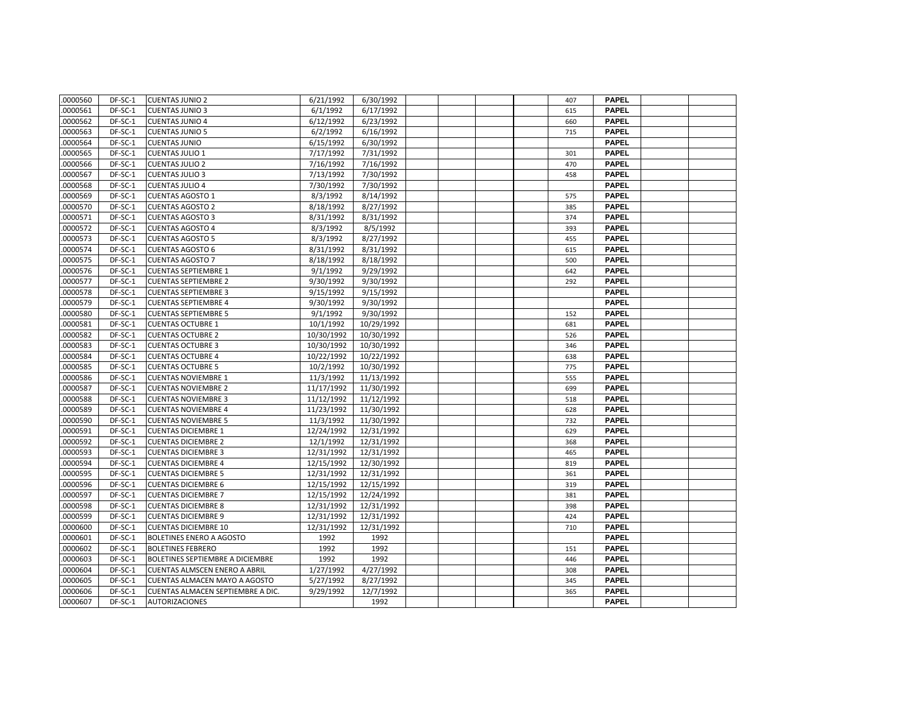| | | | | | | | | | | | | |
|---|---|---|---|---|---|---|---|---|---|---|---|---|
| .0000560 | DF-SC-1 | CUENTAS JUNIO 2 | 6/21/1992 | 6/30/1992 | | | | | 407 | PAPEL | | |
| .0000561 | DF-SC-1 | CUENTAS JUNIO 3 | 6/1/1992 | 6/17/1992 | | | | | 615 | PAPEL | | |
| .0000562 | DF-SC-1 | CUENTAS JUNIO 4 | 6/12/1992 | 6/23/1992 | | | | | 660 | PAPEL | | |
| .0000563 | DF-SC-1 | CUENTAS JUNIO 5 | 6/2/1992 | 6/16/1992 | | | | | 715 | PAPEL | | |
| .0000564 | DF-SC-1 | CUENTAS JUNIO | 6/15/1992 | 6/30/1992 | | | | | | PAPEL | | |
| .0000565 | DF-SC-1 | CUENTAS JULIO 1 | 7/17/1992 | 7/31/1992 | | | | | 301 | PAPEL | | |
| .0000566 | DF-SC-1 | CUENTAS JULIO 2 | 7/16/1992 | 7/16/1992 | | | | | 470 | PAPEL | | |
| .0000567 | DF-SC-1 | CUENTAS JULIO 3 | 7/13/1992 | 7/30/1992 | | | | | 458 | PAPEL | | |
| .0000568 | DF-SC-1 | CUENTAS JULIO 4 | 7/30/1992 | 7/30/1992 | | | | | | PAPEL | | |
| .0000569 | DF-SC-1 | CUENTAS AGOSTO 1 | 8/3/1992 | 8/14/1992 | | | | | 575 | PAPEL | | |
| .0000570 | DF-SC-1 | CUENTAS AGOSTO 2 | 8/18/1992 | 8/27/1992 | | | | | 385 | PAPEL | | |
| .0000571 | DF-SC-1 | CUENTAS AGOSTO 3 | 8/31/1992 | 8/31/1992 | | | | | 374 | PAPEL | | |
| .0000572 | DF-SC-1 | CUENTAS AGOSTO 4 | 8/3/1992 | 8/5/1992 | | | | | 393 | PAPEL | | |
| .0000573 | DF-SC-1 | CUENTAS AGOSTO 5 | 8/3/1992 | 8/27/1992 | | | | | 455 | PAPEL | | |
| .0000574 | DF-SC-1 | CUENTAS AGOSTO 6 | 8/31/1992 | 8/31/1992 | | | | | 615 | PAPEL | | |
| .0000575 | DF-SC-1 | CUENTAS AGOSTO 7 | 8/18/1992 | 8/18/1992 | | | | | 500 | PAPEL | | |
| .0000576 | DF-SC-1 | CUENTAS SEPTIEMBRE 1 | 9/1/1992 | 9/29/1992 | | | | | 642 | PAPEL | | |
| .0000577 | DF-SC-1 | CUENTAS SEPTIEMBRE 2 | 9/30/1992 | 9/30/1992 | | | | | 292 | PAPEL | | |
| .0000578 | DF-SC-1 | CUENTAS SEPTIEMBRE 3 | 9/15/1992 | 9/15/1992 | | | | | | PAPEL | | |
| .0000579 | DF-SC-1 | CUENTAS SEPTIEMBRE 4 | 9/30/1992 | 9/30/1992 | | | | | | PAPEL | | |
| .0000580 | DF-SC-1 | CUENTAS SEPTIEMBRE 5 | 9/1/1992 | 9/30/1992 | | | | | 152 | PAPEL | | |
| .0000581 | DF-SC-1 | CUENTAS OCTUBRE 1 | 10/1/1992 | 10/29/1992 | | | | | 681 | PAPEL | | |
| .0000582 | DF-SC-1 | CUENTAS OCTUBRE 2 | 10/30/1992 | 10/30/1992 | | | | | 526 | PAPEL | | |
| .0000583 | DF-SC-1 | CUENTAS OCTUBRE 3 | 10/30/1992 | 10/30/1992 | | | | | 346 | PAPEL | | |
| .0000584 | DF-SC-1 | CUENTAS OCTUBRE 4 | 10/22/1992 | 10/22/1992 | | | | | 638 | PAPEL | | |
| .0000585 | DF-SC-1 | CUENTAS OCTUBRE 5 | 10/2/1992 | 10/30/1992 | | | | | 775 | PAPEL | | |
| .0000586 | DF-SC-1 | CUENTAS NOVIEMBRE 1 | 11/3/1992 | 11/13/1992 | | | | | 555 | PAPEL | | |
| .0000587 | DF-SC-1 | CUENTAS NOVIEMBRE 2 | 11/17/1992 | 11/30/1992 | | | | | 699 | PAPEL | | |
| .0000588 | DF-SC-1 | CUENTAS NOVIEMBRE 3 | 11/12/1992 | 11/12/1992 | | | | | 518 | PAPEL | | |
| .0000589 | DF-SC-1 | CUENTAS NOVIEMBRE 4 | 11/23/1992 | 11/30/1992 | | | | | 628 | PAPEL | | |
| .0000590 | DF-SC-1 | CUENTAS NOVIEMBRE 5 | 11/3/1992 | 11/30/1992 | | | | | 732 | PAPEL | | |
| .0000591 | DF-SC-1 | CUENTAS DICIEMBRE 1 | 12/24/1992 | 12/31/1992 | | | | | 629 | PAPEL | | |
| .0000592 | DF-SC-1 | CUENTAS DICIEMBRE 2 | 12/1/1992 | 12/31/1992 | | | | | 368 | PAPEL | | |
| .0000593 | DF-SC-1 | CUENTAS DICIEMBRE 3 | 12/31/1992 | 12/31/1992 | | | | | 465 | PAPEL | | |
| .0000594 | DF-SC-1 | CUENTAS DICIEMBRE 4 | 12/15/1992 | 12/30/1992 | | | | | 819 | PAPEL | | |
| .0000595 | DF-SC-1 | CUENTAS DICIEMBRE 5 | 12/31/1992 | 12/31/1992 | | | | | 361 | PAPEL | | |
| .0000596 | DF-SC-1 | CUENTAS DICIEMBRE 6 | 12/15/1992 | 12/15/1992 | | | | | 319 | PAPEL | | |
| .0000597 | DF-SC-1 | CUENTAS DICIEMBRE 7 | 12/15/1992 | 12/24/1992 | | | | | 381 | PAPEL | | |
| .0000598 | DF-SC-1 | CUENTAS DICIEMBRE 8 | 12/31/1992 | 12/31/1992 | | | | | 398 | PAPEL | | |
| .0000599 | DF-SC-1 | CUENTAS DICIEMBRE 9 | 12/31/1992 | 12/31/1992 | | | | | 424 | PAPEL | | |
| .0000600 | DF-SC-1 | CUENTAS DICIEMBRE 10 | 12/31/1992 | 12/31/1992 | | | | | 710 | PAPEL | | |
| .0000601 | DF-SC-1 | BOLETINES ENERO A AGOSTO | 1992 | 1992 | | | | | | PAPEL | | |
| .0000602 | DF-SC-1 | BOLETINES FEBRERO | 1992 | 1992 | | | | | 151 | PAPEL | | |
| .0000603 | DF-SC-1 | BOLETINES SEPTIEMBRE A DICIEMBRE | 1992 | 1992 | | | | | 446 | PAPEL | | |
| .0000604 | DF-SC-1 | CUENTAS ALMSCEN ENERO A ABRIL | 1/27/1992 | 4/27/1992 | | | | | 308 | PAPEL | | |
| .0000605 | DF-SC-1 | CUENTAS ALMACEN MAYO A AGOSTO | 5/27/1992 | 8/27/1992 | | | | | 345 | PAPEL | | |
| .0000606 | DF-SC-1 | CUENTAS ALMACEN SEPTIEMBRE A DIC. | 9/29/1992 | 12/7/1992 | | | | | 365 | PAPEL | | |
| .0000607 | DF-SC-1 | AUTORIZACIONES | | 1992 | | | | | | PAPEL | | |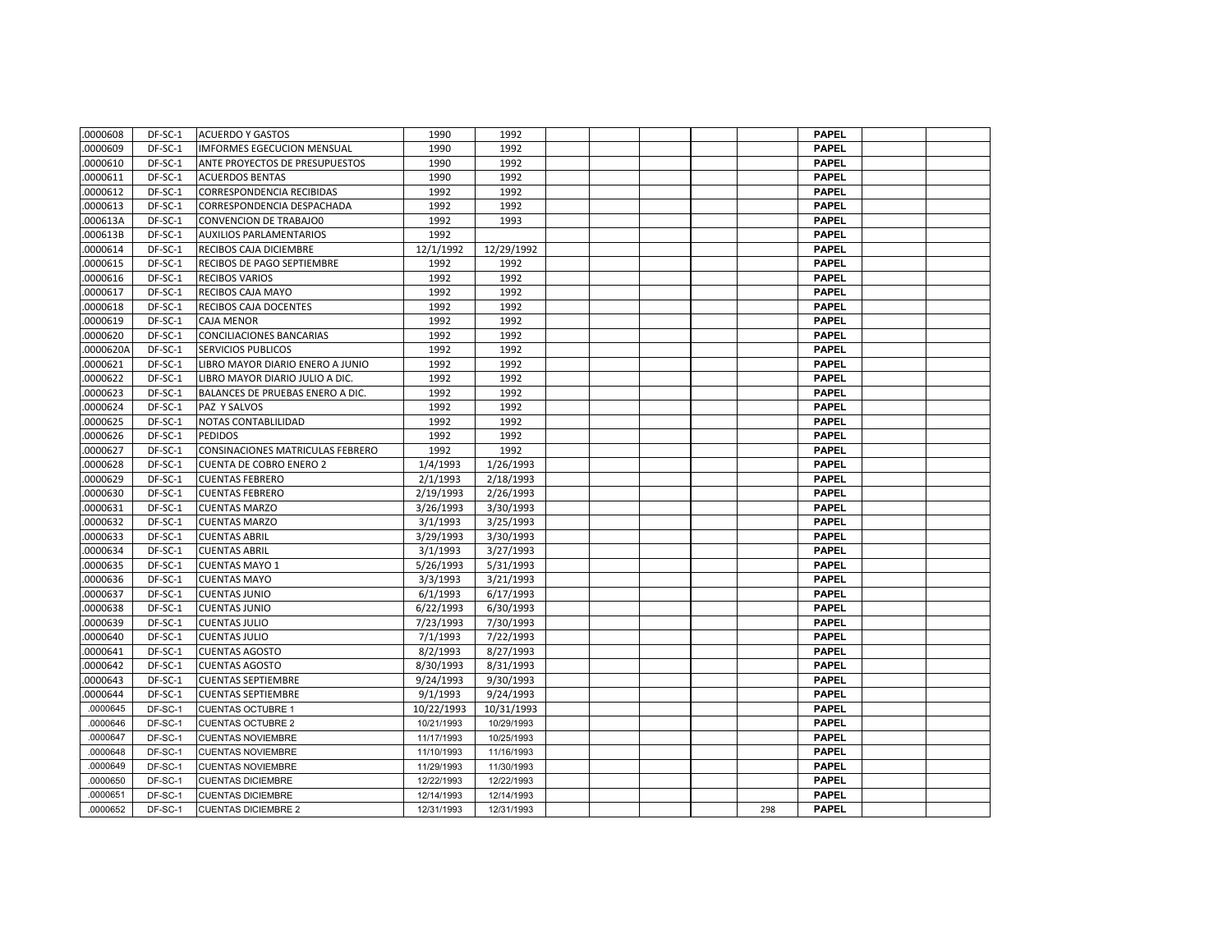| .0000608 | DF-SC-1 | ACUERDO Y GASTOS | 1990 | 1992 | | | | | | PAPEL | | |
|---|---|---|---|---|---|---|---|---|---|---|---|---|
| .0000609 | DF-SC-1 | IMFORMES EGECUCION MENSUAL | 1990 | 1992 | | | | | | PAPEL | | |
| .0000610 | DF-SC-1 | ANTE PROYECTOS DE PRESUPUESTOS | 1990 | 1992 | | | | | | PAPEL | | |
| .0000611 | DF-SC-1 | ACUERDOS BENTAS | 1990 | 1992 | | | | | | PAPEL | | |
| .0000612 | DF-SC-1 | CORRESPONDENCIA RECIBIDAS | 1992 | 1992 | | | | | | PAPEL | | |
| .0000613 | DF-SC-1 | CORRESPONDENCIA DESPACHADA | 1992 | 1992 | | | | | | PAPEL | | |
| .000613A | DF-SC-1 | CONVENCION DE TRABAJO0 | 1992 | 1993 | | | | | | PAPEL | | |
| .000613B | DF-SC-1 | AUXILIOS PARLAMENTARIOS | 1992 | | | | | | | PAPEL | | |
| .0000614 | DF-SC-1 | RECIBOS CAJA DICIEMBRE | 12/1/1992 | 12/29/1992 | | | | | | PAPEL | | |
| .0000615 | DF-SC-1 | RECIBOS DE PAGO SEPTIEMBRE | 1992 | 1992 | | | | | | PAPEL | | |
| .0000616 | DF-SC-1 | RECIBOS VARIOS | 1992 | 1992 | | | | | | PAPEL | | |
| .0000617 | DF-SC-1 | RECIBOS CAJA MAYO | 1992 | 1992 | | | | | | PAPEL | | |
| .0000618 | DF-SC-1 | RECIBOS CAJA DOCENTES | 1992 | 1992 | | | | | | PAPEL | | |
| .0000619 | DF-SC-1 | CAJA MENOR | 1992 | 1992 | | | | | | PAPEL | | |
| .0000620 | DF-SC-1 | CONCILIACIONES BANCARIAS | 1992 | 1992 | | | | | | PAPEL | | |
| .0000620A | DF-SC-1 | SERVICIOS PUBLICOS | 1992 | 1992 | | | | | | PAPEL | | |
| .0000621 | DF-SC-1 | LIBRO MAYOR DIARIO ENERO A JUNIO | 1992 | 1992 | | | | | | PAPEL | | |
| .0000622 | DF-SC-1 | LIBRO MAYOR DIARIO JULIO A DIC. | 1992 | 1992 | | | | | | PAPEL | | |
| .0000623 | DF-SC-1 | BALANCES DE PRUEBAS ENERO A DIC. | 1992 | 1992 | | | | | | PAPEL | | |
| .0000624 | DF-SC-1 | PAZ Y SALVOS | 1992 | 1992 | | | | | | PAPEL | | |
| .0000625 | DF-SC-1 | NOTAS CONTABLILIDAD | 1992 | 1992 | | | | | | PAPEL | | |
| .0000626 | DF-SC-1 | PEDIDOS | 1992 | 1992 | | | | | | PAPEL | | |
| .0000627 | DF-SC-1 | CONSINACIONES MATRICULAS FEBRERO | 1992 | 1992 | | | | | | PAPEL | | |
| .0000628 | DF-SC-1 | CUENTA DE COBRO ENERO 2 | 1/4/1993 | 1/26/1993 | | | | | | PAPEL | | |
| .0000629 | DF-SC-1 | CUENTAS FEBRERO | 2/1/1993 | 2/18/1993 | | | | | | PAPEL | | |
| .0000630 | DF-SC-1 | CUENTAS FEBRERO | 2/19/1993 | 2/26/1993 | | | | | | PAPEL | | |
| .0000631 | DF-SC-1 | CUENTAS MARZO | 3/26/1993 | 3/30/1993 | | | | | | PAPEL | | |
| .0000632 | DF-SC-1 | CUENTAS MARZO | 3/1/1993 | 3/25/1993 | | | | | | PAPEL | | |
| .0000633 | DF-SC-1 | CUENTAS ABRIL | 3/29/1993 | 3/30/1993 | | | | | | PAPEL | | |
| .0000634 | DF-SC-1 | CUENTAS ABRIL | 3/1/1993 | 3/27/1993 | | | | | | PAPEL | | |
| .0000635 | DF-SC-1 | CUENTAS MAYO 1 | 5/26/1993 | 5/31/1993 | | | | | | PAPEL | | |
| .0000636 | DF-SC-1 | CUENTAS MAYO | 3/3/1993 | 3/21/1993 | | | | | | PAPEL | | |
| .0000637 | DF-SC-1 | CUENTAS JUNIO | 6/1/1993 | 6/17/1993 | | | | | | PAPEL | | |
| .0000638 | DF-SC-1 | CUENTAS JUNIO | 6/22/1993 | 6/30/1993 | | | | | | PAPEL | | |
| .0000639 | DF-SC-1 | CUENTAS JULIO | 7/23/1993 | 7/30/1993 | | | | | | PAPEL | | |
| .0000640 | DF-SC-1 | CUENTAS JULIO | 7/1/1993 | 7/22/1993 | | | | | | PAPEL | | |
| .0000641 | DF-SC-1 | CUENTAS AGOSTO | 8/2/1993 | 8/27/1993 | | | | | | PAPEL | | |
| .0000642 | DF-SC-1 | CUENTAS AGOSTO | 8/30/1993 | 8/31/1993 | | | | | | PAPEL | | |
| .0000643 | DF-SC-1 | CUENTAS SEPTIEMBRE | 9/24/1993 | 9/30/1993 | | | | | | PAPEL | | |
| .0000644 | DF-SC-1 | CUENTAS SEPTIEMBRE | 9/1/1993 | 9/24/1993 | | | | | | PAPEL | | |
| .0000645 | DF-SC-1 | CUENTAS OCTUBRE 1 | 10/22/1993 | 10/31/1993 | | | | | | PAPEL | | |
| .0000646 | DF-SC-1 | CUENTAS OCTUBRE 2 | 10/21/1993 | 10/29/1993 | | | | | | PAPEL | | |
| .0000647 | DF-SC-1 | CUENTAS NOVIEMBRE | 11/17/1993 | 10/25/1993 | | | | | | PAPEL | | |
| .0000648 | DF-SC-1 | CUENTAS NOVIEMBRE | 11/10/1993 | 11/16/1993 | | | | | | PAPEL | | |
| .0000649 | DF-SC-1 | CUENTAS NOVIEMBRE | 11/29/1993 | 11/30/1993 | | | | | | PAPEL | | |
| .0000650 | DF-SC-1 | CUENTAS DICIEMBRE | 12/22/1993 | 12/22/1993 | | | | | | PAPEL | | |
| .0000651 | DF-SC-1 | CUENTAS DICIEMBRE | 12/14/1993 | 12/14/1993 | | | | | | PAPEL | | |
| .0000652 | DF-SC-1 | CUENTAS DICIEMBRE 2 | 12/31/1993 | 12/31/1993 | | | | | 298 | PAPEL | | |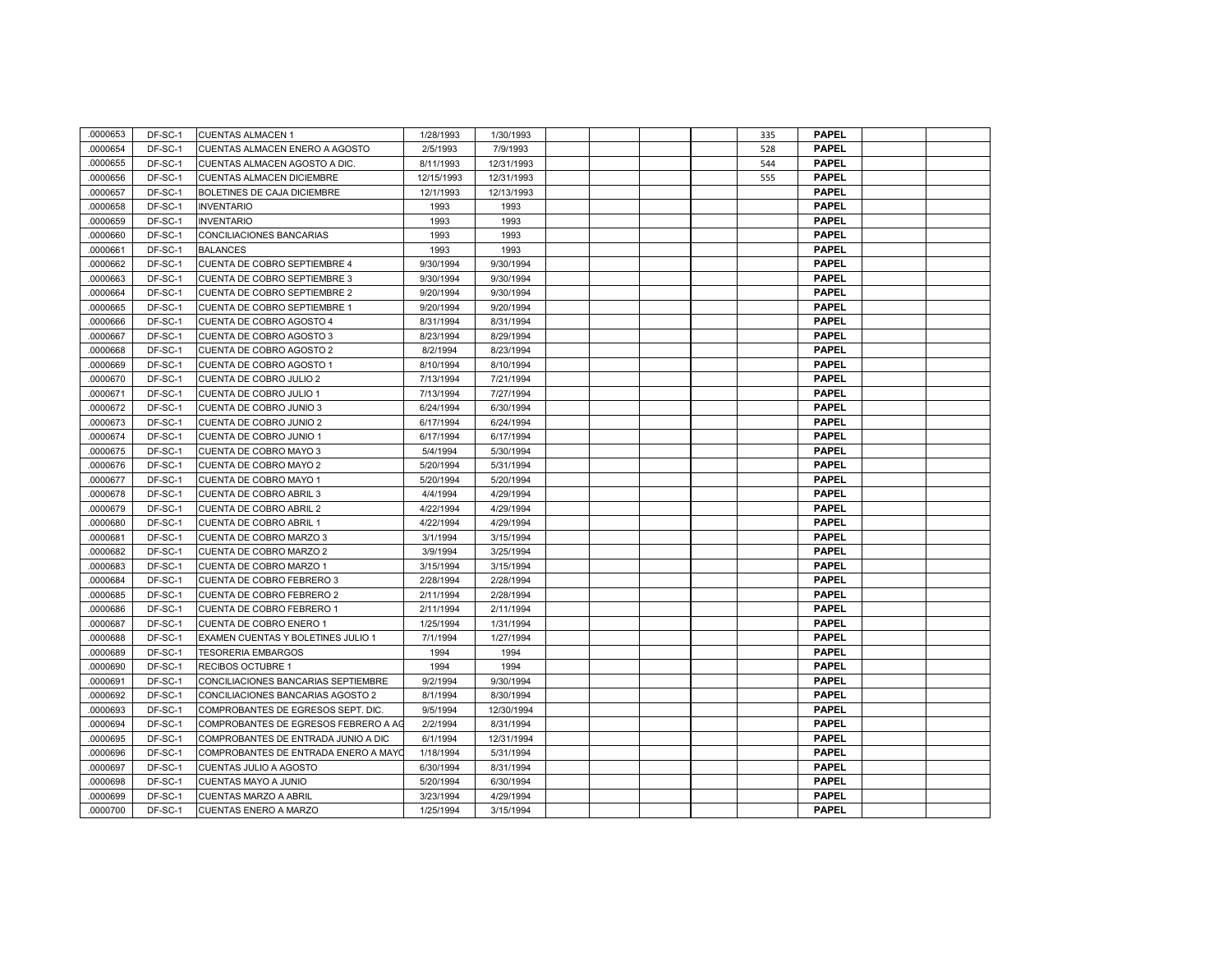| .0000653 | DF-SC-1 | CUENTAS ALMACEN 1 | 1/28/1993 | 1/30/1993 | | | | | 335 | PAPEL | | |
|---|---|---|---|---|---|---|---|---|---|---|---|---|
| .0000654 | DF-SC-1 | CUENTAS ALMACEN ENERO A AGOSTO | 2/5/1993 | 7/9/1993 | | | | | 528 | PAPEL | | |
| .0000655 | DF-SC-1 | CUENTAS ALMACEN AGOSTO A DIC. | 8/11/1993 | 12/31/1993 | | | | | 544 | PAPEL | | |
| .0000656 | DF-SC-1 | CUENTAS ALMACEN DICIEMBRE | 12/15/1993 | 12/31/1993 | | | | | 555 | PAPEL | | |
| .0000657 | DF-SC-1 | BOLETINES DE CAJA DICIEMBRE | 12/1/1993 | 12/13/1993 | | | | | | PAPEL | | |
| .0000658 | DF-SC-1 | INVENTARIO | 1993 | 1993 | | | | | | PAPEL | | |
| .0000659 | DF-SC-1 | INVENTARIO | 1993 | 1993 | | | | | | PAPEL | | |
| .0000660 | DF-SC-1 | CONCILIACIONES BANCARIAS | 1993 | 1993 | | | | | | PAPEL | | |
| .0000661 | DF-SC-1 | BALANCES | 1993 | 1993 | | | | | | PAPEL | | |
| .0000662 | DF-SC-1 | CUENTA DE COBRO SEPTIEMBRE 4 | 9/30/1994 | 9/30/1994 | | | | | | PAPEL | | |
| .0000663 | DF-SC-1 | CUENTA DE COBRO SEPTIEMBRE 3 | 9/30/1994 | 9/30/1994 | | | | | | PAPEL | | |
| .0000664 | DF-SC-1 | CUENTA DE COBRO SEPTIEMBRE 2 | 9/20/1994 | 9/30/1994 | | | | | | PAPEL | | |
| .0000665 | DF-SC-1 | CUENTA DE COBRO SEPTIEMBRE 1 | 9/20/1994 | 9/20/1994 | | | | | | PAPEL | | |
| .0000666 | DF-SC-1 | CUENTA DE COBRO AGOSTO 4 | 8/31/1994 | 8/31/1994 | | | | | | PAPEL | | |
| .0000667 | DF-SC-1 | CUENTA DE COBRO AGOSTO 3 | 8/23/1994 | 8/29/1994 | | | | | | PAPEL | | |
| .0000668 | DF-SC-1 | CUENTA DE COBRO AGOSTO 2 | 8/2/1994 | 8/23/1994 | | | | | | PAPEL | | |
| .0000669 | DF-SC-1 | CUENTA DE COBRO AGOSTO 1 | 8/10/1994 | 8/10/1994 | | | | | | PAPEL | | |
| .0000670 | DF-SC-1 | CUENTA DE COBRO JULIO 2 | 7/13/1994 | 7/21/1994 | | | | | | PAPEL | | |
| .0000671 | DF-SC-1 | CUENTA DE COBRO JULIO 1 | 7/13/1994 | 7/27/1994 | | | | | | PAPEL | | |
| .0000672 | DF-SC-1 | CUENTA DE COBRO JUNIO 3 | 6/24/1994 | 6/30/1994 | | | | | | PAPEL | | |
| .0000673 | DF-SC-1 | CUENTA DE COBRO JUNIO 2 | 6/17/1994 | 6/24/1994 | | | | | | PAPEL | | |
| .0000674 | DF-SC-1 | CUENTA DE COBRO JUNIO 1 | 6/17/1994 | 6/17/1994 | | | | | | PAPEL | | |
| .0000675 | DF-SC-1 | CUENTA DE COBRO MAYO 3 | 5/4/1994 | 5/30/1994 | | | | | | PAPEL | | |
| .0000676 | DF-SC-1 | CUENTA DE COBRO MAYO 2 | 5/20/1994 | 5/31/1994 | | | | | | PAPEL | | |
| .0000677 | DF-SC-1 | CUENTA DE COBRO MAYO 1 | 5/20/1994 | 5/20/1994 | | | | | | PAPEL | | |
| .0000678 | DF-SC-1 | CUENTA DE COBRO ABRIL 3 | 4/4/1994 | 4/29/1994 | | | | | | PAPEL | | |
| .0000679 | DF-SC-1 | CUENTA DE COBRO ABRIL 2 | 4/22/1994 | 4/29/1994 | | | | | | PAPEL | | |
| .0000680 | DF-SC-1 | CUENTA DE COBRO ABRIL 1 | 4/22/1994 | 4/29/1994 | | | | | | PAPEL | | |
| .0000681 | DF-SC-1 | CUENTA DE COBRO MARZO 3 | 3/1/1994 | 3/15/1994 | | | | | | PAPEL | | |
| .0000682 | DF-SC-1 | CUENTA DE COBRO MARZO 2 | 3/9/1994 | 3/25/1994 | | | | | | PAPEL | | |
| .0000683 | DF-SC-1 | CUENTA DE COBRO MARZO 1 | 3/15/1994 | 3/15/1994 | | | | | | PAPEL | | |
| .0000684 | DF-SC-1 | CUENTA DE COBRO FEBRERO 3 | 2/28/1994 | 2/28/1994 | | | | | | PAPEL | | |
| .0000685 | DF-SC-1 | CUENTA DE COBRO FEBRERO 2 | 2/11/1994 | 2/28/1994 | | | | | | PAPEL | | |
| .0000686 | DF-SC-1 | CUENTA DE COBRO FEBRERO 1 | 2/11/1994 | 2/11/1994 | | | | | | PAPEL | | |
| .0000687 | DF-SC-1 | CUENTA DE COBRO ENERO 1 | 1/25/1994 | 1/31/1994 | | | | | | PAPEL | | |
| .0000688 | DF-SC-1 | EXAMEN CUENTAS Y BOLETINES JULIO 1 | 7/1/1994 | 1/27/1994 | | | | | | PAPEL | | |
| .0000689 | DF-SC-1 | TESORERIA EMBARGOS | 1994 | 1994 | | | | | | PAPEL | | |
| .0000690 | DF-SC-1 | RECIBOS OCTUBRE 1 | 1994 | 1994 | | | | | | PAPEL | | |
| .0000691 | DF-SC-1 | CONCILIACIONES BANCARIAS SEPTIEMBRE | 9/2/1994 | 9/30/1994 | | | | | | PAPEL | | |
| .0000692 | DF-SC-1 | CONCILIACIONES BANCARIAS AGOSTO 2 | 8/1/1994 | 8/30/1994 | | | | | | PAPEL | | |
| .0000693 | DF-SC-1 | COMPROBANTES DE EGRESOS SEPT. DIC. | 9/5/1994 | 12/30/1994 | | | | | | PAPEL | | |
| .0000694 | DF-SC-1 | COMPROBANTES DE EGRESOS FEBRERO A AG | 2/2/1994 | 8/31/1994 | | | | | | PAPEL | | |
| .0000695 | DF-SC-1 | COMPROBANTES DE ENTRADA JUNIO A DIC | 6/1/1994 | 12/31/1994 | | | | | | PAPEL | | |
| .0000696 | DF-SC-1 | COMPROBANTES DE ENTRADA ENERO A MAYO | 1/18/1994 | 5/31/1994 | | | | | | PAPEL | | |
| .0000697 | DF-SC-1 | CUENTAS JULIO A AGOSTO | 6/30/1994 | 8/31/1994 | | | | | | PAPEL | | |
| .0000698 | DF-SC-1 | CUENTAS MAYO A JUNIO | 5/20/1994 | 6/30/1994 | | | | | | PAPEL | | |
| .0000699 | DF-SC-1 | CUENTAS MARZO A ABRIL | 3/23/1994 | 4/29/1994 | | | | | | PAPEL | | |
| .0000700 | DF-SC-1 | CUENTAS ENERO A MARZO | 1/25/1994 | 3/15/1994 | | | | | | PAPEL | | |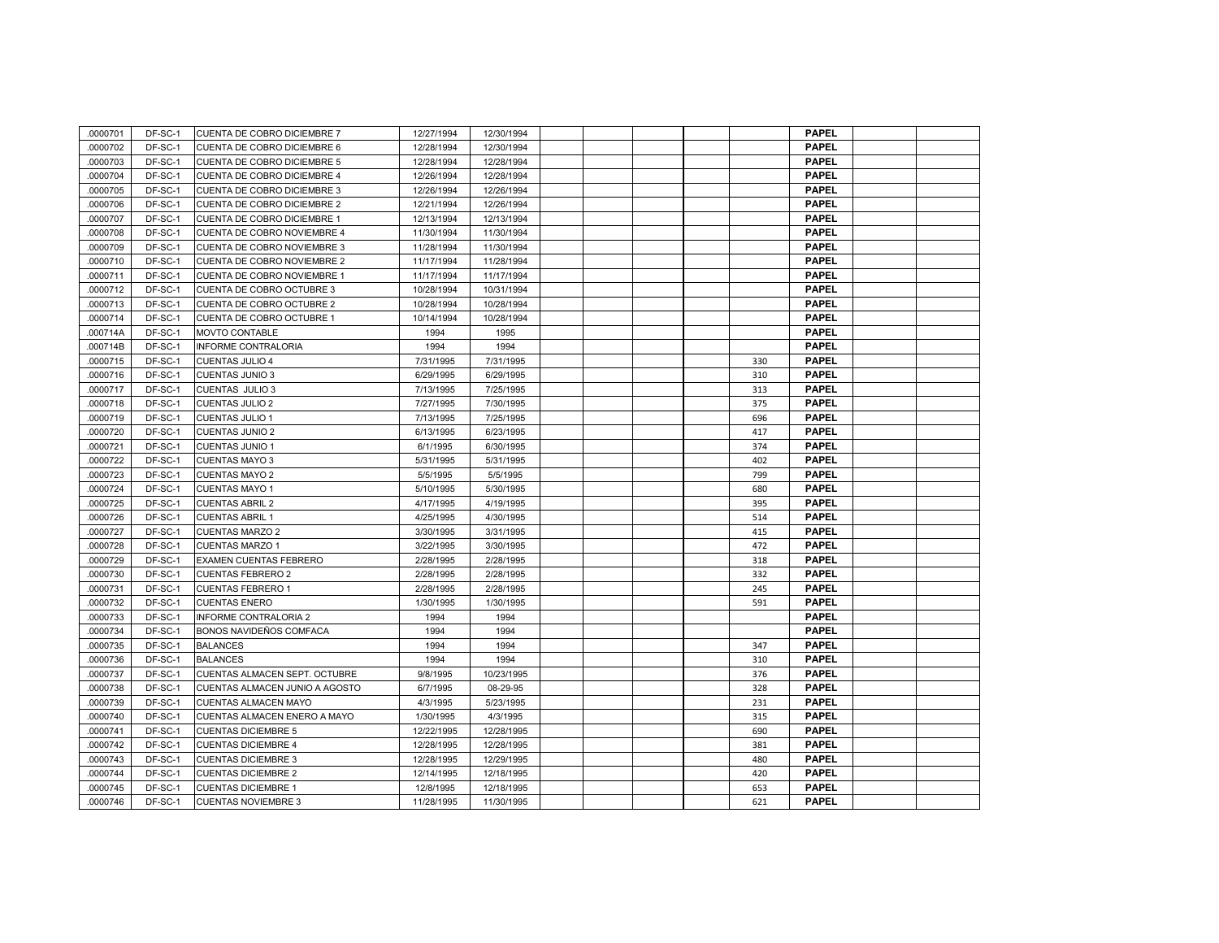| .0000701 | DF-SC-1 | CUENTA DE COBRO DICIEMBRE 7 | 12/27/1994 | 12/30/1994 | | | | | | PAPEL | | |
|---|---|---|---|---|---|---|---|---|---|---|---|---|
| .0000702 | DF-SC-1 | CUENTA DE COBRO DICIEMBRE 6 | 12/28/1994 | 12/30/1994 | | | | | | PAPEL | | |
| .0000703 | DF-SC-1 | CUENTA DE COBRO DICIEMBRE 5 | 12/28/1994 | 12/28/1994 | | | | | | PAPEL | | |
| .0000704 | DF-SC-1 | CUENTA DE COBRO DICIEMBRE 4 | 12/26/1994 | 12/28/1994 | | | | | | PAPEL | | |
| .0000705 | DF-SC-1 | CUENTA DE COBRO DICIEMBRE 3 | 12/26/1994 | 12/26/1994 | | | | | | PAPEL | | |
| .0000706 | DF-SC-1 | CUENTA DE COBRO DICIEMBRE 2 | 12/21/1994 | 12/26/1994 | | | | | | PAPEL | | |
| .0000707 | DF-SC-1 | CUENTA DE COBRO DICIEMBRE 1 | 12/13/1994 | 12/13/1994 | | | | | | PAPEL | | |
| .0000708 | DF-SC-1 | CUENTA DE COBRO NOVIEMBRE 4 | 11/30/1994 | 11/30/1994 | | | | | | PAPEL | | |
| .0000709 | DF-SC-1 | CUENTA DE COBRO NOVIEMBRE 3 | 11/28/1994 | 11/30/1994 | | | | | | PAPEL | | |
| .0000710 | DF-SC-1 | CUENTA DE COBRO NOVIEMBRE 2 | 11/17/1994 | 11/28/1994 | | | | | | PAPEL | | |
| .0000711 | DF-SC-1 | CUENTA DE COBRO NOVIEMBRE 1 | 11/17/1994 | 11/17/1994 | | | | | | PAPEL | | |
| .0000712 | DF-SC-1 | CUENTA DE COBRO OCTUBRE 3 | 10/28/1994 | 10/31/1994 | | | | | | PAPEL | | |
| .0000713 | DF-SC-1 | CUENTA DE COBRO OCTUBRE 2 | 10/28/1994 | 10/28/1994 | | | | | | PAPEL | | |
| .0000714 | DF-SC-1 | CUENTA DE COBRO OCTUBRE 1 | 10/14/1994 | 10/28/1994 | | | | | | PAPEL | | |
| .000714A | DF-SC-1 | MOVTO CONTABLE | 1994 | 1995 | | | | | | PAPEL | | |
| .000714B | DF-SC-1 | INFORME CONTRALORIA | 1994 | 1994 | | | | | | PAPEL | | |
| .0000715 | DF-SC-1 | CUENTAS JULIO 4 | 7/31/1995 | 7/31/1995 | | | | | 330 | PAPEL | | |
| .0000716 | DF-SC-1 | CUENTAS JUNIO 3 | 6/29/1995 | 6/29/1995 | | | | | 310 | PAPEL | | |
| .0000717 | DF-SC-1 | CUENTAS JULIO 3 | 7/13/1995 | 7/25/1995 | | | | | 313 | PAPEL | | |
| .0000718 | DF-SC-1 | CUENTAS JULIO 2 | 7/27/1995 | 7/30/1995 | | | | | 375 | PAPEL | | |
| .0000719 | DF-SC-1 | CUENTAS JULIO 1 | 7/13/1995 | 7/25/1995 | | | | | 696 | PAPEL | | |
| .0000720 | DF-SC-1 | CUENTAS JUNIO 2 | 6/13/1995 | 6/23/1995 | | | | | 417 | PAPEL | | |
| .0000721 | DF-SC-1 | CUENTAS JUNIO 1 | 6/1/1995 | 6/30/1995 | | | | | 374 | PAPEL | | |
| .0000722 | DF-SC-1 | CUENTAS MAYO 3 | 5/31/1995 | 5/31/1995 | | | | | 402 | PAPEL | | |
| .0000723 | DF-SC-1 | CUENTAS MAYO 2 | 5/5/1995 | 5/5/1995 | | | | | 799 | PAPEL | | |
| .0000724 | DF-SC-1 | CUENTAS MAYO 1 | 5/10/1995 | 5/30/1995 | | | | | 680 | PAPEL | | |
| .0000725 | DF-SC-1 | CUENTAS ABRIL 2 | 4/17/1995 | 4/19/1995 | | | | | 395 | PAPEL | | |
| .0000726 | DF-SC-1 | CUENTAS ABRIL 1 | 4/25/1995 | 4/30/1995 | | | | | 514 | PAPEL | | |
| .0000727 | DF-SC-1 | CUENTAS MARZO 2 | 3/30/1995 | 3/31/1995 | | | | | 415 | PAPEL | | |
| .0000728 | DF-SC-1 | CUENTAS MARZO 1 | 3/22/1995 | 3/30/1995 | | | | | 472 | PAPEL | | |
| .0000729 | DF-SC-1 | EXAMEN CUENTAS FEBRERO | 2/28/1995 | 2/28/1995 | | | | | 318 | PAPEL | | |
| .0000730 | DF-SC-1 | CUENTAS FEBRERO 2 | 2/28/1995 | 2/28/1995 | | | | | 332 | PAPEL | | |
| .0000731 | DF-SC-1 | CUENTAS FEBRERO 1 | 2/28/1995 | 2/28/1995 | | | | | 245 | PAPEL | | |
| .0000732 | DF-SC-1 | CUENTAS ENERO | 1/30/1995 | 1/30/1995 | | | | | 591 | PAPEL | | |
| .0000733 | DF-SC-1 | INFORME CONTRALORIA 2 | 1994 | 1994 | | | | | | PAPEL | | |
| .0000734 | DF-SC-1 | BONOS NAVIDEÑOS COMFACA | 1994 | 1994 | | | | | | PAPEL | | |
| .0000735 | DF-SC-1 | BALANCES | 1994 | 1994 | | | | | 347 | PAPEL | | |
| .0000736 | DF-SC-1 | BALANCES | 1994 | 1994 | | | | | 310 | PAPEL | | |
| .0000737 | DF-SC-1 | CUENTAS ALMACEN SEPT. OCTUBRE | 9/8/1995 | 10/23/1995 | | | | | 376 | PAPEL | | |
| .0000738 | DF-SC-1 | CUENTAS ALMACEN JUNIO A AGOSTO | 6/7/1995 | 08-29-95 | | | | | 328 | PAPEL | | |
| .0000739 | DF-SC-1 | CUENTAS ALMACEN MAYO | 4/3/1995 | 5/23/1995 | | | | | 231 | PAPEL | | |
| .0000740 | DF-SC-1 | CUENTAS ALMACEN ENERO A MAYO | 1/30/1995 | 4/3/1995 | | | | | 315 | PAPEL | | |
| .0000741 | DF-SC-1 | CUENTAS DICIEMBRE 5 | 12/22/1995 | 12/28/1995 | | | | | 690 | PAPEL | | |
| .0000742 | DF-SC-1 | CUENTAS DICIEMBRE 4 | 12/28/1995 | 12/28/1995 | | | | | 381 | PAPEL | | |
| .0000743 | DF-SC-1 | CUENTAS DICIEMBRE 3 | 12/28/1995 | 12/29/1995 | | | | | 480 | PAPEL | | |
| .0000744 | DF-SC-1 | CUENTAS DICIEMBRE 2 | 12/14/1995 | 12/18/1995 | | | | | 420 | PAPEL | | |
| .0000745 | DF-SC-1 | CUENTAS DICIEMBRE 1 | 12/8/1995 | 12/18/1995 | | | | | 653 | PAPEL | | |
| .0000746 | DF-SC-1 | CUENTAS NOVIEMBRE 3 | 11/28/1995 | 11/30/1995 | | | | | 621 | PAPEL | | |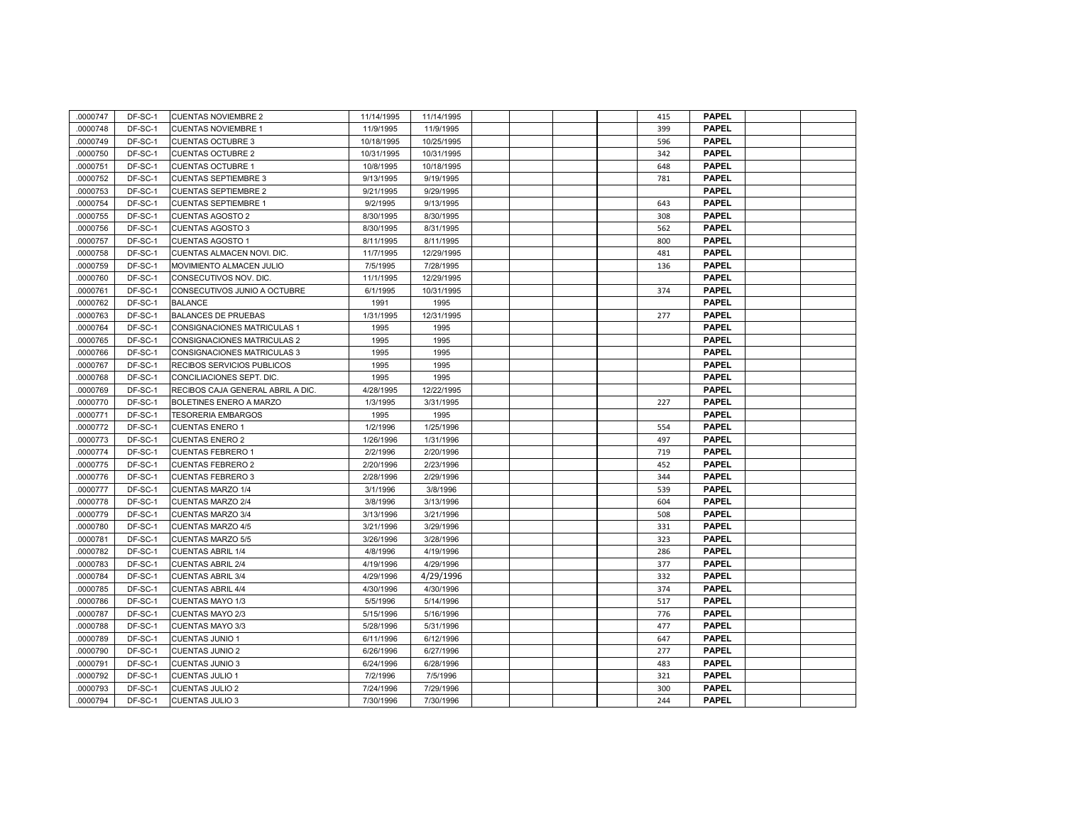| | | | | | | | | | | | | |
|---|---|---|---|---|---|---|---|---|---|---|---|---|
| .0000747 | DF-SC-1 | CUENTAS NOVIEMBRE 2 | 11/14/1995 | 11/14/1995 | | | | | 415 | **PAPEL** | | |
| .0000748 | DF-SC-1 | CUENTAS NOVIEMBRE 1 | 11/9/1995 | 11/9/1995 | | | | | 399 | **PAPEL** | | |
| .0000749 | DF-SC-1 | CUENTAS OCTUBRE 3 | 10/18/1995 | 10/25/1995 | | | | | 596 | **PAPEL** | | |
| .0000750 | DF-SC-1 | CUENTAS OCTUBRE 2 | 10/31/1995 | 10/31/1995 | | | | | 342 | **PAPEL** | | |
| .0000751 | DF-SC-1 | CUENTAS OCTUBRE 1 | 10/8/1995 | 10/18/1995 | | | | | 648 | **PAPEL** | | |
| .0000752 | DF-SC-1 | CUENTAS SEPTIEMBRE 3 | 9/13/1995 | 9/19/1995 | | | | | 781 | **PAPEL** | | |
| .0000753 | DF-SC-1 | CUENTAS SEPTIEMBRE 2 | 9/21/1995 | 9/29/1995 | | | | | | **PAPEL** | | |
| .0000754 | DF-SC-1 | CUENTAS SEPTIEMBRE 1 | 9/2/1995 | 9/13/1995 | | | | | 643 | **PAPEL** | | |
| .0000755 | DF-SC-1 | CUENTAS AGOSTO 2 | 8/30/1995 | 8/30/1995 | | | | | 308 | **PAPEL** | | |
| .0000756 | DF-SC-1 | CUENTAS AGOSTO 3 | 8/30/1995 | 8/31/1995 | | | | | 562 | **PAPEL** | | |
| .0000757 | DF-SC-1 | CUENTAS AGOSTO 1 | 8/11/1995 | 8/11/1995 | | | | | 800 | **PAPEL** | | |
| .0000758 | DF-SC-1 | CUENTAS ALMACEN NOVI. DIC. | 11/7/1995 | 12/29/1995 | | | | | 481 | **PAPEL** | | |
| .0000759 | DF-SC-1 | MOVIMIENTO ALMACEN JULIO | 7/5/1995 | 7/28/1995 | | | | | 136 | **PAPEL** | | |
| .0000760 | DF-SC-1 | CONSECUTIVOS NOV. DIC. | 11/1/1995 | 12/29/1995 | | | | | | **PAPEL** | | |
| .0000761 | DF-SC-1 | CONSECUTIVOS JUNIO A OCTUBRE | 6/1/1995 | 10/31/1995 | | | | | 374 | **PAPEL** | | |
| .0000762 | DF-SC-1 | BALANCE | 1991 | 1995 | | | | | | **PAPEL** | | |
| .0000763 | DF-SC-1 | BALANCES DE PRUEBAS | 1/31/1995 | 12/31/1995 | | | | | 277 | **PAPEL** | | |
| .0000764 | DF-SC-1 | CONSIGNACIONES MATRICULAS 1 | 1995 | 1995 | | | | | | **PAPEL** | | |
| .0000765 | DF-SC-1 | CONSIGNACIONES MATRICULAS 2 | 1995 | 1995 | | | | | | **PAPEL** | | |
| .0000766 | DF-SC-1 | CONSIGNACIONES MATRICULAS 3 | 1995 | 1995 | | | | | | **PAPEL** | | |
| .0000767 | DF-SC-1 | RECIBOS SERVICIOS PUBLICOS | 1995 | 1995 | | | | | | **PAPEL** | | |
| .0000768 | DF-SC-1 | CONCILIACIONES SEPT. DIC. | 1995 | 1995 | | | | | | **PAPEL** | | |
| .0000769 | DF-SC-1 | RECIBOS CAJA GENERAL ABRIL A DIC. | 4/28/1995 | 12/22/1995 | | | | | | **PAPEL** | | |
| .0000770 | DF-SC-1 | BOLETINES ENERO A MARZO | 1/3/1995 | 3/31/1995 | | | | | 227 | **PAPEL** | | |
| .0000771 | DF-SC-1 | TESORERIA EMBARGOS | 1995 | 1995 | | | | | | **PAPEL** | | |
| .0000772 | DF-SC-1 | CUENTAS ENERO 1 | 1/2/1996 | 1/25/1996 | | | | | 554 | **PAPEL** | | |
| .0000773 | DF-SC-1 | CUENTAS ENERO 2 | 1/26/1996 | 1/31/1996 | | | | | 497 | **PAPEL** | | |
| .0000774 | DF-SC-1 | CUENTAS FEBRERO 1 | 2/2/1996 | 2/20/1996 | | | | | 719 | **PAPEL** | | |
| .0000775 | DF-SC-1 | CUENTAS FEBRERO 2 | 2/20/1996 | 2/23/1996 | | | | | 452 | **PAPEL** | | |
| .0000776 | DF-SC-1 | CUENTAS FEBRERO 3 | 2/28/1996 | 2/29/1996 | | | | | 344 | **PAPEL** | | |
| .0000777 | DF-SC-1 | CUENTAS MARZO 1/4 | 3/1/1996 | 3/8/1996 | | | | | 539 | **PAPEL** | | |
| .0000778 | DF-SC-1 | CUENTAS MARZO 2/4 | 3/8/1996 | 3/13/1996 | | | | | 604 | **PAPEL** | | |
| .0000779 | DF-SC-1 | CUENTAS MARZO 3/4 | 3/13/1996 | 3/21/1996 | | | | | 508 | **PAPEL** | | |
| .0000780 | DF-SC-1 | CUENTAS MARZO 4/5 | 3/21/1996 | 3/29/1996 | | | | | 331 | **PAPEL** | | |
| .0000781 | DF-SC-1 | CUENTAS MARZO 5/5 | 3/26/1996 | 3/28/1996 | | | | | 323 | **PAPEL** | | |
| .0000782 | DF-SC-1 | CUENTAS ABRIL 1/4 | 4/8/1996 | 4/19/1996 | | | | | 286 | **PAPEL** | | |
| .0000783 | DF-SC-1 | CUENTAS ABRIL 2/4 | 4/19/1996 | 4/29/1996 | | | | | 377 | **PAPEL** | | |
| .0000784 | DF-SC-1 | CUENTAS ABRIL 3/4 | 4/29/1996 | 4/29/1996 | | | | | 332 | **PAPEL** | | |
| .0000785 | DF-SC-1 | CUENTAS ABRIL 4/4 | 4/30/1996 | 4/30/1996 | | | | | 374 | **PAPEL** | | |
| .0000786 | DF-SC-1 | CUENTAS MAYO 1/3 | 5/5/1996 | 5/14/1996 | | | | | 517 | **PAPEL** | | |
| .0000787 | DF-SC-1 | CUENTAS MAYO 2/3 | 5/15/1996 | 5/16/1996 | | | | | 776 | **PAPEL** | | |
| .0000788 | DF-SC-1 | CUENTAS MAYO 3/3 | 5/28/1996 | 5/31/1996 | | | | | 477 | **PAPEL** | | |
| .0000789 | DF-SC-1 | CUENTAS JUNIO 1 | 6/11/1996 | 6/12/1996 | | | | | 647 | **PAPEL** | | |
| .0000790 | DF-SC-1 | CUENTAS JUNIO 2 | 6/26/1996 | 6/27/1996 | | | | | 277 | **PAPEL** | | |
| .0000791 | DF-SC-1 | CUENTAS JUNIO 3 | 6/24/1996 | 6/28/1996 | | | | | 483 | **PAPEL** | | |
| .0000792 | DF-SC-1 | CUENTAS JULIO 1 | 7/2/1996 | 7/5/1996 | | | | | 321 | **PAPEL** | | |
| .0000793 | DF-SC-1 | CUENTAS JULIO 2 | 7/24/1996 | 7/29/1996 | | | | | 300 | **PAPEL** | | |
| .0000794 | DF-SC-1 | CUENTAS JULIO 3 | 7/30/1996 | 7/30/1996 | | | | | 244 | **PAPEL** | | |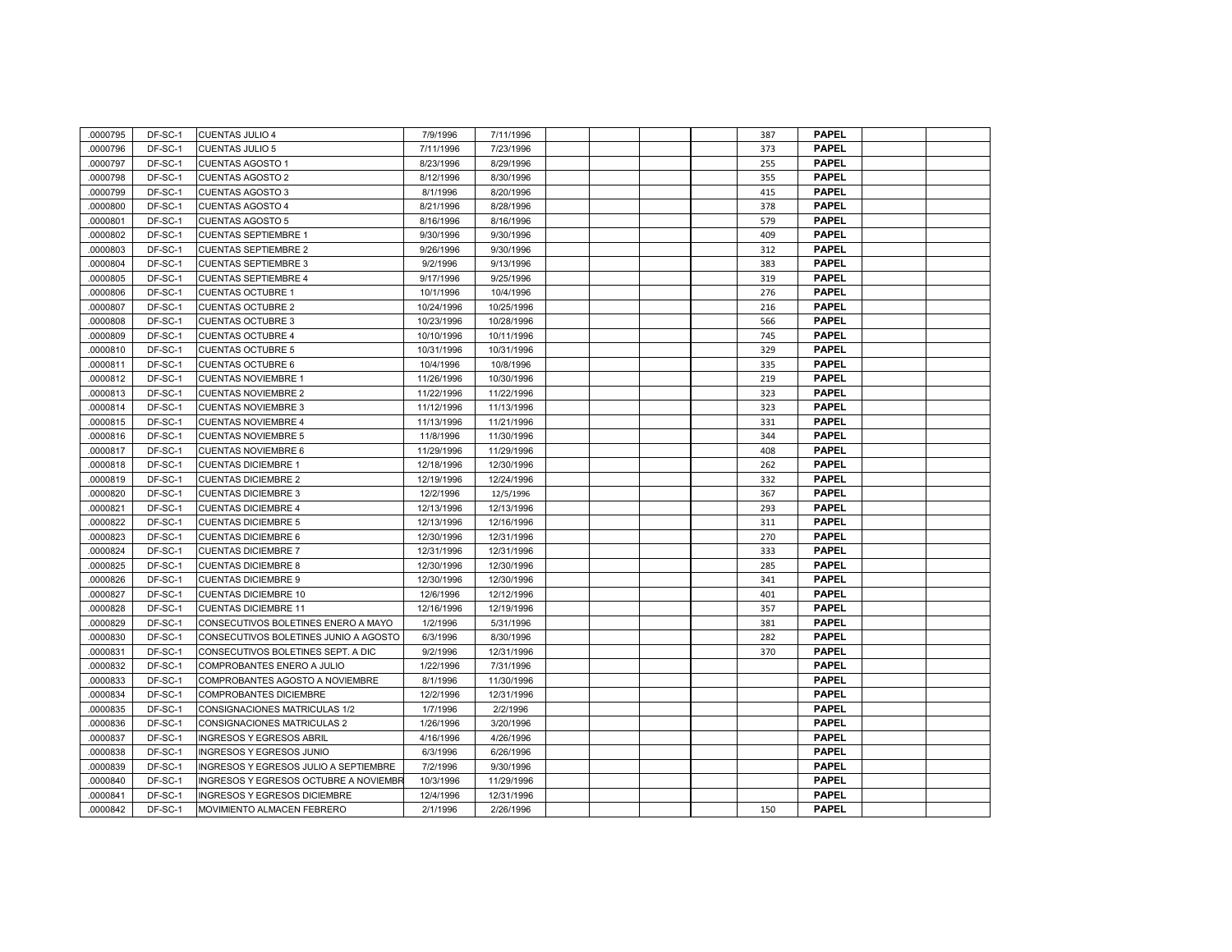| .0000795 | DF-SC-1 | CUENTAS JULIO 4 | 7/9/1996 | 7/11/1996 | | | | | 387 | PAPEL | | |
|---|---|---|---|---|---|---|---|---|---|---|---|---|
| .0000796 | DF-SC-1 | CUENTAS JULIO 5 | 7/11/1996 | 7/23/1996 | | | | | 373 | **PAPEL** | | |
| .0000797 | DF-SC-1 | CUENTAS AGOSTO 1 | 8/23/1996 | 8/29/1996 | | | | | 255 | **PAPEL** | | |
| .0000798 | DF-SC-1 | CUENTAS AGOSTO 2 | 8/12/1996 | 8/30/1996 | | | | | 355 | **PAPEL** | | |
| .0000799 | DF-SC-1 | CUENTAS AGOSTO 3 | 8/1/1996 | 8/20/1996 | | | | | 415 | **PAPEL** | | |
| .0000800 | DF-SC-1 | CUENTAS AGOSTO 4 | 8/21/1996 | 8/28/1996 | | | | | 378 | **PAPEL** | | |
| .0000801 | DF-SC-1 | CUENTAS AGOSTO 5 | 8/16/1996 | 8/16/1996 | | | | | 579 | **PAPEL** | | |
| .0000802 | DF-SC-1 | CUENTAS SEPTIEMBRE 1 | 9/30/1996 | 9/30/1996 | | | | | 409 | **PAPEL** | | |
| .0000803 | DF-SC-1 | CUENTAS SEPTIEMBRE 2 | 9/26/1996 | 9/30/1996 | | | | | 312 | **PAPEL** | | |
| .0000804 | DF-SC-1 | CUENTAS SEPTIEMBRE 3 | 9/2/1996 | 9/13/1996 | | | | | 383 | **PAPEL** | | |
| .0000805 | DF-SC-1 | CUENTAS SEPTIEMBRE 4 | 9/17/1996 | 9/25/1996 | | | | | 319 | **PAPEL** | | |
| .0000806 | DF-SC-1 | CUENTAS OCTUBRE 1 | 10/1/1996 | 10/4/1996 | | | | | 276 | **PAPEL** | | |
| .0000807 | DF-SC-1 | CUENTAS OCTUBRE 2 | 10/24/1996 | 10/25/1996 | | | | | 216 | **PAPEL** | | |
| .0000808 | DF-SC-1 | CUENTAS OCTUBRE 3 | 10/23/1996 | 10/28/1996 | | | | | 566 | **PAPEL** | | |
| .0000809 | DF-SC-1 | CUENTAS OCTUBRE 4 | 10/10/1996 | 10/11/1996 | | | | | 745 | **PAPEL** | | |
| .0000810 | DF-SC-1 | CUENTAS OCTUBRE 5 | 10/31/1996 | 10/31/1996 | | | | | 329 | **PAPEL** | | |
| .0000811 | DF-SC-1 | CUENTAS OCTUBRE 6 | 10/4/1996 | 10/8/1996 | | | | | 335 | **PAPEL** | | |
| .0000812 | DF-SC-1 | CUENTAS NOVIEMBRE 1 | 11/26/1996 | 10/30/1996 | | | | | 219 | **PAPEL** | | |
| .0000813 | DF-SC-1 | CUENTAS NOVIEMBRE 2 | 11/22/1996 | 11/22/1996 | | | | | 323 | **PAPEL** | | |
| .0000814 | DF-SC-1 | CUENTAS NOVIEMBRE 3 | 11/12/1996 | 11/13/1996 | | | | | 323 | **PAPEL** | | |
| .0000815 | DF-SC-1 | CUENTAS NOVIEMBRE 4 | 11/13/1996 | 11/21/1996 | | | | | 331 | **PAPEL** | | |
| .0000816 | DF-SC-1 | CUENTAS NOVIEMBRE 5 | 11/8/1996 | 11/30/1996 | | | | | 344 | **PAPEL** | | |
| .0000817 | DF-SC-1 | CUENTAS NOVIEMBRE 6 | 11/29/1996 | 11/29/1996 | | | | | 408 | **PAPEL** | | |
| .0000818 | DF-SC-1 | CUENTAS DICIEMBRE 1 | 12/18/1996 | 12/30/1996 | | | | | 262 | **PAPEL** | | |
| .0000819 | DF-SC-1 | CUENTAS DICIEMBRE 2 | 12/19/1996 | 12/24/1996 | | | | | 332 | **PAPEL** | | |
| .0000820 | DF-SC-1 | CUENTAS DICIEMBRE 3 | 12/2/1996 | 12/5/1996 | | | | | 367 | **PAPEL** | | |
| .0000821 | DF-SC-1 | CUENTAS DICIEMBRE 4 | 12/13/1996 | 12/13/1996 | | | | | 293 | **PAPEL** | | |
| .0000822 | DF-SC-1 | CUENTAS DICIEMBRE 5 | 12/13/1996 | 12/16/1996 | | | | | 311 | **PAPEL** | | |
| .0000823 | DF-SC-1 | CUENTAS DICIEMBRE 6 | 12/30/1996 | 12/31/1996 | | | | | 270 | **PAPEL** | | |
| .0000824 | DF-SC-1 | CUENTAS DICIEMBRE 7 | 12/31/1996 | 12/31/1996 | | | | | 333 | **PAPEL** | | |
| .0000825 | DF-SC-1 | CUENTAS DICIEMBRE 8 | 12/30/1996 | 12/30/1996 | | | | | 285 | **PAPEL** | | |
| .0000826 | DF-SC-1 | CUENTAS DICIEMBRE 9 | 12/30/1996 | 12/30/1996 | | | | | 341 | **PAPEL** | | |
| .0000827 | DF-SC-1 | CUENTAS DICIEMBRE 10 | 12/6/1996 | 12/12/1996 | | | | | 401 | **PAPEL** | | |
| .0000828 | DF-SC-1 | CUENTAS DICIEMBRE 11 | 12/16/1996 | 12/19/1996 | | | | | 357 | **PAPEL** | | |
| .0000829 | DF-SC-1 | CONSECUTIVOS BOLETINES ENERO A MAYO | 1/2/1996 | 5/31/1996 | | | | | 381 | **PAPEL** | | |
| .0000830 | DF-SC-1 | CONSECUTIVOS BOLETINES JUNIO A AGOSTO | 6/3/1996 | 8/30/1996 | | | | | 282 | **PAPEL** | | |
| .0000831 | DF-SC-1 | CONSECUTIVOS BOLETINES SEPT. A DIC | 9/2/1996 | 12/31/1996 | | | | | 370 | **PAPEL** | | |
| .0000832 | DF-SC-1 | COMPROBANTES ENERO A JULIO | 1/22/1996 | 7/31/1996 | | | | | | **PAPEL** | | |
| .0000833 | DF-SC-1 | COMPROBANTES AGOSTO A NOVIEMBRE | 8/1/1996 | 11/30/1996 | | | | | | **PAPEL** | | |
| .0000834 | DF-SC-1 | COMPROBANTES DICIEMBRE | 12/2/1996 | 12/31/1996 | | | | | | **PAPEL** | | |
| .0000835 | DF-SC-1 | CONSIGNACIONES MATRICULAS 1/2 | 1/7/1996 | 2/2/1996 | | | | | | **PAPEL** | | |
| .0000836 | DF-SC-1 | CONSIGNACIONES MATRICULAS 2 | 1/26/1996 | 3/20/1996 | | | | | | **PAPEL** | | |
| .0000837 | DF-SC-1 | INGRESOS Y EGRESOS ABRIL | 4/16/1996 | 4/26/1996 | | | | | | **PAPEL** | | |
| .0000838 | DF-SC-1 | INGRESOS Y EGRESOS JUNIO | 6/3/1996 | 6/26/1996 | | | | | | **PAPEL** | | |
| .0000839 | DF-SC-1 | INGRESOS Y EGRESOS JULIO A SEPTIEMBRE | 7/2/1996 | 9/30/1996 | | | | | | **PAPEL** | | |
| .0000840 | DF-SC-1 | INGRESOS Y EGRESOS OCTUBRE A NOVIEMBR | 10/3/1996 | 11/29/1996 | | | | | | **PAPEL** | | |
| .0000841 | DF-SC-1 | INGRESOS Y EGRESOS DICIEMBRE | 12/4/1996 | 12/31/1996 | | | | | | **PAPEL** | | |
| .0000842 | DF-SC-1 | MOVIMIENTO ALMACEN FEBRERO | 2/1/1996 | 2/26/1996 | | | | | 150 | **PAPEL** | | |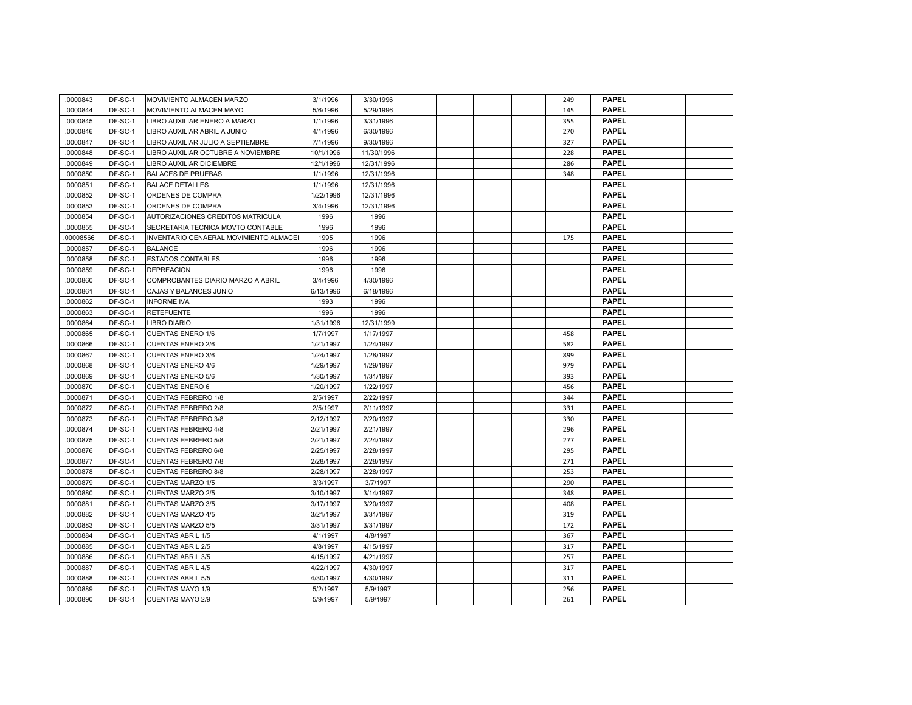| | | | | | | | | | | | | |
|---|---|---|---|---|---|---|---|---|---|---|---|---|
| .0000843 | DF-SC-1 | MOVIMIENTO ALMACEN MARZO | 3/1/1996 | 3/30/1996 | | | | | 249 | **PAPEL** | | |
| .0000844 | DF-SC-1 | MOVIMIENTO ALMACEN MAYO | 5/6/1996 | 5/29/1996 | | | | | 145 | **PAPEL** | | |
| .0000845 | DF-SC-1 | LIBRO AUXILIAR ENERO A MARZO | 1/1/1996 | 3/31/1996 | | | | | 355 | **PAPEL** | | |
| .0000846 | DF-SC-1 | LIBRO AUXILIAR ABRIL A JUNIO | 4/1/1996 | 6/30/1996 | | | | | 270 | **PAPEL** | | |
| .0000847 | DF-SC-1 | LIBRO AUXILIAR JULIO A SEPTIEMBRE | 7/1/1996 | 9/30/1996 | | | | | 327 | **PAPEL** | | |
| .0000848 | DF-SC-1 | LIBRO AUXILIAR OCTUBRE A NOVIEMBRE | 10/1/1996 | 11/30/1996 | | | | | 228 | **PAPEL** | | |
| .0000849 | DF-SC-1 | LIBRO AUXILIAR DICIEMBRE | 12/1/1996 | 12/31/1996 | | | | | 286 | **PAPEL** | | |
| .0000850 | DF-SC-1 | BALACES DE PRUEBAS | 1/1/1996 | 12/31/1996 | | | | | 348 | **PAPEL** | | |
| .0000851 | DF-SC-1 | BALACE DETALLES | 1/1/1996 | 12/31/1996 | | | | | | **PAPEL** | | |
| .0000852 | DF-SC-1 | ORDENES DE COMPRA | 1/22/1996 | 12/31/1996 | | | | | | **PAPEL** | | |
| .0000853 | DF-SC-1 | ORDENES DE COMPRA | 3/4/1996 | 12/31/1996 | | | | | | **PAPEL** | | |
| .0000854 | DF-SC-1 | AUTORIZACIONES CREDITOS MATRICULA | 1996 | 1996 | | | | | | **PAPEL** | | |
| .0000855 | DF-SC-1 | SECRETARIA TECNICA MOVTO CONTABLE | 1996 | 1996 | | | | | | **PAPEL** | | |
| .00008566 | DF-SC-1 | INVENTARIO GENAERAL MOVIMIENTO ALMACEI | 1995 | 1996 | | | | | 175 | **PAPEL** | | |
| .0000857 | DF-SC-1 | BALANCE | 1996 | 1996 | | | | | | **PAPEL** | | |
| .0000858 | DF-SC-1 | ESTADOS CONTABLES | 1996 | 1996 | | | | | | **PAPEL** | | |
| .0000859 | DF-SC-1 | DEPREACION | 1996 | 1996 | | | | | | **PAPEL** | | |
| .0000860 | DF-SC-1 | COMPROBANTES DIARIO MARZO A ABRIL | 3/4/1996 | 4/30/1996 | | | | | | **PAPEL** | | |
| .0000861 | DF-SC-1 | CAJAS Y BALANCES JUNIO | 6/13/1996 | 6/18/1996 | | | | | | **PAPEL** | | |
| .0000862 | DF-SC-1 | INFORME IVA | 1993 | 1996 | | | | | | **PAPEL** | | |
| .0000863 | DF-SC-1 | RETEFUENTE | 1996 | 1996 | | | | | | **PAPEL** | | |
| .0000864 | DF-SC-1 | LIBRO DIARIO | 1/31/1996 | 12/31/1999 | | | | | | **PAPEL** | | |
| .0000865 | DF-SC-1 | CUENTAS ENERO 1/6 | 1/7/1997 | 1/17/1997 | | | | | 458 | **PAPEL** | | |
| .0000866 | DF-SC-1 | CUENTAS ENERO 2/6 | 1/21/1997 | 1/24/1997 | | | | | 582 | **PAPEL** | | |
| .0000867 | DF-SC-1 | CUENTAS ENERO 3/6 | 1/24/1997 | 1/28/1997 | | | | | 899 | **PAPEL** | | |
| .0000868 | DF-SC-1 | CUENTAS ENERO 4/6 | 1/29/1997 | 1/29/1997 | | | | | 979 | **PAPEL** | | |
| .0000869 | DF-SC-1 | CUENTAS ENERO 5/6 | 1/30/1997 | 1/31/1997 | | | | | 393 | **PAPEL** | | |
| .0000870 | DF-SC-1 | CUENTAS ENERO 6 | 1/20/1997 | 1/22/1997 | | | | | 456 | **PAPEL** | | |
| .0000871 | DF-SC-1 | CUENTAS FEBRERO 1/8 | 2/5/1997 | 2/22/1997 | | | | | 344 | **PAPEL** | | |
| .0000872 | DF-SC-1 | CUENTAS FEBRERO 2/8 | 2/5/1997 | 2/11/1997 | | | | | 331 | **PAPEL** | | |
| .0000873 | DF-SC-1 | CUENTAS FEBRERO 3/8 | 2/12/1997 | 2/20/1997 | | | | | 330 | **PAPEL** | | |
| .0000874 | DF-SC-1 | CUENTAS FEBRERO 4/8 | 2/21/1997 | 2/21/1997 | | | | | 296 | **PAPEL** | | |
| .0000875 | DF-SC-1 | CUENTAS FEBRERO 5/8 | 2/21/1997 | 2/24/1997 | | | | | 277 | **PAPEL** | | |
| .0000876 | DF-SC-1 | CUENTAS FEBRERO 6/8 | 2/25/1997 | 2/28/1997 | | | | | 295 | **PAPEL** | | |
| .0000877 | DF-SC-1 | CUENTAS FEBRERO 7/8 | 2/28/1997 | 2/28/1997 | | | | | 271 | **PAPEL** | | |
| .0000878 | DF-SC-1 | CUENTAS FEBRERO 8/8 | 2/28/1997 | 2/28/1997 | | | | | 253 | **PAPEL** | | |
| .0000879 | DF-SC-1 | CUENTAS MARZO 1/5 | 3/3/1997 | 3/7/1997 | | | | | 290 | **PAPEL** | | |
| .0000880 | DF-SC-1 | CUENTAS MARZO 2/5 | 3/10/1997 | 3/14/1997 | | | | | 348 | **PAPEL** | | |
| .0000881 | DF-SC-1 | CUENTAS MARZO 3/5 | 3/17/1997 | 3/20/1997 | | | | | 408 | **PAPEL** | | |
| .0000882 | DF-SC-1 | CUENTAS MARZO 4/5 | 3/21/1997 | 3/31/1997 | | | | | 319 | **PAPEL** | | |
| .0000883 | DF-SC-1 | CUENTAS MARZO 5/5 | 3/31/1997 | 3/31/1997 | | | | | 172 | **PAPEL** | | |
| .0000884 | DF-SC-1 | CUENTAS ABRIL 1/5 | 4/1/1997 | 4/8/1997 | | | | | 367 | **PAPEL** | | |
| .0000885 | DF-SC-1 | CUENTAS ABRIL 2/5 | 4/8/1997 | 4/15/1997 | | | | | 317 | **PAPEL** | | |
| .0000886 | DF-SC-1 | CUENTAS ABRIL 3/5 | 4/15/1997 | 4/21/1997 | | | | | 257 | **PAPEL** | | |
| .0000887 | DF-SC-1 | CUENTAS ABRIL 4/5 | 4/22/1997 | 4/30/1997 | | | | | 317 | **PAPEL** | | |
| .0000888 | DF-SC-1 | CUENTAS ABRIL 5/5 | 4/30/1997 | 4/30/1997 | | | | | 311 | **PAPEL** | | |
| .0000889 | DF-SC-1 | CUENTAS MAYO 1/9 | 5/2/1997 | 5/9/1997 | | | | | 256 | **PAPEL** | | |
| .0000890 | DF-SC-1 | CUENTAS MAYO 2/9 | 5/9/1997 | 5/9/1997 | | | | | 261 | **PAPEL** | | |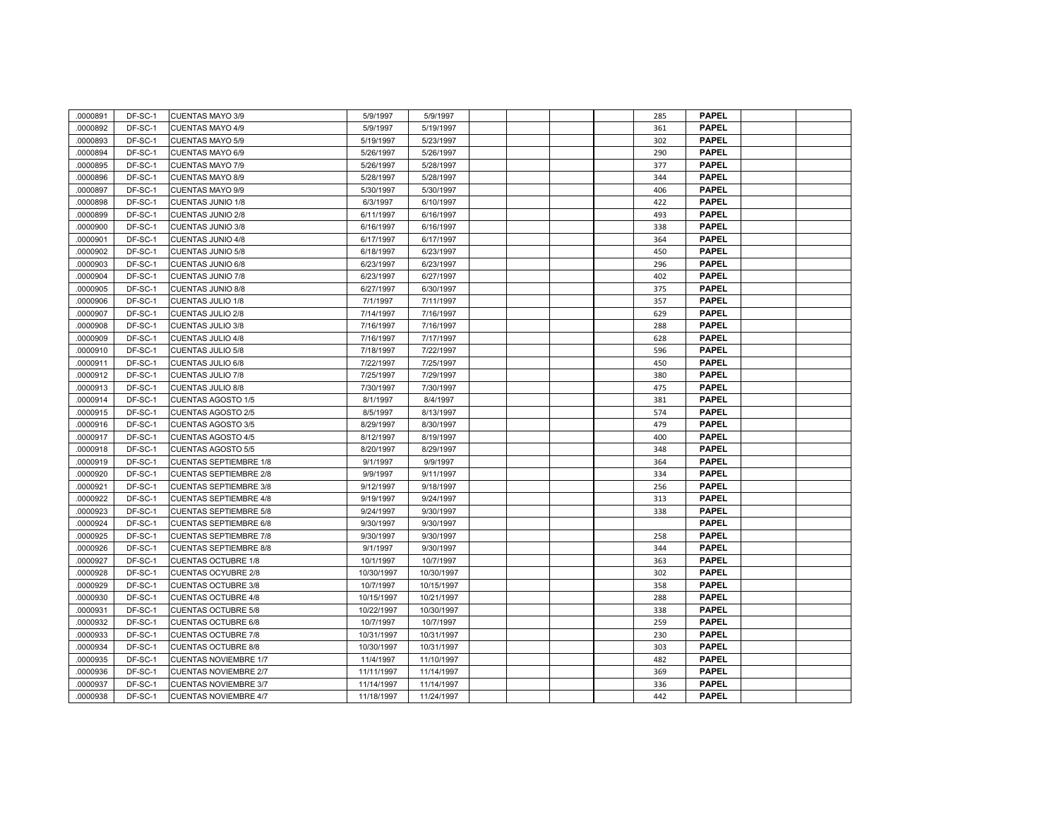| | | | | | | | | | | | | |
|---|---|---|---|---|---|---|---|---|---|---|---|---|
| .0000891 | DF-SC-1 | CUENTAS MAYO 3/9 | 5/9/1997 | 5/9/1997 | | | | | 285 | **PAPEL** | | |
| .0000892 | DF-SC-1 | CUENTAS MAYO 4/9 | 5/9/1997 | 5/19/1997 | | | | | 361 | **PAPEL** | | |
| .0000893 | DF-SC-1 | CUENTAS MAYO 5/9 | 5/19/1997 | 5/23/1997 | | | | | 302 | **PAPEL** | | |
| .0000894 | DF-SC-1 | CUENTAS MAYO 6/9 | 5/26/1997 | 5/26/1997 | | | | | 290 | **PAPEL** | | |
| .0000895 | DF-SC-1 | CUENTAS MAYO 7/9 | 5/26/1997 | 5/28/1997 | | | | | 377 | **PAPEL** | | |
| .0000896 | DF-SC-1 | CUENTAS MAYO 8/9 | 5/28/1997 | 5/28/1997 | | | | | 344 | **PAPEL** | | |
| .0000897 | DF-SC-1 | CUENTAS MAYO 9/9 | 5/30/1997 | 5/30/1997 | | | | | 406 | **PAPEL** | | |
| .0000898 | DF-SC-1 | CUENTAS JUNIO 1/8 | 6/3/1997 | 6/10/1997 | | | | | 422 | **PAPEL** | | |
| .0000899 | DF-SC-1 | CUENTAS JUNIO 2/8 | 6/11/1997 | 6/16/1997 | | | | | 493 | **PAPEL** | | |
| .0000900 | DF-SC-1 | CUENTAS JUNIO 3/8 | 6/16/1997 | 6/16/1997 | | | | | 338 | **PAPEL** | | |
| .0000901 | DF-SC-1 | CUENTAS JUNIO 4/8 | 6/17/1997 | 6/17/1997 | | | | | 364 | **PAPEL** | | |
| .0000902 | DF-SC-1 | CUENTAS JUNIO 5/8 | 6/18/1997 | 6/23/1997 | | | | | 450 | **PAPEL** | | |
| .0000903 | DF-SC-1 | CUENTAS JUNIO 6/8 | 6/23/1997 | 6/23/1997 | | | | | 296 | **PAPEL** | | |
| .0000904 | DF-SC-1 | CUENTAS JUNIO 7/8 | 6/23/1997 | 6/27/1997 | | | | | 402 | **PAPEL** | | |
| .0000905 | DF-SC-1 | CUENTAS JUNIO 8/8 | 6/27/1997 | 6/30/1997 | | | | | 375 | **PAPEL** | | |
| .0000906 | DF-SC-1 | CUENTAS JULIO 1/8 | 7/1/1997 | 7/11/1997 | | | | | 357 | **PAPEL** | | |
| .0000907 | DF-SC-1 | CUENTAS JULIO 2/8 | 7/14/1997 | 7/16/1997 | | | | | 629 | **PAPEL** | | |
| .0000908 | DF-SC-1 | CUENTAS JULIO 3/8 | 7/16/1997 | 7/16/1997 | | | | | 288 | **PAPEL** | | |
| .0000909 | DF-SC-1 | CUENTAS JULIO 4/8 | 7/16/1997 | 7/17/1997 | | | | | 628 | **PAPEL** | | |
| .0000910 | DF-SC-1 | CUENTAS JULIO 5/8 | 7/18/1997 | 7/22/1997 | | | | | 596 | **PAPEL** | | |
| .0000911 | DF-SC-1 | CUENTAS JULIO 6/8 | 7/22/1997 | 7/25/1997 | | | | | 450 | **PAPEL** | | |
| .0000912 | DF-SC-1 | CUENTAS JULIO 7/8 | 7/25/1997 | 7/29/1997 | | | | | 380 | **PAPEL** | | |
| .0000913 | DF-SC-1 | CUENTAS JULIO 8/8 | 7/30/1997 | 7/30/1997 | | | | | 475 | **PAPEL** | | |
| .0000914 | DF-SC-1 | CUENTAS AGOSTO 1/5 | 8/1/1997 | 8/4/1997 | | | | | 381 | **PAPEL** | | |
| .0000915 | DF-SC-1 | CUENTAS AGOSTO 2/5 | 8/5/1997 | 8/13/1997 | | | | | 574 | **PAPEL** | | |
| .0000916 | DF-SC-1 | CUENTAS AGOSTO 3/5 | 8/29/1997 | 8/30/1997 | | | | | 479 | **PAPEL** | | |
| .0000917 | DF-SC-1 | CUENTAS AGOSTO 4/5 | 8/12/1997 | 8/19/1997 | | | | | 400 | **PAPEL** | | |
| .0000918 | DF-SC-1 | CUENTAS AGOSTO 5/5 | 8/20/1997 | 8/29/1997 | | | | | 348 | **PAPEL** | | |
| .0000919 | DF-SC-1 | CUENTAS SEPTIEMBRE 1/8 | 9/1/1997 | 9/9/1997 | | | | | 364 | **PAPEL** | | |
| .0000920 | DF-SC-1 | CUENTAS SEPTIEMBRE 2/8 | 9/9/1997 | 9/11/1997 | | | | | 334 | **PAPEL** | | |
| .0000921 | DF-SC-1 | CUENTAS SEPTIEMBRE 3/8 | 9/12/1997 | 9/18/1997 | | | | | 256 | **PAPEL** | | |
| .0000922 | DF-SC-1 | CUENTAS SEPTIEMBRE 4/8 | 9/19/1997 | 9/24/1997 | | | | | 313 | **PAPEL** | | |
| .0000923 | DF-SC-1 | CUENTAS SEPTIEMBRE 5/8 | 9/24/1997 | 9/30/1997 | | | | | 338 | **PAPEL** | | |
| .0000924 | DF-SC-1 | CUENTAS SEPTIEMBRE 6/8 | 9/30/1997 | 9/30/1997 | | | | | | **PAPEL** | | |
| .0000925 | DF-SC-1 | CUENTAS SEPTIEMBRE 7/8 | 9/30/1997 | 9/30/1997 | | | | | 258 | **PAPEL** | | |
| .0000926 | DF-SC-1 | CUENTAS SEPTIEMBRE 8/8 | 9/1/1997 | 9/30/1997 | | | | | 344 | **PAPEL** | | |
| .0000927 | DF-SC-1 | CUENTAS OCTUBRE 1/8 | 10/1/1997 | 10/7/1997 | | | | | 363 | **PAPEL** | | |
| .0000928 | DF-SC-1 | CUENTAS OCYUBRE 2/8 | 10/30/1997 | 10/30/1997 | | | | | 302 | **PAPEL** | | |
| .0000929 | DF-SC-1 | CUENTAS OCTUBRE 3/8 | 10/7/1997 | 10/15/1997 | | | | | 358 | **PAPEL** | | |
| .0000930 | DF-SC-1 | CUENTAS OCTUBRE 4/8 | 10/15/1997 | 10/21/1997 | | | | | 288 | **PAPEL** | | |
| .0000931 | DF-SC-1 | CUENTAS OCTUBRE 5/8 | 10/22/1997 | 10/30/1997 | | | | | 338 | **PAPEL** | | |
| .0000932 | DF-SC-1 | CUENTAS OCTUBRE 6/8 | 10/7/1997 | 10/7/1997 | | | | | 259 | **PAPEL** | | |
| .0000933 | DF-SC-1 | CUENTAS OCTUBRE 7/8 | 10/31/1997 | 10/31/1997 | | | | | 230 | **PAPEL** | | |
| .0000934 | DF-SC-1 | CUENTAS OCTUBRE 8/8 | 10/30/1997 | 10/31/1997 | | | | | 303 | **PAPEL** | | |
| .0000935 | DF-SC-1 | CUENTAS NOVIEMBRE 1/7 | 11/4/1997 | 11/10/1997 | | | | | 482 | **PAPEL** | | |
| .0000936 | DF-SC-1 | CUENTAS NOVIEMBRE 2/7 | 11/11/1997 | 11/14/1997 | | | | | 369 | **PAPEL** | | |
| .0000937 | DF-SC-1 | CUENTAS NOVIEMBRE 3/7 | 11/14/1997 | 11/14/1997 | | | | | 336 | **PAPEL** | | |
| .0000938 | DF-SC-1 | CUENTAS NOVIEMBRE 4/7 | 11/18/1997 | 11/24/1997 | | | | | 442 | **PAPEL** | | |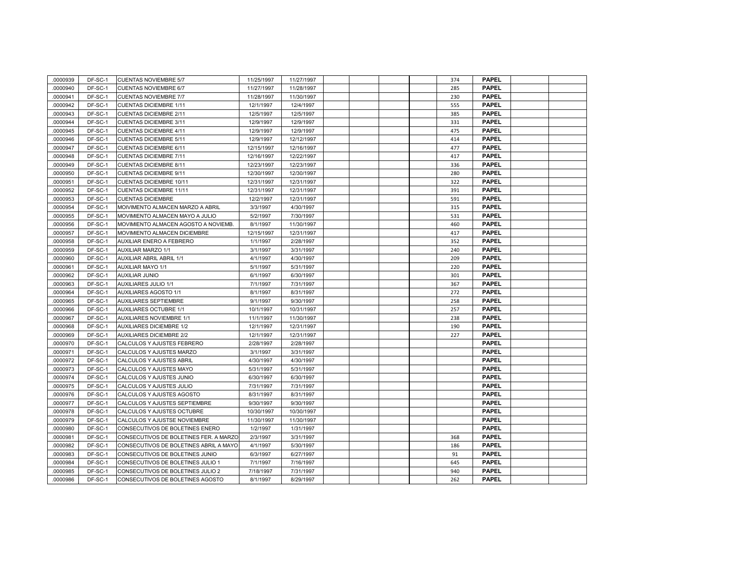| .0000939 | DF-SC-1 | CUENTAS NOVIEMBRE 5/7 | 11/25/1997 | 11/27/1997 | | | | | 374 | PAPEL | | |
|---|---|---|---|---|---|---|---|---|---|---|---|---|
| .0000940 | DF-SC-1 | CUENTAS NOVIEMBRE 6/7 | 11/27/1997 | 11/28/1997 | | | | | 285 | PAPEL | | |
| .0000941 | DF-SC-1 | CUENTAS NOVIEMBRE 7/7 | 11/28/1997 | 11/30/1997 | | | | | 230 | PAPEL | | |
| .0000942 | DF-SC-1 | CUENTAS DICIEMBRE 1/11 | 12/1/1997 | 12/4/1997 | | | | | 555 | PAPEL | | |
| .0000943 | DF-SC-1 | CUENTAS DICIEMBRE 2/11 | 12/5/1997 | 12/5/1997 | | | | | 385 | PAPEL | | |
| .0000944 | DF-SC-1 | CUENTAS DICIEMBRE 3/11 | 12/9/1997 | 12/9/1997 | | | | | 331 | PAPEL | | |
| .0000945 | DF-SC-1 | CUENTAS DICIEMBRE 4/11 | 12/9/1997 | 12/9/1997 | | | | | 475 | PAPEL | | |
| .0000946 | DF-SC-1 | CUENTAS DICIEMBRE 5/11 | 12/9/1997 | 12/12/1997 | | | | | 414 | PAPEL | | |
| .0000947 | DF-SC-1 | CUENTAS DICIEMBRE 6/11 | 12/15/1997 | 12/16/1997 | | | | | 477 | PAPEL | | |
| .0000948 | DF-SC-1 | CUENTAS DICIEMBRE 7/11 | 12/16/1997 | 12/22/1997 | | | | | 417 | PAPEL | | |
| .0000949 | DF-SC-1 | CUENTAS DICIEMBRE 8/11 | 12/23/1997 | 12/23/1997 | | | | | 336 | PAPEL | | |
| .0000950 | DF-SC-1 | CUENTAS DICIEMBRE 9/11 | 12/30/1997 | 12/30/1997 | | | | | 280 | PAPEL | | |
| .0000951 | DF-SC-1 | CUENTAS DICIEMBRE 10/11 | 12/31/1997 | 12/31/1997 | | | | | 322 | PAPEL | | |
| .0000952 | DF-SC-1 | CUENTAS DICIEMBRE 11/11 | 12/31/1997 | 12/31/1997 | | | | | 391 | PAPEL | | |
| .0000953 | DF-SC-1 | CUENTAS DICIEMBRE | 12/2/1997 | 12/31/1997 | | | | | 591 | PAPEL | | |
| .0000954 | DF-SC-1 | MOIVIMIENTO ALMACEN MARZO A ABRIL | 3/3/1997 | 4/30/1997 | | | | | 315 | PAPEL | | |
| .0000955 | DF-SC-1 | MOVIMIENTO ALMACEN MAYO A JULIO | 5/2/1997 | 7/30/1997 | | | | | 531 | PAPEL | | |
| .0000956 | DF-SC-1 | MOVIMIENTO ALMACEN AGOSTO A NOVIEMB. | 8/1/1997 | 11/30/1997 | | | | | 460 | PAPEL | | |
| .0000957 | DF-SC-1 | MOVIMIENTO ALMACEN DICIEMBRE | 12/15/1997 | 12/31/1997 | | | | | 417 | PAPEL | | |
| .0000958 | DF-SC-1 | AUXILIAR ENERO A FEBRERO | 1/1/1997 | 2/28/1997 | | | | | 352 | PAPEL | | |
| .0000959 | DF-SC-1 | AUXILIAR MARZO 1/1 | 3/1/1997 | 3/31/1997 | | | | | 240 | PAPEL | | |
| .0000960 | DF-SC-1 | AUXILIAR ABRIL ABRIL 1/1 | 4/1/1997 | 4/30/1997 | | | | | 209 | PAPEL | | |
| .0000961 | DF-SC-1 | AUXILIAR MAYO 1/1 | 5/1/1997 | 5/31/1997 | | | | | 220 | PAPEL | | |
| .0000962 | DF-SC-1 | AUXILIAR JUNIO | 6/1/1997 | 6/30/1997 | | | | | 301 | PAPEL | | |
| .0000963 | DF-SC-1 | AUXILIARES JULIO 1/1 | 7/1/1997 | 7/31/1997 | | | | | 367 | PAPEL | | |
| .0000964 | DF-SC-1 | AUXILIARES AGOSTO 1/1 | 8/1/1997 | 8/31/1997 | | | | | 272 | PAPEL | | |
| .0000965 | DF-SC-1 | AUXILIARES SEPTIEMBRE | 9/1/1997 | 9/30/1997 | | | | | 258 | PAPEL | | |
| .0000966 | DF-SC-1 | AUXILIARES OCTUBRE 1/1 | 10/1/1997 | 10/31/1997 | | | | | 257 | PAPEL | | |
| .0000967 | DF-SC-1 | AUXILIARES NOVIEMBRE 1/1 | 11/1/1997 | 11/30/1997 | | | | | 238 | PAPEL | | |
| .0000968 | DF-SC-1 | AUXILIARES DICIEMBRE 1/2 | 12/1/1997 | 12/31/1997 | | | | | 190 | PAPEL | | |
| .0000969 | DF-SC-1 | AUXILIARES DICIEMBRE 2/2 | 12/1/1997 | 12/31/1997 | | | | | 227 | PAPEL | | |
| .0000970 | DF-SC-1 | CALCULOS Y AJUSTES FEBRERO | 2/28/1997 | 2/28/1997 | | | | | | PAPEL | | |
| .0000971 | DF-SC-1 | CALCULOS Y AJUSTES MARZO | 3/1/1997 | 3/31/1997 | | | | | | PAPEL | | |
| .0000972 | DF-SC-1 | CALCULOS Y AJUSTES ABRIL | 4/30/1997 | 4/30/1997 | | | | | | PAPEL | | |
| .0000973 | DF-SC-1 | CALCULOS Y AJUSTES MAYO | 5/31/1997 | 5/31/1997 | | | | | | PAPEL | | |
| .0000974 | DF-SC-1 | CALCULOS Y AJUSTES JUNIO | 6/30/1997 | 6/30/1997 | | | | | | PAPEL | | |
| .0000975 | DF-SC-1 | CALCULOS Y AJUSTES JULIO | 7/31/1997 | 7/31/1997 | | | | | | PAPEL | | |
| .0000976 | DF-SC-1 | CALCULOS Y AJUSTES AGOSTO | 8/31/1997 | 8/31/1997 | | | | | | PAPEL | | |
| .0000977 | DF-SC-1 | CALCULOS Y AJUSTES SEPTIEMBRE | 9/30/1997 | 9/30/1997 | | | | | | PAPEL | | |
| .0000978 | DF-SC-1 | CALCULOS Y AJUSTES OCTUBRE | 10/30/1997 | 10/30/1997 | | | | | | PAPEL | | |
| .0000979 | DF-SC-1 | CALCULOS Y AJUSTSE NOVIEMBRE | 11/30/1997 | 11/30/1997 | | | | | | PAPEL | | |
| .0000980 | DF-SC-1 | CONSECUTIVOS DE BOLETINES ENERO | 1/2/1997 | 1/31/1997 | | | | | | PAPEL | | |
| .0000981 | DF-SC-1 | CONSECUTIVOS DE BOLETINES FER. A MARZO | 2/3/1997 | 3/31/1997 | | | | | 368 | PAPEL | | |
| .0000982 | DF-SC-1 | CONSECUTIVOS DE BOLETINES ABRIL A MAYO | 4/1/1997 | 5/30/1997 | | | | | 186 | PAPEL | | |
| .0000983 | DF-SC-1 | CONSECUTIVOS DE BOLETINES JUNIO | 6/3/1997 | 6/27/1997 | | | | | 91 | PAPEL | | |
| .0000984 | DF-SC-1 | CONSECUTIVOS DE BOLETINES JULIO 1 | 7/1/1997 | 7/16/1997 | | | | | 645 | PAPEL | | |
| .0000985 | DF-SC-1 | CONSECUTIVOS DE BOLETINES JULIO 2 | 7/18/1997 | 7/31/1997 | | | | | 940 | PAPEL | | |
| .0000986 | DF-SC-1 | CONSECUTIVOS DE BOLETINES AGOSTO | 8/1/1997 | 8/29/1997 | | | | | 262 | PAPEL | | |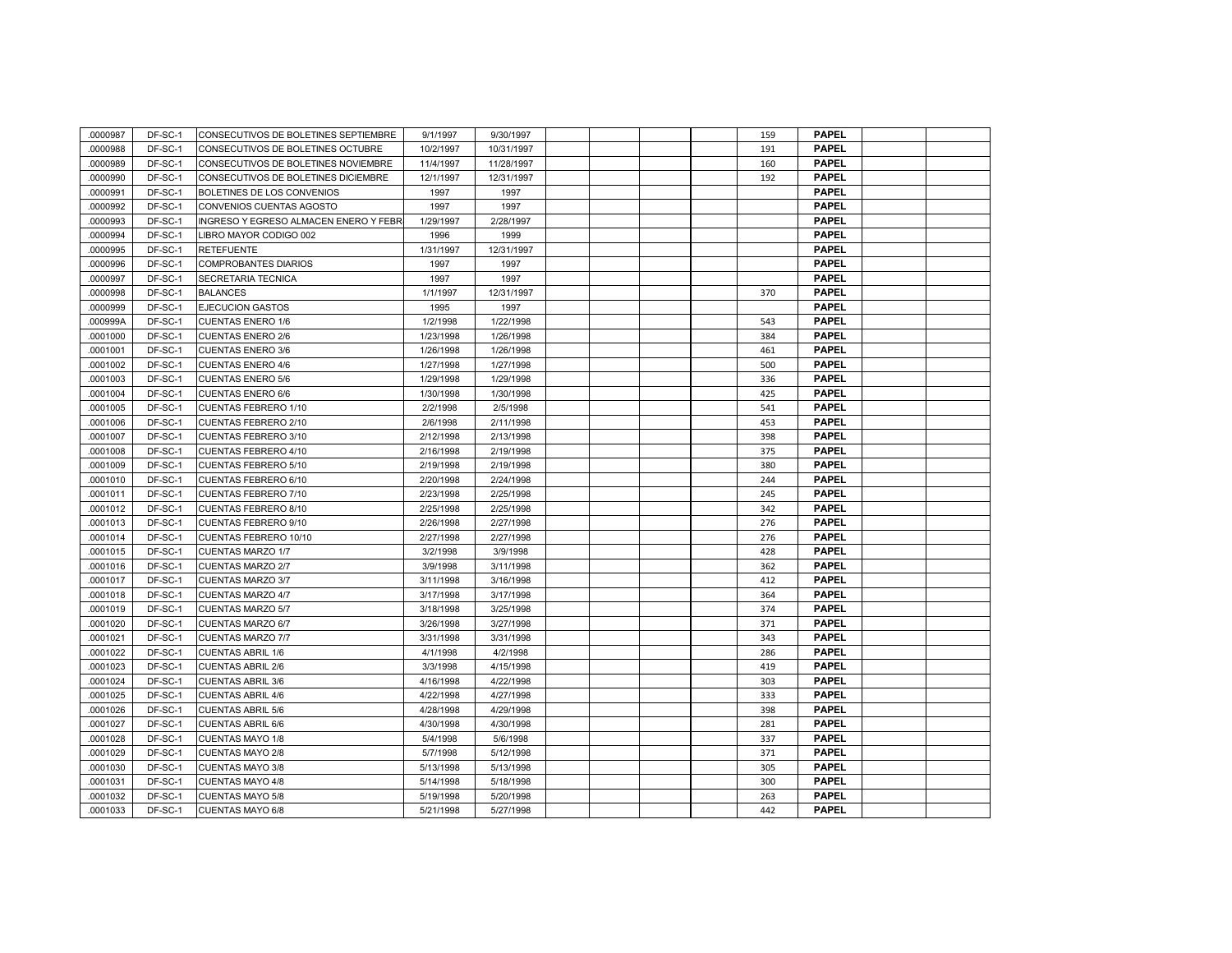| .0000987 | DF-SC-1 | CONSECUTIVOS DE BOLETINES SEPTIEMBRE | 9/1/1997 | 9/30/1997 | | | | | 159 | PAPEL | | |
|---|---|---|---|---|---|---|---|---|---|---|---|---|
| .0000988 | DF-SC-1 | CONSECUTIVOS DE BOLETINES OCTUBRE | 10/2/1997 | 10/31/1997 | | | | | 191 | PAPEL | | |
| .0000989 | DF-SC-1 | CONSECUTIVOS DE BOLETINES NOVIEMBRE | 11/4/1997 | 11/28/1997 | | | | | 160 | PAPEL | | |
| .0000990 | DF-SC-1 | CONSECUTIVOS DE BOLETINES DICIEMBRE | 12/1/1997 | 12/31/1997 | | | | | 192 | PAPEL | | |
| .0000991 | DF-SC-1 | BOLETINES DE LOS CONVENIOS | 1997 | 1997 | | | | | | PAPEL | | |
| .0000992 | DF-SC-1 | CONVENIOS CUENTAS AGOSTO | 1997 | 1997 | | | | | | PAPEL | | |
| .0000993 | DF-SC-1 | INGRESO Y EGRESO ALMACEN ENERO Y FEBR | 1/29/1997 | 2/28/1997 | | | | | | PAPEL | | |
| .0000994 | DF-SC-1 | LIBRO MAYOR CODIGO 002 | 1996 | 1999 | | | | | | PAPEL | | |
| .0000995 | DF-SC-1 | RETEFUENTE | 1/31/1997 | 12/31/1997 | | | | | | PAPEL | | |
| .0000996 | DF-SC-1 | COMPROBANTES DIARIOS | 1997 | 1997 | | | | | | PAPEL | | |
| .0000997 | DF-SC-1 | SECRETARIA TECNICA | 1997 | 1997 | | | | | | PAPEL | | |
| .0000998 | DF-SC-1 | BALANCES | 1/1/1997 | 12/31/1997 | | | | | 370 | PAPEL | | |
| .0000999 | DF-SC-1 | EJECUCION GASTOS | 1995 | 1997 | | | | | | PAPEL | | |
| .000999A | DF-SC-1 | CUENTAS ENERO 1/6 | 1/2/1998 | 1/22/1998 | | | | | 543 | PAPEL | | |
| .0001000 | DF-SC-1 | CUENTAS ENERO 2/6 | 1/23/1998 | 1/26/1998 | | | | | 384 | PAPEL | | |
| .0001001 | DF-SC-1 | CUENTAS ENERO 3/6 | 1/26/1998 | 1/26/1998 | | | | | 461 | PAPEL | | |
| .0001002 | DF-SC-1 | CUENTAS ENERO 4/6 | 1/27/1998 | 1/27/1998 | | | | | 500 | PAPEL | | |
| .0001003 | DF-SC-1 | CUENTAS ENERO 5/6 | 1/29/1998 | 1/29/1998 | | | | | 336 | PAPEL | | |
| .0001004 | DF-SC-1 | CUENTAS ENERO 6/6 | 1/30/1998 | 1/30/1998 | | | | | 425 | PAPEL | | |
| .0001005 | DF-SC-1 | CUENTAS FEBRERO 1/10 | 2/2/1998 | 2/5/1998 | | | | | 541 | PAPEL | | |
| .0001006 | DF-SC-1 | CUENTAS FEBRERO 2/10 | 2/6/1998 | 2/11/1998 | | | | | 453 | PAPEL | | |
| .0001007 | DF-SC-1 | CUENTAS FEBRERO 3/10 | 2/12/1998 | 2/13/1998 | | | | | 398 | PAPEL | | |
| .0001008 | DF-SC-1 | CUENTAS FEBRERO 4/10 | 2/16/1998 | 2/19/1998 | | | | | 375 | PAPEL | | |
| .0001009 | DF-SC-1 | CUENTAS FEBRERO 5/10 | 2/19/1998 | 2/19/1998 | | | | | 380 | PAPEL | | |
| .0001010 | DF-SC-1 | CUENTAS FEBRERO 6/10 | 2/20/1998 | 2/24/1998 | | | | | 244 | PAPEL | | |
| .0001011 | DF-SC-1 | CUENTAS FEBRERO 7/10 | 2/23/1998 | 2/25/1998 | | | | | 245 | PAPEL | | |
| .0001012 | DF-SC-1 | CUENTAS FEBRERO 8/10 | 2/25/1998 | 2/25/1998 | | | | | 342 | PAPEL | | |
| .0001013 | DF-SC-1 | CUENTAS FEBRERO 9/10 | 2/26/1998 | 2/27/1998 | | | | | 276 | PAPEL | | |
| .0001014 | DF-SC-1 | CUENTAS FEBRERO 10/10 | 2/27/1998 | 2/27/1998 | | | | | 276 | PAPEL | | |
| .0001015 | DF-SC-1 | CUENTAS MARZO 1/7 | 3/2/1998 | 3/9/1998 | | | | | 428 | PAPEL | | |
| .0001016 | DF-SC-1 | CUENTAS MARZO 2/7 | 3/9/1998 | 3/11/1998 | | | | | 362 | PAPEL | | |
| .0001017 | DF-SC-1 | CUENTAS MARZO 3/7 | 3/11/1998 | 3/16/1998 | | | | | 412 | PAPEL | | |
| .0001018 | DF-SC-1 | CUENTAS MARZO 4/7 | 3/17/1998 | 3/17/1998 | | | | | 364 | PAPEL | | |
| .0001019 | DF-SC-1 | CUENTAS MARZO 5/7 | 3/18/1998 | 3/25/1998 | | | | | 374 | PAPEL | | |
| .0001020 | DF-SC-1 | CUENTAS MARZO 6/7 | 3/26/1998 | 3/27/1998 | | | | | 371 | PAPEL | | |
| .0001021 | DF-SC-1 | CUENTAS MARZO 7/7 | 3/31/1998 | 3/31/1998 | | | | | 343 | PAPEL | | |
| .0001022 | DF-SC-1 | CUENTAS ABRIL 1/6 | 4/1/1998 | 4/2/1998 | | | | | 286 | PAPEL | | |
| .0001023 | DF-SC-1 | CUENTAS ABRIL 2/6 | 3/3/1998 | 4/15/1998 | | | | | 419 | PAPEL | | |
| .0001024 | DF-SC-1 | CUENTAS ABRIL 3/6 | 4/16/1998 | 4/22/1998 | | | | | 303 | PAPEL | | |
| .0001025 | DF-SC-1 | CUENTAS ABRIL 4/6 | 4/22/1998 | 4/27/1998 | | | | | 333 | PAPEL | | |
| .0001026 | DF-SC-1 | CUENTAS ABRIL 5/6 | 4/28/1998 | 4/29/1998 | | | | | 398 | PAPEL | | |
| .0001027 | DF-SC-1 | CUENTAS ABRIL 6/6 | 4/30/1998 | 4/30/1998 | | | | | 281 | PAPEL | | |
| .0001028 | DF-SC-1 | CUENTAS MAYO 1/8 | 5/4/1998 | 5/6/1998 | | | | | 337 | PAPEL | | |
| .0001029 | DF-SC-1 | CUENTAS MAYO 2/8 | 5/7/1998 | 5/12/1998 | | | | | 371 | PAPEL | | |
| .0001030 | DF-SC-1 | CUENTAS MAYO 3/8 | 5/13/1998 | 5/13/1998 | | | | | 305 | PAPEL | | |
| .0001031 | DF-SC-1 | CUENTAS MAYO 4/8 | 5/14/1998 | 5/18/1998 | | | | | 300 | PAPEL | | |
| .0001032 | DF-SC-1 | CUENTAS MAYO 5/8 | 5/19/1998 | 5/20/1998 | | | | | 263 | PAPEL | | |
| .0001033 | DF-SC-1 | CUENTAS MAYO 6/8 | 5/21/1998 | 5/27/1998 | | | | | 442 | PAPEL | | |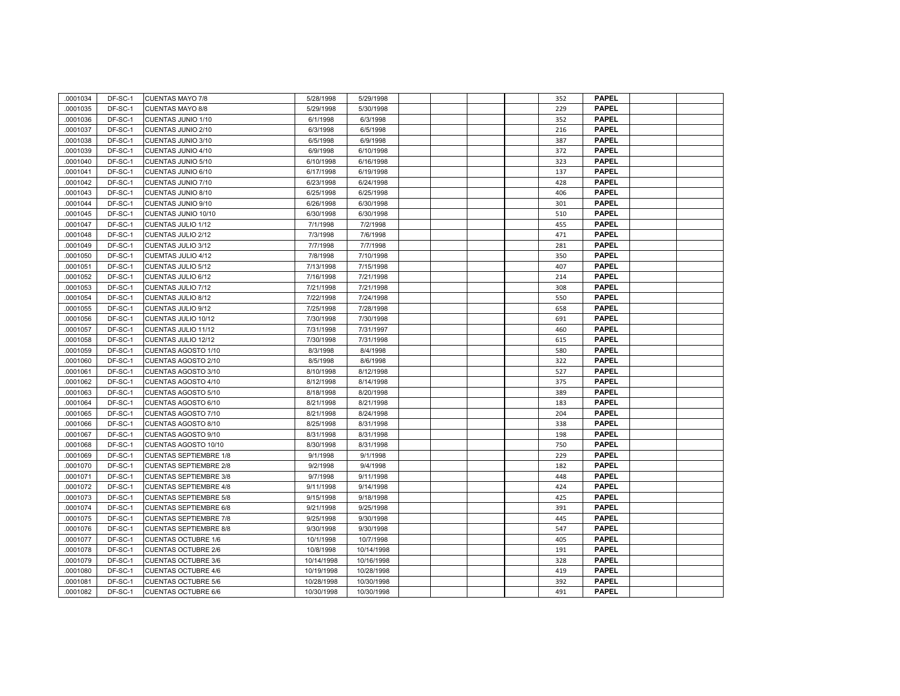| .0001034 | DF-SC-1 | CUENTAS MAYO 7/8 | 5/28/1998 | 5/29/1998 | | | | | 352 | **PAPEL** | | |
|---|---|---|---|---|---|---|---|---|---|---|---|---|
| .0001035 | DF-SC-1 | CUENTAS MAYO 8/8 | 5/29/1998 | 5/30/1998 | | | | | 229 | **PAPEL** | | |
| .0001036 | DF-SC-1 | CUENTAS JUNIO 1/10 | 6/1/1998 | 6/3/1998 | | | | | 352 | **PAPEL** | | |
| .0001037 | DF-SC-1 | CUENTAS JUNIO 2/10 | 6/3/1998 | 6/5/1998 | | | | | 216 | **PAPEL** | | |
| .0001038 | DF-SC-1 | CUENTAS JUNIO 3/10 | 6/5/1998 | 6/9/1998 | | | | | 387 | **PAPEL** | | |
| .0001039 | DF-SC-1 | CUENTAS JUNIO 4/10 | 6/9/1998 | 6/10/1998 | | | | | 372 | **PAPEL** | | |
| .0001040 | DF-SC-1 | CUENTAS JUNIO 5/10 | 6/10/1998 | 6/16/1998 | | | | | 323 | **PAPEL** | | |
| .0001041 | DF-SC-1 | CUENTAS JUNIO 6/10 | 6/17/1998 | 6/19/1998 | | | | | 137 | **PAPEL** | | |
| .0001042 | DF-SC-1 | CUENTAS JUNIO 7/10 | 6/23/1998 | 6/24/1998 | | | | | 428 | **PAPEL** | | |
| .0001043 | DF-SC-1 | CUENTAS JUNIO 8/10 | 6/25/1998 | 6/25/1998 | | | | | 406 | **PAPEL** | | |
| .0001044 | DF-SC-1 | CUENTAS JUNIO 9/10 | 6/26/1998 | 6/30/1998 | | | | | 301 | **PAPEL** | | |
| .0001045 | DF-SC-1 | CUENTAS JUNIO 10/10 | 6/30/1998 | 6/30/1998 | | | | | 510 | **PAPEL** | | |
| .0001047 | DF-SC-1 | CUENTAS JULIO 1/12 | 7/1/1998 | 7/2/1998 | | | | | 455 | **PAPEL** | | |
| .0001048 | DF-SC-1 | CUENTAS JULIO 2/12 | 7/3/1998 | 7/6/1998 | | | | | 471 | **PAPEL** | | |
| .0001049 | DF-SC-1 | CUENTAS JULIO 3/12 | 7/7/1998 | 7/7/1998 | | | | | 281 | **PAPEL** | | |
| .0001050 | DF-SC-1 | CUEMTAS JULIO 4/12 | 7/8/1998 | 7/10/1998 | | | | | 350 | **PAPEL** | | |
| .0001051 | DF-SC-1 | CUENTAS JULIO 5/12 | 7/13/1998 | 7/15/1998 | | | | | 407 | **PAPEL** | | |
| .0001052 | DF-SC-1 | CUENTAS JULIO 6/12 | 7/16/1998 | 7/21/1998 | | | | | 214 | **PAPEL** | | |
| .0001053 | DF-SC-1 | CUENTAS JULIO 7/12 | 7/21/1998 | 7/21/1998 | | | | | 308 | **PAPEL** | | |
| .0001054 | DF-SC-1 | CUENTAS JULIO 8/12 | 7/22/1998 | 7/24/1998 | | | | | 550 | **PAPEL** | | |
| .0001055 | DF-SC-1 | CUENTAS JULIO 9/12 | 7/25/1998 | 7/28/1998 | | | | | 658 | **PAPEL** | | |
| .0001056 | DF-SC-1 | CUENTAS JULIO 10/12 | 7/30/1998 | 7/30/1998 | | | | | 691 | **PAPEL** | | |
| .0001057 | DF-SC-1 | CUENTAS JULIO 11/12 | 7/31/1998 | 7/31/1997 | | | | | 460 | **PAPEL** | | |
| .0001058 | DF-SC-1 | CUENTAS JULIO 12/12 | 7/30/1998 | 7/31/1998 | | | | | 615 | **PAPEL** | | |
| .0001059 | DF-SC-1 | CUENTAS AGOSTO 1/10 | 8/3/1998 | 8/4/1998 | | | | | 580 | **PAPEL** | | |
| .0001060 | DF-SC-1 | CUENTAS AGOSTO 2/10 | 8/5/1998 | 8/6/1998 | | | | | 322 | **PAPEL** | | |
| .0001061 | DF-SC-1 | CUENTAS AGOSTO 3/10 | 8/10/1998 | 8/12/1998 | | | | | 527 | **PAPEL** | | |
| .0001062 | DF-SC-1 | CUENTAS AGOSTO 4/10 | 8/12/1998 | 8/14/1998 | | | | | 375 | **PAPEL** | | |
| .0001063 | DF-SC-1 | CUENTAS AGOSTO 5/10 | 8/18/1998 | 8/20/1998 | | | | | 389 | **PAPEL** | | |
| .0001064 | DF-SC-1 | CUENTAS AGOSTO 6/10 | 8/21/1998 | 8/21/1998 | | | | | 183 | **PAPEL** | | |
| .0001065 | DF-SC-1 | CUENTAS AGOSTO 7/10 | 8/21/1998 | 8/24/1998 | | | | | 204 | **PAPEL** | | |
| .0001066 | DF-SC-1 | CUENTAS AGOSTO 8/10 | 8/25/1998 | 8/31/1998 | | | | | 338 | **PAPEL** | | |
| .0001067 | DF-SC-1 | CUENTAS AGOSTO 9/10 | 8/31/1998 | 8/31/1998 | | | | | 198 | **PAPEL** | | |
| .0001068 | DF-SC-1 | CUENTAS AGOSTO 10/10 | 8/30/1998 | 8/31/1998 | | | | | 750 | **PAPEL** | | |
| .0001069 | DF-SC-1 | CUENTAS SEPTIEMBRE 1/8 | 9/1/1998 | 9/1/1998 | | | | | 229 | **PAPEL** | | |
| .0001070 | DF-SC-1 | CUENTAS SEPTIEMBRE 2/8 | 9/2/1998 | 9/4/1998 | | | | | 182 | **PAPEL** | | |
| .0001071 | DF-SC-1 | CUENTAS SEPTIEMBRE 3/8 | 9/7/1998 | 9/11/1998 | | | | | 448 | **PAPEL** | | |
| .0001072 | DF-SC-1 | CUENTAS SEPTIEMBRE 4/8 | 9/11/1998 | 9/14/1998 | | | | | 424 | **PAPEL** | | |
| .0001073 | DF-SC-1 | CUENTAS SEPTIEMBRE 5/8 | 9/15/1998 | 9/18/1998 | | | | | 425 | **PAPEL** | | |
| .0001074 | DF-SC-1 | CUENTAS SEPTIEMBRE 6/8 | 9/21/1998 | 9/25/1998 | | | | | 391 | **PAPEL** | | |
| .0001075 | DF-SC-1 | CUENTAS SEPTIEMBRE 7/8 | 9/25/1998 | 9/30/1998 | | | | | 445 | **PAPEL** | | |
| .0001076 | DF-SC-1 | CUENTAS SEPTIEMBRE 8/8 | 9/30/1998 | 9/30/1998 | | | | | 547 | **PAPEL** | | |
| .0001077 | DF-SC-1 | CUENTAS OCTUBRE 1/6 | 10/1/1998 | 10/7/1998 | | | | | 405 | **PAPEL** | | |
| .0001078 | DF-SC-1 | CUENTAS OCTUBRE 2/6 | 10/8/1998 | 10/14/1998 | | | | | 191 | **PAPEL** | | |
| .0001079 | DF-SC-1 | CUENTAS OCTUBRE 3/6 | 10/14/1998 | 10/16/1998 | | | | | 328 | **PAPEL** | | |
| .0001080 | DF-SC-1 | CUENTAS OCTUBRE 4/6 | 10/19/1998 | 10/28/1998 | | | | | 419 | **PAPEL** | | |
| .0001081 | DF-SC-1 | CUENTAS OCTUBRE 5/6 | 10/28/1998 | 10/30/1998 | | | | | 392 | **PAPEL** | | |
| .0001082 | DF-SC-1 | CUENTAS OCTUBRE 6/6 | 10/30/1998 | 10/30/1998 | | | | | 491 | **PAPEL** | | |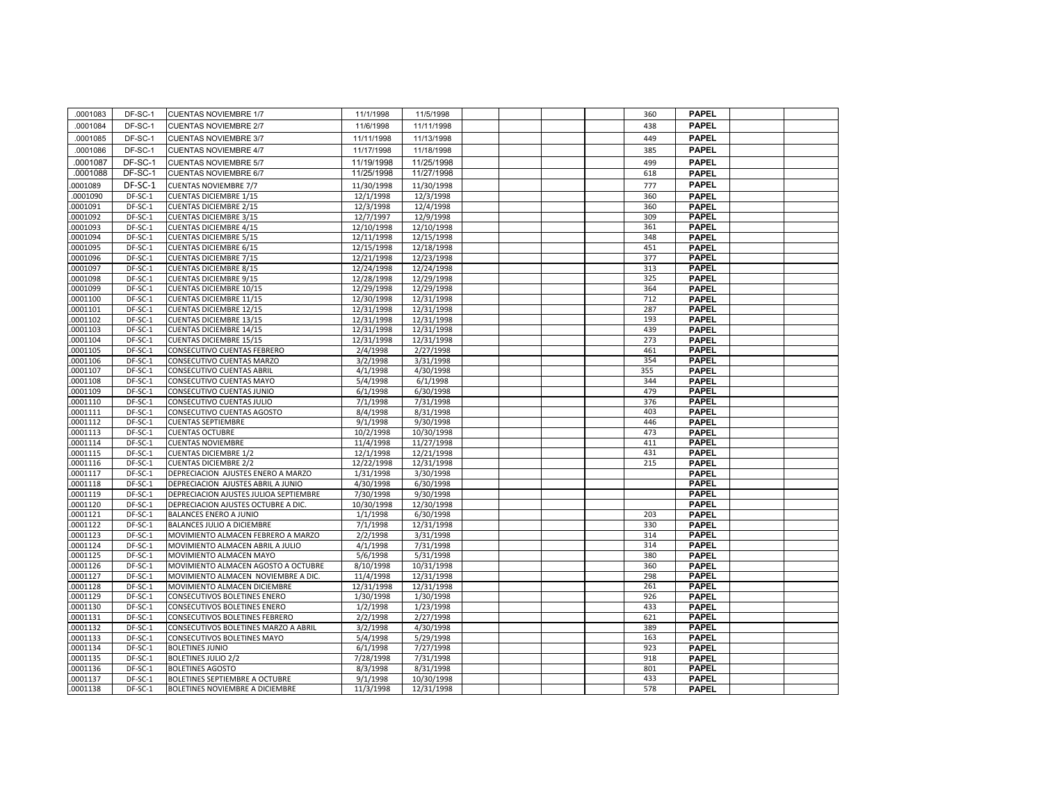| .0001083 | DF-SC-1 | CUENTAS NOVIEMBRE 1/7 | 11/1/1998 | 11/5/1998 | | | | | 360 | PAPEL | | |
|---|---|---|---|---|---|---|---|---|---|---|---|---|
| .0001084 | DF-SC-1 | CUENTAS NOVIEMBRE 2/7 | 11/6/1998 | 11/11/1998 | | | | | 438 | PAPEL | | |
| .0001085 | DF-SC-1 | CUENTAS NOVIEMBRE 3/7 | 11/11/1998 | 11/13/1998 | | | | | 449 | PAPEL | | |
| .0001086 | DF-SC-1 | CUENTAS NOVIEMBRE 4/7 | 11/17/1998 | 11/18/1998 | | | | | 385 | PAPEL | | |
| .0001087 | DF-SC-1 | CUENTAS NOVIEMBRE 5/7 | 11/19/1998 | 11/25/1998 | | | | | 499 | PAPEL | | |
| .0001088 | DF-SC-1 | CUENTAS NOVIEMBRE 6/7 | 11/25/1998 | 11/27/1998 | | | | | 618 | PAPEL | | |
| .0001089 | DF-SC-1 | CUENTAS NOVIEMBRE 7/7 | 11/30/1998 | 11/30/1998 | | | | | 777 | PAPEL | | |
| .0001090 | DF-SC-1 | CUENTAS DICIEMBRE 1/15 | 12/1/1998 | 12/3/1998 | | | | | 360 | PAPEL | | |
| .0001091 | DF-SC-1 | CUENTAS DICIEMBRE 2/15 | 12/3/1998 | 12/4/1998 | | | | | 360 | PAPEL | | |
| .0001092 | DF-SC-1 | CUENTAS DICIEMBRE 3/15 | 12/7/1997 | 12/9/1998 | | | | | 309 | PAPEL | | |
| .0001093 | DF-SC-1 | CUENTAS DICIEMBRE 4/15 | 12/10/1998 | 12/10/1998 | | | | | 361 | PAPEL | | |
| .0001094 | DF-SC-1 | CUENTAS DICIEMBRE 5/15 | 12/11/1998 | 12/15/1998 | | | | | 348 | PAPEL | | |
| .0001095 | DF-SC-1 | CUENTAS DICIEMBRE 6/15 | 12/15/1998 | 12/18/1998 | | | | | 451 | PAPEL | | |
| .0001096 | DF-SC-1 | CUENTAS DICIEMBRE 7/15 | 12/21/1998 | 12/23/1998 | | | | | 377 | PAPEL | | |
| .0001097 | DF-SC-1 | CUENTAS DICIEMBRE 8/15 | 12/24/1998 | 12/24/1998 | | | | | 313 | PAPEL | | |
| .0001098 | DF-SC-1 | CUENTAS DICIEMBRE 9/15 | 12/28/1998 | 12/29/1998 | | | | | 325 | PAPEL | | |
| .0001099 | DF-SC-1 | CUENTAS DICIEMBRE 10/15 | 12/29/1998 | 12/29/1998 | | | | | 364 | PAPEL | | |
| .0001100 | DF-SC-1 | CUENTAS DICIEMBRE 11/15 | 12/30/1998 | 12/31/1998 | | | | | 712 | PAPEL | | |
| .0001101 | DF-SC-1 | CUENTAS DICIEMBRE 12/15 | 12/31/1998 | 12/31/1998 | | | | | 287 | PAPEL | | |
| .0001102 | DF-SC-1 | CUENTAS DICIEMBRE 13/15 | 12/31/1998 | 12/31/1998 | | | | | 193 | PAPEL | | |
| .0001103 | DF-SC-1 | CUENTAS DICIEMBRE 14/15 | 12/31/1998 | 12/31/1998 | | | | | 439 | PAPEL | | |
| .0001104 | DF-SC-1 | CUENTAS DICIEMBRE 15/15 | 12/31/1998 | 12/31/1998 | | | | | 273 | PAPEL | | |
| .0001105 | DF-SC-1 | CONSECUTIVO CUENTAS FEBRERO | 2/4/1998 | 2/27/1998 | | | | | 461 | PAPEL | | |
| .0001106 | DF-SC-1 | CONSECUTIVO CUENTAS MARZO | 3/2/1998 | 3/31/1998 | | | | | 354 | PAPEL | | |
| .0001107 | DF-SC-1 | CONSECUTIVO CUENTAS ABRIL | 4/1/1998 | 4/30/1998 | | | | | 355 | PAPEL | | |
| .0001108 | DF-SC-1 | CONSECUTIVO CUENTAS MAYO | 5/4/1998 | 6/1/1998 | | | | | 344 | PAPEL | | |
| .0001109 | DF-SC-1 | CONSECUTIVO CUENTAS JUNIO | 6/1/1998 | 6/30/1998 | | | | | 479 | PAPEL | | |
| .0001110 | DF-SC-1 | CONSECUTIVO CUENTAS JULIO | 7/1/1998 | 7/31/1998 | | | | | 376 | PAPEL | | |
| .0001111 | DF-SC-1 | CONSECUTIVO CUENTAS AGOSTO | 8/4/1998 | 8/31/1998 | | | | | 403 | PAPEL | | |
| .0001112 | DF-SC-1 | CUENTAS SEPTIEMBRE | 9/1/1998 | 9/30/1998 | | | | | 446 | PAPEL | | |
| .0001113 | DF-SC-1 | CUENTAS OCTUBRE | 10/2/1998 | 10/30/1998 | | | | | 473 | PAPEL | | |
| .0001114 | DF-SC-1 | CUENTAS NOVIEMBRE | 11/4/1998 | 11/27/1998 | | | | | 411 | PAPEL | | |
| .0001115 | DF-SC-1 | CUENTAS DICIEMBRE 1/2 | 12/1/1998 | 12/21/1998 | | | | | 431 | PAPEL | | |
| .0001116 | DF-SC-1 | CUENTAS DICIEMBRE 2/2 | 12/22/1998 | 12/31/1998 | | | | | 215 | PAPEL | | |
| .0001117 | DF-SC-1 | DEPRECIACION AJUSTES ENERO A MARZO | 1/31/1998 | 3/30/1998 | | | | | | PAPEL | | |
| .0001118 | DF-SC-1 | DEPRECIACION AJUSTES ABRIL A JUNIO | 4/30/1998 | 6/30/1998 | | | | | | PAPEL | | |
| .0001119 | DF-SC-1 | DEPRECIACION AJUSTES JULIOA SEPTIEMBRE | 7/30/1998 | 9/30/1998 | | | | | | PAPEL | | |
| .0001120 | DF-SC-1 | DEPRECIACION AJUSTES OCTUBRE A DIC. | 10/30/1998 | 12/30/1998 | | | | | | PAPEL | | |
| .0001121 | DF-SC-1 | BALANCES ENERO A JUNIO | 1/1/1998 | 6/30/1998 | | | | | 203 | PAPEL | | |
| .0001122 | DF-SC-1 | BALANCES JULIO A DICIEMBRE | 7/1/1998 | 12/31/1998 | | | | | 330 | PAPEL | | |
| .0001123 | DF-SC-1 | MOVIMIENTO ALMACEN FEBRERO A MARZO | 2/2/1998 | 3/31/1998 | | | | | 314 | PAPEL | | |
| .0001124 | DF-SC-1 | MOVIMIENTO ALMACEN ABRIL A JULIO | 4/1/1998 | 7/31/1998 | | | | | 314 | PAPEL | | |
| .0001125 | DF-SC-1 | MOVIMIENTO ALMACEN MAYO | 5/6/1998 | 5/31/1998 | | | | | 380 | PAPEL | | |
| .0001126 | DF-SC-1 | MOVIMIENTO ALMACEN AGOSTO A OCTUBRE | 8/10/1998 | 10/31/1998 | | | | | 360 | PAPEL | | |
| .0001127 | DF-SC-1 | MOVIMIENTO ALMACEN NOVIEMBRE A DIC. | 11/4/1998 | 12/31/1998 | | | | | 298 | PAPEL | | |
| .0001128 | DF-SC-1 | MOVIMIENTO ALMACEN DICIEMBRE | 12/31/1998 | 12/31/1998 | | | | | 261 | PAPEL | | |
| .0001129 | DF-SC-1 | CONSECUTIVOS BOLETINES ENERO | 1/30/1998 | 1/30/1998 | | | | | 926 | PAPEL | | |
| .0001130 | DF-SC-1 | CONSECUTIVOS BOLETINES ENERO | 1/2/1998 | 1/23/1998 | | | | | 433 | PAPEL | | |
| .0001131 | DF-SC-1 | CONSECUTIVOS BOLETINES FEBRERO | 2/2/1998 | 2/27/1998 | | | | | 621 | PAPEL | | |
| .0001132 | DF-SC-1 | CONSECUTIVOS BOLETINES MARZO A ABRIL | 3/2/1998 | 4/30/1998 | | | | | 389 | PAPEL | | |
| .0001133 | DF-SC-1 | CONSECUTIVOS BOLETINES MAYO | 5/4/1998 | 5/29/1998 | | | | | 163 | PAPEL | | |
| .0001134 | DF-SC-1 | BOLETINES JUNIO | 6/1/1998 | 7/27/1998 | | | | | 923 | PAPEL | | |
| .0001135 | DF-SC-1 | BOLETINES JULIO 2/2 | 7/28/1998 | 7/31/1998 | | | | | 918 | PAPEL | | |
| .0001136 | DF-SC-1 | BOLETINES AGOSTO | 8/3/1998 | 8/31/1998 | | | | | 801 | PAPEL | | |
| .0001137 | DF-SC-1 | BOLETINES SEPTIEMBRE A OCTUBRE | 9/1/1998 | 10/30/1998 | | | | | 433 | PAPEL | | |
| .0001138 | DF-SC-1 | BOLETINES NOVIEMBRE A DICIEMBRE | 11/3/1998 | 12/31/1998 | | | | | 578 | PAPEL | | |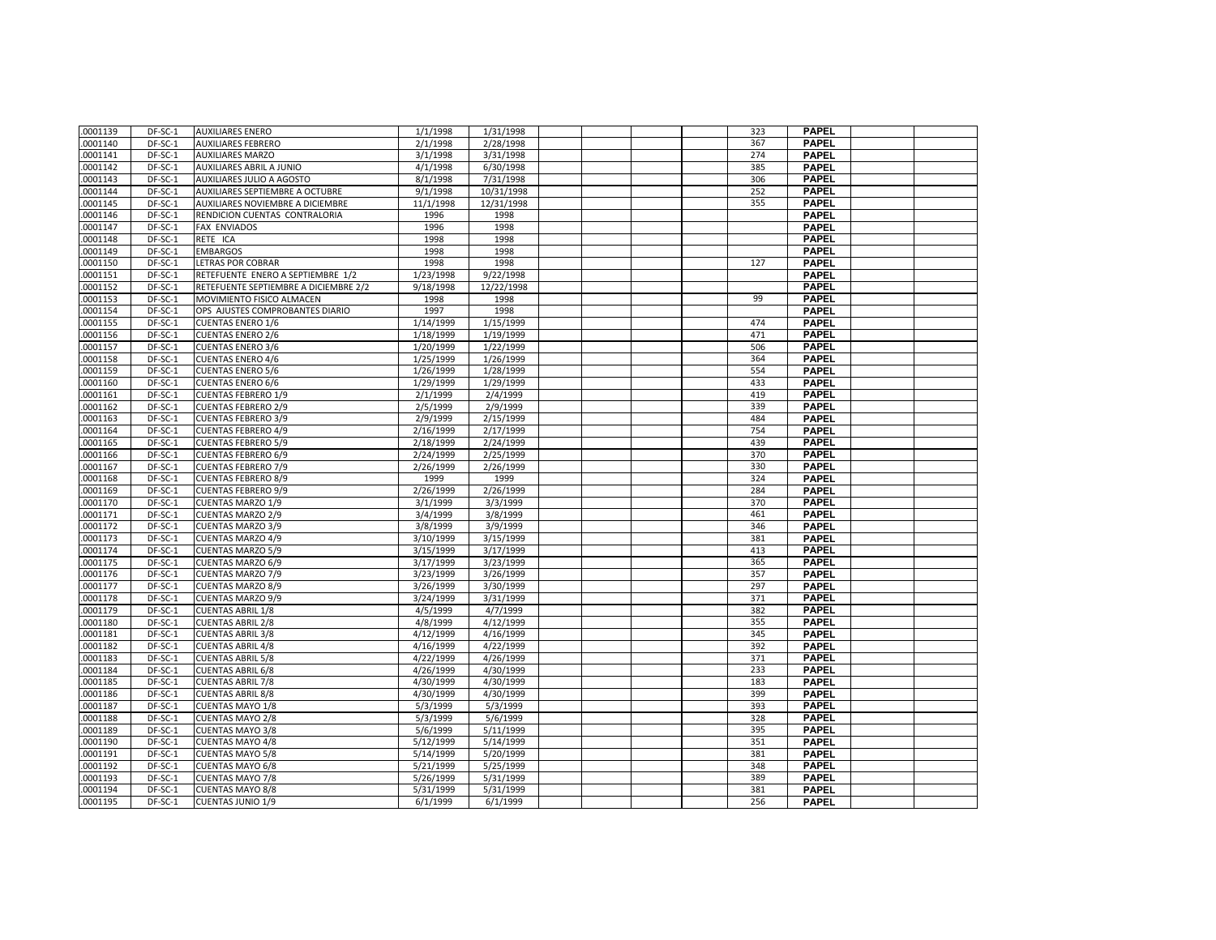| | | | | | | | | | | | | |
|---|---|---|---|---|---|---|---|---|---|---|---|---|
| .0001139 | DF-SC-1 | AUXILIARES ENERO | 1/1/1998 | 1/31/1998 | | | | | 323 | PAPEL | | |
| .0001140 | DF-SC-1 | AUXILIARES FEBRERO | 2/1/1998 | 2/28/1998 | | | | | 367 | PAPEL | | |
| .0001141 | DF-SC-1 | AUXILIARES MARZO | 3/1/1998 | 3/31/1998 | | | | | 274 | PAPEL | | |
| .0001142 | DF-SC-1 | AUXILIARES ABRIL A JUNIO | 4/1/1998 | 6/30/1998 | | | | | 385 | PAPEL | | |
| .0001143 | DF-SC-1 | AUXILIARES JULIO A AGOSTO | 8/1/1998 | 7/31/1998 | | | | | 306 | PAPEL | | |
| .0001144 | DF-SC-1 | AUXILIARES SEPTIEMBRE A OCTUBRE | 9/1/1998 | 10/31/1998 | | | | | 252 | PAPEL | | |
| .0001145 | DF-SC-1 | AUXILIARES NOVIEMBRE A DICIEMBRE | 11/1/1998 | 12/31/1998 | | | | | 355 | PAPEL | | |
| .0001146 | DF-SC-1 | RENDICION CUENTAS CONTRALORIA | 1996 | 1998 | | | | | | PAPEL | | |
| .0001147 | DF-SC-1 | FAX ENVIADOS | 1996 | 1998 | | | | | | PAPEL | | |
| .0001148 | DF-SC-1 | RETE ICA | 1998 | 1998 | | | | | | PAPEL | | |
| .0001149 | DF-SC-1 | EMBARGOS | 1998 | 1998 | | | | | | PAPEL | | |
| .0001150 | DF-SC-1 | LETRAS POR COBRAR | 1998 | 1998 | | | | | 127 | PAPEL | | |
| .0001151 | DF-SC-1 | RETEFUENTE ENERO A SEPTIEMBRE 1/2 | 1/23/1998 | 9/22/1998 | | | | | | PAPEL | | |
| .0001152 | DF-SC-1 | RETEFUENTE SEPTIEMBRE A DICIEMBRE 2/2 | 9/18/1998 | 12/22/1998 | | | | | | PAPEL | | |
| .0001153 | DF-SC-1 | MOVIMIENTO FISICO ALMACEN | 1998 | 1998 | | | | | 99 | PAPEL | | |
| .0001154 | DF-SC-1 | OPS AJUSTES COMPROBANTES DIARIO | 1997 | 1998 | | | | | | PAPEL | | |
| .0001155 | DF-SC-1 | CUENTAS ENERO 1/6 | 1/14/1999 | 1/15/1999 | | | | | 474 | PAPEL | | |
| .0001156 | DF-SC-1 | CUENTAS ENERO 2/6 | 1/18/1999 | 1/19/1999 | | | | | 471 | PAPEL | | |
| .0001157 | DF-SC-1 | CUENTAS ENERO 3/6 | 1/20/1999 | 1/22/1999 | | | | | 506 | PAPEL | | |
| .0001158 | DF-SC-1 | CUENTAS ENERO 4/6 | 1/25/1999 | 1/26/1999 | | | | | 364 | PAPEL | | |
| .0001159 | DF-SC-1 | CUENTAS ENERO 5/6 | 1/26/1999 | 1/28/1999 | | | | | 554 | PAPEL | | |
| .0001160 | DF-SC-1 | CUENTAS ENERO 6/6 | 1/29/1999 | 1/29/1999 | | | | | 433 | PAPEL | | |
| .0001161 | DF-SC-1 | CUENTAS FEBRERO 1/9 | 2/1/1999 | 2/4/1999 | | | | | 419 | PAPEL | | |
| .0001162 | DF-SC-1 | CUENTAS FEBRERO 2/9 | 2/5/1999 | 2/9/1999 | | | | | 339 | PAPEL | | |
| .0001163 | DF-SC-1 | CUENTAS FEBRERO 3/9 | 2/9/1999 | 2/15/1999 | | | | | 484 | PAPEL | | |
| .0001164 | DF-SC-1 | CUENTAS FEBRERO 4/9 | 2/16/1999 | 2/17/1999 | | | | | 754 | PAPEL | | |
| .0001165 | DF-SC-1 | CUENTAS FEBRERO 5/9 | 2/18/1999 | 2/24/1999 | | | | | 439 | PAPEL | | |
| .0001166 | DF-SC-1 | CUENTAS FEBRERO 6/9 | 2/24/1999 | 2/25/1999 | | | | | 370 | PAPEL | | |
| .0001167 | DF-SC-1 | CUENTAS FEBRERO 7/9 | 2/26/1999 | 2/26/1999 | | | | | 330 | PAPEL | | |
| .0001168 | DF-SC-1 | CUENTAS FEBRERO 8/9 | 1999 | 1999 | | | | | 324 | PAPEL | | |
| .0001169 | DF-SC-1 | CUENTAS FEBRERO 9/9 | 2/26/1999 | 2/26/1999 | | | | | 284 | PAPEL | | |
| .0001170 | DF-SC-1 | CUENTAS MARZO 1/9 | 3/1/1999 | 3/3/1999 | | | | | 370 | PAPEL | | |
| .0001171 | DF-SC-1 | CUENTAS MARZO 2/9 | 3/4/1999 | 3/8/1999 | | | | | 461 | PAPEL | | |
| .0001172 | DF-SC-1 | CUENTAS MARZO 3/9 | 3/8/1999 | 3/9/1999 | | | | | 346 | PAPEL | | |
| .0001173 | DF-SC-1 | CUENTAS MARZO 4/9 | 3/10/1999 | 3/15/1999 | | | | | 381 | PAPEL | | |
| .0001174 | DF-SC-1 | CUENTAS MARZO 5/9 | 3/15/1999 | 3/17/1999 | | | | | 413 | PAPEL | | |
| .0001175 | DF-SC-1 | CUENTAS MARZO 6/9 | 3/17/1999 | 3/23/1999 | | | | | 365 | PAPEL | | |
| .0001176 | DF-SC-1 | CUENTAS MARZO 7/9 | 3/23/1999 | 3/26/1999 | | | | | 357 | PAPEL | | |
| .0001177 | DF-SC-1 | CUENTAS MARZO 8/9 | 3/26/1999 | 3/30/1999 | | | | | 297 | PAPEL | | |
| .0001178 | DF-SC-1 | CUENTAS MARZO 9/9 | 3/24/1999 | 3/31/1999 | | | | | 371 | PAPEL | | |
| .0001179 | DF-SC-1 | CUENTAS ABRIL 1/8 | 4/5/1999 | 4/7/1999 | | | | | 382 | PAPEL | | |
| .0001180 | DF-SC-1 | CUENTAS ABRIL 2/8 | 4/8/1999 | 4/12/1999 | | | | | 355 | PAPEL | | |
| .0001181 | DF-SC-1 | CUENTAS ABRIL 3/8 | 4/12/1999 | 4/16/1999 | | | | | 345 | PAPEL | | |
| .0001182 | DF-SC-1 | CUENTAS ABRIL 4/8 | 4/16/1999 | 4/22/1999 | | | | | 392 | PAPEL | | |
| .0001183 | DF-SC-1 | CUENTAS ABRIL 5/8 | 4/22/1999 | 4/26/1999 | | | | | 371 | PAPEL | | |
| .0001184 | DF-SC-1 | CUENTAS ABRIL 6/8 | 4/26/1999 | 4/30/1999 | | | | | 233 | PAPEL | | |
| .0001185 | DF-SC-1 | CUENTAS ABRIL 7/8 | 4/30/1999 | 4/30/1999 | | | | | 183 | PAPEL | | |
| .0001186 | DF-SC-1 | CUENTAS ABRIL 8/8 | 4/30/1999 | 4/30/1999 | | | | | 399 | PAPEL | | |
| .0001187 | DF-SC-1 | CUENTAS MAYO 1/8 | 5/3/1999 | 5/3/1999 | | | | | 393 | PAPEL | | |
| .0001188 | DF-SC-1 | CUENTAS MAYO 2/8 | 5/3/1999 | 5/6/1999 | | | | | 328 | PAPEL | | |
| .0001189 | DF-SC-1 | CUENTAS MAYO 3/8 | 5/6/1999 | 5/11/1999 | | | | | 395 | PAPEL | | |
| .0001190 | DF-SC-1 | CUENTAS MAYO 4/8 | 5/12/1999 | 5/14/1999 | | | | | 351 | PAPEL | | |
| .0001191 | DF-SC-1 | CUENTAS MAYO 5/8 | 5/14/1999 | 5/20/1999 | | | | | 381 | PAPEL | | |
| .0001192 | DF-SC-1 | CUENTAS MAYO 6/8 | 5/21/1999 | 5/25/1999 | | | | | 348 | PAPEL | | |
| .0001193 | DF-SC-1 | CUENTAS MAYO 7/8 | 5/26/1999 | 5/31/1999 | | | | | 389 | PAPEL | | |
| .0001194 | DF-SC-1 | CUENTAS MAYO 8/8 | 5/31/1999 | 5/31/1999 | | | | | 381 | PAPEL | | |
| .0001195 | DF-SC-1 | CUENTAS JUNIO 1/9 | 6/1/1999 | 6/1/1999 | | | | | 256 | PAPEL | | |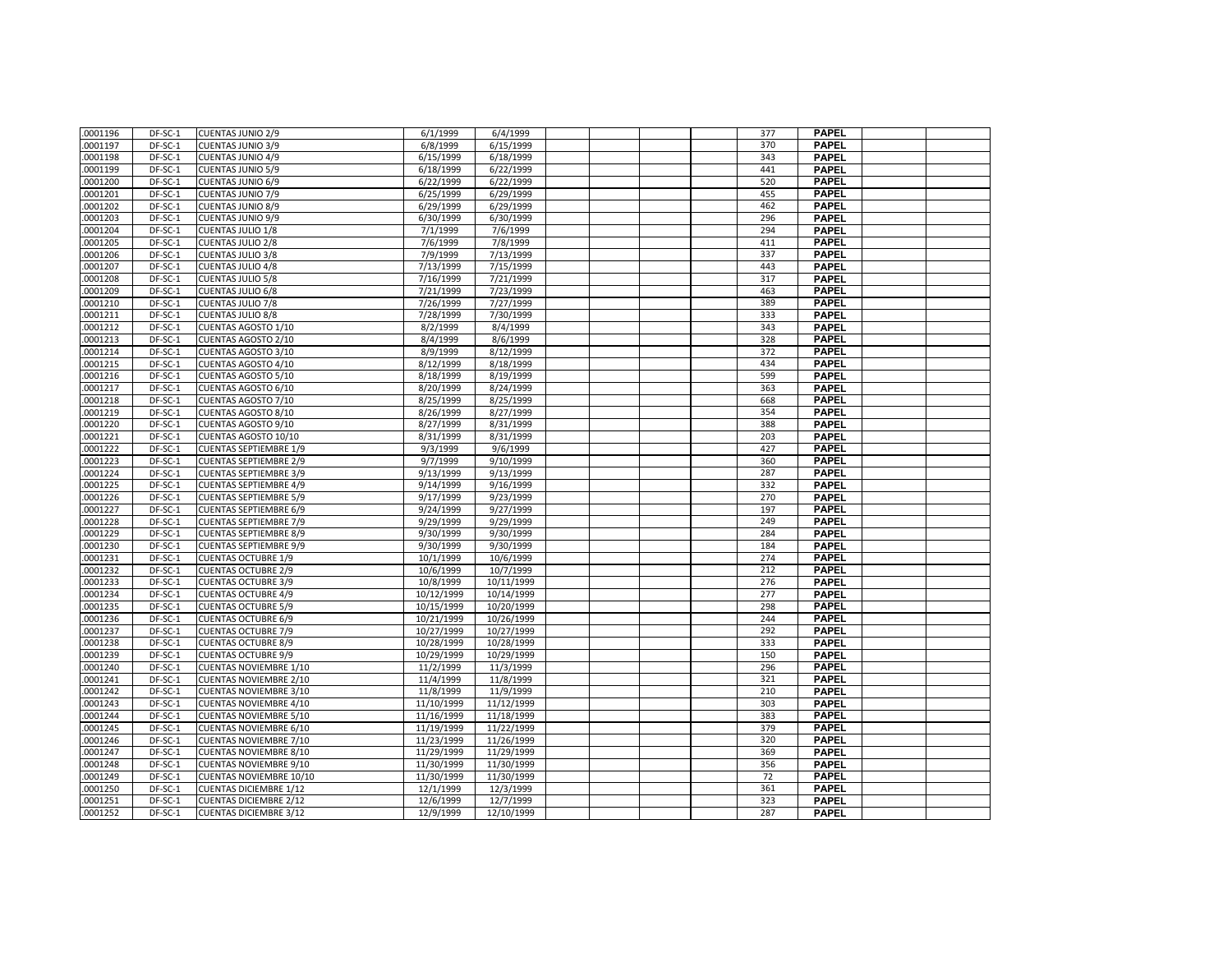| | | | | | | | | | | | | |
|---|---|---|---|---|---|---|---|---|---|---|---|---|
| .0001196 | DF-SC-1 | CUENTAS JUNIO 2/9 | 6/1/1999 | 6/4/1999 | | | | | 377 | PAPEL | | |
| .0001197 | DF-SC-1 | CUENTAS JUNIO 3/9 | 6/8/1999 | 6/15/1999 | | | | | 370 | PAPEL | | |
| .0001198 | DF-SC-1 | CUENTAS JUNIO 4/9 | 6/15/1999 | 6/18/1999 | | | | | 343 | PAPEL | | |
| .0001199 | DF-SC-1 | CUENTAS JUNIO 5/9 | 6/18/1999 | 6/22/1999 | | | | | 441 | PAPEL | | |
| .0001200 | DF-SC-1 | CUENTAS JUNIO 6/9 | 6/22/1999 | 6/22/1999 | | | | | 520 | PAPEL | | |
| .0001201 | DF-SC-1 | CUENTAS JUNIO 7/9 | 6/25/1999 | 6/29/1999 | | | | | 455 | PAPEL | | |
| .0001202 | DF-SC-1 | CUENTAS JUNIO 8/9 | 6/29/1999 | 6/29/1999 | | | | | 462 | PAPEL | | |
| .0001203 | DF-SC-1 | CUENTAS JUNIO 9/9 | 6/30/1999 | 6/30/1999 | | | | | 296 | PAPEL | | |
| .0001204 | DF-SC-1 | CUENTAS JULIO 1/8 | 7/1/1999 | 7/6/1999 | | | | | 294 | PAPEL | | |
| .0001205 | DF-SC-1 | CUENTAS JULIO 2/8 | 7/6/1999 | 7/8/1999 | | | | | 411 | PAPEL | | |
| .0001206 | DF-SC-1 | CUENTAS JULIO 3/8 | 7/9/1999 | 7/13/1999 | | | | | 337 | PAPEL | | |
| .0001207 | DF-SC-1 | CUENTAS JULIO 4/8 | 7/13/1999 | 7/15/1999 | | | | | 443 | PAPEL | | |
| .0001208 | DF-SC-1 | CUENTAS JULIO 5/8 | 7/16/1999 | 7/21/1999 | | | | | 317 | PAPEL | | |
| .0001209 | DF-SC-1 | CUENTAS JULIO 6/8 | 7/21/1999 | 7/23/1999 | | | | | 463 | PAPEL | | |
| .0001210 | DF-SC-1 | CUENTAS JULIO 7/8 | 7/26/1999 | 7/27/1999 | | | | | 389 | PAPEL | | |
| .0001211 | DF-SC-1 | CUENTAS JULIO 8/8 | 7/28/1999 | 7/30/1999 | | | | | 333 | PAPEL | | |
| .0001212 | DF-SC-1 | CUENTAS AGOSTO 1/10 | 8/2/1999 | 8/4/1999 | | | | | 343 | PAPEL | | |
| .0001213 | DF-SC-1 | CUENTAS AGOSTO 2/10 | 8/4/1999 | 8/6/1999 | | | | | 328 | PAPEL | | |
| .0001214 | DF-SC-1 | CUENTAS AGOSTO 3/10 | 8/9/1999 | 8/12/1999 | | | | | 372 | PAPEL | | |
| .0001215 | DF-SC-1 | CUENTAS AGOSTO 4/10 | 8/12/1999 | 8/18/1999 | | | | | 434 | PAPEL | | |
| .0001216 | DF-SC-1 | CUENTAS AGOSTO 5/10 | 8/18/1999 | 8/19/1999 | | | | | 599 | PAPEL | | |
| .0001217 | DF-SC-1 | CUENTAS AGOSTO 6/10 | 8/20/1999 | 8/24/1999 | | | | | 363 | PAPEL | | |
| .0001218 | DF-SC-1 | CUENTAS AGOSTO 7/10 | 8/25/1999 | 8/25/1999 | | | | | 668 | PAPEL | | |
| .0001219 | DF-SC-1 | CUENTAS AGOSTO 8/10 | 8/26/1999 | 8/27/1999 | | | | | 354 | PAPEL | | |
| .0001220 | DF-SC-1 | CUENTAS AGOSTO 9/10 | 8/27/1999 | 8/31/1999 | | | | | 388 | PAPEL | | |
| .0001221 | DF-SC-1 | CUENTAS AGOSTO 10/10 | 8/31/1999 | 8/31/1999 | | | | | 203 | PAPEL | | |
| .0001222 | DF-SC-1 | CUENTAS SEPTIEMBRE 1/9 | 9/3/1999 | 9/6/1999 | | | | | 427 | PAPEL | | |
| .0001223 | DF-SC-1 | CUENTAS SEPTIEMBRE 2/9 | 9/7/1999 | 9/10/1999 | | | | | 360 | PAPEL | | |
| .0001224 | DF-SC-1 | CUENTAS SEPTIEMBRE 3/9 | 9/13/1999 | 9/13/1999 | | | | | 287 | PAPEL | | |
| .0001225 | DF-SC-1 | CUENTAS SEPTIEMBRE 4/9 | 9/14/1999 | 9/16/1999 | | | | | 332 | PAPEL | | |
| .0001226 | DF-SC-1 | CUENTAS SEPTIEMBRE 5/9 | 9/17/1999 | 9/23/1999 | | | | | 270 | PAPEL | | |
| .0001227 | DF-SC-1 | CUENTAS SEPTIEMBRE 6/9 | 9/24/1999 | 9/27/1999 | | | | | 197 | PAPEL | | |
| .0001228 | DF-SC-1 | CUENTAS SEPTIEMBRE 7/9 | 9/29/1999 | 9/29/1999 | | | | | 249 | PAPEL | | |
| .0001229 | DF-SC-1 | CUENTAS SEPTIEMBRE 8/9 | 9/30/1999 | 9/30/1999 | | | | | 284 | PAPEL | | |
| .0001230 | DF-SC-1 | CUENTAS SEPTIEMBRE 9/9 | 9/30/1999 | 9/30/1999 | | | | | 184 | PAPEL | | |
| .0001231 | DF-SC-1 | CUENTAS OCTUBRE 1/9 | 10/1/1999 | 10/6/1999 | | | | | 274 | PAPEL | | |
| .0001232 | DF-SC-1 | CUENTAS OCTUBRE 2/9 | 10/6/1999 | 10/7/1999 | | | | | 212 | PAPEL | | |
| .0001233 | DF-SC-1 | CUENTAS OCTUBRE 3/9 | 10/8/1999 | 10/11/1999 | | | | | 276 | PAPEL | | |
| .0001234 | DF-SC-1 | CUENTAS OCTUBRE 4/9 | 10/12/1999 | 10/14/1999 | | | | | 277 | PAPEL | | |
| .0001235 | DF-SC-1 | CUENTAS OCTUBRE 5/9 | 10/15/1999 | 10/20/1999 | | | | | 298 | PAPEL | | |
| .0001236 | DF-SC-1 | CUENTAS OCTUBRE 6/9 | 10/21/1999 | 10/26/1999 | | | | | 244 | PAPEL | | |
| .0001237 | DF-SC-1 | CUENTAS OCTUBRE 7/9 | 10/27/1999 | 10/27/1999 | | | | | 292 | PAPEL | | |
| .0001238 | DF-SC-1 | CUENTAS OCTUBRE 8/9 | 10/28/1999 | 10/28/1999 | | | | | 333 | PAPEL | | |
| .0001239 | DF-SC-1 | CUENTAS OCTUBRE 9/9 | 10/29/1999 | 10/29/1999 | | | | | 150 | PAPEL | | |
| .0001240 | DF-SC-1 | CUENTAS NOVIEMBRE 1/10 | 11/2/1999 | 11/3/1999 | | | | | 296 | PAPEL | | |
| .0001241 | DF-SC-1 | CUENTAS NOVIEMBRE 2/10 | 11/4/1999 | 11/8/1999 | | | | | 321 | PAPEL | | |
| .0001242 | DF-SC-1 | CUENTAS NOVIEMBRE 3/10 | 11/8/1999 | 11/9/1999 | | | | | 210 | PAPEL | | |
| .0001243 | DF-SC-1 | CUENTAS NOVIEMBRE 4/10 | 11/10/1999 | 11/12/1999 | | | | | 303 | PAPEL | | |
| .0001244 | DF-SC-1 | CUENTAS NOVIEMBRE 5/10 | 11/16/1999 | 11/18/1999 | | | | | 383 | PAPEL | | |
| .0001245 | DF-SC-1 | CUENTAS NOVIEMBRE 6/10 | 11/19/1999 | 11/22/1999 | | | | | 379 | PAPEL | | |
| .0001246 | DF-SC-1 | CUENTAS NOVIEMBRE 7/10 | 11/23/1999 | 11/26/1999 | | | | | 320 | PAPEL | | |
| .0001247 | DF-SC-1 | CUENTAS NOVIEMBRE 8/10 | 11/29/1999 | 11/29/1999 | | | | | 369 | PAPEL | | |
| .0001248 | DF-SC-1 | CUENTAS NOVIEMBRE 9/10 | 11/30/1999 | 11/30/1999 | | | | | 356 | PAPEL | | |
| .0001249 | DF-SC-1 | CUENTAS NOVIEMBRE 10/10 | 11/30/1999 | 11/30/1999 | | | | | 72 | PAPEL | | |
| .0001250 | DF-SC-1 | CUENTAS DICIEMBRE 1/12 | 12/1/1999 | 12/3/1999 | | | | | 361 | PAPEL | | |
| .0001251 | DF-SC-1 | CUENTAS DICIEMBRE 2/12 | 12/6/1999 | 12/7/1999 | | | | | 323 | PAPEL | | |
| .0001252 | DF-SC-1 | CUENTAS DICIEMBRE 3/12 | 12/9/1999 | 12/10/1999 | | | | | 287 | PAPEL | | |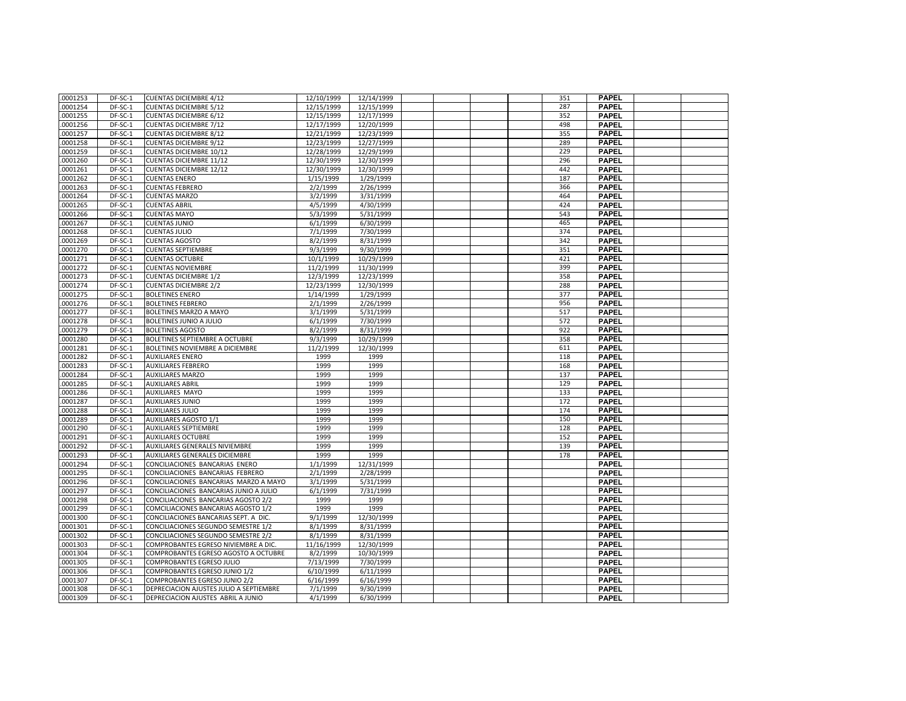| | | | | | | | | | | | | |
|---|---|---|---|---|---|---|---|---|---|---|---|---|
| .0001253 | DF-SC-1 | CUENTAS DICIEMBRE 4/12 | 12/10/1999 | 12/14/1999 | | | | | 351 | PAPEL | | |
| .0001254 | DF-SC-1 | CUENTAS DICIEMBRE 5/12 | 12/15/1999 | 12/15/1999 | | | | | 287 | PAPEL | | |
| .0001255 | DF-SC-1 | CUENTAS DICIEMBRE 6/12 | 12/15/1999 | 12/17/1999 | | | | | 352 | PAPEL | | |
| .0001256 | DF-SC-1 | CUENTAS DICIEMBRE 7/12 | 12/17/1999 | 12/20/1999 | | | | | 498 | PAPEL | | |
| .0001257 | DF-SC-1 | CUENTAS DICIEMBRE 8/12 | 12/21/1999 | 12/23/1999 | | | | | 355 | PAPEL | | |
| .0001258 | DF-SC-1 | CUENTAS DICIEMBRE 9/12 | 12/23/1999 | 12/27/1999 | | | | | 289 | PAPEL | | |
| .0001259 | DF-SC-1 | CUENTAS DICIEMBRE 10/12 | 12/28/1999 | 12/29/1999 | | | | | 229 | PAPEL | | |
| .0001260 | DF-SC-1 | CUENTAS DICIEMBRE 11/12 | 12/30/1999 | 12/30/1999 | | | | | 296 | PAPEL | | |
| .0001261 | DF-SC-1 | CUENTAS DICIEMBRE 12/12 | 12/30/1999 | 12/30/1999 | | | | | 442 | PAPEL | | |
| .0001262 | DF-SC-1 | CUENTAS ENERO | 1/15/1999 | 1/29/1999 | | | | | 187 | PAPEL | | |
| .0001263 | DF-SC-1 | CUENTAS FEBRERO | 2/2/1999 | 2/26/1999 | | | | | 366 | PAPEL | | |
| .0001264 | DF-SC-1 | CUENTAS MARZO | 3/2/1999 | 3/31/1999 | | | | | 464 | PAPEL | | |
| .0001265 | DF-SC-1 | CUENTAS ABRIL | 4/5/1999 | 4/30/1999 | | | | | 424 | PAPEL | | |
| .0001266 | DF-SC-1 | CUENTAS MAYO | 5/3/1999 | 5/31/1999 | | | | | 543 | PAPEL | | |
| .0001267 | DF-SC-1 | CUENTAS JUNIO | 6/1/1999 | 6/30/1999 | | | | | 465 | PAPEL | | |
| .0001268 | DF-SC-1 | CUENTAS JULIO | 7/1/1999 | 7/30/1999 | | | | | 374 | PAPEL | | |
| .0001269 | DF-SC-1 | CUENTAS AGOSTO | 8/2/1999 | 8/31/1999 | | | | | 342 | PAPEL | | |
| .0001270 | DF-SC-1 | CUENTAS SEPTIEMBRE | 9/3/1999 | 9/30/1999 | | | | | 351 | PAPEL | | |
| .0001271 | DF-SC-1 | CUENTAS OCTUBRE | 10/1/1999 | 10/29/1999 | | | | | 421 | PAPEL | | |
| .0001272 | DF-SC-1 | CUENTAS NOVIEMBRE | 11/2/1999 | 11/30/1999 | | | | | 399 | PAPEL | | |
| .0001273 | DF-SC-1 | CUENTAS DICIEMBRE 1/2 | 12/3/1999 | 12/23/1999 | | | | | 358 | PAPEL | | |
| .0001274 | DF-SC-1 | CUENTAS DICIEMBRE 2/2 | 12/23/1999 | 12/30/1999 | | | | | 288 | PAPEL | | |
| .0001275 | DF-SC-1 | BOLETINES ENERO | 1/14/1999 | 1/29/1999 | | | | | 377 | PAPEL | | |
| .0001276 | DF-SC-1 | BOLETINES FEBRERO | 2/1/1999 | 2/26/1999 | | | | | 956 | PAPEL | | |
| .0001277 | DF-SC-1 | BOLETINES MARZO A MAYO | 3/1/1999 | 5/31/1999 | | | | | 517 | PAPEL | | |
| .0001278 | DF-SC-1 | BOLETINES JUNIO A JULIO | 6/1/1999 | 7/30/1999 | | | | | 572 | PAPEL | | |
| .0001279 | DF-SC-1 | BOLETINES AGOSTO | 8/2/1999 | 8/31/1999 | | | | | 922 | PAPEL | | |
| .0001280 | DF-SC-1 | BOLETINES SEPTIEMBRE A OCTUBRE | 9/3/1999 | 10/29/1999 | | | | | 358 | PAPEL | | |
| .0001281 | DF-SC-1 | BOLETINES NOVIEMBRE A DICIEMBRE | 11/2/1999 | 12/30/1999 | | | | | 611 | PAPEL | | |
| .0001282 | DF-SC-1 | AUXILIARES ENERO | 1999 | 1999 | | | | | 118 | PAPEL | | |
| .0001283 | DF-SC-1 | AUXILIARES FEBRERO | 1999 | 1999 | | | | | 168 | PAPEL | | |
| .0001284 | DF-SC-1 | AUXILIARES MARZO | 1999 | 1999 | | | | | 137 | PAPEL | | |
| .0001285 | DF-SC-1 | AUXILIARES ABRIL | 1999 | 1999 | | | | | 129 | PAPEL | | |
| .0001286 | DF-SC-1 | AUXILIARES MAYO | 1999 | 1999 | | | | | 133 | PAPEL | | |
| .0001287 | DF-SC-1 | AUXILIARES JUNIO | 1999 | 1999 | | | | | 172 | PAPEL | | |
| .0001288 | DF-SC-1 | AUXILIARES JULIO | 1999 | 1999 | | | | | 174 | PAPEL | | |
| .0001289 | DF-SC-1 | AUXILIARES AGOSTO 1/1 | 1999 | 1999 | | | | | 150 | PAPEL | | |
| .0001290 | DF-SC-1 | AUXILIARES SEPTIEMBRE | 1999 | 1999 | | | | | 128 | PAPEL | | |
| .0001291 | DF-SC-1 | AUXILIARES OCTUBRE | 1999 | 1999 | | | | | 152 | PAPEL | | |
| .0001292 | DF-SC-1 | AUXILIARES GENERALES NIVIEMBRE | 1999 | 1999 | | | | | 139 | PAPEL | | |
| .0001293 | DF-SC-1 | AUXILIARES GENERALES DICIEMBRE | 1999 | 1999 | | | | | 178 | PAPEL | | |
| .0001294 | DF-SC-1 | CONCILIACIONES BANCARIAS ENERO | 1/1/1999 | 12/31/1999 | | | | | | PAPEL | | |
| .0001295 | DF-SC-1 | CONCILIACIONES BANCARIAS FEBRERO | 2/1/1999 | 2/28/1999 | | | | | | PAPEL | | |
| .0001296 | DF-SC-1 | CONCILIACIONES BANCARIAS MARZO A MAYO | 3/1/1999 | 5/31/1999 | | | | | | PAPEL | | |
| .0001297 | DF-SC-1 | CONCILIACIONES BANCARIAS JUNIO A JULIO | 6/1/1999 | 7/31/1999 | | | | | | PAPEL | | |
| .0001298 | DF-SC-1 | CONCILIACIONES BANCARIAS AGOSTO 2/2 | 1999 | 1999 | | | | | | PAPEL | | |
| .0001299 | DF-SC-1 | COMCILIACIONES BANCARIAS AGOSTO 1/2 | 1999 | 1999 | | | | | | PAPEL | | |
| .0001300 | DF-SC-1 | CONCILIACIONES BANCARIAS SEPT. A DIC. | 9/1/1999 | 12/30/1999 | | | | | | PAPEL | | |
| .0001301 | DF-SC-1 | CONCILIACIONES SEGUNDO SEMESTRE 1/2 | 8/1/1999 | 8/31/1999 | | | | | | PAPEL | | |
| .0001302 | DF-SC-1 | CONCILIACIONES SEGUNDO SEMESTRE 2/2 | 8/1/1999 | 8/31/1999 | | | | | | PAPEL | | |
| .0001303 | DF-SC-1 | COMPROBANTES EGRESO NIVIEMBRE A DIC. | 11/16/1999 | 12/30/1999 | | | | | | PAPEL | | |
| .0001304 | DF-SC-1 | COMPROBANTES EGRESO AGOSTO A OCTUBRE | 8/2/1999 | 10/30/1999 | | | | | | PAPEL | | |
| .0001305 | DF-SC-1 | COMPROBANTES EGRESO JULIO | 7/13/1999 | 7/30/1999 | | | | | | PAPEL | | |
| .0001306 | DF-SC-1 | COMPROBANTES EGRESO JUNIO 1/2 | 6/10/1999 | 6/11/1999 | | | | | | PAPEL | | |
| .0001307 | DF-SC-1 | COMPROBANTES EGRESO JUNIO 2/2 | 6/16/1999 | 6/16/1999 | | | | | | PAPEL | | |
| .0001308 | DF-SC-1 | DEPRECIACION AJUSTES JULIO A SEPTIEMBRE | 7/1/1999 | 9/30/1999 | | | | | | PAPEL | | |
| .0001309 | DF-SC-1 | DEPRECIACION AJUSTES ABRIL A JUNIO | 4/1/1999 | 6/30/1999 | | | | | | PAPEL | | |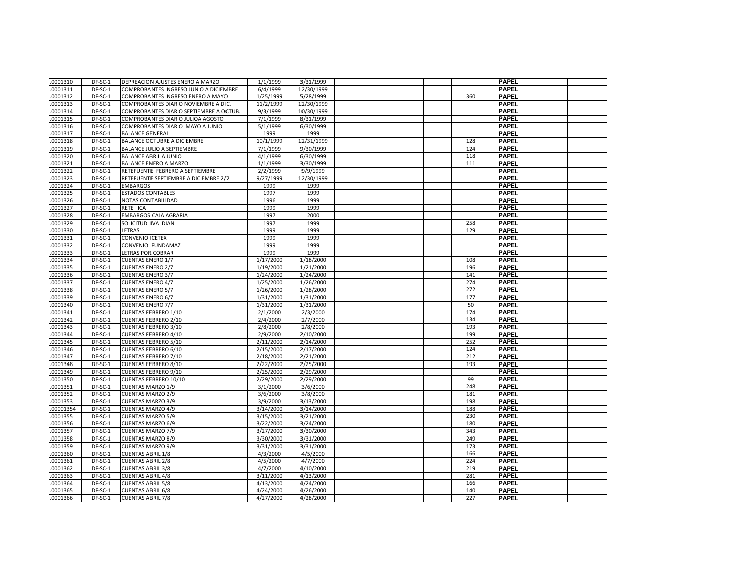| | | | | | | | | | | | | |
|---|---|---|---|---|---|---|---|---|---|---|---|---|
| .0001310 | DF-SC-1 | DEPREACION AJUSTES ENERO A MARZO | 1/1/1999 | 3/31/1999 | | | | | | PAPEL | | |
| .0001311 | DF-SC-1 | COMPROBANTES INGRESO JUNIO A DICIEMBRE | 6/4/1999 | 12/30/1999 | | | | | | PAPEL | | |
| .0001312 | DF-SC-1 | COMPROBANTES INGRESO ENERO A MAYO | 1/25/1999 | 5/28/1999 | | | | | 360 | PAPEL | | |
| .0001313 | DF-SC-1 | COMPROBANTES DIARIO NOVIEMBRE A DIC. | 11/2/1999 | 12/30/1999 | | | | | | PAPEL | | |
| .0001314 | DF-SC-1 | COMPROBANTES DIARIO SEPTIEMBRE A OCTUB. | 9/3/1999 | 10/30/1999 | | | | | | PAPEL | | |
| .0001315 | DF-SC-1 | COMPROBANTES DIARIO JULIOA AGOSTO | 7/1/1999 | 8/31/1999 | | | | | | PAPEL | | |
| .0001316 | DF-SC-1 | COMPROBANTES DIARIO MAYO A JUNIO | 5/1/1999 | 6/30/1999 | | | | | | PAPEL | | |
| .0001317 | DF-SC-1 | BALANCE GENERAL | 1999 | 1999 | | | | | | PAPEL | | |
| .0001318 | DF-SC-1 | BALANCE OCTUBRE A DICIEMBRE | 10/1/1999 | 12/31/1999 | | | | | 128 | PAPEL | | |
| .0001319 | DF-SC-1 | BALANCE JULIO A SEPTIEMBRE | 7/1/1999 | 9/30/1999 | | | | | 124 | PAPEL | | |
| .0001320 | DF-SC-1 | BALANCE ABRIL A JUNIO | 4/1/1999 | 6/30/1999 | | | | | 118 | PAPEL | | |
| .0001321 | DF-SC-1 | BALANCE ENERO A MARZO | 1/1/1999 | 3/30/1999 | | | | | 111 | PAPEL | | |
| .0001322 | DF-SC-1 | RETEFUENTE FEBRERO A SEPTIEMBRE | 2/2/1999 | 9/9/1999 | | | | | | PAPEL | | |
| .0001323 | DF-SC-1 | RETEFUENTE SEPTIEMBRE A DICIEMBRE 2/2 | 9/27/1999 | 12/30/1999 | | | | | | PAPEL | | |
| .0001324 | DF-SC-1 | EMBARGOS | 1999 | 1999 | | | | | | PAPEL | | |
| .0001325 | DF-SC-1 | ESTADOS CONTABLES | 1997 | 1999 | | | | | | PAPEL | | |
| .0001326 | DF-SC-1 | NOTAS CONTABILIDAD | 1996 | 1999 | | | | | | PAPEL | | |
| .0001327 | DF-SC-1 | RETE ICA | 1999 | 1999 | | | | | | PAPEL | | |
| .0001328 | DF-SC-1 | EMBARGOS CAJA AGRARIA | 1997 | 2000 | | | | | | PAPEL | | |
| .0001329 | DF-SC-1 | SOLICITUD IVA DIAN | 1997 | 1999 | | | | | 258 | PAPEL | | |
| .0001330 | DF-SC-1 | LETRAS | 1999 | 1999 | | | | | 129 | PAPEL | | |
| .0001331 | DF-SC-1 | CONVENIO ICETEX | 1999 | 1999 | | | | | | PAPEL | | |
| .0001332 | DF-SC-1 | CONVENIO FUNDAMAZ | 1999 | 1999 | | | | | | PAPEL | | |
| .0001333 | DF-SC-1 | LETRAS POR COBRAR | 1999 | 1999 | | | | | | PAPEL | | |
| .0001334 | DF-SC-1 | CUENTAS ENERO 1/7 | 1/17/2000 | 1/18/2000 | | | | | 108 | PAPEL | | |
| .0001335 | DF-SC-1 | CUENTAS ENERO 2/7 | 1/19/2000 | 1/21/2000 | | | | | 196 | PAPEL | | |
| .0001336 | DF-SC-1 | CUENTAS ENERO 3/7 | 1/24/2000 | 1/24/2000 | | | | | 141 | PAPEL | | |
| .0001337 | DF-SC-1 | CUENTAS ENERO 4/7 | 1/25/2000 | 1/26/2000 | | | | | 274 | PAPEL | | |
| .0001338 | DF-SC-1 | CUENTAS ENERO 5/7 | 1/26/2000 | 1/28/2000 | | | | | 272 | PAPEL | | |
| .0001339 | DF-SC-1 | CUENTAS ENERO 6/7 | 1/31/2000 | 1/31/2000 | | | | | 177 | PAPEL | | |
| .0001340 | DF-SC-1 | CUENTAS ENERO 7/7 | 1/31/2000 | 1/31/2000 | | | | | 50 | PAPEL | | |
| .0001341 | DF-SC-1 | CUENTAS FEBRERO 1/10 | 2/1/2000 | 2/3/2000 | | | | | 174 | PAPEL | | |
| .0001342 | DF-SC-1 | CUENTAS FEBRERO 2/10 | 2/4/2000 | 2/7/2000 | | | | | 134 | PAPEL | | |
| .0001343 | DF-SC-1 | CUENTAS FEBRERO 3/10 | 2/8/2000 | 2/8/2000 | | | | | 193 | PAPEL | | |
| .0001344 | DF-SC-1 | CUENTAS FEBRERO 4/10 | 2/9/2000 | 2/10/2000 | | | | | 199 | PAPEL | | |
| .0001345 | DF-SC-1 | CUENTAS FEBRERO 5/10 | 2/11/2000 | 2/14/2000 | | | | | 252 | PAPEL | | |
| .0001346 | DF-SC-1 | CUENTAS FEBRERO 6/10 | 2/15/2000 | 2/17/2000 | | | | | 124 | PAPEL | | |
| .0001347 | DF-SC-1 | CUENTAS FEBRERO 7/10 | 2/18/2000 | 2/21/2000 | | | | | 212 | PAPEL | | |
| .0001348 | DF-SC-1 | CUENTAS FEBRERO 8/10 | 2/22/2000 | 2/25/2000 | | | | | 193 | PAPEL | | |
| .0001349 | DF-SC-1 | CUENTAS FEBRERO 9/10 | 2/25/2000 | 2/29/2000 | | | | | | PAPEL | | |
| .0001350 | DF-SC-1 | CUENTAS FEBRERO 10/10 | 2/29/2000 | 2/29/2000 | | | | | 99 | PAPEL | | |
| .0001351 | DF-SC-1 | CUENTAS MARZO 1/9 | 3/1/2000 | 3/6/2000 | | | | | 248 | PAPEL | | |
| .0001352 | DF-SC-1 | CUENTAS MARZO 2/9 | 3/6/2000 | 3/8/2000 | | | | | 181 | PAPEL | | |
| .0001353 | DF-SC-1 | CUENTAS MARZO 3/9 | 3/9/2000 | 3/13/2000 | | | | | 198 | PAPEL | | |
| .00001354 | DF-SC-1 | CUENTAS MARZO 4/9 | 3/14/2000 | 3/14/2000 | | | | | 188 | PAPEL | | |
| .0001355 | DF-SC-1 | CUENTAS MARZO 5/9 | 3/15/2000 | 3/21/2000 | | | | | 230 | PAPEL | | |
| .0001356 | DF-SC-1 | CUENTAS MARZO 6/9 | 3/22/2000 | 3/24/2000 | | | | | 180 | PAPEL | | |
| .0001357 | DF-SC-1 | CUENTAS MARZO 7/9 | 3/27/2000 | 3/30/2000 | | | | | 343 | PAPEL | | |
| .0001358 | DF-SC-1 | CUENTAS MARZO 8/9 | 3/30/2000 | 3/31/2000 | | | | | 249 | PAPEL | | |
| .0001359 | DF-SC-1 | CUENTAS MARZO 9/9 | 3/31/2000 | 3/31/2000 | | | | | 173 | PAPEL | | |
| .0001360 | DF-SC-1 | CUENTAS ABRIL 1/8 | 4/3/2000 | 4/5/2000 | | | | | 166 | PAPEL | | |
| .0001361 | DF-SC-1 | CUENTAS ABRIL 2/8 | 4/5/2000 | 4/7/2000 | | | | | 224 | PAPEL | | |
| .0001362 | DF-SC-1 | CUENTAS ABRIL 3/8 | 4/7/2000 | 4/10/2000 | | | | | 219 | PAPEL | | |
| .0001363 | DF-SC-1 | CUENTAS ABRIL 4/8 | 3/11/2000 | 4/13/2000 | | | | | 281 | PAPEL | | |
| .0001364 | DF-SC-1 | CUENTAS ABRIL 5/8 | 4/13/2000 | 4/24/2000 | | | | | 166 | PAPEL | | |
| .0001365 | DF-SC-1 | CUENTAS ABRIL 6/8 | 4/24/2000 | 4/26/2000 | | | | | 140 | PAPEL | | |
| .0001366 | DF-SC-1 | CUENTAS ABRIL 7/8 | 4/27/2000 | 4/28/2000 | | | | | 227 | PAPEL | | |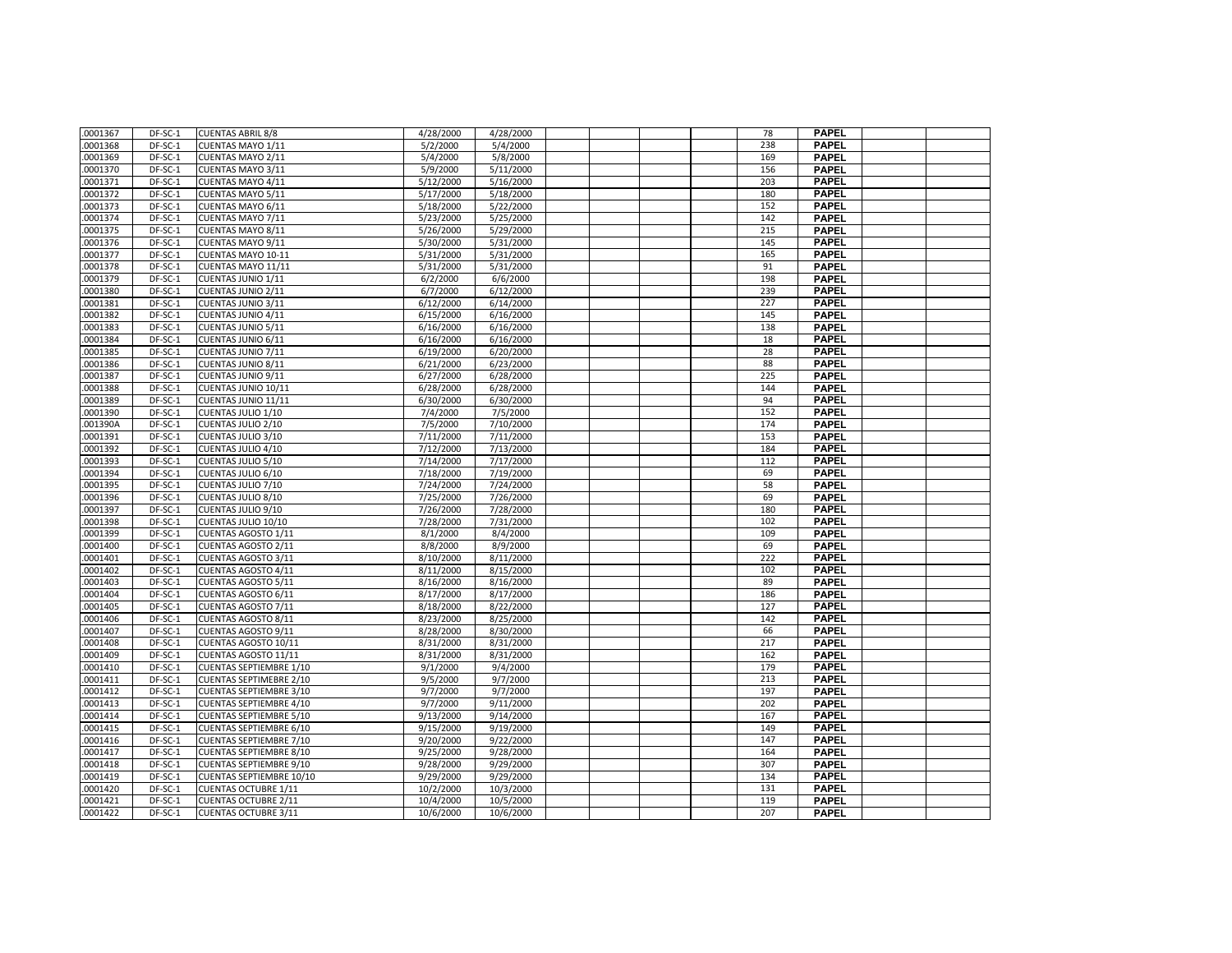| | | | | | | | | | | | | |
|---|---|---|---|---|---|---|---|---|---|---|---|---|
| .0001367 | DF-SC-1 | CUENTAS ABRIL 8/8 | 4/28/2000 | 4/28/2000 | | | | | 78 | PAPEL | | |
| .0001368 | DF-SC-1 | CUENTAS MAYO 1/11 | 5/2/2000 | 5/4/2000 | | | | | 238 | PAPEL | | |
| .0001369 | DF-SC-1 | CUENTAS MAYO 2/11 | 5/4/2000 | 5/8/2000 | | | | | 169 | PAPEL | | |
| .0001370 | DF-SC-1 | CUENTAS MAYO 3/11 | 5/9/2000 | 5/11/2000 | | | | | 156 | PAPEL | | |
| .0001371 | DF-SC-1 | CUENTAS MAYO 4/11 | 5/12/2000 | 5/16/2000 | | | | | 203 | PAPEL | | |
| .0001372 | DF-SC-1 | CUENTAS MAYO 5/11 | 5/17/2000 | 5/18/2000 | | | | | 180 | PAPEL | | |
| .0001373 | DF-SC-1 | CUENTAS MAYO 6/11 | 5/18/2000 | 5/22/2000 | | | | | 152 | PAPEL | | |
| .0001374 | DF-SC-1 | CUENTAS MAYO 7/11 | 5/23/2000 | 5/25/2000 | | | | | 142 | PAPEL | | |
| .0001375 | DF-SC-1 | CUENTAS MAYO 8/11 | 5/26/2000 | 5/29/2000 | | | | | 215 | PAPEL | | |
| .0001376 | DF-SC-1 | CUENTAS MAYO 9/11 | 5/30/2000 | 5/31/2000 | | | | | 145 | PAPEL | | |
| .0001377 | DF-SC-1 | CUENTAS MAYO 10-11 | 5/31/2000 | 5/31/2000 | | | | | 165 | PAPEL | | |
| .0001378 | DF-SC-1 | CUENTAS MAYO 11/11 | 5/31/2000 | 5/31/2000 | | | | | 91 | PAPEL | | |
| .0001379 | DF-SC-1 | CUENTAS JUNIO 1/11 | 6/2/2000 | 6/6/2000 | | | | | 198 | PAPEL | | |
| .0001380 | DF-SC-1 | CUENTAS JUNIO 2/11 | 6/7/2000 | 6/12/2000 | | | | | 239 | PAPEL | | |
| .0001381 | DF-SC-1 | CUENTAS JUNIO 3/11 | 6/12/2000 | 6/14/2000 | | | | | 227 | PAPEL | | |
| .0001382 | DF-SC-1 | CUENTAS JUNIO 4/11 | 6/15/2000 | 6/16/2000 | | | | | 145 | PAPEL | | |
| .0001383 | DF-SC-1 | CUENTAS JUNIO 5/11 | 6/16/2000 | 6/16/2000 | | | | | 138 | PAPEL | | |
| .0001384 | DF-SC-1 | CUENTAS JUNIO 6/11 | 6/16/2000 | 6/16/2000 | | | | | 18 | PAPEL | | |
| .0001385 | DF-SC-1 | CUENTAS JUNIO 7/11 | 6/19/2000 | 6/20/2000 | | | | | 28 | PAPEL | | |
| .0001386 | DF-SC-1 | CUENTAS JUNIO 8/11 | 6/21/2000 | 6/23/2000 | | | | | 88 | PAPEL | | |
| .0001387 | DF-SC-1 | CUENTAS JUNIO 9/11 | 6/27/2000 | 6/28/2000 | | | | | 225 | PAPEL | | |
| .0001388 | DF-SC-1 | CUENTAS JUNIO 10/11 | 6/28/2000 | 6/28/2000 | | | | | 144 | PAPEL | | |
| .0001389 | DF-SC-1 | CUENTAS JUNIO 11/11 | 6/30/2000 | 6/30/2000 | | | | | 94 | PAPEL | | |
| .0001390 | DF-SC-1 | CUENTAS JULIO 1/10 | 7/4/2000 | 7/5/2000 | | | | | 152 | PAPEL | | |
| .001390A | DF-SC-1 | CUENTAS JULIO 2/10 | 7/5/2000 | 7/10/2000 | | | | | 174 | PAPEL | | |
| .0001391 | DF-SC-1 | CUENTAS JULIO 3/10 | 7/11/2000 | 7/11/2000 | | | | | 153 | PAPEL | | |
| .0001392 | DF-SC-1 | CUENTAS JULIO 4/10 | 7/12/2000 | 7/13/2000 | | | | | 184 | PAPEL | | |
| .0001393 | DF-SC-1 | CUENTAS JULIO 5/10 | 7/14/2000 | 7/17/2000 | | | | | 112 | PAPEL | | |
| .0001394 | DF-SC-1 | CUENTAS JULIO 6/10 | 7/18/2000 | 7/19/2000 | | | | | 69 | PAPEL | | |
| .0001395 | DF-SC-1 | CUENTAS JULIO 7/10 | 7/24/2000 | 7/24/2000 | | | | | 58 | PAPEL | | |
| .0001396 | DF-SC-1 | CUENTAS JULIO 8/10 | 7/25/2000 | 7/26/2000 | | | | | 69 | PAPEL | | |
| .0001397 | DF-SC-1 | CUENTAS JULIO 9/10 | 7/26/2000 | 7/28/2000 | | | | | 180 | PAPEL | | |
| .0001398 | DF-SC-1 | CUENTAS JULIO 10/10 | 7/28/2000 | 7/31/2000 | | | | | 102 | PAPEL | | |
| .0001399 | DF-SC-1 | CUENTAS AGOSTO 1/11 | 8/1/2000 | 8/4/2000 | | | | | 109 | PAPEL | | |
| .0001400 | DF-SC-1 | CUENTAS AGOSTO 2/11 | 8/8/2000 | 8/9/2000 | | | | | 69 | PAPEL | | |
| .0001401 | DF-SC-1 | CUENTAS AGOSTO 3/11 | 8/10/2000 | 8/11/2000 | | | | | 222 | PAPEL | | |
| .0001402 | DF-SC-1 | CUENTAS AGOSTO 4/11 | 8/11/2000 | 8/15/2000 | | | | | 102 | PAPEL | | |
| .0001403 | DF-SC-1 | CUENTAS AGOSTO 5/11 | 8/16/2000 | 8/16/2000 | | | | | 89 | PAPEL | | |
| .0001404 | DF-SC-1 | CUENTAS AGOSTO 6/11 | 8/17/2000 | 8/17/2000 | | | | | 186 | PAPEL | | |
| .0001405 | DF-SC-1 | CUENTAS AGOSTO 7/11 | 8/18/2000 | 8/22/2000 | | | | | 127 | PAPEL | | |
| .0001406 | DF-SC-1 | CUENTAS AGOSTO 8/11 | 8/23/2000 | 8/25/2000 | | | | | 142 | PAPEL | | |
| .0001407 | DF-SC-1 | CUENTAS AGOSTO 9/11 | 8/28/2000 | 8/30/2000 | | | | | 66 | PAPEL | | |
| .0001408 | DF-SC-1 | CUENTAS AGOSTO 10/11 | 8/31/2000 | 8/31/2000 | | | | | 217 | PAPEL | | |
| .0001409 | DF-SC-1 | CUENTAS AGOSTO 11/11 | 8/31/2000 | 8/31/2000 | | | | | 162 | PAPEL | | |
| .0001410 | DF-SC-1 | CUENTAS SEPTIEMBRE 1/10 | 9/1/2000 | 9/4/2000 | | | | | 179 | PAPEL | | |
| .0001411 | DF-SC-1 | CUENTAS SEPTIEMBRE 2/10 | 9/5/2000 | 9/7/2000 | | | | | 213 | PAPEL | | |
| .0001412 | DF-SC-1 | CUENTAS SEPTIEMBRE 3/10 | 9/7/2000 | 9/7/2000 | | | | | 197 | PAPEL | | |
| .0001413 | DF-SC-1 | CUENTAS SEPTIEMBRE 4/10 | 9/7/2000 | 9/11/2000 | | | | | 202 | PAPEL | | |
| .0001414 | DF-SC-1 | CUENTAS SEPTIEMBRE 5/10 | 9/13/2000 | 9/14/2000 | | | | | 167 | PAPEL | | |
| .0001415 | DF-SC-1 | CUENTAS SEPTIEMBRE 6/10 | 9/15/2000 | 9/19/2000 | | | | | 149 | PAPEL | | |
| .0001416 | DF-SC-1 | CUENTAS SEPTIEMBRE 7/10 | 9/20/2000 | 9/22/2000 | | | | | 147 | PAPEL | | |
| .0001417 | DF-SC-1 | CUENTAS SEPTIEMBRE 8/10 | 9/25/2000 | 9/28/2000 | | | | | 164 | PAPEL | | |
| .0001418 | DF-SC-1 | CUENTAS SEPTIEMBRE 9/10 | 9/28/2000 | 9/29/2000 | | | | | 307 | PAPEL | | |
| .0001419 | DF-SC-1 | CUENTAS SEPTIEMBRE 10/10 | 9/29/2000 | 9/29/2000 | | | | | 134 | PAPEL | | |
| .0001420 | DF-SC-1 | CUENTAS OCTUBRE 1/11 | 10/2/2000 | 10/3/2000 | | | | | 131 | PAPEL | | |
| .0001421 | DF-SC-1 | CUENTAS OCTUBRE 2/11 | 10/4/2000 | 10/5/2000 | | | | | 119 | PAPEL | | |
| .0001422 | DF-SC-1 | CUENTAS OCTUBRE 3/11 | 10/6/2000 | 10/6/2000 | | | | | 207 | PAPEL | | |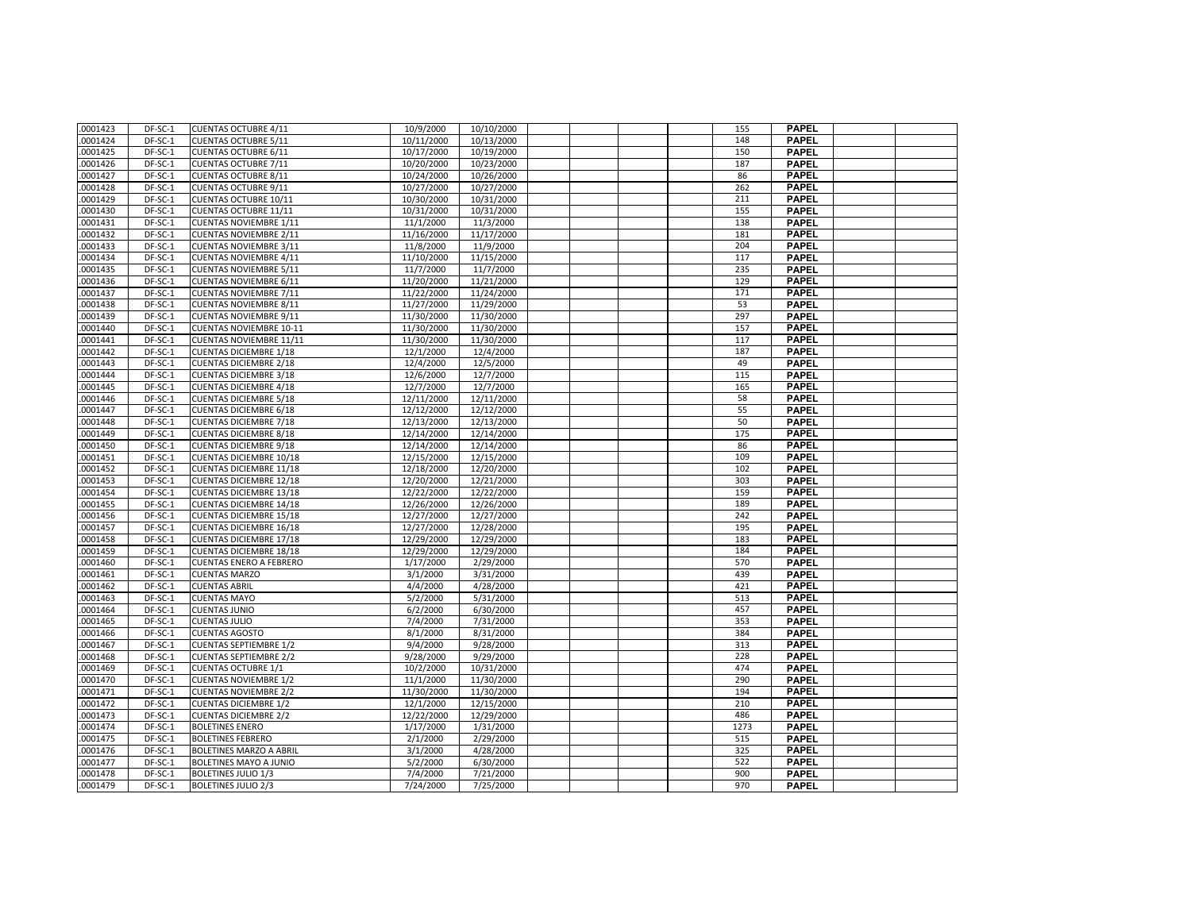| | | | | | | | | | | | | |
|---|---|---|---|---|---|---|---|---|---|---|---|---|
| .0001423 | DF-SC-1 | CUENTAS OCTUBRE 4/11 | 10/9/2000 | 10/10/2000 | | | | | 155 | PAPEL | | |
| .0001424 | DF-SC-1 | CUENTAS OCTUBRE 5/11 | 10/11/2000 | 10/13/2000 | | | | | 148 | PAPEL | | |
| .0001425 | DF-SC-1 | CUENTAS OCTUBRE 6/11 | 10/17/2000 | 10/19/2000 | | | | | 150 | PAPEL | | |
| .0001426 | DF-SC-1 | CUENTAS OCTUBRE 7/11 | 10/20/2000 | 10/23/2000 | | | | | 187 | PAPEL | | |
| .0001427 | DF-SC-1 | CUENTAS OCTUBRE 8/11 | 10/24/2000 | 10/26/2000 | | | | | 86 | PAPEL | | |
| .0001428 | DF-SC-1 | CUENTAS OCTUBRE 9/11 | 10/27/2000 | 10/27/2000 | | | | | 262 | PAPEL | | |
| .0001429 | DF-SC-1 | CUENTAS OCTUBRE 10/11 | 10/30/2000 | 10/31/2000 | | | | | 211 | PAPEL | | |
| .0001430 | DF-SC-1 | CUENTAS OCTUBRE 11/11 | 10/31/2000 | 10/31/2000 | | | | | 155 | PAPEL | | |
| .0001431 | DF-SC-1 | CUENTAS NOVIEMBRE 1/11 | 11/1/2000 | 11/3/2000 | | | | | 138 | PAPEL | | |
| .0001432 | DF-SC-1 | CUENTAS NOVIEMBRE 2/11 | 11/16/2000 | 11/17/2000 | | | | | 181 | PAPEL | | |
| .0001433 | DF-SC-1 | CUENTAS NOVIEMBRE 3/11 | 11/8/2000 | 11/9/2000 | | | | | 204 | PAPEL | | |
| .0001434 | DF-SC-1 | CUENTAS NOVIEMBRE 4/11 | 11/10/2000 | 11/15/2000 | | | | | 117 | PAPEL | | |
| .0001435 | DF-SC-1 | CUENTAS NOVIEMBRE 5/11 | 11/7/2000 | 11/7/2000 | | | | | 235 | PAPEL | | |
| .0001436 | DF-SC-1 | CUENTAS NOVIEMBRE 6/11 | 11/20/2000 | 11/21/2000 | | | | | 129 | PAPEL | | |
| .0001437 | DF-SC-1 | CUENTAS NOVIEMBRE 7/11 | 11/22/2000 | 11/24/2000 | | | | | 171 | PAPEL | | |
| .0001438 | DF-SC-1 | CUENTAS NOVIEMBRE 8/11 | 11/27/2000 | 11/29/2000 | | | | | 53 | PAPEL | | |
| .0001439 | DF-SC-1 | CUENTAS NOVIEMBRE 9/11 | 11/30/2000 | 11/30/2000 | | | | | 297 | PAPEL | | |
| .0001440 | DF-SC-1 | CUENTAS NOVIEMBRE 10-11 | 11/30/2000 | 11/30/2000 | | | | | 157 | PAPEL | | |
| .0001441 | DF-SC-1 | CUENTAS NOVIEMBRE 11/11 | 11/30/2000 | 11/30/2000 | | | | | 117 | PAPEL | | |
| .0001442 | DF-SC-1 | CUENTAS DICIEMBRE 1/18 | 12/1/2000 | 12/4/2000 | | | | | 187 | PAPEL | | |
| .0001443 | DF-SC-1 | CUENTAS DICIEMBRE 2/18 | 12/4/2000 | 12/5/2000 | | | | | 49 | PAPEL | | |
| .0001444 | DF-SC-1 | CUENTAS DICIEMBRE 3/18 | 12/6/2000 | 12/7/2000 | | | | | 115 | PAPEL | | |
| .0001445 | DF-SC-1 | CUENTAS DICIEMBRE 4/18 | 12/7/2000 | 12/7/2000 | | | | | 165 | PAPEL | | |
| .0001446 | DF-SC-1 | CUENTAS DICIEMBRE 5/18 | 12/11/2000 | 12/11/2000 | | | | | 58 | PAPEL | | |
| .0001447 | DF-SC-1 | CUENTAS DICIEMBRE 6/18 | 12/12/2000 | 12/12/2000 | | | | | 55 | PAPEL | | |
| .0001448 | DF-SC-1 | CUENTAS DICIEMBRE 7/18 | 12/13/2000 | 12/13/2000 | | | | | 50 | PAPEL | | |
| .0001449 | DF-SC-1 | CUENTAS DICIEMBRE 8/18 | 12/14/2000 | 12/14/2000 | | | | | 175 | PAPEL | | |
| .0001450 | DF-SC-1 | CUENTAS DICIEMBRE 9/18 | 12/14/2000 | 12/14/2000 | | | | | 86 | PAPEL | | |
| .0001451 | DF-SC-1 | CUENTAS DICIEMBRE 10/18 | 12/15/2000 | 12/15/2000 | | | | | 109 | PAPEL | | |
| .0001452 | DF-SC-1 | CUENTAS DICIEMBRE 11/18 | 12/18/2000 | 12/20/2000 | | | | | 102 | PAPEL | | |
| .0001453 | DF-SC-1 | CUENTAS DICIEMBRE 12/18 | 12/20/2000 | 12/21/2000 | | | | | 303 | PAPEL | | |
| .0001454 | DF-SC-1 | CUENTAS DICIEMBRE 13/18 | 12/22/2000 | 12/22/2000 | | | | | 159 | PAPEL | | |
| .0001455 | DF-SC-1 | CUENTAS DICIEMBRE 14/18 | 12/26/2000 | 12/26/2000 | | | | | 189 | PAPEL | | |
| .0001456 | DF-SC-1 | CUENTAS DICIEMBRE 15/18 | 12/27/2000 | 12/27/2000 | | | | | 242 | PAPEL | | |
| .0001457 | DF-SC-1 | CUENTAS DICIEMBRE 16/18 | 12/27/2000 | 12/28/2000 | | | | | 195 | PAPEL | | |
| .0001458 | DF-SC-1 | CUENTAS DICIEMBRE 17/18 | 12/29/2000 | 12/29/2000 | | | | | 183 | PAPEL | | |
| .0001459 | DF-SC-1 | CUENTAS DICIEMBRE 18/18 | 12/29/2000 | 12/29/2000 | | | | | 184 | PAPEL | | |
| .0001460 | DF-SC-1 | CUENTAS ENERO A FEBRERO | 1/17/2000 | 2/29/2000 | | | | | 570 | PAPEL | | |
| .0001461 | DF-SC-1 | CUENTAS MARZO | 3/1/2000 | 3/31/2000 | | | | | 439 | PAPEL | | |
| .0001462 | DF-SC-1 | CUENTAS ABRIL | 4/4/2000 | 4/28/2000 | | | | | 421 | PAPEL | | |
| .0001463 | DF-SC-1 | CUENTAS MAYO | 5/2/2000 | 5/31/2000 | | | | | 513 | PAPEL | | |
| .0001464 | DF-SC-1 | CUENTAS JUNIO | 6/2/2000 | 6/30/2000 | | | | | 457 | PAPEL | | |
| .0001465 | DF-SC-1 | CUENTAS JULIO | 7/4/2000 | 7/31/2000 | | | | | 353 | PAPEL | | |
| .0001466 | DF-SC-1 | CUENTAS AGOSTO | 8/1/2000 | 8/31/2000 | | | | | 384 | PAPEL | | |
| .0001467 | DF-SC-1 | CUENTAS SEPTIEMBRE 1/2 | 9/4/2000 | 9/28/2000 | | | | | 313 | PAPEL | | |
| .0001468 | DF-SC-1 | CUENTAS SEPTIEMBRE 2/2 | 9/28/2000 | 9/29/2000 | | | | | 228 | PAPEL | | |
| .0001469 | DF-SC-1 | CUENTAS OCTUBRE 1/1 | 10/2/2000 | 10/31/2000 | | | | | 474 | PAPEL | | |
| .0001470 | DF-SC-1 | CUENTAS NOVIEMBRE 1/2 | 11/1/2000 | 11/30/2000 | | | | | 290 | PAPEL | | |
| .0001471 | DF-SC-1 | CUENTAS NOVIEMBRE 2/2 | 11/30/2000 | 11/30/2000 | | | | | 194 | PAPEL | | |
| .0001472 | DF-SC-1 | CUENTAS DICIEMBRE 1/2 | 12/1/2000 | 12/15/2000 | | | | | 210 | PAPEL | | |
| .0001473 | DF-SC-1 | CUENTAS DICIEMBRE 2/2 | 12/22/2000 | 12/29/2000 | | | | | 486 | PAPEL | | |
| .0001474 | DF-SC-1 | BOLETINES ENERO | 1/17/2000 | 1/31/2000 | | | | | 1273 | PAPEL | | |
| .0001475 | DF-SC-1 | BOLETINES FEBRERO | 2/1/2000 | 2/29/2000 | | | | | 515 | PAPEL | | |
| .0001476 | DF-SC-1 | BOLETINES MARZO A ABRIL | 3/1/2000 | 4/28/2000 | | | | | 325 | PAPEL | | |
| .0001477 | DF-SC-1 | BOLETINES MAYO A JUNIO | 5/2/2000 | 6/30/2000 | | | | | 522 | PAPEL | | |
| .0001478 | DF-SC-1 | BOLETINES JULIO 1/3 | 7/4/2000 | 7/21/2000 | | | | | 900 | PAPEL | | |
| .0001479 | DF-SC-1 | BOLETINES JULIO 2/3 | 7/24/2000 | 7/25/2000 | | | | | 970 | PAPEL | | |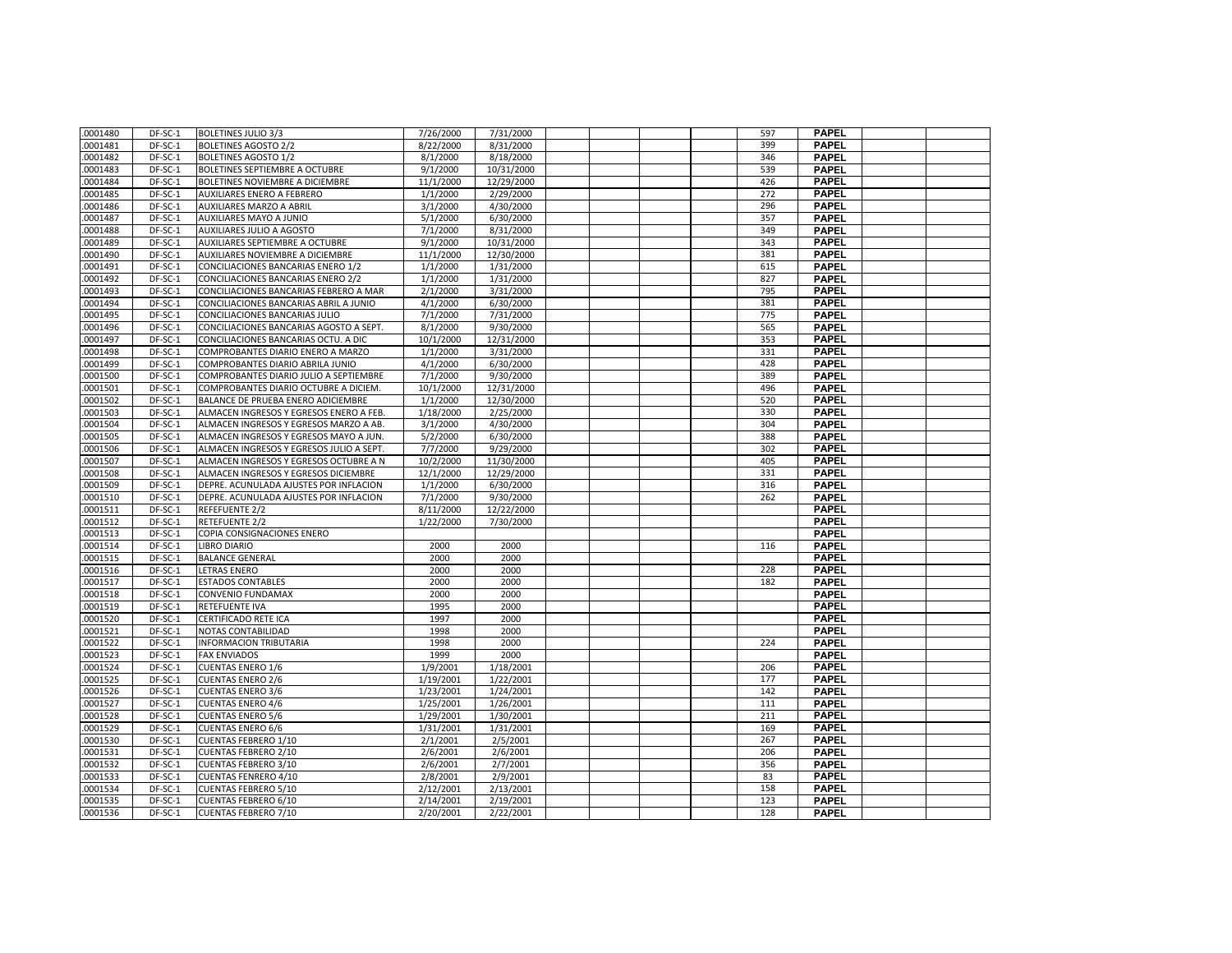| | | | | | | | | | | | | |
|---|---|---|---|---|---|---|---|---|---|---|---|---|
| .0001480 | DF-SC-1 | BOLETINES JULIO 3/3 | 7/26/2000 | 7/31/2000 | | | | | 597 | PAPEL | | |
| .0001481 | DF-SC-1 | BOLETINES AGOSTO 2/2 | 8/22/2000 | 8/31/2000 | | | | | 399 | PAPEL | | |
| .0001482 | DF-SC-1 | BOLETINES AGOSTO 1/2 | 8/1/2000 | 8/18/2000 | | | | | 346 | PAPEL | | |
| .0001483 | DF-SC-1 | BOLETINES SEPTIEMBRE A OCTUBRE | 9/1/2000 | 10/31/2000 | | | | | 539 | PAPEL | | |
| .0001484 | DF-SC-1 | BOLETINES NOVIEMBRE A DICIEMBRE | 11/1/2000 | 12/29/2000 | | | | | 426 | PAPEL | | |
| .0001485 | DF-SC-1 | AUXILIARES ENERO A FEBRERO | 1/1/2000 | 2/29/2000 | | | | | 272 | PAPEL | | |
| .0001486 | DF-SC-1 | AUXILIARES MARZO A ABRIL | 3/1/2000 | 4/30/2000 | | | | | 296 | PAPEL | | |
| .0001487 | DF-SC-1 | AUXILIARES MAYO A JUNIO | 5/1/2000 | 6/30/2000 | | | | | 357 | PAPEL | | |
| .0001488 | DF-SC-1 | AUXILIARES JULIO A AGOSTO | 7/1/2000 | 8/31/2000 | | | | | 349 | PAPEL | | |
| .0001489 | DF-SC-1 | AUXILIARES SEPTIEMBRE A OCTUBRE | 9/1/2000 | 10/31/2000 | | | | | 343 | PAPEL | | |
| .0001490 | DF-SC-1 | AUXILIARES NOVIEMBRE A DICIEMBRE | 11/1/2000 | 12/30/2000 | | | | | 381 | PAPEL | | |
| .0001491 | DF-SC-1 | CONCILIACIONES BANCARIAS ENERO 1/2 | 1/1/2000 | 1/31/2000 | | | | | 615 | PAPEL | | |
| .0001492 | DF-SC-1 | CONCILIACIONES BANCARIAS ENERO 2/2 | 1/1/2000 | 1/31/2000 | | | | | 827 | PAPEL | | |
| .0001493 | DF-SC-1 | CONCILIACIONES BANCARIAS FEBRERO A MAR | 2/1/2000 | 3/31/2000 | | | | | 795 | PAPEL | | |
| .0001494 | DF-SC-1 | CONCILIACIONES BANCARIAS ABRIL A JUNIO | 4/1/2000 | 6/30/2000 | | | | | 381 | PAPEL | | |
| .0001495 | DF-SC-1 | CONCILIACIONES BANCARIAS JULIO | 7/1/2000 | 7/31/2000 | | | | | 775 | PAPEL | | |
| .0001496 | DF-SC-1 | CONCILIACIONES BANCARIAS AGOSTO A SEPT. | 8/1/2000 | 9/30/2000 | | | | | 565 | PAPEL | | |
| .0001497 | DF-SC-1 | CONCILIACIONES BANCARIAS OCTU. A DIC | 10/1/2000 | 12/31/2000 | | | | | 353 | PAPEL | | |
| .0001498 | DF-SC-1 | COMPROBANTES DIARIO ENERO A MARZO | 1/1/2000 | 3/31/2000 | | | | | 331 | PAPEL | | |
| .0001499 | DF-SC-1 | COMPROBANTES DIARIO ABRILA JUNIO | 4/1/2000 | 6/30/2000 | | | | | 428 | PAPEL | | |
| .0001500 | DF-SC-1 | COMPROBANTES DIARIO JULIO A SEPTIEMBRE | 7/1/2000 | 9/30/2000 | | | | | 389 | PAPEL | | |
| .0001501 | DF-SC-1 | COMPROBANTES DIARIO OCTUBRE A DICIEM. | 10/1/2000 | 12/31/2000 | | | | | 496 | PAPEL | | |
| .0001502 | DF-SC-1 | BALANCE DE PRUEBA ENERO ADICIEMBRE | 1/1/2000 | 12/30/2000 | | | | | 520 | PAPEL | | |
| .0001503 | DF-SC-1 | ALMACEN INGRESOS Y EGRESOS ENERO A FEB. | 1/18/2000 | 2/25/2000 | | | | | 330 | PAPEL | | |
| .0001504 | DF-SC-1 | ALMACEN INGRESOS Y EGRESOS MARZO A AB. | 3/1/2000 | 4/30/2000 | | | | | 304 | PAPEL | | |
| .0001505 | DF-SC-1 | ALMACEN INGRESOS Y EGRESOS MAYO A JUN. | 5/2/2000 | 6/30/2000 | | | | | 388 | PAPEL | | |
| .0001506 | DF-SC-1 | ALMACEN INGRESOS Y EGRESOS JULIO A SEPT. | 7/7/2000 | 9/29/2000 | | | | | 302 | PAPEL | | |
| .0001507 | DF-SC-1 | ALMACEN INGRESOS Y EGRESOS OCTUBRE A N | 10/2/2000 | 11/30/2000 | | | | | 405 | PAPEL | | |
| .0001508 | DF-SC-1 | ALMACEN INGRESOS Y EGRESOS DICIEMBRE | 12/1/2000 | 12/29/2000 | | | | | 331 | PAPEL | | |
| .0001509 | DF-SC-1 | DEPRE. ACUNULADA AJUSTES POR INFLACION | 1/1/2000 | 6/30/2000 | | | | | 316 | PAPEL | | |
| .0001510 | DF-SC-1 | DEPRE. ACUNULADA AJUSTES POR INFLACION | 7/1/2000 | 9/30/2000 | | | | | 262 | PAPEL | | |
| .0001511 | DF-SC-1 | REFEFUENTE 2/2 | 8/11/2000 | 12/22/2000 | | | | | | PAPEL | | |
| .0001512 | DF-SC-1 | RETEFUENTE 2/2 | 1/22/2000 | 7/30/2000 | | | | | | PAPEL | | |
| .0001513 | DF-SC-1 | COPIA CONSIGNACIONES ENERO | | | | | | | | PAPEL | | |
| .0001514 | DF-SC-1 | LIBRO DIARIO | 2000 | 2000 | | | | | 116 | PAPEL | | |
| .0001515 | DF-SC-1 | BALANCE GENERAL | 2000 | 2000 | | | | | | PAPEL | | |
| .0001516 | DF-SC-1 | LETRAS ENERO | 2000 | 2000 | | | | | 228 | PAPEL | | |
| .0001517 | DF-SC-1 | ESTADOS CONTABLES | 2000 | 2000 | | | | | 182 | PAPEL | | |
| .0001518 | DF-SC-1 | CONVENIO FUNDAMAX | 2000 | 2000 | | | | | | PAPEL | | |
| .0001519 | DF-SC-1 | RETEFUENTE IVA | 1995 | 2000 | | | | | | PAPEL | | |
| .0001520 | DF-SC-1 | CERTIFICADO RETE ICA | 1997 | 2000 | | | | | | PAPEL | | |
| .0001521 | DF-SC-1 | NOTAS CONTABILIDAD | 1998 | 2000 | | | | | | PAPEL | | |
| .0001522 | DF-SC-1 | INFORMACION TRIBUTARIA | 1998 | 2000 | | | | | 224 | PAPEL | | |
| .0001523 | DF-SC-1 | FAX ENVIADOS | 1999 | 2000 | | | | | | PAPEL | | |
| .0001524 | DF-SC-1 | CUENTAS ENERO 1/6 | 1/9/2001 | 1/18/2001 | | | | | 206 | PAPEL | | |
| .0001525 | DF-SC-1 | CUENTAS ENERO 2/6 | 1/19/2001 | 1/22/2001 | | | | | 177 | PAPEL | | |
| .0001526 | DF-SC-1 | CUENTAS ENERO 3/6 | 1/23/2001 | 1/24/2001 | | | | | 142 | PAPEL | | |
| .0001527 | DF-SC-1 | CUENTAS ENERO 4/6 | 1/25/2001 | 1/26/2001 | | | | | 111 | PAPEL | | |
| .0001528 | DF-SC-1 | CUENTAS ENERO 5/6 | 1/29/2001 | 1/30/2001 | | | | | 211 | PAPEL | | |
| .0001529 | DF-SC-1 | CUENTAS ENERO 6/6 | 1/31/2001 | 1/31/2001 | | | | | 169 | PAPEL | | |
| .0001530 | DF-SC-1 | CUENTAS FEBRERO 1/10 | 2/1/2001 | 2/5/2001 | | | | | 267 | PAPEL | | |
| .0001531 | DF-SC-1 | CUENTAS FEBRERO 2/10 | 2/6/2001 | 2/6/2001 | | | | | 206 | PAPEL | | |
| .0001532 | DF-SC-1 | CUENTAS FEBRERO 3/10 | 2/6/2001 | 2/7/2001 | | | | | 356 | PAPEL | | |
| .0001533 | DF-SC-1 | CUENTAS FENRERO 4/10 | 2/8/2001 | 2/9/2001 | | | | | 83 | PAPEL | | |
| .0001534 | DF-SC-1 | CUENTAS FEBRERO 5/10 | 2/12/2001 | 2/13/2001 | | | | | 158 | PAPEL | | |
| .0001535 | DF-SC-1 | CUENTAS FEBRERO 6/10 | 2/14/2001 | 2/19/2001 | | | | | 123 | PAPEL | | |
| .0001536 | DF-SC-1 | CUENTAS FEBRERO 7/10 | 2/20/2001 | 2/22/2001 | | | | | 128 | PAPEL | | |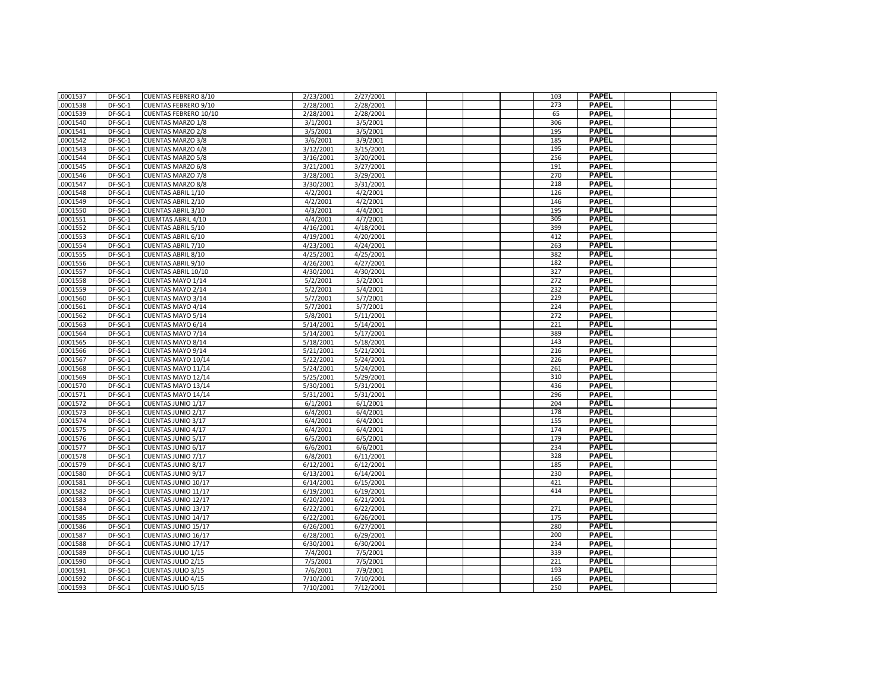| .0001537 | DF-SC-1 | CUENTAS FEBRERO 8/10 | 2/23/2001 | 2/27/2001 | | | | | 103 | PAPEL | | |
|---|---|---|---|---|---|---|---|---|---|---|---|---|
| .0001538 | DF-SC-1 | CUENTAS FEBRERO 9/10 | 2/28/2001 | 2/28/2001 | | | | | 273 | PAPEL | | |
| .0001539 | DF-SC-1 | CUENTAS FEBRERO 10/10 | 2/28/2001 | 2/28/2001 | | | | | 65 | PAPEL | | |
| .0001540 | DF-SC-1 | CUENTAS MARZO 1/8 | 3/1/2001 | 3/5/2001 | | | | | 306 | PAPEL | | |
| .0001541 | DF-SC-1 | CUENTAS MARZO 2/8 | 3/5/2001 | 3/5/2001 | | | | | 195 | PAPEL | | |
| .0001542 | DF-SC-1 | CUENTAS MARZO 3/8 | 3/6/2001 | 3/9/2001 | | | | | 185 | PAPEL | | |
| .0001543 | DF-SC-1 | CUENTAS MARZO 4/8 | 3/12/2001 | 3/15/2001 | | | | | 195 | PAPEL | | |
| .0001544 | DF-SC-1 | CUENTAS MARZO 5/8 | 3/16/2001 | 3/20/2001 | | | | | 256 | PAPEL | | |
| .0001545 | DF-SC-1 | CUENTAS MARZO 6/8 | 3/21/2001 | 3/27/2001 | | | | | 191 | PAPEL | | |
| .0001546 | DF-SC-1 | CUENTAS MARZO 7/8 | 3/28/2001 | 3/29/2001 | | | | | 270 | PAPEL | | |
| .0001547 | DF-SC-1 | CUENTAS MARZO 8/8 | 3/30/2001 | 3/31/2001 | | | | | 218 | PAPEL | | |
| .0001548 | DF-SC-1 | CUENTAS ABRIL 1/10 | 4/2/2001 | 4/2/2001 | | | | | 126 | PAPEL | | |
| .0001549 | DF-SC-1 | CUENTAS ABRIL 2/10 | 4/2/2001 | 4/2/2001 | | | | | 146 | PAPEL | | |
| .0001550 | DF-SC-1 | CUENTAS ABRIL 3/10 | 4/3/2001 | 4/4/2001 | | | | | 195 | PAPEL | | |
| .0001551 | DF-SC-1 | CUEMTAS ABRIL 4/10 | 4/4/2001 | 4/7/2001 | | | | | 305 | PAPEL | | |
| .0001552 | DF-SC-1 | CUENTAS ABRIL 5/10 | 4/16/2001 | 4/18/2001 | | | | | 399 | PAPEL | | |
| .0001553 | DF-SC-1 | CUENTAS ABRIL 6/10 | 4/19/2001 | 4/20/2001 | | | | | 412 | PAPEL | | |
| .0001554 | DF-SC-1 | CUENTAS ABRIL 7/10 | 4/23/2001 | 4/24/2001 | | | | | 263 | PAPEL | | |
| .0001555 | DF-SC-1 | CUENTAS ABRIL 8/10 | 4/25/2001 | 4/25/2001 | | | | | 382 | PAPEL | | |
| .0001556 | DF-SC-1 | CUENTAS ABRIL 9/10 | 4/26/2001 | 4/27/2001 | | | | | 182 | PAPEL | | |
| .0001557 | DF-SC-1 | CUENTAS ABRIL 10/10 | 4/30/2001 | 4/30/2001 | | | | | 327 | PAPEL | | |
| .0001558 | DF-SC-1 | CUENTAS MAYO 1/14 | 5/2/2001 | 5/2/2001 | | | | | 272 | PAPEL | | |
| .0001559 | DF-SC-1 | CUENTAS MAYO 2/14 | 5/2/2001 | 5/4/2001 | | | | | 232 | PAPEL | | |
| .0001560 | DF-SC-1 | CUENTAS MAYO 3/14 | 5/7/2001 | 5/7/2001 | | | | | 229 | PAPEL | | |
| .0001561 | DF-SC-1 | CUENTAS MAYO 4/14 | 5/7/2001 | 5/7/2001 | | | | | 224 | PAPEL | | |
| .0001562 | DF-SC-1 | CUENTAS MAYO 5/14 | 5/8/2001 | 5/11/2001 | | | | | 272 | PAPEL | | |
| .0001563 | DF-SC-1 | CUENTAS MAYO 6/14 | 5/14/2001 | 5/14/2001 | | | | | 221 | PAPEL | | |
| .0001564 | DF-SC-1 | CUENTAS MAYO 7/14 | 5/14/2001 | 5/17/2001 | | | | | 389 | PAPEL | | |
| .0001565 | DF-SC-1 | CUENTAS MAYO 8/14 | 5/18/2001 | 5/18/2001 | | | | | 143 | PAPEL | | |
| .0001566 | DF-SC-1 | CUENTAS MAYO 9/14 | 5/21/2001 | 5/21/2001 | | | | | 216 | PAPEL | | |
| .0001567 | DF-SC-1 | CUENTAS MAYO 10/14 | 5/22/2001 | 5/24/2001 | | | | | 226 | PAPEL | | |
| .0001568 | DF-SC-1 | CUENTAS MAYO 11/14 | 5/24/2001 | 5/24/2001 | | | | | 261 | PAPEL | | |
| .0001569 | DF-SC-1 | CUENTAS MAYO 12/14 | 5/25/2001 | 5/29/2001 | | | | | 310 | PAPEL | | |
| .0001570 | DF-SC-1 | CUENTAS MAYO 13/14 | 5/30/2001 | 5/31/2001 | | | | | 436 | PAPEL | | |
| .0001571 | DF-SC-1 | CUENTAS MAYO 14/14 | 5/31/2001 | 5/31/2001 | | | | | 296 | PAPEL | | |
| .0001572 | DF-SC-1 | CUENTAS JUNIO 1/17 | 6/1/2001 | 6/1/2001 | | | | | 204 | PAPEL | | |
| .0001573 | DF-SC-1 | CUENTAS JUNIO 2/17 | 6/4/2001 | 6/4/2001 | | | | | 178 | PAPEL | | |
| .0001574 | DF-SC-1 | CUENTAS JUNIO 3/17 | 6/4/2001 | 6/4/2001 | | | | | 155 | PAPEL | | |
| .0001575 | DF-SC-1 | CUENTAS JUNIO 4/17 | 6/4/2001 | 6/4/2001 | | | | | 174 | PAPEL | | |
| .0001576 | DF-SC-1 | CUENTAS JUNIO 5/17 | 6/5/2001 | 6/5/2001 | | | | | 179 | PAPEL | | |
| .0001577 | DF-SC-1 | CUENTAS JUNIO 6/17 | 6/6/2001 | 6/6/2001 | | | | | 234 | PAPEL | | |
| .0001578 | DF-SC-1 | CUENTAS JUNIO 7/17 | 6/8/2001 | 6/11/2001 | | | | | 328 | PAPEL | | |
| .0001579 | DF-SC-1 | CUENTAS JUNIO 8/17 | 6/12/2001 | 6/12/2001 | | | | | 185 | PAPEL | | |
| .0001580 | DF-SC-1 | CUENTAS JUNIO 9/17 | 6/13/2001 | 6/14/2001 | | | | | 230 | PAPEL | | |
| .0001581 | DF-SC-1 | CUENTAS JUNIO 10/17 | 6/14/2001 | 6/15/2001 | | | | | 421 | PAPEL | | |
| .0001582 | DF-SC-1 | CUENTAS JUNIO 11/17 | 6/19/2001 | 6/19/2001 | | | | | 414 | PAPEL | | |
| .0001583 | DF-SC-1 | CUENTAS JUNIO 12/17 | 6/20/2001 | 6/21/2001 | | | | | | PAPEL | | |
| .0001584 | DF-SC-1 | CUENTAS JUNIO 13/17 | 6/22/2001 | 6/22/2001 | | | | | 271 | PAPEL | | |
| .0001585 | DF-SC-1 | CUENTAS JUNIO 14/17 | 6/22/2001 | 6/26/2001 | | | | | 175 | PAPEL | | |
| .0001586 | DF-SC-1 | CUENTAS JUNIO 15/17 | 6/26/2001 | 6/27/2001 | | | | | 280 | PAPEL | | |
| .0001587 | DF-SC-1 | CUENTAS JUNIO 16/17 | 6/28/2001 | 6/29/2001 | | | | | 200 | PAPEL | | |
| .0001588 | DF-SC-1 | CUENTAS JUNIO 17/17 | 6/30/2001 | 6/30/2001 | | | | | 234 | PAPEL | | |
| .0001589 | DF-SC-1 | CUENTAS JULIO 1/15 | 7/4/2001 | 7/5/2001 | | | | | 339 | PAPEL | | |
| .0001590 | DF-SC-1 | CUENTAS JULIO 2/15 | 7/5/2001 | 7/5/2001 | | | | | 221 | PAPEL | | |
| .0001591 | DF-SC-1 | CUENTAS JULIO 3/15 | 7/6/2001 | 7/9/2001 | | | | | 193 | PAPEL | | |
| .0001592 | DF-SC-1 | CUENTAS JULIO 4/15 | 7/10/2001 | 7/10/2001 | | | | | 165 | PAPEL | | |
| .0001593 | DF-SC-1 | CUENTAS JULIO 5/15 | 7/10/2001 | 7/12/2001 | | | | | 250 | PAPEL | | |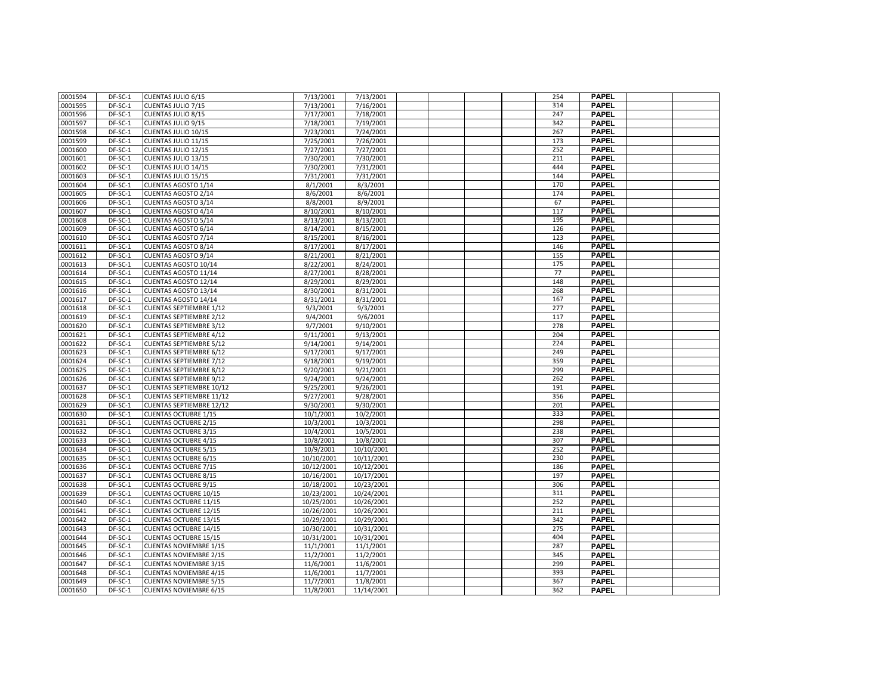| | | | | | | | | | | | | |
|---|---|---|---|---|---|---|---|---|---|---|---|---|
| .0001594 | DF-SC-1 | CUENTAS JULIO 6/15 | 7/13/2001 | 7/13/2001 | | | | | 254 | **PAPEL** | | |
| .0001595 | DF-SC-1 | CUENTAS JULIO 7/15 | 7/13/2001 | 7/16/2001 | | | | | 314 | **PAPEL** | | |
| .0001596 | DF-SC-1 | CUENTAS JULIO 8/15 | 7/17/2001 | 7/18/2001 | | | | | 247 | **PAPEL** | | |
| .0001597 | DF-SC-1 | CUENTAS JULIO 9/15 | 7/18/2001 | 7/19/2001 | | | | | 342 | **PAPEL** | | |
| .0001598 | DF-SC-1 | CUENTAS JULIO 10/15 | 7/23/2001 | 7/24/2001 | | | | | 267 | **PAPEL** | | |
| .0001599 | DF-SC-1 | CUENTAS JULIO 11/15 | 7/25/2001 | 7/26/2001 | | | | | 173 | **PAPEL** | | |
| .0001600 | DF-SC-1 | CUENTAS JULIO 12/15 | 7/27/2001 | 7/27/2001 | | | | | 252 | **PAPEL** | | |
| .0001601 | DF-SC-1 | CUENTAS JULIO 13/15 | 7/30/2001 | 7/30/2001 | | | | | 211 | **PAPEL** | | |
| .0001602 | DF-SC-1 | CUENTAS JULIO 14/15 | 7/30/2001 | 7/31/2001 | | | | | 444 | **PAPEL** | | |
| .0001603 | DF-SC-1 | CUENTAS JULIO 15/15 | 7/31/2001 | 7/31/2001 | | | | | 144 | **PAPEL** | | |
| .0001604 | DF-SC-1 | CUENTAS AGOSTO 1/14 | 8/1/2001 | 8/3/2001 | | | | | 170 | **PAPEL** | | |
| .0001605 | DF-SC-1 | CUENTAS AGOSTO 2/14 | 8/6/2001 | 8/6/2001 | | | | | 174 | **PAPEL** | | |
| .0001606 | DF-SC-1 | CUENTAS AGOSTO 3/14 | 8/8/2001 | 8/9/2001 | | | | | 67 | **PAPEL** | | |
| .0001607 | DF-SC-1 | CUENTAS AGOSTO 4/14 | 8/10/2001 | 8/10/2001 | | | | | 117 | **PAPEL** | | |
| .0001608 | DF-SC-1 | CUENTAS AGOSTO 5/14 | 8/13/2001 | 8/13/2001 | | | | | 195 | **PAPEL** | | |
| .0001609 | DF-SC-1 | CUENTAS AGOSTO 6/14 | 8/14/2001 | 8/15/2001 | | | | | 126 | **PAPEL** | | |
| .0001610 | DF-SC-1 | CUENTAS AGOSTO 7/14 | 8/15/2001 | 8/16/2001 | | | | | 123 | **PAPEL** | | |
| .0001611 | DF-SC-1 | CUENTAS AGOSTO 8/14 | 8/17/2001 | 8/17/2001 | | | | | 146 | **PAPEL** | | |
| .0001612 | DF-SC-1 | CUENTAS AGOSTO 9/14 | 8/21/2001 | 8/21/2001 | | | | | 155 | **PAPEL** | | |
| .0001613 | DF-SC-1 | CUENTAS AGOSTO 10/14 | 8/22/2001 | 8/24/2001 | | | | | 175 | **PAPEL** | | |
| .0001614 | DF-SC-1 | CUENTAS AGOSTO 11/14 | 8/27/2001 | 8/28/2001 | | | | | 77 | **PAPEL** | | |
| .0001615 | DF-SC-1 | CUENTAS AGOSTO 12/14 | 8/29/2001 | 8/29/2001 | | | | | 148 | **PAPEL** | | |
| .0001616 | DF-SC-1 | CUENTAS AGOSTO 13/14 | 8/30/2001 | 8/31/2001 | | | | | 268 | **PAPEL** | | |
| .0001617 | DF-SC-1 | CUENTAS AGOSTO 14/14 | 8/31/2001 | 8/31/2001 | | | | | 167 | **PAPEL** | | |
| .0001618 | DF-SC-1 | CUENTAS SEPTIEMBRE 1/12 | 9/3/2001 | 9/3/2001 | | | | | 277 | **PAPEL** | | |
| .0001619 | DF-SC-1 | CUENTAS SEPTIEMBRE 2/12 | 9/4/2001 | 9/6/2001 | | | | | 117 | **PAPEL** | | |
| .0001620 | DF-SC-1 | CUENTAS SEPTIEMBRE 3/12 | 9/7/2001 | 9/10/2001 | | | | | 278 | **PAPEL** | | |
| .0001621 | DF-SC-1 | CUENTAS SEPTIEMBRE 4/12 | 9/11/2001 | 9/13/2001 | | | | | 204 | **PAPEL** | | |
| .0001622 | DF-SC-1 | CUENTAS SEPTIEMBRE 5/12 | 9/14/2001 | 9/14/2001 | | | | | 224 | **PAPEL** | | |
| .0001623 | DF-SC-1 | CUENTAS SEPTIEMBRE 6/12 | 9/17/2001 | 9/17/2001 | | | | | 249 | **PAPEL** | | |
| .0001624 | DF-SC-1 | CUENTAS SEPTIEMBRE 7/12 | 9/18/2001 | 9/19/2001 | | | | | 359 | **PAPEL** | | |
| .0001625 | DF-SC-1 | CUENTAS SEPTIEMBRE 8/12 | 9/20/2001 | 9/21/2001 | | | | | 299 | **PAPEL** | | |
| .0001626 | DF-SC-1 | CUENTAS SEPTIEMBRE 9/12 | 9/24/2001 | 9/24/2001 | | | | | 262 | **PAPEL** | | |
| .0001637 | DF-SC-1 | CUENTAS SEPTIEMBRE 10/12 | 9/25/2001 | 9/26/2001 | | | | | 191 | **PAPEL** | | |
| .0001628 | DF-SC-1 | CUENTAS SEPTIEMBRE 11/12 | 9/27/2001 | 9/28/2001 | | | | | 356 | **PAPEL** | | |
| .0001629 | DF-SC-1 | CUENTAS SEPTIEMBRE 12/12 | 9/30/2001 | 9/30/2001 | | | | | 201 | **PAPEL** | | |
| .0001630 | DF-SC-1 | CUENTAS OCTUBRE 1/15 | 10/1/2001 | 10/2/2001 | | | | | 333 | **PAPEL** | | |
| .0001631 | DF-SC-1 | CUENTAS OCTUBRE 2/15 | 10/3/2001 | 10/3/2001 | | | | | 298 | **PAPEL** | | |
| .0001632 | DF-SC-1 | CUENTAS OCTUBRE 3/15 | 10/4/2001 | 10/5/2001 | | | | | 238 | **PAPEL** | | |
| .0001633 | DF-SC-1 | CUENTAS OCTUBRE 4/15 | 10/8/2001 | 10/8/2001 | | | | | 307 | **PAPEL** | | |
| .0001634 | DF-SC-1 | CUENTAS OCTUBRE 5/15 | 10/9/2001 | 10/10/2001 | | | | | 252 | **PAPEL** | | |
| .0001635 | DF-SC-1 | CUENTAS OCTUBRE 6/15 | 10/10/2001 | 10/11/2001 | | | | | 230 | **PAPEL** | | |
| .0001636 | DF-SC-1 | CUENTAS OCTUBRE 7/15 | 10/12/2001 | 10/12/2001 | | | | | 186 | **PAPEL** | | |
| .0001637 | DF-SC-1 | CUENTAS OCTUBRE 8/15 | 10/16/2001 | 10/17/2001 | | | | | 197 | **PAPEL** | | |
| .0001638 | DF-SC-1 | CUENTAS OCTUBRE 9/15 | 10/18/2001 | 10/23/2001 | | | | | 306 | **PAPEL** | | |
| .0001639 | DF-SC-1 | CUENTAS OCTUBRE 10/15 | 10/23/2001 | 10/24/2001 | | | | | 311 | **PAPEL** | | |
| .0001640 | DF-SC-1 | CUENTAS OCTUBRE 11/15 | 10/25/2001 | 10/26/2001 | | | | | 252 | **PAPEL** | | |
| .0001641 | DF-SC-1 | CUENTAS OCTUBRE 12/15 | 10/26/2001 | 10/26/2001 | | | | | 211 | **PAPEL** | | |
| .0001642 | DF-SC-1 | CUENTAS OCTUBRE 13/15 | 10/29/2001 | 10/29/2001 | | | | | 342 | **PAPEL** | | |
| .0001643 | DF-SC-1 | CUENTAS OCTUBRE 14/15 | 10/30/2001 | 10/31/2001 | | | | | 275 | **PAPEL** | | |
| .0001644 | DF-SC-1 | CUENTAS OCTUBRE 15/15 | 10/31/2001 | 10/31/2001 | | | | | 404 | **PAPEL** | | |
| .0001645 | DF-SC-1 | CUENTAS NOVIEMBRE 1/15 | 11/1/2001 | 11/1/2001 | | | | | 287 | **PAPEL** | | |
| .0001646 | DF-SC-1 | CUENTAS NOVIEMBRE 2/15 | 11/2/2001 | 11/2/2001 | | | | | 345 | **PAPEL** | | |
| .0001647 | DF-SC-1 | CUENTAS NOVIEMBRE 3/15 | 11/6/2001 | 11/6/2001 | | | | | 299 | **PAPEL** | | |
| .0001648 | DF-SC-1 | CUENTAS NOVIEMBRE 4/15 | 11/6/2001 | 11/7/2001 | | | | | 393 | **PAPEL** | | |
| .0001649 | DF-SC-1 | CUENTAS NOVIEMBRE 5/15 | 11/7/2001 | 11/8/2001 | | | | | 367 | **PAPEL** | | |
| .0001650 | DF-SC-1 | CUENTAS NOVIEMBRE 6/15 | 11/8/2001 | 11/14/2001 | | | | | 362 | **PAPEL** | | |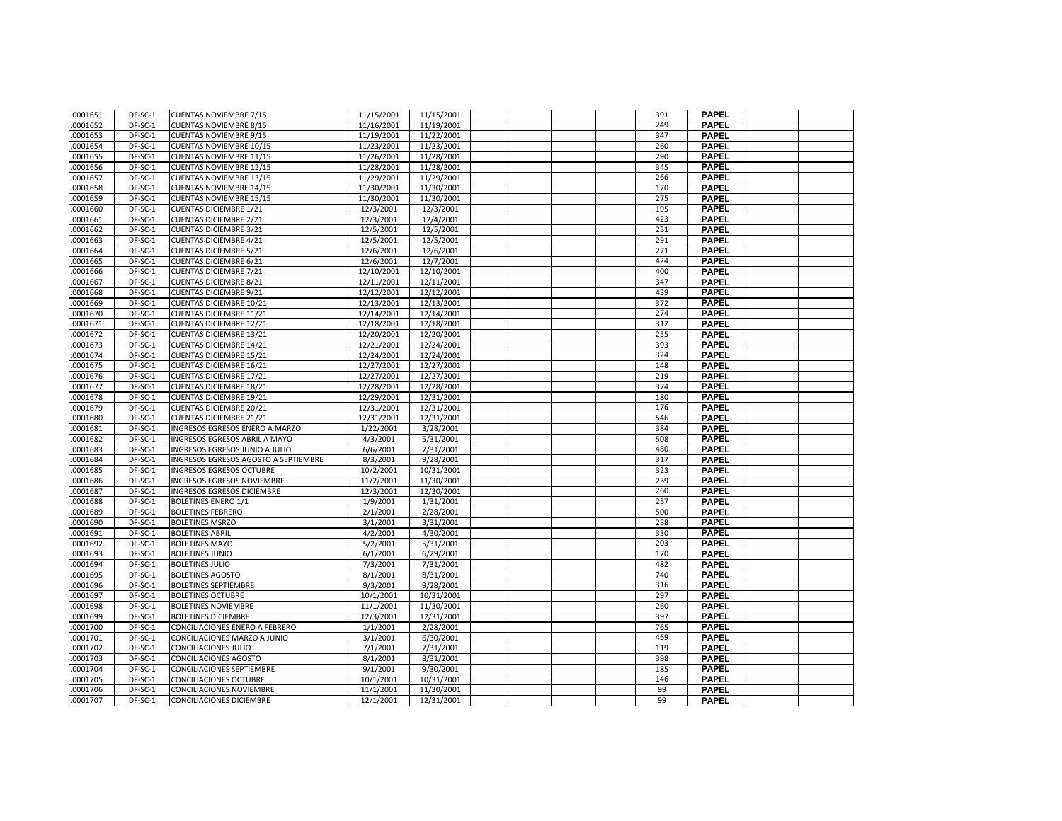| | | | | | | | | | | | | |
|---|---|---|---|---|---|---|---|---|---|---|---|---|
| .0001651 | DF-SC-1 | CUENTAS NOVIEMBRE 7/15 | 11/15/2001 | 11/15/2001 | | | | | 391 | PAPEL | | |
| .0001652 | DF-SC-1 | CUENTAS NOVIEMBRE 8/15 | 11/16/2001 | 11/19/2001 | | | | | 249 | PAPEL | | |
| .0001653 | DF-SC-1 | CUENTAS NOVIEMBRE 9/15 | 11/19/2001 | 11/22/2001 | | | | | 347 | PAPEL | | |
| .0001654 | DF-SC-1 | CUENTAS NOVIEMBRE 10/15 | 11/23/2001 | 11/23/2001 | | | | | 260 | PAPEL | | |
| .0001655 | DF-SC-1 | CUENTAS NOVIEMBRE 11/15 | 11/26/2001 | 11/28/2001 | | | | | 290 | PAPEL | | |
| .0001656 | DF-SC-1 | CUENTAS NOVIEMBRE 12/15 | 11/28/2001 | 11/28/2001 | | | | | 345 | PAPEL | | |
| .0001657 | DF-SC-1 | CUENTAS NOVIEMBRE 13/15 | 11/29/2001 | 11/29/2001 | | | | | 266 | PAPEL | | |
| .0001658 | DF-SC-1 | CUENTAS NOVIEMBRE 14/15 | 11/30/2001 | 11/30/2001 | | | | | 170 | PAPEL | | |
| .0001659 | DF-SC-1 | CUENTAS NOVIEMBRE 15/15 | 11/30/2001 | 11/30/2001 | | | | | 275 | PAPEL | | |
| .0001660 | DF-SC-1 | CUENTAS DICIEMBRE 1/21 | 12/3/2001 | 12/3/2001 | | | | | 195 | PAPEL | | |
| .0001661 | DF-SC-1 | CUENTAS DICIEMBRE 2/21 | 12/3/2001 | 12/4/2001 | | | | | 423 | PAPEL | | |
| .0001662 | DF-SC-1 | CUENTAS DICIEMBRE 3/21 | 12/5/2001 | 12/5/2001 | | | | | 251 | PAPEL | | |
| .0001663 | DF-SC-1 | CUENTAS DICIEMBRE 4/21 | 12/5/2001 | 12/5/2001 | | | | | 291 | PAPEL | | |
| .0001664 | DF-SC-1 | CUENTAS DICIEMBRE 5/21 | 12/6/2001 | 12/6/2001 | | | | | 271 | PAPEL | | |
| .0001665 | DF-SC-1 | CUENTAS DICIEMBRE 6/21 | 12/6/2001 | 12/7/2001 | | | | | 424 | PAPEL | | |
| .0001666 | DF-SC-1 | CUENTAS DICIEMBRE 7/21 | 12/10/2001 | 12/10/2001 | | | | | 400 | PAPEL | | |
| .0001667 | DF-SC-1 | CUENTAS DICIEMBRE 8/21 | 12/11/2001 | 12/11/2001 | | | | | 347 | PAPEL | | |
| .0001668 | DF-SC-1 | CUENTAS DICIEMBRE 9/21 | 12/12/2001 | 12/12/2001 | | | | | 439 | PAPEL | | |
| .0001669 | DF-SC-1 | CUENTAS DICIEMBRE 10/21 | 12/13/2001 | 12/13/2001 | | | | | 372 | PAPEL | | |
| .0001670 | DF-SC-1 | CUENTAS DICIEMBRE 11/21 | 12/14/2001 | 12/14/2001 | | | | | 274 | PAPEL | | |
| .0001671 | DF-SC-1 | CUENTAS DICIEMBRE 12/21 | 12/18/2001 | 12/18/2001 | | | | | 312 | PAPEL | | |
| .0001672 | DF-SC-1 | CUENTAS DICIEMBRE 13/21 | 12/20/2001 | 12/20/2001 | | | | | 255 | PAPEL | | |
| .0001673 | DF-SC-1 | CUENTAS DICIEMBRE 14/21 | 12/21/2001 | 12/24/2001 | | | | | 393 | PAPEL | | |
| .0001674 | DF-SC-1 | CUENTAS DICIEMBRE 15/21 | 12/24/2001 | 12/24/2001 | | | | | 324 | PAPEL | | |
| .0001675 | DF-SC-1 | CUENTAS DICIEMBRE 16/21 | 12/27/2001 | 12/27/2001 | | | | | 148 | PAPEL | | |
| .0001676 | DF-SC-1 | CUENTAS DICIEMBRE 17/21 | 12/27/2001 | 12/27/2001 | | | | | 219 | PAPEL | | |
| .0001677 | DF-SC-1 | CUENTAS DICIEMBRE 18/21 | 12/28/2001 | 12/28/2001 | | | | | 374 | PAPEL | | |
| .0001678 | DF-SC-1 | CUENTAS DICIEMBRE 19/21 | 12/29/2001 | 12/31/2001 | | | | | 180 | PAPEL | | |
| .0001679 | DF-SC-1 | CUENTAS DICIEMBRE 20/21 | 12/31/2001 | 12/31/2001 | | | | | 176 | PAPEL | | |
| .0001680 | DF-SC-1 | CUENTAS DICIEMBRE 21/21 | 12/31/2001 | 12/31/2001 | | | | | 546 | PAPEL | | |
| .0001681 | DF-SC-1 | INGRESOS EGRESOS ENERO A MARZO | 1/22/2001 | 3/28/2001 | | | | | 384 | PAPEL | | |
| .0001682 | DF-SC-1 | INGRESOS EGRESOS ABRIL A MAYO | 4/3/2001 | 5/31/2001 | | | | | 508 | PAPEL | | |
| .0001683 | DF-SC-1 | INGRESOS EGRESOS JUNIO A JULIO | 6/6/2001 | 7/31/2001 | | | | | 480 | PAPEL | | |
| .0001684 | DF-SC-1 | INGRESOS EGRESOS AGOSTO A SEPTIEMBRE | 8/3/2001 | 9/28/2001 | | | | | 317 | PAPEL | | |
| .0001685 | DF-SC-1 | INGRESOS EGRESOS OCTUBRE | 10/2/2001 | 10/31/2001 | | | | | 323 | PAPEL | | |
| .0001686 | DF-SC-1 | INGRESOS EGRESOS NOVIEMBRE | 11/2/2001 | 11/30/2001 | | | | | 239 | PAPEL | | |
| .0001687 | DF-SC-1 | INGRESOS EGRESOS DICIEMBRE | 12/3/2001 | 12/30/2001 | | | | | 260 | PAPEL | | |
| .0001688 | DF-SC-1 | BOLETINES ENERO 1/1 | 1/9/2001 | 1/31/2001 | | | | | 257 | PAPEL | | |
| .0001689 | DF-SC-1 | BOLETINES FEBRERO | 2/1/2001 | 2/28/2001 | | | | | 500 | PAPEL | | |
| .0001690 | DF-SC-1 | BOLETINES MSRZO | 3/1/2001 | 3/31/2001 | | | | | 288 | PAPEL | | |
| .0001691 | DF-SC-1 | BOLETINES ABRIL | 4/2/2001 | 4/30/2001 | | | | | 330 | PAPEL | | |
| .0001692 | DF-SC-1 | BOLETINES MAYO | 5/2/2001 | 5/31/2001 | | | | | 203 | PAPEL | | |
| .0001693 | DF-SC-1 | BOLETINES JUNIO | 6/1/2001 | 6/29/2001 | | | | | 170 | PAPEL | | |
| .0001694 | DF-SC-1 | BOLETINES JULIO | 7/3/2001 | 7/31/2001 | | | | | 482 | PAPEL | | |
| .0001695 | DF-SC-1 | BOLETINES AGOSTO | 8/1/2001 | 8/31/2001 | | | | | 740 | PAPEL | | |
| .0001696 | DF-SC-1 | BOLETINES SEPTIEMBRE | 9/3/2001 | 9/28/2001 | | | | | 316 | PAPEL | | |
| .0001697 | DF-SC-1 | BOLETINES OCTUBRE | 10/1/2001 | 10/31/2001 | | | | | 297 | PAPEL | | |
| .0001698 | DF-SC-1 | BOLETINES NOVIEMBRE | 11/1/2001 | 11/30/2001 | | | | | 260 | PAPEL | | |
| .0001699 | DF-SC-1 | BOLETINES DICIEMBRE | 12/3/2001 | 12/31/2001 | | | | | 397 | PAPEL | | |
| .0001700 | DF-SC-1 | CONCILIACIONES ENERO A FEBRERO | 1/1/2001 | 2/28/2001 | | | | | 765 | PAPEL | | |
| .0001701 | DF-SC-1 | CONCILIACIONES MARZO A JUNIO | 3/1/2001 | 6/30/2001 | | | | | 469 | PAPEL | | |
| .0001702 | DF-SC-1 | CONCILIACIONES JULIO | 7/1/2001 | 7/31/2001 | | | | | 119 | PAPEL | | |
| .0001703 | DF-SC-1 | CONCILIACIONES AGOSTO | 8/1/2001 | 8/31/2001 | | | | | 398 | PAPEL | | |
| .0001704 | DF-SC-1 | CONCILIACIONES SEPTIEMBRE | 9/1/2001 | 9/30/2001 | | | | | 185 | PAPEL | | |
| .0001705 | DF-SC-1 | CONCILIACIONES OCTUBRE | 10/1/2001 | 10/31/2001 | | | | | 146 | PAPEL | | |
| .0001706 | DF-SC-1 | CONCILIACIONES NOVIEMBRE | 11/1/2001 | 11/30/2001 | | | | | 99 | PAPEL | | |
| .0001707 | DF-SC-1 | CONCILIACIONES DICIEMBRE | 12/1/2001 | 12/31/2001 | | | | | 99 | PAPEL | | |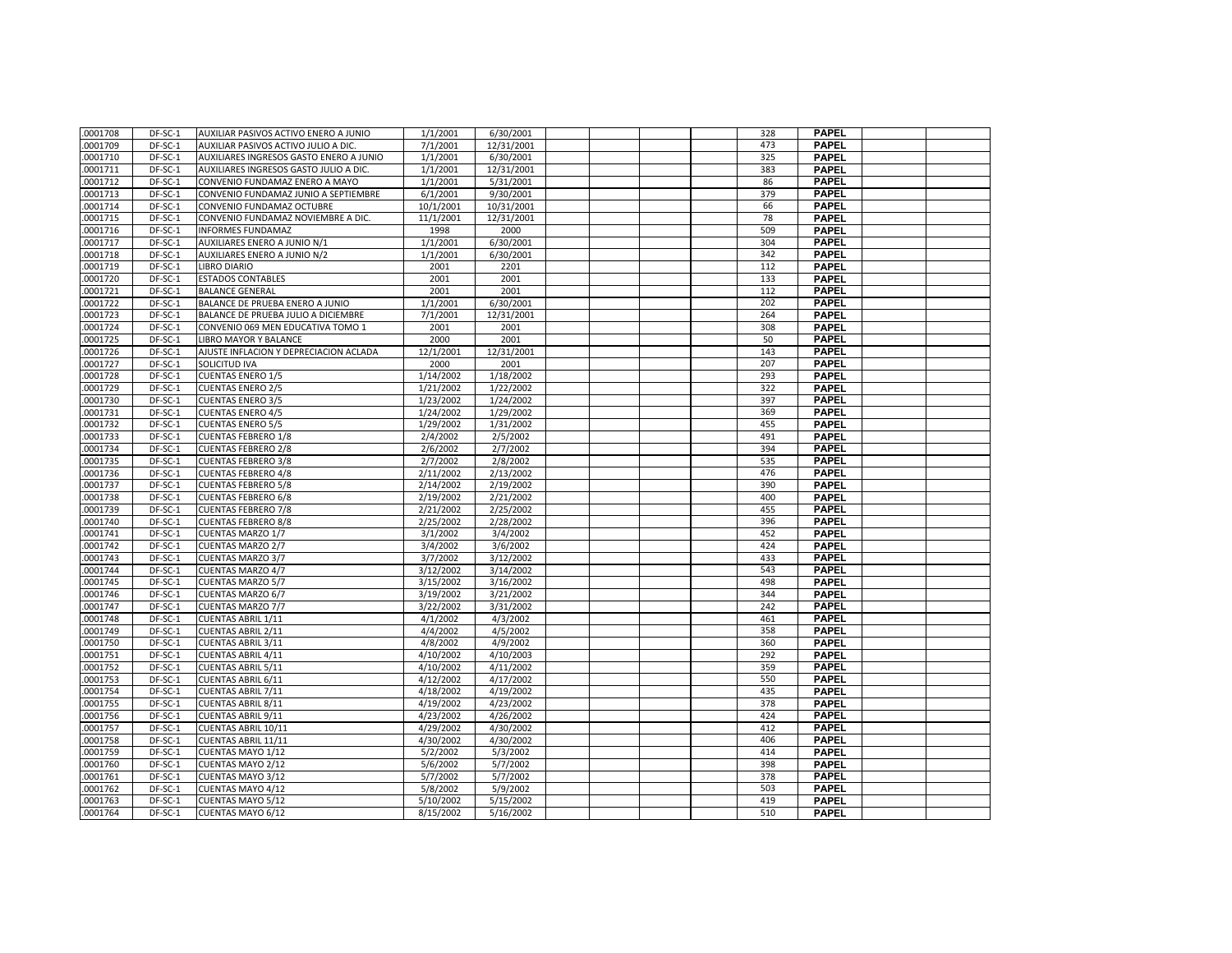| | | | | | | | | | | | | |
|---|---|---|---|---|---|---|---|---|---|---|---|---|
| .0001708 | DF-SC-1 | AUXILIAR PASIVOS ACTIVO ENERO A JUNIO | 1/1/2001 | 6/30/2001 | | | | | 328 | PAPEL | | |
| .0001709 | DF-SC-1 | AUXILIAR PASIVOS ACTIVO JULIO A DIC. | 7/1/2001 | 12/31/2001 | | | | | 473 | PAPEL | | |
| .0001710 | DF-SC-1 | AUXILIARES INGRESOS GASTO ENERO A JUNIO | 1/1/2001 | 6/30/2001 | | | | | 325 | PAPEL | | |
| .0001711 | DF-SC-1 | AUXILIARES INGRESOS GASTO JULIO A DIC. | 1/1/2001 | 12/31/2001 | | | | | 383 | PAPEL | | |
| .0001712 | DF-SC-1 | CONVENIO FUNDAMAZ ENERO A MAYO | 1/1/2001 | 5/31/2001 | | | | | 86 | PAPEL | | |
| .0001713 | DF-SC-1 | CONVENIO FUNDAMAZ JUNIO A SEPTIEMBRE | 6/1/2001 | 9/30/2001 | | | | | 379 | PAPEL | | |
| .0001714 | DF-SC-1 | CONVENIO FUNDAMAZ OCTUBRE | 10/1/2001 | 10/31/2001 | | | | | 66 | PAPEL | | |
| .0001715 | DF-SC-1 | CONVENIO FUNDAMAZ NOVIEMBRE A DIC. | 11/1/2001 | 12/31/2001 | | | | | 78 | PAPEL | | |
| .0001716 | DF-SC-1 | INFORMES FUNDAMAZ | 1998 | 2000 | | | | | 509 | PAPEL | | |
| .0001717 | DF-SC-1 | AUXILIARES ENERO A JUNIO N/1 | 1/1/2001 | 6/30/2001 | | | | | 304 | PAPEL | | |
| .0001718 | DF-SC-1 | AUXILIARES ENERO A JUNIO N/2 | 1/1/2001 | 6/30/2001 | | | | | 342 | PAPEL | | |
| .0001719 | DF-SC-1 | LIBRO DIARIO | 2001 | 2201 | | | | | 112 | PAPEL | | |
| .0001720 | DF-SC-1 | ESTADOS CONTABLES | 2001 | 2001 | | | | | 133 | PAPEL | | |
| .0001721 | DF-SC-1 | BALANCE GENERAL | 2001 | 2001 | | | | | 112 | PAPEL | | |
| .0001722 | DF-SC-1 | BALANCE DE PRUEBA ENERO A JUNIO | 1/1/2001 | 6/30/2001 | | | | | 202 | PAPEL | | |
| .0001723 | DF-SC-1 | BALANCE DE PRUEBA JULIO A DICIEMBRE | 7/1/2001 | 12/31/2001 | | | | | 264 | PAPEL | | |
| .0001724 | DF-SC-1 | CONVENIO 069 MEN EDUCATIVA TOMO 1 | 2001 | 2001 | | | | | 308 | PAPEL | | |
| .0001725 | DF-SC-1 | LIBRO MAYOR Y BALANCE | 2000 | 2001 | | | | | 50 | PAPEL | | |
| .0001726 | DF-SC-1 | AJUSTE INFLACION Y DEPRECIACION ACLADA | 12/1/2001 | 12/31/2001 | | | | | 143 | PAPEL | | |
| .0001727 | DF-SC-1 | SOLICITUD IVA | 2000 | 2001 | | | | | 207 | PAPEL | | |
| .0001728 | DF-SC-1 | CUENTAS ENERO 1/5 | 1/14/2002 | 1/18/2002 | | | | | 293 | PAPEL | | |
| .0001729 | DF-SC-1 | CUENTAS ENERO 2/5 | 1/21/2002 | 1/22/2002 | | | | | 322 | PAPEL | | |
| .0001730 | DF-SC-1 | CUENTAS ENERO 3/5 | 1/23/2002 | 1/24/2002 | | | | | 397 | PAPEL | | |
| .0001731 | DF-SC-1 | CUENTAS ENERO 4/5 | 1/24/2002 | 1/29/2002 | | | | | 369 | PAPEL | | |
| .0001732 | DF-SC-1 | CUENTAS ENERO 5/5 | 1/29/2002 | 1/31/2002 | | | | | 455 | PAPEL | | |
| .0001733 | DF-SC-1 | CUENTAS FEBRERO 1/8 | 2/4/2002 | 2/5/2002 | | | | | 491 | PAPEL | | |
| .0001734 | DF-SC-1 | CUENTAS FEBRERO 2/8 | 2/6/2002 | 2/7/2002 | | | | | 394 | PAPEL | | |
| .0001735 | DF-SC-1 | CUENTAS FEBRERO 3/8 | 2/7/2002 | 2/8/2002 | | | | | 535 | PAPEL | | |
| .0001736 | DF-SC-1 | CUENTAS FEBRERO 4/8 | 2/11/2002 | 2/13/2002 | | | | | 476 | PAPEL | | |
| .0001737 | DF-SC-1 | CUENTAS FEBRERO 5/8 | 2/14/2002 | 2/19/2002 | | | | | 390 | PAPEL | | |
| .0001738 | DF-SC-1 | CUENTAS FEBRERO 6/8 | 2/19/2002 | 2/21/2002 | | | | | 400 | PAPEL | | |
| .0001739 | DF-SC-1 | CUENTAS FEBRERO 7/8 | 2/21/2002 | 2/25/2002 | | | | | 455 | PAPEL | | |
| .0001740 | DF-SC-1 | CUENTAS FEBRERO 8/8 | 2/25/2002 | 2/28/2002 | | | | | 396 | PAPEL | | |
| .0001741 | DF-SC-1 | CUENTAS MARZO 1/7 | 3/1/2002 | 3/4/2002 | | | | | 452 | PAPEL | | |
| .0001742 | DF-SC-1 | CUENTAS MARZO 2/7 | 3/4/2002 | 3/6/2002 | | | | | 424 | PAPEL | | |
| .0001743 | DF-SC-1 | CUENTAS MARZO 3/7 | 3/7/2002 | 3/12/2002 | | | | | 433 | PAPEL | | |
| .0001744 | DF-SC-1 | CUENTAS MARZO 4/7 | 3/12/2002 | 3/14/2002 | | | | | 543 | PAPEL | | |
| .0001745 | DF-SC-1 | CUENTAS MARZO 5/7 | 3/15/2002 | 3/16/2002 | | | | | 498 | PAPEL | | |
| .0001746 | DF-SC-1 | CUENTAS MARZO 6/7 | 3/19/2002 | 3/21/2002 | | | | | 344 | PAPEL | | |
| .0001747 | DF-SC-1 | CUENTAS MARZO 7/7 | 3/22/2002 | 3/31/2002 | | | | | 242 | PAPEL | | |
| .0001748 | DF-SC-1 | CUENTAS ABRIL 1/11 | 4/1/2002 | 4/3/2002 | | | | | 461 | PAPEL | | |
| .0001749 | DF-SC-1 | CUENTAS ABRIL 2/11 | 4/4/2002 | 4/5/2002 | | | | | 358 | PAPEL | | |
| .0001750 | DF-SC-1 | CUENTAS ABRIL 3/11 | 4/8/2002 | 4/9/2002 | | | | | 360 | PAPEL | | |
| .0001751 | DF-SC-1 | CUENTAS ABRIL 4/11 | 4/10/2002 | 4/10/2003 | | | | | 292 | PAPEL | | |
| .0001752 | DF-SC-1 | CUENTAS ABRIL 5/11 | 4/10/2002 | 4/11/2002 | | | | | 359 | PAPEL | | |
| .0001753 | DF-SC-1 | CUENTAS ABRIL 6/11 | 4/12/2002 | 4/17/2002 | | | | | 550 | PAPEL | | |
| .0001754 | DF-SC-1 | CUENTAS ABRIL 7/11 | 4/18/2002 | 4/19/2002 | | | | | 435 | PAPEL | | |
| .0001755 | DF-SC-1 | CUENTAS ABRIL 8/11 | 4/19/2002 | 4/23/2002 | | | | | 378 | PAPEL | | |
| .0001756 | DF-SC-1 | CUENTAS ABRIL 9/11 | 4/23/2002 | 4/26/2002 | | | | | 424 | PAPEL | | |
| .0001757 | DF-SC-1 | CUENTAS ABRIL 10/11 | 4/29/2002 | 4/30/2002 | | | | | 412 | PAPEL | | |
| .0001758 | DF-SC-1 | CUENTAS ABRIL 11/11 | 4/30/2002 | 4/30/2002 | | | | | 406 | PAPEL | | |
| .0001759 | DF-SC-1 | CUENTAS MAYO 1/12 | 5/2/2002 | 5/3/2002 | | | | | 414 | PAPEL | | |
| .0001760 | DF-SC-1 | CUENTAS MAYO 2/12 | 5/6/2002 | 5/7/2002 | | | | | 398 | PAPEL | | |
| .0001761 | DF-SC-1 | CUENTAS MAYO 3/12 | 5/7/2002 | 5/7/2002 | | | | | 378 | PAPEL | | |
| .0001762 | DF-SC-1 | CUENTAS MAYO 4/12 | 5/8/2002 | 5/9/2002 | | | | | 503 | PAPEL | | |
| .0001763 | DF-SC-1 | CUENTAS MAYO 5/12 | 5/10/2002 | 5/15/2002 | | | | | 419 | PAPEL | | |
| .0001764 | DF-SC-1 | CUENTAS MAYO 6/12 | 8/15/2002 | 5/16/2002 | | | | | 510 | PAPEL | | |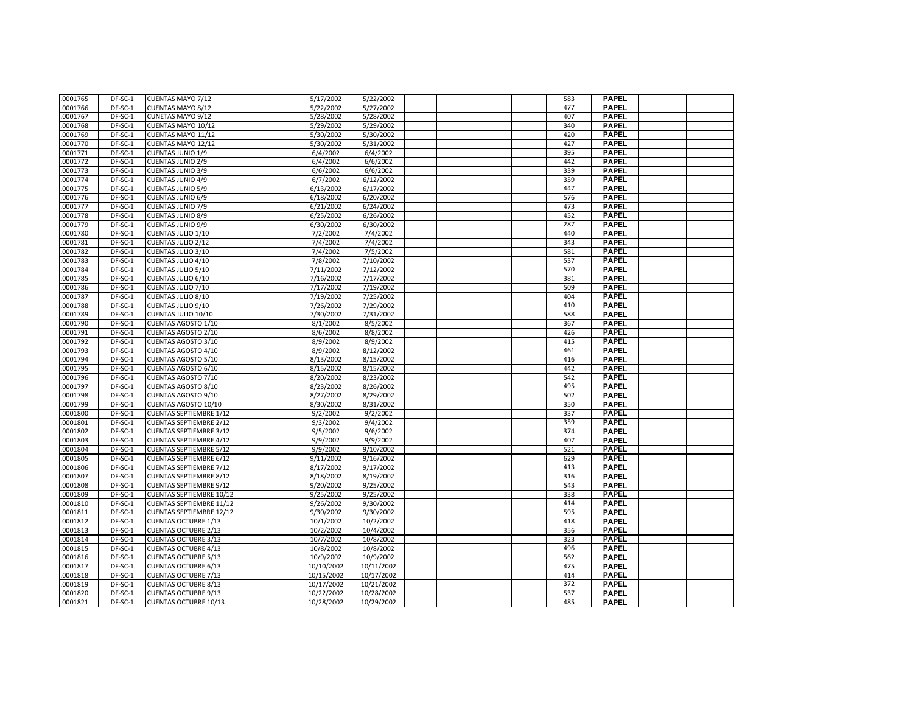| | | | | | | | | | | | | |
|---|---|---|---|---|---|---|---|---|---|---|---|---|
| .0001765 | DF-SC-1 | CUENTAS MAYO 7/12 | 5/17/2002 | 5/22/2002 | | | | | 583 | **PAPEL** | | |
| .0001766 | DF-SC-1 | CUENTAS MAYO 8/12 | 5/22/2002 | 5/27/2002 | | | | | 477 | **PAPEL** | | |
| .0001767 | DF-SC-1 | CUNETAS MAYO 9/12 | 5/28/2002 | 5/28/2002 | | | | | 407 | **PAPEL** | | |
| .0001768 | DF-SC-1 | CUENTAS MAYO 10/12 | 5/29/2002 | 5/29/2002 | | | | | 340 | **PAPEL** | | |
| .0001769 | DF-SC-1 | CUENTAS MAYO 11/12 | 5/30/2002 | 5/30/2002 | | | | | 420 | **PAPEL** | | |
| .0001770 | DF-SC-1 | CUENTAS MAYO 12/12 | 5/30/2002 | 5/31/2002 | | | | | 427 | **PAPEL** | | |
| .0001771 | DF-SC-1 | CUENTAS JUNIO 1/9 | 6/4/2002 | 6/4/2002 | | | | | 395 | **PAPEL** | | |
| .0001772 | DF-SC-1 | CUENTAS JUNIO 2/9 | 6/4/2002 | 6/6/2002 | | | | | 442 | **PAPEL** | | |
| .0001773 | DF-SC-1 | CUENTAS JUNIO 3/9 | 6/6/2002 | 6/6/2002 | | | | | 339 | **PAPEL** | | |
| .0001774 | DF-SC-1 | CUENTAS JUNIO 4/9 | 6/7/2002 | 6/12/2002 | | | | | 359 | **PAPEL** | | |
| .0001775 | DF-SC-1 | CUENTAS JUNIO 5/9 | 6/13/2002 | 6/17/2002 | | | | | 447 | **PAPEL** | | |
| .0001776 | DF-SC-1 | CUENTAS JUNIO 6/9 | 6/18/2002 | 6/20/2002 | | | | | 576 | **PAPEL** | | |
| .0001777 | DF-SC-1 | CUENTAS JUNIO 7/9 | 6/21/2002 | 6/24/2002 | | | | | 473 | **PAPEL** | | |
| .0001778 | DF-SC-1 | CUENTAS JUNIO 8/9 | 6/25/2002 | 6/26/2002 | | | | | 452 | **PAPEL** | | |
| .0001779 | DF-SC-1 | CUENTAS JUNIO 9/9 | 6/30/2002 | 6/30/2002 | | | | | 287 | **PAPEL** | | |
| .0001780 | DF-SC-1 | CUENTAS JULIO 1/10 | 7/2/2002 | 7/4/2002 | | | | | 440 | **PAPEL** | | |
| .0001781 | DF-SC-1 | CUENTAS JULIO 2/12 | 7/4/2002 | 7/4/2002 | | | | | 343 | **PAPEL** | | |
| .0001782 | DF-SC-1 | CUENTAS JULIO 3/10 | 7/4/2002 | 7/5/2002 | | | | | 581 | **PAPEL** | | |
| .0001783 | DF-SC-1 | CUENTAS JULIO 4/10 | 7/8/2002 | 7/10/2002 | | | | | 537 | **PAPEL** | | |
| .0001784 | DF-SC-1 | CUENTAS JULIO 5/10 | 7/11/2002 | 7/12/2002 | | | | | 570 | **PAPEL** | | |
| .0001785 | DF-SC-1 | CUENTAS JULIO 6/10 | 7/16/2002 | 7/17/2002 | | | | | 381 | **PAPEL** | | |
| .0001786 | DF-SC-1 | CUENTAS JULIO 7/10 | 7/17/2002 | 7/19/2002 | | | | | 509 | **PAPEL** | | |
| .0001787 | DF-SC-1 | CUENTAS JULIO 8/10 | 7/19/2002 | 7/25/2002 | | | | | 404 | **PAPEL** | | |
| .0001788 | DF-SC-1 | CUENTAS JULIO 9/10 | 7/26/2002 | 7/29/2002 | | | | | 410 | **PAPEL** | | |
| .0001789 | DF-SC-1 | CUENTAS JULIO 10/10 | 7/30/2002 | 7/31/2002 | | | | | 588 | **PAPEL** | | |
| .0001790 | DF-SC-1 | CUENTAS AGOSTO 1/10 | 8/1/2002 | 8/5/2002 | | | | | 367 | **PAPEL** | | |
| .0001791 | DF-SC-1 | CUENTAS AGOSTO 2/10 | 8/6/2002 | 8/8/2002 | | | | | 426 | **PAPEL** | | |
| .0001792 | DF-SC-1 | CUENTAS AGOSTO 3/10 | 8/9/2002 | 8/9/2002 | | | | | 415 | **PAPEL** | | |
| .0001793 | DF-SC-1 | CUENTAS AGOSTO 4/10 | 8/9/2002 | 8/12/2002 | | | | | 461 | **PAPEL** | | |
| .0001794 | DF-SC-1 | CUENTAS AGOSTO 5/10 | 8/13/2002 | 8/15/2002 | | | | | 416 | **PAPEL** | | |
| .0001795 | DF-SC-1 | CUENTAS AGOSTO 6/10 | 8/15/2002 | 8/15/2002 | | | | | 442 | **PAPEL** | | |
| .0001796 | DF-SC-1 | CUENTAS AGOSTO 7/10 | 8/20/2002 | 8/23/2002 | | | | | 542 | **PAPEL** | | |
| .0001797 | DF-SC-1 | CUENTAS AGOSTO 8/10 | 8/23/2002 | 8/26/2002 | | | | | 495 | **PAPEL** | | |
| .0001798 | DF-SC-1 | CUENTAS AGOSTO 9/10 | 8/27/2002 | 8/29/2002 | | | | | 502 | **PAPEL** | | |
| .0001799 | DF-SC-1 | CUENTAS AGOSTO 10/10 | 8/30/2002 | 8/31/2002 | | | | | 350 | **PAPEL** | | |
| .0001800 | DF-SC-1 | CUENTAS SEPTIEMBRE 1/12 | 9/2/2002 | 9/2/2002 | | | | | 337 | **PAPEL** | | |
| .0001801 | DF-SC-1 | CUENTAS SEPTIEMBRE 2/12 | 9/3/2002 | 9/4/2002 | | | | | 359 | **PAPEL** | | |
| .0001802 | DF-SC-1 | CUENTAS SEPTIEMBRE 3/12 | 9/5/2002 | 9/6/2002 | | | | | 374 | **PAPEL** | | |
| .0001803 | DF-SC-1 | CUENTAS SEPTIEMBRE 4/12 | 9/9/2002 | 9/9/2002 | | | | | 407 | **PAPEL** | | |
| .0001804 | DF-SC-1 | CUENTAS SEPTIEMBRE 5/12 | 9/9/2002 | 9/10/2002 | | | | | 521 | **PAPEL** | | |
| .0001805 | DF-SC-1 | CUENTAS SEPTIEMBRE 6/12 | 9/11/2002 | 9/16/2002 | | | | | 629 | **PAPEL** | | |
| .0001806 | DF-SC-1 | CUENTAS SEPTIEMBRE 7/12 | 8/17/2002 | 9/17/2002 | | | | | 413 | **PAPEL** | | |
| .0001807 | DF-SC-1 | CUENTAS SEPTIEMBRE 8/12 | 8/18/2002 | 8/19/2002 | | | | | 316 | **PAPEL** | | |
| .0001808 | DF-SC-1 | CUENTAS SEPTIEMBRE 9/12 | 9/20/2002 | 9/25/2002 | | | | | 543 | **PAPEL** | | |
| .0001809 | DF-SC-1 | CUENTAS SEPTIEMBRE 10/12 | 9/25/2002 | 9/25/2002 | | | | | 338 | **PAPEL** | | |
| .0001810 | DF-SC-1 | CUENTAS SEPTIEMBRE 11/12 | 9/26/2002 | 9/30/2002 | | | | | 414 | **PAPEL** | | |
| .0001811 | DF-SC-1 | CUENTAS SEPTIEMBRE 12/12 | 9/30/2002 | 9/30/2002 | | | | | 595 | **PAPEL** | | |
| .0001812 | DF-SC-1 | CUENTAS OCTUBRE 1/13 | 10/1/2002 | 10/2/2002 | | | | | 418 | **PAPEL** | | |
| .0001813 | DF-SC-1 | CUENTAS OCTUBRE 2/13 | 10/2/2002 | 10/4/2002 | | | | | 356 | **PAPEL** | | |
| .0001814 | DF-SC-1 | CUENTAS OCTUBRE 3/13 | 10/7/2002 | 10/8/2002 | | | | | 323 | **PAPEL** | | |
| .0001815 | DF-SC-1 | CUENTAS OCTUBRE 4/13 | 10/8/2002 | 10/8/2002 | | | | | 496 | **PAPEL** | | |
| .0001816 | DF-SC-1 | CUENTAS OCTUBRE 5/13 | 10/9/2002 | 10/9/2002 | | | | | 562 | **PAPEL** | | |
| .0001817 | DF-SC-1 | CUENTAS OCTUBRE 6/13 | 10/10/2002 | 10/11/2002 | | | | | 475 | **PAPEL** | | |
| .0001818 | DF-SC-1 | CUENTAS OCTUBRE 7/13 | 10/15/2002 | 10/17/2002 | | | | | 414 | **PAPEL** | | |
| .0001819 | DF-SC-1 | CUENTAS OCTUBRE 8/13 | 10/17/2002 | 10/21/2002 | | | | | 372 | **PAPEL** | | |
| .0001820 | DF-SC-1 | CUENTAS OCTUBRE 9/13 | 10/22/2002 | 10/28/2002 | | | | | 537 | **PAPEL** | | |
| .0001821 | DF-SC-1 | CUENTAS OCTUBRE 10/13 | 10/28/2002 | 10/29/2002 | | | | | 485 | **PAPEL** | | |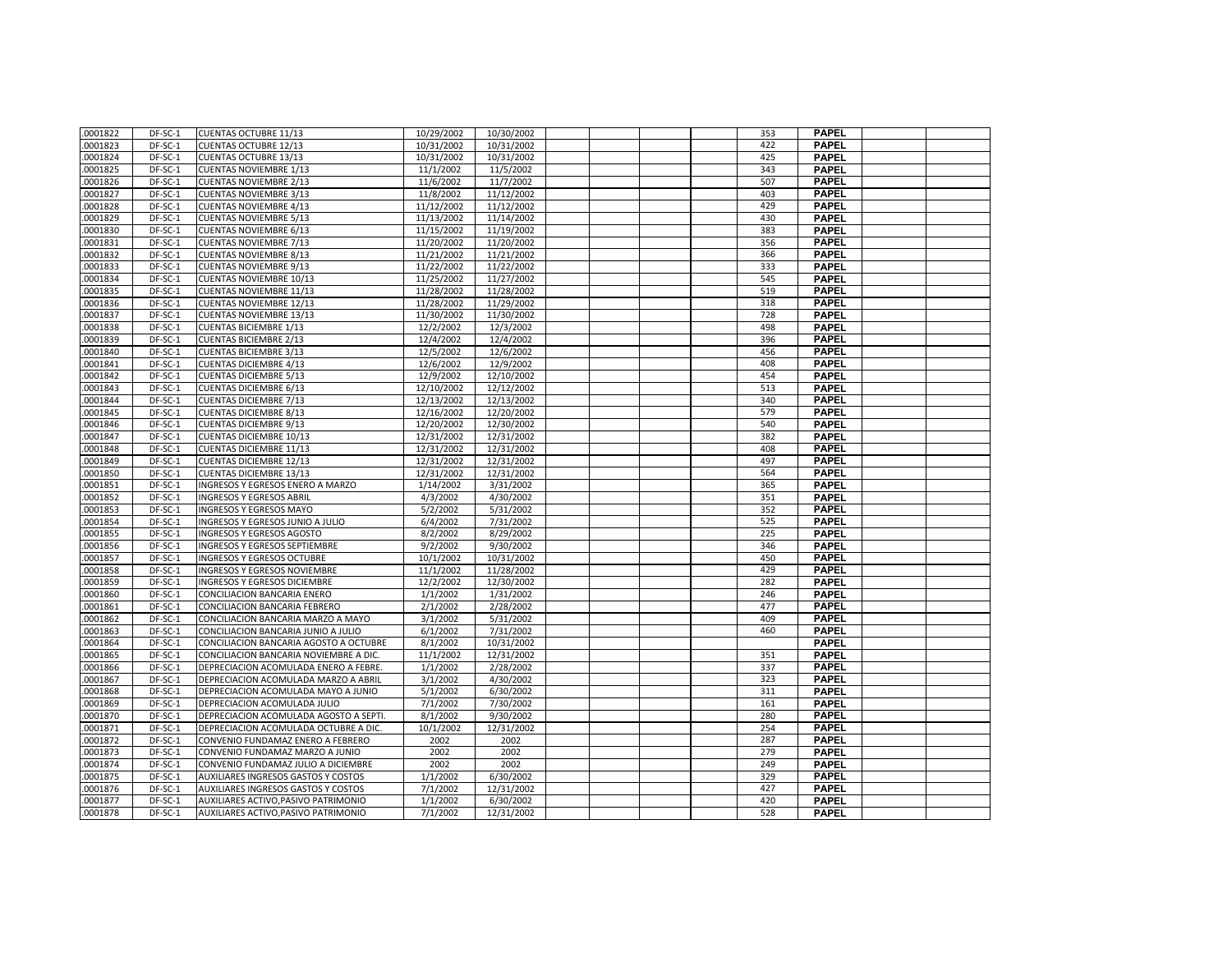| | | | | | | | | | | | |
|---|---|---|---|---|---|---|---|---|---|---|---|
| .0001822 | DF-SC-1 | CUENTAS OCTUBRE 11/13 | 10/29/2002 | 10/30/2002 | | | | | 353 | PAPEL | | |
| .0001823 | DF-SC-1 | CUENTAS OCTUBRE 12/13 | 10/31/2002 | 10/31/2002 | | | | | 422 | PAPEL | | |
| .0001824 | DF-SC-1 | CUENTAS OCTUBRE 13/13 | 10/31/2002 | 10/31/2002 | | | | | 425 | PAPEL | | |
| .0001825 | DF-SC-1 | CUENTAS NOVIEMBRE 1/13 | 11/1/2002 | 11/5/2002 | | | | | 343 | PAPEL | | |
| .0001826 | DF-SC-1 | CUENTAS NOVIEMBRE 2/13 | 11/6/2002 | 11/7/2002 | | | | | 507 | PAPEL | | |
| .0001827 | DF-SC-1 | CUENTAS NOVIEMBRE 3/13 | 11/8/2002 | 11/12/2002 | | | | | 403 | PAPEL | | |
| .0001828 | DF-SC-1 | CUENTAS NOVIEMBRE 4/13 | 11/12/2002 | 11/12/2002 | | | | | 429 | PAPEL | | |
| .0001829 | DF-SC-1 | CUENTAS NOVIEMBRE 5/13 | 11/13/2002 | 11/14/2002 | | | | | 430 | PAPEL | | |
| .0001830 | DF-SC-1 | CUENTAS NOVIEMBRE 6/13 | 11/15/2002 | 11/19/2002 | | | | | 383 | PAPEL | | |
| .0001831 | DF-SC-1 | CUENTAS NOVIEMBRE 7/13 | 11/20/2002 | 11/20/2002 | | | | | 356 | PAPEL | | |
| .0001832 | DF-SC-1 | CUENTAS NOVIEMBRE 8/13 | 11/21/2002 | 11/21/2002 | | | | | 366 | PAPEL | | |
| .0001833 | DF-SC-1 | CUENTAS NOVIEMBRE 9/13 | 11/22/2002 | 11/22/2002 | | | | | 333 | PAPEL | | |
| .0001834 | DF-SC-1 | CUENTAS NOVIEMBRE 10/13 | 11/25/2002 | 11/27/2002 | | | | | 545 | PAPEL | | |
| .0001835 | DF-SC-1 | CUENTAS NOVIEMBRE 11/13 | 11/28/2002 | 11/28/2002 | | | | | 519 | PAPEL | | |
| .0001836 | DF-SC-1 | CUENTAS NOVIEMBRE 12/13 | 11/28/2002 | 11/29/2002 | | | | | 318 | PAPEL | | |
| .0001837 | DF-SC-1 | CUENTAS NOVIEMBRE 13/13 | 11/30/2002 | 11/30/2002 | | | | | 728 | PAPEL | | |
| .0001838 | DF-SC-1 | CUENTAS BICIEMBRE 1/13 | 12/2/2002 | 12/3/2002 | | | | | 498 | PAPEL | | |
| .0001839 | DF-SC-1 | CUENTAS BICIEMBRE 2/13 | 12/4/2002 | 12/4/2002 | | | | | 396 | PAPEL | | |
| .0001840 | DF-SC-1 | CUENTAS BICIEMBRE 3/13 | 12/5/2002 | 12/6/2002 | | | | | 456 | PAPEL | | |
| .0001841 | DF-SC-1 | CUENTAS DICIEMBRE 4/13 | 12/6/2002 | 12/9/2002 | | | | | 408 | PAPEL | | |
| .0001842 | DF-SC-1 | CUENTAS DICIEMBRE 5/13 | 12/9/2002 | 12/10/2002 | | | | | 454 | PAPEL | | |
| .0001843 | DF-SC-1 | CUENTAS DICIEMBRE 6/13 | 12/10/2002 | 12/12/2002 | | | | | 513 | PAPEL | | |
| .0001844 | DF-SC-1 | CUENTAS DICIEMBRE 7/13 | 12/13/2002 | 12/13/2002 | | | | | 340 | PAPEL | | |
| .0001845 | DF-SC-1 | CUENTAS DICIEMBRE 8/13 | 12/16/2002 | 12/20/2002 | | | | | 579 | PAPEL | | |
| .0001846 | DF-SC-1 | CUENTAS DICIEMBRE 9/13 | 12/20/2002 | 12/30/2002 | | | | | 540 | PAPEL | | |
| .0001847 | DF-SC-1 | CUENTAS DICIEMBRE 10/13 | 12/31/2002 | 12/31/2002 | | | | | 382 | PAPEL | | |
| .0001848 | DF-SC-1 | CUENTAS DICIEMBRE 11/13 | 12/31/2002 | 12/31/2002 | | | | | 408 | PAPEL | | |
| .0001849 | DF-SC-1 | CUENTAS DICIEMBRE 12/13 | 12/31/2002 | 12/31/2002 | | | | | 497 | PAPEL | | |
| .0001850 | DF-SC-1 | CUENTAS DICIEMBRE 13/13 | 12/31/2002 | 12/31/2002 | | | | | 564 | PAPEL | | |
| .0001851 | DF-SC-1 | INGRESOS Y EGRESOS ENERO A MARZO | 1/14/2002 | 3/31/2002 | | | | | 365 | PAPEL | | |
| .0001852 | DF-SC-1 | INGRESOS Y EGRESOS ABRIL | 4/3/2002 | 4/30/2002 | | | | | 351 | PAPEL | | |
| .0001853 | DF-SC-1 | INGRESOS Y EGRESOS MAYO | 5/2/2002 | 5/31/2002 | | | | | 352 | PAPEL | | |
| .0001854 | DF-SC-1 | INGRESOS Y EGRESOS JUNIO A JULIO | 6/4/2002 | 7/31/2002 | | | | | 525 | PAPEL | | |
| .0001855 | DF-SC-1 | INGRESOS Y EGRESOS AGOSTO | 8/2/2002 | 8/29/2002 | | | | | 225 | PAPEL | | |
| .0001856 | DF-SC-1 | INGRESOS Y EGRESOS SEPTIEMBRE | 9/2/2002 | 9/30/2002 | | | | | 346 | PAPEL | | |
| .0001857 | DF-SC-1 | INGRESOS Y EGRESOS OCTUBRE | 10/1/2002 | 10/31/2002 | | | | | 450 | PAPEL | | |
| .0001858 | DF-SC-1 | INGRESOS Y EGRESOS NOVIEMBRE | 11/1/2002 | 11/28/2002 | | | | | 429 | PAPEL | | |
| .0001859 | DF-SC-1 | INGRESOS Y EGRESOS DICIEMBRE | 12/2/2002 | 12/30/2002 | | | | | 282 | PAPEL | | |
| .0001860 | DF-SC-1 | CONCILIACION BANCARIA ENERO | 1/1/2002 | 1/31/2002 | | | | | 246 | PAPEL | | |
| .0001861 | DF-SC-1 | CONCILIACION BANCARIA FEBRERO | 2/1/2002 | 2/28/2002 | | | | | 477 | PAPEL | | |
| .0001862 | DF-SC-1 | CONCILIACION BANCARIA MARZO A MAYO | 3/1/2002 | 5/31/2002 | | | | | 409 | PAPEL | | |
| .0001863 | DF-SC-1 | CONCILIACION BANCARIA JUNIO A JULIO | 6/1/2002 | 7/31/2002 | | | | | 460 | PAPEL | | |
| .0001864 | DF-SC-1 | CONCILIACION BANCARIA AGOSTO A OCTUBRE | 8/1/2002 | 10/31/2002 | | | | | | PAPEL | | |
| .0001865 | DF-SC-1 | CONCILIACION BANCARIA NOVIEMBRE A DIC. | 11/1/2002 | 12/31/2002 | | | | | 351 | PAPEL | | |
| .0001866 | DF-SC-1 | DEPRECIACION ACOMULADA ENERO A FEBRE. | 1/1/2002 | 2/28/2002 | | | | | 337 | PAPEL | | |
| .0001867 | DF-SC-1 | DEPRECIACION ACOMULADA MARZO A ABRIL | 3/1/2002 | 4/30/2002 | | | | | 323 | PAPEL | | |
| .0001868 | DF-SC-1 | DEPRECIACION ACOMULADA MAYO A JUNIO | 5/1/2002 | 6/30/2002 | | | | | 311 | PAPEL | | |
| .0001869 | DF-SC-1 | DEPRECIACION ACOMULADA JULIO | 7/1/2002 | 7/30/2002 | | | | | 161 | PAPEL | | |
| .0001870 | DF-SC-1 | DEPRECIACION ACOMULADA AGOSTO A SEPTI. | 8/1/2002 | 9/30/2002 | | | | | 280 | PAPEL | | |
| .0001871 | DF-SC-1 | DEPRECIACION ACOMULADA OCTUBRE A DIC. | 10/1/2002 | 12/31/2002 | | | | | 254 | PAPEL | | |
| .0001872 | DF-SC-1 | CONVENIO FUNDAMAZ ENERO A FEBRERO | 2002 | 2002 | | | | | 287 | PAPEL | | |
| .0001873 | DF-SC-1 | CONVENIO FUNDAMAZ MARZO A JUNIO | 2002 | 2002 | | | | | 279 | PAPEL | | |
| .0001874 | DF-SC-1 | CONVENIO FUNDAMAZ JULIO A DICIEMBRE | 2002 | 2002 | | | | | 249 | PAPEL | | |
| .0001875 | DF-SC-1 | AUXILIARES INGRESOS GASTOS Y COSTOS | 1/1/2002 | 6/30/2002 | | | | | 329 | PAPEL | | |
| .0001876 | DF-SC-1 | AUXILIARES INGRESOS GASTOS Y COSTOS | 7/1/2002 | 12/31/2002 | | | | | 427 | PAPEL | | |
| .0001877 | DF-SC-1 | AUXILIARES ACTIVO,PASIVO PATRIMONIO | 1/1/2002 | 6/30/2002 | | | | | 420 | PAPEL | | |
| .0001878 | DF-SC-1 | AUXILIARES ACTIVO,PASIVO PATRIMONIO | 7/1/2002 | 12/31/2002 | | | | | 528 | PAPEL | | |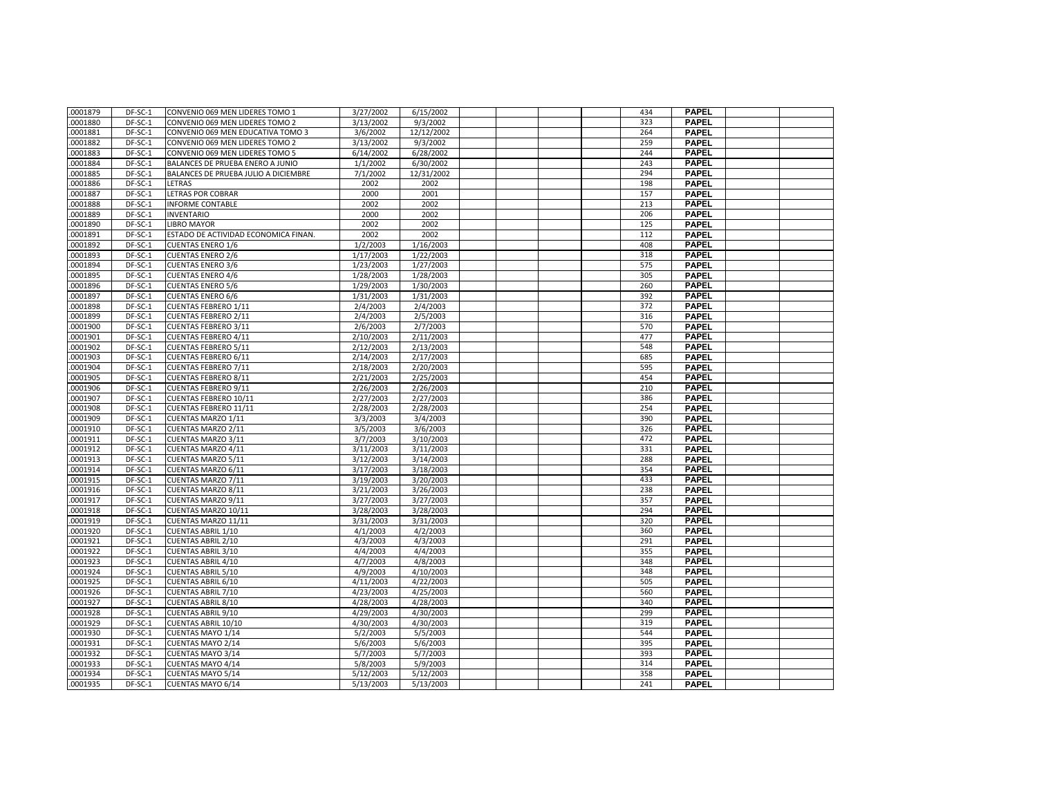| | | | | | | | | | | | | |
|---|---|---|---|---|---|---|---|---|---|---|---|---|
| .0001879 | DF-SC-1 | CONVENIO 069 MEN LIDERES TOMO 1 | 3/27/2002 | 6/15/2002 | | | | | 434 | PAPEL | | |
| .0001880 | DF-SC-1 | CONVENIO 069 MEN LIDERES TOMO 2 | 3/13/2002 | 9/3/2002 | | | | | 323 | PAPEL | | |
| .0001881 | DF-SC-1 | CONVENIO 069 MEN EDUCATIVA TOMO 3 | 3/6/2002 | 12/12/2002 | | | | | 264 | PAPEL | | |
| .0001882 | DF-SC-1 | CONVENIO 069 MEN LIDERES TOMO 2 | 3/13/2002 | 9/3/2002 | | | | | 259 | PAPEL | | |
| .0001883 | DF-SC-1 | CONVENIO 069 MEN LIDERES TOMO 5 | 6/14/2002 | 6/28/2002 | | | | | 244 | PAPEL | | |
| .0001884 | DF-SC-1 | BALANCES DE PRUEBA ENERO A JUNIO | 1/1/2002 | 6/30/2002 | | | | | 243 | PAPEL | | |
| .0001885 | DF-SC-1 | BALANCES DE PRUEBA JULIO A DICIEMBRE | 7/1/2002 | 12/31/2002 | | | | | 294 | PAPEL | | |
| .0001886 | DF-SC-1 | LETRAS | 2002 | 2002 | | | | | 198 | PAPEL | | |
| .0001887 | DF-SC-1 | LETRAS POR COBRAR | 2000 | 2001 | | | | | 157 | PAPEL | | |
| .0001888 | DF-SC-1 | INFORME CONTABLE | 2002 | 2002 | | | | | 213 | PAPEL | | |
| .0001889 | DF-SC-1 | INVENTARIO | 2000 | 2002 | | | | | 206 | PAPEL | | |
| .0001890 | DF-SC-1 | LIBRO MAYOR | 2002 | 2002 | | | | | 125 | PAPEL | | |
| .0001891 | DF-SC-1 | ESTADO DE ACTIVIDAD ECONOMICA FINAN. | 2002 | 2002 | | | | | 112 | PAPEL | | |
| .0001892 | DF-SC-1 | CUENTAS ENERO 1/6 | 1/2/2003 | 1/16/2003 | | | | | 408 | PAPEL | | |
| .0001893 | DF-SC-1 | CUENTAS ENERO 2/6 | 1/17/2003 | 1/22/2003 | | | | | 318 | PAPEL | | |
| .0001894 | DF-SC-1 | CUENTAS ENERO 3/6 | 1/23/2003 | 1/27/2003 | | | | | 575 | PAPEL | | |
| .0001895 | DF-SC-1 | CUENTAS ENERO 4/6 | 1/28/2003 | 1/28/2003 | | | | | 305 | PAPEL | | |
| .0001896 | DF-SC-1 | CUENTAS ENERO 5/6 | 1/29/2003 | 1/30/2003 | | | | | 260 | PAPEL | | |
| .0001897 | DF-SC-1 | CUENTAS ENERO 6/6 | 1/31/2003 | 1/31/2003 | | | | | 392 | PAPEL | | |
| .0001898 | DF-SC-1 | CUENTAS FEBRERO 1/11 | 2/4/2003 | 2/4/2003 | | | | | 372 | PAPEL | | |
| .0001899 | DF-SC-1 | CUENTAS FEBRERO 2/11 | 2/4/2003 | 2/5/2003 | | | | | 316 | PAPEL | | |
| .0001900 | DF-SC-1 | CUENTAS FEBRERO 3/11 | 2/6/2003 | 2/7/2003 | | | | | 570 | PAPEL | | |
| .0001901 | DF-SC-1 | CUENTAS FEBRERO 4/11 | 2/10/2003 | 2/11/2003 | | | | | 477 | PAPEL | | |
| .0001902 | DF-SC-1 | CUENTAS FEBRERO 5/11 | 2/12/2003 | 2/13/2003 | | | | | 548 | PAPEL | | |
| .0001903 | DF-SC-1 | CUENTAS FEBRERO 6/11 | 2/14/2003 | 2/17/2003 | | | | | 685 | PAPEL | | |
| .0001904 | DF-SC-1 | CUENTAS FEBRERO 7/11 | 2/18/2003 | 2/20/2003 | | | | | 595 | PAPEL | | |
| .0001905 | DF-SC-1 | CUENTAS FEBRERO 8/11 | 2/21/2003 | 2/25/2003 | | | | | 454 | PAPEL | | |
| .0001906 | DF-SC-1 | CUENTAS FEBRERO 9/11 | 2/26/2003 | 2/26/2003 | | | | | 210 | PAPEL | | |
| .0001907 | DF-SC-1 | CUENTAS FEBRERO 10/11 | 2/27/2003 | 2/27/2003 | | | | | 386 | PAPEL | | |
| .0001908 | DF-SC-1 | CUENTAS FEBRERO 11/11 | 2/28/2003 | 2/28/2003 | | | | | 254 | PAPEL | | |
| .0001909 | DF-SC-1 | CUENTAS MARZO 1/11 | 3/3/2003 | 3/4/2003 | | | | | 390 | PAPEL | | |
| .0001910 | DF-SC-1 | CUENTAS MARZO 2/11 | 3/5/2003 | 3/6/2003 | | | | | 326 | PAPEL | | |
| .0001911 | DF-SC-1 | CUENTAS MARZO 3/11 | 3/7/2003 | 3/10/2003 | | | | | 472 | PAPEL | | |
| .0001912 | DF-SC-1 | CUENTAS MARZO 4/11 | 3/11/2003 | 3/11/2003 | | | | | 331 | PAPEL | | |
| .0001913 | DF-SC-1 | CUENTAS MARZO 5/11 | 3/12/2003 | 3/14/2003 | | | | | 288 | PAPEL | | |
| .0001914 | DF-SC-1 | CUENTAS MARZO 6/11 | 3/17/2003 | 3/18/2003 | | | | | 354 | PAPEL | | |
| .0001915 | DF-SC-1 | CUENTAS MARZO 7/11 | 3/19/2003 | 3/20/2003 | | | | | 433 | PAPEL | | |
| .0001916 | DF-SC-1 | CUENTAS MARZO 8/11 | 3/21/2003 | 3/26/2003 | | | | | 238 | PAPEL | | |
| .0001917 | DF-SC-1 | CUENTAS MARZO 9/11 | 3/27/2003 | 3/27/2003 | | | | | 357 | PAPEL | | |
| .0001918 | DF-SC-1 | CUENTAS MARZO 10/11 | 3/28/2003 | 3/28/2003 | | | | | 294 | PAPEL | | |
| .0001919 | DF-SC-1 | CUENTAS MARZO 11/11 | 3/31/2003 | 3/31/2003 | | | | | 320 | PAPEL | | |
| .0001920 | DF-SC-1 | CUENTAS ABRIL 1/10 | 4/1/2003 | 4/2/2003 | | | | | 360 | PAPEL | | |
| .0001921 | DF-SC-1 | CUENTAS ABRIL 2/10 | 4/3/2003 | 4/3/2003 | | | | | 291 | PAPEL | | |
| .0001922 | DF-SC-1 | CUENTAS ABRIL 3/10 | 4/4/2003 | 4/4/2003 | | | | | 355 | PAPEL | | |
| .0001923 | DF-SC-1 | CUENTAS ABRIL 4/10 | 4/7/2003 | 4/8/2003 | | | | | 348 | PAPEL | | |
| .0001924 | DF-SC-1 | CUENTAS ABRIL 5/10 | 4/9/2003 | 4/10/2003 | | | | | 348 | PAPEL | | |
| .0001925 | DF-SC-1 | CUENTAS ABRIL 6/10 | 4/11/2003 | 4/22/2003 | | | | | 505 | PAPEL | | |
| .0001926 | DF-SC-1 | CUENTAS ABRIL 7/10 | 4/23/2003 | 4/25/2003 | | | | | 560 | PAPEL | | |
| .0001927 | DF-SC-1 | CUENTAS ABRIL 8/10 | 4/28/2003 | 4/28/2003 | | | | | 340 | PAPEL | | |
| .0001928 | DF-SC-1 | CUENTAS ABRIL 9/10 | 4/29/2003 | 4/30/2003 | | | | | 299 | PAPEL | | |
| .0001929 | DF-SC-1 | CUENTAS ABRIL 10/10 | 4/30/2003 | 4/30/2003 | | | | | 319 | PAPEL | | |
| .0001930 | DF-SC-1 | CUENTAS MAYO 1/14 | 5/2/2003 | 5/5/2003 | | | | | 544 | PAPEL | | |
| .0001931 | DF-SC-1 | CUENTAS MAYO 2/14 | 5/6/2003 | 5/6/2003 | | | | | 395 | PAPEL | | |
| .0001932 | DF-SC-1 | CUENTAS MAYO 3/14 | 5/7/2003 | 5/7/2003 | | | | | 393 | PAPEL | | |
| .0001933 | DF-SC-1 | CUENTAS MAYO 4/14 | 5/8/2003 | 5/9/2003 | | | | | 314 | PAPEL | | |
| .0001934 | DF-SC-1 | CUENTAS MAYO 5/14 | 5/12/2003 | 5/12/2003 | | | | | 358 | PAPEL | | |
| .0001935 | DF-SC-1 | CUENTAS MAYO 6/14 | 5/13/2003 | 5/13/2003 | | | | | 241 | PAPEL | | |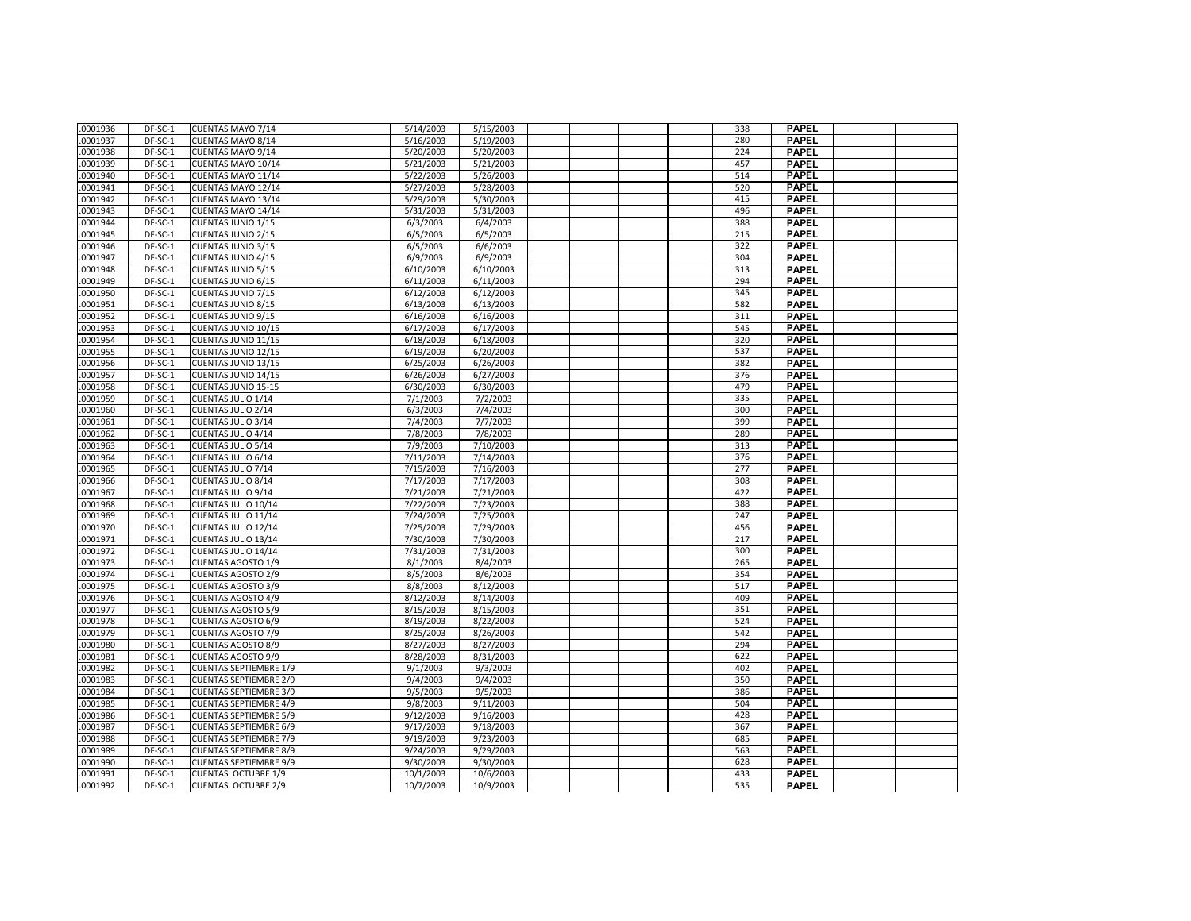| | | | | | | | | | | | | |
|---|---|---|---|---|---|---|---|---|---|---|---|---|
| .0001936 | DF-SC-1 | CUENTAS MAYO 7/14 | 5/14/2003 | 5/15/2003 | | | | | 338 | PAPEL | | |
| .0001937 | DF-SC-1 | CUENTAS MAYO 8/14 | 5/16/2003 | 5/19/2003 | | | | | 280 | PAPEL | | |
| .0001938 | DF-SC-1 | CUENTAS MAYO 9/14 | 5/20/2003 | 5/20/2003 | | | | | 224 | PAPEL | | |
| .0001939 | DF-SC-1 | CUENTAS MAYO 10/14 | 5/21/2003 | 5/21/2003 | | | | | 457 | PAPEL | | |
| .0001940 | DF-SC-1 | CUENTAS MAYO 11/14 | 5/22/2003 | 5/26/2003 | | | | | 514 | PAPEL | | |
| .0001941 | DF-SC-1 | CUENTAS MAYO 12/14 | 5/27/2003 | 5/28/2003 | | | | | 520 | PAPEL | | |
| .0001942 | DF-SC-1 | CUENTAS MAYO 13/14 | 5/29/2003 | 5/30/2003 | | | | | 415 | PAPEL | | |
| .0001943 | DF-SC-1 | CUENTAS MAYO 14/14 | 5/31/2003 | 5/31/2003 | | | | | 496 | PAPEL | | |
| .0001944 | DF-SC-1 | CUENTAS JUNIO 1/15 | 6/3/2003 | 6/4/2003 | | | | | 388 | PAPEL | | |
| .0001945 | DF-SC-1 | CUENTAS JUNIO 2/15 | 6/5/2003 | 6/5/2003 | | | | | 215 | PAPEL | | |
| .0001946 | DF-SC-1 | CUENTAS JUNIO 3/15 | 6/5/2003 | 6/6/2003 | | | | | 322 | PAPEL | | |
| .0001947 | DF-SC-1 | CUENTAS JUNIO 4/15 | 6/9/2003 | 6/9/2003 | | | | | 304 | PAPEL | | |
| .0001948 | DF-SC-1 | CUENTAS JUNIO 5/15 | 6/10/2003 | 6/10/2003 | | | | | 313 | PAPEL | | |
| .0001949 | DF-SC-1 | CUENTAS JUNIO 6/15 | 6/11/2003 | 6/11/2003 | | | | | 294 | PAPEL | | |
| .0001950 | DF-SC-1 | CUENTAS JUNIO 7/15 | 6/12/2003 | 6/12/2003 | | | | | 345 | PAPEL | | |
| .0001951 | DF-SC-1 | CUENTAS JUNIO 8/15 | 6/13/2003 | 6/13/2003 | | | | | 582 | PAPEL | | |
| .0001952 | DF-SC-1 | CUENTAS JUNIO 9/15 | 6/16/2003 | 6/16/2003 | | | | | 311 | PAPEL | | |
| .0001953 | DF-SC-1 | CUENTAS JUNIO 10/15 | 6/17/2003 | 6/17/2003 | | | | | 545 | PAPEL | | |
| .0001954 | DF-SC-1 | CUENTAS JUNIO 11/15 | 6/18/2003 | 6/18/2003 | | | | | 320 | PAPEL | | |
| .0001955 | DF-SC-1 | CUENTAS JUNIO 12/15 | 6/19/2003 | 6/20/2003 | | | | | 537 | PAPEL | | |
| .0001956 | DF-SC-1 | CUENTAS JUNIO 13/15 | 6/25/2003 | 6/26/2003 | | | | | 382 | PAPEL | | |
| .0001957 | DF-SC-1 | CUENTAS JUNIO 14/15 | 6/26/2003 | 6/27/2003 | | | | | 376 | PAPEL | | |
| .0001958 | DF-SC-1 | CUENTAS JUNIO 15-15 | 6/30/2003 | 6/30/2003 | | | | | 479 | PAPEL | | |
| .0001959 | DF-SC-1 | CUENTAS JULIO 1/14 | 7/1/2003 | 7/2/2003 | | | | | 335 | PAPEL | | |
| .0001960 | DF-SC-1 | CUENTAS JULIO 2/14 | 6/3/2003 | 7/4/2003 | | | | | 300 | PAPEL | | |
| .0001961 | DF-SC-1 | CUENTAS JULIO 3/14 | 7/4/2003 | 7/7/2003 | | | | | 399 | PAPEL | | |
| .0001962 | DF-SC-1 | CUENTAS JULIO 4/14 | 7/8/2003 | 7/8/2003 | | | | | 289 | PAPEL | | |
| .0001963 | DF-SC-1 | CUENTAS JULIO 5/14 | 7/9/2003 | 7/10/2003 | | | | | 313 | PAPEL | | |
| .0001964 | DF-SC-1 | CUENTAS JULIO 6/14 | 7/11/2003 | 7/14/2003 | | | | | 376 | PAPEL | | |
| .0001965 | DF-SC-1 | CUENTAS JULIO 7/14 | 7/15/2003 | 7/16/2003 | | | | | 277 | PAPEL | | |
| .0001966 | DF-SC-1 | CUENTAS JULIO 8/14 | 7/17/2003 | 7/17/2003 | | | | | 308 | PAPEL | | |
| .0001967 | DF-SC-1 | CUENTAS JULIO 9/14 | 7/21/2003 | 7/21/2003 | | | | | 422 | PAPEL | | |
| .0001968 | DF-SC-1 | CUENTAS JULIO 10/14 | 7/22/2003 | 7/23/2003 | | | | | 388 | PAPEL | | |
| .0001969 | DF-SC-1 | CUENTAS JULIO 11/14 | 7/24/2003 | 7/25/2003 | | | | | 247 | PAPEL | | |
| .0001970 | DF-SC-1 | CUENTAS JULIO 12/14 | 7/25/2003 | 7/29/2003 | | | | | 456 | PAPEL | | |
| .0001971 | DF-SC-1 | CUENTAS JULIO 13/14 | 7/30/2003 | 7/30/2003 | | | | | 217 | PAPEL | | |
| .0001972 | DF-SC-1 | CUENTAS JULIO 14/14 | 7/31/2003 | 7/31/2003 | | | | | 300 | PAPEL | | |
| .0001973 | DF-SC-1 | CUENTAS AGOSTO 1/9 | 8/1/2003 | 8/4/2003 | | | | | 265 | PAPEL | | |
| .0001974 | DF-SC-1 | CUENTAS AGOSTO 2/9 | 8/5/2003 | 8/6/2003 | | | | | 354 | PAPEL | | |
| .0001975 | DF-SC-1 | CUENTAS AGOSTO 3/9 | 8/8/2003 | 8/12/2003 | | | | | 517 | PAPEL | | |
| .0001976 | DF-SC-1 | CUENTAS AGOSTO 4/9 | 8/12/2003 | 8/14/2003 | | | | | 409 | PAPEL | | |
| .0001977 | DF-SC-1 | CUENTAS AGOSTO 5/9 | 8/15/2003 | 8/15/2003 | | | | | 351 | PAPEL | | |
| .0001978 | DF-SC-1 | CUENTAS AGOSTO 6/9 | 8/19/2003 | 8/22/2003 | | | | | 524 | PAPEL | | |
| .0001979 | DF-SC-1 | CUENTAS AGOSTO 7/9 | 8/25/2003 | 8/26/2003 | | | | | 542 | PAPEL | | |
| .0001980 | DF-SC-1 | CUENTAS AGOSTO 8/9 | 8/27/2003 | 8/27/2003 | | | | | 294 | PAPEL | | |
| .0001981 | DF-SC-1 | CUENTAS AGOSTO 9/9 | 8/28/2003 | 8/31/2003 | | | | | 622 | PAPEL | | |
| .0001982 | DF-SC-1 | CUENTAS SEPTIEMBRE 1/9 | 9/1/2003 | 9/3/2003 | | | | | 402 | PAPEL | | |
| .0001983 | DF-SC-1 | CUENTAS SEPTIEMBRE 2/9 | 9/4/2003 | 9/4/2003 | | | | | 350 | PAPEL | | |
| .0001984 | DF-SC-1 | CUENTAS SEPTIEMBRE 3/9 | 9/5/2003 | 9/5/2003 | | | | | 386 | PAPEL | | |
| .0001985 | DF-SC-1 | CUENTAS SEPTIEMBRE 4/9 | 9/8/2003 | 9/11/2003 | | | | | 504 | PAPEL | | |
| .0001986 | DF-SC-1 | CUENTAS SEPTIEMBRE 5/9 | 9/12/2003 | 9/16/2003 | | | | | 428 | PAPEL | | |
| .0001987 | DF-SC-1 | CUENTAS SEPTIEMBRE 6/9 | 9/17/2003 | 9/18/2003 | | | | | 367 | PAPEL | | |
| .0001988 | DF-SC-1 | CUENTAS SEPTIEMBRE 7/9 | 9/19/2003 | 9/23/2003 | | | | | 685 | PAPEL | | |
| .0001989 | DF-SC-1 | CUENTAS SEPTIEMBRE 8/9 | 9/24/2003 | 9/29/2003 | | | | | 563 | PAPEL | | |
| .0001990 | DF-SC-1 | CUENTAS SEPTIEMBRE 9/9 | 9/30/2003 | 9/30/2003 | | | | | 628 | PAPEL | | |
| .0001991 | DF-SC-1 | CUENTAS OCTUBRE 1/9 | 10/1/2003 | 10/6/2003 | | | | | 433 | PAPEL | | |
| .0001992 | DF-SC-1 | CUENTAS OCTUBRE 2/9 | 10/7/2003 | 10/9/2003 | | | | | 535 | PAPEL | | |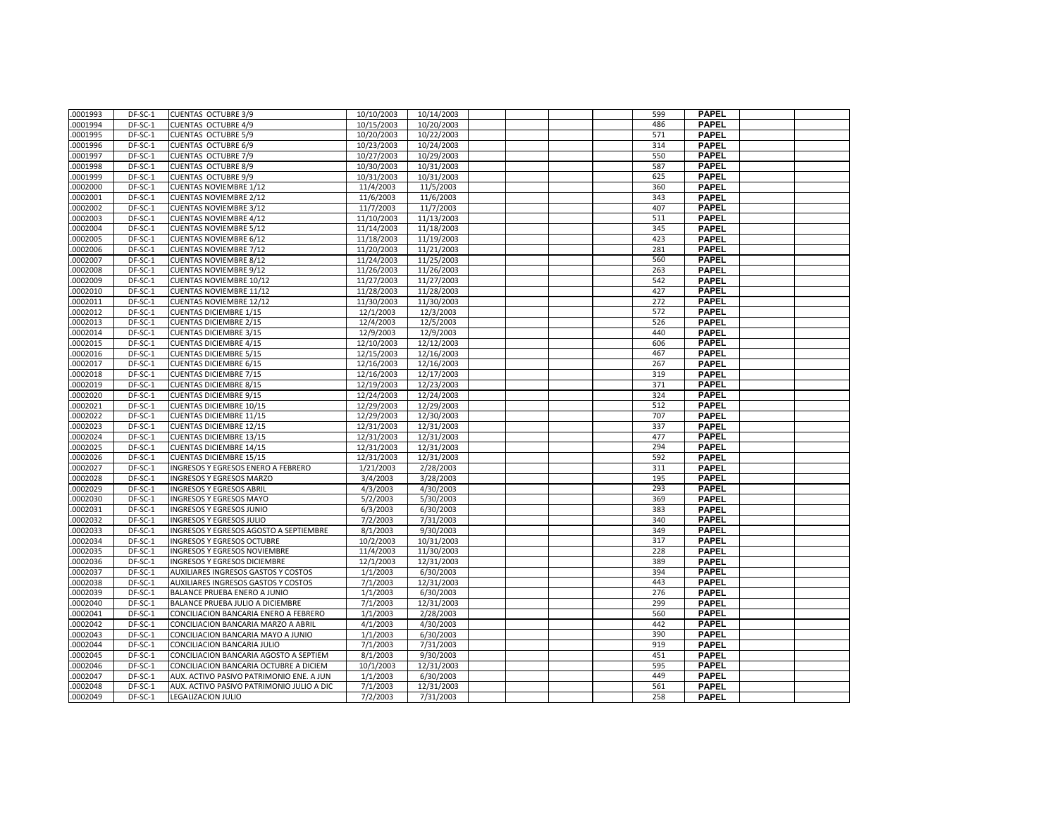| .0001993 | DF-SC-1 | CUENTAS  OCTUBRE 3/9 | 10/10/2003 | 10/14/2003 | | | | | 599 | **PAPEL** | | |
|---|---|---|---|---|---|---|---|---|---|---|---|---|
| .0001994 | DF-SC-1 | CUENTAS  OCTUBRE 4/9 | 10/15/2003 | 10/20/2003 | | | | | 486 | **PAPEL** | | |
| .0001995 | DF-SC-1 | CUENTAS  OCTUBRE 5/9 | 10/20/2003 | 10/22/2003 | | | | | 571 | **PAPEL** | | |
| .0001996 | DF-SC-1 | CUENTAS  OCTUBRE 6/9 | 10/23/2003 | 10/24/2003 | | | | | 314 | **PAPEL** | | |
| .0001997 | DF-SC-1 | CUENTAS  OCTUBRE 7/9 | 10/27/2003 | 10/29/2003 | | | | | 550 | **PAPEL** | | |
| .0001998 | DF-SC-1 | CUENTAS  OCTUBRE 8/9 | 10/30/2003 | 10/31/2003 | | | | | 587 | **PAPEL** | | |
| .0001999 | DF-SC-1 | CUENTAS  OCTUBRE 9/9 | 10/31/2003 | 10/31/2003 | | | | | 625 | **PAPEL** | | |
| .0002000 | DF-SC-1 | CUENTAS NOVIEMBRE 1/12 | 11/4/2003 | 11/5/2003 | | | | | 360 | **PAPEL** | | |
| .0002001 | DF-SC-1 | CUENTAS NOVIEMBRE 2/12 | 11/6/2003 | 11/6/2003 | | | | | 343 | **PAPEL** | | |
| .0002002 | DF-SC-1 | CUENTAS NOVIEMBRE 3/12 | 11/7/2003 | 11/7/2003 | | | | | 407 | **PAPEL** | | |
| .0002003 | DF-SC-1 | CUENTAS NOVIEMBRE 4/12 | 11/10/2003 | 11/13/2003 | | | | | 511 | **PAPEL** | | |
| .0002004 | DF-SC-1 | CUENTAS NOVIEMBRE 5/12 | 11/14/2003 | 11/18/2003 | | | | | 345 | **PAPEL** | | |
| .0002005 | DF-SC-1 | CUENTAS NOVIEMBRE 6/12 | 11/18/2003 | 11/19/2003 | | | | | 423 | **PAPEL** | | |
| .0002006 | DF-SC-1 | CUENTAS NOVIEMBRE 7/12 | 11/20/2003 | 11/21/2003 | | | | | 281 | **PAPEL** | | |
| .0002007 | DF-SC-1 | CUENTAS NOVIEMBRE 8/12 | 11/24/2003 | 11/25/2003 | | | | | 560 | **PAPEL** | | |
| .0002008 | DF-SC-1 | CUENTAS NOVIEMBRE 9/12 | 11/26/2003 | 11/26/2003 | | | | | 263 | **PAPEL** | | |
| .0002009 | DF-SC-1 | CUENTAS NOVIEMBRE 10/12 | 11/27/2003 | 11/27/2003 | | | | | 542 | **PAPEL** | | |
| .0002010 | DF-SC-1 | CUENTAS NOVIEMBRE 11/12 | 11/28/2003 | 11/28/2003 | | | | | 427 | **PAPEL** | | |
| .0002011 | DF-SC-1 | CUENTAS NOVIEMBRE 12/12 | 11/30/2003 | 11/30/2003 | | | | | 272 | **PAPEL** | | |
| .0002012 | DF-SC-1 | CUENTAS DICIEMBRE 1/15 | 12/1/2003 | 12/3/2003 | | | | | 572 | **PAPEL** | | |
| .0002013 | DF-SC-1 | CUENTAS DICIEMBRE 2/15 | 12/4/2003 | 12/5/2003 | | | | | 526 | **PAPEL** | | |
| .0002014 | DF-SC-1 | CUENTAS DICIEMBRE 3/15 | 12/9/2003 | 12/9/2003 | | | | | 440 | **PAPEL** | | |
| .0002015 | DF-SC-1 | CUENTAS DICIEMBRE 4/15 | 12/10/2003 | 12/12/2003 | | | | | 606 | **PAPEL** | | |
| .0002016 | DF-SC-1 | CUENTAS DICIEMBRE 5/15 | 12/15/2003 | 12/16/2003 | | | | | 467 | **PAPEL** | | |
| .0002017 | DF-SC-1 | CUENTAS DICIEMBRE 6/15 | 12/16/2003 | 12/16/2003 | | | | | 267 | **PAPEL** | | |
| .0002018 | DF-SC-1 | CUENTAS DICIEMBRE 7/15 | 12/16/2003 | 12/17/2003 | | | | | 319 | **PAPEL** | | |
| .0002019 | DF-SC-1 | CUENTAS DICIEMBRE 8/15 | 12/19/2003 | 12/23/2003 | | | | | 371 | **PAPEL** | | |
| .0002020 | DF-SC-1 | CUENTAS DICIEMBRE 9/15 | 12/24/2003 | 12/24/2003 | | | | | 324 | **PAPEL** | | |
| .0002021 | DF-SC-1 | CUENTAS DICIEMBRE 10/15 | 12/29/2003 | 12/29/2003 | | | | | 512 | **PAPEL** | | |
| .0002022 | DF-SC-1 | CUENTAS DICIEMBRE 11/15 | 12/29/2003 | 12/30/2003 | | | | | 707 | **PAPEL** | | |
| .0002023 | DF-SC-1 | CUENTAS DICIEMBRE 12/15 | 12/31/2003 | 12/31/2003 | | | | | 337 | **PAPEL** | | |
| .0002024 | DF-SC-1 | CUENTAS DICIEMBRE 13/15 | 12/31/2003 | 12/31/2003 | | | | | 477 | **PAPEL** | | |
| .0002025 | DF-SC-1 | CUENTAS DICIEMBRE 14/15 | 12/31/2003 | 12/31/2003 | | | | | 294 | **PAPEL** | | |
| .0002026 | DF-SC-1 | CUENTAS DICIEMBRE 15/15 | 12/31/2003 | 12/31/2003 | | | | | 592 | **PAPEL** | | |
| .0002027 | DF-SC-1 | INGRESOS Y EGRESOS ENERO A FEBRERO | 1/21/2003 | 2/28/2003 | | | | | 311 | **PAPEL** | | |
| .0002028 | DF-SC-1 | INGRESOS Y EGRESOS MARZO | 3/4/2003 | 3/28/2003 | | | | | 195 | **PAPEL** | | |
| .0002029 | DF-SC-1 | INGRESOS Y EGRESOS ABRIL | 4/3/2003 | 4/30/2003 | | | | | 293 | **PAPEL** | | |
| .0002030 | DF-SC-1 | INGRESOS Y EGRESOS MAYO | 5/2/2003 | 5/30/2003 | | | | | 369 | **PAPEL** | | |
| .0002031 | DF-SC-1 | INGRESOS Y EGRESOS JUNIO | 6/3/2003 | 6/30/2003 | | | | | 383 | **PAPEL** | | |
| .0002032 | DF-SC-1 | INGRESOS Y EGRESOS JULIO | 7/2/2003 | 7/31/2003 | | | | | 340 | **PAPEL** | | |
| .0002033 | DF-SC-1 | INGRESOS Y EGRESOS AGOSTO A SEPTIEMBRE | 8/1/2003 | 9/30/2003 | | | | | 349 | **PAPEL** | | |
| .0002034 | DF-SC-1 | INGRESOS Y EGRESOS OCTUBRE | 10/2/2003 | 10/31/2003 | | | | | 317 | **PAPEL** | | |
| .0002035 | DF-SC-1 | INGRESOS Y EGRESOS NOVIEMBRE | 11/4/2003 | 11/30/2003 | | | | | 228 | **PAPEL** | | |
| .0002036 | DF-SC-1 | INGRESOS Y EGRESOS DICIEMBRE | 12/1/2003 | 12/31/2003 | | | | | 389 | **PAPEL** | | |
| .0002037 | DF-SC-1 | AUXILIARES INGRESOS GASTOS Y COSTOS | 1/1/2003 | 6/30/2003 | | | | | 394 | **PAPEL** | | |
| .0002038 | DF-SC-1 | AUXILIARES INGRESOS GASTOS Y COSTOS | 7/1/2003 | 12/31/2003 | | | | | 443 | **PAPEL** | | |
| .0002039 | DF-SC-1 | BALANCE PRUEBA ENERO A JUNIO | 1/1/2003 | 6/30/2003 | | | | | 276 | **PAPEL** | | |
| .0002040 | DF-SC-1 | BALANCE PRUEBA JULIO A DICIEMBRE | 7/1/2003 | 12/31/2003 | | | | | 299 | **PAPEL** | | |
| .0002041 | DF-SC-1 | CONCILIACION BANCARIA ENERO A FEBRERO | 1/1/2003 | 2/28/2003 | | | | | 560 | **PAPEL** | | |
| .0002042 | DF-SC-1 | CONCILIACION BANCARIA MARZO A ABRIL | 4/1/2003 | 4/30/2003 | | | | | 442 | **PAPEL** | | |
| .0002043 | DF-SC-1 | CONCILIACION BANCARIA MAYO A JUNIO | 1/1/2003 | 6/30/2003 | | | | | 390 | **PAPEL** | | |
| .0002044 | DF-SC-1 | CONCILIACION BANCARIA JULIO | 7/1/2003 | 7/31/2003 | | | | | 919 | **PAPEL** | | |
| .0002045 | DF-SC-1 | CONCILIACION BANCARIA AGOSTO A SEPTIEM | 8/1/2003 | 9/30/2003 | | | | | 451 | **PAPEL** | | |
| .0002046 | DF-SC-1 | CONCILIACION BANCARIA OCTUBRE A DICIEM | 10/1/2003 | 12/31/2003 | | | | | 595 | **PAPEL** | | |
| .0002047 | DF-SC-1 | AUX. ACTIVO PASIVO PATRIMONIO ENE. A JUN | 1/1/2003 | 6/30/2003 | | | | | 449 | **PAPEL** | | |
| .0002048 | DF-SC-1 | AUX. ACTIVO PASIVO PATRIMONIO JULIO A DIC | 7/1/2003 | 12/31/2003 | | | | | 561 | **PAPEL** | | |
| .0002049 | DF-SC-1 | LEGALIZACION JULIO | 7/2/2003 | 7/31/2003 | | | | | 258 | **PAPEL** | | |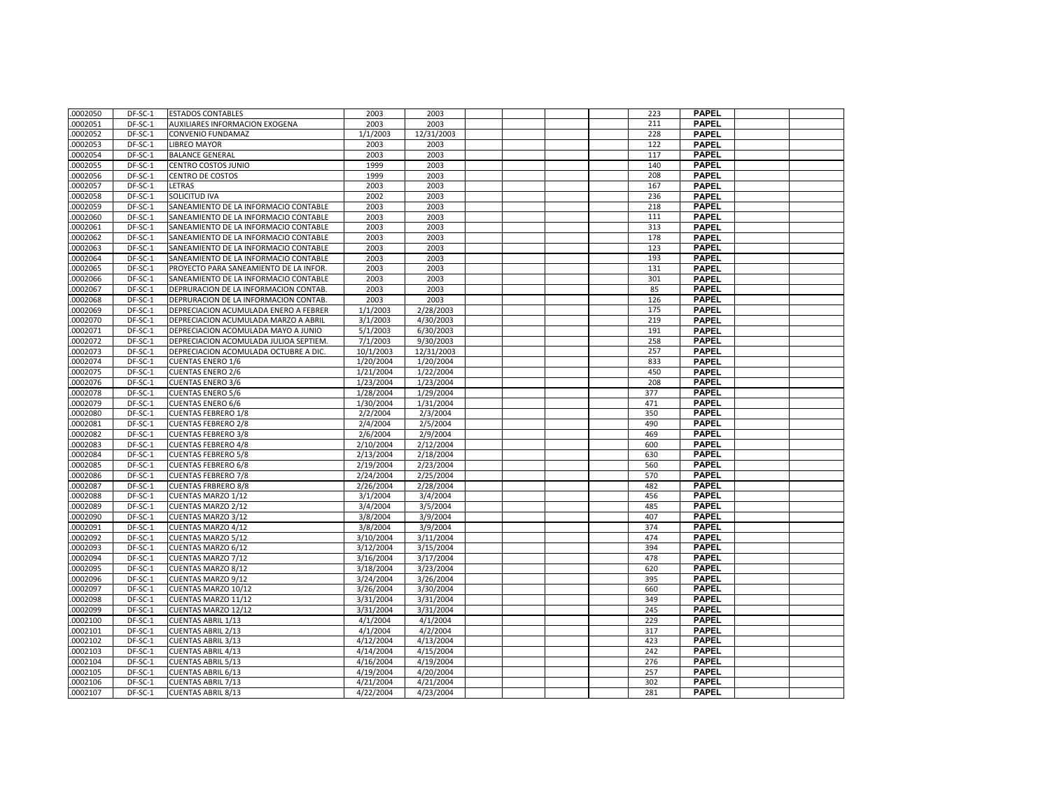| | | | | | | | | | | | | |
|---|---|---|---|---|---|---|---|---|---|---|---|---|
| .0002050 | DF-SC-1 | ESTADOS CONTABLES | 2003 | 2003 | | | | | 223 | PAPEL | | |
| .0002051 | DF-SC-1 | AUXILIARES INFORMACION EXOGENA | 2003 | 2003 | | | | | 211 | PAPEL | | |
| .0002052 | DF-SC-1 | CONVENIO FUNDAMAZ | 1/1/2003 | 12/31/2003 | | | | | 228 | PAPEL | | |
| .0002053 | DF-SC-1 | LIBREO MAYOR | 2003 | 2003 | | | | | 122 | PAPEL | | |
| .0002054 | DF-SC-1 | BALANCE GENERAL | 2003 | 2003 | | | | | 117 | PAPEL | | |
| .0002055 | DF-SC-1 | CENTRO COSTOS JUNIO | 1999 | 2003 | | | | | 140 | PAPEL | | |
| .0002056 | DF-SC-1 | CENTRO DE COSTOS | 1999 | 2003 | | | | | 208 | PAPEL | | |
| .0002057 | DF-SC-1 | LETRAS | 2003 | 2003 | | | | | 167 | PAPEL | | |
| .0002058 | DF-SC-1 | SOLICITUD IVA | 2002 | 2003 | | | | | 236 | PAPEL | | |
| .0002059 | DF-SC-1 | SANEAMIENTO DE LA INFORMACIO CONTABLE | 2003 | 2003 | | | | | 218 | PAPEL | | |
| .0002060 | DF-SC-1 | SANEAMIENTO DE LA INFORMACIO CONTABLE | 2003 | 2003 | | | | | 111 | PAPEL | | |
| .0002061 | DF-SC-1 | SANEAMIENTO DE LA INFORMACIO CONTABLE | 2003 | 2003 | | | | | 313 | PAPEL | | |
| .0002062 | DF-SC-1 | SANEAMIENTO DE LA INFORMACIO CONTABLE | 2003 | 2003 | | | | | 178 | PAPEL | | |
| .0002063 | DF-SC-1 | SANEAMIENTO DE LA INFORMACIO CONTABLE | 2003 | 2003 | | | | | 123 | PAPEL | | |
| .0002064 | DF-SC-1 | SANEAMIENTO DE LA INFORMACIO CONTABLE | 2003 | 2003 | | | | | 193 | PAPEL | | |
| .0002065 | DF-SC-1 | PROYECTO PARA SANEAMIENTO DE LA INFOR. | 2003 | 2003 | | | | | 131 | PAPEL | | |
| .0002066 | DF-SC-1 | SANEAMIENTO DE LA INFORMACIO CONTABLE | 2003 | 2003 | | | | | 301 | PAPEL | | |
| .0002067 | DF-SC-1 | DEPRURACION DE LA INFORMACION CONTAB. | 2003 | 2003 | | | | | 85 | PAPEL | | |
| .0002068 | DF-SC-1 | DEPRURACION DE LA INFORMACION CONTAB. | 2003 | 2003 | | | | | 126 | PAPEL | | |
| .0002069 | DF-SC-1 | DEPRECIACION ACUMULADA ENERO A FEBRER | 1/1/2003 | 2/28/2003 | | | | | 175 | PAPEL | | |
| .0002070 | DF-SC-1 | DEPRECIACION ACUMULADA MARZO A ABRIL | 3/1/2003 | 4/30/2003 | | | | | 219 | PAPEL | | |
| .0002071 | DF-SC-1 | DEPRECIACION ACOMULADA MAYO A JUNIO | 5/1/2003 | 6/30/2003 | | | | | 191 | PAPEL | | |
| .0002072 | DF-SC-1 | DEPRECIACION ACOMULADA JULIOA SEPTIEM. | 7/1/2003 | 9/30/2003 | | | | | 258 | PAPEL | | |
| .0002073 | DF-SC-1 | DEPRECIACION ACOMULADA OCTUBRE A DIC. | 10/1/2003 | 12/31/2003 | | | | | 257 | PAPEL | | |
| .0002074 | DF-SC-1 | CUENTAS ENERO 1/6 | 1/20/2004 | 1/20/2004 | | | | | 833 | PAPEL | | |
| .0002075 | DF-SC-1 | CUENTAS ENERO 2/6 | 1/21/2004 | 1/22/2004 | | | | | 450 | PAPEL | | |
| .0002076 | DF-SC-1 | CUENTAS ENERO 3/6 | 1/23/2004 | 1/23/2004 | | | | | 208 | PAPEL | | |
| .0002078 | DF-SC-1 | CUENTAS ENERO 5/6 | 1/28/2004 | 1/29/2004 | | | | | 377 | PAPEL | | |
| .0002079 | DF-SC-1 | CUENTAS ENERO 6/6 | 1/30/2004 | 1/31/2004 | | | | | 471 | PAPEL | | |
| .0002080 | DF-SC-1 | CUENTAS FEBRERO 1/8 | 2/2/2004 | 2/3/2004 | | | | | 350 | PAPEL | | |
| .0002081 | DF-SC-1 | CUENTAS FEBRERO 2/8 | 2/4/2004 | 2/5/2004 | | | | | 490 | PAPEL | | |
| .0002082 | DF-SC-1 | CUENTAS FEBRERO 3/8 | 2/6/2004 | 2/9/2004 | | | | | 469 | PAPEL | | |
| .0002083 | DF-SC-1 | CUENTAS FEBRERO 4/8 | 2/10/2004 | 2/12/2004 | | | | | 600 | PAPEL | | |
| .0002084 | DF-SC-1 | CUENTAS FEBRERO 5/8 | 2/13/2004 | 2/18/2004 | | | | | 630 | PAPEL | | |
| .0002085 | DF-SC-1 | CUENTAS FEBRERO 6/8 | 2/19/2004 | 2/23/2004 | | | | | 560 | PAPEL | | |
| .0002086 | DF-SC-1 | CUENTAS FEBRERO 7/8 | 2/24/2004 | 2/25/2004 | | | | | 570 | PAPEL | | |
| .0002087 | DF-SC-1 | CUENTAS FRBRERO 8/8 | 2/26/2004 | 2/28/2004 | | | | | 482 | PAPEL | | |
| .0002088 | DF-SC-1 | CUENTAS MARZO 1/12 | 3/1/2004 | 3/4/2004 | | | | | 456 | PAPEL | | |
| .0002089 | DF-SC-1 | CUENTAS MARZO 2/12 | 3/4/2004 | 3/5/2004 | | | | | 485 | PAPEL | | |
| .0002090 | DF-SC-1 | CUENTAS MARZO 3/12 | 3/8/2004 | 3/9/2004 | | | | | 407 | PAPEL | | |
| .0002091 | DF-SC-1 | CUENTAS MARZO 4/12 | 3/8/2004 | 3/9/2004 | | | | | 374 | PAPEL | | |
| .0002092 | DF-SC-1 | CUENTAS MARZO 5/12 | 3/10/2004 | 3/11/2004 | | | | | 474 | PAPEL | | |
| .0002093 | DF-SC-1 | CUENTAS MARZO 6/12 | 3/12/2004 | 3/15/2004 | | | | | 394 | PAPEL | | |
| .0002094 | DF-SC-1 | CUENTAS MARZO 7/12 | 3/16/2004 | 3/17/2004 | | | | | 478 | PAPEL | | |
| .0002095 | DF-SC-1 | CUENTAS MARZO 8/12 | 3/18/2004 | 3/23/2004 | | | | | 620 | PAPEL | | |
| .0002096 | DF-SC-1 | CUENTAS MARZO 9/12 | 3/24/2004 | 3/26/2004 | | | | | 395 | PAPEL | | |
| .0002097 | DF-SC-1 | CUENTAS MARZO 10/12 | 3/26/2004 | 3/30/2004 | | | | | 660 | PAPEL | | |
| .0002098 | DF-SC-1 | CUENTAS MARZO 11/12 | 3/31/2004 | 3/31/2004 | | | | | 349 | PAPEL | | |
| .0002099 | DF-SC-1 | CUENTAS MARZO 12/12 | 3/31/2004 | 3/31/2004 | | | | | 245 | PAPEL | | |
| .0002100 | DF-SC-1 | CUENTAS ABRIL 1/13 | 4/1/2004 | 4/1/2004 | | | | | 229 | PAPEL | | |
| .0002101 | DF-SC-1 | CUENTAS ABRIL 2/13 | 4/1/2004 | 4/2/2004 | | | | | 317 | PAPEL | | |
| .0002102 | DF-SC-1 | CUENTAS ABRIL 3/13 | 4/12/2004 | 4/13/2004 | | | | | 423 | PAPEL | | |
| .0002103 | DF-SC-1 | CUENTAS ABRIL 4/13 | 4/14/2004 | 4/15/2004 | | | | | 242 | PAPEL | | |
| .0002104 | DF-SC-1 | CUENTAS ABRIL 5/13 | 4/16/2004 | 4/19/2004 | | | | | 276 | PAPEL | | |
| .0002105 | DF-SC-1 | CUENTAS ABRIL 6/13 | 4/19/2004 | 4/20/2004 | | | | | 257 | PAPEL | | |
| .0002106 | DF-SC-1 | CUENTAS ABRIL 7/13 | 4/21/2004 | 4/21/2004 | | | | | 302 | PAPEL | | |
| .0002107 | DF-SC-1 | CUENTAS ABRIL 8/13 | 4/22/2004 | 4/23/2004 | | | | | 281 | PAPEL | | |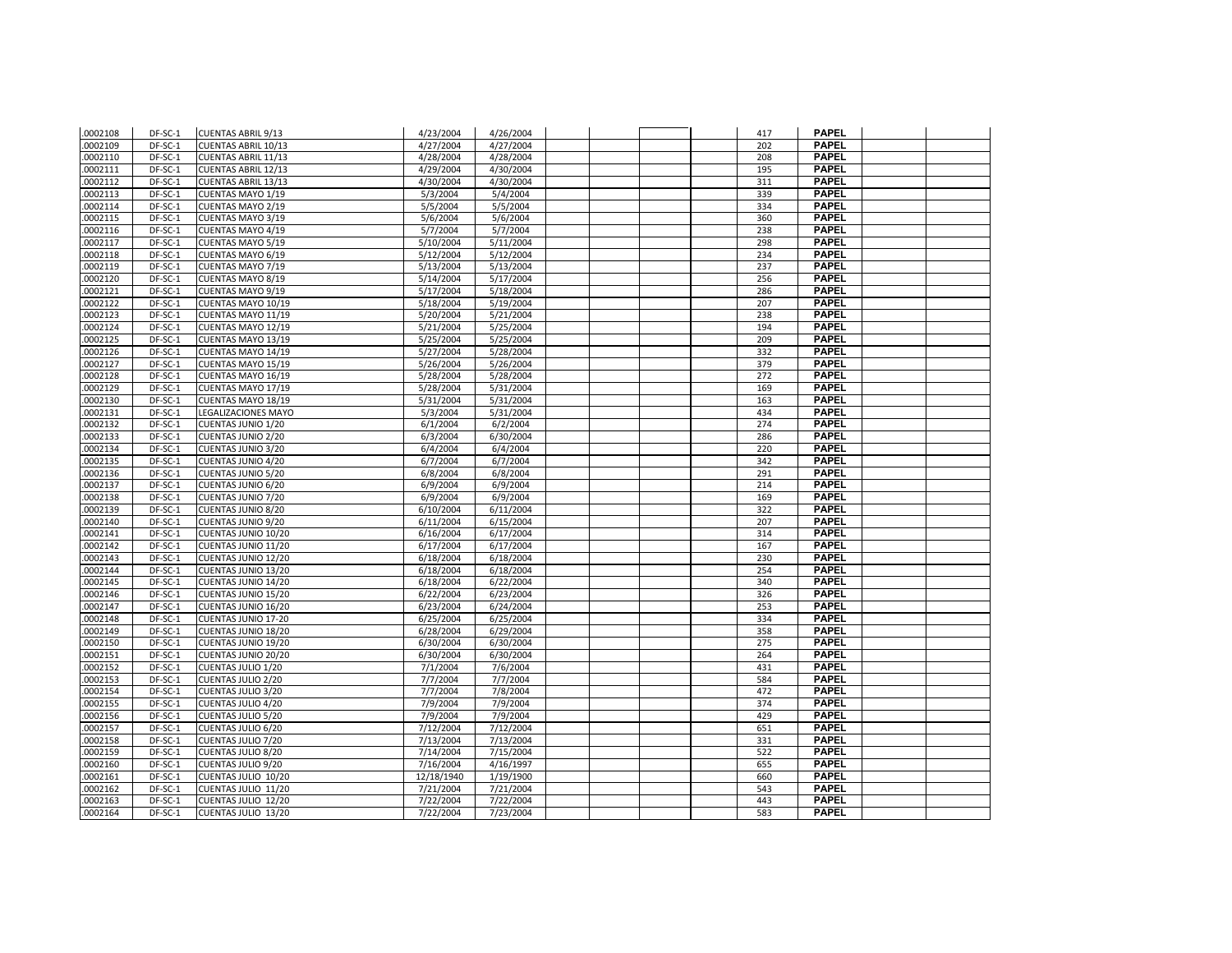| | | | | | | | | | | | | |
|---|---|---|---|---|---|---|---|---|---|---|---|---|
| .0002108 | DF-SC-1 | CUENTAS ABRIL 9/13 | 4/23/2004 | 4/26/2004 | | | | | 417 | PAPEL | | |
| .0002109 | DF-SC-1 | CUENTAS ABRIL 10/13 | 4/27/2004 | 4/27/2004 | | | | | 202 | PAPEL | | |
| .0002110 | DF-SC-1 | CUENTAS ABRIL 11/13 | 4/28/2004 | 4/28/2004 | | | | | 208 | PAPEL | | |
| .0002111 | DF-SC-1 | CUENTAS ABRIL 12/13 | 4/29/2004 | 4/30/2004 | | | | | 195 | PAPEL | | |
| .0002112 | DF-SC-1 | CUENTAS ABRIL 13/13 | 4/30/2004 | 4/30/2004 | | | | | 311 | PAPEL | | |
| .0002113 | DF-SC-1 | CUENTAS MAYO 1/19 | 5/3/2004 | 5/4/2004 | | | | | 339 | PAPEL | | |
| .0002114 | DF-SC-1 | CUENTAS MAYO 2/19 | 5/5/2004 | 5/5/2004 | | | | | 334 | PAPEL | | |
| .0002115 | DF-SC-1 | CUENTAS MAYO 3/19 | 5/6/2004 | 5/6/2004 | | | | | 360 | PAPEL | | |
| .0002116 | DF-SC-1 | CUENTAS MAYO 4/19 | 5/7/2004 | 5/7/2004 | | | | | 238 | PAPEL | | |
| .0002117 | DF-SC-1 | CUENTAS MAYO 5/19 | 5/10/2004 | 5/11/2004 | | | | | 298 | PAPEL | | |
| .0002118 | DF-SC-1 | CUENTAS MAYO 6/19 | 5/12/2004 | 5/12/2004 | | | | | 234 | PAPEL | | |
| .0002119 | DF-SC-1 | CUENTAS MAYO 7/19 | 5/13/2004 | 5/13/2004 | | | | | 237 | PAPEL | | |
| .0002120 | DF-SC-1 | CUENTAS MAYO 8/19 | 5/14/2004 | 5/17/2004 | | | | | 256 | PAPEL | | |
| .0002121 | DF-SC-1 | CUENTAS MAYO 9/19 | 5/17/2004 | 5/18/2004 | | | | | 286 | PAPEL | | |
| .0002122 | DF-SC-1 | CUENTAS MAYO 10/19 | 5/18/2004 | 5/19/2004 | | | | | 207 | PAPEL | | |
| .0002123 | DF-SC-1 | CUENTAS MAYO 11/19 | 5/20/2004 | 5/21/2004 | | | | | 238 | PAPEL | | |
| .0002124 | DF-SC-1 | CUENTAS MAYO 12/19 | 5/21/2004 | 5/25/2004 | | | | | 194 | PAPEL | | |
| .0002125 | DF-SC-1 | CUENTAS MAYO 13/19 | 5/25/2004 | 5/25/2004 | | | | | 209 | PAPEL | | |
| .0002126 | DF-SC-1 | CUENTAS MAYO 14/19 | 5/27/2004 | 5/28/2004 | | | | | 332 | PAPEL | | |
| .0002127 | DF-SC-1 | CUENTAS MAYO 15/19 | 5/26/2004 | 5/26/2004 | | | | | 379 | PAPEL | | |
| .0002128 | DF-SC-1 | CUENTAS MAYO 16/19 | 5/28/2004 | 5/28/2004 | | | | | 272 | PAPEL | | |
| .0002129 | DF-SC-1 | CUENTAS MAYO 17/19 | 5/28/2004 | 5/31/2004 | | | | | 169 | PAPEL | | |
| .0002130 | DF-SC-1 | CUENTAS MAYO 18/19 | 5/31/2004 | 5/31/2004 | | | | | 163 | PAPEL | | |
| .0002131 | DF-SC-1 | LEGALIZACIONES MAYO | 5/3/2004 | 5/31/2004 | | | | | 434 | PAPEL | | |
| .0002132 | DF-SC-1 | CUENTAS JUNIO 1/20 | 6/1/2004 | 6/2/2004 | | | | | 274 | PAPEL | | |
| .0002133 | DF-SC-1 | CUENTAS JUNIO 2/20 | 6/3/2004 | 6/30/2004 | | | | | 286 | PAPEL | | |
| .0002134 | DF-SC-1 | CUENTAS JUNIO 3/20 | 6/4/2004 | 6/4/2004 | | | | | 220 | PAPEL | | |
| .0002135 | DF-SC-1 | CUENTAS JUNIO 4/20 | 6/7/2004 | 6/7/2004 | | | | | 342 | PAPEL | | |
| .0002136 | DF-SC-1 | CUENTAS JUNIO 5/20 | 6/8/2004 | 6/8/2004 | | | | | 291 | PAPEL | | |
| .0002137 | DF-SC-1 | CUENTAS JUNIO 6/20 | 6/9/2004 | 6/9/2004 | | | | | 214 | PAPEL | | |
| .0002138 | DF-SC-1 | CUENTAS JUNIO 7/20 | 6/9/2004 | 6/9/2004 | | | | | 169 | PAPEL | | |
| .0002139 | DF-SC-1 | CUENTAS JUNIO 8/20 | 6/10/2004 | 6/11/2004 | | | | | 322 | PAPEL | | |
| .0002140 | DF-SC-1 | CUENTAS JUNIO 9/20 | 6/11/2004 | 6/15/2004 | | | | | 207 | PAPEL | | |
| .0002141 | DF-SC-1 | CUENTAS JUNIO 10/20 | 6/16/2004 | 6/17/2004 | | | | | 314 | PAPEL | | |
| .0002142 | DF-SC-1 | CUENTAS JUNIO 11/20 | 6/17/2004 | 6/17/2004 | | | | | 167 | PAPEL | | |
| .0002143 | DF-SC-1 | CUENTAS JUNIO 12/20 | 6/18/2004 | 6/18/2004 | | | | | 230 | PAPEL | | |
| .0002144 | DF-SC-1 | CUENTAS JUNIO 13/20 | 6/18/2004 | 6/18/2004 | | | | | 254 | PAPEL | | |
| .0002145 | DF-SC-1 | CUENTAS JUNIO 14/20 | 6/18/2004 | 6/22/2004 | | | | | 340 | PAPEL | | |
| .0002146 | DF-SC-1 | CUENTAS JUNIO 15/20 | 6/22/2004 | 6/23/2004 | | | | | 326 | PAPEL | | |
| .0002147 | DF-SC-1 | CUENTAS JUNIO 16/20 | 6/23/2004 | 6/24/2004 | | | | | 253 | PAPEL | | |
| .0002148 | DF-SC-1 | CUENTAS JUNIO 17-20 | 6/25/2004 | 6/25/2004 | | | | | 334 | PAPEL | | |
| .0002149 | DF-SC-1 | CUENTAS JUNIO 18/20 | 6/28/2004 | 6/29/2004 | | | | | 358 | PAPEL | | |
| .0002150 | DF-SC-1 | CUENTAS JUNIO 19/20 | 6/30/2004 | 6/30/2004 | | | | | 275 | PAPEL | | |
| .0002151 | DF-SC-1 | CUENTAS JUNIO 20/20 | 6/30/2004 | 6/30/2004 | | | | | 264 | PAPEL | | |
| .0002152 | DF-SC-1 | CUENTAS JULIO 1/20 | 7/1/2004 | 7/6/2004 | | | | | 431 | PAPEL | | |
| .0002153 | DF-SC-1 | CUENTAS JULIO 2/20 | 7/7/2004 | 7/7/2004 | | | | | 584 | PAPEL | | |
| .0002154 | DF-SC-1 | CUENTAS JULIO 3/20 | 7/7/2004 | 7/8/2004 | | | | | 472 | PAPEL | | |
| .0002155 | DF-SC-1 | CUENTAS JULIO 4/20 | 7/9/2004 | 7/9/2004 | | | | | 374 | PAPEL | | |
| .0002156 | DF-SC-1 | CUENTAS JULIO 5/20 | 7/9/2004 | 7/9/2004 | | | | | 429 | PAPEL | | |
| .0002157 | DF-SC-1 | CUENTAS JULIO 6/20 | 7/12/2004 | 7/12/2004 | | | | | 651 | PAPEL | | |
| .0002158 | DF-SC-1 | CUENTAS JULIO 7/20 | 7/13/2004 | 7/13/2004 | | | | | 331 | PAPEL | | |
| .0002159 | DF-SC-1 | CUENTAS JULIO 8/20 | 7/14/2004 | 7/15/2004 | | | | | 522 | PAPEL | | |
| .0002160 | DF-SC-1 | CUENTAS JULIO 9/20 | 7/16/2004 | 4/16/1997 | | | | | 655 | PAPEL | | |
| .0002161 | DF-SC-1 | CUENTAS JULIO 10/20 | 12/18/1940 | 1/19/1900 | | | | | 660 | PAPEL | | |
| .0002162 | DF-SC-1 | CUENTAS JULIO 11/20 | 7/21/2004 | 7/21/2004 | | | | | 543 | PAPEL | | |
| .0002163 | DF-SC-1 | CUENTAS JULIO 12/20 | 7/22/2004 | 7/22/2004 | | | | | 443 | PAPEL | | |
| .0002164 | DF-SC-1 | CUENTAS JULIO 13/20 | 7/22/2004 | 7/23/2004 | | | | | 583 | PAPEL | | |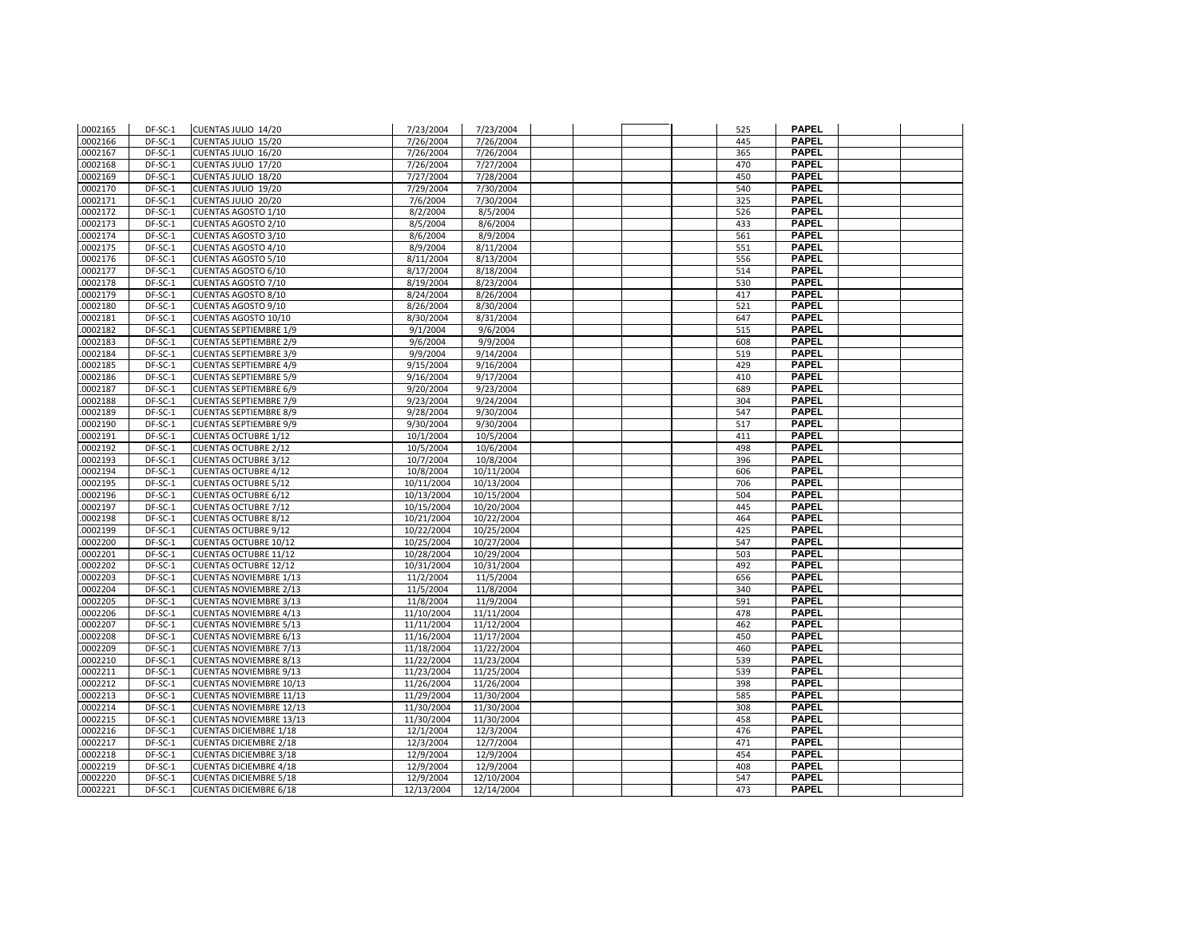| | | | | | | | | | | | | |
|---|---|---|---|---|---|---|---|---|---|---|---|---|
| .0002165 | DF-SC-1 | CUENTAS JULIO 14/20 | 7/23/2004 | 7/23/2004 | | | | | 525 | PAPEL | | |
| .0002166 | DF-SC-1 | CUENTAS JULIO 15/20 | 7/26/2004 | 7/26/2004 | | | | | 445 | PAPEL | | |
| .0002167 | DF-SC-1 | CUENTAS JULIO 16/20 | 7/26/2004 | 7/26/2004 | | | | | 365 | PAPEL | | |
| .0002168 | DF-SC-1 | CUENTAS JULIO 17/20 | 7/26/2004 | 7/27/2004 | | | | | 470 | PAPEL | | |
| .0002169 | DF-SC-1 | CUENTAS JULIO 18/20 | 7/27/2004 | 7/28/2004 | | | | | 450 | PAPEL | | |
| .0002170 | DF-SC-1 | CUENTAS JULIO 19/20 | 7/29/2004 | 7/30/2004 | | | | | 540 | PAPEL | | |
| .0002171 | DF-SC-1 | CUENTAS JULIO 20/20 | 7/6/2004 | 7/30/2004 | | | | | 325 | PAPEL | | |
| .0002172 | DF-SC-1 | CUENTAS AGOSTO 1/10 | 8/2/2004 | 8/5/2004 | | | | | 526 | PAPEL | | |
| .0002173 | DF-SC-1 | CUENTAS AGOSTO 2/10 | 8/5/2004 | 8/6/2004 | | | | | 433 | PAPEL | | |
| .0002174 | DF-SC-1 | CUENTAS AGOSTO 3/10 | 8/6/2004 | 8/9/2004 | | | | | 561 | PAPEL | | |
| .0002175 | DF-SC-1 | CUENTAS AGOSTO 4/10 | 8/9/2004 | 8/11/2004 | | | | | 551 | PAPEL | | |
| .0002176 | DF-SC-1 | CUENTAS AGOSTO 5/10 | 8/11/2004 | 8/13/2004 | | | | | 556 | PAPEL | | |
| .0002177 | DF-SC-1 | CUENTAS AGOSTO 6/10 | 8/17/2004 | 8/18/2004 | | | | | 514 | PAPEL | | |
| .0002178 | DF-SC-1 | CUENTAS AGOSTO 7/10 | 8/19/2004 | 8/23/2004 | | | | | 530 | PAPEL | | |
| .0002179 | DF-SC-1 | CUENTAS AGOSTO 8/10 | 8/24/2004 | 8/26/2004 | | | | | 417 | PAPEL | | |
| .0002180 | DF-SC-1 | CUENTAS AGOSTO 9/10 | 8/26/2004 | 8/30/2004 | | | | | 521 | PAPEL | | |
| .0002181 | DF-SC-1 | CUENTAS AGOSTO 10/10 | 8/30/2004 | 8/31/2004 | | | | | 647 | PAPEL | | |
| .0002182 | DF-SC-1 | CUENTAS SEPTIEMBRE 1/9 | 9/1/2004 | 9/6/2004 | | | | | 515 | PAPEL | | |
| .0002183 | DF-SC-1 | CUENTAS SEPTIEMBRE 2/9 | 9/6/2004 | 9/9/2004 | | | | | 608 | PAPEL | | |
| .0002184 | DF-SC-1 | CUENTAS SEPTIEMBRE 3/9 | 9/9/2004 | 9/14/2004 | | | | | 519 | PAPEL | | |
| .0002185 | DF-SC-1 | CUENTAS SEPTIEMBRE 4/9 | 9/15/2004 | 9/16/2004 | | | | | 429 | PAPEL | | |
| .0002186 | DF-SC-1 | CUENTAS SEPTIEMBRE 5/9 | 9/16/2004 | 9/17/2004 | | | | | 410 | PAPEL | | |
| .0002187 | DF-SC-1 | CUENTAS SEPTIEMBRE 6/9 | 9/20/2004 | 9/23/2004 | | | | | 689 | PAPEL | | |
| .0002188 | DF-SC-1 | CUENTAS SEPTIEMBRE 7/9 | 9/23/2004 | 9/24/2004 | | | | | 304 | PAPEL | | |
| .0002189 | DF-SC-1 | CUENTAS SEPTIEMBRE 8/9 | 9/28/2004 | 9/30/2004 | | | | | 547 | PAPEL | | |
| .0002190 | DF-SC-1 | CUENTAS SEPTIEMBRE 9/9 | 9/30/2004 | 9/30/2004 | | | | | 517 | PAPEL | | |
| .0002191 | DF-SC-1 | CUENTAS OCTUBRE 1/12 | 10/1/2004 | 10/5/2004 | | | | | 411 | PAPEL | | |
| .0002192 | DF-SC-1 | CUENTAS OCTUBRE 2/12 | 10/5/2004 | 10/6/2004 | | | | | 498 | PAPEL | | |
| .0002193 | DF-SC-1 | CUENTAS OCTUBRE 3/12 | 10/7/2004 | 10/8/2004 | | | | | 396 | PAPEL | | |
| .0002194 | DF-SC-1 | CUENTAS OCTUBRE 4/12 | 10/8/2004 | 10/11/2004 | | | | | 606 | PAPEL | | |
| .0002195 | DF-SC-1 | CUENTAS OCTUBRE 5/12 | 10/11/2004 | 10/13/2004 | | | | | 706 | PAPEL | | |
| .0002196 | DF-SC-1 | CUENTAS OCTUBRE 6/12 | 10/13/2004 | 10/15/2004 | | | | | 504 | PAPEL | | |
| .0002197 | DF-SC-1 | CUENTAS OCTUBRE 7/12 | 10/15/2004 | 10/20/2004 | | | | | 445 | PAPEL | | |
| .0002198 | DF-SC-1 | CUENTAS OCTUBRE 8/12 | 10/21/2004 | 10/22/2004 | | | | | 464 | PAPEL | | |
| .0002199 | DF-SC-1 | CUENTAS OCTUBRE 9/12 | 10/22/2004 | 10/25/2004 | | | | | 425 | PAPEL | | |
| .0002200 | DF-SC-1 | CUENTAS OCTUBRE 10/12 | 10/25/2004 | 10/27/2004 | | | | | 547 | PAPEL | | |
| .0002201 | DF-SC-1 | CUENTAS OCTUBRE 11/12 | 10/28/2004 | 10/29/2004 | | | | | 503 | PAPEL | | |
| .0002202 | DF-SC-1 | CUENTAS OCTUBRE 12/12 | 10/31/2004 | 10/31/2004 | | | | | 492 | PAPEL | | |
| .0002203 | DF-SC-1 | CUENTAS NOVIEMBRE 1/13 | 11/2/2004 | 11/5/2004 | | | | | 656 | PAPEL | | |
| .0002204 | DF-SC-1 | CUENTAS NOVIEMBRE 2/13 | 11/5/2004 | 11/8/2004 | | | | | 340 | PAPEL | | |
| .0002205 | DF-SC-1 | CUENTAS NOVIEMBRE 3/13 | 11/8/2004 | 11/9/2004 | | | | | 591 | PAPEL | | |
| .0002206 | DF-SC-1 | CUENTAS NOVIEMBRE 4/13 | 11/10/2004 | 11/11/2004 | | | | | 478 | PAPEL | | |
| .0002207 | DF-SC-1 | CUENTAS NOVIEMBRE 5/13 | 11/11/2004 | 11/12/2004 | | | | | 462 | PAPEL | | |
| .0002208 | DF-SC-1 | CUENTAS NOVIEMBRE 6/13 | 11/16/2004 | 11/17/2004 | | | | | 450 | PAPEL | | |
| .0002209 | DF-SC-1 | CUENTAS NOVIEMBRE 7/13 | 11/18/2004 | 11/22/2004 | | | | | 460 | PAPEL | | |
| .0002210 | DF-SC-1 | CUENTAS NOVIEMBRE 8/13 | 11/22/2004 | 11/23/2004 | | | | | 539 | PAPEL | | |
| .0002211 | DF-SC-1 | CUENTAS NOVIEMBRE 9/13 | 11/23/2004 | 11/25/2004 | | | | | 539 | PAPEL | | |
| .0002212 | DF-SC-1 | CUENTAS NOVIEMBRE 10/13 | 11/26/2004 | 11/26/2004 | | | | | 398 | PAPEL | | |
| .0002213 | DF-SC-1 | CUENTAS NOVIEMBRE 11/13 | 11/29/2004 | 11/30/2004 | | | | | 585 | PAPEL | | |
| .0002214 | DF-SC-1 | CUENTAS NOVIEMBRE 12/13 | 11/30/2004 | 11/30/2004 | | | | | 308 | PAPEL | | |
| .0002215 | DF-SC-1 | CUENTAS NOVIEMBRE 13/13 | 11/30/2004 | 11/30/2004 | | | | | 458 | PAPEL | | |
| .0002216 | DF-SC-1 | CUENTAS DICIEMBRE 1/18 | 12/1/2004 | 12/3/2004 | | | | | 476 | PAPEL | | |
| .0002217 | DF-SC-1 | CUENTAS DICIEMBRE 2/18 | 12/3/2004 | 12/7/2004 | | | | | 471 | PAPEL | | |
| .0002218 | DF-SC-1 | CUENTAS DICIEMBRE 3/18 | 12/9/2004 | 12/9/2004 | | | | | 454 | PAPEL | | |
| .0002219 | DF-SC-1 | CUENTAS DICIEMBRE 4/18 | 12/9/2004 | 12/9/2004 | | | | | 408 | PAPEL | | |
| .0002220 | DF-SC-1 | CUENTAS DICIEMBRE 5/18 | 12/9/2004 | 12/10/2004 | | | | | 547 | PAPEL | | |
| .0002221 | DF-SC-1 | CUENTAS DICIEMBRE 6/18 | 12/13/2004 | 12/14/2004 | | | | | 473 | PAPEL | | |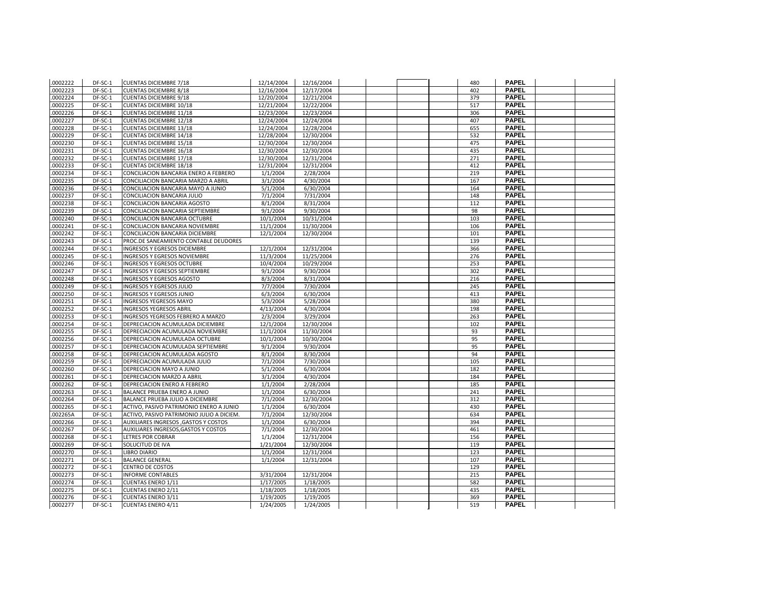| | | | | | | | | | | | | |
|---|---|---|---|---|---|---|---|---|---|---|---|---|
| .0002222 | DF-SC-1 | CUENTAS DICIEMBRE 7/18 | 12/14/2004 | 12/16/2004 | | | | | 480 | PAPEL | | |
| .0002223 | DF-SC-1 | CUENTAS DICIEMBRE 8/18 | 12/16/2004 | 12/17/2004 | | | | | 402 | PAPEL | | |
| .0002224 | DF-SC-1 | CUENTAS DICIEMBRE 9/18 | 12/20/2004 | 12/21/2004 | | | | | 379 | PAPEL | | |
| .0002225 | DF-SC-1 | CUENTAS DICIEMBRE 10/18 | 12/21/2004 | 12/22/2004 | | | | | 517 | PAPEL | | |
| .0002226 | DF-SC-1 | CUENTAS DICIEMBRE 11/18 | 12/23/2004 | 12/23/2004 | | | | | 306 | PAPEL | | |
| .0002227 | DF-SC-1 | CUENTAS DICIEMBRE 12/18 | 12/24/2004 | 12/24/2004 | | | | | 407 | PAPEL | | |
| .0002228 | DF-SC-1 | CUENTAS DICIEMBRE 13/18 | 12/24/2004 | 12/28/2004 | | | | | 655 | PAPEL | | |
| .0002229 | DF-SC-1 | CUENTAS DICIEMBRE 14/18 | 12/28/2004 | 12/30/2004 | | | | | 532 | PAPEL | | |
| .0002230 | DF-SC-1 | CUENTAS DICIEMBRE 15/18 | 12/30/2004 | 12/30/2004 | | | | | 475 | PAPEL | | |
| .0002231 | DF-SC-1 | CUENTAS DICIEMBRE 16/18 | 12/30/2004 | 12/30/2004 | | | | | 435 | PAPEL | | |
| .0002232 | DF-SC-1 | CUENTAS DICIEMBRE 17/18 | 12/30/2004 | 12/31/2004 | | | | | 271 | PAPEL | | |
| .0002233 | DF-SC-1 | CUENTAS DICIEMBRE 18/18 | 12/31/2004 | 12/31/2004 | | | | | 412 | PAPEL | | |
| .0002234 | DF-SC-1 | CONCILIACION BANCARIA ENERO A FEBRERO | 1/1/2004 | 2/28/2004 | | | | | 219 | PAPEL | | |
| .0002235 | DF-SC-1 | CONCILIACION BANCARIA MARZO A ABRIL | 3/1/2004 | 4/30/2004 | | | | | 167 | PAPEL | | |
| .0002236 | DF-SC-1 | CONCILIACION BANCARIA MAYO A JUNIO | 5/1/2004 | 6/30/2004 | | | | | 164 | PAPEL | | |
| .0002237 | DF-SC-1 | CONCILIACION BANCARIA JULIO | 7/1/2004 | 7/31/2004 | | | | | 148 | PAPEL | | |
| .0002238 | DF-SC-1 | CONCILIACION BANCARIA AGOSTO | 8/1/2004 | 8/31/2004 | | | | | 112 | PAPEL | | |
| .0002239 | DF-SC-1 | CONCILIACION BANCARIA SEPTIEMBRE | 9/1/2004 | 9/30/2004 | | | | | 98 | PAPEL | | |
| .0002240 | DF-SC-1 | CONCILIACION BANCARIA OCTUBRE | 10/1/2004 | 10/31/2004 | | | | | 103 | PAPEL | | |
| .0002241 | DF-SC-1 | CONCILIACION BANCARIA NOVIEMBRE | 11/1/2004 | 11/30/2004 | | | | | 106 | PAPEL | | |
| .0002242 | DF-SC-1 | CONCILIACION BANCARIA DICIEMBRE | 12/1/2004 | 12/30/2004 | | | | | 101 | PAPEL | | |
| .0002243 | DF-SC-1 | PROC.DE SANEAMIENTO CONTABLE DEUDORES | | | | | | | 139 | PAPEL | | |
| .0002244 | DF-SC-1 | INGRESOS Y EGRESOS DICIEMBRE | 12/1/2004 | 12/31/2004 | | | | | 366 | PAPEL | | |
| .0002245 | DF-SC-1 | INGRESOS Y EGRESOS NOVIEMBRE | 11/3/2004 | 11/25/2004 | | | | | 276 | PAPEL | | |
| .0002246 | DF-SC-1 | INGRESOS Y EGRESOS OCTUBRE | 10/4/2004 | 10/29/2004 | | | | | 253 | PAPEL | | |
| .0002247 | DF-SC-1 | INGRESOS Y EGRESOS SEPTIEMBRE | 9/1/2004 | 9/30/2004 | | | | | 302 | PAPEL | | |
| .0002248 | DF-SC-1 | INGRESOS Y EGRESOS AGOSTO | 8/3/2004 | 8/31/2004 | | | | | 216 | PAPEL | | |
| .0002249 | DF-SC-1 | INGRESOS Y EGRESOS JULIO | 7/7/2004 | 7/30/2004 | | | | | 245 | PAPEL | | |
| .0002250 | DF-SC-1 | INGRESOS Y EGRESOS JUNIO | 6/3/2004 | 6/30/2004 | | | | | 413 | PAPEL | | |
| .0002251 | DF-SC-1 | INGRESOS YEGRESOS MAYO | 5/3/2004 | 5/28/2004 | | | | | 380 | PAPEL | | |
| .0002252 | DF-SC-1 | INGRESOS YEGRESOS ABRIL | 4/13/2004 | 4/30/2004 | | | | | 198 | PAPEL | | |
| .0002253 | DF-SC-1 | INGRESOS YEGRESOS FEBRERO A MARZO | 2/3/2004 | 3/29/2004 | | | | | 263 | PAPEL | | |
| .0002254 | DF-SC-1 | DEPRECIACION ACUMULADA DICIEMBRE | 12/1/2004 | 12/30/2004 | | | | | 102 | PAPEL | | |
| .0002255 | DF-SC-1 | DEPRECIACION ACUMULADA NOVIEMBRE | 11/1/2004 | 11/30/2004 | | | | | 93 | PAPEL | | |
| .0002256 | DF-SC-1 | DEPRECIACION ACUMULADA OCTUBRE | 10/1/2004 | 10/30/2004 | | | | | 95 | PAPEL | | |
| .0002257 | DF-SC-1 | DEPRECIACION ACUMULADA SEPTIEMBRE | 9/1/2004 | 9/30/2004 | | | | | 95 | PAPEL | | |
| .0002258 | DF-SC-1 | DEPRECIACION ACUMULADA AGOSTO | 8/1/2004 | 8/30/2004 | | | | | 94 | PAPEL | | |
| .0002259 | DF-SC-1 | DEPRECIACION ACUMULADA JULIO | 7/1/2004 | 7/30/2004 | | | | | 105 | PAPEL | | |
| .0002260 | DF-SC-1 | DEPRECIACION MAYO A JUNIO | 5/1/2004 | 6/30/2004 | | | | | 182 | PAPEL | | |
| .0002261 | DF-SC-1 | DEPRECIACION MARZO A ABRIL | 3/1/2004 | 4/30/2004 | | | | | 184 | PAPEL | | |
| .0002262 | DF-SC-1 | DEPRECIACION ENERO A FEBRERO | 1/1/2004 | 2/28/2004 | | | | | 185 | PAPEL | | |
| .0002263 | DF-SC-1 | BALANCE PRUEBA ENERO A JUNIO | 1/1/2004 | 6/30/2004 | | | | | 241 | PAPEL | | |
| .0002264 | DF-SC-1 | BALANCE PRUEBA JULIO A DICIEMBRE | 7/1/2004 | 12/30/2004 | | | | | 312 | PAPEL | | |
| .0002265 | DF-SC-1 | ACTIVO, PASIVO PATRIMONIO ENERO A JUNIO | 1/1/2004 | 6/30/2004 | | | | | 430 | PAPEL | | |
| .002265A | DF-SC-1 | ACTIVO, PASIVO PATRIMONIO JULIO A DICIEM. | 7/1/2004 | 12/30/2004 | | | | | 634 | PAPEL | | |
| .0002266 | DF-SC-1 | AUXILIARES INGRESOS ,GASTOS Y COSTOS | 1/1/2004 | 6/30/2004 | | | | | 394 | PAPEL | | |
| .0002267 | DF-SC-1 | AUXILIARES INGRESOS,GASTOS Y COSTOS | 7/1/2004 | 12/30/2004 | | | | | 461 | PAPEL | | |
| .0002268 | DF-SC-1 | LETRES POR COBRAR | 1/1/2004 | 12/31/2004 | | | | | 156 | PAPEL | | |
| .0002269 | DF-SC-1 | SOLUCITUD DE IVA | 1/21/2004 | 12/30/2004 | | | | | 119 | PAPEL | | |
| .0002270 | DF-SC-1 | LIBRO DIARIO | 1/1/2004 | 12/31/2004 | | | | | 123 | PAPEL | | |
| .0002271 | DF-SC-1 | BALANCE GENERAL | 1/1/2004 | 12/31/2004 | | | | | 107 | PAPEL | | |
| .0002272 | DF-SC-1 | CENTRO DE COSTOS | | | | | | | 129 | PAPEL | | |
| .0002273 | DF-SC-1 | INFORME CONTABLES | 3/31/2004 | 12/31/2004 | | | | | 215 | PAPEL | | |
| .0002274 | DF-SC-1 | CUENTAS ENERO 1/11 | 1/17/2005 | 1/18/2005 | | | | | 582 | PAPEL | | |
| .0002275 | DF-SC-1 | CUENTAS ENERO 2/11 | 1/18/2005 | 1/18/2005 | | | | | 435 | PAPEL | | |
| .0002276 | DF-SC-1 | CUENTAS ENERO 3/11 | 1/19/2005 | 1/19/2005 | | | | | 369 | PAPEL | | |
| .0002277 | DF-SC-1 | CUENTAS ENERO 4/11 | 1/24/2005 | 1/24/2005 | | | | | 519 | PAPEL | | |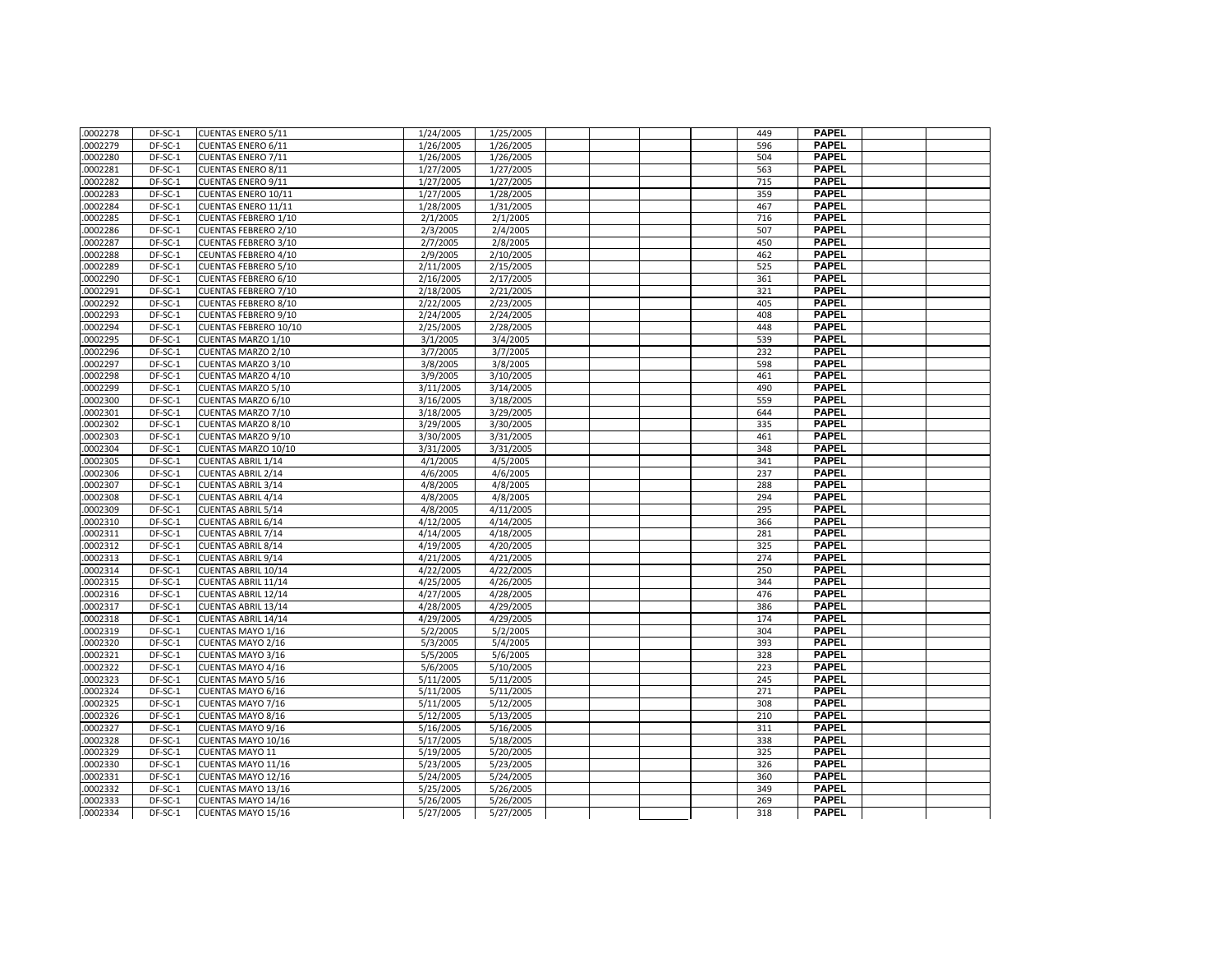| | | | | | | | | | | | | |
|---|---|---|---|---|---|---|---|---|---|---|---|---|
| .0002278 | DF-SC-1 | CUENTAS ENERO 5/11 | 1/24/2005 | 1/25/2005 | | | | | 449 | PAPEL | | |
| .0002279 | DF-SC-1 | CUENTAS ENERO 6/11 | 1/26/2005 | 1/26/2005 | | | | | 596 | PAPEL | | |
| .0002280 | DF-SC-1 | CUENTAS ENERO 7/11 | 1/26/2005 | 1/26/2005 | | | | | 504 | PAPEL | | |
| .0002281 | DF-SC-1 | CUENTAS ENERO 8/11 | 1/27/2005 | 1/27/2005 | | | | | 563 | PAPEL | | |
| .0002282 | DF-SC-1 | CUENTAS ENERO 9/11 | 1/27/2005 | 1/27/2005 | | | | | 715 | PAPEL | | |
| .0002283 | DF-SC-1 | CUENTAS ENERO 10/11 | 1/27/2005 | 1/28/2005 | | | | | 359 | PAPEL | | |
| .0002284 | DF-SC-1 | CUENTAS ENERO 11/11 | 1/28/2005 | 1/31/2005 | | | | | 467 | PAPEL | | |
| .0002285 | DF-SC-1 | CUENTAS FEBRERO 1/10 | 2/1/2005 | 2/1/2005 | | | | | 716 | PAPEL | | |
| .0002286 | DF-SC-1 | CUENTAS FEBRERO 2/10 | 2/3/2005 | 2/4/2005 | | | | | 507 | PAPEL | | |
| .0002287 | DF-SC-1 | CUENTAS FEBRERO 3/10 | 2/7/2005 | 2/8/2005 | | | | | 450 | PAPEL | | |
| .0002288 | DF-SC-1 | CEUNTAS FEBRERO 4/10 | 2/9/2005 | 2/10/2005 | | | | | 462 | PAPEL | | |
| .0002289 | DF-SC-1 | CUENTAS FEBRERO 5/10 | 2/11/2005 | 2/15/2005 | | | | | 525 | PAPEL | | |
| .0002290 | DF-SC-1 | CUENTAS FEBRERO 6/10 | 2/16/2005 | 2/17/2005 | | | | | 361 | PAPEL | | |
| .0002291 | DF-SC-1 | CUENTAS FEBRERO 7/10 | 2/18/2005 | 2/21/2005 | | | | | 321 | PAPEL | | |
| .0002292 | DF-SC-1 | CUENTAS FEBRERO 8/10 | 2/22/2005 | 2/23/2005 | | | | | 405 | PAPEL | | |
| .0002293 | DF-SC-1 | CUENTAS FEBRERO 9/10 | 2/24/2005 | 2/24/2005 | | | | | 408 | PAPEL | | |
| .0002294 | DF-SC-1 | CUENTAS FEBRERO 10/10 | 2/25/2005 | 2/28/2005 | | | | | 448 | PAPEL | | |
| .0002295 | DF-SC-1 | CUENTAS MARZO 1/10 | 3/1/2005 | 3/4/2005 | | | | | 539 | PAPEL | | |
| .0002296 | DF-SC-1 | CUENTAS MARZO 2/10 | 3/7/2005 | 3/7/2005 | | | | | 232 | PAPEL | | |
| .0002297 | DF-SC-1 | CUENTAS MARZO 3/10 | 3/8/2005 | 3/8/2005 | | | | | 598 | PAPEL | | |
| .0002298 | DF-SC-1 | CUENTAS MARZO 4/10 | 3/9/2005 | 3/10/2005 | | | | | 461 | PAPEL | | |
| .0002299 | DF-SC-1 | CUENTAS MARZO 5/10 | 3/11/2005 | 3/14/2005 | | | | | 490 | PAPEL | | |
| .0002300 | DF-SC-1 | CUENTAS MARZO 6/10 | 3/16/2005 | 3/18/2005 | | | | | 559 | PAPEL | | |
| .0002301 | DF-SC-1 | CUENTAS MARZO 7/10 | 3/18/2005 | 3/29/2005 | | | | | 644 | PAPEL | | |
| .0002302 | DF-SC-1 | CUENTAS MARZO 8/10 | 3/29/2005 | 3/30/2005 | | | | | 335 | PAPEL | | |
| .0002303 | DF-SC-1 | CUENTAS MARZO 9/10 | 3/30/2005 | 3/31/2005 | | | | | 461 | PAPEL | | |
| .0002304 | DF-SC-1 | CUENTAS MARZO 10/10 | 3/31/2005 | 3/31/2005 | | | | | 348 | PAPEL | | |
| .0002305 | DF-SC-1 | CUENTAS ABRIL 1/14 | 4/1/2005 | 4/5/2005 | | | | | 341 | PAPEL | | |
| .0002306 | DF-SC-1 | CUENTAS ABRIL 2/14 | 4/6/2005 | 4/6/2005 | | | | | 237 | PAPEL | | |
| .0002307 | DF-SC-1 | CUENTAS ABRIL 3/14 | 4/8/2005 | 4/8/2005 | | | | | 288 | PAPEL | | |
| .0002308 | DF-SC-1 | CUENTAS ABRIL 4/14 | 4/8/2005 | 4/8/2005 | | | | | 294 | PAPEL | | |
| .0002309 | DF-SC-1 | CUENTAS ABRIL 5/14 | 4/8/2005 | 4/11/2005 | | | | | 295 | PAPEL | | |
| .0002310 | DF-SC-1 | CUENTAS ABRIL 6/14 | 4/12/2005 | 4/14/2005 | | | | | 366 | PAPEL | | |
| .0002311 | DF-SC-1 | CUENTAS ABRIL 7/14 | 4/14/2005 | 4/18/2005 | | | | | 281 | PAPEL | | |
| .0002312 | DF-SC-1 | CUENTAS ABRIL 8/14 | 4/19/2005 | 4/20/2005 | | | | | 325 | PAPEL | | |
| .0002313 | DF-SC-1 | CUENTAS ABRIL 9/14 | 4/21/2005 | 4/21/2005 | | | | | 274 | PAPEL | | |
| .0002314 | DF-SC-1 | CUENTAS ABRIL 10/14 | 4/22/2005 | 4/22/2005 | | | | | 250 | PAPEL | | |
| .0002315 | DF-SC-1 | CUENTAS ABRIL 11/14 | 4/25/2005 | 4/26/2005 | | | | | 344 | PAPEL | | |
| .0002316 | DF-SC-1 | CUENTAS ABRIL 12/14 | 4/27/2005 | 4/28/2005 | | | | | 476 | PAPEL | | |
| .0002317 | DF-SC-1 | CUENTAS ABRIL 13/14 | 4/28/2005 | 4/29/2005 | | | | | 386 | PAPEL | | |
| .0002318 | DF-SC-1 | CUENTAS ABRIL 14/14 | 4/29/2005 | 4/29/2005 | | | | | 174 | PAPEL | | |
| .0002319 | DF-SC-1 | CUENTAS MAYO 1/16 | 5/2/2005 | 5/2/2005 | | | | | 304 | PAPEL | | |
| .0002320 | DF-SC-1 | CUENTAS MAYO 2/16 | 5/3/2005 | 5/4/2005 | | | | | 393 | PAPEL | | |
| .0002321 | DF-SC-1 | CUENTAS MAYO 3/16 | 5/5/2005 | 5/6/2005 | | | | | 328 | PAPEL | | |
| .0002322 | DF-SC-1 | CUENTAS MAYO 4/16 | 5/6/2005 | 5/10/2005 | | | | | 223 | PAPEL | | |
| .0002323 | DF-SC-1 | CUENTAS MAYO 5/16 | 5/11/2005 | 5/11/2005 | | | | | 245 | PAPEL | | |
| .0002324 | DF-SC-1 | CUENTAS MAYO 6/16 | 5/11/2005 | 5/11/2005 | | | | | 271 | PAPEL | | |
| .0002325 | DF-SC-1 | CUENTAS MAYO 7/16 | 5/11/2005 | 5/12/2005 | | | | | 308 | PAPEL | | |
| .0002326 | DF-SC-1 | CUENTAS MAYO 8/16 | 5/12/2005 | 5/13/2005 | | | | | 210 | PAPEL | | |
| .0002327 | DF-SC-1 | CUENTAS MAYO 9/16 | 5/16/2005 | 5/16/2005 | | | | | 311 | PAPEL | | |
| .0002328 | DF-SC-1 | CUENTAS MAYO 10/16 | 5/17/2005 | 5/18/2005 | | | | | 338 | PAPEL | | |
| .0002329 | DF-SC-1 | CUENTAS MAYO 11 | 5/19/2005 | 5/20/2005 | | | | | 325 | PAPEL | | |
| .0002330 | DF-SC-1 | CUENTAS MAYO 11/16 | 5/23/2005 | 5/23/2005 | | | | | 326 | PAPEL | | |
| .0002331 | DF-SC-1 | CUENTAS MAYO 12/16 | 5/24/2005 | 5/24/2005 | | | | | 360 | PAPEL | | |
| .0002332 | DF-SC-1 | CUENTAS MAYO 13/16 | 5/25/2005 | 5/26/2005 | | | | | 349 | PAPEL | | |
| .0002333 | DF-SC-1 | CUENTAS MAYO 14/16 | 5/26/2005 | 5/26/2005 | | | | | 269 | PAPEL | | |
| .0002334 | DF-SC-1 | CUENTAS MAYO 15/16 | 5/27/2005 | 5/27/2005 | | | | | 318 | PAPEL | | |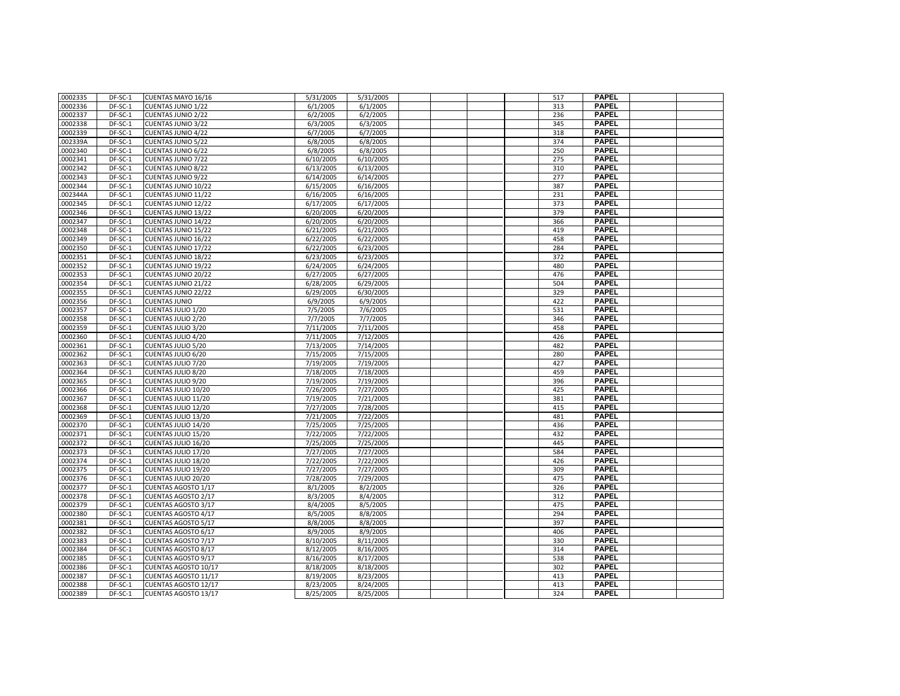| | | | | | | | | | | | | |
|---|---|---|---|---|---|---|---|---|---|---|---|---|
| .0002335 | DF-SC-1 | CUENTAS MAYO 16/16 | 5/31/2005 | 5/31/2005 | | | | | 517 | PAPEL | | |
| .0002336 | DF-SC-1 | CUENTAS JUNIO 1/22 | 6/1/2005 | 6/1/2005 | | | | | 313 | PAPEL | | |
| .0002337 | DF-SC-1 | CUENTAS JUNIO 2/22 | 6/2/2005 | 6/2/2005 | | | | | 236 | PAPEL | | |
| .0002338 | DF-SC-1 | CUENTAS JUNIO 3/22 | 6/3/2005 | 6/3/2005 | | | | | 345 | PAPEL | | |
| .0002339 | DF-SC-1 | CUENTAS JUNIO 4/22 | 6/7/2005 | 6/7/2005 | | | | | 318 | PAPEL | | |
| .002339A | DF-SC-1 | CUENTAS JUNIO 5/22 | 6/8/2005 | 6/8/2005 | | | | | 374 | PAPEL | | |
| .0002340 | DF-SC-1 | CUENTAS JUNIO 6/22 | 6/8/2005 | 6/8/2005 | | | | | 250 | PAPEL | | |
| .0002341 | DF-SC-1 | CUENTAS JUNIO 7/22 | 6/10/2005 | 6/10/2005 | | | | | 275 | PAPEL | | |
| .0002342 | DF-SC-1 | CUENTAS JUNIO 8/22 | 6/13/2005 | 6/13/2005 | | | | | 310 | PAPEL | | |
| .0002343 | DF-SC-1 | CUENTAS JUNIO 9/22 | 6/14/2005 | 6/14/2005 | | | | | 277 | PAPEL | | |
| .0002344 | DF-SC-1 | CUENTAS JUNIO 10/22 | 6/15/2005 | 6/16/2005 | | | | | 387 | PAPEL | | |
| .002344A | DF-SC-1 | CUENTAS JUNIO 11/22 | 6/16/2005 | 6/16/2005 | | | | | 231 | PAPEL | | |
| .0002345 | DF-SC-1 | CUENTAS JUNIO 12/22 | 6/17/2005 | 6/17/2005 | | | | | 373 | PAPEL | | |
| .0002346 | DF-SC-1 | CUENTAS JUNIO 13/22 | 6/20/2005 | 6/20/2005 | | | | | 379 | PAPEL | | |
| .0002347 | DF-SC-1 | CUENTAS JUNIO 14/22 | 6/20/2005 | 6/20/2005 | | | | | 366 | PAPEL | | |
| .0002348 | DF-SC-1 | CUENTAS JUNIO 15/22 | 6/21/2005 | 6/21/2005 | | | | | 419 | PAPEL | | |
| .0002349 | DF-SC-1 | CUENTAS JUNIO 16/22 | 6/22/2005 | 6/22/2005 | | | | | 458 | PAPEL | | |
| .0002350 | DF-SC-1 | CUENTAS JUNIO 17/22 | 6/22/2005 | 6/23/2005 | | | | | 284 | PAPEL | | |
| .0002351 | DF-SC-1 | CUENTAS JUNIO 18/22 | 6/23/2005 | 6/23/2005 | | | | | 372 | PAPEL | | |
| .0002352 | DF-SC-1 | CUENTAS JUNIO 19/22 | 6/24/2005 | 6/24/2005 | | | | | 480 | PAPEL | | |
| .0002353 | DF-SC-1 | CUENTAS JUNIO 20/22 | 6/27/2005 | 6/27/2005 | | | | | 476 | PAPEL | | |
| .0002354 | DF-SC-1 | CUENTAS JUNIO 21/22 | 6/28/2005 | 6/29/2005 | | | | | 504 | PAPEL | | |
| .0002355 | DF-SC-1 | CUENTAS JUNIO 22/22 | 6/29/2005 | 6/30/2005 | | | | | 329 | PAPEL | | |
| .0002356 | DF-SC-1 | CUENTAS JUNIO | 6/9/2005 | 6/9/2005 | | | | | 422 | PAPEL | | |
| .0002357 | DF-SC-1 | CUENTAS JULIO 1/20 | 7/5/2005 | 7/6/2005 | | | | | 531 | PAPEL | | |
| .0002358 | DF-SC-1 | CUENTAS JULIO 2/20 | 7/7/2005 | 7/7/2005 | | | | | 346 | PAPEL | | |
| .0002359 | DF-SC-1 | CUENTAS JULIO 3/20 | 7/11/2005 | 7/11/2005 | | | | | 458 | PAPEL | | |
| .0002360 | DF-SC-1 | CUENTAS JULIO 4/20 | 7/11/2005 | 7/12/2005 | | | | | 426 | PAPEL | | |
| .0002361 | DF-SC-1 | CUENTAS JULIO 5/20 | 7/13/2005 | 7/14/2005 | | | | | 482 | PAPEL | | |
| .0002362 | DF-SC-1 | CUENTAS JULIO 6/20 | 7/15/2005 | 7/15/2005 | | | | | 280 | PAPEL | | |
| .0002363 | DF-SC-1 | CUENTAS JULIO 7/20 | 7/19/2005 | 7/19/2005 | | | | | 427 | PAPEL | | |
| .0002364 | DF-SC-1 | CUENTAS JULIO 8/20 | 7/18/2005 | 7/18/2005 | | | | | 459 | PAPEL | | |
| .0002365 | DF-SC-1 | CUENTAS JULIO 9/20 | 7/19/2005 | 7/19/2005 | | | | | 396 | PAPEL | | |
| .0002366 | DF-SC-1 | CUENTAS JULIO 10/20 | 7/26/2005 | 7/27/2005 | | | | | 425 | PAPEL | | |
| .0002367 | DF-SC-1 | CUENTAS JULIO 11/20 | 7/19/2005 | 7/21/2005 | | | | | 381 | PAPEL | | |
| .0002368 | DF-SC-1 | CUENTAS JULIO 12/20 | 7/27/2005 | 7/28/2005 | | | | | 415 | PAPEL | | |
| .0002369 | DF-SC-1 | CUENTAS JULIO 13/20 | 7/21/2005 | 7/22/2005 | | | | | 481 | PAPEL | | |
| .0002370 | DF-SC-1 | CUENTAS JULIO 14/20 | 7/25/2005 | 7/25/2005 | | | | | 436 | PAPEL | | |
| .0002371 | DF-SC-1 | CUENTAS JULIO 15/20 | 7/22/2005 | 7/22/2005 | | | | | 432 | PAPEL | | |
| .0002372 | DF-SC-1 | CUENTAS JULIO 16/20 | 7/25/2005 | 7/25/2005 | | | | | 445 | PAPEL | | |
| .0002373 | DF-SC-1 | CUENTAS JULIO 17/20 | 7/27/2005 | 7/27/2005 | | | | | 584 | PAPEL | | |
| .0002374 | DF-SC-1 | CUENTAS JULIO 18/20 | 7/22/2005 | 7/22/2005 | | | | | 426 | PAPEL | | |
| .0002375 | DF-SC-1 | CUENTAS JULIO 19/20 | 7/27/2005 | 7/27/2005 | | | | | 309 | PAPEL | | |
| .0002376 | DF-SC-1 | CUENTAS JULIO 20/20 | 7/28/2005 | 7/29/2005 | | | | | 475 | PAPEL | | |
| .0002377 | DF-SC-1 | CUENTAS AGOSTO 1/17 | 8/1/2005 | 8/2/2005 | | | | | 326 | PAPEL | | |
| .0002378 | DF-SC-1 | CUENTAS AGOSTO 2/17 | 8/3/2005 | 8/4/2005 | | | | | 312 | PAPEL | | |
| .0002379 | DF-SC-1 | CUENTAS AGOSTO 3/17 | 8/4/2005 | 8/5/2005 | | | | | 475 | PAPEL | | |
| .0002380 | DF-SC-1 | CUENTAS AGOSTO 4/17 | 8/5/2005 | 8/8/2005 | | | | | 294 | PAPEL | | |
| .0002381 | DF-SC-1 | CUENTAS AGOSTO 5/17 | 8/8/2005 | 8/8/2005 | | | | | 397 | PAPEL | | |
| .0002382 | DF-SC-1 | CUENTAS AGOSTO 6/17 | 8/9/2005 | 8/9/2005 | | | | | 406 | PAPEL | | |
| .0002383 | DF-SC-1 | CUENTAS AGOSTO 7/17 | 8/10/2005 | 8/11/2005 | | | | | 330 | PAPEL | | |
| .0002384 | DF-SC-1 | CUENTAS AGOSTO 8/17 | 8/12/2005 | 8/16/2005 | | | | | 314 | PAPEL | | |
| .0002385 | DF-SC-1 | CUENTAS AGOSTO 9/17 | 8/16/2005 | 8/17/2005 | | | | | 538 | PAPEL | | |
| .0002386 | DF-SC-1 | CUENTAS AGOSTO 10/17 | 8/18/2005 | 8/18/2005 | | | | | 302 | PAPEL | | |
| .0002387 | DF-SC-1 | CUENTAS AGOSTO 11/17 | 8/19/2005 | 8/23/2005 | | | | | 413 | PAPEL | | |
| .0002388 | DF-SC-1 | CUENTAS AGOSTO 12/17 | 8/23/2005 | 8/24/2005 | | | | | 413 | PAPEL | | |
| .0002389 | DF-SC-1 | CUENTAS AGOSTO 13/17 | 8/25/2005 | 8/25/2005 | | | | | 324 | PAPEL | | |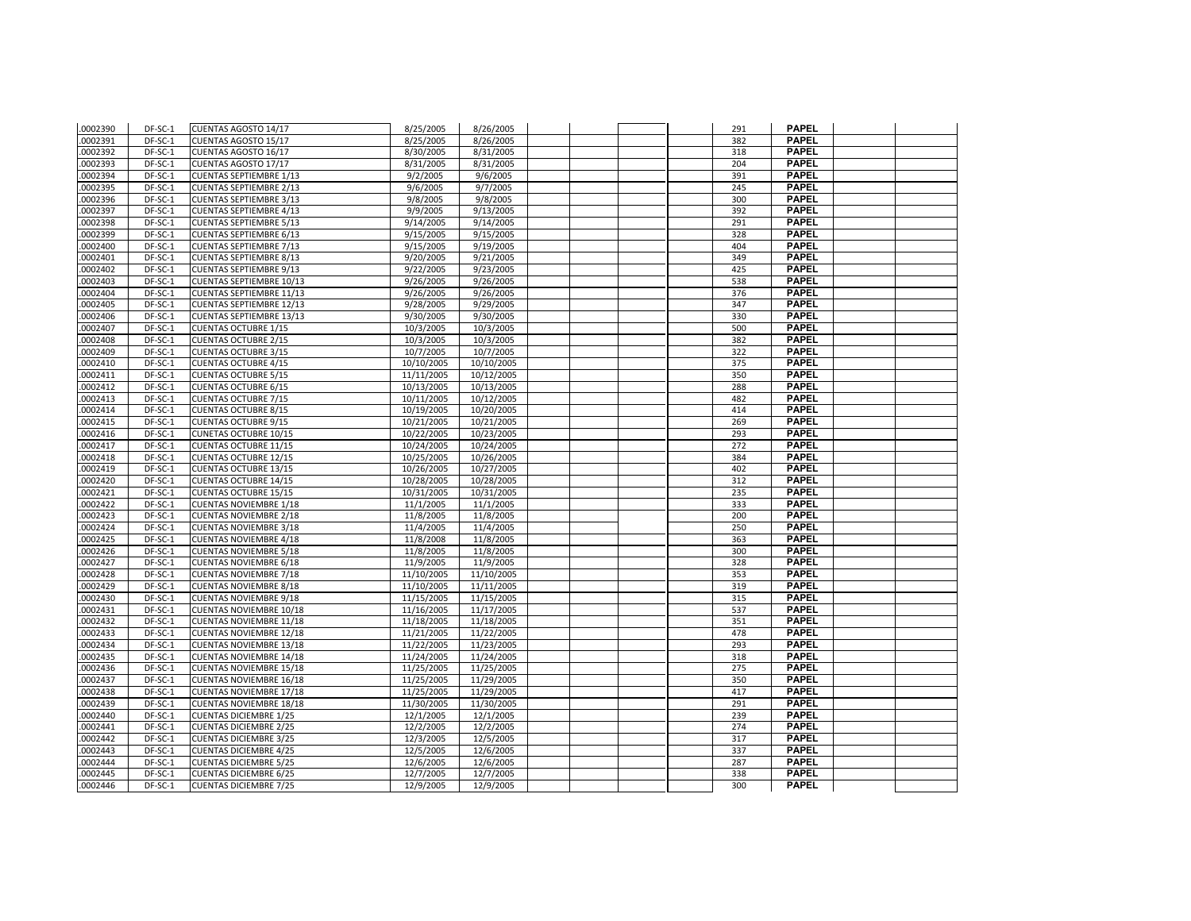| | | | | | | | | | | | | |
|---|---|---|---|---|---|---|---|---|---|---|---|---|
| .0002390 | DF-SC-1 | CUENTAS AGOSTO 14/17 | 8/25/2005 | 8/26/2005 | | | | | 291 | PAPEL | | |
| .0002391 | DF-SC-1 | CUENTAS AGOSTO 15/17 | 8/25/2005 | 8/26/2005 | | | | | 382 | PAPEL | | |
| .0002392 | DF-SC-1 | CUENTAS AGOSTO 16/17 | 8/30/2005 | 8/31/2005 | | | | | 318 | PAPEL | | |
| .0002393 | DF-SC-1 | CUENTAS AGOSTO 17/17 | 8/31/2005 | 8/31/2005 | | | | | 204 | PAPEL | | |
| .0002394 | DF-SC-1 | CUENTAS SEPTIEMBRE 1/13 | 9/2/2005 | 9/6/2005 | | | | | 391 | PAPEL | | |
| .0002395 | DF-SC-1 | CUENTAS SEPTIEMBRE 2/13 | 9/6/2005 | 9/7/2005 | | | | | 245 | PAPEL | | |
| .0002396 | DF-SC-1 | CUENTAS SEPTIEMBRE 3/13 | 9/8/2005 | 9/8/2005 | | | | | 300 | PAPEL | | |
| .0002397 | DF-SC-1 | CUENTAS SEPTIEMBRE 4/13 | 9/9/2005 | 9/13/2005 | | | | | 392 | PAPEL | | |
| .0002398 | DF-SC-1 | CUENTAS SEPTIEMBRE 5/13 | 9/14/2005 | 9/14/2005 | | | | | 291 | PAPEL | | |
| .0002399 | DF-SC-1 | CUENTAS SEPTIEMBRE 6/13 | 9/15/2005 | 9/15/2005 | | | | | 328 | PAPEL | | |
| .0002400 | DF-SC-1 | CUENTAS SEPTIEMBRE 7/13 | 9/15/2005 | 9/19/2005 | | | | | 404 | PAPEL | | |
| .0002401 | DF-SC-1 | CUENTAS SEPTIEMBRE 8/13 | 9/20/2005 | 9/21/2005 | | | | | 349 | PAPEL | | |
| .0002402 | DF-SC-1 | CUENTAS SEPTIEMBRE 9/13 | 9/22/2005 | 9/23/2005 | | | | | 425 | PAPEL | | |
| .0002403 | DF-SC-1 | CUENTAS SEPTIEMBRE 10/13 | 9/26/2005 | 9/26/2005 | | | | | 538 | PAPEL | | |
| .0002404 | DF-SC-1 | CUENTAS SEPTIEMBRE 11/13 | 9/26/2005 | 9/26/2005 | | | | | 376 | PAPEL | | |
| .0002405 | DF-SC-1 | CUENTAS SEPTIEMBRE 12/13 | 9/28/2005 | 9/29/2005 | | | | | 347 | PAPEL | | |
| .0002406 | DF-SC-1 | CUENTAS SEPTIEMBRE 13/13 | 9/30/2005 | 9/30/2005 | | | | | 330 | PAPEL | | |
| .0002407 | DF-SC-1 | CUENTAS OCTUBRE 1/15 | 10/3/2005 | 10/3/2005 | | | | | 500 | PAPEL | | |
| .0002408 | DF-SC-1 | CUENTAS OCTUBRE 2/15 | 10/3/2005 | 10/3/2005 | | | | | 382 | PAPEL | | |
| .0002409 | DF-SC-1 | CUENTAS OCTUBRE 3/15 | 10/7/2005 | 10/7/2005 | | | | | 322 | PAPEL | | |
| .0002410 | DF-SC-1 | CUENTAS OCTUBRE 4/15 | 10/10/2005 | 10/10/2005 | | | | | 375 | PAPEL | | |
| .0002411 | DF-SC-1 | CUENTAS OCTUBRE 5/15 | 11/11/2005 | 10/12/2005 | | | | | 350 | PAPEL | | |
| .0002412 | DF-SC-1 | CUENTAS OCTUBRE 6/15 | 10/13/2005 | 10/13/2005 | | | | | 288 | PAPEL | | |
| .0002413 | DF-SC-1 | CUENTAS OCTUBRE 7/15 | 10/11/2005 | 10/12/2005 | | | | | 482 | PAPEL | | |
| .0002414 | DF-SC-1 | CUENTAS OCTUBRE 8/15 | 10/19/2005 | 10/20/2005 | | | | | 414 | PAPEL | | |
| .0002415 | DF-SC-1 | CUENTAS OCTUBRE 9/15 | 10/21/2005 | 10/21/2005 | | | | | 269 | PAPEL | | |
| .0002416 | DF-SC-1 | CUNETAS OCTUBRE 10/15 | 10/22/2005 | 10/23/2005 | | | | | 293 | PAPEL | | |
| .0002417 | DF-SC-1 | CUENTAS OCTUBRE 11/15 | 10/24/2005 | 10/24/2005 | | | | | 272 | PAPEL | | |
| .0002418 | DF-SC-1 | CUENTAS OCTUBRE 12/15 | 10/25/2005 | 10/26/2005 | | | | | 384 | PAPEL | | |
| .0002419 | DF-SC-1 | CUENTAS OCTUBRE 13/15 | 10/26/2005 | 10/27/2005 | | | | | 402 | PAPEL | | |
| .0002420 | DF-SC-1 | CUENTAS OCTUBRE 14/15 | 10/28/2005 | 10/28/2005 | | | | | 312 | PAPEL | | |
| .0002421 | DF-SC-1 | CUENTAS OCTUBRE 15/15 | 10/31/2005 | 10/31/2005 | | | | | 235 | PAPEL | | |
| .0002422 | DF-SC-1 | CUENTAS NOVIEMBRE 1/18 | 11/1/2005 | 11/1/2005 | | | | | 333 | PAPEL | | |
| .0002423 | DF-SC-1 | CUENTAS NOVIEMBRE 2/18 | 11/8/2005 | 11/8/2005 | | | | | 200 | PAPEL | | |
| .0002424 | DF-SC-1 | CUENTAS NOVIEMBRE 3/18 | 11/4/2005 | 11/4/2005 | | | | | 250 | PAPEL | | |
| .0002425 | DF-SC-1 | CUENTAS NOVIEMBRE 4/18 | 11/8/2008 | 11/8/2005 | | | | | 363 | PAPEL | | |
| .0002426 | DF-SC-1 | CUENTAS NOVIEMBRE 5/18 | 11/8/2005 | 11/8/2005 | | | | | 300 | PAPEL | | |
| .0002427 | DF-SC-1 | CUENTAS NOVIEMBRE 6/18 | 11/9/2005 | 11/9/2005 | | | | | 328 | PAPEL | | |
| .0002428 | DF-SC-1 | CUENTAS NOVIEMBRE 7/18 | 11/10/2005 | 11/10/2005 | | | | | 353 | PAPEL | | |
| .0002429 | DF-SC-1 | CUENTAS NOVIEMBRE 8/18 | 11/10/2005 | 11/11/2005 | | | | | 319 | PAPEL | | |
| .0002430 | DF-SC-1 | CUENTAS NOVIEMBRE 9/18 | 11/15/2005 | 11/15/2005 | | | | | 315 | PAPEL | | |
| .0002431 | DF-SC-1 | CUENTAS NOVIEMBRE 10/18 | 11/16/2005 | 11/17/2005 | | | | | 537 | PAPEL | | |
| .0002432 | DF-SC-1 | CUENTAS NOVIEMBRE 11/18 | 11/18/2005 | 11/18/2005 | | | | | 351 | PAPEL | | |
| .0002433 | DF-SC-1 | CUENTAS NOVIEMBRE 12/18 | 11/21/2005 | 11/22/2005 | | | | | 478 | PAPEL | | |
| .0002434 | DF-SC-1 | CUENTAS NOVIEMBRE 13/18 | 11/22/2005 | 11/23/2005 | | | | | 293 | PAPEL | | |
| .0002435 | DF-SC-1 | CUENTAS NOVIEMBRE 14/18 | 11/24/2005 | 11/24/2005 | | | | | 318 | PAPEL | | |
| .0002436 | DF-SC-1 | CUENTAS NOVIEMBRE 15/18 | 11/25/2005 | 11/25/2005 | | | | | 275 | PAPEL | | |
| .0002437 | DF-SC-1 | CUENTAS NOVIEMBRE 16/18 | 11/25/2005 | 11/29/2005 | | | | | 350 | PAPEL | | |
| .0002438 | DF-SC-1 | CUENTAS NOVIEMBRE 17/18 | 11/25/2005 | 11/29/2005 | | | | | 417 | PAPEL | | |
| .0002439 | DF-SC-1 | CUENTAS NOVIEMBRE 18/18 | 11/30/2005 | 11/30/2005 | | | | | 291 | PAPEL | | |
| .0002440 | DF-SC-1 | CUENTAS DICIEMBRE 1/25 | 12/1/2005 | 12/1/2005 | | | | | 239 | PAPEL | | |
| .0002441 | DF-SC-1 | CUENTAS DICIEMBRE 2/25 | 12/2/2005 | 12/2/2005 | | | | | 274 | PAPEL | | |
| .0002442 | DF-SC-1 | CUENTAS DICIEMBRE 3/25 | 12/3/2005 | 12/5/2005 | | | | | 317 | PAPEL | | |
| .0002443 | DF-SC-1 | CUENTAS DICIEMBRE 4/25 | 12/5/2005 | 12/6/2005 | | | | | 337 | PAPEL | | |
| .0002444 | DF-SC-1 | CUENTAS DICIEMBRE 5/25 | 12/6/2005 | 12/6/2005 | | | | | 287 | PAPEL | | |
| .0002445 | DF-SC-1 | CUENTAS DICIEMBRE 6/25 | 12/7/2005 | 12/7/2005 | | | | | 338 | PAPEL | | |
| .0002446 | DF-SC-1 | CUENTAS DICIEMBRE 7/25 | 12/9/2005 | 12/9/2005 | | | | | 300 | PAPEL | | |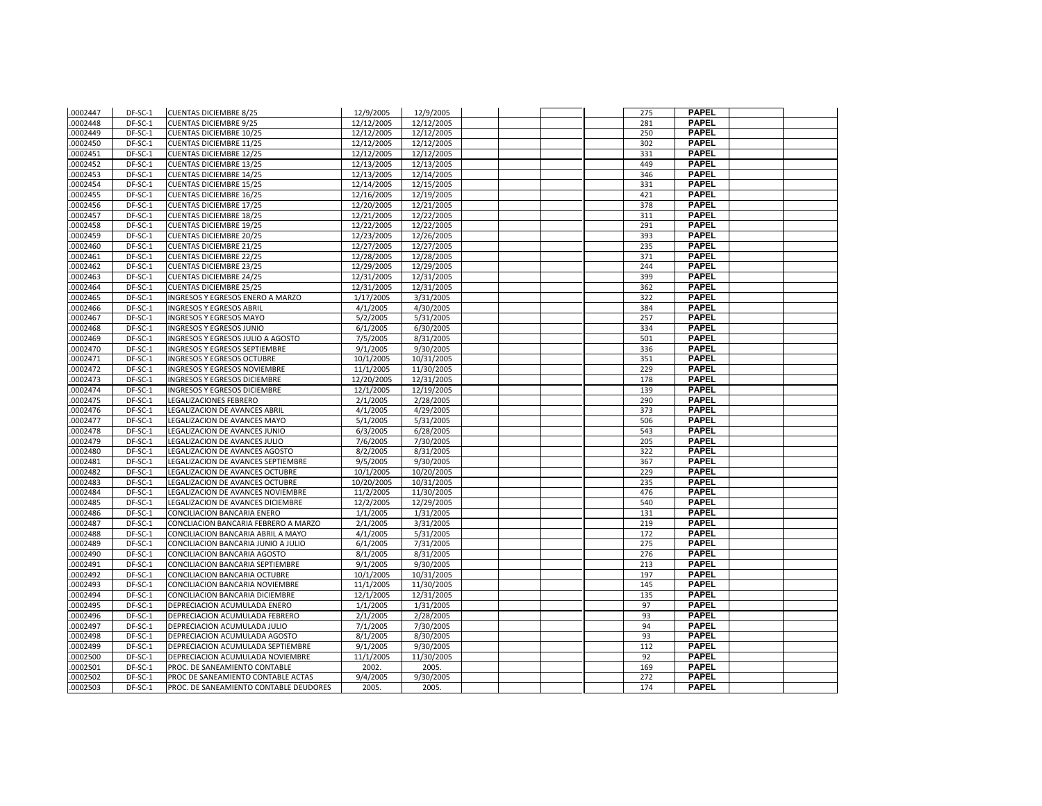| .0002447 | DF-SC-1 | CUENTAS DICIEMBRE 8/25 | 12/9/2005 | 12/9/2005 | | | | 275 | PAPEL | | |
|---|---|---|---|---|---|---|---|---|---|---|---|
| .0002448 | DF-SC-1 | CUENTAS DICIEMBRE 9/25 | 12/12/2005 | 12/12/2005 | | | | 281 | PAPEL | | |
| .0002449 | DF-SC-1 | CUENTAS DICIEMBRE 10/25 | 12/12/2005 | 12/12/2005 | | | | 250 | PAPEL | | |
| .0002450 | DF-SC-1 | CUENTAS DICIEMBRE 11/25 | 12/12/2005 | 12/12/2005 | | | | 302 | PAPEL | | |
| .0002451 | DF-SC-1 | CUENTAS DICIEMBRE 12/25 | 12/12/2005 | 12/12/2005 | | | | 331 | PAPEL | | |
| .0002452 | DF-SC-1 | CUENTAS DICIEMBRE 13/25 | 12/13/2005 | 12/13/2005 | | | | 449 | PAPEL | | |
| .0002453 | DF-SC-1 | CUENTAS DICIEMBRE 14/25 | 12/13/2005 | 12/14/2005 | | | | 346 | PAPEL | | |
| .0002454 | DF-SC-1 | CUENTAS DICIEMBRE 15/25 | 12/14/2005 | 12/15/2005 | | | | 331 | PAPEL | | |
| .0002455 | DF-SC-1 | CUENTAS DICIEMBRE 16/25 | 12/16/2005 | 12/19/2005 | | | | 421 | PAPEL | | |
| .0002456 | DF-SC-1 | CUENTAS DICIEMBRE 17/25 | 12/20/2005 | 12/21/2005 | | | | 378 | PAPEL | | |
| .0002457 | DF-SC-1 | CUENTAS DICIEMBRE 18/25 | 12/21/2005 | 12/22/2005 | | | | 311 | PAPEL | | |
| .0002458 | DF-SC-1 | CUENTAS DICIEMBRE 19/25 | 12/22/2005 | 12/22/2005 | | | | 291 | PAPEL | | |
| .0002459 | DF-SC-1 | CUENTAS DICIEMBRE 20/25 | 12/23/2005 | 12/26/2005 | | | | 393 | PAPEL | | |
| .0002460 | DF-SC-1 | CUENTAS DICIEMBRE 21/25 | 12/27/2005 | 12/27/2005 | | | | 235 | PAPEL | | |
| .0002461 | DF-SC-1 | CUENTAS DICIEMBRE 22/25 | 12/28/2005 | 12/28/2005 | | | | 371 | PAPEL | | |
| .0002462 | DF-SC-1 | CUENTAS DICIEMBRE 23/25 | 12/29/2005 | 12/29/2005 | | | | 244 | PAPEL | | |
| .0002463 | DF-SC-1 | CUENTAS DICIEMBRE 24/25 | 12/31/2005 | 12/31/2005 | | | | 399 | PAPEL | | |
| .0002464 | DF-SC-1 | CUENTAS DICIEMBRE 25/25 | 12/31/2005 | 12/31/2005 | | | | 362 | PAPEL | | |
| .0002465 | DF-SC-1 | INGRESOS Y EGRESOS ENERO A MARZO | 1/17/2005 | 3/31/2005 | | | | 322 | PAPEL | | |
| .0002466 | DF-SC-1 | INGRESOS Y EGRESOS ABRIL | 4/1/2005 | 4/30/2005 | | | | 384 | PAPEL | | |
| .0002467 | DF-SC-1 | INGRESOS Y EGRESOS MAYO | 5/2/2005 | 5/31/2005 | | | | 257 | PAPEL | | |
| .0002468 | DF-SC-1 | INGRESOS Y EGRESOS JUNIO | 6/1/2005 | 6/30/2005 | | | | 334 | PAPEL | | |
| .0002469 | DF-SC-1 | INGRESOS Y EGRESOS JULIO A AGOSTO | 7/5/2005 | 8/31/2005 | | | | 501 | PAPEL | | |
| .0002470 | DF-SC-1 | INGRESOS Y EGRESOS SEPTIEMBRE | 9/1/2005 | 9/30/2005 | | | | 336 | PAPEL | | |
| .0002471 | DF-SC-1 | INGRESOS Y EGRESOS OCTUBRE | 10/1/2005 | 10/31/2005 | | | | 351 | PAPEL | | |
| .0002472 | DF-SC-1 | INGRESOS Y EGRESOS NOVIEMBRE | 11/1/2005 | 11/30/2005 | | | | 229 | PAPEL | | |
| .0002473 | DF-SC-1 | INGRESOS Y EGRESOS DICIEMBRE | 12/20/2005 | 12/31/2005 | | | | 178 | PAPEL | | |
| .0002474 | DF-SC-1 | INGRESOS Y EGRESOS DICIEMBRE | 12/1/2005 | 12/19/2005 | | | | 139 | PAPEL | | |
| .0002475 | DF-SC-1 | LEGALIZACIONES FEBRERO | 2/1/2005 | 2/28/2005 | | | | 290 | PAPEL | | |
| .0002476 | DF-SC-1 | LEGALIZACION DE AVANCES ABRIL | 4/1/2005 | 4/29/2005 | | | | 373 | PAPEL | | |
| .0002477 | DF-SC-1 | LEGALIZACION DE AVANCES MAYO | 5/1/2005 | 5/31/2005 | | | | 506 | PAPEL | | |
| .0002478 | DF-SC-1 | LEGALIZACION DE AVANCES JUNIO | 6/3/2005 | 6/28/2005 | | | | 543 | PAPEL | | |
| .0002479 | DF-SC-1 | LEGALIZACION DE AVANCES JULIO | 7/6/2005 | 7/30/2005 | | | | 205 | PAPEL | | |
| .0002480 | DF-SC-1 | LEGALIZACION DE AVANCES AGOSTO | 8/2/2005 | 8/31/2005 | | | | 322 | PAPEL | | |
| .0002481 | DF-SC-1 | LEGALIZACION DE AVANCES SEPTIEMBRE | 9/5/2005 | 9/30/2005 | | | | 367 | PAPEL | | |
| .0002482 | DF-SC-1 | LEGALIZACION DE AVANCES OCTUBRE | 10/1/2005 | 10/20/2005 | | | | 229 | PAPEL | | |
| .0002483 | DF-SC-1 | LEGALIZACION DE AVANCES OCTUBRE | 10/20/2005 | 10/31/2005 | | | | 235 | PAPEL | | |
| .0002484 | DF-SC-1 | LEGALIZACION DE AVANCES NOVIEMBRE | 11/2/2005 | 11/30/2005 | | | | 476 | PAPEL | | |
| .0002485 | DF-SC-1 | LEGALIZACION DE AVANCES DICIEMBRE | 12/2/2005 | 12/29/2005 | | | | 540 | PAPEL | | |
| .0002486 | DF-SC-1 | CONCILIACION BANCARIA ENERO | 1/1/2005 | 1/31/2005 | | | | 131 | PAPEL | | |
| .0002487 | DF-SC-1 | CONCLIACION BANCARIA FEBRERO A MARZO | 2/1/2005 | 3/31/2005 | | | | 219 | PAPEL | | |
| .0002488 | DF-SC-1 | CONCILIACION BANCARIA ABRIL A MAYO | 4/1/2005 | 5/31/2005 | | | | 172 | PAPEL | | |
| .0002489 | DF-SC-1 | CONCILIACION BANCARIA JUNIO A JULIO | 6/1/2005 | 7/31/2005 | | | | 275 | PAPEL | | |
| .0002490 | DF-SC-1 | CONCILIACION BANCARIA AGOSTO | 8/1/2005 | 8/31/2005 | | | | 276 | PAPEL | | |
| .0002491 | DF-SC-1 | CONCILIACION BANCARIA SEPTIEMBRE | 9/1/2005 | 9/30/2005 | | | | 213 | PAPEL | | |
| .0002492 | DF-SC-1 | CONCILIACION BANCARIA OCTUBRE | 10/1/2005 | 10/31/2005 | | | | 197 | PAPEL | | |
| .0002493 | DF-SC-1 | CONCILIACION BANCARIA NOVIEMBRE | 11/1/2005 | 11/30/2005 | | | | 145 | PAPEL | | |
| .0002494 | DF-SC-1 | CONCILIACION BANCARIA DICIEMBRE | 12/1/2005 | 12/31/2005 | | | | 135 | PAPEL | | |
| .0002495 | DF-SC-1 | DEPRECIACION ACUMULADA ENERO | 1/1/2005 | 1/31/2005 | | | | 97 | PAPEL | | |
| .0002496 | DF-SC-1 | DEPRECIACION ACUMULADA FEBRERO | 2/1/2005 | 2/28/2005 | | | | 93 | PAPEL | | |
| .0002497 | DF-SC-1 | DEPRECIACION ACUMULADA JULIO | 7/1/2005 | 7/30/2005 | | | | 94 | PAPEL | | |
| .0002498 | DF-SC-1 | DEPRECIACION ACUMULADA AGOSTO | 8/1/2005 | 8/30/2005 | | | | 93 | PAPEL | | |
| .0002499 | DF-SC-1 | DEPRECIACION ACUMULADA SEPTIEMBRE | 9/1/2005 | 9/30/2005 | | | | 112 | PAPEL | | |
| .0002500 | DF-SC-1 | DEPRECIACION ACUMULADA NOVIEMBRE | 11/1/2005 | 11/30/2005 | | | | 92 | PAPEL | | |
| .0002501 | DF-SC-1 | PROC. DE SANEAMIENTO CONTABLE | 2002. | 2005. | | | | 169 | PAPEL | | |
| .0002502 | DF-SC-1 | PROC DE SANEAMIENTO CONTABLE ACTAS | 9/4/2005 | 9/30/2005 | | | | 272 | PAPEL | | |
| .0002503 | DF-SC-1 | PROC. DE SANEAMIENTO CONTABLE DEUDORES | 2005. | 2005. | | | | 174 | PAPEL | | |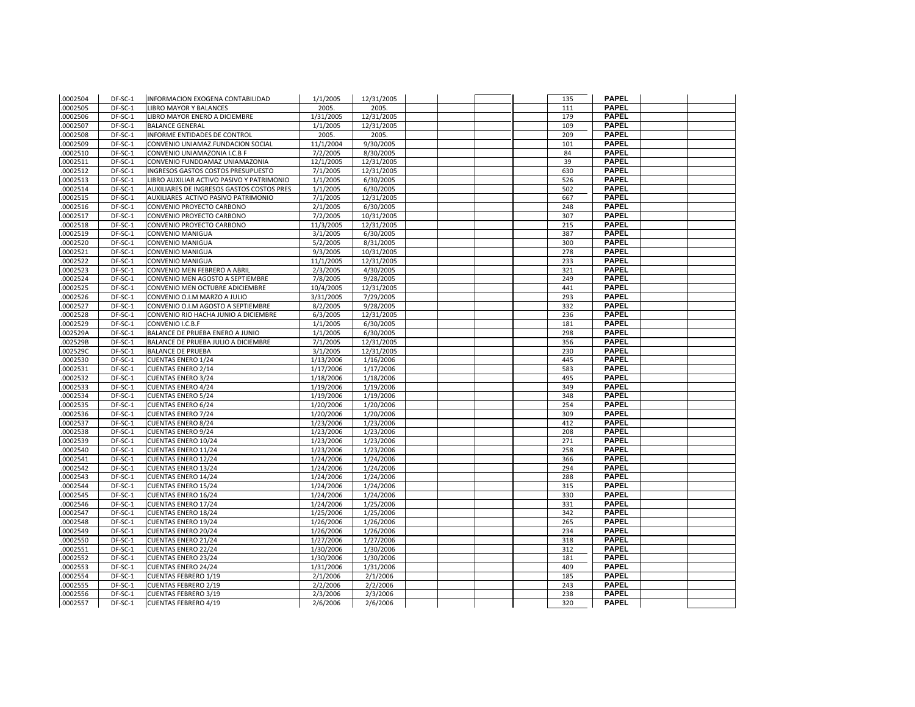| | | | | | | | | | | | |
|---|---|---|---|---|---|---|---|---|---|---|---|
| .0002504 | DF-SC-1 | INFORMACION EXOGENA CONTABILIDAD | 1/1/2005 | 12/31/2005 | | | | 135 | PAPEL | | |
| .0002505 | DF-SC-1 | LIBRO MAYOR Y BALANCES | 2005. | 2005. | | | | 111 | PAPEL | | |
| .0002506 | DF-SC-1 | LIBRO MAYOR ENERO A DICIEMBRE | 1/31/2005 | 12/31/2005 | | | | 179 | PAPEL | | |
| .0002507 | DF-SC-1 | BALANCE GENERAL | 1/1/2005 | 12/31/2005 | | | | 109 | PAPEL | | |
| .0002508 | DF-SC-1 | INFORME ENTIDADES DE CONTROL | 2005. | 2005. | | | | 209 | PAPEL | | |
| .0002509 | DF-SC-1 | CONVENIO UNIAMAZ.FUNDACION SOCIAL | 11/1/2004 | 9/30/2005 | | | | 101 | PAPEL | | |
| .0002510 | DF-SC-1 | CONVENIO UNIAMAZONIA I.C.B F | 7/2/2005 | 8/30/2005 | | | | 84 | PAPEL | | |
| .0002511 | DF-SC-1 | CONVENIO FUNDDAMAZ UNIAMAZONIA | 12/1/2005 | 12/31/2005 | | | | 39 | PAPEL | | |
| .0002512 | DF-SC-1 | INGRESOS GASTOS COSTOS PRESUPUESTO | 7/1/2005 | 12/31/2005 | | | | 630 | PAPEL | | |
| .0002513 | DF-SC-1 | LIBRO AUXILIAR ACTIVO PASIVO Y PATRIMONIO | 1/1/2005 | 6/30/2005 | | | | 526 | PAPEL | | |
| .0002514 | DF-SC-1 | AUXILIARES DE INGRESOS GASTOS COSTOS PRES | 1/1/2005 | 6/30/2005 | | | | 502 | PAPEL | | |
| .0002515 | DF-SC-1 | AUXILIARES ACTIVO PASIVO PATRIMONIO | 7/1/2005 | 12/31/2005 | | | | 667 | PAPEL | | |
| .0002516 | DF-SC-1 | CONVENIO PROYECTO CARBONO | 2/1/2005 | 6/30/2005 | | | | 248 | PAPEL | | |
| .0002517 | DF-SC-1 | CONVENIO PROYECTO CARBONO | 7/2/2005 | 10/31/2005 | | | | 307 | PAPEL | | |
| .0002518 | DF-SC-1 | CONVENIO PROYECTO CARBONO | 11/3/2005 | 12/31/2005 | | | | 215 | PAPEL | | |
| .0002519 | DF-SC-1 | CONVENIO MANIGUA | 3/1/2005 | 6/30/2005 | | | | 387 | PAPEL | | |
| .0002520 | DF-SC-1 | CONVENIO MANIGUA | 5/2/2005 | 8/31/2005 | | | | 300 | PAPEL | | |
| .0002521 | DF-SC-1 | CONVENIO MANIGUA | 9/3/2005 | 10/31/2005 | | | | 278 | PAPEL | | |
| .0002522 | DF-SC-1 | CONVENIO MANIGUA | 11/1/2005 | 12/31/2005 | | | | 233 | PAPEL | | |
| .0002523 | DF-SC-1 | CONVENIO MEN FEBRERO A ABRIL | 2/3/2005 | 4/30/2005 | | | | 321 | PAPEL | | |
| .0002524 | DF-SC-1 | CONVENIO MEN AGOSTO A SEPTIEMBRE | 7/8/2005 | 9/28/2005 | | | | 249 | PAPEL | | |
| .0002525 | DF-SC-1 | CONVENIO MEN OCTUBRE ADICIEMBRE | 10/4/2005 | 12/31/2005 | | | | 441 | PAPEL | | |
| .0002526 | DF-SC-1 | CONVENIO O.I.M MARZO A JULIO | 3/31/2005 | 7/29/2005 | | | | 293 | PAPEL | | |
| .0002527 | DF-SC-1 | CONVENIO O.I.M AGOSTO A SEPTIEMBRE | 8/2/2005 | 9/28/2005 | | | | 332 | PAPEL | | |
| .0002528 | DF-SC-1 | CONVENIO RIO HACHA JUNIO A DICIEMBRE | 6/3/2005 | 12/31/2005 | | | | 236 | PAPEL | | |
| .0002529 | DF-SC-1 | CONVENIO I.C.B.F | 1/1/2005 | 6/30/2005 | | | | 181 | PAPEL | | |
| .002529A | DF-SC-1 | BALANCE DE PRUEBA ENERO A JUNIO | 1/1/2005 | 6/30/2005 | | | | 298 | PAPEL | | |
| .002529B | DF-SC-1 | BALANCE DE PRUEBA JULIO A DICIEMBRE | 7/1/2005 | 12/31/2005 | | | | 356 | PAPEL | | |
| .002529C | DF-SC-1 | BALANCE DE PRUEBA | 3/1/2005 | 12/31/2005 | | | | 230 | PAPEL | | |
| .0002530 | DF-SC-1 | CUENTAS ENERO 1/24 | 1/13/2006 | 1/16/2006 | | | | 445 | PAPEL | | |
| .0002531 | DF-SC-1 | CUENTAS ENERO 2/14 | 1/17/2006 | 1/17/2006 | | | | 583 | PAPEL | | |
| .0002532 | DF-SC-1 | CUENTAS ENERO 3/24 | 1/18/2006 | 1/18/2006 | | | | 495 | PAPEL | | |
| .0002533 | DF-SC-1 | CUENTAS ENERO 4/24 | 1/19/2006 | 1/19/2006 | | | | 349 | PAPEL | | |
| .0002534 | DF-SC-1 | CUENTAS ENERO 5/24 | 1/19/2006 | 1/19/2006 | | | | 348 | PAPEL | | |
| .0002535 | DF-SC-1 | CUENTAS ENERO 6/24 | 1/20/2006 | 1/20/2006 | | | | 254 | PAPEL | | |
| .0002536 | DF-SC-1 | CUENTAS ENERO 7/24 | 1/20/2006 | 1/20/2006 | | | | 309 | PAPEL | | |
| .0002537 | DF-SC-1 | CUENTAS ENERO 8/24 | 1/23/2006 | 1/23/2006 | | | | 412 | PAPEL | | |
| .0002538 | DF-SC-1 | CUENTAS ENERO 9/24 | 1/23/2006 | 1/23/2006 | | | | 208 | PAPEL | | |
| .0002539 | DF-SC-1 | CUENTAS ENERO 10/24 | 1/23/2006 | 1/23/2006 | | | | 271 | PAPEL | | |
| .0002540 | DF-SC-1 | CUENTAS ENERO 11/24 | 1/23/2006 | 1/23/2006 | | | | 258 | PAPEL | | |
| .0002541 | DF-SC-1 | CUENTAS ENERO 12/24 | 1/24/2006 | 1/24/2006 | | | | 366 | PAPEL | | |
| .0002542 | DF-SC-1 | CUENTAS ENERO 13/24 | 1/24/2006 | 1/24/2006 | | | | 294 | PAPEL | | |
| .0002543 | DF-SC-1 | CUENTAS ENERO 14/24 | 1/24/2006 | 1/24/2006 | | | | 288 | PAPEL | | |
| .0002544 | DF-SC-1 | CUENTAS ENERO 15/24 | 1/24/2006 | 1/24/2006 | | | | 315 | PAPEL | | |
| .0002545 | DF-SC-1 | CUENTAS ENERO 16/24 | 1/24/2006 | 1/24/2006 | | | | 330 | PAPEL | | |
| .0002546 | DF-SC-1 | CUENTAS ENERO 17/24 | 1/24/2006 | 1/25/2006 | | | | 331 | PAPEL | | |
| .0002547 | DF-SC-1 | CUENTAS ENERO 18/24 | 1/25/2006 | 1/25/2006 | | | | 342 | PAPEL | | |
| .0002548 | DF-SC-1 | CUENTAS ENERO 19/24 | 1/26/2006 | 1/26/2006 | | | | 265 | PAPEL | | |
| .0002549 | DF-SC-1 | CUENTAS ENERO 20/24 | 1/26/2006 | 1/26/2006 | | | | 234 | PAPEL | | |
| .0002550 | DF-SC-1 | CUENTAS ENERO 21/24 | 1/27/2006 | 1/27/2006 | | | | 318 | PAPEL | | |
| .0002551 | DF-SC-1 | CUENTAS ENERO 22/24 | 1/30/2006 | 1/30/2006 | | | | 312 | PAPEL | | |
| .0002552 | DF-SC-1 | CUENTAS ENERO 23/24 | 1/30/2006 | 1/30/2006 | | | | 181 | PAPEL | | |
| .0002553 | DF-SC-1 | CUENTAS ENERO 24/24 | 1/31/2006 | 1/31/2006 | | | | 409 | PAPEL | | |
| .0002554 | DF-SC-1 | CUENTAS FEBRERO 1/19 | 2/1/2006 | 2/1/2006 | | | | 185 | PAPEL | | |
| .0002555 | DF-SC-1 | CUENTAS FEBRERO 2/19 | 2/2/2006 | 2/2/2006 | | | | 243 | PAPEL | | |
| .0002556 | DF-SC-1 | CUENTAS FEBRERO 3/19 | 2/3/2006 | 2/3/2006 | | | | 238 | PAPEL | | |
| .0002557 | DF-SC-1 | CUENTAS FEBRERO 4/19 | 2/6/2006 | 2/6/2006 | | | | 320 | PAPEL | | |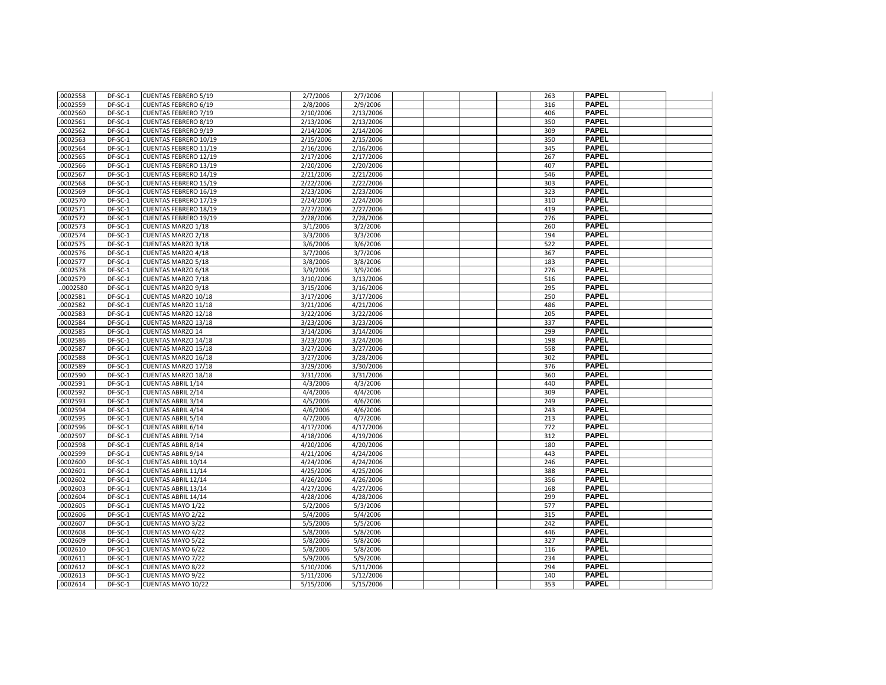| | | | | | | | | | | | | |
|---|---|---|---|---|---|---|---|---|---|---|---|---|
| .0002558 | DF-SC-1 | CUENTAS FEBRERO 5/19 | 2/7/2006 | 2/7/2006 | | | | | 263 | PAPEL | | |
| .0002559 | DF-SC-1 | CUENTAS FEBRERO 6/19 | 2/8/2006 | 2/9/2006 | | | | | 316 | PAPEL | | |
| .0002560 | DF-SC-1 | CUENTAS FEBRERO 7/19 | 2/10/2006 | 2/13/2006 | | | | | 406 | PAPEL | | |
| .0002561 | DF-SC-1 | CUENTAS FEBRERO 8/19 | 2/13/2006 | 2/13/2006 | | | | | 350 | PAPEL | | |
| .0002562 | DF-SC-1 | CUENTAS FEBRERO 9/19 | 2/14/2006 | 2/14/2006 | | | | | 309 | PAPEL | | |
| .0002563 | DF-SC-1 | CUENTAS FEBRERO 10/19 | 2/15/2006 | 2/15/2006 | | | | | 350 | PAPEL | | |
| .0002564 | DF-SC-1 | CUENTAS FEBRERO 11/19 | 2/16/2006 | 2/16/2006 | | | | | 345 | PAPEL | | |
| .0002565 | DF-SC-1 | CUENTAS FEBRERO 12/19 | 2/17/2006 | 2/17/2006 | | | | | 267 | PAPEL | | |
| .0002566 | DF-SC-1 | CUENTAS FEBRERO 13/19 | 2/20/2006 | 2/20/2006 | | | | | 407 | PAPEL | | |
| .0002567 | DF-SC-1 | CUENTAS FEBRERO 14/19 | 2/21/2006 | 2/21/2006 | | | | | 546 | PAPEL | | |
| .0002568 | DF-SC-1 | CUENTAS FEBRERO 15/19 | 2/22/2006 | 2/22/2006 | | | | | 303 | PAPEL | | |
| .0002569 | DF-SC-1 | CUENTAS FEBRERO 16/19 | 2/23/2006 | 2/23/2006 | | | | | 323 | PAPEL | | |
| .0002570 | DF-SC-1 | CUENTAS FEBRERO 17/19 | 2/24/2006 | 2/24/2006 | | | | | 310 | PAPEL | | |
| .0002571 | DF-SC-1 | CUENTAS FEBRERO 18/19 | 2/27/2006 | 2/27/2006 | | | | | 419 | PAPEL | | |
| .0002572 | DF-SC-1 | CUENTAS FEBRERO 19/19 | 2/28/2006 | 2/28/2006 | | | | | 276 | PAPEL | | |
| .0002573 | DF-SC-1 | CUENTAS MARZO 1/18 | 3/1/2006 | 3/2/2006 | | | | | 260 | PAPEL | | |
| .0002574 | DF-SC-1 | CUENTAS MARZO 2/18 | 3/3/2006 | 3/3/2006 | | | | | 194 | PAPEL | | |
| .0002575 | DF-SC-1 | CUENTAS MARZO 3/18 | 3/6/2006 | 3/6/2006 | | | | | 522 | PAPEL | | |
| .0002576 | DF-SC-1 | CUENTAS MARZO 4/18 | 3/7/2006 | 3/7/2006 | | | | | 367 | PAPEL | | |
| .0002577 | DF-SC-1 | CUENTAS MARZO 5/18 | 3/8/2006 | 3/8/2006 | | | | | 183 | PAPEL | | |
| .0002578 | DF-SC-1 | CUENTAS MARZO 6/18 | 3/9/2006 | 3/9/2006 | | | | | 276 | PAPEL | | |
| .0002579 | DF-SC-1 | CUENTAS MARZO 7/18 | 3/10/2006 | 3/13/2006 | | | | | 516 | PAPEL | | |
| ..0002580 | DF-SC-1 | CUENTAS MARZO 9/18 | 3/15/2006 | 3/16/2006 | | | | | 295 | PAPEL | | |
| .0002581 | DF-SC-1 | CUENTAS MARZO 10/18 | 3/17/2006 | 3/17/2006 | | | | | 250 | PAPEL | | |
| .0002582 | DF-SC-1 | CUENTAS MARZO 11/18 | 3/21/2006 | 4/21/2006 | | | | | 486 | PAPEL | | |
| .0002583 | DF-SC-1 | CUENTAS MARZO 12/18 | 3/22/2006 | 3/22/2006 | | | | | 205 | PAPEL | | |
| .0002584 | DF-SC-1 | CUENTAS MARZO 13/18 | 3/23/2006 | 3/23/2006 | | | | | 337 | PAPEL | | |
| .0002585 | DF-SC-1 | CUENTAS MARZO 14 | 3/14/2006 | 3/14/2006 | | | | | 299 | PAPEL | | |
| .0002586 | DF-SC-1 | CUENTAS MARZO 14/18 | 3/23/2006 | 3/24/2006 | | | | | 198 | PAPEL | | |
| .0002587 | DF-SC-1 | CUENTAS MARZO 15/18 | 3/27/2006 | 3/27/2006 | | | | | 558 | PAPEL | | |
| .0002588 | DF-SC-1 | CUENTAS MARZO 16/18 | 3/27/2006 | 3/28/2006 | | | | | 302 | PAPEL | | |
| .0002589 | DF-SC-1 | CUENTAS MARZO 17/18 | 3/29/2006 | 3/30/2006 | | | | | 376 | PAPEL | | |
| .0002590 | DF-SC-1 | CUENTAS MARZO 18/18 | 3/31/2006 | 3/31/2006 | | | | | 360 | PAPEL | | |
| .0002591 | DF-SC-1 | CUENTAS ABRIL 1/14 | 4/3/2006 | 4/3/2006 | | | | | 440 | PAPEL | | |
| .0002592 | DF-SC-1 | CUENTAS ABRIL 2/14 | 4/4/2006 | 4/4/2006 | | | | | 309 | PAPEL | | |
| .0002593 | DF-SC-1 | CUENTAS ABRIL 3/14 | 4/5/2006 | 4/6/2006 | | | | | 249 | PAPEL | | |
| .0002594 | DF-SC-1 | CUENTAS ABRIL 4/14 | 4/6/2006 | 4/6/2006 | | | | | 243 | PAPEL | | |
| .0002595 | DF-SC-1 | CUENTAS ABRIL 5/14 | 4/7/2006 | 4/7/2006 | | | | | 213 | PAPEL | | |
| .0002596 | DF-SC-1 | CUENTAS ABRIL 6/14 | 4/17/2006 | 4/17/2006 | | | | | 772 | PAPEL | | |
| .0002597 | DF-SC-1 | CUENTAS ABRIL 7/14 | 4/18/2006 | 4/19/2006 | | | | | 312 | PAPEL | | |
| .0002598 | DF-SC-1 | CUENTAS ABRIL 8/14 | 4/20/2006 | 4/20/2006 | | | | | 180 | PAPEL | | |
| .0002599 | DF-SC-1 | CUENTAS ABRIL 9/14 | 4/21/2006 | 4/24/2006 | | | | | 443 | PAPEL | | |
| .0002600 | DF-SC-1 | CUENTAS ABRIL 10/14 | 4/24/2006 | 4/24/2006 | | | | | 246 | PAPEL | | |
| .0002601 | DF-SC-1 | CUENTAS ABRIL 11/14 | 4/25/2006 | 4/25/2006 | | | | | 388 | PAPEL | | |
| .0002602 | DF-SC-1 | CUENTAS ABRIL 12/14 | 4/26/2006 | 4/26/2006 | | | | | 356 | PAPEL | | |
| .0002603 | DF-SC-1 | CUENTAS ABRIL 13/14 | 4/27/2006 | 4/27/2006 | | | | | 168 | PAPEL | | |
| .0002604 | DF-SC-1 | CUENTAS ABRIL 14/14 | 4/28/2006 | 4/28/2006 | | | | | 299 | PAPEL | | |
| .0002605 | DF-SC-1 | CUENTAS MAYO 1/22 | 5/2/2006 | 5/3/2006 | | | | | 577 | PAPEL | | |
| .0002606 | DF-SC-1 | CUENTAS MAYO 2/22 | 5/4/2006 | 5/4/2006 | | | | | 315 | PAPEL | | |
| .0002607 | DF-SC-1 | CUENTAS MAYO 3/22 | 5/5/2006 | 5/5/2006 | | | | | 242 | PAPEL | | |
| .0002608 | DF-SC-1 | CUENTAS MAYO 4/22 | 5/8/2006 | 5/8/2006 | | | | | 446 | PAPEL | | |
| .0002609 | DF-SC-1 | CUENTAS MAYO 5/22 | 5/8/2006 | 5/8/2006 | | | | | 327 | PAPEL | | |
| .0002610 | DF-SC-1 | CUENTAS MAYO 6/22 | 5/8/2006 | 5/8/2006 | | | | | 116 | PAPEL | | |
| .0002611 | DF-SC-1 | CUENTAS MAYO 7/22 | 5/9/2006 | 5/9/2006 | | | | | 234 | PAPEL | | |
| .0002612 | DF-SC-1 | CUENTAS MAYO 8/22 | 5/10/2006 | 5/11/2006 | | | | | 294 | PAPEL | | |
| .0002613 | DF-SC-1 | CUENTAS MAYO 9/22 | 5/11/2006 | 5/12/2006 | | | | | 140 | PAPEL | | |
| .0002614 | DF-SC-1 | CUENTAS MAYO 10/22 | 5/15/2006 | 5/15/2006 | | | | | 353 | PAPEL | | |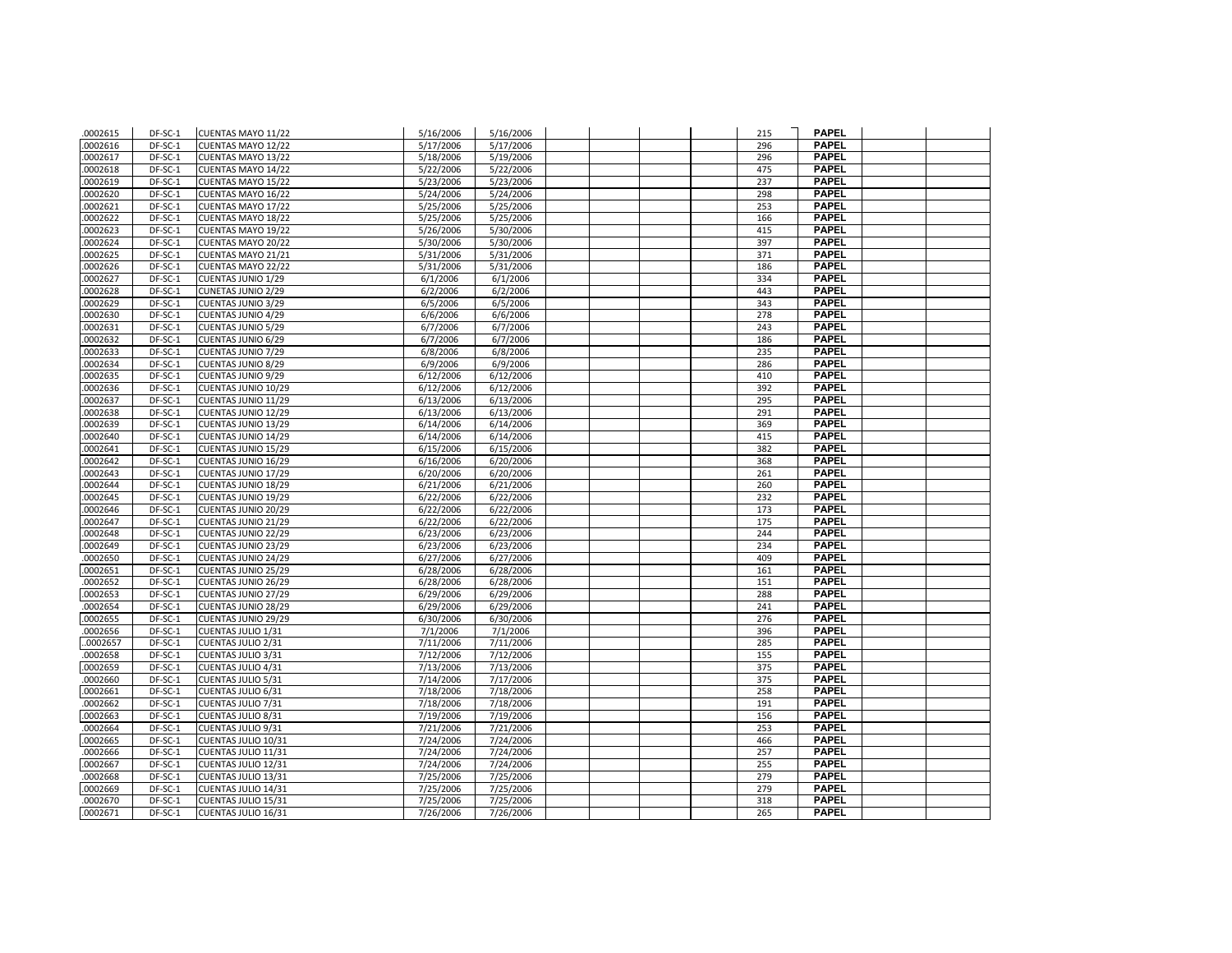| .0002615 | DF-SC-1 | CUENTAS MAYO 11/22 | 5/16/2006 | 5/16/2006 | | | | | 215 | PAPEL | | |
|---|---|---|---|---|---|---|---|---|---|---|---|---|
| .0002616 | DF-SC-1 | CUENTAS MAYO 12/22 | 5/17/2006 | 5/17/2006 | | | | | 296 | PAPEL | | |
| .0002617 | DF-SC-1 | CUENTAS MAYO 13/22 | 5/18/2006 | 5/19/2006 | | | | | 296 | PAPEL | | |
| .0002618 | DF-SC-1 | CUENTAS MAYO 14/22 | 5/22/2006 | 5/22/2006 | | | | | 475 | PAPEL | | |
| .0002619 | DF-SC-1 | CUENTAS MAYO 15/22 | 5/23/2006 | 5/23/2006 | | | | | 237 | PAPEL | | |
| .0002620 | DF-SC-1 | CUENTAS MAYO 16/22 | 5/24/2006 | 5/24/2006 | | | | | 298 | PAPEL | | |
| .0002621 | DF-SC-1 | CUENTAS MAYO 17/22 | 5/25/2006 | 5/25/2006 | | | | | 253 | PAPEL | | |
| .0002622 | DF-SC-1 | CUENTAS MAYO 18/22 | 5/25/2006 | 5/25/2006 | | | | | 166 | PAPEL | | |
| .0002623 | DF-SC-1 | CUENTAS MAYO 19/22 | 5/26/2006 | 5/30/2006 | | | | | 415 | PAPEL | | |
| .0002624 | DF-SC-1 | CUENTAS MAYO 20/22 | 5/30/2006 | 5/30/2006 | | | | | 397 | PAPEL | | |
| .0002625 | DF-SC-1 | CUENTAS MAYO 21/21 | 5/31/2006 | 5/31/2006 | | | | | 371 | PAPEL | | |
| .0002626 | DF-SC-1 | CUENTAS MAYO 22/22 | 5/31/2006 | 5/31/2006 | | | | | 186 | PAPEL | | |
| .0002627 | DF-SC-1 | CUENTAS JUNIO 1/29 | 6/1/2006 | 6/1/2006 | | | | | 334 | PAPEL | | |
| .0002628 | DF-SC-1 | CUNETAS JUNIO 2/29 | 6/2/2006 | 6/2/2006 | | | | | 443 | PAPEL | | |
| .0002629 | DF-SC-1 | CUENTAS JUNIO 3/29 | 6/5/2006 | 6/5/2006 | | | | | 343 | PAPEL | | |
| .0002630 | DF-SC-1 | CUENTAS JUNIO 4/29 | 6/6/2006 | 6/6/2006 | | | | | 278 | PAPEL | | |
| .0002631 | DF-SC-1 | CUENTAS JUNIO 5/29 | 6/7/2006 | 6/7/2006 | | | | | 243 | PAPEL | | |
| .0002632 | DF-SC-1 | CUENTAS JUNIO 6/29 | 6/7/2006 | 6/7/2006 | | | | | 186 | PAPEL | | |
| .0002633 | DF-SC-1 | CUENTAS JUNIO 7/29 | 6/8/2006 | 6/8/2006 | | | | | 235 | PAPEL | | |
| .0002634 | DF-SC-1 | CUENTAS JUNIO 8/29 | 6/9/2006 | 6/9/2006 | | | | | 286 | PAPEL | | |
| .0002635 | DF-SC-1 | CUENTAS JUNIO 9/29 | 6/12/2006 | 6/12/2006 | | | | | 410 | PAPEL | | |
| .0002636 | DF-SC-1 | CUENTAS JUNIO 10/29 | 6/12/2006 | 6/12/2006 | | | | | 392 | PAPEL | | |
| .0002637 | DF-SC-1 | CUENTAS JUNIO 11/29 | 6/13/2006 | 6/13/2006 | | | | | 295 | PAPEL | | |
| .0002638 | DF-SC-1 | CUENTAS JUNIO 12/29 | 6/13/2006 | 6/13/2006 | | | | | 291 | PAPEL | | |
| .0002639 | DF-SC-1 | CUENTAS JUNIO 13/29 | 6/14/2006 | 6/14/2006 | | | | | 369 | PAPEL | | |
| .0002640 | DF-SC-1 | CUENTAS JUNIO 14/29 | 6/14/2006 | 6/14/2006 | | | | | 415 | PAPEL | | |
| .0002641 | DF-SC-1 | CUENTAS JUNIO 15/29 | 6/15/2006 | 6/15/2006 | | | | | 382 | PAPEL | | |
| .0002642 | DF-SC-1 | CUENTAS JUNIO 16/29 | 6/16/2006 | 6/20/2006 | | | | | 368 | PAPEL | | |
| .0002643 | DF-SC-1 | CUENTAS JUNIO 17/29 | 6/20/2006 | 6/20/2006 | | | | | 261 | PAPEL | | |
| .0002644 | DF-SC-1 | CUENTAS JUNIO 18/29 | 6/21/2006 | 6/21/2006 | | | | | 260 | PAPEL | | |
| .0002645 | DF-SC-1 | CUENTAS JUNIO 19/29 | 6/22/2006 | 6/22/2006 | | | | | 232 | PAPEL | | |
| .0002646 | DF-SC-1 | CUENTAS JUNIO 20/29 | 6/22/2006 | 6/22/2006 | | | | | 173 | PAPEL | | |
| .0002647 | DF-SC-1 | CUENTAS JUNIO 21/29 | 6/22/2006 | 6/22/2006 | | | | | 175 | PAPEL | | |
| .0002648 | DF-SC-1 | CUENTAS JUNIO 22/29 | 6/23/2006 | 6/23/2006 | | | | | 244 | PAPEL | | |
| .0002649 | DF-SC-1 | CUENTAS JUNIO 23/29 | 6/23/2006 | 6/23/2006 | | | | | 234 | PAPEL | | |
| .0002650 | DF-SC-1 | CUENTAS JUNIO 24/29 | 6/27/2006 | 6/27/2006 | | | | | 409 | PAPEL | | |
| .0002651 | DF-SC-1 | CUENTAS JUNIO 25/29 | 6/28/2006 | 6/28/2006 | | | | | 161 | PAPEL | | |
| .0002652 | DF-SC-1 | CUENTAS JUNIO 26/29 | 6/28/2006 | 6/28/2006 | | | | | 151 | PAPEL | | |
| .0002653 | DF-SC-1 | CUENTAS JUNIO 27/29 | 6/29/2006 | 6/29/2006 | | | | | 288 | PAPEL | | |
| .0002654 | DF-SC-1 | CUENTAS JUNIO 28/29 | 6/29/2006 | 6/29/2006 | | | | | 241 | PAPEL | | |
| .0002655 | DF-SC-1 | CUENTAS JUNIO 29/29 | 6/30/2006 | 6/30/2006 | | | | | 276 | PAPEL | | |
| .0002656 | DF-SC-1 | CUENTAS JULIO 1/31 | 7/1/2006 | 7/1/2006 | | | | | 396 | PAPEL | | |
| ..0002657 | DF-SC-1 | CUENTAS JULIO 2/31 | 7/11/2006 | 7/11/2006 | | | | | 285 | PAPEL | | |
| .0002658 | DF-SC-1 | CUENTAS JULIO 3/31 | 7/12/2006 | 7/12/2006 | | | | | 155 | PAPEL | | |
| .0002659 | DF-SC-1 | CUENTAS JULIO 4/31 | 7/13/2006 | 7/13/2006 | | | | | 375 | PAPEL | | |
| .0002660 | DF-SC-1 | CUENTAS JULIO 5/31 | 7/14/2006 | 7/17/2006 | | | | | 375 | PAPEL | | |
| .0002661 | DF-SC-1 | CUENTAS JULIO 6/31 | 7/18/2006 | 7/18/2006 | | | | | 258 | PAPEL | | |
| .0002662 | DF-SC-1 | CUENTAS JULIO 7/31 | 7/18/2006 | 7/18/2006 | | | | | 191 | PAPEL | | |
| .0002663 | DF-SC-1 | CUENTAS JULIO 8/31 | 7/19/2006 | 7/19/2006 | | | | | 156 | PAPEL | | |
| .0002664 | DF-SC-1 | CUENTAS JULIO 9/31 | 7/21/2006 | 7/21/2006 | | | | | 253 | PAPEL | | |
| .0002665 | DF-SC-1 | CUENTAS JULIO 10/31 | 7/24/2006 | 7/24/2006 | | | | | 466 | PAPEL | | |
| .0002666 | DF-SC-1 | CUENTAS JULIO 11/31 | 7/24/2006 | 7/24/2006 | | | | | 257 | PAPEL | | |
| .0002667 | DF-SC-1 | CUENTAS JULIO 12/31 | 7/24/2006 | 7/24/2006 | | | | | 255 | PAPEL | | |
| .0002668 | DF-SC-1 | CUENTAS JULIO 13/31 | 7/25/2006 | 7/25/2006 | | | | | 279 | PAPEL | | |
| .0002669 | DF-SC-1 | CUENTAS JULIO 14/31 | 7/25/2006 | 7/25/2006 | | | | | 279 | PAPEL | | |
| .0002670 | DF-SC-1 | CUENTAS JULIO 15/31 | 7/25/2006 | 7/25/2006 | | | | | 318 | PAPEL | | |
| .0002671 | DF-SC-1 | CUENTAS JULIO 16/31 | 7/26/2006 | 7/26/2006 | | | | | 265 | PAPEL | | |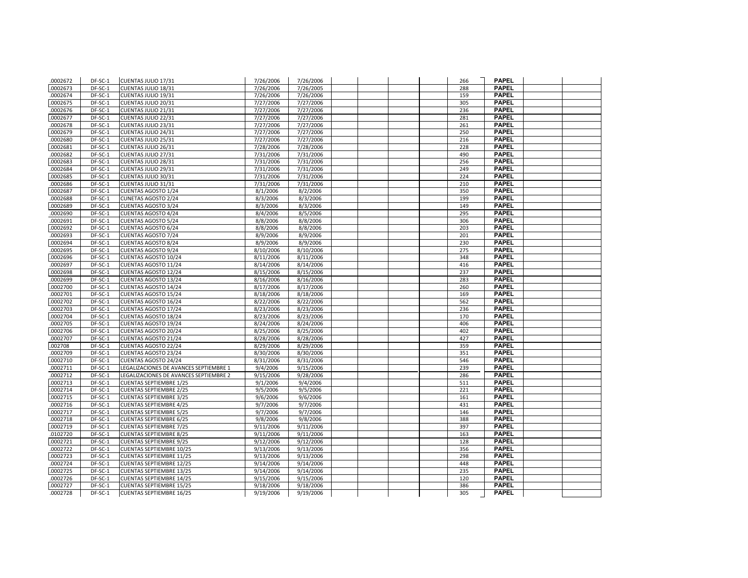| | | | | | | | | | | | | |
|---|---|---|---|---|---|---|---|---|---|---|---|---|
| .0002672 | DF-SC-1 | CUENTAS JULIO 17/31 | 7/26/2006 | 7/26/2006 | | | | | 266 | PAPEL | | |
| .0002673 | DF-SC-1 | CUENTAS JULIO 18/31 | 7/26/2006 | 7/26/2005 | | | | | 288 | PAPEL | | |
| .0002674 | DF-SC-1 | CUENTAS JULIO 19/31 | 7/26/2006 | 7/26/2006 | | | | | 159 | PAPEL | | |
| .0002675 | DF-SC-1 | CUENTAS JULIO 20/31 | 7/27/2006 | 7/27/2006 | | | | | 305 | PAPEL | | |
| .0002676 | DF-SC-1 | CUENTAS JULIO 21/31 | 7/27/2006 | 7/27/2006 | | | | | 236 | PAPEL | | |
| .0002677 | DF-SC-1 | CUENTAS JULIO 22/31 | 7/27/2006 | 7/27/2006 | | | | | 281 | PAPEL | | |
| .0002678 | DF-SC-1 | CUENTAS JULIO 23/31 | 7/27/2006 | 7/27/2006 | | | | | 261 | PAPEL | | |
| .0002679 | DF-SC-1 | CUENTAS JULIO 24/31 | 7/27/2006 | 7/27/2006 | | | | | 250 | PAPEL | | |
| .0002680 | DF-SC-1 | CUENTAS JULIO 25/31 | 7/27/2006 | 7/27/2006 | | | | | 216 | PAPEL | | |
| .0002681 | DF-SC-1 | CUENTAS JULIO 26/31 | 7/28/2006 | 7/28/2006 | | | | | 228 | PAPEL | | |
| .0002682 | DF-SC-1 | CUENTAS JULIO 27/31 | 7/31/2006 | 7/31/2006 | | | | | 490 | PAPEL | | |
| .0002683 | DF-SC-1 | CUENTAS JULIO 28/31 | 7/31/2006 | 7/31/2006 | | | | | 256 | PAPEL | | |
| .0002684 | DF-SC-1 | CUENTAS JULIO 29/31 | 7/31/2006 | 7/31/2006 | | | | | 249 | PAPEL | | |
| .0002685 | DF-SC-1 | CUENTAS JULIO 30/31 | 7/31/2006 | 7/31/2006 | | | | | 224 | PAPEL | | |
| .0002686 | DF-SC-1 | CUENTAS JULIO 31/31 | 7/31/2006 | 7/31/2006 | | | | | 210 | PAPEL | | |
| .0002687 | DF-SC-1 | CUENTAS AGOSTO 1/24 | 8/1/2006 | 8/2/2006 | | | | | 350 | PAPEL | | |
| .0002688 | DF-SC-1 | CUNETAS AGOSTO 2/24 | 8/3/2006 | 8/3/2006 | | | | | 199 | PAPEL | | |
| .0002689 | DF-SC-1 | CUENTAS AGOSTO 3/24 | 8/3/2006 | 8/3/2006 | | | | | 149 | PAPEL | | |
| .0002690 | DF-SC-1 | CUENTAS AGOSTO 4/24 | 8/4/2006 | 8/5/2006 | | | | | 295 | PAPEL | | |
| .0002691 | DF-SC-1 | CUENTAS AGOSTO 5/24 | 8/8/2006 | 8/8/2006 | | | | | 306 | PAPEL | | |
| .0002692 | DF-SC-1 | CUENTAS AGOSTO 6/24 | 8/8/2006 | 8/8/2006 | | | | | 203 | PAPEL | | |
| .0002693 | DF-SC-1 | CUENTAS AGOSTO 7/24 | 8/9/2006 | 8/9/2006 | | | | | 201 | PAPEL | | |
| .0002694 | DF-SC-1 | CUENTAS AGOSTO 8/24 | 8/9/2006 | 8/9/2006 | | | | | 230 | PAPEL | | |
| .0002695 | DF-SC-1 | CUENTAS AGOSTO 9/24 | 8/10/2006 | 8/10/2006 | | | | | 275 | PAPEL | | |
| .0002696 | DF-SC-1 | CUENTAS AGOSTO 10/24 | 8/11/2006 | 8/11/2006 | | | | | 348 | PAPEL | | |
| .0002697 | DF-SC-1 | CUENTAS AGOSTO 11/24 | 8/14/2006 | 8/14/2006 | | | | | 416 | PAPEL | | |
| .0002698 | DF-SC-1 | CUENTAS AGOSTO 12/24 | 8/15/2006 | 8/15/2006 | | | | | 237 | PAPEL | | |
| .0002699 | DF-SC-1 | CUENTAS AGOSTO 13/24 | 8/16/2006 | 8/16/2006 | | | | | 283 | PAPEL | | |
| .0002700 | DF-SC-1 | CUENTAS AGOSTO 14/24 | 8/17/2006 | 8/17/2006 | | | | | 260 | PAPEL | | |
| .0002701 | DF-SC-1 | CUENTAS AGOSTO 15/24 | 8/18/2006 | 8/18/2006 | | | | | 169 | PAPEL | | |
| .0002702 | DF-SC-1 | CUENTAS AGOSTO 16/24 | 8/22/2006 | 8/22/2006 | | | | | 562 | PAPEL | | |
| .0002703 | DF-SC-1 | CUENTAS AGOSTO 17/24 | 8/23/2006 | 8/23/2006 | | | | | 236 | PAPEL | | |
| .0002704 | DF-SC-1 | CUENTAS AGOSTO 18/24 | 8/23/2006 | 8/23/2006 | | | | | 170 | PAPEL | | |
| .0002705 | DF-SC-1 | CUENTAS AGOSTO 19/24 | 8/24/2006 | 8/24/2006 | | | | | 406 | PAPEL | | |
| .0002706 | DF-SC-1 | CUENTAS AGOSTO 20/24 | 8/25/2006 | 8/25/2006 | | | | | 402 | PAPEL | | |
| .0002707 | DF-SC-1 | CUENTAS AGOSTO 21/24 | 8/28/2006 | 8/28/2006 | | | | | 427 | PAPEL | | |
| .002708 | DF-SC-1 | CUENTAS AGOSTO 22/24 | 8/29/2006 | 8/29/2006 | | | | | 359 | PAPEL | | |
| .0002709 | DF-SC-1 | CUENTAS AGOSTO 23/24 | 8/30/2006 | 8/30/2006 | | | | | 351 | PAPEL | | |
| .0002710 | DF-SC-1 | CUENTAS AGOSTO 24/24 | 8/31/2006 | 8/31/2006 | | | | | 546 | PAPEL | | |
| .0002711 | DF-SC-1 | LEGALIZACIONES DE AVANCES SEPTIEMBRE 1 | 9/4/2006 | 9/15/2006 | | | | | 239 | PAPEL | | |
| .0002712 | DF-SC-1 | LEGALIZACIONES DE AVANCES SEPTIEMBRE 2 | 9/15/2006 | 9/28/2006 | | | | | 286 | PAPEL | | |
| .0002713 | DF-SC-1 | CUENTAS SEPTIEMBRE 1/25 | 9/1/2006 | 9/4/2006 | | | | | 511 | PAPEL | | |
| .0002714 | DF-SC-1 | CUENTAS SEPTIEMBRE 2/25 | 9/5/2006 | 9/5/2006 | | | | | 221 | PAPEL | | |
| .0002715 | DF-SC-1 | CUENTAS SEPTIEMBRE 3/25 | 9/6/2006 | 9/6/2006 | | | | | 161 | PAPEL | | |
| .0002716 | DF-SC-1 | CUENTAS SEPTIEMBRE 4/25 | 9/7/2006 | 9/7/2006 | | | | | 431 | PAPEL | | |
| .0002717 | DF-SC-1 | CUENTAS SEPTIEMBRE 5/25 | 9/7/2006 | 9/7/2006 | | | | | 146 | PAPEL | | |
| .0002718 | DF-SC-1 | CUENTAS SEPTIEMBRE 6/25 | 9/8/2006 | 9/8/2006 | | | | | 388 | PAPEL | | |
| .0002719 | DF-SC-1 | CUENTAS SEPTIEMBRE 7/25 | 9/11/2006 | 9/11/2006 | | | | | 397 | PAPEL | | |
| .0102720 | DF-SC-1 | CUENTAS SEPTIEMBRE 8/25 | 9/11/2006 | 9/11/2006 | | | | | 163 | PAPEL | | |
| .0002721 | DF-SC-1 | CUENTAS SEPTIEMBRE 9/25 | 9/12/2006 | 9/12/2006 | | | | | 128 | PAPEL | | |
| .0002722 | DF-SC-1 | CUENTAS SEPTIEMBRE 10/25 | 9/13/2006 | 9/13/2006 | | | | | 356 | PAPEL | | |
| .0002723 | DF-SC-1 | CUENTAS SEPTIEMBRE 11/25 | 9/13/2006 | 9/13/2006 | | | | | 298 | PAPEL | | |
| .0002724 | DF-SC-1 | CUENTAS SEPTIEMBRE 12/25 | 9/14/2006 | 9/14/2006 | | | | | 448 | PAPEL | | |
| .0002725 | DF-SC-1 | CUENTAS SEPTIEMBRE 13/25 | 9/14/2006 | 9/14/2006 | | | | | 235 | PAPEL | | |
| .0002726 | DF-SC-1 | CUENTAS SEPTIEMBRE 14/25 | 9/15/2006 | 9/15/2006 | | | | | 120 | PAPEL | | |
| .0002727 | DF-SC-1 | CUENTAS SEPTIEMBRE 15/25 | 9/18/2006 | 9/18/2006 | | | | | 386 | PAPEL | | |
| .0002728 | DF-SC-1 | CUENTAS SEPTIEMBRE 16/25 | 9/19/2006 | 9/19/2006 | | | | | 305 | PAPEL | | |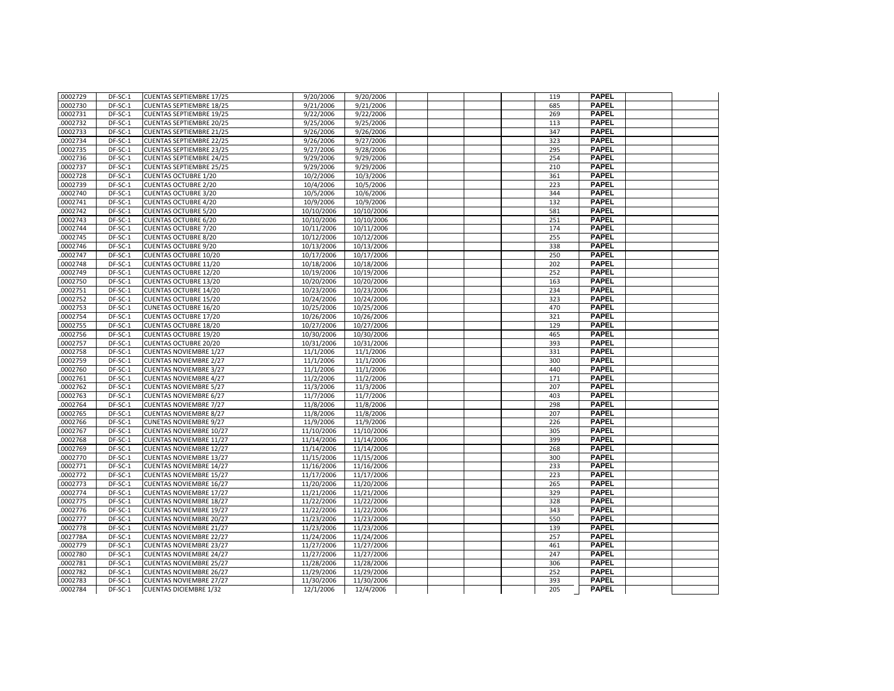| | | | | | | | | | | | | |
|---|---|---|---|---|---|---|---|---|---|---|---|---|
| .0002729 | DF-SC-1 | CUENTAS SEPTIEMBRE 17/25 | 9/20/2006 | 9/20/2006 | | | | | 119 | PAPEL | | |
| .0002730 | DF-SC-1 | CUENTAS SEPTIEMBRE 18/25 | 9/21/2006 | 9/21/2006 | | | | | 685 | PAPEL | | |
| .0002731 | DF-SC-1 | CUENTAS SEPTIEMBRE 19/25 | 9/22/2006 | 9/22/2006 | | | | | 269 | PAPEL | | |
| .0002732 | DF-SC-1 | CUENTAS SEPTIEMBRE 20/25 | 9/25/2006 | 9/25/2006 | | | | | 113 | PAPEL | | |
| .0002733 | DF-SC-1 | CUENTAS SEPTIEMBRE 21/25 | 9/26/2006 | 9/26/2006 | | | | | 347 | PAPEL | | |
| .0002734 | DF-SC-1 | CUENTAS SEPTIEMBRE 22/25 | 9/26/2006 | 9/27/2006 | | | | | 323 | PAPEL | | |
| .0002735 | DF-SC-1 | CUENTAS SEPTIEMBRE 23/25 | 9/27/2006 | 9/28/2006 | | | | | 295 | PAPEL | | |
| .0002736 | DF-SC-1 | CUENTAS SEPTIEMBRE 24/25 | 9/29/2006 | 9/29/2006 | | | | | 254 | PAPEL | | |
| .0002737 | DF-SC-1 | CUENTAS SEPTIEMBRE 25/25 | 9/29/2006 | 9/29/2006 | | | | | 210 | PAPEL | | |
| .0002728 | DF-SC-1 | CUENTAS OCTUBRE 1/20 | 10/2/2006 | 10/3/2006 | | | | | 361 | PAPEL | | |
| .0002739 | DF-SC-1 | CUENTAS OCTUBRE 2/20 | 10/4/2006 | 10/5/2006 | | | | | 223 | PAPEL | | |
| .0002740 | DF-SC-1 | CUENTAS OCTUBRE 3/20 | 10/5/2006 | 10/6/2006 | | | | | 344 | PAPEL | | |
| .0002741 | DF-SC-1 | CUENTAS OCTUBRE 4/20 | 10/9/2006 | 10/9/2006 | | | | | 132 | PAPEL | | |
| .0002742 | DF-SC-1 | CUENTAS OCTUBRE 5/20 | 10/10/2006 | 10/10/2006 | | | | | 581 | PAPEL | | |
| .0002743 | DF-SC-1 | CUENTAS OCTUBRE 6/20 | 10/10/2006 | 10/10/2006 | | | | | 251 | PAPEL | | |
| .0002744 | DF-SC-1 | CUENTAS OCTUBRE 7/20 | 10/11/2006 | 10/11/2006 | | | | | 174 | PAPEL | | |
| .0002745 | DF-SC-1 | CUENTAS OCTUBRE 8/20 | 10/12/2006 | 10/12/2006 | | | | | 255 | PAPEL | | |
| .0002746 | DF-SC-1 | CUENTAS OCTUBRE 9/20 | 10/13/2006 | 10/13/2006 | | | | | 338 | PAPEL | | |
| .0002747 | DF-SC-1 | CUENTAS OCTUBRE 10/20 | 10/17/2006 | 10/17/2006 | | | | | 250 | PAPEL | | |
| .0002748 | DF-SC-1 | CUENTAS OCTUBRE 11/20 | 10/18/2006 | 10/18/2006 | | | | | 202 | PAPEL | | |
| .0002749 | DF-SC-1 | CUENTAS OCTUBRE 12/20 | 10/19/2006 | 10/19/2006 | | | | | 252 | PAPEL | | |
| .0002750 | DF-SC-1 | CUENTAS OCTUBRE 13/20 | 10/20/2006 | 10/20/2006 | | | | | 163 | PAPEL | | |
| .0002751 | DF-SC-1 | CUENTAS OCTUBRE 14/20 | 10/23/2006 | 10/23/2006 | | | | | 234 | PAPEL | | |
| .0002752 | DF-SC-1 | CUENTAS OCTUBRE 15/20 | 10/24/2006 | 10/24/2006 | | | | | 323 | PAPEL | | |
| .0002753 | DF-SC-1 | CUNETAS OCTUBRE 16/20 | 10/25/2006 | 10/25/2006 | | | | | 470 | PAPEL | | |
| .0002754 | DF-SC-1 | CUENTAS OCTUBRE 17/20 | 10/26/2006 | 10/26/2006 | | | | | 321 | PAPEL | | |
| .0002755 | DF-SC-1 | CUENTAS OCTUBRE 18/20 | 10/27/2006 | 10/27/2006 | | | | | 129 | PAPEL | | |
| .0002756 | DF-SC-1 | CUENTAS OCTUBRE 19/20 | 10/30/2006 | 10/30/2006 | | | | | 465 | PAPEL | | |
| .0002757 | DF-SC-1 | CUENTAS OCTUBRE 20/20 | 10/31/2006 | 10/31/2006 | | | | | 393 | PAPEL | | |
| .0002758 | DF-SC-1 | CUENTAS NOVIEMBRE 1/27 | 11/1/2006 | 11/1/2006 | | | | | 331 | PAPEL | | |
| .0002759 | DF-SC-1 | CUENTAS NOVIEMBRE 2/27 | 11/1/2006 | 11/1/2006 | | | | | 300 | PAPEL | | |
| .0002760 | DF-SC-1 | CUENTAS NOVIEMBRE 3/27 | 11/1/2006 | 11/1/2006 | | | | | 440 | PAPEL | | |
| .0002761 | DF-SC-1 | CUENTAS NOVIEMBRE 4/27 | 11/2/2006 | 11/2/2006 | | | | | 171 | PAPEL | | |
| .0002762 | DF-SC-1 | CUENTAS NOVIEMBRE 5/27 | 11/3/2006 | 11/3/2006 | | | | | 207 | PAPEL | | |
| .0002763 | DF-SC-1 | CUENTAS NOVIEMBRE 6/27 | 11/7/2006 | 11/7/2006 | | | | | 403 | PAPEL | | |
| .0002764 | DF-SC-1 | CUENTAS NOVIEMBRE 7/27 | 11/8/2006 | 11/8/2006 | | | | | 298 | PAPEL | | |
| .0002765 | DF-SC-1 | CUENTAS NOVIEMBRE 8/27 | 11/8/2006 | 11/8/2006 | | | | | 207 | PAPEL | | |
| .0002766 | DF-SC-1 | CUNETAS NOVIEMBRE 9/27 | 11/9/2006 | 11/9/2006 | | | | | 226 | PAPEL | | |
| .0002767 | DF-SC-1 | CUENTAS NOVIEMBRE 10/27 | 11/10/2006 | 11/10/2006 | | | | | 305 | PAPEL | | |
| .0002768 | DF-SC-1 | CUENTAS NOVIEMBRE 11/27 | 11/14/2006 | 11/14/2006 | | | | | 399 | PAPEL | | |
| .0002769 | DF-SC-1 | CUENTAS NOVIEMBRE 12/27 | 11/14/2006 | 11/14/2006 | | | | | 268 | PAPEL | | |
| .0002770 | DF-SC-1 | CUENTAS NOVIEMBRE 13/27 | 11/15/2006 | 11/15/2006 | | | | | 300 | PAPEL | | |
| .0002771 | DF-SC-1 | CUENTAS NOVIEMBRE 14/27 | 11/16/2006 | 11/16/2006 | | | | | 233 | PAPEL | | |
| .0002772 | DF-SC-1 | CUENTAS NOVIEMBRE 15/27 | 11/17/2006 | 11/17/2006 | | | | | 223 | PAPEL | | |
| .0002773 | DF-SC-1 | CUENTAS NOVIEMBRE 16/27 | 11/20/2006 | 11/20/2006 | | | | | 265 | PAPEL | | |
| .0002774 | DF-SC-1 | CUENTAS NOVIEMBRE 17/27 | 11/21/2006 | 11/21/2006 | | | | | 329 | PAPEL | | |
| .0002775 | DF-SC-1 | CUENTAS NOVIEMBRE 18/27 | 11/22/2006 | 11/22/2006 | | | | | 328 | PAPEL | | |
| .0002776 | DF-SC-1 | CUENTAS NOVIEMBRE 19/27 | 11/22/2006 | 11/22/2006 | | | | | 343 | PAPEL | | |
| .0002777 | DF-SC-1 | CUENTAS NOVIEMBRE 20/27 | 11/23/2006 | 11/23/2006 | | | | | 550 | PAPEL | | |
| .0002778 | DF-SC-1 | CUENTAS NOVIEMBRE 21/27 | 11/23/2006 | 11/23/2006 | | | | | 139 | PAPEL | | |
| .002778A | DF-SC-1 | CUENTAS NOVIEMBRE 22/27 | 11/24/2006 | 11/24/2006 | | | | | 257 | PAPEL | | |
| .0002779 | DF-SC-1 | CUENTAS NOVIEMBRE 23/27 | 11/27/2006 | 11/27/2006 | | | | | 461 | PAPEL | | |
| .0002780 | DF-SC-1 | CUENTAS NOVIEMBRE 24/27 | 11/27/2006 | 11/27/2006 | | | | | 247 | PAPEL | | |
| .0002781 | DF-SC-1 | CUENTAS NOVIEMBRE 25/27 | 11/28/2006 | 11/28/2006 | | | | | 306 | PAPEL | | |
| .0002782 | DF-SC-1 | CUENTAS NOVIEMBRE 26/27 | 11/29/2006 | 11/29/2006 | | | | | 252 | PAPEL | | |
| .0002783 | DF-SC-1 | CUENTAS NOVIEMBRE 27/27 | 11/30/2006 | 11/30/2006 | | | | | 393 | PAPEL | | |
| .0002784 | DF-SC-1 | CUENTAS DICIEMBRE 1/32 | 12/1/2006 | 12/4/2006 | | | | | 205 | PAPEL | | |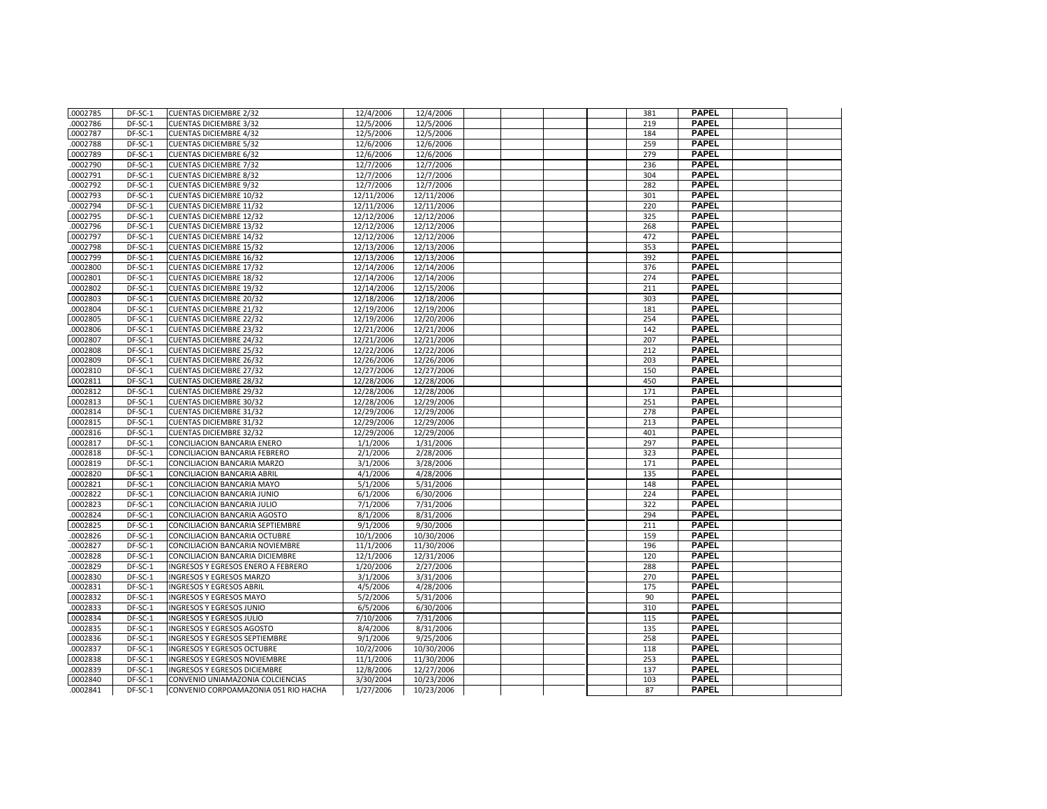| | | | | | | | | | | | | |
|---|---|---|---|---|---|---|---|---|---|---|---|---|
| .0002785 | DF-SC-1 | CUENTAS DICIEMBRE 2/32 | 12/4/2006 | 12/4/2006 | | | | | 381 | PAPEL | | |
| .0002786 | DF-SC-1 | CUENTAS DICIEMBRE 3/32 | 12/5/2006 | 12/5/2006 | | | | | 219 | PAPEL | | |
| .0002787 | DF-SC-1 | CUENTAS DICIEMBRE 4/32 | 12/5/2006 | 12/5/2006 | | | | | 184 | PAPEL | | |
| .0002788 | DF-SC-1 | CUENTAS DICIEMBRE 5/32 | 12/6/2006 | 12/6/2006 | | | | | 259 | PAPEL | | |
| .0002789 | DF-SC-1 | CUENTAS DICIEMBRE 6/32 | 12/6/2006 | 12/6/2006 | | | | | 279 | PAPEL | | |
| .0002790 | DF-SC-1 | CUENTAS DICIEMBRE 7/32 | 12/7/2006 | 12/7/2006 | | | | | 236 | PAPEL | | |
| .0002791 | DF-SC-1 | CUENTAS DICIEMBRE 8/32 | 12/7/2006 | 12/7/2006 | | | | | 304 | PAPEL | | |
| .0002792 | DF-SC-1 | CUENTAS DICIEMBRE 9/32 | 12/7/2006 | 12/7/2006 | | | | | 282 | PAPEL | | |
| .0002793 | DF-SC-1 | CUENTAS DICIEMBRE 10/32 | 12/11/2006 | 12/11/2006 | | | | | 301 | PAPEL | | |
| .0002794 | DF-SC-1 | CUENTAS DICIEMBRE 11/32 | 12/11/2006 | 12/11/2006 | | | | | 220 | PAPEL | | |
| .0002795 | DF-SC-1 | CUENTAS DICIEMBRE 12/32 | 12/12/2006 | 12/12/2006 | | | | | 325 | PAPEL | | |
| .0002796 | DF-SC-1 | CUENTAS DICIEMBRE 13/32 | 12/12/2006 | 12/12/2006 | | | | | 268 | PAPEL | | |
| .0002797 | DF-SC-1 | CUENTAS DICIEMBRE 14/32 | 12/12/2006 | 12/12/2006 | | | | | 472 | PAPEL | | |
| .0002798 | DF-SC-1 | CUENTAS DICIEMBRE 15/32 | 12/13/2006 | 12/13/2006 | | | | | 353 | PAPEL | | |
| .0002799 | DF-SC-1 | CUENTAS DICIEMBRE 16/32 | 12/13/2006 | 12/13/2006 | | | | | 392 | PAPEL | | |
| .0002800 | DF-SC-1 | CUENTAS DICIEMBRE 17/32 | 12/14/2006 | 12/14/2006 | | | | | 376 | PAPEL | | |
| .0002801 | DF-SC-1 | CUENTAS DICIEMBRE 18/32 | 12/14/2006 | 12/14/2006 | | | | | 274 | PAPEL | | |
| .0002802 | DF-SC-1 | CUENTAS DICIEMBRE 19/32 | 12/14/2006 | 12/15/2006 | | | | | 211 | PAPEL | | |
| .0002803 | DF-SC-1 | CUENTAS DICIEMBRE 20/32 | 12/18/2006 | 12/18/2006 | | | | | 303 | PAPEL | | |
| .0002804 | DF-SC-1 | CUENTAS DICIEMBRE 21/32 | 12/19/2006 | 12/19/2006 | | | | | 181 | PAPEL | | |
| .0002805 | DF-SC-1 | CUENTAS DICIEMBRE 22/32 | 12/19/2006 | 12/20/2006 | | | | | 254 | PAPEL | | |
| .0002806 | DF-SC-1 | CUENTAS DICIEMBRE 23/32 | 12/21/2006 | 12/21/2006 | | | | | 142 | PAPEL | | |
| .0002807 | DF-SC-1 | CUENTAS DICIEMBRE 24/32 | 12/21/2006 | 12/21/2006 | | | | | 207 | PAPEL | | |
| .0002808 | DF-SC-1 | CUENTAS DICIEMBRE 25/32 | 12/22/2006 | 12/22/2006 | | | | | 212 | PAPEL | | |
| .0002809 | DF-SC-1 | CUENTAS DICIEMBRE 26/32 | 12/26/2006 | 12/26/2006 | | | | | 203 | PAPEL | | |
| .0002810 | DF-SC-1 | CUENTAS DICIEMBRE 27/32 | 12/27/2006 | 12/27/2006 | | | | | 150 | PAPEL | | |
| .0002811 | DF-SC-1 | CUENTAS DICIEMBRE 28/32 | 12/28/2006 | 12/28/2006 | | | | | 450 | PAPEL | | |
| .0002812 | DF-SC-1 | CUENTAS DICIEMBRE 29/32 | 12/28/2006 | 12/28/2006 | | | | | 171 | PAPEL | | |
| .0002813 | DF-SC-1 | CUENTAS DICIEMBRE 30/32 | 12/28/2006 | 12/29/2006 | | | | | 251 | PAPEL | | |
| .0002814 | DF-SC-1 | CUENTAS DICIEMBRE 31/32 | 12/29/2006 | 12/29/2006 | | | | | 278 | PAPEL | | |
| .0002815 | DF-SC-1 | CUENTAS DICIEMBRE 31/32 | 12/29/2006 | 12/29/2006 | | | | | 213 | PAPEL | | |
| .0002816 | DF-SC-1 | CUENTAS DICIEMBRE 32/32 | 12/29/2006 | 12/29/2006 | | | | | 401 | PAPEL | | |
| .0002817 | DF-SC-1 | CONCILIACION BANCARIA ENERO | 1/1/2006 | 1/31/2006 | | | | | 297 | PAPEL | | |
| .0002818 | DF-SC-1 | CONCILIACION BANCARIA FEBRERO | 2/1/2006 | 2/28/2006 | | | | | 323 | PAPEL | | |
| .0002819 | DF-SC-1 | CONCILIACION BANCARIA MARZO | 3/1/2006 | 3/28/2006 | | | | | 171 | PAPEL | | |
| .0002820 | DF-SC-1 | CONCILIACION BANCARIA ABRIL | 4/1/2006 | 4/28/2006 | | | | | 135 | PAPEL | | |
| .0002821 | DF-SC-1 | CONCILIACION BANCARIA MAYO | 5/1/2006 | 5/31/2006 | | | | | 148 | PAPEL | | |
| .0002822 | DF-SC-1 | CONCILIACION BANCARIA JUNIO | 6/1/2006 | 6/30/2006 | | | | | 224 | PAPEL | | |
| .0002823 | DF-SC-1 | CONCILIACION BANCARIA JULIO | 7/1/2006 | 7/31/2006 | | | | | 322 | PAPEL | | |
| .0002824 | DF-SC-1 | CONCILIACION BANCARIA AGOSTO | 8/1/2006 | 8/31/2006 | | | | | 294 | PAPEL | | |
| .0002825 | DF-SC-1 | CONCILIACION BANCARIA SEPTIEMBRE | 9/1/2006 | 9/30/2006 | | | | | 211 | PAPEL | | |
| .0002826 | DF-SC-1 | CONCILIACION BANCARIA OCTUBRE | 10/1/2006 | 10/30/2006 | | | | | 159 | PAPEL | | |
| .0002827 | DF-SC-1 | CONCILIACION BANCARIA NOVIEMBRE | 11/1/2006 | 11/30/2006 | | | | | 196 | PAPEL | | |
| .0002828 | DF-SC-1 | CONCILIACION BANCARIA DICIEMBRE | 12/1/2006 | 12/31/2006 | | | | | 120 | PAPEL | | |
| .0002829 | DF-SC-1 | INGRESOS Y EGRESOS ENERO A FEBRERO | 1/20/2006 | 2/27/2006 | | | | | 288 | PAPEL | | |
| .0002830 | DF-SC-1 | INGRESOS Y EGRESOS MARZO | 3/1/2006 | 3/31/2006 | | | | | 270 | PAPEL | | |
| .0002831 | DF-SC-1 | INGRESOS Y EGRESOS ABRIL | 4/5/2006 | 4/28/2006 | | | | | 175 | PAPEL | | |
| .0002832 | DF-SC-1 | INGRESOS Y EGRESOS MAYO | 5/2/2006 | 5/31/2006 | | | | | 90 | PAPEL | | |
| .0002833 | DF-SC-1 | INGRESOS Y EGRESOS JUNIO | 6/5/2006 | 6/30/2006 | | | | | 310 | PAPEL | | |
| .0002834 | DF-SC-1 | INGRESOS Y EGRESOS JULIO | 7/10/2006 | 7/31/2006 | | | | | 115 | PAPEL | | |
| .0002835 | DF-SC-1 | INGRESOS Y EGRESOS AGOSTO | 8/4/2006 | 8/31/2006 | | | | | 135 | PAPEL | | |
| .0002836 | DF-SC-1 | INGRESOS Y EGRESOS SEPTIEMBRE | 9/1/2006 | 9/25/2006 | | | | | 258 | PAPEL | | |
| .0002837 | DF-SC-1 | INGRESOS Y EGRESOS OCTUBRE | 10/2/2006 | 10/30/2006 | | | | | 118 | PAPEL | | |
| .0002838 | DF-SC-1 | INGRESOS Y EGRESOS NOVIEMBRE | 11/1/2006 | 11/30/2006 | | | | | 253 | PAPEL | | |
| .0002839 | DF-SC-1 | INGRESOS Y EGRESOS DICIEMBRE | 12/8/2006 | 12/27/2006 | | | | | 137 | PAPEL | | |
| .0002840 | DF-SC-1 | CONVENIO UNIAMAZONIA COLCIENCIAS | 3/30/2004 | 10/23/2006 | | | | | 103 | PAPEL | | |
| .0002841 | DF-SC-1 | CONVENIO CORPOAMAZONIA 051 RIO HACHA | 1/27/2006 | 10/23/2006 | | | | | 87 | PAPEL | | |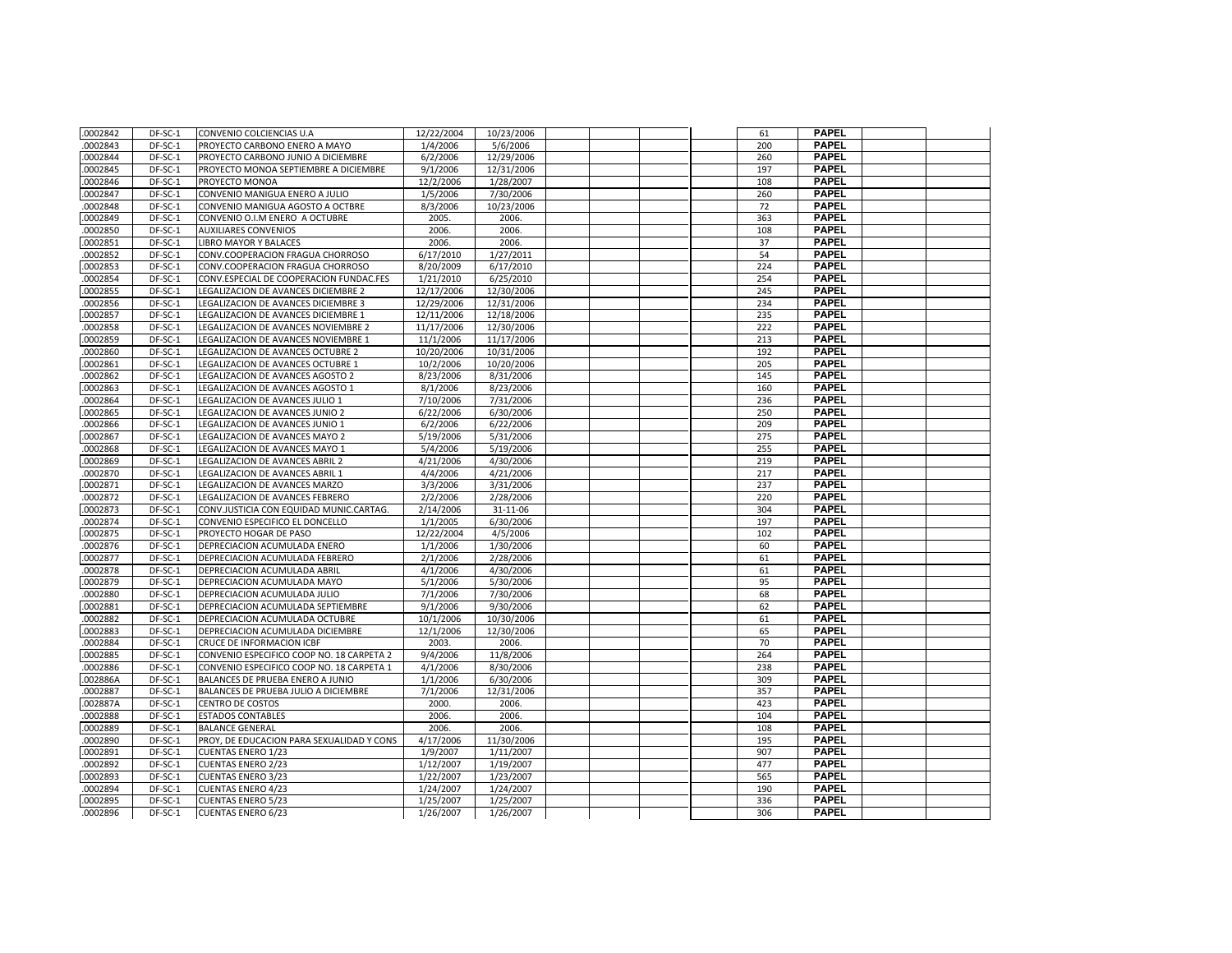| | | | | | | | | | | | | |
|---|---|---|---|---|---|---|---|---|---|---|---|---|
| .0002842 | DF-SC-1 | CONVENIO COLCIENCIAS U.A | 12/22/2004 | 10/23/2006 | | | | | 61 | PAPEL | | |
| .0002843 | DF-SC-1 | PROYECTO CARBONO ENERO A MAYO | 1/4/2006 | 5/6/2006 | | | | | 200 | PAPEL | | |
| .0002844 | DF-SC-1 | PROYECTO CARBONO JUNIO A DICIEMBRE | 6/2/2006 | 12/29/2006 | | | | | 260 | PAPEL | | |
| .0002845 | DF-SC-1 | PROYECTO MONOA SEPTIEMBRE A DICIEMBRE | 9/1/2006 | 12/31/2006 | | | | | 197 | PAPEL | | |
| .0002846 | DF-SC-1 | PROYECTO MONOA | 12/2/2006 | 1/28/2007 | | | | | 108 | PAPEL | | |
| .0002847 | DF-SC-1 | CONVENIO MANIGUA ENERO A JULIO | 1/5/2006 | 7/30/2006 | | | | | 260 | PAPEL | | |
| .0002848 | DF-SC-1 | CONVENIO MANIGUA AGOSTO A OCTBRE | 8/3/2006 | 10/23/2006 | | | | | 72 | PAPEL | | |
| .0002849 | DF-SC-1 | CONVENIO O.I.M ENERO A OCTUBRE | 2005. | 2006. | | | | | 363 | PAPEL | | |
| .0002850 | DF-SC-1 | AUXILIARES CONVENIOS | 2006. | 2006. | | | | | 108 | PAPEL | | |
| .0002851 | DF-SC-1 | LIBRO MAYOR Y BALACES | 2006. | 2006. | | | | | 37 | PAPEL | | |
| .0002852 | DF-SC-1 | CONV.COOPERACION FRAGUA CHORROSO | 6/17/2010 | 1/27/2011 | | | | | 54 | PAPEL | | |
| .0002853 | DF-SC-1 | CONV.COOPERACION FRAGUA CHORROSO | 8/20/2009 | 6/17/2010 | | | | | 224 | PAPEL | | |
| .0002854 | DF-SC-1 | CONV.ESPECIAL DE COOPERACION FUNDAC.FES | 1/21/2010 | 6/25/2010 | | | | | 254 | PAPEL | | |
| .0002855 | DF-SC-1 | LEGALIZACION DE AVANCES DICIEMBRE 2 | 12/17/2006 | 12/30/2006 | | | | | 245 | PAPEL | | |
| .0002856 | DF-SC-1 | LEGALIZACION DE AVANCES DICIEMBRE 3 | 12/29/2006 | 12/31/2006 | | | | | 234 | PAPEL | | |
| .0002857 | DF-SC-1 | LEGALIZACION DE AVANCES DICIEMBRE 1 | 12/11/2006 | 12/18/2006 | | | | | 235 | PAPEL | | |
| .0002858 | DF-SC-1 | LEGALIZACION DE AVANCES NOVIEMBRE 2 | 11/17/2006 | 12/30/2006 | | | | | 222 | PAPEL | | |
| .0002859 | DF-SC-1 | LEGALIZACION DE AVANCES NOVIEMBRE 1 | 11/1/2006 | 11/17/2006 | | | | | 213 | PAPEL | | |
| .0002860 | DF-SC-1 | LEGALIZACION DE AVANCES OCTUBRE 2 | 10/20/2006 | 10/31/2006 | | | | | 192 | PAPEL | | |
| .0002861 | DF-SC-1 | LEGALIZACION DE AVANCES OCTUBRE 1 | 10/2/2006 | 10/20/2006 | | | | | 205 | PAPEL | | |
| .0002862 | DF-SC-1 | LEGALIZACION DE AVANCES AGOSTO 2 | 8/23/2006 | 8/31/2006 | | | | | 145 | PAPEL | | |
| .0002863 | DF-SC-1 | LEGALIZACION DE AVANCES AGOSTO 1 | 8/1/2006 | 8/23/2006 | | | | | 160 | PAPEL | | |
| .0002864 | DF-SC-1 | LEGALIZACION DE AVANCES JULIO 1 | 7/10/2006 | 7/31/2006 | | | | | 236 | PAPEL | | |
| .0002865 | DF-SC-1 | LEGALIZACION DE AVANCES JUNIO 2 | 6/22/2006 | 6/30/2006 | | | | | 250 | PAPEL | | |
| .0002866 | DF-SC-1 | LEGALIZACION DE AVANCES JUNIO 1 | 6/2/2006 | 6/22/2006 | | | | | 209 | PAPEL | | |
| .0002867 | DF-SC-1 | LEGALIZACION DE AVANCES MAYO 2 | 5/19/2006 | 5/31/2006 | | | | | 275 | PAPEL | | |
| .0002868 | DF-SC-1 | LEGALIZACION DE AVANCES MAYO 1 | 5/4/2006 | 5/19/2006 | | | | | 255 | PAPEL | | |
| .0002869 | DF-SC-1 | LEGALIZACION DE AVANCES ABRIL 2 | 4/21/2006 | 4/30/2006 | | | | | 219 | PAPEL | | |
| .0002870 | DF-SC-1 | LEGALIZACION DE AVANCES ABRIL 1 | 4/4/2006 | 4/21/2006 | | | | | 217 | PAPEL | | |
| .0002871 | DF-SC-1 | LEGALIZACION DE AVANCES MARZO | 3/3/2006 | 3/31/2006 | | | | | 237 | PAPEL | | |
| .0002872 | DF-SC-1 | LEGALIZACION DE AVANCES FEBRERO | 2/2/2006 | 2/28/2006 | | | | | 220 | PAPEL | | |
| .0002873 | DF-SC-1 | CONV.JUSTICIA CON EQUIDAD MUNIC.CARTAG. | 2/14/2006 | 31-11-06 | | | | | 304 | PAPEL | | |
| .0002874 | DF-SC-1 | CONVENIO ESPECIFICO EL DONCELLO | 1/1/2005 | 6/30/2006 | | | | | 197 | PAPEL | | |
| .0002875 | DF-SC-1 | PROYECTO HOGAR DE PASO | 12/22/2004 | 4/5/2006 | | | | | 102 | PAPEL | | |
| .0002876 | DF-SC-1 | DEPRECIACION ACUMULADA ENERO | 1/1/2006 | 1/30/2006 | | | | | 60 | PAPEL | | |
| .0002877 | DF-SC-1 | DEPRECIACION ACUMULADA FEBRERO | 2/1/2006 | 2/28/2006 | | | | | 61 | PAPEL | | |
| .0002878 | DF-SC-1 | DEPRECIACION ACUMULADA ABRIL | 4/1/2006 | 4/30/2006 | | | | | 61 | PAPEL | | |
| .0002879 | DF-SC-1 | DEPRECIACION ACUMULADA MAYO | 5/1/2006 | 5/30/2006 | | | | | 95 | PAPEL | | |
| .0002880 | DF-SC-1 | DEPRECIACION ACUMULADA JULIO | 7/1/2006 | 7/30/2006 | | | | | 68 | PAPEL | | |
| .0002881 | DF-SC-1 | DEPRECIACION ACUMULADA SEPTIEMBRE | 9/1/2006 | 9/30/2006 | | | | | 62 | PAPEL | | |
| .0002882 | DF-SC-1 | DEPRECIACION ACUMULADA OCTUBRE | 10/1/2006 | 10/30/2006 | | | | | 61 | PAPEL | | |
| .0002883 | DF-SC-1 | DEPRECIACION ACUMULADA DICIEMBRE | 12/1/2006 | 12/30/2006 | | | | | 65 | PAPEL | | |
| .0002884 | DF-SC-1 | CRUCE DE INFORMACION ICBF | 2003. | 2006. | | | | | 70 | PAPEL | | |
| .0002885 | DF-SC-1 | CONVENIO ESPECIFICO COOP NO. 18 CARPETA 2 | 9/4/2006 | 11/8/2006 | | | | | 264 | PAPEL | | |
| .0002886 | DF-SC-1 | CONVENIO ESPECIFICO COOP NO. 18 CARPETA 1 | 4/1/2006 | 8/30/2006 | | | | | 238 | PAPEL | | |
| .002886A | DF-SC-1 | BALANCES DE PRUEBA ENERO A JUNIO | 1/1/2006 | 6/30/2006 | | | | | 309 | PAPEL | | |
| .0002887 | DF-SC-1 | BALANCES DE PRUEBA JULIO A DICIEMBRE | 7/1/2006 | 12/31/2006 | | | | | 357 | PAPEL | | |
| .002887A | DF-SC-1 | CENTRO DE COSTOS | 2000. | 2006. | | | | | 423 | PAPEL | | |
| .0002888 | DF-SC-1 | ESTADOS CONTABLES | 2006. | 2006. | | | | | 104 | PAPEL | | |
| .0002889 | DF-SC-1 | BALANCE GENERAL | 2006. | 2006. | | | | | 108 | PAPEL | | |
| .0002890 | DF-SC-1 | PROY, DE EDUCACION PARA SEXUALIDAD Y CONS | 4/17/2006 | 11/30/2006 | | | | | 195 | PAPEL | | |
| .0002891 | DF-SC-1 | CUENTAS ENERO 1/23 | 1/9/2007 | 1/11/2007 | | | | | 907 | PAPEL | | |
| .0002892 | DF-SC-1 | CUENTAS ENERO 2/23 | 1/12/2007 | 1/19/2007 | | | | | 477 | PAPEL | | |
| .0002893 | DF-SC-1 | CUENTAS ENERO 3/23 | 1/22/2007 | 1/23/2007 | | | | | 565 | PAPEL | | |
| .0002894 | DF-SC-1 | CUENTAS ENERO 4/23 | 1/24/2007 | 1/24/2007 | | | | | 190 | PAPEL | | |
| .0002895 | DF-SC-1 | CUENTAS ENERO 5/23 | 1/25/2007 | 1/25/2007 | | | | | 336 | PAPEL | | |
| .0002896 | DF-SC-1 | CUENTAS ENERO 6/23 | 1/26/2007 | 1/26/2007 | | | | | 306 | PAPEL | | |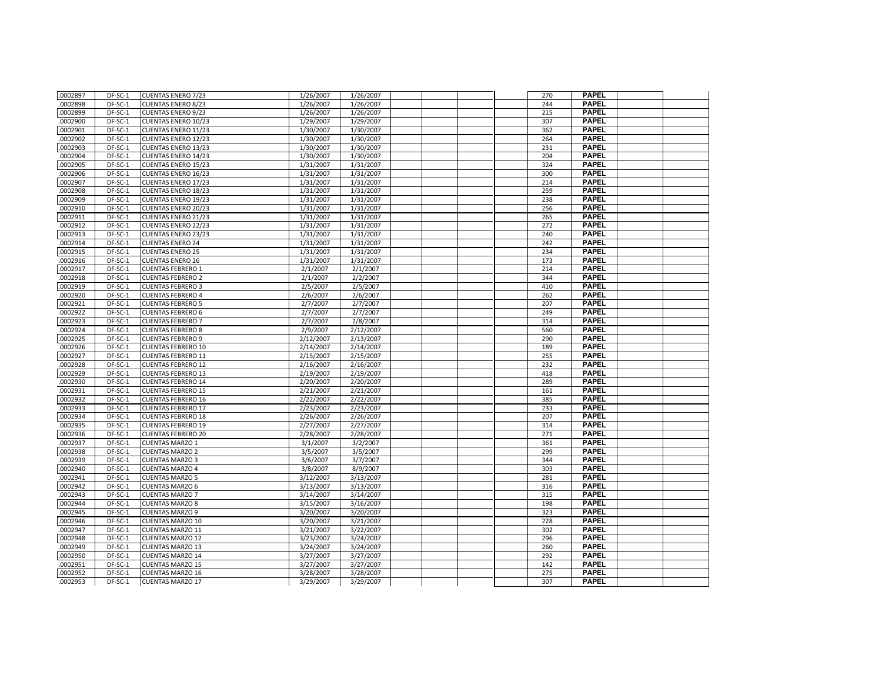| | | | | | | | | | | | | |
|---|---|---|---|---|---|---|---|---|---|---|---|---|
| .0002897 | DF-SC-1 | CUENTAS ENERO 7/23 | 1/26/2007 | 1/26/2007 | | | | | 270 | PAPEL | | |
| .0002898 | DF-SC-1 | CUENTAS ENERO 8/23 | 1/26/2007 | 1/26/2007 | | | | | 244 | PAPEL | | |
| .0002899 | DF-SC-1 | CUENTAS ENERO 9/23 | 1/26/2007 | 1/26/2007 | | | | | 215 | PAPEL | | |
| .0002900 | DF-SC-1 | CUENTAS ENERO 10/23 | 1/29/2007 | 1/29/2007 | | | | | 307 | PAPEL | | |
| .0002901 | DF-SC-1 | CUENTAS ENERO 11/23 | 1/30/2007 | 1/30/2007 | | | | | 362 | PAPEL | | |
| .0002902 | DF-SC-1 | CUENTAS ENERO 12/23 | 1/30/2007 | 1/30/2007 | | | | | 264 | PAPEL | | |
| .0002903 | DF-SC-1 | CUENTAS ENERO 13/23 | 1/30/2007 | 1/30/2007 | | | | | 231 | PAPEL | | |
| .0002904 | DF-SC-1 | CUENTAS ENERO 14/23 | 1/30/2007 | 1/30/2007 | | | | | 204 | PAPEL | | |
| .0002905 | DF-SC-1 | CUENTAS ENERO 15/23 | 1/31/2007 | 1/31/2007 | | | | | 324 | PAPEL | | |
| .0002906 | DF-SC-1 | CUENTAS ENERO 16/23 | 1/31/2007 | 1/31/2007 | | | | | 300 | PAPEL | | |
| .0002907 | DF-SC-1 | CUENTAS ENERO 17/23 | 1/31/2007 | 1/31/2007 | | | | | 214 | PAPEL | | |
| .0002908 | DF-SC-1 | CUENTAS ENERO 18/23 | 1/31/2007 | 1/31/2007 | | | | | 259 | PAPEL | | |
| .0002909 | DF-SC-1 | CUENTAS ENERO 19/23 | 1/31/2007 | 1/31/2007 | | | | | 238 | PAPEL | | |
| .0002910 | DF-SC-1 | CUENTAS ENERO 20/23 | 1/31/2007 | 1/31/2007 | | | | | 256 | PAPEL | | |
| .0002911 | DF-SC-1 | CUENTAS ENERO 21/23 | 1/31/2007 | 1/31/2007 | | | | | 265 | PAPEL | | |
| .0002912 | DF-SC-1 | CUENTAS ENERO 22/23 | 1/31/2007 | 1/31/2007 | | | | | 272 | PAPEL | | |
| .0002913 | DF-SC-1 | CUENTAS ENERO 23/23 | 1/31/2007 | 1/31/2007 | | | | | 240 | PAPEL | | |
| .0002914 | DF-SC-1 | CUENTAS ENERO 24 | 1/31/2007 | 1/31/2007 | | | | | 242 | PAPEL | | |
| .0002915 | DF-SC-1 | CUENTAS ENERO 25 | 1/31/2007 | 1/31/2007 | | | | | 234 | PAPEL | | |
| .0002916 | DF-SC-1 | CUENTAS ENERO 26 | 1/31/2007 | 1/31/2007 | | | | | 173 | PAPEL | | |
| .0002917 | DF-SC-1 | CUENTAS FEBRERO 1 | 2/1/2007 | 2/1/2007 | | | | | 214 | PAPEL | | |
| .0002918 | DF-SC-1 | CUENTAS FEBRERO 2 | 2/1/2007 | 2/2/2007 | | | | | 344 | PAPEL | | |
| .0002919 | DF-SC-1 | CUENTAS FEBRERO 3 | 2/5/2007 | 2/5/2007 | | | | | 410 | PAPEL | | |
| .0002920 | DF-SC-1 | CUENTAS FEBRERO 4 | 2/6/2007 | 2/6/2007 | | | | | 262 | PAPEL | | |
| .0002921 | DF-SC-1 | CUENTAS FEBRERO 5 | 2/7/2007 | 2/7/2007 | | | | | 207 | PAPEL | | |
| .0002922 | DF-SC-1 | CUENTAS FEBRERO 6 | 2/7/2007 | 2/7/2007 | | | | | 249 | PAPEL | | |
| .0002923 | DF-SC-1 | CUENTAS FEBRERO 7 | 2/7/2007 | 2/8/2007 | | | | | 314 | PAPEL | | |
| .0002924 | DF-SC-1 | CUENTAS FEBRERO 8 | 2/9/2007 | 2/12/2007 | | | | | 560 | PAPEL | | |
| .0002925 | DF-SC-1 | CUENTAS FEBRERO 9 | 2/12/2007 | 2/13/2007 | | | | | 290 | PAPEL | | |
| .0002926 | DF-SC-1 | CUENTAS FEBRERO 10 | 2/14/2007 | 2/14/2007 | | | | | 189 | PAPEL | | |
| .0002927 | DF-SC-1 | CUENTAS FEBRERO 11 | 2/15/2007 | 2/15/2007 | | | | | 255 | PAPEL | | |
| .0002928 | DF-SC-1 | CUENTAS FEBRERO 12 | 2/16/2007 | 2/16/2007 | | | | | 232 | PAPEL | | |
| .0002929 | DF-SC-1 | CUENTAS FEBRERO 13 | 2/19/2007 | 2/19/2007 | | | | | 418 | PAPEL | | |
| .0002930 | DF-SC-1 | CUENTAS FEBRERO 14 | 2/20/2007 | 2/20/2007 | | | | | 289 | PAPEL | | |
| .0002931 | DF-SC-1 | CUENTAS FEBRERO 15 | 2/21/2007 | 2/21/2007 | | | | | 161 | PAPEL | | |
| .0002932 | DF-SC-1 | CUENTAS FEBRERO 16 | 2/22/2007 | 2/22/2007 | | | | | 385 | PAPEL | | |
| .0002933 | DF-SC-1 | CUENTAS FEBRERO 17 | 2/23/2007 | 2/23/2007 | | | | | 233 | PAPEL | | |
| .0002934 | DF-SC-1 | CUENTAS FEBRERO 18 | 2/26/2007 | 2/26/2007 | | | | | 207 | PAPEL | | |
| .0002935 | DF-SC-1 | CUENTAS FEBRERO 19 | 2/27/2007 | 2/27/2007 | | | | | 314 | PAPEL | | |
| .0002936 | DF-SC-1 | CUENTAS FEBRERO 20 | 2/28/2007 | 2/28/2007 | | | | | 271 | PAPEL | | |
| .0002937 | DF-SC-1 | CUENTAS MARZO 1 | 3/1/2007 | 3/2/2007 | | | | | 361 | PAPEL | | |
| .0002938 | DF-SC-1 | CUENTAS MARZO 2 | 3/5/2007 | 3/5/2007 | | | | | 299 | PAPEL | | |
| .0002939 | DF-SC-1 | CUENTAS MARZO 3 | 3/6/2007 | 3/7/2007 | | | | | 344 | PAPEL | | |
| .0002940 | DF-SC-1 | CUENTAS MARZO 4 | 3/8/2007 | 8/9/2007 | | | | | 303 | PAPEL | | |
| .0002941 | DF-SC-1 | CUENTAS MARZO 5 | 3/12/2007 | 3/13/2007 | | | | | 281 | PAPEL | | |
| .0002942 | DF-SC-1 | CUENTAS MARZO 6 | 3/13/2007 | 3/13/2007 | | | | | 316 | PAPEL | | |
| .0002943 | DF-SC-1 | CUENTAS MARZO 7 | 3/14/2007 | 3/14/2007 | | | | | 315 | PAPEL | | |
| .0002944 | DF-SC-1 | CUENTAS MARZO 8 | 3/15/2007 | 3/16/2007 | | | | | 198 | PAPEL | | |
| .0002945 | DF-SC-1 | CUENTAS MARZO 9 | 3/20/2007 | 3/20/2007 | | | | | 323 | PAPEL | | |
| .0002946 | DF-SC-1 | CUENTAS MARZO 10 | 3/20/2007 | 3/21/2007 | | | | | 228 | PAPEL | | |
| .0002947 | DF-SC-1 | CUENTAS MARZO 11 | 3/21/2007 | 3/22/2007 | | | | | 302 | PAPEL | | |
| .0002948 | DF-SC-1 | CUENTAS MARZO 12 | 3/23/2007 | 3/24/2007 | | | | | 296 | PAPEL | | |
| .0002949 | DF-SC-1 | CUENTAS MARZO 13 | 3/24/2007 | 3/24/2007 | | | | | 260 | PAPEL | | |
| .0002950 | DF-SC-1 | CUENTAS MARZO 14 | 3/27/2007 | 3/27/2007 | | | | | 292 | PAPEL | | |
| .0002951 | DF-SC-1 | CUENTAS MARZO 15 | 3/27/2007 | 3/27/2007 | | | | | 142 | PAPEL | | |
| .0002952 | DF-SC-1 | CUENTAS MARZO 16 | 3/28/2007 | 3/28/2007 | | | | | 275 | PAPEL | | |
| .0002953 | DF-SC-1 | CUENTAS MARZO 17 | 3/29/2007 | 3/29/2007 | | | | | 307 | PAPEL | | |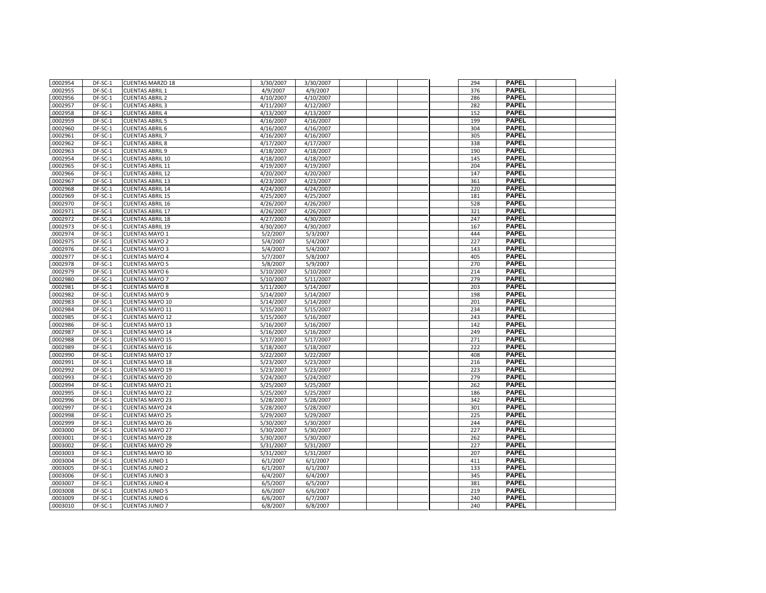| | | | | | | | | | | | | |
|---|---|---|---|---|---|---|---|---|---|---|---|---|
| .0002954 | DF-SC-1 | CUENTAS MARZO 18 | 3/30/2007 | 3/30/2007 | | | | | 294 | PAPEL | | |
| .0002955 | DF-SC-1 | CUENTAS ABRIL 1 | 4/9/2007 | 4/9/2007 | | | | | 376 | PAPEL | | |
| .0002956 | DF-SC-1 | CUENTAS ABRIL 2 | 4/10/2007 | 4/10/2007 | | | | | 286 | PAPEL | | |
| .0002957 | DF-SC-1 | CUENTAS ABRIL 3 | 4/11/2007 | 4/12/2007 | | | | | 282 | PAPEL | | |
| .0002958 | DF-SC-1 | CUENTAS ABRIL 4 | 4/13/2007 | 4/13/2007 | | | | | 152 | PAPEL | | |
| .0002959 | DF-SC-1 | CUENTAS ABRIL 5 | 4/16/2007 | 4/16/2007 | | | | | 199 | PAPEL | | |
| .0002960 | DF-SC-1 | CUENTAS ABRIL 6 | 4/16/2007 | 4/16/2007 | | | | | 304 | PAPEL | | |
| .0002961 | DF-SC-1 | CUENTAS ABRIL 7 | 4/16/2007 | 4/16/2007 | | | | | 305 | PAPEL | | |
| .0002962 | DF-SC-1 | CUENTAS ABRIL 8 | 4/17/2007 | 4/17/2007 | | | | | 338 | PAPEL | | |
| .0002963 | DF-SC-1 | CUENTAS ABRIL 9 | 4/18/2007 | 4/18/2007 | | | | | 190 | PAPEL | | |
| .0002954 | DF-SC-1 | CUENTAS ABRIL 10 | 4/18/2007 | 4/18/2007 | | | | | 145 | PAPEL | | |
| .0002965 | DF-SC-1 | CUENTAS ABRIL 11 | 4/19/2007 | 4/19/2007 | | | | | 204 | PAPEL | | |
| .0002966 | DF-SC-1 | CUENTAS ABRIL 12 | 4/20/2007 | 4/20/2007 | | | | | 147 | PAPEL | | |
| .0002967 | DF-SC-1 | CUENTAS ABRIL 13 | 4/23/2007 | 4/23/2007 | | | | | 361 | PAPEL | | |
| .0002968 | DF-SC-1 | CUENTAS ABRIL 14 | 4/24/2007 | 4/24/2007 | | | | | 220 | PAPEL | | |
| .0002969 | DF-SC-1 | CUENTAS ABRIL 15 | 4/25/2007 | 4/25/2007 | | | | | 181 | PAPEL | | |
| .0002970 | DF-SC-1 | CUENTAS ABRIL 16 | 4/26/2007 | 4/26/2007 | | | | | 528 | PAPEL | | |
| .0002971 | DF-SC-1 | CUENTAS ABRIL 17 | 4/26/2007 | 4/26/2007 | | | | | 321 | PAPEL | | |
| .0002972 | DF-SC-1 | CUENTAS ABRIL 18 | 4/27/2007 | 4/30/2007 | | | | | 247 | PAPEL | | |
| .0002973 | DF-SC-1 | CUENTAS ABRIL 19 | 4/30/2007 | 4/30/2007 | | | | | 167 | PAPEL | | |
| .0002974 | DF-SC-1 | CUENTAS MAYO 1 | 5/2/2007 | 5/3/2007 | | | | | 444 | PAPEL | | |
| .0002975 | DF-SC-1 | CUENTAS MAYO 2 | 5/4/2007 | 5/4/2007 | | | | | 227 | PAPEL | | |
| .0002976 | DF-SC-1 | CUENTAS MAYO 3 | 5/4/2007 | 5/4/2007 | | | | | 143 | PAPEL | | |
| .0002977 | DF-SC-1 | CUENTAS MAYO 4 | 5/7/2007 | 5/8/2007 | | | | | 405 | PAPEL | | |
| .0002978 | DF-SC-1 | CUENTAS MAYO 5 | 5/8/2007 | 5/9/2007 | | | | | 270 | PAPEL | | |
| .0002979 | DF-SC-1 | CUENTAS MAYO 6 | 5/10/2007 | 5/10/2007 | | | | | 214 | PAPEL | | |
| .0002980 | DF-SC-1 | CUENTAS MAYO 7 | 5/10/2007 | 5/11/2007 | | | | | 279 | PAPEL | | |
| .0002981 | DF-SC-1 | CUENTAS MAYO 8 | 5/11/2007 | 5/14/2007 | | | | | 203 | PAPEL | | |
| .0002982 | DF-SC-1 | CUENTAS MAYO 9 | 5/14/2007 | 5/14/2007 | | | | | 198 | PAPEL | | |
| .0002983 | DF-SC-1 | CUENTAS MAYO 10 | 5/14/2007 | 5/14/2007 | | | | | 201 | PAPEL | | |
| .0002984 | DF-SC-1 | CUENTAS MAYO 11 | 5/15/2007 | 5/15/2007 | | | | | 234 | PAPEL | | |
| .0002985 | DF-SC-1 | CUENTAS MAYO 12 | 5/15/2007 | 5/16/2007 | | | | | 243 | PAPEL | | |
| .0002986 | DF-SC-1 | CUENTAS MAYO 13 | 5/16/2007 | 5/16/2007 | | | | | 142 | PAPEL | | |
| .0002987 | DF-SC-1 | CUENTAS MAYO 14 | 5/16/2007 | 5/16/2007 | | | | | 249 | PAPEL | | |
| .0002988 | DF-SC-1 | CUENTAS MAYO 15 | 5/17/2007 | 5/17/2007 | | | | | 271 | PAPEL | | |
| .0002989 | DF-SC-1 | CUENTAS MAYO 16 | 5/18/2007 | 5/18/2007 | | | | | 222 | PAPEL | | |
| .0002990 | DF-SC-1 | CUENTAS MAYO 17 | 5/22/2007 | 5/22/2007 | | | | | 408 | PAPEL | | |
| .0002991 | DF-SC-1 | CUENTAS MAYO 18 | 5/23/2007 | 5/23/2007 | | | | | 216 | PAPEL | | |
| .0002992 | DF-SC-1 | CUENTAS MAYO 19 | 5/23/2007 | 5/23/2007 | | | | | 223 | PAPEL | | |
| .0002993 | DF-SC-1 | CUENTAS MAYO 20 | 5/24/2007 | 5/24/2007 | | | | | 279 | PAPEL | | |
| .0002994 | DF-SC-1 | CUENTAS MAYO 21 | 5/25/2007 | 5/25/2007 | | | | | 262 | PAPEL | | |
| .0002995 | DF-SC-1 | CUENTAS MAYO 22 | 5/25/2007 | 5/25/2007 | | | | | 186 | PAPEL | | |
| .0002996 | DF-SC-1 | CUENTAS MAYO 23 | 5/28/2007 | 5/28/2007 | | | | | 342 | PAPEL | | |
| .0002997 | DF-SC-1 | CUENTAS MAYO 24 | 5/28/2007 | 5/28/2007 | | | | | 301 | PAPEL | | |
| .0002998 | DF-SC-1 | CUENTAS MAYO 25 | 5/29/2007 | 5/29/2007 | | | | | 225 | PAPEL | | |
| .0002999 | DF-SC-1 | CUENTAS MAYO 26 | 5/30/2007 | 5/30/2007 | | | | | 244 | PAPEL | | |
| .0003000 | DF-SC-1 | CUENTAS MAYO 27 | 5/30/2007 | 5/30/2007 | | | | | 227 | PAPEL | | |
| .0003001 | DF-SC-1 | CUENTAS MAYO 28 | 5/30/2007 | 5/30/2007 | | | | | 262 | PAPEL | | |
| .0003002 | DF-SC-1 | CUENTAS MAYO 29 | 5/31/2007 | 5/31/2007 | | | | | 227 | PAPEL | | |
| .0003003 | DF-SC-1 | CUENTAS MAYO 30 | 5/31/2007 | 5/31/2007 | | | | | 207 | PAPEL | | |
| .0003004 | DF-SC-1 | CUENTAS JUNIO 1 | 6/1/2007 | 6/1/2007 | | | | | 411 | PAPEL | | |
| .0003005 | DF-SC-1 | CUENTAS JUNIO 2 | 6/1/2007 | 6/1/2007 | | | | | 133 | PAPEL | | |
| .0003006 | DF-SC-1 | CUENTAS JUNIO 3 | 6/4/2007 | 6/4/2007 | | | | | 345 | PAPEL | | |
| .0003007 | DF-SC-1 | CUENTAS JUNIO 4 | 6/5/2007 | 6/5/2007 | | | | | 381 | PAPEL | | |
| .0003008 | DF-SC-1 | CUENTAS JUNIO 5 | 6/6/2007 | 6/6/2007 | | | | | 219 | PAPEL | | |
| .0003009 | DF-SC-1 | CUENTAS JUNIO 6 | 6/6/2007 | 6/7/2007 | | | | | 240 | PAPEL | | |
| .0003010 | DF-SC-1 | CUENTAS JUNIO 7 | 6/8/2007 | 6/8/2007 | | | | | 240 | PAPEL | | |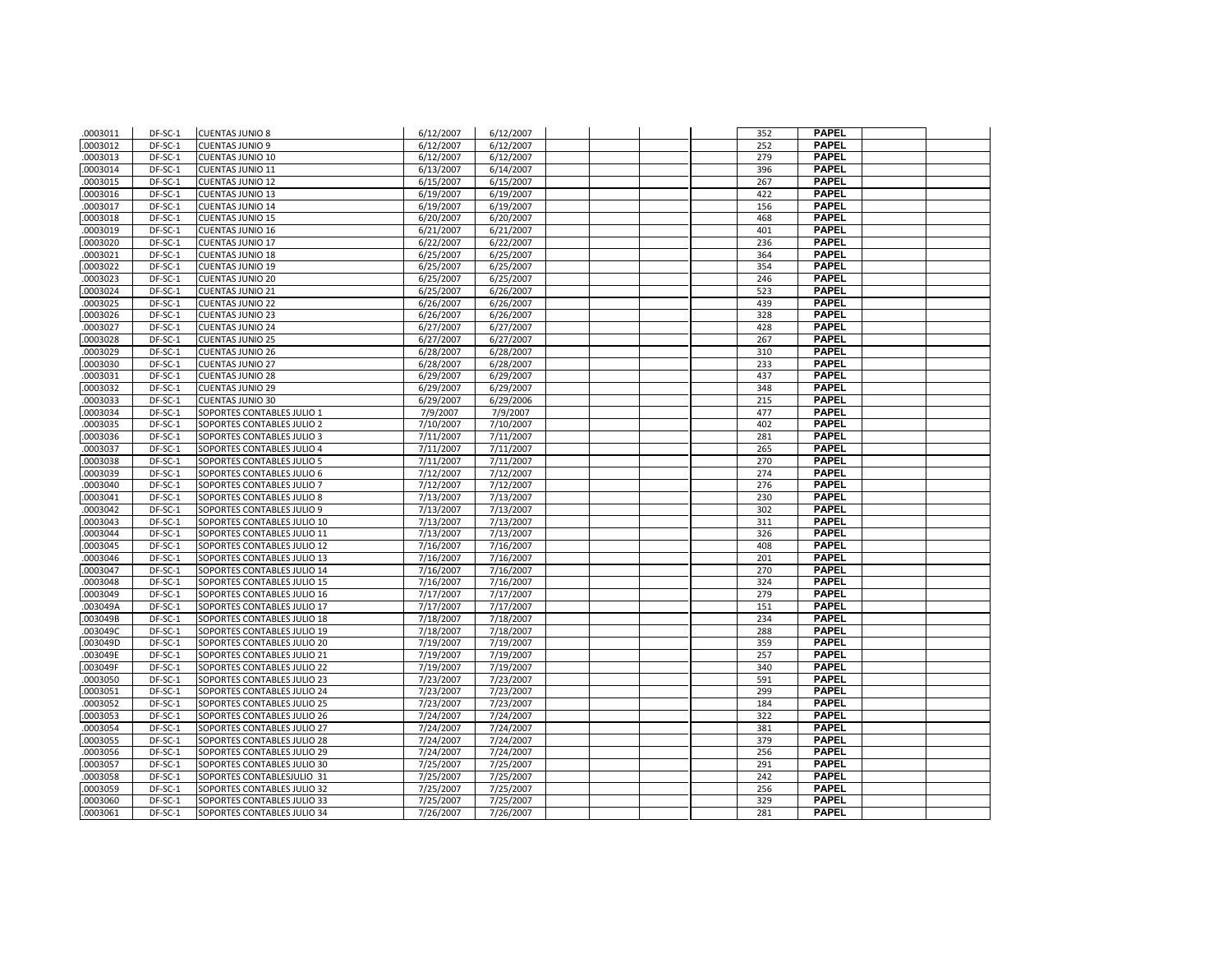| | | | | | | | | | | | | |
|---|---|---|---|---|---|---|---|---|---|---|---|---|
| .0003011 | DF-SC-1 | CUENTAS JUNIO 8 | 6/12/2007 | 6/12/2007 | | | | | 352 | **PAPEL** | | |
| .0003012 | DF-SC-1 | CUENTAS JUNIO 9 | 6/12/2007 | 6/12/2007 | | | | | 252 | **PAPEL** | | |
| .0003013 | DF-SC-1 | CUENTAS JUNIO 10 | 6/12/2007 | 6/12/2007 | | | | | 279 | **PAPEL** | | |
| .0003014 | DF-SC-1 | CUENTAS JUNIO 11 | 6/13/2007 | 6/14/2007 | | | | | 396 | **PAPEL** | | |
| .0003015 | DF-SC-1 | CUENTAS JUNIO 12 | 6/15/2007 | 6/15/2007 | | | | | 267 | **PAPEL** | | |
| .0003016 | DF-SC-1 | CUENTAS JUNIO 13 | 6/19/2007 | 6/19/2007 | | | | | 422 | **PAPEL** | | |
| .0003017 | DF-SC-1 | CUENTAS JUNIO 14 | 6/19/2007 | 6/19/2007 | | | | | 156 | **PAPEL** | | |
| .0003018 | DF-SC-1 | CUENTAS JUNIO 15 | 6/20/2007 | 6/20/2007 | | | | | 468 | **PAPEL** | | |
| .0003019 | DF-SC-1 | CUENTAS JUNIO 16 | 6/21/2007 | 6/21/2007 | | | | | 401 | **PAPEL** | | |
| .0003020 | DF-SC-1 | CUENTAS JUNIO 17 | 6/22/2007 | 6/22/2007 | | | | | 236 | **PAPEL** | | |
| .0003021 | DF-SC-1 | CUENTAS JUNIO 18 | 6/25/2007 | 6/25/2007 | | | | | 364 | **PAPEL** | | |
| .0003022 | DF-SC-1 | CUENTAS JUNIO 19 | 6/25/2007 | 6/25/2007 | | | | | 354 | **PAPEL** | | |
| .0003023 | DF-SC-1 | CUENTAS JUNIO 20 | 6/25/2007 | 6/25/2007 | | | | | 246 | **PAPEL** | | |
| .0003024 | DF-SC-1 | CUENTAS JUNIO 21 | 6/25/2007 | 6/26/2007 | | | | | 523 | **PAPEL** | | |
| .0003025 | DF-SC-1 | CUENTAS JUNIO 22 | 6/26/2007 | 6/26/2007 | | | | | 439 | **PAPEL** | | |
| .0003026 | DF-SC-1 | CUENTAS JUNIO 23 | 6/26/2007 | 6/26/2007 | | | | | 328 | **PAPEL** | | |
| .0003027 | DF-SC-1 | CUENTAS JUNIO 24 | 6/27/2007 | 6/27/2007 | | | | | 428 | **PAPEL** | | |
| .0003028 | DF-SC-1 | CUENTAS JUNIO 25 | 6/27/2007 | 6/27/2007 | | | | | 267 | **PAPEL** | | |
| .0003029 | DF-SC-1 | CUENTAS JUNIO 26 | 6/28/2007 | 6/28/2007 | | | | | 310 | **PAPEL** | | |
| .0003030 | DF-SC-1 | CUENTAS JUNIO 27 | 6/28/2007 | 6/28/2007 | | | | | 233 | **PAPEL** | | |
| .0003031 | DF-SC-1 | CUENTAS JUNIO 28 | 6/29/2007 | 6/29/2007 | | | | | 437 | **PAPEL** | | |
| .0003032 | DF-SC-1 | CUENTAS JUNIO 29 | 6/29/2007 | 6/29/2007 | | | | | 348 | **PAPEL** | | |
| .0003033 | DF-SC-1 | CUENTAS JUNIO 30 | 6/29/2007 | 6/29/2006 | | | | | 215 | **PAPEL** | | |
| .0003034 | DF-SC-1 | SOPORTES CONTABLES JULIO 1 | 7/9/2007 | 7/9/2007 | | | | | 477 | **PAPEL** | | |
| .0003035 | DF-SC-1 | SOPORTES CONTABLES JULIO 2 | 7/10/2007 | 7/10/2007 | | | | | 402 | **PAPEL** | | |
| .0003036 | DF-SC-1 | SOPORTES CONTABLES JULIO 3 | 7/11/2007 | 7/11/2007 | | | | | 281 | **PAPEL** | | |
| .0003037 | DF-SC-1 | SOPORTES CONTABLES JULIO 4 | 7/11/2007 | 7/11/2007 | | | | | 265 | **PAPEL** | | |
| .0003038 | DF-SC-1 | SOPORTES CONTABLES JULIO 5 | 7/11/2007 | 7/11/2007 | | | | | 270 | **PAPEL** | | |
| .0003039 | DF-SC-1 | SOPORTES CONTABLES JULIO 6 | 7/12/2007 | 7/12/2007 | | | | | 274 | **PAPEL** | | |
| .0003040 | DF-SC-1 | SOPORTES CONTABLES JULIO 7 | 7/12/2007 | 7/12/2007 | | | | | 276 | **PAPEL** | | |
| .0003041 | DF-SC-1 | SOPORTES CONTABLES JULIO 8 | 7/13/2007 | 7/13/2007 | | | | | 230 | **PAPEL** | | |
| .0003042 | DF-SC-1 | SOPORTES CONTABLES JULIO 9 | 7/13/2007 | 7/13/2007 | | | | | 302 | **PAPEL** | | |
| .0003043 | DF-SC-1 | SOPORTES CONTABLES JULIO 10 | 7/13/2007 | 7/13/2007 | | | | | 311 | **PAPEL** | | |
| .0003044 | DF-SC-1 | SOPORTES CONTABLES JULIO 11 | 7/13/2007 | 7/13/2007 | | | | | 326 | **PAPEL** | | |
| .0003045 | DF-SC-1 | SOPORTES CONTABLES JULIO 12 | 7/16/2007 | 7/16/2007 | | | | | 408 | **PAPEL** | | |
| .0003046 | DF-SC-1 | SOPORTES CONTABLES JULIO 13 | 7/16/2007 | 7/16/2007 | | | | | 201 | **PAPEL** | | |
| .0003047 | DF-SC-1 | SOPORTES CONTABLES JULIO 14 | 7/16/2007 | 7/16/2007 | | | | | 270 | **PAPEL** | | |
| .0003048 | DF-SC-1 | SOPORTES CONTABLES JULIO 15 | 7/16/2007 | 7/16/2007 | | | | | 324 | **PAPEL** | | |
| .0003049 | DF-SC-1 | SOPORTES CONTABLES JULIO 16 | 7/17/2007 | 7/17/2007 | | | | | 279 | **PAPEL** | | |
| .003049A | DF-SC-1 | SOPORTES CONTABLES JULIO 17 | 7/17/2007 | 7/17/2007 | | | | | 151 | **PAPEL** | | |
| .003049B | DF-SC-1 | SOPORTES CONTABLES JULIO 18 | 7/18/2007 | 7/18/2007 | | | | | 234 | **PAPEL** | | |
| .003049C | DF-SC-1 | SOPORTES CONTABLES JULIO 19 | 7/18/2007 | 7/18/2007 | | | | | 288 | **PAPEL** | | |
| .003049D | DF-SC-1 | SOPORTES CONTABLES JULIO 20 | 7/19/2007 | 7/19/2007 | | | | | 359 | **PAPEL** | | |
| .003049E | DF-SC-1 | SOPORTES CONTABLES JULIO 21 | 7/19/2007 | 7/19/2007 | | | | | 257 | **PAPEL** | | |
| .003049F | DF-SC-1 | SOPORTES CONTABLES JULIO 22 | 7/19/2007 | 7/19/2007 | | | | | 340 | **PAPEL** | | |
| .0003050 | DF-SC-1 | SOPORTES CONTABLES JULIO 23 | 7/23/2007 | 7/23/2007 | | | | | 591 | **PAPEL** | | |
| .0003051 | DF-SC-1 | SOPORTES CONTABLES JULIO 24 | 7/23/2007 | 7/23/2007 | | | | | 299 | **PAPEL** | | |
| .0003052 | DF-SC-1 | SOPORTES CONTABLES JULIO 25 | 7/23/2007 | 7/23/2007 | | | | | 184 | **PAPEL** | | |
| .0003053 | DF-SC-1 | SOPORTES CONTABLES JULIO 26 | 7/24/2007 | 7/24/2007 | | | | | 322 | **PAPEL** | | |
| .0003054 | DF-SC-1 | SOPORTES CONTABLES JULIO 27 | 7/24/2007 | 7/24/2007 | | | | | 381 | **PAPEL** | | |
| .0003055 | DF-SC-1 | SOPORTES CONTABLES JULIO 28 | 7/24/2007 | 7/24/2007 | | | | | 379 | **PAPEL** | | |
| .0003056 | DF-SC-1 | SOPORTES CONTABLES JULIO 29 | 7/24/2007 | 7/24/2007 | | | | | 256 | **PAPEL** | | |
| .0003057 | DF-SC-1 | SOPORTES CONTABLES JULIO 30 | 7/25/2007 | 7/25/2007 | | | | | 291 | **PAPEL** | | |
| .0003058 | DF-SC-1 | SOPORTES CONTABLESJULIO 31 | 7/25/2007 | 7/25/2007 | | | | | 242 | **PAPEL** | | |
| .0003059 | DF-SC-1 | SOPORTES CONTABLES JULIO 32 | 7/25/2007 | 7/25/2007 | | | | | 256 | **PAPEL** | | |
| .0003060 | DF-SC-1 | SOPORTES CONTABLES JULIO 33 | 7/25/2007 | 7/25/2007 | | | | | 329 | **PAPEL** | | |
| .0003061 | DF-SC-1 | SOPORTES CONTABLES JULIO 34 | 7/26/2007 | 7/26/2007 | | | | | 281 | **PAPEL** | | |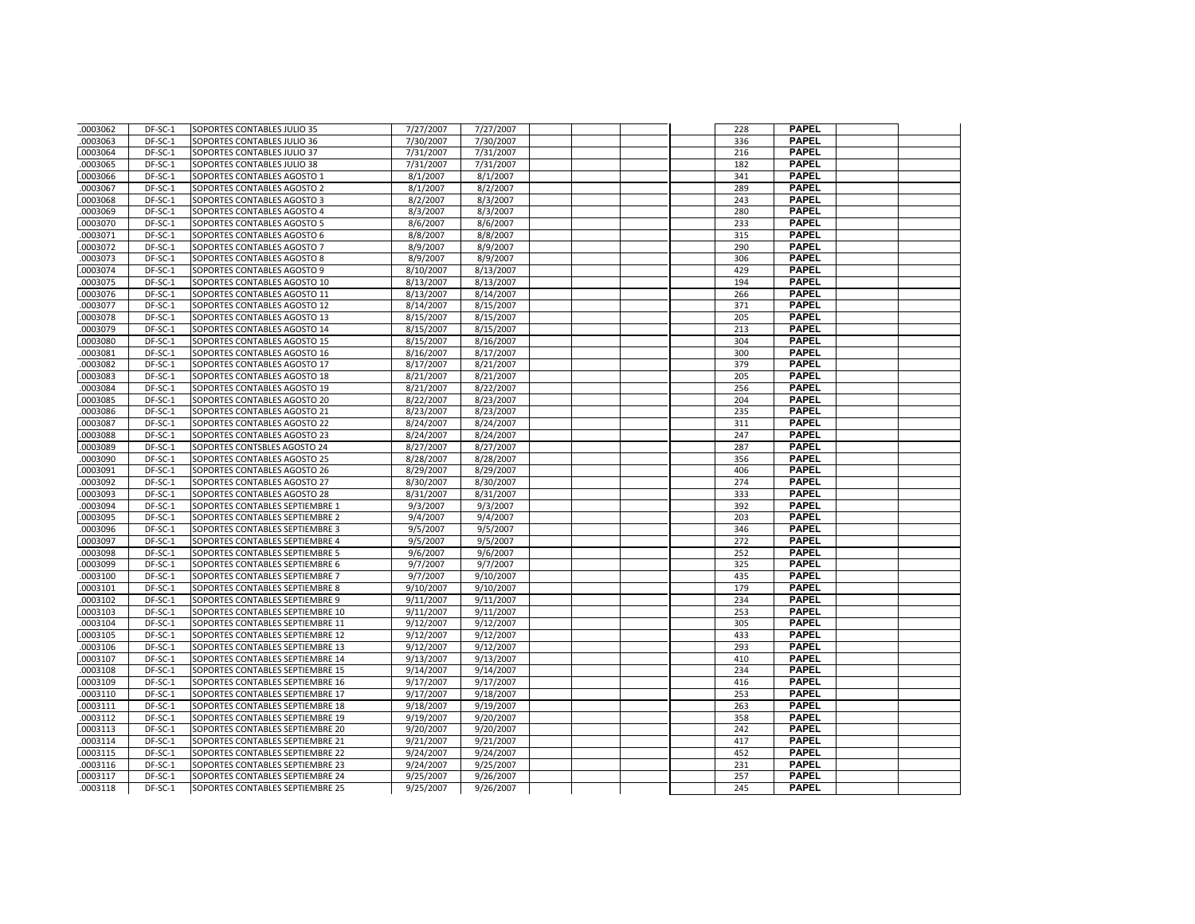| | | | | | | | | | | | | |
|---|---|---|---|---|---|---|---|---|---|---|---|---|
| .0003062 | DF-SC-1 | SOPORTES CONTABLES JULIO 35 | 7/27/2007 | 7/27/2007 | | | | | 228 | **PAPEL** | | |
| .0003063 | DF-SC-1 | SOPORTES CONTABLES JULIO 36 | 7/30/2007 | 7/30/2007 | | | | | 336 | **PAPEL** | | |
| .0003064 | DF-SC-1 | SOPORTES CONTABLES JULIO 37 | 7/31/2007 | 7/31/2007 | | | | | 216 | **PAPEL** | | |
| .0003065 | DF-SC-1 | SOPORTES CONTABLES JULIO 38 | 7/31/2007 | 7/31/2007 | | | | | 182 | **PAPEL** | | |
| .0003066 | DF-SC-1 | SOPORTES CONTABLES AGOSTO 1 | 8/1/2007 | 8/1/2007 | | | | | 341 | **PAPEL** | | |
| .0003067 | DF-SC-1 | SOPORTES CONTABLES AGOSTO 2 | 8/1/2007 | 8/2/2007 | | | | | 289 | **PAPEL** | | |
| .0003068 | DF-SC-1 | SOPORTES CONTABLES AGOSTO 3 | 8/2/2007 | 8/3/2007 | | | | | 243 | **PAPEL** | | |
| .0003069 | DF-SC-1 | SOPORTES CONTABLES AGOSTO 4 | 8/3/2007 | 8/3/2007 | | | | | 280 | **PAPEL** | | |
| .0003070 | DF-SC-1 | SOPORTES CONTABLES AGOSTO 5 | 8/6/2007 | 8/6/2007 | | | | | 233 | **PAPEL** | | |
| .0003071 | DF-SC-1 | SOPORTES CONTABLES AGOSTO 6 | 8/8/2007 | 8/8/2007 | | | | | 315 | **PAPEL** | | |
| .0003072 | DF-SC-1 | SOPORTES CONTABLES AGOSTO 7 | 8/9/2007 | 8/9/2007 | | | | | 290 | **PAPEL** | | |
| .0003073 | DF-SC-1 | SOPORTES CONTABLES AGOSTO 8 | 8/9/2007 | 8/9/2007 | | | | | 306 | **PAPEL** | | |
| .0003074 | DF-SC-1 | SOPORTES CONTABLES AGOSTO 9 | 8/10/2007 | 8/13/2007 | | | | | 429 | **PAPEL** | | |
| .0003075 | DF-SC-1 | SOPORTES CONTABLES AGOSTO 10 | 8/13/2007 | 8/13/2007 | | | | | 194 | **PAPEL** | | |
| .0003076 | DF-SC-1 | SOPORTES CONTABLES AGOSTO 11 | 8/13/2007 | 8/14/2007 | | | | | 266 | **PAPEL** | | |
| .0003077 | DF-SC-1 | SOPORTES CONTABLES AGOSTO 12 | 8/14/2007 | 8/15/2007 | | | | | 371 | **PAPEL** | | |
| .0003078 | DF-SC-1 | SOPORTES CONTABLES AGOSTO 13 | 8/15/2007 | 8/15/2007 | | | | | 205 | **PAPEL** | | |
| .0003079 | DF-SC-1 | SOPORTES CONTABLES AGOSTO 14 | 8/15/2007 | 8/15/2007 | | | | | 213 | **PAPEL** | | |
| .0003080 | DF-SC-1 | SOPORTES CONTABLES AGOSTO 15 | 8/15/2007 | 8/16/2007 | | | | | 304 | **PAPEL** | | |
| .0003081 | DF-SC-1 | SOPORTES CONTABLES AGOSTO 16 | 8/16/2007 | 8/17/2007 | | | | | 300 | **PAPEL** | | |
| .0003082 | DF-SC-1 | SOPORTES CONTABLES AGOSTO 17 | 8/17/2007 | 8/21/2007 | | | | | 379 | **PAPEL** | | |
| .0003083 | DF-SC-1 | SOPORTES CONTABLES AGOSTO 18 | 8/21/2007 | 8/21/2007 | | | | | 205 | **PAPEL** | | |
| .0003084 | DF-SC-1 | SOPORTES CONTABLES AGOSTO 19 | 8/21/2007 | 8/22/2007 | | | | | 256 | **PAPEL** | | |
| .0003085 | DF-SC-1 | SOPORTES CONTABLES AGOSTO 20 | 8/22/2007 | 8/23/2007 | | | | | 204 | **PAPEL** | | |
| .0003086 | DF-SC-1 | SOPORTES CONTABLES AGOSTO 21 | 8/23/2007 | 8/23/2007 | | | | | 235 | **PAPEL** | | |
| .0003087 | DF-SC-1 | SOPORTES CONTABLES AGOSTO 22 | 8/24/2007 | 8/24/2007 | | | | | 311 | **PAPEL** | | |
| .0003088 | DF-SC-1 | SOPORTES CONTABLES AGOSTO 23 | 8/24/2007 | 8/24/2007 | | | | | 247 | **PAPEL** | | |
| .0003089 | DF-SC-1 | SOPORTES CONTSBLES AGOSTO 24 | 8/27/2007 | 8/27/2007 | | | | | 287 | **PAPEL** | | |
| .0003090 | DF-SC-1 | SOPORTES CONTABLES AGOSTO 25 | 8/28/2007 | 8/28/2007 | | | | | 356 | **PAPEL** | | |
| .0003091 | DF-SC-1 | SOPORTES CONTABLES AGOSTO 26 | 8/29/2007 | 8/29/2007 | | | | | 406 | **PAPEL** | | |
| .0003092 | DF-SC-1 | SOPORTES CONTABLES AGOSTO 27 | 8/30/2007 | 8/30/2007 | | | | | 274 | **PAPEL** | | |
| .0003093 | DF-SC-1 | SOPORTES CONTABLES AGOSTO 28 | 8/31/2007 | 8/31/2007 | | | | | 333 | **PAPEL** | | |
| .0003094 | DF-SC-1 | SOPORTES CONTABLES SEPTIEMBRE 1 | 9/3/2007 | 9/3/2007 | | | | | 392 | **PAPEL** | | |
| .0003095 | DF-SC-1 | SOPORTES CONTABLES SEPTIEMBRE 2 | 9/4/2007 | 9/4/2007 | | | | | 203 | **PAPEL** | | |
| .0003096 | DF-SC-1 | SOPORTES CONTABLES SEPTIEMBRE 3 | 9/5/2007 | 9/5/2007 | | | | | 346 | **PAPEL** | | |
| .0003097 | DF-SC-1 | SOPORTES CONTABLES SEPTIEMBRE 4 | 9/5/2007 | 9/5/2007 | | | | | 272 | **PAPEL** | | |
| .0003098 | DF-SC-1 | SOPORTES CONTABLES SEPTIEMBRE 5 | 9/6/2007 | 9/6/2007 | | | | | 252 | **PAPEL** | | |
| .0003099 | DF-SC-1 | SOPORTES CONTABLES SEPTIEMBRE 6 | 9/7/2007 | 9/7/2007 | | | | | 325 | **PAPEL** | | |
| .0003100 | DF-SC-1 | SOPORTES CONTABLES SEPTIEMBRE 7 | 9/7/2007 | 9/10/2007 | | | | | 435 | **PAPEL** | | |
| .0003101 | DF-SC-1 | SOPORTES CONTABLES SEPTIEMBRE 8 | 9/10/2007 | 9/10/2007 | | | | | 179 | **PAPEL** | | |
| .0003102 | DF-SC-1 | SOPORTES CONTABLES SEPTIEMBRE 9 | 9/11/2007 | 9/11/2007 | | | | | 234 | **PAPEL** | | |
| .0003103 | DF-SC-1 | SOPORTES CONTABLES SEPTIEMBRE 10 | 9/11/2007 | 9/11/2007 | | | | | 253 | **PAPEL** | | |
| .0003104 | DF-SC-1 | SOPORTES CONTABLES SEPTIEMBRE 11 | 9/12/2007 | 9/12/2007 | | | | | 305 | **PAPEL** | | |
| .0003105 | DF-SC-1 | SOPORTES CONTABLES SEPTIEMBRE 12 | 9/12/2007 | 9/12/2007 | | | | | 433 | **PAPEL** | | |
| .0003106 | DF-SC-1 | SOPORTES CONTABLES SEPTIEMBRE 13 | 9/12/2007 | 9/12/2007 | | | | | 293 | **PAPEL** | | |
| .0003107 | DF-SC-1 | SOPORTES CONTABLES SEPTIEMBRE 14 | 9/13/2007 | 9/13/2007 | | | | | 410 | **PAPEL** | | |
| .0003108 | DF-SC-1 | SOPORTES CONTABLES SEPTIEMBRE 15 | 9/14/2007 | 9/14/2007 | | | | | 234 | **PAPEL** | | |
| .0003109 | DF-SC-1 | SOPORTES CONTABLES SEPTIEMBRE 16 | 9/17/2007 | 9/17/2007 | | | | | 416 | **PAPEL** | | |
| .0003110 | DF-SC-1 | SOPORTES CONTABLES SEPTIEMBRE 17 | 9/17/2007 | 9/18/2007 | | | | | 253 | **PAPEL** | | |
| .0003111 | DF-SC-1 | SOPORTES CONTABLES SEPTIEMBRE 18 | 9/18/2007 | 9/19/2007 | | | | | 263 | **PAPEL** | | |
| .0003112 | DF-SC-1 | SOPORTES CONTABLES SEPTIEMBRE 19 | 9/19/2007 | 9/20/2007 | | | | | 358 | **PAPEL** | | |
| .0003113 | DF-SC-1 | SOPORTES CONTABLES SEPTIEMBRE 20 | 9/20/2007 | 9/20/2007 | | | | | 242 | **PAPEL** | | |
| .0003114 | DF-SC-1 | SOPORTES CONTABLES SEPTIEMBRE 21 | 9/21/2007 | 9/21/2007 | | | | | 417 | **PAPEL** | | |
| .0003115 | DF-SC-1 | SOPORTES CONTABLES SEPTIEMBRE 22 | 9/24/2007 | 9/24/2007 | | | | | 452 | **PAPEL** | | |
| .0003116 | DF-SC-1 | SOPORTES CONTABLES SEPTIEMBRE 23 | 9/24/2007 | 9/25/2007 | | | | | 231 | **PAPEL** | | |
| .0003117 | DF-SC-1 | SOPORTES CONTABLES SEPTIEMBRE 24 | 9/25/2007 | 9/26/2007 | | | | | 257 | **PAPEL** | | |
| .0003118 | DF-SC-1 | SOPORTES CONTABLES SEPTIEMBRE 25 | 9/25/2007 | 9/26/2007 | | | | | 245 | **PAPEL** | | |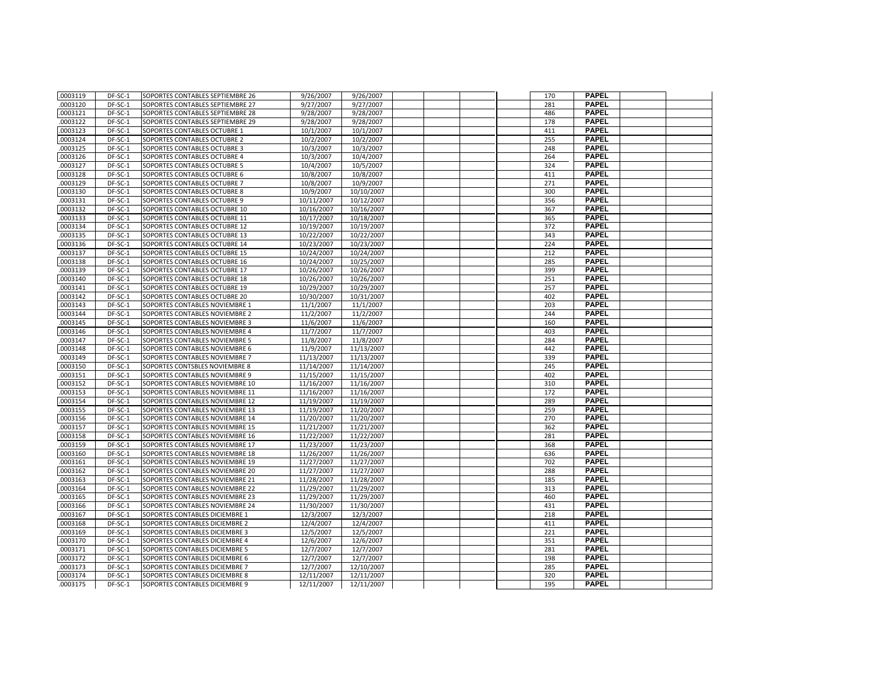| | | | | | | | | | | | | |
|---|---|---|---|---|---|---|---|---|---|---|---|---|
| .0003119 | DF-SC-1 | SOPORTES CONTABLES SEPTIEMBRE 26 | 9/26/2007 | 9/26/2007 | | | | | 170 | PAPEL | | |
| .0003120 | DF-SC-1 | SOPORTES CONTABLES SEPTIEMBRE 27 | 9/27/2007 | 9/27/2007 | | | | | 281 | PAPEL | | |
| .0003121 | DF-SC-1 | SOPORTES CONTABLES SEPTIEMBRE 28 | 9/28/2007 | 9/28/2007 | | | | | 486 | PAPEL | | |
| .0003122 | DF-SC-1 | SOPORTES CONTABLES SEPTIEMBRE 29 | 9/28/2007 | 9/28/2007 | | | | | 178 | PAPEL | | |
| .0003123 | DF-SC-1 | SOPORTES CONTABLES OCTUBRE 1 | 10/1/2007 | 10/1/2007 | | | | | 411 | PAPEL | | |
| .0003124 | DF-SC-1 | SOPORTES CONTABLES OCTUBRE 2 | 10/2/2007 | 10/2/2007 | | | | | 255 | PAPEL | | |
| .0003125 | DF-SC-1 | SOPORTES CONTABLES OCTUBRE 3 | 10/3/2007 | 10/3/2007 | | | | | 248 | PAPEL | | |
| .0003126 | DF-SC-1 | SOPORTES CONTABLES OCTUBRE 4 | 10/3/2007 | 10/4/2007 | | | | | 264 | PAPEL | | |
| .0003127 | DF-SC-1 | SOPORTES CONTABLES OCTUBRE 5 | 10/4/2007 | 10/5/2007 | | | | | 324 | PAPEL | | |
| .0003128 | DF-SC-1 | SOPORTES CONTABLES OCTUBRE 6 | 10/8/2007 | 10/8/2007 | | | | | 411 | PAPEL | | |
| .0003129 | DF-SC-1 | SOPORTES CONTABLES OCTUBRE 7 | 10/8/2007 | 10/9/2007 | | | | | 271 | PAPEL | | |
| .0003130 | DF-SC-1 | SOPORTES CONTABLES OCTUBRE 8 | 10/9/2007 | 10/10/2007 | | | | | 300 | PAPEL | | |
| .0003131 | DF-SC-1 | SOPORTES CONTABLES OCTUBRE 9 | 10/11/2007 | 10/12/2007 | | | | | 356 | PAPEL | | |
| .0003132 | DF-SC-1 | SOPORTES CONTABLES OCTUBRE 10 | 10/16/2007 | 10/16/2007 | | | | | 367 | PAPEL | | |
| .0003133 | DF-SC-1 | SOPORTES CONTABLES OCTUBRE 11 | 10/17/2007 | 10/18/2007 | | | | | 365 | PAPEL | | |
| .0003134 | DF-SC-1 | SOPORTES CONTABLES OCTUBRE 12 | 10/19/2007 | 10/19/2007 | | | | | 372 | PAPEL | | |
| .0003135 | DF-SC-1 | SOPORTES CONTABLES OCTUBRE 13 | 10/22/2007 | 10/22/2007 | | | | | 343 | PAPEL | | |
| .0003136 | DF-SC-1 | SOPORTES CONTABLES OCTUBRE 14 | 10/23/2007 | 10/23/2007 | | | | | 224 | PAPEL | | |
| .0003137 | DF-SC-1 | SOPORTES CONTABLES OCTUBRE 15 | 10/24/2007 | 10/24/2007 | | | | | 212 | PAPEL | | |
| .0003138 | DF-SC-1 | SOPORTES CONTABLES OCTUBRE 16 | 10/24/2007 | 10/25/2007 | | | | | 285 | PAPEL | | |
| .0003139 | DF-SC-1 | SOPORTES CONTABLES OCTUBRE 17 | 10/26/2007 | 10/26/2007 | | | | | 399 | PAPEL | | |
| .0003140 | DF-SC-1 | SOPORTES CONTABLES OCTUBRE 18 | 10/26/2007 | 10/26/2007 | | | | | 251 | PAPEL | | |
| .0003141 | DF-SC-1 | SOPORTES CONTABLES OCTUBRE 19 | 10/29/2007 | 10/29/2007 | | | | | 257 | PAPEL | | |
| .0003142 | DF-SC-1 | SOPORTES CONTABLES OCTUBRE 20 | 10/30/2007 | 10/31/2007 | | | | | 402 | PAPEL | | |
| .0003143 | DF-SC-1 | SOPORTES CONTABLES NOVIEMBRE 1 | 11/1/2007 | 11/1/2007 | | | | | 203 | PAPEL | | |
| .0003144 | DF-SC-1 | SOPORTES CONTABLES NOVIEMBRE 2 | 11/2/2007 | 11/2/2007 | | | | | 244 | PAPEL | | |
| .0003145 | DF-SC-1 | SOPORTES CONTABLES NOVIEMBRE 3 | 11/6/2007 | 11/6/2007 | | | | | 160 | PAPEL | | |
| .0003146 | DF-SC-1 | SOPORTES CONTABLES NOVIEMBRE 4 | 11/7/2007 | 11/7/2007 | | | | | 403 | PAPEL | | |
| .0003147 | DF-SC-1 | SOPORTES CONTABLES NOVIEMBRE 5 | 11/8/2007 | 11/8/2007 | | | | | 284 | PAPEL | | |
| .0003148 | DF-SC-1 | SOPORTES CONTABLES NOVIEMBRE 6 | 11/9/2007 | 11/13/2007 | | | | | 442 | PAPEL | | |
| .0003149 | DF-SC-1 | SOPORTES CONTABLES NOVIEMBRE 7 | 11/13/2007 | 11/13/2007 | | | | | 339 | PAPEL | | |
| .0003150 | DF-SC-1 | SOPORTES CONTSBLES NOVIEMBRE 8 | 11/14/2007 | 11/14/2007 | | | | | 245 | PAPEL | | |
| .0003151 | DF-SC-1 | SOPORTES CONTABLES NOVIEMBRE 9 | 11/15/2007 | 11/15/2007 | | | | | 402 | PAPEL | | |
| .0003152 | DF-SC-1 | SOPORTES CONTABLES NOVIEMBRE 10 | 11/16/2007 | 11/16/2007 | | | | | 310 | PAPEL | | |
| .0003153 | DF-SC-1 | SOPORTES CONTABLES NOVIEMBRE 11 | 11/16/2007 | 11/16/2007 | | | | | 172 | PAPEL | | |
| .0003154 | DF-SC-1 | SOPORTES CONTABLES NOVIEMBRE 12 | 11/19/2007 | 11/19/2007 | | | | | 289 | PAPEL | | |
| .0003155 | DF-SC-1 | SOPORTES CONTABLES NOVIEMBRE 13 | 11/19/2007 | 11/20/2007 | | | | | 259 | PAPEL | | |
| .0003156 | DF-SC-1 | SOPORTES CONTABLES NOVIEMBRE 14 | 11/20/2007 | 11/20/2007 | | | | | 270 | PAPEL | | |
| .0003157 | DF-SC-1 | SOPORTES CONTABLES NOVIEMBRE 15 | 11/21/2007 | 11/21/2007 | | | | | 362 | PAPEL | | |
| .0003158 | DF-SC-1 | SOPORTES CONTABLES NOVIEMBRE 16 | 11/22/2007 | 11/22/2007 | | | | | 281 | PAPEL | | |
| .0003159 | DF-SC-1 | SOPORTES CONTABLES NOVIEMBRE 17 | 11/23/2007 | 11/23/2007 | | | | | 368 | PAPEL | | |
| .0003160 | DF-SC-1 | SOPORTES CONTABLES NOVIEMBRE 18 | 11/26/2007 | 11/26/2007 | | | | | 636 | PAPEL | | |
| .0003161 | DF-SC-1 | SOPORTES CONTABLES NOVIEMBRE 19 | 11/27/2007 | 11/27/2007 | | | | | 702 | PAPEL | | |
| .0003162 | DF-SC-1 | SOPORTES CONTABLES NOVIEMBRE 20 | 11/27/2007 | 11/27/2007 | | | | | 288 | PAPEL | | |
| .0003163 | DF-SC-1 | SOPORTES CONTABLES NOVIEMBRE 21 | 11/28/2007 | 11/28/2007 | | | | | 185 | PAPEL | | |
| .0003164 | DF-SC-1 | SOPORTES CONTABLES NOVIEMBRE 22 | 11/29/2007 | 11/29/2007 | | | | | 313 | PAPEL | | |
| .0003165 | DF-SC-1 | SOPORTES CONTABLES NOVIEMBRE 23 | 11/29/2007 | 11/29/2007 | | | | | 460 | PAPEL | | |
| .0003166 | DF-SC-1 | SOPORTES CONTABLES NOVIEMBRE 24 | 11/30/2007 | 11/30/2007 | | | | | 431 | PAPEL | | |
| .0003167 | DF-SC-1 | SOPORTES CONTABLES DICIEMBRE 1 | 12/3/2007 | 12/3/2007 | | | | | 218 | PAPEL | | |
| .0003168 | DF-SC-1 | SOPORTES CONTABLES DICIEMBRE 2 | 12/4/2007 | 12/4/2007 | | | | | 411 | PAPEL | | |
| .0003169 | DF-SC-1 | SOPORTES CONTABLES DICIEMBRE 3 | 12/5/2007 | 12/5/2007 | | | | | 221 | PAPEL | | |
| .0003170 | DF-SC-1 | SOPORTES CONTABLES DICIEMBRE 4 | 12/6/2007 | 12/6/2007 | | | | | 351 | PAPEL | | |
| .0003171 | DF-SC-1 | SOPORTES CONTABLES DICIEMBRE 5 | 12/7/2007 | 12/7/2007 | | | | | 281 | PAPEL | | |
| .0003172 | DF-SC-1 | SOPORTES CONTABLES DICIEMBRE 6 | 12/7/2007 | 12/7/2007 | | | | | 198 | PAPEL | | |
| .0003173 | DF-SC-1 | SOPORTES CONTABLES DICIEMBRE 7 | 12/7/2007 | 12/10/2007 | | | | | 285 | PAPEL | | |
| .0003174 | DF-SC-1 | SOPORTES CONTABLES DICIEMBRE 8 | 12/11/2007 | 12/11/2007 | | | | | 320 | PAPEL | | |
| .0003175 | DF-SC-1 | SOPORTES CONTABLES DICIEMBRE 9 | 12/11/2007 | 12/11/2007 | | | | | 195 | PAPEL | | |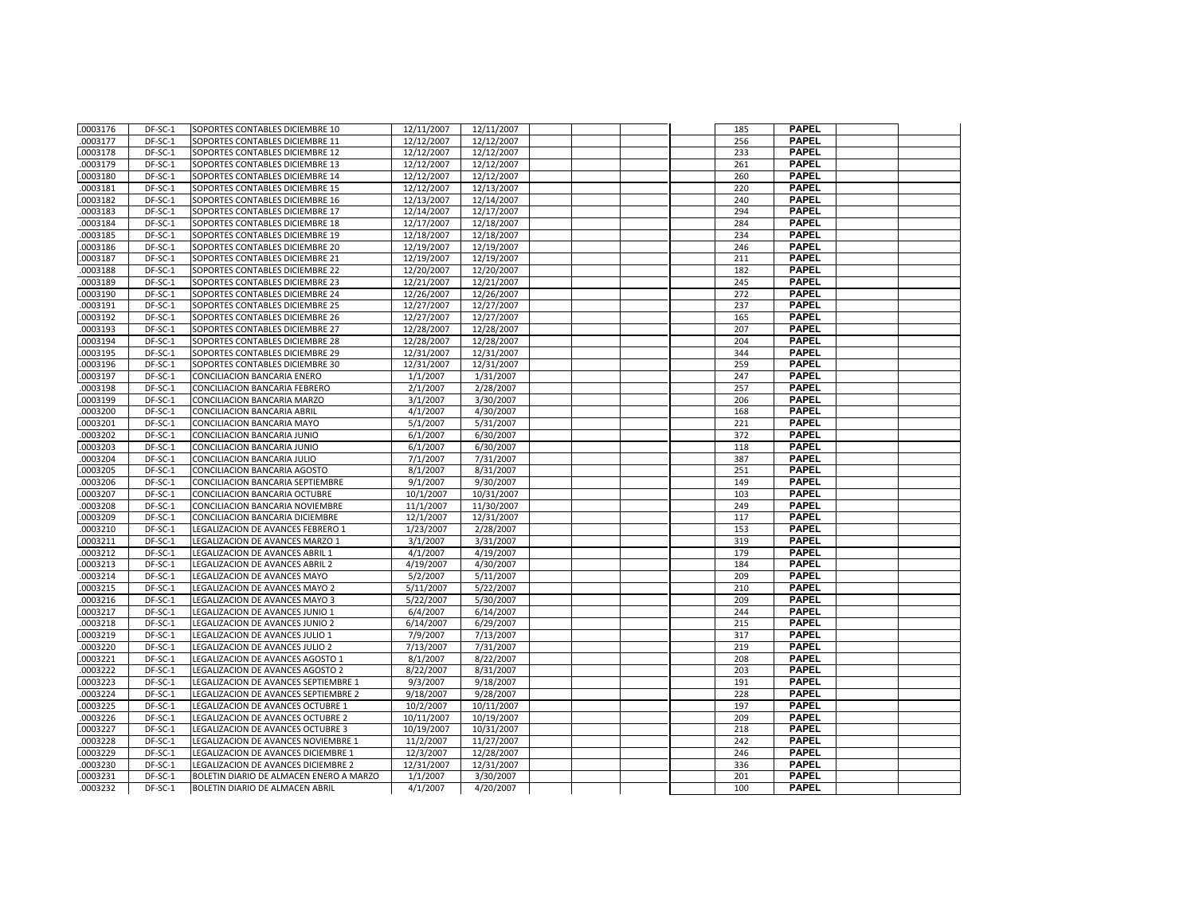| .0003176 | DF-SC-1 | SOPORTES CONTABLES DICIEMBRE 10 | 12/11/2007 | 12/11/2007 | | | | | 185 | PAPEL | | |
|---|---|---|---|---|---|---|---|---|---|---|---|---|
| .0003177 | DF-SC-1 | SOPORTES CONTABLES DICIEMBRE 11 | 12/12/2007 | 12/12/2007 | | | | | 256 | PAPEL | | |
| .0003178 | DF-SC-1 | SOPORTES CONTABLES DICIEMBRE 12 | 12/12/2007 | 12/12/2007 | | | | | 233 | PAPEL | | |
| .0003179 | DF-SC-1 | SOPORTES CONTABLES DICIEMBRE 13 | 12/12/2007 | 12/12/2007 | | | | | 261 | PAPEL | | |
| .0003180 | DF-SC-1 | SOPORTES CONTABLES DICIEMBRE 14 | 12/12/2007 | 12/12/2007 | | | | | 260 | PAPEL | | |
| .0003181 | DF-SC-1 | SOPORTES CONTABLES DICIEMBRE 15 | 12/12/2007 | 12/13/2007 | | | | | 220 | PAPEL | | |
| .0003182 | DF-SC-1 | SOPORTES CONTABLES DICIEMBRE 16 | 12/13/2007 | 12/14/2007 | | | | | 240 | PAPEL | | |
| .0003183 | DF-SC-1 | SOPORTES CONTABLES DICIEMBRE 17 | 12/14/2007 | 12/17/2007 | | | | | 294 | PAPEL | | |
| .0003184 | DF-SC-1 | SOPORTES CONTABLES DICIEMBRE 18 | 12/17/2007 | 12/18/2007 | | | | | 284 | PAPEL | | |
| .0003185 | DF-SC-1 | SOPORTES CONTABLES DICIEMBRE 19 | 12/18/2007 | 12/18/2007 | | | | | 234 | PAPEL | | |
| .0003186 | DF-SC-1 | SOPORTES CONTABLES DICIEMBRE 20 | 12/19/2007 | 12/19/2007 | | | | | 246 | PAPEL | | |
| .0003187 | DF-SC-1 | SOPORTES CONTABLES DICIEMBRE 21 | 12/19/2007 | 12/19/2007 | | | | | 211 | PAPEL | | |
| .0003188 | DF-SC-1 | SOPORTES CONTABLES DICIEMBRE 22 | 12/20/2007 | 12/20/2007 | | | | | 182 | PAPEL | | |
| .0003189 | DF-SC-1 | SOPORTES CONTABLES DICIEMBRE 23 | 12/21/2007 | 12/21/2007 | | | | | 245 | PAPEL | | |
| .0003190 | DF-SC-1 | SOPORTES CONTABLES DICIEMBRE 24 | 12/26/2007 | 12/26/2007 | | | | | 272 | PAPEL | | |
| .0003191 | DF-SC-1 | SOPORTES CONTABLES DICIEMBRE 25 | 12/27/2007 | 12/27/2007 | | | | | 237 | PAPEL | | |
| .0003192 | DF-SC-1 | SOPORTES CONTABLES DICIEMBRE 26 | 12/27/2007 | 12/27/2007 | | | | | 165 | PAPEL | | |
| .0003193 | DF-SC-1 | SOPORTES CONTABLES DICIEMBRE 27 | 12/28/2007 | 12/28/2007 | | | | | 207 | PAPEL | | |
| .0003194 | DF-SC-1 | SOPORTES CONTABLES DICIEMBRE 28 | 12/28/2007 | 12/28/2007 | | | | | 204 | PAPEL | | |
| .0003195 | DF-SC-1 | SOPORTES CONTABLES DICIEMBRE 29 | 12/31/2007 | 12/31/2007 | | | | | 344 | PAPEL | | |
| .0003196 | DF-SC-1 | SOPORTES CONTABLES DICIEMBRE 30 | 12/31/2007 | 12/31/2007 | | | | | 259 | PAPEL | | |
| .0003197 | DF-SC-1 | CONCILIACION BANCARIA ENERO | 1/1/2007 | 1/31/2007 | | | | | 247 | PAPEL | | |
| .0003198 | DF-SC-1 | CONCILIACION BANCARIA FEBRERO | 2/1/2007 | 2/28/2007 | | | | | 257 | PAPEL | | |
| .0003199 | DF-SC-1 | CONCILIACION BANCARIA MARZO | 3/1/2007 | 3/30/2007 | | | | | 206 | PAPEL | | |
| .0003200 | DF-SC-1 | CONCILIACION BANCARIA ABRIL | 4/1/2007 | 4/30/2007 | | | | | 168 | PAPEL | | |
| .0003201 | DF-SC-1 | CONCILIACION BANCARIA MAYO | 5/1/2007 | 5/31/2007 | | | | | 221 | PAPEL | | |
| .0003202 | DF-SC-1 | CONCILIACION BANCARIA JUNIO | 6/1/2007 | 6/30/2007 | | | | | 372 | PAPEL | | |
| .0003203 | DF-SC-1 | CONCILIACION BANCARIA JUNIO | 6/1/2007 | 6/30/2007 | | | | | 118 | PAPEL | | |
| .0003204 | DF-SC-1 | CONCILIACION BANCARIA JULIO | 7/1/2007 | 7/31/2007 | | | | | 387 | PAPEL | | |
| .0003205 | DF-SC-1 | CONCILIACION BANCARIA AGOSTO | 8/1/2007 | 8/31/2007 | | | | | 251 | PAPEL | | |
| .0003206 | DF-SC-1 | CONCILIACION BANCARIA SEPTIEMBRE | 9/1/2007 | 9/30/2007 | | | | | 149 | PAPEL | | |
| .0003207 | DF-SC-1 | CONCILIACION BANCARIA OCTUBRE | 10/1/2007 | 10/31/2007 | | | | | 103 | PAPEL | | |
| .0003208 | DF-SC-1 | CONCILIACION BANCARIA NOVIEMBRE | 11/1/2007 | 11/30/2007 | | | | | 249 | PAPEL | | |
| .0003209 | DF-SC-1 | CONCILIACION BANCARIA DICIEMBRE | 12/1/2007 | 12/31/2007 | | | | | 117 | PAPEL | | |
| .0003210 | DF-SC-1 | LEGALIZACION DE AVANCES FEBRERO 1 | 1/23/2007 | 2/28/2007 | | | | | 153 | PAPEL | | |
| .0003211 | DF-SC-1 | LEGALIZACION DE AVANCES MARZO 1 | 3/1/2007 | 3/31/2007 | | | | | 319 | PAPEL | | |
| .0003212 | DF-SC-1 | LEGALIZACION DE AVANCES ABRIL 1 | 4/1/2007 | 4/19/2007 | | | | | 179 | PAPEL | | |
| .0003213 | DF-SC-1 | LEGALIZACION DE AVANCES ABRIL 2 | 4/19/2007 | 4/30/2007 | | | | | 184 | PAPEL | | |
| .0003214 | DF-SC-1 | LEGALIZACION DE AVANCES MAYO | 5/2/2007 | 5/11/2007 | | | | | 209 | PAPEL | | |
| .0003215 | DF-SC-1 | LEGALIZACION DE AVANCES MAYO 2 | 5/11/2007 | 5/22/2007 | | | | | 210 | PAPEL | | |
| .0003216 | DF-SC-1 | LEGALIZACION DE AVANCES MAYO 3 | 5/22/2007 | 5/30/2007 | | | | | 209 | PAPEL | | |
| .0003217 | DF-SC-1 | LEGALIZACION DE AVANCES JUNIO 1 | 6/4/2007 | 6/14/2007 | | | | | 244 | PAPEL | | |
| .0003218 | DF-SC-1 | LEGALIZACION DE AVANCES JUNIO 2 | 6/14/2007 | 6/29/2007 | | | | | 215 | PAPEL | | |
| .0003219 | DF-SC-1 | LEGALIZACION DE AVANCES JULIO 1 | 7/9/2007 | 7/13/2007 | | | | | 317 | PAPEL | | |
| .0003220 | DF-SC-1 | LEGALIZACION DE AVANCES JULIO 2 | 7/13/2007 | 7/31/2007 | | | | | 219 | PAPEL | | |
| .0003221 | DF-SC-1 | LEGALIZACION DE AVANCES AGOSTO 1 | 8/1/2007 | 8/22/2007 | | | | | 208 | PAPEL | | |
| .0003222 | DF-SC-1 | LEGALIZACION DE AVANCES AGOSTO 2 | 8/22/2007 | 8/31/2007 | | | | | 203 | PAPEL | | |
| .0003223 | DF-SC-1 | LEGALIZACION DE AVANCES SEPTIEMBRE 1 | 9/3/2007 | 9/18/2007 | | | | | 191 | PAPEL | | |
| .0003224 | DF-SC-1 | LEGALIZACION DE AVANCES SEPTIEMBRE 2 | 9/18/2007 | 9/28/2007 | | | | | 228 | PAPEL | | |
| .0003225 | DF-SC-1 | LEGALIZACION DE AVANCES OCTUBRE 1 | 10/2/2007 | 10/11/2007 | | | | | 197 | PAPEL | | |
| .0003226 | DF-SC-1 | LEGALIZACION DE AVANCES OCTUBRE 2 | 10/11/2007 | 10/19/2007 | | | | | 209 | PAPEL | | |
| .0003227 | DF-SC-1 | LEGALIZACION DE AVANCES OCTUBRE 3 | 10/19/2007 | 10/31/2007 | | | | | 218 | PAPEL | | |
| .0003228 | DF-SC-1 | LEGALIZACION DE AVANCES NOVIEMBRE 1 | 11/2/2007 | 11/27/2007 | | | | | 242 | PAPEL | | |
| .0003229 | DF-SC-1 | LEGALIZACION DE AVANCES DICIEMBRE 1 | 12/3/2007 | 12/28/2007 | | | | | 246 | PAPEL | | |
| .0003230 | DF-SC-1 | LEGALIZACION DE AVANCES DICIEMBRE 2 | 12/31/2007 | 12/31/2007 | | | | | 336 | PAPEL | | |
| .0003231 | DF-SC-1 | BOLETIN DIARIO DE ALMACEN ENERO A MARZO | 1/1/2007 | 3/30/2007 | | | | | 201 | PAPEL | | |
| .0003232 | DF-SC-1 | BOLETIN DIARIO DE ALMACEN ABRIL | 4/1/2007 | 4/20/2007 | | | | | 100 | PAPEL | | |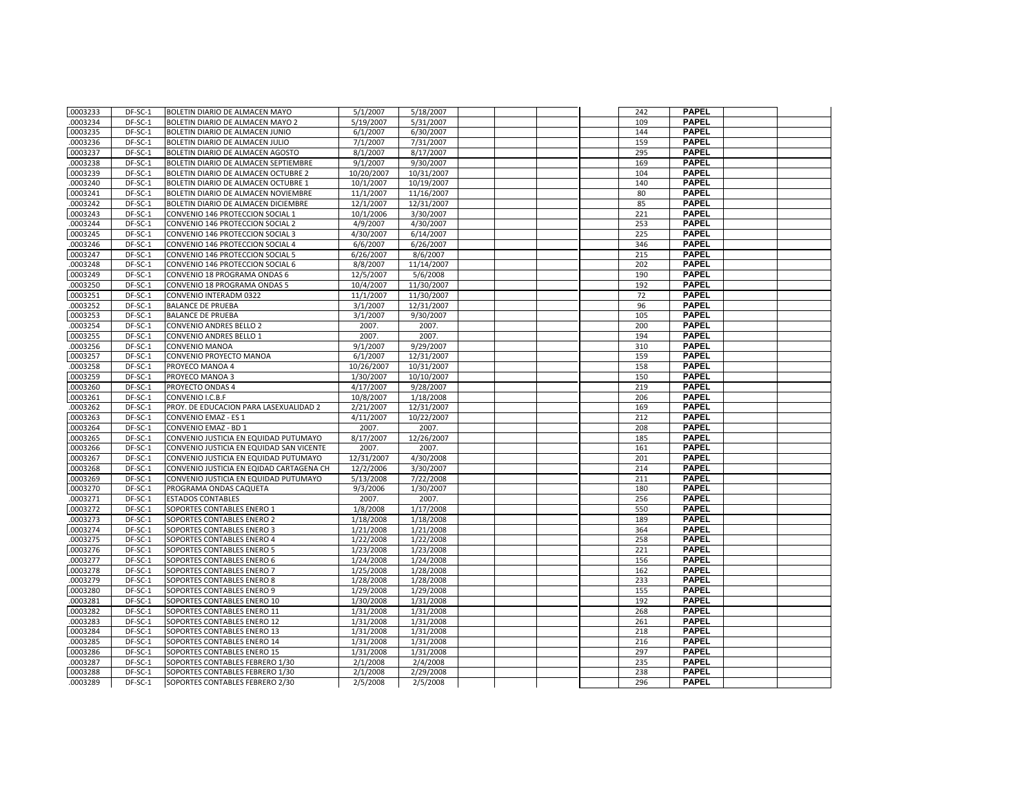| | | | | | | | | | | | | |
|---|---|---|---|---|---|---|---|---|---|---|---|---|
| .0003233 | DF-SC-1 | BOLETIN DIARIO DE ALMACEN MAYO | 5/1/2007 | 5/18/2007 | | | | | 242 | PAPEL | | |
| .0003234 | DF-SC-1 | BOLETIN DIARIO DE ALMACEN MAYO 2 | 5/19/2007 | 5/31/2007 | | | | | 109 | PAPEL | | |
| .0003235 | DF-SC-1 | BOLETIN DIARIO DE ALMACEN JUNIO | 6/1/2007 | 6/30/2007 | | | | | 144 | PAPEL | | |
| .0003236 | DF-SC-1 | BOLETIN DIARIO DE ALMACEN JULIO | 7/1/2007 | 7/31/2007 | | | | | 159 | PAPEL | | |
| .0003237 | DF-SC-1 | BOLETIN DIARIO DE ALMACEN AGOSTO | 8/1/2007 | 8/17/2007 | | | | | 295 | PAPEL | | |
| .0003238 | DF-SC-1 | BOLETIN DIARIO DE ALMACEN SEPTIEMBRE | 9/1/2007 | 9/30/2007 | | | | | 169 | PAPEL | | |
| .0003239 | DF-SC-1 | BOLETIN DIARIO DE ALMACEN OCTUBRE 2 | 10/20/2007 | 10/31/2007 | | | | | 104 | PAPEL | | |
| .0003240 | DF-SC-1 | BOLETIN DIARIO DE ALMACEN OCTUBRE 1 | 10/1/2007 | 10/19/2007 | | | | | 140 | PAPEL | | |
| .0003241 | DF-SC-1 | BOLETIN DIARIO DE ALMACEN NOVIEMBRE | 11/1/2007 | 11/16/2007 | | | | | 80 | PAPEL | | |
| .0003242 | DF-SC-1 | BOLETIN DIARIO DE ALMACEN DICIEMBRE | 12/1/2007 | 12/31/2007 | | | | | 85 | PAPEL | | |
| .0003243 | DF-SC-1 | CONVENIO 146 PROTECCION SOCIAL 1 | 10/1/2006 | 3/30/2007 | | | | | 221 | PAPEL | | |
| .0003244 | DF-SC-1 | CONVENIO 146 PROTECCION SOCIAL 2 | 4/9/2007 | 4/30/2007 | | | | | 253 | PAPEL | | |
| .0003245 | DF-SC-1 | CONVENIO 146 PROTECCION SOCIAL 3 | 4/30/2007 | 6/14/2007 | | | | | 225 | PAPEL | | |
| .0003246 | DF-SC-1 | CONVENIO 146 PROTECCION SOCIAL 4 | 6/6/2007 | 6/26/2007 | | | | | 346 | PAPEL | | |
| .0003247 | DF-SC-1 | CONVENIO 146 PROTECCION SOCIAL 5 | 6/26/2007 | 8/6/2007 | | | | | 215 | PAPEL | | |
| .0003248 | DF-SC-1 | CONVENIO 146 PROTECCION SOCIAL 6 | 8/8/2007 | 11/14/2007 | | | | | 202 | PAPEL | | |
| .0003249 | DF-SC-1 | CONVENIO 18 PROGRAMA ONDAS 6 | 12/5/2007 | 5/6/2008 | | | | | 190 | PAPEL | | |
| .0003250 | DF-SC-1 | CONVENIO 18 PROGRAMA ONDAS 5 | 10/4/2007 | 11/30/2007 | | | | | 192 | PAPEL | | |
| .0003251 | DF-SC-1 | CONVENIO INTERADM 0322 | 11/1/2007 | 11/30/2007 | | | | | 72 | PAPEL | | |
| .0003252 | DF-SC-1 | BALANCE DE PRUEBA | 3/1/2007 | 12/31/2007 | | | | | 96 | PAPEL | | |
| .0003253 | DF-SC-1 | BALANCE DE PRUEBA | 3/1/2007 | 9/30/2007 | | | | | 105 | PAPEL | | |
| .0003254 | DF-SC-1 | CONVENIO ANDRES BELLO 2 | 2007. | 2007. | | | | | 200 | PAPEL | | |
| .0003255 | DF-SC-1 | CONVENIO ANDRES BELLO 1 | 2007. | 2007. | | | | | 194 | PAPEL | | |
| .0003256 | DF-SC-1 | CONVENIO MANOA | 9/1/2007 | 9/29/2007 | | | | | 310 | PAPEL | | |
| .0003257 | DF-SC-1 | CONVENIO PROYECTO MANOA | 6/1/2007 | 12/31/2007 | | | | | 159 | PAPEL | | |
| .0003258 | DF-SC-1 | PROYECO MANOA 4 | 10/26/2007 | 10/31/2007 | | | | | 158 | PAPEL | | |
| .0003259 | DF-SC-1 | PROYECO MANOA 3 | 1/30/2007 | 10/10/2007 | | | | | 150 | PAPEL | | |
| .0003260 | DF-SC-1 | PROYECTO ONDAS 4 | 4/17/2007 | 9/28/2007 | | | | | 219 | PAPEL | | |
| .0003261 | DF-SC-1 | CONVENIO I.C.B.F | 10/8/2007 | 1/18/2008 | | | | | 206 | PAPEL | | |
| .0003262 | DF-SC-1 | PROY. DE EDUCACION PARA LASEXUALIDAD 2 | 2/21/2007 | 12/31/2007 | | | | | 169 | PAPEL | | |
| .0003263 | DF-SC-1 | CONVENIO EMAZ - ES 1 | 4/11/2007 | 10/22/2007 | | | | | 212 | PAPEL | | |
| .0003264 | DF-SC-1 | CONVENIO EMAZ - BD 1 | 2007. | 2007. | | | | | 208 | PAPEL | | |
| .0003265 | DF-SC-1 | CONVENIO JUSTICIA EN EQUIDAD PUTUMAYO | 8/17/2007 | 12/26/2007 | | | | | 185 | PAPEL | | |
| .0003266 | DF-SC-1 | CONVENIO JUSTICIA EN EQUIDAD SAN VICENTE | 2007. | 2007. | | | | | 161 | PAPEL | | |
| .0003267 | DF-SC-1 | CONVENIO JUSTICIA EN EQUIDAD PUTUMAYO | 12/31/2007 | 4/30/2008 | | | | | 201 | PAPEL | | |
| .0003268 | DF-SC-1 | CONVENIO JUSTICIA EN EQIDAD CARTAGENA CH | 12/2/2006 | 3/30/2007 | | | | | 214 | PAPEL | | |
| .0003269 | DF-SC-1 | CONVENIO JUSTICIA EN EQUIDAD PUTUMAYO | 5/13/2008 | 7/22/2008 | | | | | 211 | PAPEL | | |
| .0003270 | DF-SC-1 | PROGRAMA ONDAS CAQUETA | 9/3/2006 | 1/30/2007 | | | | | 180 | PAPEL | | |
| .0003271 | DF-SC-1 | ESTADOS CONTABLES | 2007. | 2007. | | | | | 256 | PAPEL | | |
| .0003272 | DF-SC-1 | SOPORTES CONTABLES ENERO 1 | 1/8/2008 | 1/17/2008 | | | | | 550 | PAPEL | | |
| .0003273 | DF-SC-1 | SOPORTES CONTABLES ENERO 2 | 1/18/2008 | 1/18/2008 | | | | | 189 | PAPEL | | |
| .0003274 | DF-SC-1 | SOPORTES CONTABLES ENERO 3 | 1/21/2008 | 1/21/2008 | | | | | 364 | PAPEL | | |
| .0003275 | DF-SC-1 | SOPORTES CONTABLES ENERO 4 | 1/22/2008 | 1/22/2008 | | | | | 258 | PAPEL | | |
| .0003276 | DF-SC-1 | SOPORTES CONTABLES ENERO 5 | 1/23/2008 | 1/23/2008 | | | | | 221 | PAPEL | | |
| .0003277 | DF-SC-1 | SOPORTES CONTABLES ENERO 6 | 1/24/2008 | 1/24/2008 | | | | | 156 | PAPEL | | |
| .0003278 | DF-SC-1 | SOPORTES CONTABLES ENERO 7 | 1/25/2008 | 1/28/2008 | | | | | 162 | PAPEL | | |
| .0003279 | DF-SC-1 | SOPORTES CONTABLES ENERO 8 | 1/28/2008 | 1/28/2008 | | | | | 233 | PAPEL | | |
| .0003280 | DF-SC-1 | SOPORTES CONTABLES ENERO 9 | 1/29/2008 | 1/29/2008 | | | | | 155 | PAPEL | | |
| .0003281 | DF-SC-1 | SOPORTES CONTABLES ENERO 10 | 1/30/2008 | 1/31/2008 | | | | | 192 | PAPEL | | |
| .0003282 | DF-SC-1 | SOPORTES CONTABLES ENERO 11 | 1/31/2008 | 1/31/2008 | | | | | 268 | PAPEL | | |
| .0003283 | DF-SC-1 | SOPORTES CONTABLES ENERO 12 | 1/31/2008 | 1/31/2008 | | | | | 261 | PAPEL | | |
| .0003284 | DF-SC-1 | SOPORTES CONTABLES ENERO 13 | 1/31/2008 | 1/31/2008 | | | | | 218 | PAPEL | | |
| .0003285 | DF-SC-1 | SOPORTES CONTABLES ENERO 14 | 1/31/2008 | 1/31/2008 | | | | | 216 | PAPEL | | |
| .0003286 | DF-SC-1 | SOPORTES CONTABLES ENERO 15 | 1/31/2008 | 1/31/2008 | | | | | 297 | PAPEL | | |
| .0003287 | DF-SC-1 | SOPORTES CONTABLES FEBRERO 1/30 | 2/1/2008 | 2/4/2008 | | | | | 235 | PAPEL | | |
| .0003288 | DF-SC-1 | SOPORTES CONTABLES FEBRERO 1/30 | 2/1/2008 | 2/29/2008 | | | | | 238 | PAPEL | | |
| .0003289 | DF-SC-1 | SOPORTES CONTABLES FEBRERO 2/30 | 2/5/2008 | 2/5/2008 | | | | | 296 | PAPEL | | |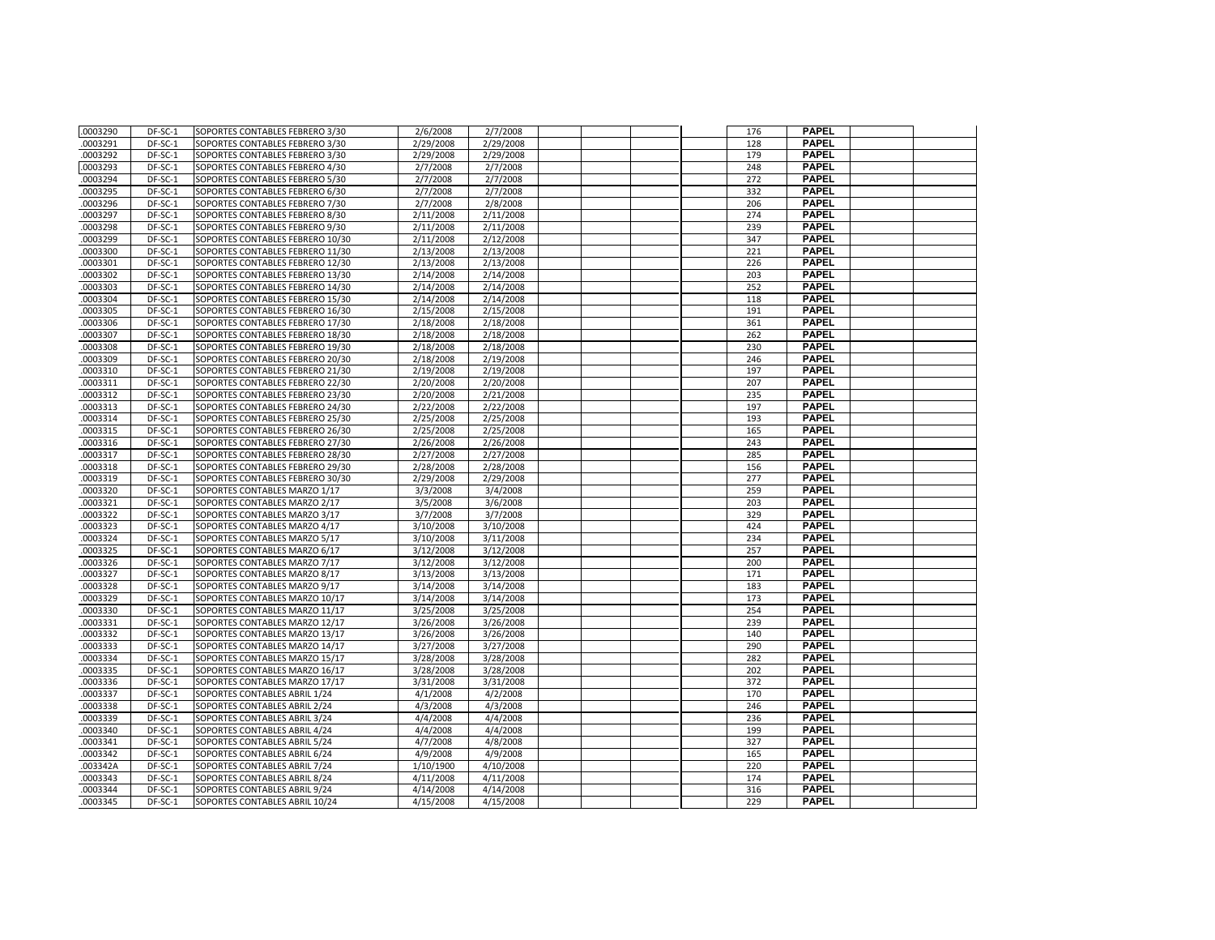| | | | | | | | | | | | | |
|---|---|---|---|---|---|---|---|---|---|---|---|---|
| .0003290 | DF-SC-1 | SOPORTES CONTABLES FEBRERO 3/30 | 2/6/2008 | 2/7/2008 | | | | | 176 | PAPEL | | |
| .0003291 | DF-SC-1 | SOPORTES CONTABLES FEBRERO 3/30 | 2/29/2008 | 2/29/2008 | | | | | 128 | PAPEL | | |
| .0003292 | DF-SC-1 | SOPORTES CONTABLES FEBRERO 3/30 | 2/29/2008 | 2/29/2008 | | | | | 179 | PAPEL | | |
| .0003293 | DF-SC-1 | SOPORTES CONTABLES FEBRERO 4/30 | 2/7/2008 | 2/7/2008 | | | | | 248 | PAPEL | | |
| .0003294 | DF-SC-1 | SOPORTES CONTABLES FEBRERO 5/30 | 2/7/2008 | 2/7/2008 | | | | | 272 | PAPEL | | |
| .0003295 | DF-SC-1 | SOPORTES CONTABLES FEBRERO 6/30 | 2/7/2008 | 2/7/2008 | | | | | 332 | PAPEL | | |
| .0003296 | DF-SC-1 | SOPORTES CONTABLES FEBRERO 7/30 | 2/7/2008 | 2/8/2008 | | | | | 206 | PAPEL | | |
| .0003297 | DF-SC-1 | SOPORTES CONTABLES FEBRERO 8/30 | 2/11/2008 | 2/11/2008 | | | | | 274 | PAPEL | | |
| .0003298 | DF-SC-1 | SOPORTES CONTABLES FEBRERO 9/30 | 2/11/2008 | 2/11/2008 | | | | | 239 | PAPEL | | |
| .0003299 | DF-SC-1 | SOPORTES CONTABLES FEBRERO 10/30 | 2/11/2008 | 2/12/2008 | | | | | 347 | PAPEL | | |
| .0003300 | DF-SC-1 | SOPORTES CONTABLES FEBRERO 11/30 | 2/13/2008 | 2/13/2008 | | | | | 221 | PAPEL | | |
| .0003301 | DF-SC-1 | SOPORTES CONTABLES FEBRERO 12/30 | 2/13/2008 | 2/13/2008 | | | | | 226 | PAPEL | | |
| .0003302 | DF-SC-1 | SOPORTES CONTABLES FEBRERO 13/30 | 2/14/2008 | 2/14/2008 | | | | | 203 | PAPEL | | |
| .0003303 | DF-SC-1 | SOPORTES CONTABLES FEBRERO 14/30 | 2/14/2008 | 2/14/2008 | | | | | 252 | PAPEL | | |
| .0003304 | DF-SC-1 | SOPORTES CONTABLES FEBRERO 15/30 | 2/14/2008 | 2/14/2008 | | | | | 118 | PAPEL | | |
| .0003305 | DF-SC-1 | SOPORTES CONTABLES FEBRERO 16/30 | 2/15/2008 | 2/15/2008 | | | | | 191 | PAPEL | | |
| .0003306 | DF-SC-1 | SOPORTES CONTABLES FEBRERO 17/30 | 2/18/2008 | 2/18/2008 | | | | | 361 | PAPEL | | |
| .0003307 | DF-SC-1 | SOPORTES CONTABLES FEBRERO 18/30 | 2/18/2008 | 2/18/2008 | | | | | 262 | PAPEL | | |
| .0003308 | DF-SC-1 | SOPORTES CONTABLES FEBRERO 19/30 | 2/18/2008 | 2/18/2008 | | | | | 230 | PAPEL | | |
| .0003309 | DF-SC-1 | SOPORTES CONTABLES FEBRERO 20/30 | 2/18/2008 | 2/19/2008 | | | | | 246 | PAPEL | | |
| .0003310 | DF-SC-1 | SOPORTES CONTABLES FEBRERO 21/30 | 2/19/2008 | 2/19/2008 | | | | | 197 | PAPEL | | |
| .0003311 | DF-SC-1 | SOPORTES CONTABLES FEBRERO 22/30 | 2/20/2008 | 2/20/2008 | | | | | 207 | PAPEL | | |
| .0003312 | DF-SC-1 | SOPORTES CONTABLES FEBRERO 23/30 | 2/20/2008 | 2/21/2008 | | | | | 235 | PAPEL | | |
| .0003313 | DF-SC-1 | SOPORTES CONTABLES FEBRERO 24/30 | 2/22/2008 | 2/22/2008 | | | | | 197 | PAPEL | | |
| .0003314 | DF-SC-1 | SOPORTES CONTABLES FEBRERO 25/30 | 2/25/2008 | 2/25/2008 | | | | | 193 | PAPEL | | |
| .0003315 | DF-SC-1 | SOPORTES CONTABLES FEBRERO 26/30 | 2/25/2008 | 2/25/2008 | | | | | 165 | PAPEL | | |
| .0003316 | DF-SC-1 | SOPORTES CONTABLES FEBRERO 27/30 | 2/26/2008 | 2/26/2008 | | | | | 243 | PAPEL | | |
| .0003317 | DF-SC-1 | SOPORTES CONTABLES FEBRERO 28/30 | 2/27/2008 | 2/27/2008 | | | | | 285 | PAPEL | | |
| .0003318 | DF-SC-1 | SOPORTES CONTABLES FEBRERO 29/30 | 2/28/2008 | 2/28/2008 | | | | | 156 | PAPEL | | |
| .0003319 | DF-SC-1 | SOPORTES CONTABLES FEBRERO 30/30 | 2/29/2008 | 2/29/2008 | | | | | 277 | PAPEL | | |
| .0003320 | DF-SC-1 | SOPORTES CONTABLES MARZO 1/17 | 3/3/2008 | 3/4/2008 | | | | | 259 | PAPEL | | |
| .0003321 | DF-SC-1 | SOPORTES CONTABLES MARZO 2/17 | 3/5/2008 | 3/6/2008 | | | | | 203 | PAPEL | | |
| .0003322 | DF-SC-1 | SOPORTES CONTABLES MARZO 3/17 | 3/7/2008 | 3/7/2008 | | | | | 329 | PAPEL | | |
| .0003323 | DF-SC-1 | SOPORTES CONTABLES MARZO 4/17 | 3/10/2008 | 3/10/2008 | | | | | 424 | PAPEL | | |
| .0003324 | DF-SC-1 | SOPORTES CONTABLES MARZO 5/17 | 3/10/2008 | 3/11/2008 | | | | | 234 | PAPEL | | |
| .0003325 | DF-SC-1 | SOPORTES CONTABLES MARZO 6/17 | 3/12/2008 | 3/12/2008 | | | | | 257 | PAPEL | | |
| .0003326 | DF-SC-1 | SOPORTES CONTABLES MARZO 7/17 | 3/12/2008 | 3/12/2008 | | | | | 200 | PAPEL | | |
| .0003327 | DF-SC-1 | SOPORTES CONTABLES MARZO 8/17 | 3/13/2008 | 3/13/2008 | | | | | 171 | PAPEL | | |
| .0003328 | DF-SC-1 | SOPORTES CONTABLES MARZO 9/17 | 3/14/2008 | 3/14/2008 | | | | | 183 | PAPEL | | |
| .0003329 | DF-SC-1 | SOPORTES CONTABLES MARZO 10/17 | 3/14/2008 | 3/14/2008 | | | | | 173 | PAPEL | | |
| .0003330 | DF-SC-1 | SOPORTES CONTABLES MARZO 11/17 | 3/25/2008 | 3/25/2008 | | | | | 254 | PAPEL | | |
| .0003331 | DF-SC-1 | SOPORTES CONTABLES MARZO 12/17 | 3/26/2008 | 3/26/2008 | | | | | 239 | PAPEL | | |
| .0003332 | DF-SC-1 | SOPORTES CONTABLES MARZO 13/17 | 3/26/2008 | 3/26/2008 | | | | | 140 | PAPEL | | |
| .0003333 | DF-SC-1 | SOPORTES CONTABLES MARZO 14/17 | 3/27/2008 | 3/27/2008 | | | | | 290 | PAPEL | | |
| .0003334 | DF-SC-1 | SOPORTES CONTABLES MARZO 15/17 | 3/28/2008 | 3/28/2008 | | | | | 282 | PAPEL | | |
| .0003335 | DF-SC-1 | SOPORTES CONTABLES MARZO 16/17 | 3/28/2008 | 3/28/2008 | | | | | 202 | PAPEL | | |
| .0003336 | DF-SC-1 | SOPORTES CONTABLES MARZO 17/17 | 3/31/2008 | 3/31/2008 | | | | | 372 | PAPEL | | |
| .0003337 | DF-SC-1 | SOPORTES CONTABLES ABRIL 1/24 | 4/1/2008 | 4/2/2008 | | | | | 170 | PAPEL | | |
| .0003338 | DF-SC-1 | SOPORTES CONTABLES ABRIL 2/24 | 4/3/2008 | 4/3/2008 | | | | | 246 | PAPEL | | |
| .0003339 | DF-SC-1 | SOPORTES CONTABLES ABRIL 3/24 | 4/4/2008 | 4/4/2008 | | | | | 236 | PAPEL | | |
| .0003340 | DF-SC-1 | SOPORTES CONTABLES ABRIL 4/24 | 4/4/2008 | 4/4/2008 | | | | | 199 | PAPEL | | |
| .0003341 | DF-SC-1 | SOPORTES CONTABLES ABRIL 5/24 | 4/7/2008 | 4/8/2008 | | | | | 327 | PAPEL | | |
| .0003342 | DF-SC-1 | SOPORTES CONTABLES ABRIL 6/24 | 4/9/2008 | 4/9/2008 | | | | | 165 | PAPEL | | |
| .003342A | DF-SC-1 | SOPORTES CONTABLES ABRIL 7/24 | 1/10/1900 | 4/10/2008 | | | | | 220 | PAPEL | | |
| .0003343 | DF-SC-1 | SOPORTES CONTABLES ABRIL 8/24 | 4/11/2008 | 4/11/2008 | | | | | 174 | PAPEL | | |
| .0003344 | DF-SC-1 | SOPORTES CONTABLES ABRIL 9/24 | 4/14/2008 | 4/14/2008 | | | | | 316 | PAPEL | | |
| .0003345 | DF-SC-1 | SOPORTES CONTABLES ABRIL 10/24 | 4/15/2008 | 4/15/2008 | | | | | 229 | PAPEL | | |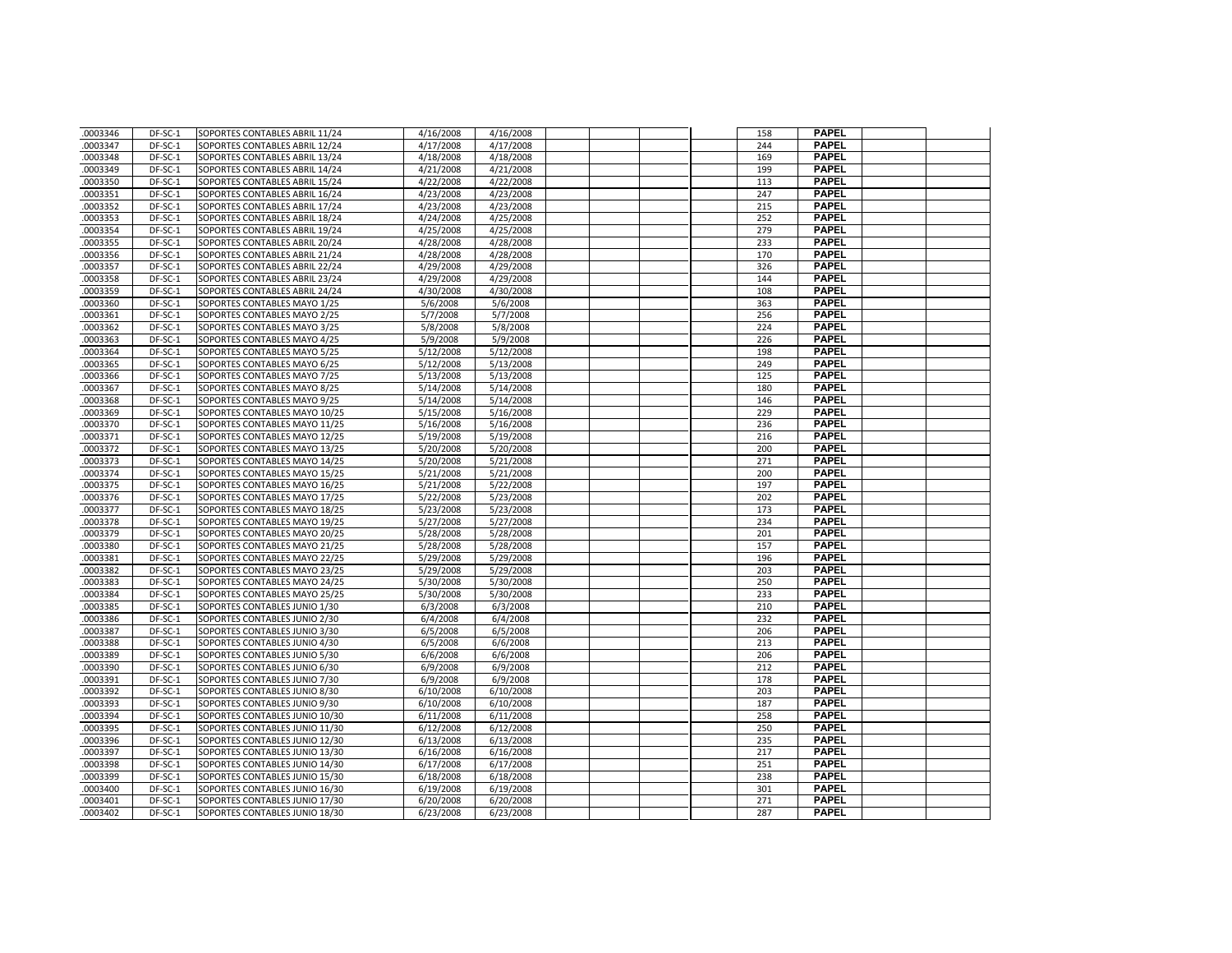| .0003346 | DF-SC-1 | SOPORTES CONTABLES ABRIL 11/24 | 4/16/2008 | 4/16/2008 | | | | | 158 | PAPEL | | |
|---|---|---|---|---|---|---|---|---|---|---|---|---|
| .0003347 | DF-SC-1 | SOPORTES CONTABLES ABRIL 12/24 | 4/17/2008 | 4/17/2008 | | | | | 244 | PAPEL | | |
| .0003348 | DF-SC-1 | SOPORTES CONTABLES ABRIL 13/24 | 4/18/2008 | 4/18/2008 | | | | | 169 | PAPEL | | |
| .0003349 | DF-SC-1 | SOPORTES CONTABLES ABRIL 14/24 | 4/21/2008 | 4/21/2008 | | | | | 199 | PAPEL | | |
| .0003350 | DF-SC-1 | SOPORTES CONTABLES ABRIL 15/24 | 4/22/2008 | 4/22/2008 | | | | | 113 | PAPEL | | |
| .0003351 | DF-SC-1 | SOPORTES CONTABLES ABRIL 16/24 | 4/23/2008 | 4/23/2008 | | | | | 247 | PAPEL | | |
| .0003352 | DF-SC-1 | SOPORTES CONTABLES ABRIL 17/24 | 4/23/2008 | 4/23/2008 | | | | | 215 | PAPEL | | |
| .0003353 | DF-SC-1 | SOPORTES CONTABLES ABRIL 18/24 | 4/24/2008 | 4/25/2008 | | | | | 252 | PAPEL | | |
| .0003354 | DF-SC-1 | SOPORTES CONTABLES ABRIL 19/24 | 4/25/2008 | 4/25/2008 | | | | | 279 | PAPEL | | |
| .0003355 | DF-SC-1 | SOPORTES CONTABLES ABRIL 20/24 | 4/28/2008 | 4/28/2008 | | | | | 233 | PAPEL | | |
| .0003356 | DF-SC-1 | SOPORTES CONTABLES ABRIL 21/24 | 4/28/2008 | 4/28/2008 | | | | | 170 | PAPEL | | |
| .0003357 | DF-SC-1 | SOPORTES CONTABLES ABRIL 22/24 | 4/29/2008 | 4/29/2008 | | | | | 326 | PAPEL | | |
| .0003358 | DF-SC-1 | SOPORTES CONTABLES ABRIL 23/24 | 4/29/2008 | 4/29/2008 | | | | | 144 | PAPEL | | |
| .0003359 | DF-SC-1 | SOPORTES CONTABLES ABRIL 24/24 | 4/30/2008 | 4/30/2008 | | | | | 108 | PAPEL | | |
| .0003360 | DF-SC-1 | SOPORTES CONTABLES MAYO 1/25 | 5/6/2008 | 5/6/2008 | | | | | 363 | PAPEL | | |
| .0003361 | DF-SC-1 | SOPORTES CONTABLES MAYO 2/25 | 5/7/2008 | 5/7/2008 | | | | | 256 | PAPEL | | |
| .0003362 | DF-SC-1 | SOPORTES CONTABLES MAYO 3/25 | 5/8/2008 | 5/8/2008 | | | | | 224 | PAPEL | | |
| .0003363 | DF-SC-1 | SOPORTES CONTABLES MAYO 4/25 | 5/9/2008 | 5/9/2008 | | | | | 226 | PAPEL | | |
| .0003364 | DF-SC-1 | SOPORTES CONTABLES MAYO 5/25 | 5/12/2008 | 5/12/2008 | | | | | 198 | PAPEL | | |
| .0003365 | DF-SC-1 | SOPORTES CONTABLES MAYO 6/25 | 5/12/2008 | 5/13/2008 | | | | | 249 | PAPEL | | |
| .0003366 | DF-SC-1 | SOPORTES CONTABLES MAYO 7/25 | 5/13/2008 | 5/13/2008 | | | | | 125 | PAPEL | | |
| .0003367 | DF-SC-1 | SOPORTES CONTABLES MAYO 8/25 | 5/14/2008 | 5/14/2008 | | | | | 180 | PAPEL | | |
| .0003368 | DF-SC-1 | SOPORTES CONTABLES MAYO 9/25 | 5/14/2008 | 5/14/2008 | | | | | 146 | PAPEL | | |
| .0003369 | DF-SC-1 | SOPORTES CONTABLES MAYO 10/25 | 5/15/2008 | 5/16/2008 | | | | | 229 | PAPEL | | |
| .0003370 | DF-SC-1 | SOPORTES CONTABLES MAYO 11/25 | 5/16/2008 | 5/16/2008 | | | | | 236 | PAPEL | | |
| .0003371 | DF-SC-1 | SOPORTES CONTABLES MAYO 12/25 | 5/19/2008 | 5/19/2008 | | | | | 216 | PAPEL | | |
| .0003372 | DF-SC-1 | SOPORTES CONTABLES MAYO 13/25 | 5/20/2008 | 5/20/2008 | | | | | 200 | PAPEL | | |
| .0003373 | DF-SC-1 | SOPORTES CONTABLES MAYO 14/25 | 5/20/2008 | 5/21/2008 | | | | | 271 | PAPEL | | |
| .0003374 | DF-SC-1 | SOPORTES CONTABLES MAYO 15/25 | 5/21/2008 | 5/21/2008 | | | | | 200 | PAPEL | | |
| .0003375 | DF-SC-1 | SOPORTES CONTABLES MAYO 16/25 | 5/21/2008 | 5/22/2008 | | | | | 197 | PAPEL | | |
| .0003376 | DF-SC-1 | SOPORTES CONTABLES MAYO 17/25 | 5/22/2008 | 5/23/2008 | | | | | 202 | PAPEL | | |
| .0003377 | DF-SC-1 | SOPORTES CONTABLES MAYO 18/25 | 5/23/2008 | 5/23/2008 | | | | | 173 | PAPEL | | |
| .0003378 | DF-SC-1 | SOPORTES CONTABLES MAYO 19/25 | 5/27/2008 | 5/27/2008 | | | | | 234 | PAPEL | | |
| .0003379 | DF-SC-1 | SOPORTES CONTABLES MAYO 20/25 | 5/28/2008 | 5/28/2008 | | | | | 201 | PAPEL | | |
| .0003380 | DF-SC-1 | SOPORTES CONTABLES MAYO 21/25 | 5/28/2008 | 5/28/2008 | | | | | 157 | PAPEL | | |
| .0003381 | DF-SC-1 | SOPORTES CONTABLES MAYO 22/25 | 5/29/2008 | 5/29/2008 | | | | | 196 | PAPEL | | |
| .0003382 | DF-SC-1 | SOPORTES CONTABLES MAYO 23/25 | 5/29/2008 | 5/29/2008 | | | | | 203 | PAPEL | | |
| .0003383 | DF-SC-1 | SOPORTES CONTABLES MAYO 24/25 | 5/30/2008 | 5/30/2008 | | | | | 250 | PAPEL | | |
| .0003384 | DF-SC-1 | SOPORTES CONTABLES MAYO 25/25 | 5/30/2008 | 5/30/2008 | | | | | 233 | PAPEL | | |
| .0003385 | DF-SC-1 | SOPORTES CONTABLES JUNIO 1/30 | 6/3/2008 | 6/3/2008 | | | | | 210 | PAPEL | | |
| .0003386 | DF-SC-1 | SOPORTES CONTABLES JUNIO 2/30 | 6/4/2008 | 6/4/2008 | | | | | 232 | PAPEL | | |
| .0003387 | DF-SC-1 | SOPORTES CONTABLES JUNIO 3/30 | 6/5/2008 | 6/5/2008 | | | | | 206 | PAPEL | | |
| .0003388 | DF-SC-1 | SOPORTES CONTABLES JUNIO 4/30 | 6/5/2008 | 6/6/2008 | | | | | 213 | PAPEL | | |
| .0003389 | DF-SC-1 | SOPORTES CONTABLES JUNIO 5/30 | 6/6/2008 | 6/6/2008 | | | | | 206 | PAPEL | | |
| .0003390 | DF-SC-1 | SOPORTES CONTABLES JUNIO 6/30 | 6/9/2008 | 6/9/2008 | | | | | 212 | PAPEL | | |
| .0003391 | DF-SC-1 | SOPORTES CONTABLES JUNIO 7/30 | 6/9/2008 | 6/9/2008 | | | | | 178 | PAPEL | | |
| .0003392 | DF-SC-1 | SOPORTES CONTABLES JUNIO 8/30 | 6/10/2008 | 6/10/2008 | | | | | 203 | PAPEL | | |
| .0003393 | DF-SC-1 | SOPORTES CONTABLES JUNIO 9/30 | 6/10/2008 | 6/10/2008 | | | | | 187 | PAPEL | | |
| .0003394 | DF-SC-1 | SOPORTES CONTABLES JUNIO 10/30 | 6/11/2008 | 6/11/2008 | | | | | 258 | PAPEL | | |
| .0003395 | DF-SC-1 | SOPORTES CONTABLES JUNIO 11/30 | 6/12/2008 | 6/12/2008 | | | | | 250 | PAPEL | | |
| .0003396 | DF-SC-1 | SOPORTES CONTABLES JUNIO 12/30 | 6/13/2008 | 6/13/2008 | | | | | 235 | PAPEL | | |
| .0003397 | DF-SC-1 | SOPORTES CONTABLES JUNIO 13/30 | 6/16/2008 | 6/16/2008 | | | | | 217 | PAPEL | | |
| .0003398 | DF-SC-1 | SOPORTES CONTABLES JUNIO 14/30 | 6/17/2008 | 6/17/2008 | | | | | 251 | PAPEL | | |
| .0003399 | DF-SC-1 | SOPORTES CONTABLES JUNIO 15/30 | 6/18/2008 | 6/18/2008 | | | | | 238 | PAPEL | | |
| .0003400 | DF-SC-1 | SOPORTES CONTABLES JUNIO 16/30 | 6/19/2008 | 6/19/2008 | | | | | 301 | PAPEL | | |
| .0003401 | DF-SC-1 | SOPORTES CONTABLES JUNIO 17/30 | 6/20/2008 | 6/20/2008 | | | | | 271 | PAPEL | | |
| .0003402 | DF-SC-1 | SOPORTES CONTABLES JUNIO 18/30 | 6/23/2008 | 6/23/2008 | | | | | 287 | PAPEL | | |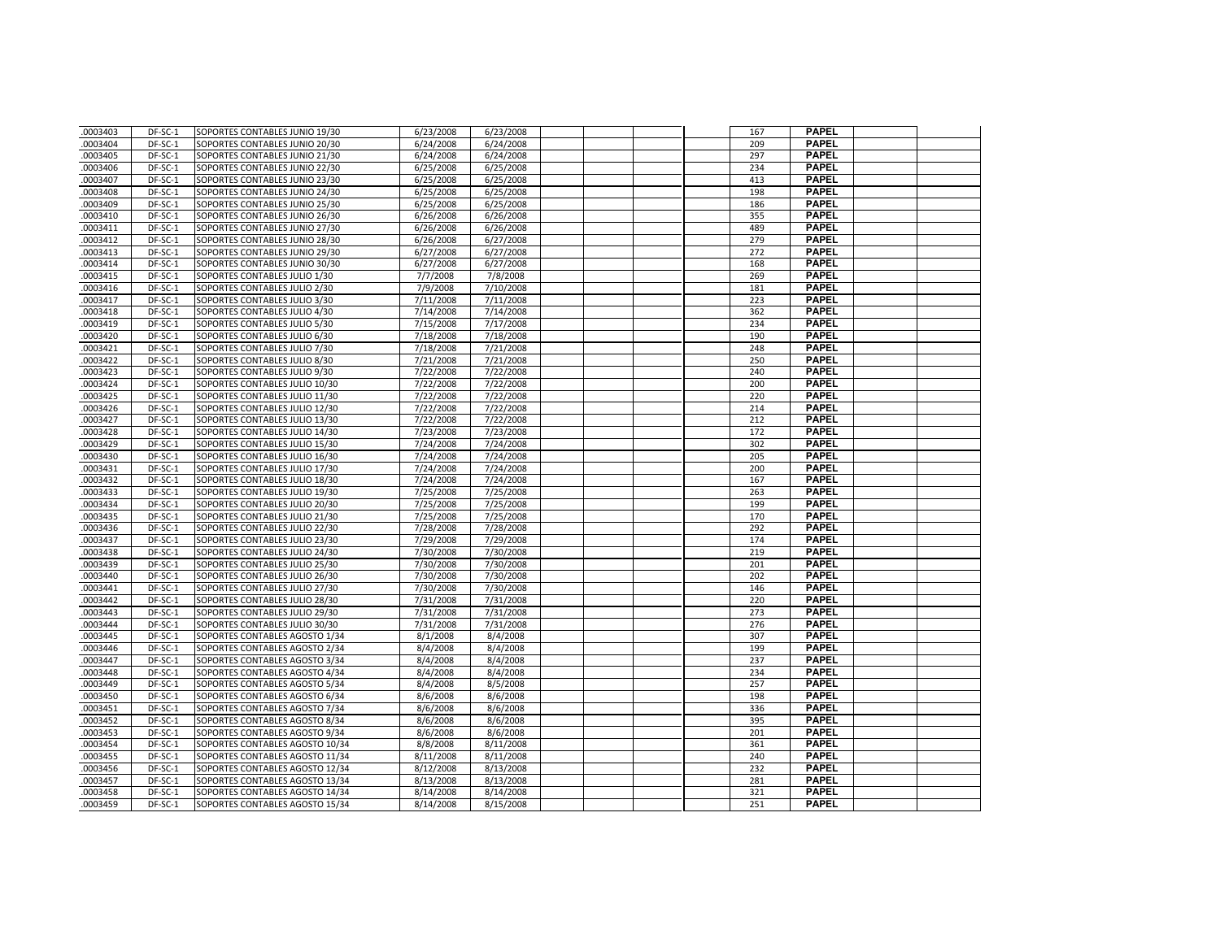| | | | | | | | | | | | | |
|---|---|---|---|---|---|---|---|---|---|---|---|---|
| .0003403 | DF-SC-1 | SOPORTES CONTABLES JUNIO 19/30 | 6/23/2008 | 6/23/2008 | | | | | 167 | **PAPEL** | | |
| .0003404 | DF-SC-1 | SOPORTES CONTABLES JUNIO 20/30 | 6/24/2008 | 6/24/2008 | | | | | 209 | **PAPEL** | | |
| .0003405 | DF-SC-1 | SOPORTES CONTABLES JUNIO 21/30 | 6/24/2008 | 6/24/2008 | | | | | 297 | **PAPEL** | | |
| .0003406 | DF-SC-1 | SOPORTES CONTABLES JUNIO 22/30 | 6/25/2008 | 6/25/2008 | | | | | 234 | **PAPEL** | | |
| .0003407 | DF-SC-1 | SOPORTES CONTABLES JUNIO 23/30 | 6/25/2008 | 6/25/2008 | | | | | 413 | **PAPEL** | | |
| .0003408 | DF-SC-1 | SOPORTES CONTABLES JUNIO 24/30 | 6/25/2008 | 6/25/2008 | | | | | 198 | **PAPEL** | | |
| .0003409 | DF-SC-1 | SOPORTES CONTABLES JUNIO 25/30 | 6/25/2008 | 6/25/2008 | | | | | 186 | **PAPEL** | | |
| .0003410 | DF-SC-1 | SOPORTES CONTABLES JUNIO 26/30 | 6/26/2008 | 6/26/2008 | | | | | 355 | **PAPEL** | | |
| .0003411 | DF-SC-1 | SOPORTES CONTABLES JUNIO 27/30 | 6/26/2008 | 6/26/2008 | | | | | 489 | **PAPEL** | | |
| .0003412 | DF-SC-1 | SOPORTES CONTABLES JUNIO 28/30 | 6/26/2008 | 6/27/2008 | | | | | 279 | **PAPEL** | | |
| .0003413 | DF-SC-1 | SOPORTES CONTABLES JUNIO 29/30 | 6/27/2008 | 6/27/2008 | | | | | 272 | **PAPEL** | | |
| .0003414 | DF-SC-1 | SOPORTES CONTABLES JUNIO 30/30 | 6/27/2008 | 6/27/2008 | | | | | 168 | **PAPEL** | | |
| .0003415 | DF-SC-1 | SOPORTES CONTABLES JULIO 1/30 | 7/7/2008 | 7/8/2008 | | | | | 269 | **PAPEL** | | |
| .0003416 | DF-SC-1 | SOPORTES CONTABLES JULIO 2/30 | 7/9/2008 | 7/10/2008 | | | | | 181 | **PAPEL** | | |
| .0003417 | DF-SC-1 | SOPORTES CONTABLES JULIO 3/30 | 7/11/2008 | 7/11/2008 | | | | | 223 | **PAPEL** | | |
| .0003418 | DF-SC-1 | SOPORTES CONTABLES JULIO 4/30 | 7/14/2008 | 7/14/2008 | | | | | 362 | **PAPEL** | | |
| .0003419 | DF-SC-1 | SOPORTES CONTABLES JULIO 5/30 | 7/15/2008 | 7/17/2008 | | | | | 234 | **PAPEL** | | |
| .0003420 | DF-SC-1 | SOPORTES CONTABLES JULIO 6/30 | 7/18/2008 | 7/18/2008 | | | | | 190 | **PAPEL** | | |
| .0003421 | DF-SC-1 | SOPORTES CONTABLES JULIO 7/30 | 7/18/2008 | 7/21/2008 | | | | | 248 | **PAPEL** | | |
| .0003422 | DF-SC-1 | SOPORTES CONTABLES JULIO 8/30 | 7/21/2008 | 7/21/2008 | | | | | 250 | **PAPEL** | | |
| .0003423 | DF-SC-1 | SOPORTES CONTABLES JULIO 9/30 | 7/22/2008 | 7/22/2008 | | | | | 240 | **PAPEL** | | |
| .0003424 | DF-SC-1 | SOPORTES CONTABLES JULIO 10/30 | 7/22/2008 | 7/22/2008 | | | | | 200 | **PAPEL** | | |
| .0003425 | DF-SC-1 | SOPORTES CONTABLES JULIO 11/30 | 7/22/2008 | 7/22/2008 | | | | | 220 | **PAPEL** | | |
| .0003426 | DF-SC-1 | SOPORTES CONTABLES JULIO 12/30 | 7/22/2008 | 7/22/2008 | | | | | 214 | **PAPEL** | | |
| .0003427 | DF-SC-1 | SOPORTES CONTABLES JULIO 13/30 | 7/22/2008 | 7/22/2008 | | | | | 212 | **PAPEL** | | |
| .0003428 | DF-SC-1 | SOPORTES CONTABLES JULIO 14/30 | 7/23/2008 | 7/23/2008 | | | | | 172 | **PAPEL** | | |
| .0003429 | DF-SC-1 | SOPORTES CONTABLES JULIO 15/30 | 7/24/2008 | 7/24/2008 | | | | | 302 | **PAPEL** | | |
| .0003430 | DF-SC-1 | SOPORTES CONTABLES JULIO 16/30 | 7/24/2008 | 7/24/2008 | | | | | 205 | **PAPEL** | | |
| .0003431 | DF-SC-1 | SOPORTES CONTABLES JULIO 17/30 | 7/24/2008 | 7/24/2008 | | | | | 200 | **PAPEL** | | |
| .0003432 | DF-SC-1 | SOPORTES CONTABLES JULIO 18/30 | 7/24/2008 | 7/24/2008 | | | | | 167 | **PAPEL** | | |
| .0003433 | DF-SC-1 | SOPORTES CONTABLES JULIO 19/30 | 7/25/2008 | 7/25/2008 | | | | | 263 | **PAPEL** | | |
| .0003434 | DF-SC-1 | SOPORTES CONTABLES JULIO 20/30 | 7/25/2008 | 7/25/2008 | | | | | 199 | **PAPEL** | | |
| .0003435 | DF-SC-1 | SOPORTES CONTABLES JULIO 21/30 | 7/25/2008 | 7/25/2008 | | | | | 170 | **PAPEL** | | |
| .0003436 | DF-SC-1 | SOPORTES CONTABLES JULIO 22/30 | 7/28/2008 | 7/28/2008 | | | | | 292 | **PAPEL** | | |
| .0003437 | DF-SC-1 | SOPORTES CONTABLES JULIO 23/30 | 7/29/2008 | 7/29/2008 | | | | | 174 | **PAPEL** | | |
| .0003438 | DF-SC-1 | SOPORTES CONTABLES JULIO 24/30 | 7/30/2008 | 7/30/2008 | | | | | 219 | **PAPEL** | | |
| .0003439 | DF-SC-1 | SOPORTES CONTABLES JULIO 25/30 | 7/30/2008 | 7/30/2008 | | | | | 201 | **PAPEL** | | |
| .0003440 | DF-SC-1 | SOPORTES CONTABLES JULIO 26/30 | 7/30/2008 | 7/30/2008 | | | | | 202 | **PAPEL** | | |
| .0003441 | DF-SC-1 | SOPORTES CONTABLES JULIO 27/30 | 7/30/2008 | 7/30/2008 | | | | | 146 | **PAPEL** | | |
| .0003442 | DF-SC-1 | SOPORTES CONTABLES JULIO 28/30 | 7/31/2008 | 7/31/2008 | | | | | 220 | **PAPEL** | | |
| .0003443 | DF-SC-1 | SOPORTES CONTABLES JULIO 29/30 | 7/31/2008 | 7/31/2008 | | | | | 273 | **PAPEL** | | |
| .0003444 | DF-SC-1 | SOPORTES CONTABLES JULIO 30/30 | 7/31/2008 | 7/31/2008 | | | | | 276 | **PAPEL** | | |
| .0003445 | DF-SC-1 | SOPORTES CONTABLES AGOSTO 1/34 | 8/1/2008 | 8/4/2008 | | | | | 307 | **PAPEL** | | |
| .0003446 | DF-SC-1 | SOPORTES CONTABLES AGOSTO 2/34 | 8/4/2008 | 8/4/2008 | | | | | 199 | **PAPEL** | | |
| .0003447 | DF-SC-1 | SOPORTES CONTABLES AGOSTO 3/34 | 8/4/2008 | 8/4/2008 | | | | | 237 | **PAPEL** | | |
| .0003448 | DF-SC-1 | SOPORTES CONTABLES AGOSTO 4/34 | 8/4/2008 | 8/4/2008 | | | | | 234 | **PAPEL** | | |
| .0003449 | DF-SC-1 | SOPORTES CONTABLES AGOSTO 5/34 | 8/4/2008 | 8/5/2008 | | | | | 257 | **PAPEL** | | |
| .0003450 | DF-SC-1 | SOPORTES CONTABLES AGOSTO 6/34 | 8/6/2008 | 8/6/2008 | | | | | 198 | **PAPEL** | | |
| .0003451 | DF-SC-1 | SOPORTES CONTABLES AGOSTO 7/34 | 8/6/2008 | 8/6/2008 | | | | | 336 | **PAPEL** | | |
| .0003452 | DF-SC-1 | SOPORTES CONTABLES AGOSTO 8/34 | 8/6/2008 | 8/6/2008 | | | | | 395 | **PAPEL** | | |
| .0003453 | DF-SC-1 | SOPORTES CONTABLES AGOSTO 9/34 | 8/6/2008 | 8/6/2008 | | | | | 201 | **PAPEL** | | |
| .0003454 | DF-SC-1 | SOPORTES CONTABLES AGOSTO 10/34 | 8/8/2008 | 8/11/2008 | | | | | 361 | **PAPEL** | | |
| .0003455 | DF-SC-1 | SOPORTES CONTABLES AGOSTO 11/34 | 8/11/2008 | 8/11/2008 | | | | | 240 | **PAPEL** | | |
| .0003456 | DF-SC-1 | SOPORTES CONTABLES AGOSTO 12/34 | 8/12/2008 | 8/13/2008 | | | | | 232 | **PAPEL** | | |
| .0003457 | DF-SC-1 | SOPORTES CONTABLES AGOSTO 13/34 | 8/13/2008 | 8/13/2008 | | | | | 281 | **PAPEL** | | |
| .0003458 | DF-SC-1 | SOPORTES CONTABLES AGOSTO 14/34 | 8/14/2008 | 8/14/2008 | | | | | 321 | **PAPEL** | | |
| .0003459 | DF-SC-1 | SOPORTES CONTABLES AGOSTO 15/34 | 8/14/2008 | 8/15/2008 | | | | | 251 | **PAPEL** | | |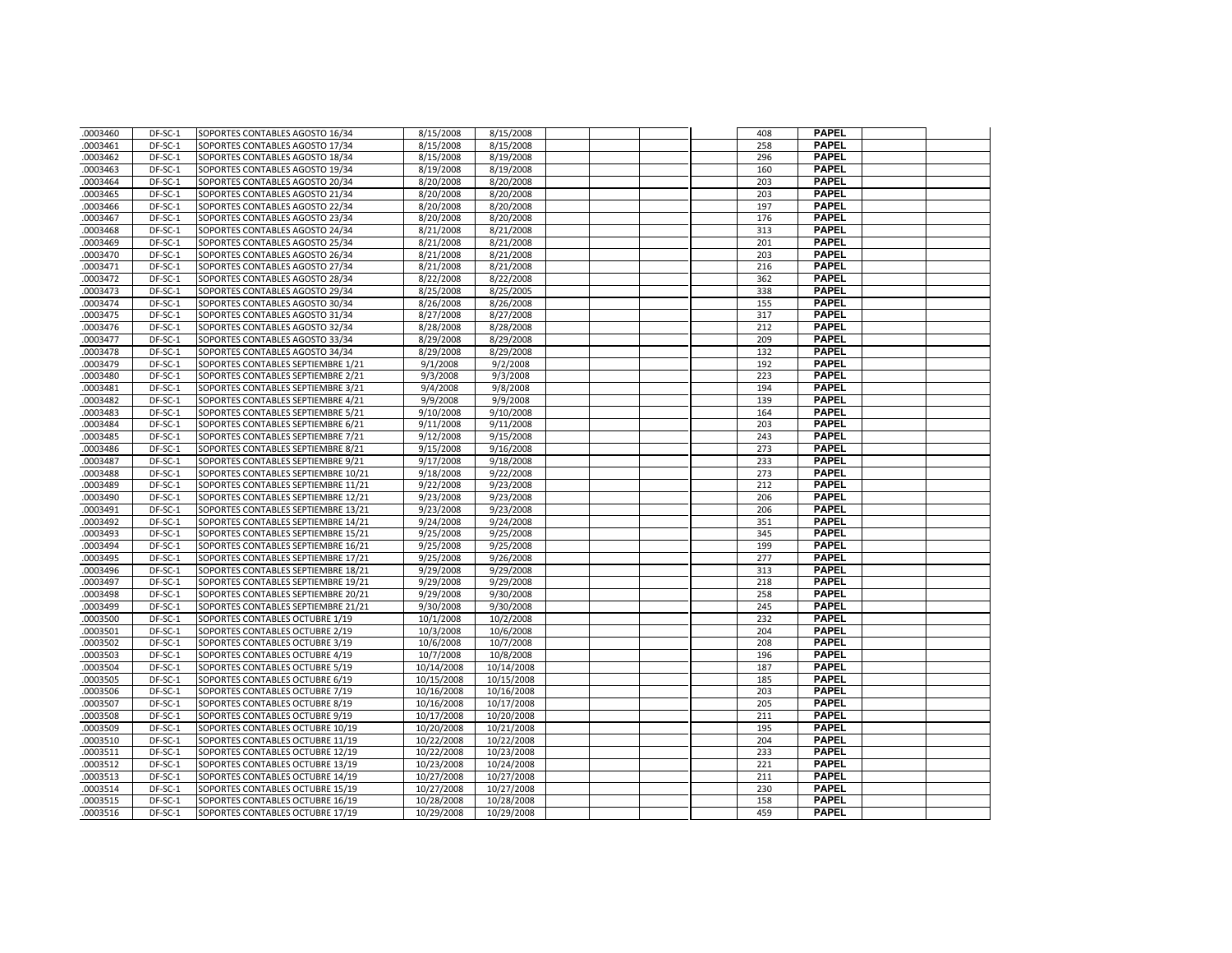| .0003460 | DF-SC-1 | SOPORTES CONTABLES AGOSTO 16/34 | 8/15/2008 | 8/15/2008 | | | | | 408 | PAPEL | | |
|---|---|---|---|---|---|---|---|---|---|---|---|---|
| .0003461 | DF-SC-1 | SOPORTES CONTABLES AGOSTO 17/34 | 8/15/2008 | 8/15/2008 | | | | | 258 | PAPEL | | |
| .0003462 | DF-SC-1 | SOPORTES CONTABLES AGOSTO 18/34 | 8/15/2008 | 8/19/2008 | | | | | 296 | PAPEL | | |
| .0003463 | DF-SC-1 | SOPORTES CONTABLES AGOSTO 19/34 | 8/19/2008 | 8/19/2008 | | | | | 160 | PAPEL | | |
| .0003464 | DF-SC-1 | SOPORTES CONTABLES AGOSTO 20/34 | 8/20/2008 | 8/20/2008 | | | | | 203 | PAPEL | | |
| .0003465 | DF-SC-1 | SOPORTES CONTABLES AGOSTO 21/34 | 8/20/2008 | 8/20/2008 | | | | | 203 | PAPEL | | |
| .0003466 | DF-SC-1 | SOPORTES CONTABLES AGOSTO 22/34 | 8/20/2008 | 8/20/2008 | | | | | 197 | PAPEL | | |
| .0003467 | DF-SC-1 | SOPORTES CONTABLES AGOSTO 23/34 | 8/20/2008 | 8/20/2008 | | | | | 176 | PAPEL | | |
| .0003468 | DF-SC-1 | SOPORTES CONTABLES AGOSTO 24/34 | 8/21/2008 | 8/21/2008 | | | | | 313 | PAPEL | | |
| .0003469 | DF-SC-1 | SOPORTES CONTABLES AGOSTO 25/34 | 8/21/2008 | 8/21/2008 | | | | | 201 | PAPEL | | |
| .0003470 | DF-SC-1 | SOPORTES CONTABLES AGOSTO 26/34 | 8/21/2008 | 8/21/2008 | | | | | 203 | PAPEL | | |
| .0003471 | DF-SC-1 | SOPORTES CONTABLES AGOSTO 27/34 | 8/21/2008 | 8/21/2008 | | | | | 216 | PAPEL | | |
| .0003472 | DF-SC-1 | SOPORTES CONTABLES AGOSTO 28/34 | 8/22/2008 | 8/22/2008 | | | | | 362 | PAPEL | | |
| .0003473 | DF-SC-1 | SOPORTES CONTABLES AGOSTO 29/34 | 8/25/2008 | 8/25/2005 | | | | | 338 | PAPEL | | |
| .0003474 | DF-SC-1 | SOPORTES CONTABLES AGOSTO 30/34 | 8/26/2008 | 8/26/2008 | | | | | 155 | PAPEL | | |
| .0003475 | DF-SC-1 | SOPORTES CONTABLES AGOSTO 31/34 | 8/27/2008 | 8/27/2008 | | | | | 317 | PAPEL | | |
| .0003476 | DF-SC-1 | SOPORTES CONTABLES AGOSTO 32/34 | 8/28/2008 | 8/28/2008 | | | | | 212 | PAPEL | | |
| .0003477 | DF-SC-1 | SOPORTES CONTABLES AGOSTO 33/34 | 8/29/2008 | 8/29/2008 | | | | | 209 | PAPEL | | |
| .0003478 | DF-SC-1 | SOPORTES CONTABLES AGOSTO 34/34 | 8/29/2008 | 8/29/2008 | | | | | 132 | PAPEL | | |
| .0003479 | DF-SC-1 | SOPORTES CONTABLES SEPTIEMBRE 1/21 | 9/1/2008 | 9/2/2008 | | | | | 192 | PAPEL | | |
| .0003480 | DF-SC-1 | SOPORTES CONTABLES SEPTIEMBRE 2/21 | 9/3/2008 | 9/3/2008 | | | | | 223 | PAPEL | | |
| .0003481 | DF-SC-1 | SOPORTES CONTABLES SEPTIEMBRE 3/21 | 9/4/2008 | 9/8/2008 | | | | | 194 | PAPEL | | |
| .0003482 | DF-SC-1 | SOPORTES CONTABLES SEPTIEMBRE 4/21 | 9/9/2008 | 9/9/2008 | | | | | 139 | PAPEL | | |
| .0003483 | DF-SC-1 | SOPORTES CONTABLES SEPTIEMBRE 5/21 | 9/10/2008 | 9/10/2008 | | | | | 164 | PAPEL | | |
| .0003484 | DF-SC-1 | SOPORTES CONTABLES SEPTIEMBRE 6/21 | 9/11/2008 | 9/11/2008 | | | | | 203 | PAPEL | | |
| .0003485 | DF-SC-1 | SOPORTES CONTABLES SEPTIEMBRE 7/21 | 9/12/2008 | 9/15/2008 | | | | | 243 | PAPEL | | |
| .0003486 | DF-SC-1 | SOPORTES CONTABLES SEPTIEMBRE 8/21 | 9/15/2008 | 9/16/2008 | | | | | 273 | PAPEL | | |
| .0003487 | DF-SC-1 | SOPORTES CONTABLES SEPTIEMBRE 9/21 | 9/17/2008 | 9/18/2008 | | | | | 233 | PAPEL | | |
| .0003488 | DF-SC-1 | SOPORTES CONTABLES SEPTIEMBRE 10/21 | 9/18/2008 | 9/22/2008 | | | | | 273 | PAPEL | | |
| .0003489 | DF-SC-1 | SOPORTES CONTABLES SEPTIEMBRE 11/21 | 9/22/2008 | 9/23/2008 | | | | | 212 | PAPEL | | |
| .0003490 | DF-SC-1 | SOPORTES CONTABLES SEPTIEMBRE 12/21 | 9/23/2008 | 9/23/2008 | | | | | 206 | PAPEL | | |
| .0003491 | DF-SC-1 | SOPORTES CONTABLES SEPTIEMBRE 13/21 | 9/23/2008 | 9/23/2008 | | | | | 206 | PAPEL | | |
| .0003492 | DF-SC-1 | SOPORTES CONTABLES SEPTIEMBRE 14/21 | 9/24/2008 | 9/24/2008 | | | | | 351 | PAPEL | | |
| .0003493 | DF-SC-1 | SOPORTES CONTABLES SEPTIEMBRE 15/21 | 9/25/2008 | 9/25/2008 | | | | | 345 | PAPEL | | |
| .0003494 | DF-SC-1 | SOPORTES CONTABLES SEPTIEMBRE 16/21 | 9/25/2008 | 9/25/2008 | | | | | 199 | PAPEL | | |
| .0003495 | DF-SC-1 | SOPORTES CONTABLES SEPTIEMBRE 17/21 | 9/25/2008 | 9/26/2008 | | | | | 277 | PAPEL | | |
| .0003496 | DF-SC-1 | SOPORTES CONTABLES SEPTIEMBRE 18/21 | 9/29/2008 | 9/29/2008 | | | | | 313 | PAPEL | | |
| .0003497 | DF-SC-1 | SOPORTES CONTABLES SEPTIEMBRE 19/21 | 9/29/2008 | 9/29/2008 | | | | | 218 | PAPEL | | |
| .0003498 | DF-SC-1 | SOPORTES CONTABLES SEPTIEMBRE 20/21 | 9/29/2008 | 9/30/2008 | | | | | 258 | PAPEL | | |
| .0003499 | DF-SC-1 | SOPORTES CONTABLES SEPTIEMBRE 21/21 | 9/30/2008 | 9/30/2008 | | | | | 245 | PAPEL | | |
| .0003500 | DF-SC-1 | SOPORTES CONTABLES OCTUBRE 1/19 | 10/1/2008 | 10/2/2008 | | | | | 232 | PAPEL | | |
| .0003501 | DF-SC-1 | SOPORTES CONTABLES OCTUBRE 2/19 | 10/3/2008 | 10/6/2008 | | | | | 204 | PAPEL | | |
| .0003502 | DF-SC-1 | SOPORTES CONTABLES OCTUBRE 3/19 | 10/6/2008 | 10/7/2008 | | | | | 208 | PAPEL | | |
| .0003503 | DF-SC-1 | SOPORTES CONTABLES OCTUBRE 4/19 | 10/7/2008 | 10/8/2008 | | | | | 196 | PAPEL | | |
| .0003504 | DF-SC-1 | SOPORTES CONTABLES OCTUBRE 5/19 | 10/14/2008 | 10/14/2008 | | | | | 187 | PAPEL | | |
| .0003505 | DF-SC-1 | SOPORTES CONTABLES OCTUBRE 6/19 | 10/15/2008 | 10/15/2008 | | | | | 185 | PAPEL | | |
| .0003506 | DF-SC-1 | SOPORTES CONTABLES OCTUBRE 7/19 | 10/16/2008 | 10/16/2008 | | | | | 203 | PAPEL | | |
| .0003507 | DF-SC-1 | SOPORTES CONTABLES OCTUBRE 8/19 | 10/16/2008 | 10/17/2008 | | | | | 205 | PAPEL | | |
| .0003508 | DF-SC-1 | SOPORTES CONTABLES OCTUBRE 9/19 | 10/17/2008 | 10/20/2008 | | | | | 211 | PAPEL | | |
| .0003509 | DF-SC-1 | SOPORTES CONTABLES OCTUBRE 10/19 | 10/20/2008 | 10/21/2008 | | | | | 195 | PAPEL | | |
| .0003510 | DF-SC-1 | SOPORTES CONTABLES OCTUBRE 11/19 | 10/22/2008 | 10/22/2008 | | | | | 204 | PAPEL | | |
| .0003511 | DF-SC-1 | SOPORTES CONTABLES OCTUBRE 12/19 | 10/22/2008 | 10/23/2008 | | | | | 233 | PAPEL | | |
| .0003512 | DF-SC-1 | SOPORTES CONTABLES OCTUBRE 13/19 | 10/23/2008 | 10/24/2008 | | | | | 221 | PAPEL | | |
| .0003513 | DF-SC-1 | SOPORTES CONTABLES OCTUBRE 14/19 | 10/27/2008 | 10/27/2008 | | | | | 211 | PAPEL | | |
| .0003514 | DF-SC-1 | SOPORTES CONTABLES OCTUBRE 15/19 | 10/27/2008 | 10/27/2008 | | | | | 230 | PAPEL | | |
| .0003515 | DF-SC-1 | SOPORTES CONTABLES OCTUBRE 16/19 | 10/28/2008 | 10/28/2008 | | | | | 158 | PAPEL | | |
| .0003516 | DF-SC-1 | SOPORTES CONTABLES OCTUBRE 17/19 | 10/29/2008 | 10/29/2008 | | | | | 459 | PAPEL | | |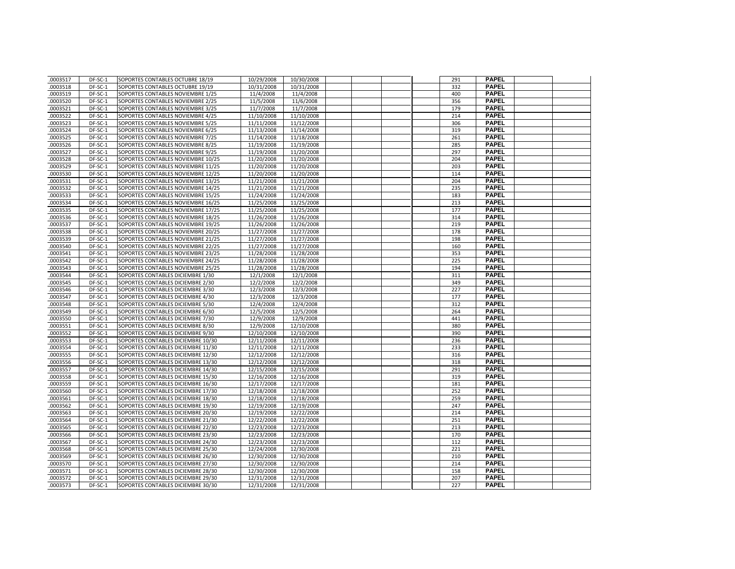| | | | | | | | | | | | |
|---|---|---|---|---|---|---|---|---|---|---|---|
| .0003517 | DF-SC-1 | SOPORTES CONTABLES OCTUBRE 18/19 | 10/29/2008 | 10/30/2008 | | | | 291 | PAPEL | | |
| .0003518 | DF-SC-1 | SOPORTES CONTABLES OCTUBRE 19/19 | 10/31/2008 | 10/31/2008 | | | | 332 | PAPEL | | |
| .0003519 | DF-SC-1 | SOPORTES CONTABLES NOVIEMBRE 1/25 | 11/4/2008 | 11/4/2008 | | | | 400 | PAPEL | | |
| .0003520 | DF-SC-1 | SOPORTES CONTABLES NOVIEMBRE 2/25 | 11/5/2008 | 11/6/2008 | | | | 356 | PAPEL | | |
| .0003521 | DF-SC-1 | SOPORTES CONTABLES NOVIEMBRE 3/25 | 11/7/2008 | 11/7/2008 | | | | 179 | PAPEL | | |
| .0003522 | DF-SC-1 | SOPORTES CONTABLES NOVIEMBRE 4/25 | 11/10/2008 | 11/10/2008 | | | | 214 | PAPEL | | |
| .0003523 | DF-SC-1 | SOPORTES CONTABLES NOVIEMBRE 5/25 | 11/11/2008 | 11/12/2008 | | | | 306 | PAPEL | | |
| .0003524 | DF-SC-1 | SOPORTES CONTABLES NOVIEMBRE 6/25 | 11/13/2008 | 11/14/2008 | | | | 319 | PAPEL | | |
| .0003525 | DF-SC-1 | SOPORTES CONTABLES NOVIEMBRE 7/25 | 11/14/2008 | 11/18/2008 | | | | 261 | PAPEL | | |
| .0003526 | DF-SC-1 | SOPORTES CONTABLES NOVIEMBRE 8/25 | 11/19/2008 | 11/19/2008 | | | | 285 | PAPEL | | |
| .0003527 | DF-SC-1 | SOPORTES CONTABLES NOVIEMBRE 9/25 | 11/19/2008 | 11/20/2008 | | | | 297 | PAPEL | | |
| .0003528 | DF-SC-1 | SOPORTES CONTABLES NOVIEMBRE 10/25 | 11/20/2008 | 11/20/2008 | | | | 204 | PAPEL | | |
| .0003529 | DF-SC-1 | SOPORTES CONTABLES NOVIEMBRE 11/25 | 11/20/2008 | 11/20/2008 | | | | 203 | PAPEL | | |
| .0003530 | DF-SC-1 | SOPORTES CONTABLES NOVIEMBRE 12/25 | 11/20/2008 | 11/20/2008 | | | | 114 | PAPEL | | |
| .0003531 | DF-SC-1 | SOPORTES CONTABLES NOVIEMBRE 13/25 | 11/21/2008 | 11/21/2008 | | | | 204 | PAPEL | | |
| .0003532 | DF-SC-1 | SOPORTES CONTABLES NOVIEMBRE 14/25 | 11/21/2008 | 11/21/2008 | | | | 235 | PAPEL | | |
| .0003533 | DF-SC-1 | SOPORTES CONTABLES NOVIEMBRE 15/25 | 11/24/2008 | 11/24/2008 | | | | 183 | PAPEL | | |
| .0003534 | DF-SC-1 | SOPORTES CONTABLES NOVIEMBRE 16/25 | 11/25/2008 | 11/25/2008 | | | | 213 | PAPEL | | |
| .0003535 | DF-SC-1 | SOPORTES CONTABLES NOVIEMBRE 17/25 | 11/25/2008 | 11/25/2008 | | | | 177 | PAPEL | | |
| .0003536 | DF-SC-1 | SOPORTES CONTABLES NOVIEMBRE 18/25 | 11/26/2008 | 11/26/2008 | | | | 314 | PAPEL | | |
| .0003537 | DF-SC-1 | SOPORTES CONTABLES NOVIEMBRE 19/25 | 11/26/2008 | 11/26/2008 | | | | 219 | PAPEL | | |
| .0003538 | DF-SC-1 | SOPORTES CONTABLES NOVIEMBRE 20/25 | 11/27/2008 | 11/27/2008 | | | | 178 | PAPEL | | |
| .0003539 | DF-SC-1 | SOPORTES CONTABLES NOVIEMBRE 21/25 | 11/27/2008 | 11/27/2008 | | | | 198 | PAPEL | | |
| .0003540 | DF-SC-1 | SOPORTES CONTABLES NOVIEMBRE 22/25 | 11/27/2008 | 11/27/2008 | | | | 160 | PAPEL | | |
| .0003541 | DF-SC-1 | SOPORTES CONTABLES NOVIEMBRE 23/25 | 11/28/2008 | 11/28/2008 | | | | 353 | PAPEL | | |
| .0003542 | DF-SC-1 | SOPORTES CONTABLES NOVIEMBRE 24/25 | 11/28/2008 | 11/28/2008 | | | | 225 | PAPEL | | |
| .0003543 | DF-SC-1 | SOPORTES CONTABLES NOVIEMBRE 25/25 | 11/28/2008 | 11/28/2008 | | | | 194 | PAPEL | | |
| .0003544 | DF-SC-1 | SOPORTES CONTABLES DICIEMBRE 1/30 | 12/1/2008 | 12/1/2008 | | | | 311 | PAPEL | | |
| .0003545 | DF-SC-1 | SOPORTES CONTABLES DICIEMBRE 2/30 | 12/2/2008 | 12/2/2008 | | | | 349 | PAPEL | | |
| .0003546 | DF-SC-1 | SOPORTES CONTABLES DICIEMBRE 3/30 | 12/3/2008 | 12/3/2008 | | | | 227 | PAPEL | | |
| .0003547 | DF-SC-1 | SOPORTES CONTABLES DICIEMBRE 4/30 | 12/3/2008 | 12/3/2008 | | | | 177 | PAPEL | | |
| .0003548 | DF-SC-1 | SOPORTES CONTABLES DICIEMBRE 5/30 | 12/4/2008 | 12/4/2008 | | | | 312 | PAPEL | | |
| .0003549 | DF-SC-1 | SOPORTES CONTABLES DICIEMBRE 6/30 | 12/5/2008 | 12/5/2008 | | | | 264 | PAPEL | | |
| .0003550 | DF-SC-1 | SOPORTES CONTABLES DICIEMBRE 7/30 | 12/9/2008 | 12/9/2008 | | | | 441 | PAPEL | | |
| .0003551 | DF-SC-1 | SOPORTES CONTABLES DICIEMBRE 8/30 | 12/9/2008 | 12/10/2008 | | | | 380 | PAPEL | | |
| .0003552 | DF-SC-1 | SOPORTES CONTABLES DICIEMBRE 9/30 | 12/10/2008 | 12/10/2008 | | | | 390 | PAPEL | | |
| .0003553 | DF-SC-1 | SOPORTES CONTABLES DICIEMBRE 10/30 | 12/11/2008 | 12/11/2008 | | | | 236 | PAPEL | | |
| .0003554 | DF-SC-1 | SOPORTES CONTABLES DICIEMBRE 11/30 | 12/11/2008 | 12/11/2008 | | | | 233 | PAPEL | | |
| .0003555 | DF-SC-1 | SOPORTES CONTABLES DICIEMBRE 12/30 | 12/12/2008 | 12/12/2008 | | | | 316 | PAPEL | | |
| .0003556 | DF-SC-1 | SOPORTES CONTABLES DICIEMBRE 13/30 | 12/12/2008 | 12/12/2008 | | | | 318 | PAPEL | | |
| .0003557 | DF-SC-1 | SOPORTES CONTABLES DICIEMBRE 14/30 | 12/15/2008 | 12/15/2008 | | | | 291 | PAPEL | | |
| .0003558 | DF-SC-1 | SOPORTES CONTABLES DICIEMBRE 15/30 | 12/16/2008 | 12/16/2008 | | | | 319 | PAPEL | | |
| .0003559 | DF-SC-1 | SOPORTES CONTABLES DICIEMBRE 16/30 | 12/17/2008 | 12/17/2008 | | | | 181 | PAPEL | | |
| .0003560 | DF-SC-1 | SOPORTES CONTABLES DICIEMBRE 17/30 | 12/18/2008 | 12/18/2008 | | | | 252 | PAPEL | | |
| .0003561 | DF-SC-1 | SOPORTES CONTABLES DICIEMBRE 18/30 | 12/18/2008 | 12/18/2008 | | | | 259 | PAPEL | | |
| .0003562 | DF-SC-1 | SOPORTES CONTABLES DICIEMBRE 19/30 | 12/19/2008 | 12/19/2008 | | | | 247 | PAPEL | | |
| .0003563 | DF-SC-1 | SOPORTES CONTABLES DICIEMBRE 20/30 | 12/19/2008 | 12/22/2008 | | | | 214 | PAPEL | | |
| .0003564 | DF-SC-1 | SOPORTES CONTABLES DICIEMBRE 21/30 | 12/22/2008 | 12/22/2008 | | | | 251 | PAPEL | | |
| .0003565 | DF-SC-1 | SOPORTES CONTABLES DICIEMBRE 22/30 | 12/23/2008 | 12/23/2008 | | | | 213 | PAPEL | | |
| .0003566 | DF-SC-1 | SOPORTES CONTABLES DICIEMBRE 23/30 | 12/23/2008 | 12/23/2008 | | | | 170 | PAPEL | | |
| .0003567 | DF-SC-1 | SOPORTES CONTABLES DICIEMBRE 24/30 | 12/23/2008 | 12/23/2008 | | | | 112 | PAPEL | | |
| .0003568 | DF-SC-1 | SOPORTES CONTABLES DICIEMBRE 25/30 | 12/24/2008 | 12/30/2008 | | | | 221 | PAPEL | | |
| .0003569 | DF-SC-1 | SOPORTES CONTABLES DICIEMBRE 26/30 | 12/30/2008 | 12/30/2008 | | | | 210 | PAPEL | | |
| .0003570 | DF-SC-1 | SOPORTES CONTABLES DICIEMBRE 27/30 | 12/30/2008 | 12/30/2008 | | | | 214 | PAPEL | | |
| .0003571 | DF-SC-1 | SOPORTES CONTABLES DICIEMBRE 28/30 | 12/30/2008 | 12/30/2008 | | | | 158 | PAPEL | | |
| .0003572 | DF-SC-1 | SOPORTES CONTABLES DICIEMBRE 29/30 | 12/31/2008 | 12/31/2008 | | | | 207 | PAPEL | | |
| .0003573 | DF-SC-1 | SOPORTES CONTABLES DICIEMBRE 30/30 | 12/31/2008 | 12/31/2008 | | | | 227 | PAPEL | | |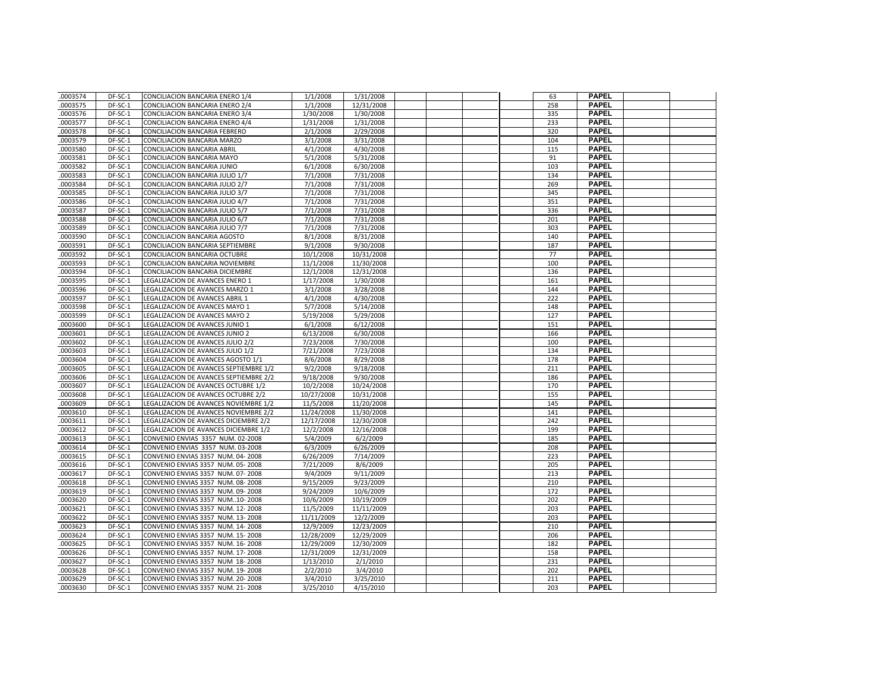| | | | | | | | | | | | | |
|---|---|---|---|---|---|---|---|---|---|---|---|---|
| .0003574 | DF-SC-1 | CONCILIACION BANCARIA ENERO 1/4 | 1/1/2008 | 1/31/2008 | | | | | 63 | PAPEL | | |
| .0003575 | DF-SC-1 | CONCILIACION BANCARIA ENERO 2/4 | 1/1/2008 | 12/31/2008 | | | | | 258 | PAPEL | | |
| .0003576 | DF-SC-1 | CONCILIACION BANCARIA ENERO 3/4 | 1/30/2008 | 1/30/2008 | | | | | 335 | PAPEL | | |
| .0003577 | DF-SC-1 | CONCILIACION BANCARIA ENERO 4/4 | 1/31/2008 | 1/31/2008 | | | | | 233 | PAPEL | | |
| .0003578 | DF-SC-1 | CONCILIACION BANCARIA FEBRERO | 2/1/2008 | 2/29/2008 | | | | | 320 | PAPEL | | |
| .0003579 | DF-SC-1 | CONCILIACION BANCARIA MARZO | 3/1/2008 | 3/31/2008 | | | | | 104 | PAPEL | | |
| .0003580 | DF-SC-1 | CONCILIACION BANCARIA ABRIL | 4/1/2008 | 4/30/2008 | | | | | 115 | PAPEL | | |
| .0003581 | DF-SC-1 | CONCILIACION BANCARIA MAYO | 5/1/2008 | 5/31/2008 | | | | | 91 | PAPEL | | |
| .0003582 | DF-SC-1 | CONCILIACION BANCARIA JUNIO | 6/1/2008 | 6/30/2008 | | | | | 103 | PAPEL | | |
| .0003583 | DF-SC-1 | CONCILIACION BANCARIA JULIO 1/7 | 7/1/2008 | 7/31/2008 | | | | | 134 | PAPEL | | |
| .0003584 | DF-SC-1 | CONCILIACION BANCARIA JULIO 2/7 | 7/1/2008 | 7/31/2008 | | | | | 269 | PAPEL | | |
| .0003585 | DF-SC-1 | CONCILIACION BANCARIA JULIO 3/7 | 7/1/2008 | 7/31/2008 | | | | | 345 | PAPEL | | |
| .0003586 | DF-SC-1 | CONCILIACION BANCARIA JULIO 4/7 | 7/1/2008 | 7/31/2008 | | | | | 351 | PAPEL | | |
| .0003587 | DF-SC-1 | CONCILIACION BANCARIA JULIO 5/7 | 7/1/2008 | 7/31/2008 | | | | | 336 | PAPEL | | |
| .0003588 | DF-SC-1 | CONCILIACION BANCARIA JULIO 6/7 | 7/1/2008 | 7/31/2008 | | | | | 201 | PAPEL | | |
| .0003589 | DF-SC-1 | CONCILIACION BANCARIA JULIO 7/7 | 7/1/2008 | 7/31/2008 | | | | | 303 | PAPEL | | |
| .0003590 | DF-SC-1 | CONCILIACION BANCARIA AGOSTO | 8/1/2008 | 8/31/2008 | | | | | 140 | PAPEL | | |
| .0003591 | DF-SC-1 | CONCILIACION BANCARIA SEPTIEMBRE | 9/1/2008 | 9/30/2008 | | | | | 187 | PAPEL | | |
| .0003592 | DF-SC-1 | CONCILIACION BANCARIA OCTUBRE | 10/1/2008 | 10/31/2008 | | | | | 77 | PAPEL | | |
| .0003593 | DF-SC-1 | CONCILIACION BANCARIA NOVIEMBRE | 11/1/2008 | 11/30/2008 | | | | | 100 | PAPEL | | |
| .0003594 | DF-SC-1 | CONCILIACION BANCARIA DICIEMBRE | 12/1/2008 | 12/31/2008 | | | | | 136 | PAPEL | | |
| .0003595 | DF-SC-1 | LEGALIZACION DE AVANCES ENERO 1 | 1/17/2008 | 1/30/2008 | | | | | 161 | PAPEL | | |
| .0003596 | DF-SC-1 | LEGALIZACION DE AVANCES MARZO 1 | 3/1/2008 | 3/28/2008 | | | | | 144 | PAPEL | | |
| .0003597 | DF-SC-1 | LEGALIZACION DE AVANCES ABRIL 1 | 4/1/2008 | 4/30/2008 | | | | | 222 | PAPEL | | |
| .0003598 | DF-SC-1 | LEGALIZACION DE AVANCES MAYO 1 | 5/7/2008 | 5/14/2008 | | | | | 148 | PAPEL | | |
| .0003599 | DF-SC-1 | LEGALIZACION DE AVANCES MAYO 2 | 5/19/2008 | 5/29/2008 | | | | | 127 | PAPEL | | |
| .0003600 | DF-SC-1 | LEGALIZACION DE AVANCES JUNIO 1 | 6/1/2008 | 6/12/2008 | | | | | 151 | PAPEL | | |
| .0003601 | DF-SC-1 | LEGALIZACION DE AVANCES JUNIO 2 | 6/13/2008 | 6/30/2008 | | | | | 166 | PAPEL | | |
| .0003602 | DF-SC-1 | LEGALIZACION DE AVANCES JULIO 2/2 | 7/23/2008 | 7/30/2008 | | | | | 100 | PAPEL | | |
| .0003603 | DF-SC-1 | LEGALIZACION DE AVANCES JULIO 1/2 | 7/21/2008 | 7/23/2008 | | | | | 134 | PAPEL | | |
| .0003604 | DF-SC-1 | LEGALIZACION DE AVANCES AGOSTO 1/1 | 8/6/2008 | 8/29/2008 | | | | | 178 | PAPEL | | |
| .0003605 | DF-SC-1 | LEGALIZACION DE AVANCES SEPTIEMBRE 1/2 | 9/2/2008 | 9/18/2008 | | | | | 211 | PAPEL | | |
| .0003606 | DF-SC-1 | LEGALIZACION DE AVANCES SEPTIEMBRE 2/2 | 9/18/2008 | 9/30/2008 | | | | | 186 | PAPEL | | |
| .0003607 | DF-SC-1 | LEGALIZACION DE AVANCES OCTUBRE 1/2 | 10/2/2008 | 10/24/2008 | | | | | 170 | PAPEL | | |
| .0003608 | DF-SC-1 | LEGALIZACION DE AVANCES OCTUBRE 2/2 | 10/27/2008 | 10/31/2008 | | | | | 155 | PAPEL | | |
| .0003609 | DF-SC-1 | LEGALIZACION DE AVANCES NOVIEMBRE 1/2 | 11/5/2008 | 11/20/2008 | | | | | 145 | PAPEL | | |
| .0003610 | DF-SC-1 | LEGALIZACION DE AVANCES NOVIEMBRE 2/2 | 11/24/2008 | 11/30/2008 | | | | | 141 | PAPEL | | |
| .0003611 | DF-SC-1 | LEGALIZACION DE AVANCES DICIEMBRE 2/2 | 12/17/2008 | 12/30/2008 | | | | | 242 | PAPEL | | |
| .0003612 | DF-SC-1 | LEGALIZACION DE AVANCES DICIEMBRE 1/2 | 12/2/2008 | 12/16/2008 | | | | | 199 | PAPEL | | |
| .0003613 | DF-SC-1 | CONVENIO ENVIAS 3357 NUM. 02-2008 | 5/4/2009 | 6/2/2009 | | | | | 185 | PAPEL | | |
| .0003614 | DF-SC-1 | CONVENIO ENVIAS 3357 NUM. 03-2008 | 6/3/2009 | 6/26/2009 | | | | | 208 | PAPEL | | |
| .0003615 | DF-SC-1 | CONVENIO ENVIAS 3357 NUM. 04- 2008 | 6/26/2009 | 7/14/2009 | | | | | 223 | PAPEL | | |
| .0003616 | DF-SC-1 | CONVENIO ENVIAS 3357 NUM. 05- 2008 | 7/21/2009 | 8/6/2009 | | | | | 205 | PAPEL | | |
| .0003617 | DF-SC-1 | CONVENIO ENVIAS 3357 NUM. 07- 2008 | 9/4/2009 | 9/11/2009 | | | | | 213 | PAPEL | | |
| .0003618 | DF-SC-1 | CONVENIO ENVIAS 3357 NUM. 08- 2008 | 9/15/2009 | 9/23/2009 | | | | | 210 | PAPEL | | |
| .0003619 | DF-SC-1 | CONVENIO ENVIAS 3357 NUM. 09- 2008 | 9/24/2009 | 10/6/2009 | | | | | 172 | PAPEL | | |
| .0003620 | DF-SC-1 | CONVENIO ENVIAS 3357 NUM..10- 2008 | 10/6/2009 | 10/19/2009 | | | | | 202 | PAPEL | | |
| .0003621 | DF-SC-1 | CONVENIO ENVIAS 3357 NUM. 12- 2008 | 11/5/2009 | 11/11/2009 | | | | | 203 | PAPEL | | |
| .0003622 | DF-SC-1 | CONVENIO ENVIAS 3357 NUM. 13- 2008 | 11/11/2009 | 12/2/2009 | | | | | 203 | PAPEL | | |
| .0003623 | DF-SC-1 | CONVENIO ENVIAS 3357 NUM. 14- 2008 | 12/9/2009 | 12/23/2009 | | | | | 210 | PAPEL | | |
| .0003624 | DF-SC-1 | CONVENIO ENVIAS 3357 NUM. 15- 2008 | 12/28/2009 | 12/29/2009 | | | | | 206 | PAPEL | | |
| .0003625 | DF-SC-1 | CONVENIO ENVIAS 3357 NUM. 16- 2008 | 12/29/2009 | 12/30/2009 | | | | | 182 | PAPEL | | |
| .0003626 | DF-SC-1 | CONVENIO ENVIAS 3357 NUM. 17- 2008 | 12/31/2009 | 12/31/2009 | | | | | 158 | PAPEL | | |
| .0003627 | DF-SC-1 | CONVENIO ENVIAS 3357 NUM 18- 2008 | 1/13/2010 | 2/1/2010 | | | | | 231 | PAPEL | | |
| .0003628 | DF-SC-1 | CONVENIO ENVIAS 3357 NUM. 19- 2008 | 2/2/2010 | 3/4/2010 | | | | | 202 | PAPEL | | |
| .0003629 | DF-SC-1 | CONVENIO ENVIAS 3357 NUM. 20- 2008 | 3/4/2010 | 3/25/2010 | | | | | 211 | PAPEL | | |
| .0003630 | DF-SC-1 | CONVENIO ENVIAS 3357 NUM. 21- 2008 | 3/25/2010 | 4/15/2010 | | | | | 203 | PAPEL | | |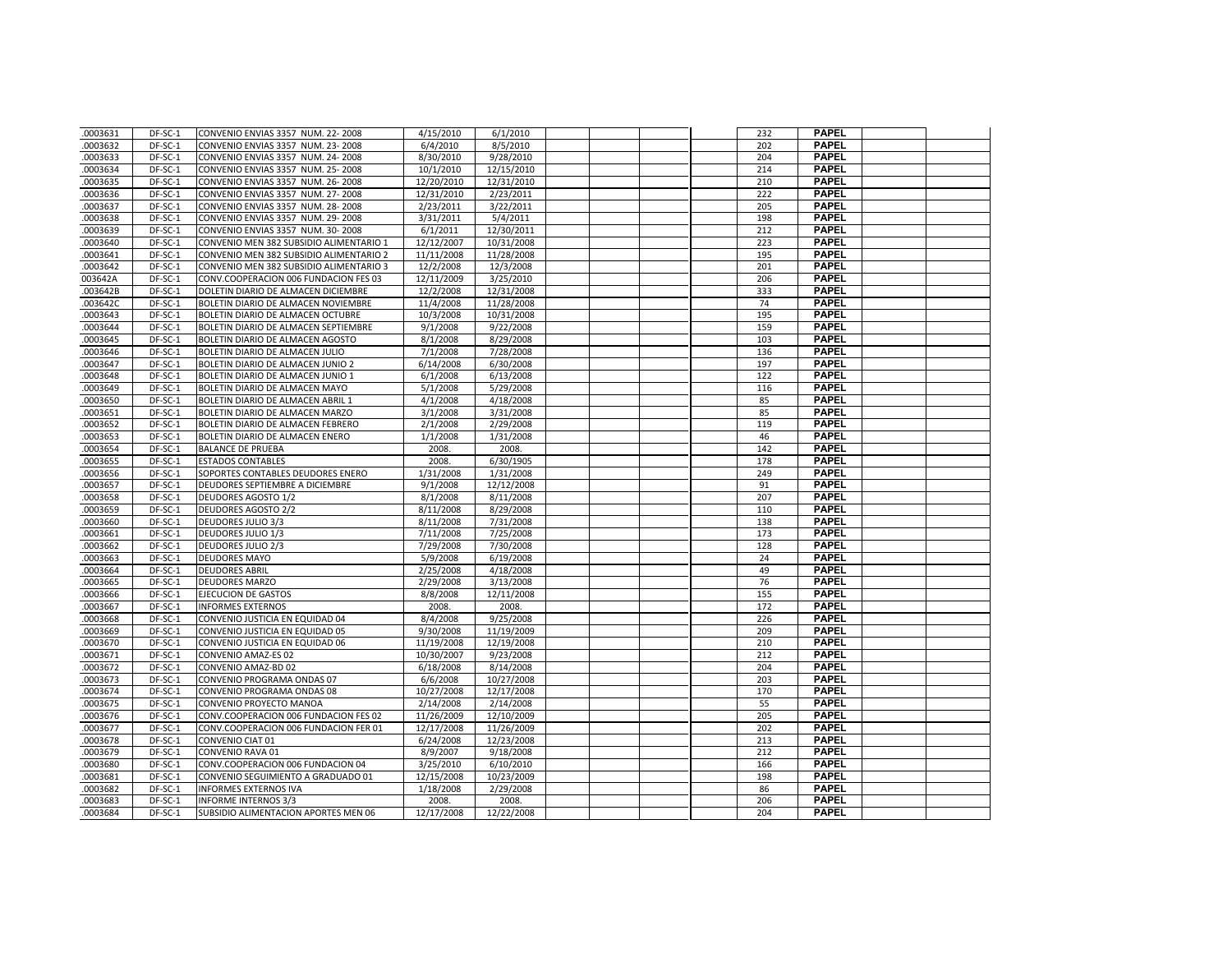| | | | | | | | | | | | | |
|---|---|---|---|---|---|---|---|---|---|---|---|---|
| .0003631 | DF-SC-1 | CONVENIO ENVIAS 3357 NUM. 22- 2008 | 4/15/2010 | 6/1/2010 | | | | | 232 | PAPEL | | |
| .0003632 | DF-SC-1 | CONVENIO ENVIAS 3357 NUM. 23- 2008 | 6/4/2010 | 8/5/2010 | | | | | 202 | PAPEL | | |
| .0003633 | DF-SC-1 | CONVENIO ENVIAS 3357 NUM. 24- 2008 | 8/30/2010 | 9/28/2010 | | | | | 204 | PAPEL | | |
| .0003634 | DF-SC-1 | CONVENIO ENVIAS 3357 NUM. 25- 2008 | 10/1/2010 | 12/15/2010 | | | | | 214 | PAPEL | | |
| .0003635 | DF-SC-1 | CONVENIO ENVIAS 3357 NUM. 26- 2008 | 12/20/2010 | 12/31/2010 | | | | | 210 | PAPEL | | |
| .0003636 | DF-SC-1 | CONVENIO ENVIAS 3357 NUM. 27- 2008 | 12/31/2010 | 2/23/2011 | | | | | 222 | PAPEL | | |
| .0003637 | DF-SC-1 | CONVENIO ENVIAS 3357 NUM. 28- 2008 | 2/23/2011 | 3/22/2011 | | | | | 205 | PAPEL | | |
| .0003638 | DF-SC-1 | CONVENIO ENVIAS 3357 NUM. 29- 2008 | 3/31/2011 | 5/4/2011 | | | | | 198 | PAPEL | | |
| .0003639 | DF-SC-1 | CONVENIO ENVIAS 3357 NUM. 30- 2008 | 6/1/2011 | 12/30/2011 | | | | | 212 | PAPEL | | |
| .0003640 | DF-SC-1 | CONVENIO MEN 382 SUBSIDIO ALIMENTARIO 1 | 12/12/2007 | 10/31/2008 | | | | | 223 | PAPEL | | |
| .0003641 | DF-SC-1 | CONVENIO MEN 382 SUBSIDIO ALIMENTARIO 2 | 11/11/2008 | 11/28/2008 | | | | | 195 | PAPEL | | |
| .0003642 | DF-SC-1 | CONVENIO MEN 382 SUBSIDIO ALIMENTARIO 3 | 12/2/2008 | 12/3/2008 | | | | | 201 | PAPEL | | |
| 003642A | DF-SC-1 | CONV.COOPERACION 006 FUNDACION FES 03 | 12/11/2009 | 3/25/2010 | | | | | 206 | PAPEL | | |
| .003642B | DF-SC-1 | DOLETIN DIARIO DE ALMACEN DICIEMBRE | 12/2/2008 | 12/31/2008 | | | | | 333 | PAPEL | | |
| .003642C | DF-SC-1 | BOLETIN DIARIO DE ALMACEN NOVIEMBRE | 11/4/2008 | 11/28/2008 | | | | | 74 | PAPEL | | |
| .0003643 | DF-SC-1 | BOLETIN DIARIO DE ALMACEN OCTUBRE | 10/3/2008 | 10/31/2008 | | | | | 195 | PAPEL | | |
| .0003644 | DF-SC-1 | BOLETIN DIARIO DE ALMACEN SEPTIEMBRE | 9/1/2008 | 9/22/2008 | | | | | 159 | PAPEL | | |
| .0003645 | DF-SC-1 | BOLETIN DIARIO DE ALMACEN AGOSTO | 8/1/2008 | 8/29/2008 | | | | | 103 | PAPEL | | |
| .0003646 | DF-SC-1 | BOLETIN DIARIO DE ALMACEN JULIO | 7/1/2008 | 7/28/2008 | | | | | 136 | PAPEL | | |
| .0003647 | DF-SC-1 | BOLETIN DIARIO DE ALMACEN JUNIO 2 | 6/14/2008 | 6/30/2008 | | | | | 197 | PAPEL | | |
| .0003648 | DF-SC-1 | BOLETIN DIARIO DE ALMACEN JUNIO 1 | 6/1/2008 | 6/13/2008 | | | | | 122 | PAPEL | | |
| .0003649 | DF-SC-1 | BOLETIN DIARIO DE ALMACEN MAYO | 5/1/2008 | 5/29/2008 | | | | | 116 | PAPEL | | |
| .0003650 | DF-SC-1 | BOLETIN DIARIO DE ALMACEN ABRIL 1 | 4/1/2008 | 4/18/2008 | | | | | 85 | PAPEL | | |
| .0003651 | DF-SC-1 | BOLETIN DIARIO DE ALMACEN MARZO | 3/1/2008 | 3/31/2008 | | | | | 85 | PAPEL | | |
| .0003652 | DF-SC-1 | BOLETIN DIARIO DE ALMACEN FEBRERO | 2/1/2008 | 2/29/2008 | | | | | 119 | PAPEL | | |
| .0003653 | DF-SC-1 | BOLETIN DIARIO DE ALMACEN ENERO | 1/1/2008 | 1/31/2008 | | | | | 46 | PAPEL | | |
| .0003654 | DF-SC-1 | BALANCE DE PRUEBA | 2008. | 2008. | | | | | 142 | PAPEL | | |
| .0003655 | DF-SC-1 | ESTADOS CONTABLES | 2008. | 6/30/1905 | | | | | 178 | PAPEL | | |
| .0003656 | DF-SC-1 | SOPORTES CONTABLES DEUDORES ENERO | 1/31/2008 | 1/31/2008 | | | | | 249 | PAPEL | | |
| .0003657 | DF-SC-1 | DEUDORES SEPTIEMBRE A DICIEMBRE | 9/1/2008 | 12/12/2008 | | | | | 91 | PAPEL | | |
| .0003658 | DF-SC-1 | DEUDORES AGOSTO 1/2 | 8/1/2008 | 8/11/2008 | | | | | 207 | PAPEL | | |
| .0003659 | DF-SC-1 | DEUDORES AGOSTO 2/2 | 8/11/2008 | 8/29/2008 | | | | | 110 | PAPEL | | |
| .0003660 | DF-SC-1 | DEUDORES JULIO 3/3 | 8/11/2008 | 7/31/2008 | | | | | 138 | PAPEL | | |
| .0003661 | DF-SC-1 | DEUDORES JULIO 1/3 | 7/11/2008 | 7/25/2008 | | | | | 173 | PAPEL | | |
| .0003662 | DF-SC-1 | DEUDORES JULIO 2/3 | 7/29/2008 | 7/30/2008 | | | | | 128 | PAPEL | | |
| .0003663 | DF-SC-1 | DEUDORES MAYO | 5/9/2008 | 6/19/2008 | | | | | 24 | PAPEL | | |
| .0003664 | DF-SC-1 | DEUDORES ABRIL | 2/25/2008 | 4/18/2008 | | | | | 49 | PAPEL | | |
| .0003665 | DF-SC-1 | DEUDORES MARZO | 2/29/2008 | 3/13/2008 | | | | | 76 | PAPEL | | |
| .0003666 | DF-SC-1 | EJECUCION DE GASTOS | 8/8/2008 | 12/11/2008 | | | | | 155 | PAPEL | | |
| .0003667 | DF-SC-1 | INFORMES EXTERNOS | 2008. | 2008. | | | | | 172 | PAPEL | | |
| .0003668 | DF-SC-1 | CONVENIO JUSTICIA EN EQUIDAD 04 | 8/4/2008 | 9/25/2008 | | | | | 226 | PAPEL | | |
| .0003669 | DF-SC-1 | CONVENIO JUSTICIA EN EQUIDAD 05 | 9/30/2008 | 11/19/2009 | | | | | 209 | PAPEL | | |
| .0003670 | DF-SC-1 | CONVENIO JUSTICIA EN EQUIDAD 06 | 11/19/2008 | 12/19/2008 | | | | | 210 | PAPEL | | |
| .0003671 | DF-SC-1 | CONVENIO AMAZ-ES 02 | 10/30/2007 | 9/23/2008 | | | | | 212 | PAPEL | | |
| .0003672 | DF-SC-1 | CONVENIO AMAZ-BD 02 | 6/18/2008 | 8/14/2008 | | | | | 204 | PAPEL | | |
| .0003673 | DF-SC-1 | CONVENIO PROGRAMA ONDAS 07 | 6/6/2008 | 10/27/2008 | | | | | 203 | PAPEL | | |
| .0003674 | DF-SC-1 | CONVENIO PROGRAMA ONDAS 08 | 10/27/2008 | 12/17/2008 | | | | | 170 | PAPEL | | |
| .0003675 | DF-SC-1 | CONVENIO PROYECTO MANOA | 2/14/2008 | 2/14/2008 | | | | | 55 | PAPEL | | |
| .0003676 | DF-SC-1 | CONV.COOPERACION 006 FUNDACION FES 02 | 11/26/2009 | 12/10/2009 | | | | | 205 | PAPEL | | |
| .0003677 | DF-SC-1 | CONV.COOPERACION 006 FUNDACION FER 01 | 12/17/2008 | 11/26/2009 | | | | | 202 | PAPEL | | |
| .0003678 | DF-SC-1 | CONVENIO CIAT 01 | 6/24/2008 | 12/23/2008 | | | | | 213 | PAPEL | | |
| .0003679 | DF-SC-1 | CONVENIO RAVA 01 | 8/9/2007 | 9/18/2008 | | | | | 212 | PAPEL | | |
| .0003680 | DF-SC-1 | CONV.COOPERACION 006 FUNDACION 04 | 3/25/2010 | 6/10/2010 | | | | | 166 | PAPEL | | |
| .0003681 | DF-SC-1 | CONVENIO SEGUIMIENTO A GRADUADO 01 | 12/15/2008 | 10/23/2009 | | | | | 198 | PAPEL | | |
| .0003682 | DF-SC-1 | INFORMES EXTERNOS IVA | 1/18/2008 | 2/29/2008 | | | | | 86 | PAPEL | | |
| .0003683 | DF-SC-1 | INFORME INTERNOS 3/3 | 2008. | 2008. | | | | | 206 | PAPEL | | |
| .0003684 | DF-SC-1 | SUBSIDIO ALIMENTACION APORTES MEN 06 | 12/17/2008 | 12/22/2008 | | | | | 204 | PAPEL | | |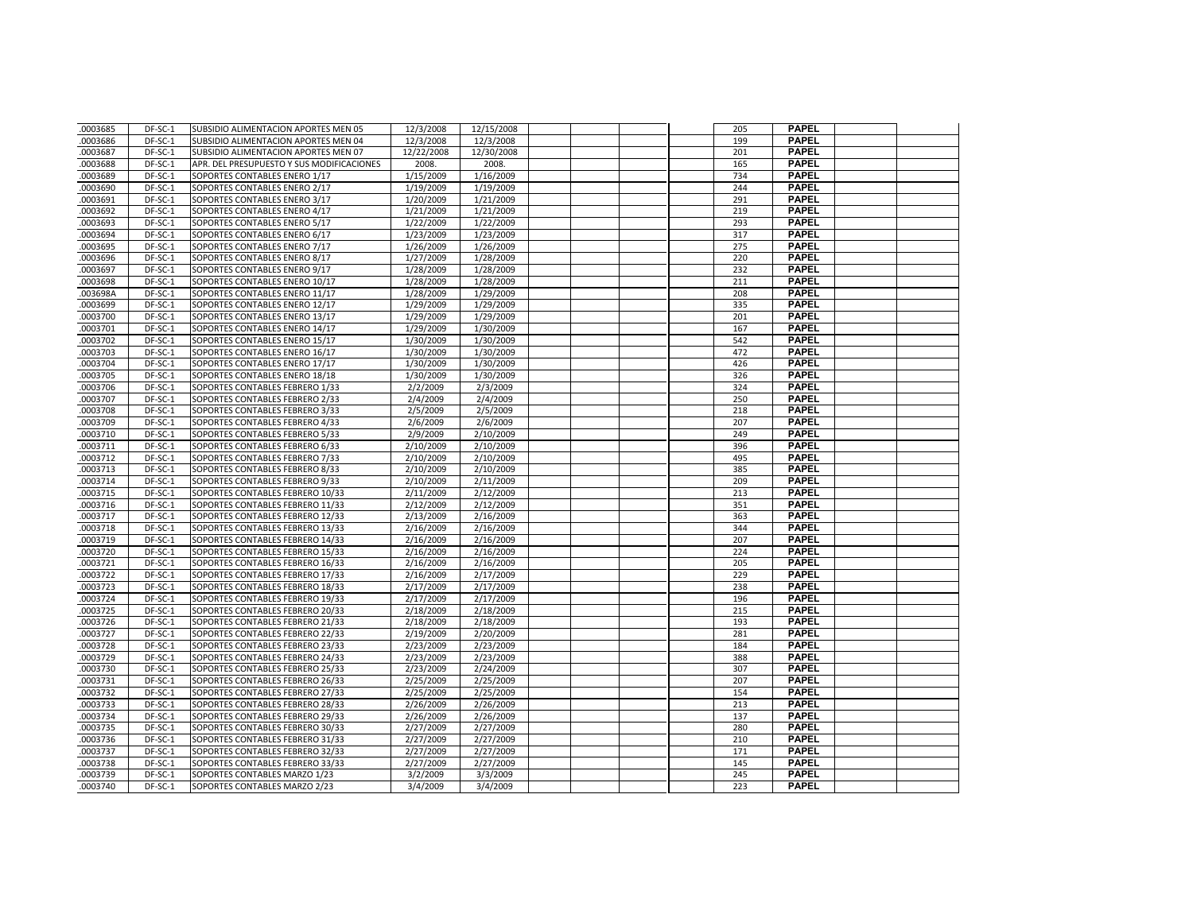| | | | | | | | | | | | | |
|---|---|---|---|---|---|---|---|---|---|---|---|---|
| .0003685 | DF-SC-1 | SUBSIDIO ALIMENTACION APORTES MEN 05 | 12/3/2008 | 12/15/2008 | | | | | 205 | PAPEL | | |
| .0003686 | DF-SC-1 | SUBSIDIO ALIMENTACION APORTES MEN 04 | 12/3/2008 | 12/3/2008 | | | | | 199 | PAPEL | | |
| .0003687 | DF-SC-1 | SUBSIDIO ALIMENTACION APORTES MEN 07 | 12/22/2008 | 12/30/2008 | | | | | 201 | PAPEL | | |
| .0003688 | DF-SC-1 | APR. DEL PRESUPUESTO Y SUS MODIFICACIONES | 2008. | 2008. | | | | | 165 | PAPEL | | |
| .0003689 | DF-SC-1 | SOPORTES CONTABLES ENERO 1/17 | 1/15/2009 | 1/16/2009 | | | | | 734 | PAPEL | | |
| .0003690 | DF-SC-1 | SOPORTES CONTABLES ENERO 2/17 | 1/19/2009 | 1/19/2009 | | | | | 244 | PAPEL | | |
| .0003691 | DF-SC-1 | SOPORTES CONTABLES ENERO 3/17 | 1/20/2009 | 1/21/2009 | | | | | 291 | PAPEL | | |
| .0003692 | DF-SC-1 | SOPORTES CONTABLES ENERO 4/17 | 1/21/2009 | 1/21/2009 | | | | | 219 | PAPEL | | |
| .0003693 | DF-SC-1 | SOPORTES CONTABLES ENERO 5/17 | 1/22/2009 | 1/22/2009 | | | | | 293 | PAPEL | | |
| .0003694 | DF-SC-1 | SOPORTES CONTABLES ENERO 6/17 | 1/23/2009 | 1/23/2009 | | | | | 317 | PAPEL | | |
| .0003695 | DF-SC-1 | SOPORTES CONTABLES ENERO 7/17 | 1/26/2009 | 1/26/2009 | | | | | 275 | PAPEL | | |
| .0003696 | DF-SC-1 | SOPORTES CONTABLES ENERO 8/17 | 1/27/2009 | 1/28/2009 | | | | | 220 | PAPEL | | |
| .0003697 | DF-SC-1 | SOPORTES CONTABLES ENERO 9/17 | 1/28/2009 | 1/28/2009 | | | | | 232 | PAPEL | | |
| .0003698 | DF-SC-1 | SOPORTES CONTABLES ENERO 10/17 | 1/28/2009 | 1/28/2009 | | | | | 211 | PAPEL | | |
| .003698A | DF-SC-1 | SOPORTES CONTABLES ENERO 11/17 | 1/28/2009 | 1/29/2009 | | | | | 208 | PAPEL | | |
| .0003699 | DF-SC-1 | SOPORTES CONTABLES ENERO 12/17 | 1/29/2009 | 1/29/2009 | | | | | 335 | PAPEL | | |
| .0003700 | DF-SC-1 | SOPORTES CONTABLES ENERO 13/17 | 1/29/2009 | 1/29/2009 | | | | | 201 | PAPEL | | |
| .0003701 | DF-SC-1 | SOPORTES CONTABLES ENERO 14/17 | 1/29/2009 | 1/30/2009 | | | | | 167 | PAPEL | | |
| .0003702 | DF-SC-1 | SOPORTES CONTABLES ENERO 15/17 | 1/30/2009 | 1/30/2009 | | | | | 542 | PAPEL | | |
| .0003703 | DF-SC-1 | SOPORTES CONTABLES ENERO 16/17 | 1/30/2009 | 1/30/2009 | | | | | 472 | PAPEL | | |
| .0003704 | DF-SC-1 | SOPORTES CONTABLES ENERO 17/17 | 1/30/2009 | 1/30/2009 | | | | | 426 | PAPEL | | |
| .0003705 | DF-SC-1 | SOPORTES CONTABLES ENERO 18/18 | 1/30/2009 | 1/30/2009 | | | | | 326 | PAPEL | | |
| .0003706 | DF-SC-1 | SOPORTES CONTABLES FEBRERO 1/33 | 2/2/2009 | 2/3/2009 | | | | | 324 | PAPEL | | |
| .0003707 | DF-SC-1 | SOPORTES CONTABLES FEBRERO 2/33 | 2/4/2009 | 2/4/2009 | | | | | 250 | PAPEL | | |
| .0003708 | DF-SC-1 | SOPORTES CONTABLES FEBRERO 3/33 | 2/5/2009 | 2/5/2009 | | | | | 218 | PAPEL | | |
| .0003709 | DF-SC-1 | SOPORTES CONTABLES FEBRERO 4/33 | 2/6/2009 | 2/6/2009 | | | | | 207 | PAPEL | | |
| .0003710 | DF-SC-1 | SOPORTES CONTABLES FEBRERO 5/33 | 2/9/2009 | 2/10/2009 | | | | | 249 | PAPEL | | |
| .0003711 | DF-SC-1 | SOPORTES CONTABLES FEBRERO 6/33 | 2/10/2009 | 2/10/2009 | | | | | 396 | PAPEL | | |
| .0003712 | DF-SC-1 | SOPORTES CONTABLES FEBRERO 7/33 | 2/10/2009 | 2/10/2009 | | | | | 495 | PAPEL | | |
| .0003713 | DF-SC-1 | SOPORTES CONTABLES FEBRERO 8/33 | 2/10/2009 | 2/10/2009 | | | | | 385 | PAPEL | | |
| .0003714 | DF-SC-1 | SOPORTES CONTABLES FEBRERO 9/33 | 2/10/2009 | 2/11/2009 | | | | | 209 | PAPEL | | |
| .0003715 | DF-SC-1 | SOPORTES CONTABLES FEBRERO 10/33 | 2/11/2009 | 2/12/2009 | | | | | 213 | PAPEL | | |
| .0003716 | DF-SC-1 | SOPORTES CONTABLES FEBRERO 11/33 | 2/12/2009 | 2/12/2009 | | | | | 351 | PAPEL | | |
| .0003717 | DF-SC-1 | SOPORTES CONTABLES FEBRERO 12/33 | 2/13/2009 | 2/16/2009 | | | | | 363 | PAPEL | | |
| .0003718 | DF-SC-1 | SOPORTES CONTABLES FEBRERO 13/33 | 2/16/2009 | 2/16/2009 | | | | | 344 | PAPEL | | |
| .0003719 | DF-SC-1 | SOPORTES CONTABLES FEBRERO 14/33 | 2/16/2009 | 2/16/2009 | | | | | 207 | PAPEL | | |
| .0003720 | DF-SC-1 | SOPORTES CONTABLES FEBRERO 15/33 | 2/16/2009 | 2/16/2009 | | | | | 224 | PAPEL | | |
| .0003721 | DF-SC-1 | SOPORTES CONTABLES FEBRERO 16/33 | 2/16/2009 | 2/16/2009 | | | | | 205 | PAPEL | | |
| .0003722 | DF-SC-1 | SOPORTES CONTABLES FEBRERO 17/33 | 2/16/2009 | 2/17/2009 | | | | | 229 | PAPEL | | |
| .0003723 | DF-SC-1 | SOPORTES CONTABLES FEBRERO 18/33 | 2/17/2009 | 2/17/2009 | | | | | 238 | PAPEL | | |
| .0003724 | DF-SC-1 | SOPORTES CONTABLES FEBRERO 19/33 | 2/17/2009 | 2/17/2009 | | | | | 196 | PAPEL | | |
| .0003725 | DF-SC-1 | SOPORTES CONTABLES FEBRERO 20/33 | 2/18/2009 | 2/18/2009 | | | | | 215 | PAPEL | | |
| .0003726 | DF-SC-1 | SOPORTES CONTABLES FEBRERO 21/33 | 2/18/2009 | 2/18/2009 | | | | | 193 | PAPEL | | |
| .0003727 | DF-SC-1 | SOPORTES CONTABLES FEBRERO 22/33 | 2/19/2009 | 2/20/2009 | | | | | 281 | PAPEL | | |
| .0003728 | DF-SC-1 | SOPORTES CONTABLES FEBRERO 23/33 | 2/23/2009 | 2/23/2009 | | | | | 184 | PAPEL | | |
| .0003729 | DF-SC-1 | SOPORTES CONTABLES FEBRERO 24/33 | 2/23/2009 | 2/23/2009 | | | | | 388 | PAPEL | | |
| .0003730 | DF-SC-1 | SOPORTES CONTABLES FEBRERO 25/33 | 2/23/2009 | 2/24/2009 | | | | | 307 | PAPEL | | |
| .0003731 | DF-SC-1 | SOPORTES CONTABLES FEBRERO 26/33 | 2/25/2009 | 2/25/2009 | | | | | 207 | PAPEL | | |
| .0003732 | DF-SC-1 | SOPORTES CONTABLES FEBRERO 27/33 | 2/25/2009 | 2/25/2009 | | | | | 154 | PAPEL | | |
| .0003733 | DF-SC-1 | SOPORTES CONTABLES FEBRERO 28/33 | 2/26/2009 | 2/26/2009 | | | | | 213 | PAPEL | | |
| .0003734 | DF-SC-1 | SOPORTES CONTABLES FEBRERO 29/33 | 2/26/2009 | 2/26/2009 | | | | | 137 | PAPEL | | |
| .0003735 | DF-SC-1 | SOPORTES CONTABLES FEBRERO 30/33 | 2/27/2009 | 2/27/2009 | | | | | 280 | PAPEL | | |
| .0003736 | DF-SC-1 | SOPORTES CONTABLES FEBRERO 31/33 | 2/27/2009 | 2/27/2009 | | | | | 210 | PAPEL | | |
| .0003737 | DF-SC-1 | SOPORTES CONTABLES FEBRERO 32/33 | 2/27/2009 | 2/27/2009 | | | | | 171 | PAPEL | | |
| .0003738 | DF-SC-1 | SOPORTES CONTABLES FEBRERO 33/33 | 2/27/2009 | 2/27/2009 | | | | | 145 | PAPEL | | |
| .0003739 | DF-SC-1 | SOPORTES CONTABLES MARZO 1/23 | 3/2/2009 | 3/3/2009 | | | | | 245 | PAPEL | | |
| .0003740 | DF-SC-1 | SOPORTES CONTABLES MARZO 2/23 | 3/4/2009 | 3/4/2009 | | | | | 223 | PAPEL | | |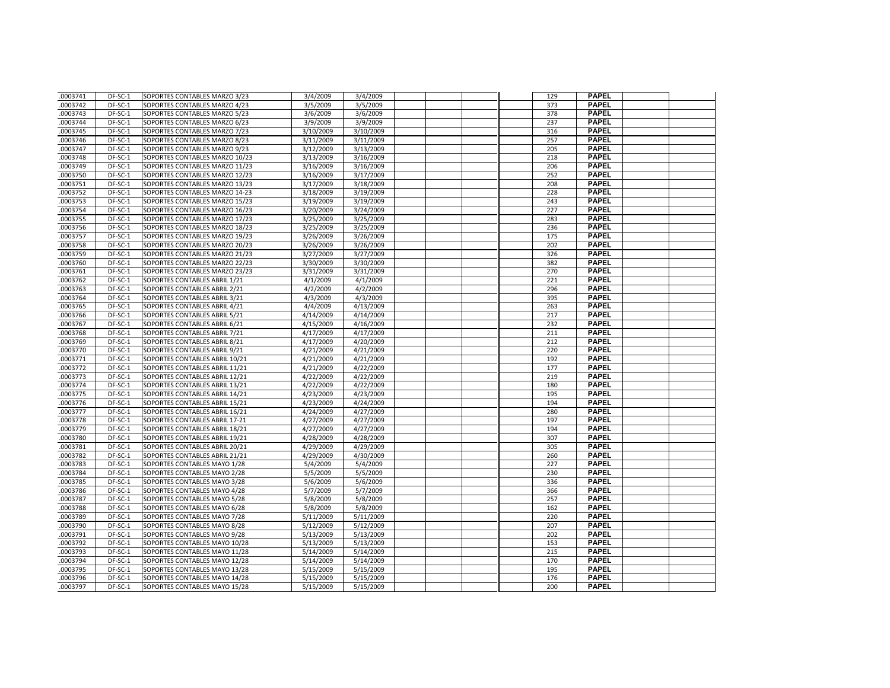| | | | | | | | | | | | | |
|---|---|---|---|---|---|---|---|---|---|---|---|---|
| .0003741 | DF-SC-1 | SOPORTES CONTABLES MARZO 3/23 | 3/4/2009 | 3/4/2009 | | | | | 129 | PAPEL | | |
| .0003742 | DF-SC-1 | SOPORTES CONTABLES MARZO 4/23 | 3/5/2009 | 3/5/2009 | | | | | 373 | PAPEL | | |
| .0003743 | DF-SC-1 | SOPORTES CONTABLES MARZO 5/23 | 3/6/2009 | 3/6/2009 | | | | | 378 | PAPEL | | |
| .0003744 | DF-SC-1 | SOPORTES CONTABLES MARZO 6/23 | 3/9/2009 | 3/9/2009 | | | | | 237 | PAPEL | | |
| .0003745 | DF-SC-1 | SOPORTES CONTABLES MARZO 7/23 | 3/10/2009 | 3/10/2009 | | | | | 316 | PAPEL | | |
| .0003746 | DF-SC-1 | SOPORTES CONTABLES MARZO 8/23 | 3/11/2009 | 3/11/2009 | | | | | 257 | PAPEL | | |
| .0003747 | DF-SC-1 | SOPORTES CONTABLES MARZO 9/23 | 3/12/2009 | 3/13/2009 | | | | | 205 | PAPEL | | |
| .0003748 | DF-SC-1 | SOPORTES CONTABLES MARZO 10/23 | 3/13/2009 | 3/16/2009 | | | | | 218 | PAPEL | | |
| .0003749 | DF-SC-1 | SOPORTES CONTABLES MARZO 11/23 | 3/16/2009 | 3/16/2009 | | | | | 206 | PAPEL | | |
| .0003750 | DF-SC-1 | SOPORTES CONTABLES MARZO 12/23 | 3/16/2009 | 3/17/2009 | | | | | 252 | PAPEL | | |
| .0003751 | DF-SC-1 | SOPORTES CONTABLES MARZO 13/23 | 3/17/2009 | 3/18/2009 | | | | | 208 | PAPEL | | |
| .0003752 | DF-SC-1 | SOPORTES CONTABLES MARZO 14-23 | 3/18/2009 | 3/19/2009 | | | | | 228 | PAPEL | | |
| .0003753 | DF-SC-1 | SOPORTES CONTABLES MARZO 15/23 | 3/19/2009 | 3/19/2009 | | | | | 243 | PAPEL | | |
| .0003754 | DF-SC-1 | SOPORTES CONTABLES MARZO 16/23 | 3/20/2009 | 3/24/2009 | | | | | 227 | PAPEL | | |
| .0003755 | DF-SC-1 | SOPORTES CONTABLES MARZO 17/23 | 3/25/2009 | 3/25/2009 | | | | | 283 | PAPEL | | |
| .0003756 | DF-SC-1 | SOPORTES CONTABLES MARZO 18/23 | 3/25/2009 | 3/25/2009 | | | | | 236 | PAPEL | | |
| .0003757 | DF-SC-1 | SOPORTES CONTABLES MARZO 19/23 | 3/26/2009 | 3/26/2009 | | | | | 175 | PAPEL | | |
| .0003758 | DF-SC-1 | SOPORTES CONTABLES MARZO 20/23 | 3/26/2009 | 3/26/2009 | | | | | 202 | PAPEL | | |
| .0003759 | DF-SC-1 | SOPORTES CONTABLES MARZO 21/23 | 3/27/2009 | 3/27/2009 | | | | | 326 | PAPEL | | |
| .0003760 | DF-SC-1 | SOPORTES CONTABLES MARZO 22/23 | 3/30/2009 | 3/30/2009 | | | | | 382 | PAPEL | | |
| .0003761 | DF-SC-1 | SOPORTES CONTABLES MARZO 23/23 | 3/31/2009 | 3/31/2009 | | | | | 270 | PAPEL | | |
| .0003762 | DF-SC-1 | SOPORTES CONTABLES ABRIL 1/21 | 4/1/2009 | 4/1/2009 | | | | | 221 | PAPEL | | |
| .0003763 | DF-SC-1 | SOPORTES CONTABLES ABRIL 2/21 | 4/2/2009 | 4/2/2009 | | | | | 296 | PAPEL | | |
| .0003764 | DF-SC-1 | SOPORTES CONTABLES ABRIL 3/21 | 4/3/2009 | 4/3/2009 | | | | | 395 | PAPEL | | |
| .0003765 | DF-SC-1 | SOPORTES CONTABLES ABRIL 4/21 | 4/4/2009 | 4/13/2009 | | | | | 263 | PAPEL | | |
| .0003766 | DF-SC-1 | SOPORTES CONTABLES ABRIL 5/21 | 4/14/2009 | 4/14/2009 | | | | | 217 | PAPEL | | |
| .0003767 | DF-SC-1 | SOPORTES CONTABLES ABRIL 6/21 | 4/15/2009 | 4/16/2009 | | | | | 232 | PAPEL | | |
| .0003768 | DF-SC-1 | SOPORTES CONTABLES ABRIL 7/21 | 4/17/2009 | 4/17/2009 | | | | | 211 | PAPEL | | |
| .0003769 | DF-SC-1 | SOPORTES CONTABLES ABRIL 8/21 | 4/17/2009 | 4/20/2009 | | | | | 212 | PAPEL | | |
| .0003770 | DF-SC-1 | SOPORTES CONTABLES ABRIL 9/21 | 4/21/2009 | 4/21/2009 | | | | | 220 | PAPEL | | |
| .0003771 | DF-SC-1 | SOPORTES CONTABLES ABRIL 10/21 | 4/21/2009 | 4/21/2009 | | | | | 192 | PAPEL | | |
| .0003772 | DF-SC-1 | SOPORTES CONTABLES ABRIL 11/21 | 4/21/2009 | 4/22/2009 | | | | | 177 | PAPEL | | |
| .0003773 | DF-SC-1 | SOPORTES CONTABLES ABRIL 12/21 | 4/22/2009 | 4/22/2009 | | | | | 219 | PAPEL | | |
| .0003774 | DF-SC-1 | SOPORTES CONTABLES ABRIL 13/21 | 4/22/2009 | 4/22/2009 | | | | | 180 | PAPEL | | |
| .0003775 | DF-SC-1 | SOPORTES CONTABLES ABRIL 14/21 | 4/23/2009 | 4/23/2009 | | | | | 195 | PAPEL | | |
| .0003776 | DF-SC-1 | SOPORTES CONTABLES ABRIL 15/21 | 4/23/2009 | 4/24/2009 | | | | | 194 | PAPEL | | |
| .0003777 | DF-SC-1 | SOPORTES CONTABLES ABRIL 16/21 | 4/24/2009 | 4/27/2009 | | | | | 280 | PAPEL | | |
| .0003778 | DF-SC-1 | SOPORTES CONTABLES ABRIL 17-21 | 4/27/2009 | 4/27/2009 | | | | | 197 | PAPEL | | |
| .0003779 | DF-SC-1 | SOPORTES CONTABLES ABRIL 18/21 | 4/27/2009 | 4/27/2009 | | | | | 194 | PAPEL | | |
| .0003780 | DF-SC-1 | SOPORTES CONTABLES ABRIL 19/21 | 4/28/2009 | 4/28/2009 | | | | | 307 | PAPEL | | |
| .0003781 | DF-SC-1 | SOPORTES CONTABLES ABRIL 20/21 | 4/29/2009 | 4/29/2009 | | | | | 305 | PAPEL | | |
| .0003782 | DF-SC-1 | SOPORTES CONTABLES ABRIL 21/21 | 4/29/2009 | 4/30/2009 | | | | | 260 | PAPEL | | |
| .0003783 | DF-SC-1 | SOPORTES CONTABLES MAYO 1/28 | 5/4/2009 | 5/4/2009 | | | | | 227 | PAPEL | | |
| .0003784 | DF-SC-1 | SOPORTES CONTABLES MAYO 2/28 | 5/5/2009 | 5/5/2009 | | | | | 230 | PAPEL | | |
| .0003785 | DF-SC-1 | SOPORTES CONTABLES MAYO 3/28 | 5/6/2009 | 5/6/2009 | | | | | 336 | PAPEL | | |
| .0003786 | DF-SC-1 | SOPORTES CONTABLES MAYO 4/28 | 5/7/2009 | 5/7/2009 | | | | | 366 | PAPEL | | |
| .0003787 | DF-SC-1 | SOPORTES CONTABLES MAYO 5/28 | 5/8/2009 | 5/8/2009 | | | | | 257 | PAPEL | | |
| .0003788 | DF-SC-1 | SOPORTES CONTABLES MAYO 6/28 | 5/8/2009 | 5/8/2009 | | | | | 162 | PAPEL | | |
| .0003789 | DF-SC-1 | SOPORTES CONTABLES MAYO 7/28 | 5/11/2009 | 5/11/2009 | | | | | 220 | PAPEL | | |
| .0003790 | DF-SC-1 | SOPORTES CONTABLES MAYO 8/28 | 5/12/2009 | 5/12/2009 | | | | | 207 | PAPEL | | |
| .0003791 | DF-SC-1 | SOPORTES CONTABLES MAYO 9/28 | 5/13/2009 | 5/13/2009 | | | | | 202 | PAPEL | | |
| .0003792 | DF-SC-1 | SOPORTES CONTABLES MAYO 10/28 | 5/13/2009 | 5/13/2009 | | | | | 153 | PAPEL | | |
| .0003793 | DF-SC-1 | SOPORTES CONTABLES MAYO 11/28 | 5/14/2009 | 5/14/2009 | | | | | 215 | PAPEL | | |
| .0003794 | DF-SC-1 | SOPORTES CONTABLES MAYO 12/28 | 5/14/2009 | 5/14/2009 | | | | | 170 | PAPEL | | |
| .0003795 | DF-SC-1 | SOPORTES CONTABLES MAYO 13/28 | 5/15/2009 | 5/15/2009 | | | | | 195 | PAPEL | | |
| .0003796 | DF-SC-1 | SOPORTES CONTABLES MAYO 14/28 | 5/15/2009 | 5/15/2009 | | | | | 176 | PAPEL | | |
| .0003797 | DF-SC-1 | SOPORTES CONTABLES MAYO 15/28 | 5/15/2009 | 5/15/2009 | | | | | 200 | PAPEL | | |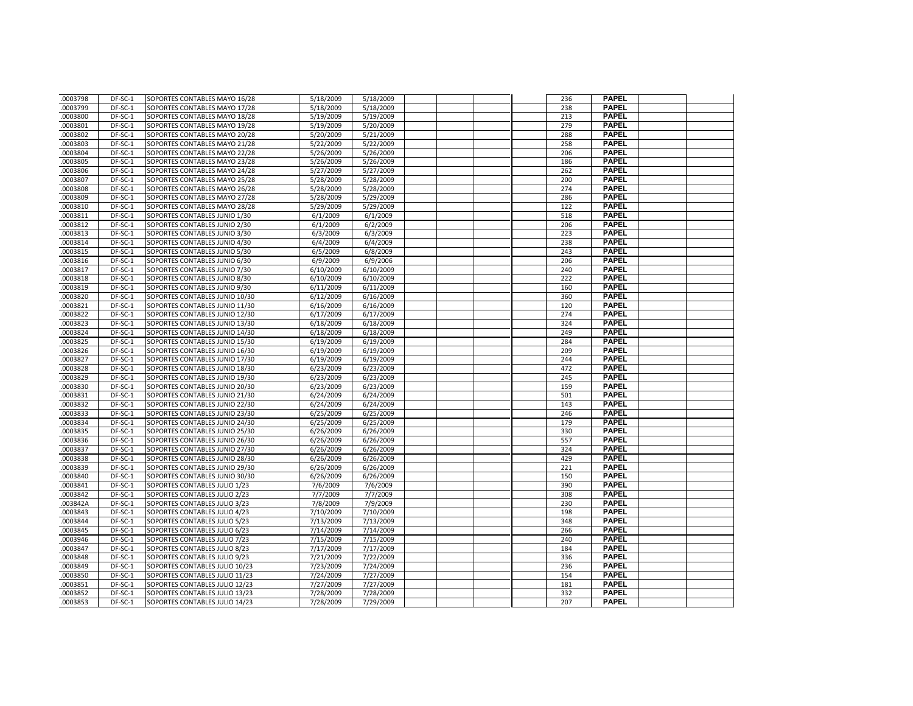| .0003798 | DF-SC-1 | SOPORTES CONTABLES MAYO 16/28 | 5/18/2009 | 5/18/2009 | | | | | 236 | PAPEL | | |
|---|---|---|---|---|---|---|---|---|---|---|---|---|
| .0003799 | DF-SC-1 | SOPORTES CONTABLES MAYO 17/28 | 5/18/2009 | 5/18/2009 | | | | | 238 | PAPEL | | |
| .0003800 | DF-SC-1 | SOPORTES CONTABLES MAYO 18/28 | 5/19/2009 | 5/19/2009 | | | | | 213 | PAPEL | | |
| .0003801 | DF-SC-1 | SOPORTES CONTABLES MAYO 19/28 | 5/19/2009 | 5/20/2009 | | | | | 279 | PAPEL | | |
| .0003802 | DF-SC-1 | SOPORTES CONTABLES MAYO 20/28 | 5/20/2009 | 5/21/2009 | | | | | 288 | PAPEL | | |
| .0003803 | DF-SC-1 | SOPORTES CONTABLES MAYO 21/28 | 5/22/2009 | 5/22/2009 | | | | | 258 | PAPEL | | |
| .0003804 | DF-SC-1 | SOPORTES CONTABLES MAYO 22/28 | 5/26/2009 | 5/26/2009 | | | | | 206 | PAPEL | | |
| .0003805 | DF-SC-1 | SOPORTES CONTABLES MAYO 23/28 | 5/26/2009 | 5/26/2009 | | | | | 186 | PAPEL | | |
| .0003806 | DF-SC-1 | SOPORTES CONTABLES MAYO 24/28 | 5/27/2009 | 5/27/2009 | | | | | 262 | PAPEL | | |
| .0003807 | DF-SC-1 | SOPORTES CONTABLES MAYO 25/28 | 5/28/2009 | 5/28/2009 | | | | | 200 | PAPEL | | |
| .0003808 | DF-SC-1 | SOPORTES CONTABLES MAYO 26/28 | 5/28/2009 | 5/28/2009 | | | | | 274 | PAPEL | | |
| .0003809 | DF-SC-1 | SOPORTES CONTABLES MAYO 27/28 | 5/28/2009 | 5/29/2009 | | | | | 286 | PAPEL | | |
| .0003810 | DF-SC-1 | SOPORTES CONTABLES MAYO 28/28 | 5/29/2009 | 5/29/2009 | | | | | 122 | PAPEL | | |
| .0003811 | DF-SC-1 | SOPORTES CONTABLES JUNIO 1/30 | 6/1/2009 | 6/1/2009 | | | | | 518 | PAPEL | | |
| .0003812 | DF-SC-1 | SOPORTES CONTABLES JUNIO 2/30 | 6/1/2009 | 6/2/2009 | | | | | 206 | PAPEL | | |
| .0003813 | DF-SC-1 | SOPORTES CONTABLES JUNIO 3/30 | 6/3/2009 | 6/3/2009 | | | | | 223 | PAPEL | | |
| .0003814 | DF-SC-1 | SOPORTES CONTABLES JUNIO 4/30 | 6/4/2009 | 6/4/2009 | | | | | 238 | PAPEL | | |
| .0003815 | DF-SC-1 | SOPORTES CONTABLES JUNIO 5/30 | 6/5/2009 | 6/8/2009 | | | | | 243 | PAPEL | | |
| .0003816 | DF-SC-1 | SOPORTES CONTABLES JUNIO 6/30 | 6/9/2009 | 6/9/2006 | | | | | 206 | PAPEL | | |
| .0003817 | DF-SC-1 | SOPORTES CONTABLES JUNIO 7/30 | 6/10/2009 | 6/10/2009 | | | | | 240 | PAPEL | | |
| .0003818 | DF-SC-1 | SOPORTES CONTABLES JUNIO 8/30 | 6/10/2009 | 6/10/2009 | | | | | 222 | PAPEL | | |
| .0003819 | DF-SC-1 | SOPORTES CONTABLES JUNIO 9/30 | 6/11/2009 | 6/11/2009 | | | | | 160 | PAPEL | | |
| .0003820 | DF-SC-1 | SOPORTES CONTABLES JUNIO 10/30 | 6/12/2009 | 6/16/2009 | | | | | 360 | PAPEL | | |
| .0003821 | DF-SC-1 | SOPORTES CONTABLES JUNIO 11/30 | 6/16/2009 | 6/16/2009 | | | | | 120 | PAPEL | | |
| .0003822 | DF-SC-1 | SOPORTES CONTABLES JUNIO 12/30 | 6/17/2009 | 6/17/2009 | | | | | 274 | PAPEL | | |
| .0003823 | DF-SC-1 | SOPORTES CONTABLES JUNIO 13/30 | 6/18/2009 | 6/18/2009 | | | | | 324 | PAPEL | | |
| .0003824 | DF-SC-1 | SOPORTES CONTABLES JUNIO 14/30 | 6/18/2009 | 6/18/2009 | | | | | 249 | PAPEL | | |
| .0003825 | DF-SC-1 | SOPORTES CONTABLES JUNIO 15/30 | 6/19/2009 | 6/19/2009 | | | | | 284 | PAPEL | | |
| .0003826 | DF-SC-1 | SOPORTES CONTABLES JUNIO 16/30 | 6/19/2009 | 6/19/2009 | | | | | 209 | PAPEL | | |
| .0003827 | DF-SC-1 | SOPORTES CONTABLES JUNIO 17/30 | 6/19/2009 | 6/19/2009 | | | | | 244 | PAPEL | | |
| .0003828 | DF-SC-1 | SOPORTES CONTABLES JUNIO 18/30 | 6/23/2009 | 6/23/2009 | | | | | 472 | PAPEL | | |
| .0003829 | DF-SC-1 | SOPORTES CONTABLES JUNIO 19/30 | 6/23/2009 | 6/23/2009 | | | | | 245 | PAPEL | | |
| .0003830 | DF-SC-1 | SOPORTES CONTABLES JUNIO 20/30 | 6/23/2009 | 6/23/2009 | | | | | 159 | PAPEL | | |
| .0003831 | DF-SC-1 | SOPORTES CONTABLES JUNIO 21/30 | 6/24/2009 | 6/24/2009 | | | | | 501 | PAPEL | | |
| .0003832 | DF-SC-1 | SOPORTES CONTABLES JUNIO 22/30 | 6/24/2009 | 6/24/2009 | | | | | 143 | PAPEL | | |
| .0003833 | DF-SC-1 | SOPORTES CONTABLES JUNIO 23/30 | 6/25/2009 | 6/25/2009 | | | | | 246 | PAPEL | | |
| .0003834 | DF-SC-1 | SOPORTES CONTABLES JUNIO 24/30 | 6/25/2009 | 6/25/2009 | | | | | 179 | PAPEL | | |
| .0003835 | DF-SC-1 | SOPORTES CONTABLES JUNIO 25/30 | 6/26/2009 | 6/26/2009 | | | | | 330 | PAPEL | | |
| .0003836 | DF-SC-1 | SOPORTES CONTABLES JUNIO 26/30 | 6/26/2009 | 6/26/2009 | | | | | 557 | PAPEL | | |
| .0003837 | DF-SC-1 | SOPORTES CONTABLES JUNIO 27/30 | 6/26/2009 | 6/26/2009 | | | | | 324 | PAPEL | | |
| .0003838 | DF-SC-1 | SOPORTES CONTABLES JUNIO 28/30 | 6/26/2009 | 6/26/2009 | | | | | 429 | PAPEL | | |
| .0003839 | DF-SC-1 | SOPORTES CONTABLES JUNIO 29/30 | 6/26/2009 | 6/26/2009 | | | | | 221 | PAPEL | | |
| .0003840 | DF-SC-1 | SOPORTES CONTABLES JUNIO 30/30 | 6/26/2009 | 6/26/2009 | | | | | 150 | PAPEL | | |
| .0003841 | DF-SC-1 | SOPORTES CONTABLES JULIO 1/23 | 7/6/2009 | 7/6/2009 | | | | | 390 | PAPEL | | |
| .0003842 | DF-SC-1 | SOPORTES CONTABLES JULIO 2/23 | 7/7/2009 | 7/7/2009 | | | | | 308 | PAPEL | | |
| .003842A | DF-SC-1 | SOPORTES CONTABLES JULIO 3/23 | 7/8/2009 | 7/9/2009 | | | | | 230 | PAPEL | | |
| .0003843 | DF-SC-1 | SOPORTES CONTABLES JULIO 4/23 | 7/10/2009 | 7/10/2009 | | | | | 198 | PAPEL | | |
| .0003844 | DF-SC-1 | SOPORTES CONTABLES JULIO 5/23 | 7/13/2009 | 7/13/2009 | | | | | 348 | PAPEL | | |
| .0003845 | DF-SC-1 | SOPORTES CONTABLES JULIO 6/23 | 7/14/2009 | 7/14/2009 | | | | | 266 | PAPEL | | |
| .0003946 | DF-SC-1 | SOPORTES CONTABLES JULIO 7/23 | 7/15/2009 | 7/15/2009 | | | | | 240 | PAPEL | | |
| .0003847 | DF-SC-1 | SOPORTES CONTABLES JULIO 8/23 | 7/17/2009 | 7/17/2009 | | | | | 184 | PAPEL | | |
| .0003848 | DF-SC-1 | SOPORTES CONTABLES JULIO 9/23 | 7/21/2009 | 7/22/2009 | | | | | 336 | PAPEL | | |
| .0003849 | DF-SC-1 | SOPORTES CONTABLES JULIO 10/23 | 7/23/2009 | 7/24/2009 | | | | | 236 | PAPEL | | |
| .0003850 | DF-SC-1 | SOPORTES CONTABLES JULIO 11/23 | 7/24/2009 | 7/27/2009 | | | | | 154 | PAPEL | | |
| .0003851 | DF-SC-1 | SOPORTES CONTABLES JULIO 12/23 | 7/27/2009 | 7/27/2009 | | | | | 181 | PAPEL | | |
| .0003852 | DF-SC-1 | SOPORTES CONTABLES JULIO 13/23 | 7/28/2009 | 7/28/2009 | | | | | 332 | PAPEL | | |
| .0003853 | DF-SC-1 | SOPORTES CONTABLES JULIO 14/23 | 7/28/2009 | 7/29/2009 | | | | | 207 | PAPEL | | |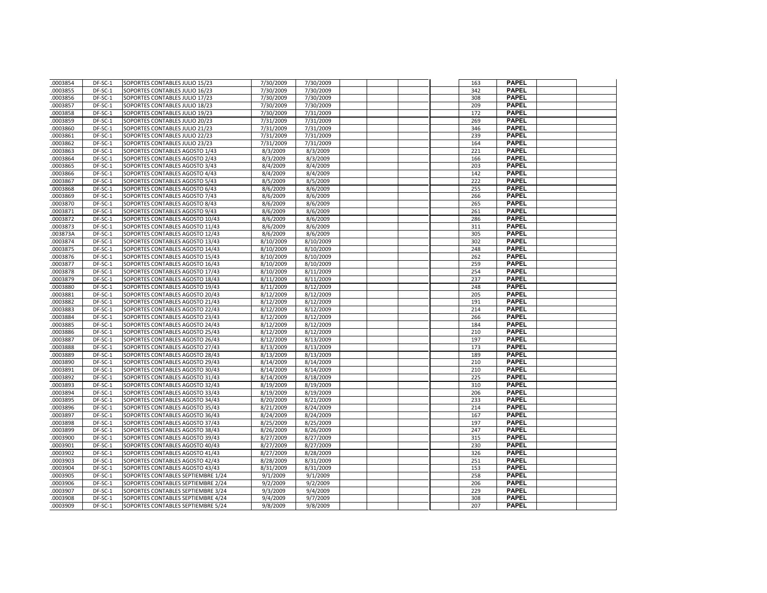| | | | | | | | | | | | | |
|---|---|---|---|---|---|---|---|---|---|---|---|---|
| .0003854 | DF-SC-1 | SOPORTES CONTABLES JULIO 15/23 | 7/30/2009 | 7/30/2009 | | | | | 163 | PAPEL | | |
| .0003855 | DF-SC-1 | SOPORTES CONTABLES JULIO 16/23 | 7/30/2009 | 7/30/2009 | | | | | 342 | PAPEL | | |
| .0003856 | DF-SC-1 | SOPORTES CONTABLES JULIO 17/23 | 7/30/2009 | 7/30/2009 | | | | | 308 | PAPEL | | |
| .0003857 | DF-SC-1 | SOPORTES CONTABLES JULIO 18/23 | 7/30/2009 | 7/30/2009 | | | | | 209 | PAPEL | | |
| .0003858 | DF-SC-1 | SOPORTES CONTABLES JULIO 19/23 | 7/30/2009 | 7/31/2009 | | | | | 172 | PAPEL | | |
| .0003859 | DF-SC-1 | SOPORTES CONTABLES JULIO 20/23 | 7/31/2009 | 7/31/2009 | | | | | 269 | PAPEL | | |
| .0003860 | DF-SC-1 | SOPORTES CONTABLES JULIO 21/23 | 7/31/2009 | 7/31/2009 | | | | | 346 | PAPEL | | |
| .0003861 | DF-SC-1 | SOPORTES CONTABLES JULIO 22/23 | 7/31/2009 | 7/31/2009 | | | | | 239 | PAPEL | | |
| .0003862 | DF-SC-1 | SOPORTES CONTABLES JULIO 23/23 | 7/31/2009 | 7/31/2009 | | | | | 164 | PAPEL | | |
| .0003863 | DF-SC-1 | SOPORTES CONTABLES AGOSTO 1/43 | 8/3/2009 | 8/3/2009 | | | | | 221 | PAPEL | | |
| .0003864 | DF-SC-1 | SOPORTES CONTABLES AGOSTO 2/43 | 8/3/2009 | 8/3/2009 | | | | | 166 | PAPEL | | |
| .0003865 | DF-SC-1 | SOPORTES CONTABLES AGOSTO 3/43 | 8/4/2009 | 8/4/2009 | | | | | 203 | PAPEL | | |
| .0003866 | DF-SC-1 | SOPORTES CONTABLES AGOSTO 4/43 | 8/4/2009 | 8/4/2009 | | | | | 142 | PAPEL | | |
| .0003867 | DF-SC-1 | SOPORTES CONTABLES AGOSTO 5/43 | 8/5/2009 | 8/5/2009 | | | | | 222 | PAPEL | | |
| .0003868 | DF-SC-1 | SOPORTES CONTABLES AGOSTO 6/43 | 8/6/2009 | 8/6/2009 | | | | | 255 | PAPEL | | |
| .0003869 | DF-SC-1 | SOPORTES CONTABLES AGOSTO 7/43 | 8/6/2009 | 8/6/2009 | | | | | 266 | PAPEL | | |
| .0003870 | DF-SC-1 | SOPORTES CONTABLES AGOSTO 8/43 | 8/6/2009 | 8/6/2009 | | | | | 265 | PAPEL | | |
| .0003871 | DF-SC-1 | SOPORTES CONTABLES AGOSTO 9/43 | 8/6/2009 | 8/6/2009 | | | | | 261 | PAPEL | | |
| .0003872 | DF-SC-1 | SOPORTES CONTABLES AGOSTO 10/43 | 8/6/2009 | 8/6/2009 | | | | | 286 | PAPEL | | |
| .0003873 | DF-SC-1 | SOPORTES CONTABLES AGOSTO 11/43 | 8/6/2009 | 8/6/2009 | | | | | 311 | PAPEL | | |
| .003873A | DF-SC-1 | SOPORTES CONTABLES AGOSTO 12/43 | 8/6/2009 | 8/6/2009 | | | | | 305 | PAPEL | | |
| .0003874 | DF-SC-1 | SOPORTES CONTABLES AGOSTO 13/43 | 8/10/2009 | 8/10/2009 | | | | | 302 | PAPEL | | |
| .0003875 | DF-SC-1 | SOPORTES CONTABLES AGOSTO 14/43 | 8/10/2009 | 8/10/2009 | | | | | 248 | PAPEL | | |
| .0003876 | DF-SC-1 | SOPORTES CONTABLES AGOSTO 15/43 | 8/10/2009 | 8/10/2009 | | | | | 262 | PAPEL | | |
| .0003877 | DF-SC-1 | SOPORTES CONTABLES AGOSTO 16/43 | 8/10/2009 | 8/10/2009 | | | | | 259 | PAPEL | | |
| .0003878 | DF-SC-1 | SOPORTES CONTABLES AGOSTO 17/43 | 8/10/2009 | 8/11/2009 | | | | | 254 | PAPEL | | |
| .0003879 | DF-SC-1 | SOPORTES CONTABLES AGOSTO 18/43 | 8/11/2009 | 8/11/2009 | | | | | 237 | PAPEL | | |
| .0003880 | DF-SC-1 | SOPORTES CONTABLES AGOSTO 19/43 | 8/11/2009 | 8/12/2009 | | | | | 248 | PAPEL | | |
| .0003881 | DF-SC-1 | SOPORTES CONTABLES AGOSTO 20/43 | 8/12/2009 | 8/12/2009 | | | | | 205 | PAPEL | | |
| .0003882 | DF-SC-1 | SOPORTES CONTABLES AGOSTO 21/43 | 8/12/2009 | 8/12/2009 | | | | | 191 | PAPEL | | |
| .0003883 | DF-SC-1 | SOPORTES CONTABLES AGOSTO 22/43 | 8/12/2009 | 8/12/2009 | | | | | 214 | PAPEL | | |
| .0003884 | DF-SC-1 | SOPORTES CONTABLES AGOSTO 23/43 | 8/12/2009 | 8/12/2009 | | | | | 266 | PAPEL | | |
| .0003885 | DF-SC-1 | SOPORTES CONTABLES AGOSTO 24/43 | 8/12/2009 | 8/12/2009 | | | | | 184 | PAPEL | | |
| .0003886 | DF-SC-1 | SOPORTES CONTABLES AGOSTO 25/43 | 8/12/2009 | 8/12/2009 | | | | | 210 | PAPEL | | |
| .0003887 | DF-SC-1 | SOPORTES CONTABLES AGOSTO 26/43 | 8/12/2009 | 8/13/2009 | | | | | 197 | PAPEL | | |
| .0003888 | DF-SC-1 | SOPORTES CONTABLES AGOSTO 27/43 | 8/13/2009 | 8/13/2009 | | | | | 173 | PAPEL | | |
| .0003889 | DF-SC-1 | SOPORTES CONTABLES AGOSTO 28/43 | 8/13/2009 | 8/13/2009 | | | | | 189 | PAPEL | | |
| .0003890 | DF-SC-1 | SOPORTES CONTABLES AGOSTO 29/43 | 8/14/2009 | 8/14/2009 | | | | | 210 | PAPEL | | |
| .0003891 | DF-SC-1 | SOPORTES CONTABLES AGOSTO 30/43 | 8/14/2009 | 8/14/2009 | | | | | 210 | PAPEL | | |
| .0003892 | DF-SC-1 | SOPORTES CONTABLES AGOSTO 31/43 | 8/14/2009 | 8/18/2009 | | | | | 225 | PAPEL | | |
| .0003893 | DF-SC-1 | SOPORTES CONTABLES AGOSTO 32/43 | 8/19/2009 | 8/19/2009 | | | | | 310 | PAPEL | | |
| .0003894 | DF-SC-1 | SOPORTES CONTABLES AGOSTO 33/43 | 8/19/2009 | 8/19/2009 | | | | | 206 | PAPEL | | |
| .0003895 | DF-SC-1 | SOPORTES CONTABLES AGOSTO 34/43 | 8/20/2009 | 8/21/2009 | | | | | 233 | PAPEL | | |
| .0003896 | DF-SC-1 | SOPORTES CONTABLES AGOSTO 35/43 | 8/21/2009 | 8/24/2009 | | | | | 214 | PAPEL | | |
| .0003897 | DF-SC-1 | SOPORTES CONTABLES AGOSTO 36/43 | 8/24/2009 | 8/24/2009 | | | | | 167 | PAPEL | | |
| .0003898 | DF-SC-1 | SOPORTES CONTABLES AGOSTO 37/43 | 8/25/2009 | 8/25/2009 | | | | | 197 | PAPEL | | |
| .0003899 | DF-SC-1 | SOPORTES CONTABLES AGOSTO 38/43 | 8/26/2009 | 8/26/2009 | | | | | 247 | PAPEL | | |
| .0003900 | DF-SC-1 | SOPORTES CONTABLES AGOSTO 39/43 | 8/27/2009 | 8/27/2009 | | | | | 315 | PAPEL | | |
| .0003901 | DF-SC-1 | SOPORTES CONTABLES AGOSTO 40/43 | 8/27/2009 | 8/27/2009 | | | | | 230 | PAPEL | | |
| .0003902 | DF-SC-1 | SOPORTES CONTABLES AGOSTO 41/43 | 8/27/2009 | 8/28/2009 | | | | | 326 | PAPEL | | |
| .0003903 | DF-SC-1 | SOPORTES CONTABLES AGOSTO 42/43 | 8/28/2009 | 8/31/2009 | | | | | 251 | PAPEL | | |
| .0003904 | DF-SC-1 | SOPORTES CONTABLES AGOSTO 43/43 | 8/31/2009 | 8/31/2009 | | | | | 153 | PAPEL | | |
| .0003905 | DF-SC-1 | SOPORTES CONTABLES SEPTIEMBRE 1/24 | 9/1/2009 | 9/1/2009 | | | | | 258 | PAPEL | | |
| .0003906 | DF-SC-1 | SOPORTES CONTABLES SEPTIEMBRE 2/24 | 9/2/2009 | 9/2/2009 | | | | | 206 | PAPEL | | |
| .0003907 | DF-SC-1 | SOPORTES CONTABLES SEPTIEMBRE 3/24 | 9/3/2009 | 9/4/2009 | | | | | 229 | PAPEL | | |
| .0003908 | DF-SC-1 | SOPORTES CONTABLES SEPTIEMBRE 4/24 | 9/4/2009 | 9/7/2009 | | | | | 308 | PAPEL | | |
| .0003909 | DF-SC-1 | SOPORTES CONTABLES SEPTIEMBRE 5/24 | 9/8/2009 | 9/8/2009 | | | | | 207 | PAPEL | | |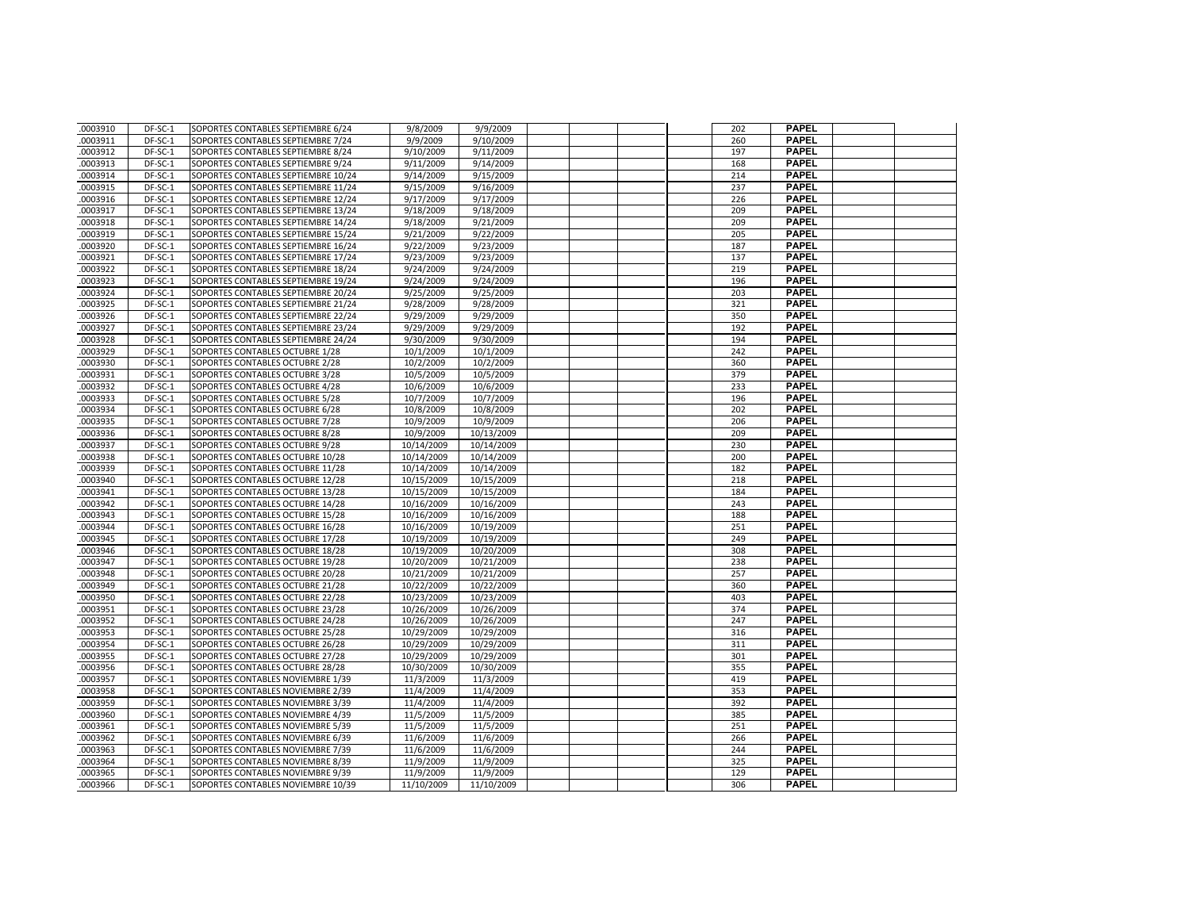| | | | | | | | | | | | | |
|---|---|---|---|---|---|---|---|---|---|---|---|---|
| .0003910 | DF-SC-1 | SOPORTES CONTABLES SEPTIEMBRE 6/24 | 9/8/2009 | 9/9/2009 | | | | | 202 | PAPEL | | |
| .0003911 | DF-SC-1 | SOPORTES CONTABLES SEPTIEMBRE 7/24 | 9/9/2009 | 9/10/2009 | | | | | 260 | PAPEL | | |
| .0003912 | DF-SC-1 | SOPORTES CONTABLES SEPTIEMBRE 8/24 | 9/10/2009 | 9/11/2009 | | | | | 197 | PAPEL | | |
| .0003913 | DF-SC-1 | SOPORTES CONTABLES SEPTIEMBRE 9/24 | 9/11/2009 | 9/14/2009 | | | | | 168 | PAPEL | | |
| .0003914 | DF-SC-1 | SOPORTES CONTABLES SEPTIEMBRE 10/24 | 9/14/2009 | 9/15/2009 | | | | | 214 | PAPEL | | |
| .0003915 | DF-SC-1 | SOPORTES CONTABLES SEPTIEMBRE 11/24 | 9/15/2009 | 9/16/2009 | | | | | 237 | PAPEL | | |
| .0003916 | DF-SC-1 | SOPORTES CONTABLES SEPTIEMBRE 12/24 | 9/17/2009 | 9/17/2009 | | | | | 226 | PAPEL | | |
| .0003917 | DF-SC-1 | SOPORTES CONTABLES SEPTIEMBRE 13/24 | 9/18/2009 | 9/18/2009 | | | | | 209 | PAPEL | | |
| .0003918 | DF-SC-1 | SOPORTES CONTABLES SEPTIEMBRE 14/24 | 9/18/2009 | 9/21/2009 | | | | | 209 | PAPEL | | |
| .0003919 | DF-SC-1 | SOPORTES CONTABLES SEPTIEMBRE 15/24 | 9/21/2009 | 9/22/2009 | | | | | 205 | PAPEL | | |
| .0003920 | DF-SC-1 | SOPORTES CONTABLES SEPTIEMBRE 16/24 | 9/22/2009 | 9/23/2009 | | | | | 187 | PAPEL | | |
| .0003921 | DF-SC-1 | SOPORTES CONTABLES SEPTIEMBRE 17/24 | 9/23/2009 | 9/23/2009 | | | | | 137 | PAPEL | | |
| .0003922 | DF-SC-1 | SOPORTES CONTABLES SEPTIEMBRE 18/24 | 9/24/2009 | 9/24/2009 | | | | | 219 | PAPEL | | |
| .0003923 | DF-SC-1 | SOPORTES CONTABLES SEPTIEMBRE 19/24 | 9/24/2009 | 9/24/2009 | | | | | 196 | PAPEL | | |
| .0003924 | DF-SC-1 | SOPORTES CONTABLES SEPTIEMBRE 20/24 | 9/25/2009 | 9/25/2009 | | | | | 203 | PAPEL | | |
| .0003925 | DF-SC-1 | SOPORTES CONTABLES SEPTIEMBRE 21/24 | 9/28/2009 | 9/28/2009 | | | | | 321 | PAPEL | | |
| .0003926 | DF-SC-1 | SOPORTES CONTABLES SEPTIEMBRE 22/24 | 9/29/2009 | 9/29/2009 | | | | | 350 | PAPEL | | |
| .0003927 | DF-SC-1 | SOPORTES CONTABLES SEPTIEMBRE 23/24 | 9/29/2009 | 9/29/2009 | | | | | 192 | PAPEL | | |
| .0003928 | DF-SC-1 | SOPORTES CONTABLES SEPTIEMBRE 24/24 | 9/30/2009 | 9/30/2009 | | | | | 194 | PAPEL | | |
| .0003929 | DF-SC-1 | SOPORTES CONTABLES OCTUBRE 1/28 | 10/1/2009 | 10/1/2009 | | | | | 242 | PAPEL | | |
| .0003930 | DF-SC-1 | SOPORTES CONTABLES OCTUBRE 2/28 | 10/2/2009 | 10/2/2009 | | | | | 360 | PAPEL | | |
| .0003931 | DF-SC-1 | SOPORTES CONTABLES OCTUBRE 3/28 | 10/5/2009 | 10/5/2009 | | | | | 379 | PAPEL | | |
| .0003932 | DF-SC-1 | SOPORTES CONTABLES OCTUBRE 4/28 | 10/6/2009 | 10/6/2009 | | | | | 233 | PAPEL | | |
| .0003933 | DF-SC-1 | SOPORTES CONTABLES OCTUBRE 5/28 | 10/7/2009 | 10/7/2009 | | | | | 196 | PAPEL | | |
| .0003934 | DF-SC-1 | SOPORTES CONTABLES OCTUBRE 6/28 | 10/8/2009 | 10/8/2009 | | | | | 202 | PAPEL | | |
| .0003935 | DF-SC-1 | SOPORTES CONTABLES OCTUBRE 7/28 | 10/9/2009 | 10/9/2009 | | | | | 206 | PAPEL | | |
| .0003936 | DF-SC-1 | SOPORTES CONTABLES OCTUBRE 8/28 | 10/9/2009 | 10/13/2009 | | | | | 209 | PAPEL | | |
| .0003937 | DF-SC-1 | SOPORTES CONTABLES OCTUBRE 9/28 | 10/14/2009 | 10/14/2009 | | | | | 230 | PAPEL | | |
| .0003938 | DF-SC-1 | SOPORTES CONTABLES OCTUBRE 10/28 | 10/14/2009 | 10/14/2009 | | | | | 200 | PAPEL | | |
| .0003939 | DF-SC-1 | SOPORTES CONTABLES OCTUBRE 11/28 | 10/14/2009 | 10/14/2009 | | | | | 182 | PAPEL | | |
| .0003940 | DF-SC-1 | SOPORTES CONTABLES OCTUBRE 12/28 | 10/15/2009 | 10/15/2009 | | | | | 218 | PAPEL | | |
| .0003941 | DF-SC-1 | SOPORTES CONTABLES OCTUBRE 13/28 | 10/15/2009 | 10/15/2009 | | | | | 184 | PAPEL | | |
| .0003942 | DF-SC-1 | SOPORTES CONTABLES OCTUBRE 14/28 | 10/16/2009 | 10/16/2009 | | | | | 243 | PAPEL | | |
| .0003943 | DF-SC-1 | SOPORTES CONTABLES OCTUBRE 15/28 | 10/16/2009 | 10/16/2009 | | | | | 188 | PAPEL | | |
| .0003944 | DF-SC-1 | SOPORTES CONTABLES OCTUBRE 16/28 | 10/16/2009 | 10/19/2009 | | | | | 251 | PAPEL | | |
| .0003945 | DF-SC-1 | SOPORTES CONTABLES OCTUBRE 17/28 | 10/19/2009 | 10/19/2009 | | | | | 249 | PAPEL | | |
| .0003946 | DF-SC-1 | SOPORTES CONTABLES OCTUBRE 18/28 | 10/19/2009 | 10/20/2009 | | | | | 308 | PAPEL | | |
| .0003947 | DF-SC-1 | SOPORTES CONTABLES OCTUBRE 19/28 | 10/20/2009 | 10/21/2009 | | | | | 238 | PAPEL | | |
| .0003948 | DF-SC-1 | SOPORTES CONTABLES OCTUBRE 20/28 | 10/21/2009 | 10/21/2009 | | | | | 257 | PAPEL | | |
| .0003949 | DF-SC-1 | SOPORTES CONTABLES OCTUBRE 21/28 | 10/22/2009 | 10/22/2009 | | | | | 360 | PAPEL | | |
| .0003950 | DF-SC-1 | SOPORTES CONTABLES OCTUBRE 22/28 | 10/23/2009 | 10/23/2009 | | | | | 403 | PAPEL | | |
| .0003951 | DF-SC-1 | SOPORTES CONTABLES OCTUBRE 23/28 | 10/26/2009 | 10/26/2009 | | | | | 374 | PAPEL | | |
| .0003952 | DF-SC-1 | SOPORTES CONTABLES OCTUBRE 24/28 | 10/26/2009 | 10/26/2009 | | | | | 247 | PAPEL | | |
| .0003953 | DF-SC-1 | SOPORTES CONTABLES OCTUBRE 25/28 | 10/29/2009 | 10/29/2009 | | | | | 316 | PAPEL | | |
| .0003954 | DF-SC-1 | SOPORTES CONTABLES OCTUBRE 26/28 | 10/29/2009 | 10/29/2009 | | | | | 311 | PAPEL | | |
| .0003955 | DF-SC-1 | SOPORTES CONTABLES OCTUBRE 27/28 | 10/29/2009 | 10/29/2009 | | | | | 301 | PAPEL | | |
| .0003956 | DF-SC-1 | SOPORTES CONTABLES OCTUBRE 28/28 | 10/30/2009 | 10/30/2009 | | | | | 355 | PAPEL | | |
| .0003957 | DF-SC-1 | SOPORTES CONTABLES NOVIEMBRE 1/39 | 11/3/2009 | 11/3/2009 | | | | | 419 | PAPEL | | |
| .0003958 | DF-SC-1 | SOPORTES CONTABLES NOVIEMBRE 2/39 | 11/4/2009 | 11/4/2009 | | | | | 353 | PAPEL | | |
| .0003959 | DF-SC-1 | SOPORTES CONTABLES NOVIEMBRE 3/39 | 11/4/2009 | 11/4/2009 | | | | | 392 | PAPEL | | |
| .0003960 | DF-SC-1 | SOPORTES CONTABLES NOVIEMBRE 4/39 | 11/5/2009 | 11/5/2009 | | | | | 385 | PAPEL | | |
| .0003961 | DF-SC-1 | SOPORTES CONTABLES NOVIEMBRE 5/39 | 11/5/2009 | 11/5/2009 | | | | | 251 | PAPEL | | |
| .0003962 | DF-SC-1 | SOPORTES CONTABLES NOVIEMBRE 6/39 | 11/6/2009 | 11/6/2009 | | | | | 266 | PAPEL | | |
| .0003963 | DF-SC-1 | SOPORTES CONTABLES NOVIEMBRE 7/39 | 11/6/2009 | 11/6/2009 | | | | | 244 | PAPEL | | |
| .0003964 | DF-SC-1 | SOPORTES CONTABLES NOVIEMBRE 8/39 | 11/9/2009 | 11/9/2009 | | | | | 325 | PAPEL | | |
| .0003965 | DF-SC-1 | SOPORTES CONTABLES NOVIEMBRE 9/39 | 11/9/2009 | 11/9/2009 | | | | | 129 | PAPEL | | |
| .0003966 | DF-SC-1 | SOPORTES CONTABLES NOVIEMBRE 10/39 | 11/10/2009 | 11/10/2009 | | | | | 306 | PAPEL | | |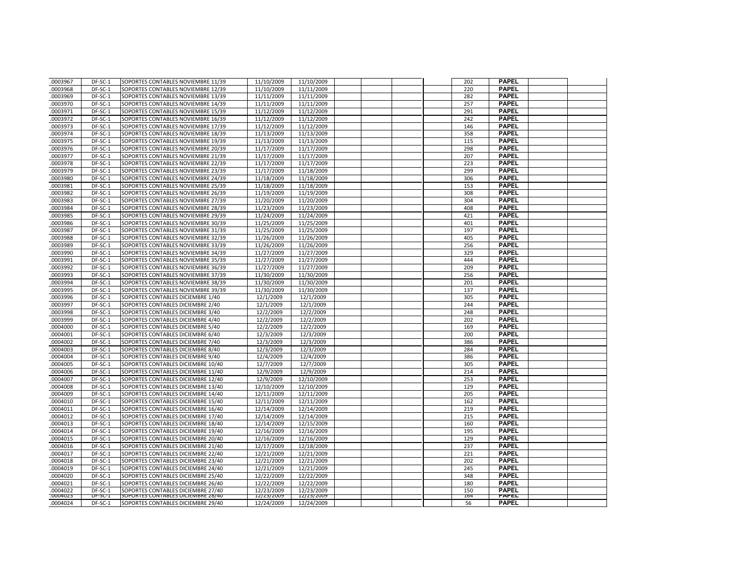| | | | | | | | | | | | | |
|---|---|---|---|---|---|---|---|---|---|---|---|---|
| .0003967 | DF-SC-1 | SOPORTES CONTABLES NOVIEMBRE 11/39 | 11/10/2009 | 11/10/2009 | | | | | 202 | PAPEL | | |
| .0003968 | DF-SC-1 | SOPORTES CONTABLES NOVIEMBRE 12/39 | 11/10/2009 | 11/11/2009 | | | | | 220 | PAPEL | | |
| .0003969 | DF-SC-1 | SOPORTES CONTABLES NOVIEMBRE 13/39 | 11/11/2009 | 11/11/2009 | | | | | 282 | PAPEL | | |
| .0003970 | DF-SC-1 | SOPORTES CONTABLES NOVIEMBRE 14/39 | 11/11/2009 | 11/11/2009 | | | | | 257 | PAPEL | | |
| .0003971 | DF-SC-1 | SOPORTES CONTABLES NOVIEMBRE 15/39 | 11/12/2009 | 11/12/2009 | | | | | 291 | PAPEL | | |
| .0003972 | DF-SC-1 | SOPORTES CONTABLES NOVIEMBRE 16/39 | 11/12/2009 | 11/12/2009 | | | | | 242 | PAPEL | | |
| .0003973 | DF-SC-1 | SOPORTES CONTABLES NOVIEMBRE 17/39 | 11/12/2009 | 11/12/2009 | | | | | 146 | PAPEL | | |
| .0003974 | DF-SC-1 | SOPORTES CONTABLES NOVIEMBRE 18/39 | 11/13/2009 | 11/13/2009 | | | | | 358 | PAPEL | | |
| .0003975 | DF-SC-1 | SOPORTES CONTABLES NOVIEMBRE 19/39 | 11/13/2009 | 11/13/2009 | | | | | 115 | PAPEL | | |
| .0003976 | DF-SC-1 | SOPORTES CONTABLES NOVIEMBRE 20/39 | 11/17/2009 | 11/17/2009 | | | | | 298 | PAPEL | | |
| .0003977 | DF-SC-1 | SOPORTES CONTABLES NOVIEMBRE 21/39 | 11/17/2009 | 11/17/2009 | | | | | 207 | PAPEL | | |
| .0003978 | DF-SC-1 | SOPORTES CONTABLES NOVIEMBRE 22/39 | 11/17/2009 | 11/17/2009 | | | | | 223 | PAPEL | | |
| .0003979 | DF-SC-1 | SOPORTES CONTABLES NOVIEMBRE 23/39 | 11/17/2009 | 11/18/2009 | | | | | 299 | PAPEL | | |
| .0003980 | DF-SC-1 | SOPORTES CONTABLES NOVIEMBRE 24/39 | 11/18/2009 | 11/18/2009 | | | | | 306 | PAPEL | | |
| .0003981 | DF-SC-1 | SOPORTES CONTABLES NOVIEMBRE 25/39 | 11/18/2009 | 11/18/2009 | | | | | 153 | PAPEL | | |
| .0003982 | DF-SC-1 | SOPORTES CONTABLES NOVIEMBRE 26/39 | 11/19/2009 | 11/19/2009 | | | | | 308 | PAPEL | | |
| .0003983 | DF-SC-1 | SOPORTES CONTABLES NOVIEMBRE 27/39 | 11/20/2009 | 11/20/2009 | | | | | 304 | PAPEL | | |
| .0003984 | DF-SC-1 | SOPORTES CONTABLES NOVIEMBRE 28/39 | 11/23/2009 | 11/23/2009 | | | | | 408 | PAPEL | | |
| .0003985 | DF-SC-1 | SOPORTES CONTABLES NOVIEMBRE 29/39 | 11/24/2009 | 11/24/2009 | | | | | 421 | PAPEL | | |
| .0003986 | DF-SC-1 | SOPORTES CONTABLES NOVIEMBRE 30/39 | 11/25/2009 | 11/25/2009 | | | | | 401 | PAPEL | | |
| .0003987 | DF-SC-1 | SOPORTES CONTABLES NOVIEMBRE 31/39 | 11/25/2009 | 11/25/2009 | | | | | 197 | PAPEL | | |
| .0003988 | DF-SC-1 | SOPORTES CONTABLES NOVIEMBRE 32/39 | 11/26/2009 | 11/26/2009 | | | | | 405 | PAPEL | | |
| .0003989 | DF-SC-1 | SOPORTES CONTABLES NOVIEMBRE 33/39 | 11/26/2009 | 11/26/2009 | | | | | 256 | PAPEL | | |
| .0003990 | DF-SC-1 | SOPORTES CONTABLES NOVIEMBRE 34/39 | 11/27/2009 | 11/27/2009 | | | | | 329 | PAPEL | | |
| .0003991 | DF-SC-1 | SOPORTES CONTABLES NOVIEMBRE 35/39 | 11/27/2009 | 11/27/2009 | | | | | 444 | PAPEL | | |
| .0003992 | DF-SC-1 | SOPORTES CONTABLES NOVIEMBRE 36/39 | 11/27/2009 | 11/27/2009 | | | | | 209 | PAPEL | | |
| .0003993 | DF-SC-1 | SOPORTES CONTABLES NOVIEMBRE 37/39 | 11/30/2009 | 11/30/2009 | | | | | 256 | PAPEL | | |
| .0003994 | DF-SC-1 | SOPORTES CONTABLES NOVIEMBRE 38/39 | 11/30/2009 | 11/30/2009 | | | | | 201 | PAPEL | | |
| .0003995 | DF-SC-1 | SOPORTES CONTABLES NOVIEMBRE 39/39 | 11/30/2009 | 11/30/2009 | | | | | 137 | PAPEL | | |
| .0003996 | DF-SC-1 | SOPORTES CONTABLES DICIEMBRE 1/40 | 12/1/2009 | 12/1/2009 | | | | | 305 | PAPEL | | |
| .0003997 | DF-SC-1 | SOPORTES CONTABLES DICIEMBRE 2/40 | 12/1/2009 | 12/1/2009 | | | | | 244 | PAPEL | | |
| .0003998 | DF-SC-1 | SOPORTES CONTABLES DICIEMBRE 3/40 | 12/2/2009 | 12/2/2009 | | | | | 248 | PAPEL | | |
| .0003999 | DF-SC-1 | SOPORTES CONTABLES DICIEMBRE 4/40 | 12/2/2009 | 12/2/2009 | | | | | 202 | PAPEL | | |
| .0004000 | DF-SC-1 | SOPORTES CONTABLES DICIEMBRE 5/40 | 12/2/2009 | 12/2/2009 | | | | | 169 | PAPEL | | |
| .0004001 | DF-SC-1 | SOPORTES CONTABLES DICIEMBRE 6/40 | 12/3/2009 | 12/3/2009 | | | | | 200 | PAPEL | | |
| .0004002 | DF-SC-1 | SOPORTES CONTABLES DICIEMBRE 7/40 | 12/3/2009 | 12/3/2009 | | | | | 386 | PAPEL | | |
| .0004003 | DF-SC-1 | SOPORTES CONTABLES DICIEMBRE 8/40 | 12/3/2009 | 12/3/2009 | | | | | 284 | PAPEL | | |
| .0004004 | DF-SC-1 | SOPORTES CONTABLES DICIEMBRE 9/40 | 12/4/2009 | 12/4/2009 | | | | | 386 | PAPEL | | |
| .0004005 | DF-SC-1 | SOPORTES CONTABLES DICIEMBRE 10/40 | 12/7/2009 | 12/7/2009 | | | | | 305 | PAPEL | | |
| .0004006 | DF-SC-1 | SOPORTES CONTABLES DICIEMBRE 11/40 | 12/9/2009 | 12/9/2009 | | | | | 214 | PAPEL | | |
| .0004007 | DF-SC-1 | SOPORTES CONTABLES DICIEMBRE 12/40 | 12/9/2009 | 12/10/2009 | | | | | 253 | PAPEL | | |
| .0004008 | DF-SC-1 | SOPORTES CONTABLES DICIEMBRE 13/40 | 12/10/2009 | 12/10/2009 | | | | | 129 | PAPEL | | |
| .0004009 | DF-SC-1 | SOPORTES CONTABLES DICIEMBRE 14/40 | 12/11/2009 | 12/11/2009 | | | | | 205 | PAPEL | | |
| .0004010 | DF-SC-1 | SOPORTES CONTABLES DICIEMBRE 15/40 | 12/11/2009 | 12/11/2009 | | | | | 162 | PAPEL | | |
| .0004011 | DF-SC-1 | SOPORTES CONTABLES DICIEMBRE 16/40 | 12/14/2009 | 12/14/2009 | | | | | 219 | PAPEL | | |
| .0004012 | DF-SC-1 | SOPORTES CONTABLES DICIEMBRE 17/40 | 12/14/2009 | 12/14/2009 | | | | | 215 | PAPEL | | |
| .0004013 | DF-SC-1 | SOPORTES CONTABLES DICIEMBRE 18/40 | 12/14/2009 | 12/15/2009 | | | | | 160 | PAPEL | | |
| .0004014 | DF-SC-1 | SOPORTES CONTABLES DICIEMBRE 19/40 | 12/16/2009 | 12/16/2009 | | | | | 195 | PAPEL | | |
| .0004015 | DF-SC-1 | SOPORTES CONTABLES DICIEMBRE 20/40 | 12/16/2009 | 12/16/2009 | | | | | 129 | PAPEL | | |
| .0004016 | DF-SC-1 | SOPORTES CONTABLES DICIEMBRE 21/40 | 12/17/2009 | 12/18/2009 | | | | | 237 | PAPEL | | |
| .0004017 | DF-SC-1 | SOPORTES CONTABLES DICIEMBRE 22/40 | 12/21/2009 | 12/21/2009 | | | | | 221 | PAPEL | | |
| .0004018 | DF-SC-1 | SOPORTES CONTABLES DICIEMBRE 23/40 | 12/21/2009 | 12/21/2009 | | | | | 202 | PAPEL | | |
| .0004019 | DF-SC-1 | SOPORTES CONTABLES DICIEMBRE 24/40 | 12/21/2009 | 12/21/2009 | | | | | 245 | PAPEL | | |
| .0004020 | DF-SC-1 | SOPORTES CONTABLES DICIEMBRE 25/40 | 12/22/2009 | 12/22/2009 | | | | | 348 | PAPEL | | |
| .0004021 | DF-SC-1 | SOPORTES CONTABLES DICIEMBRE 26/40 | 12/22/2009 | 12/22/2009 | | | | | 180 | PAPEL | | |
| .0004022 | DF-SC-1 | SOPORTES CONTABLES DICIEMBRE 27/40 | 12/23/2009 | 12/23/2009 | | | | | 150 | PAPEL | | |
| .0004023 | DF-SC-1 | SOPORTES CONTABLES DICIEMBRE 28/40 | 12/23/2009 | 12/23/2009 | | | | | 164 | PAPEL | | |
| .0004024 | DF-SC-1 | SOPORTES CONTABLES DICIEMBRE 29/40 | 12/24/2009 | 12/24/2009 | | | | | 56 | PAPEL | | |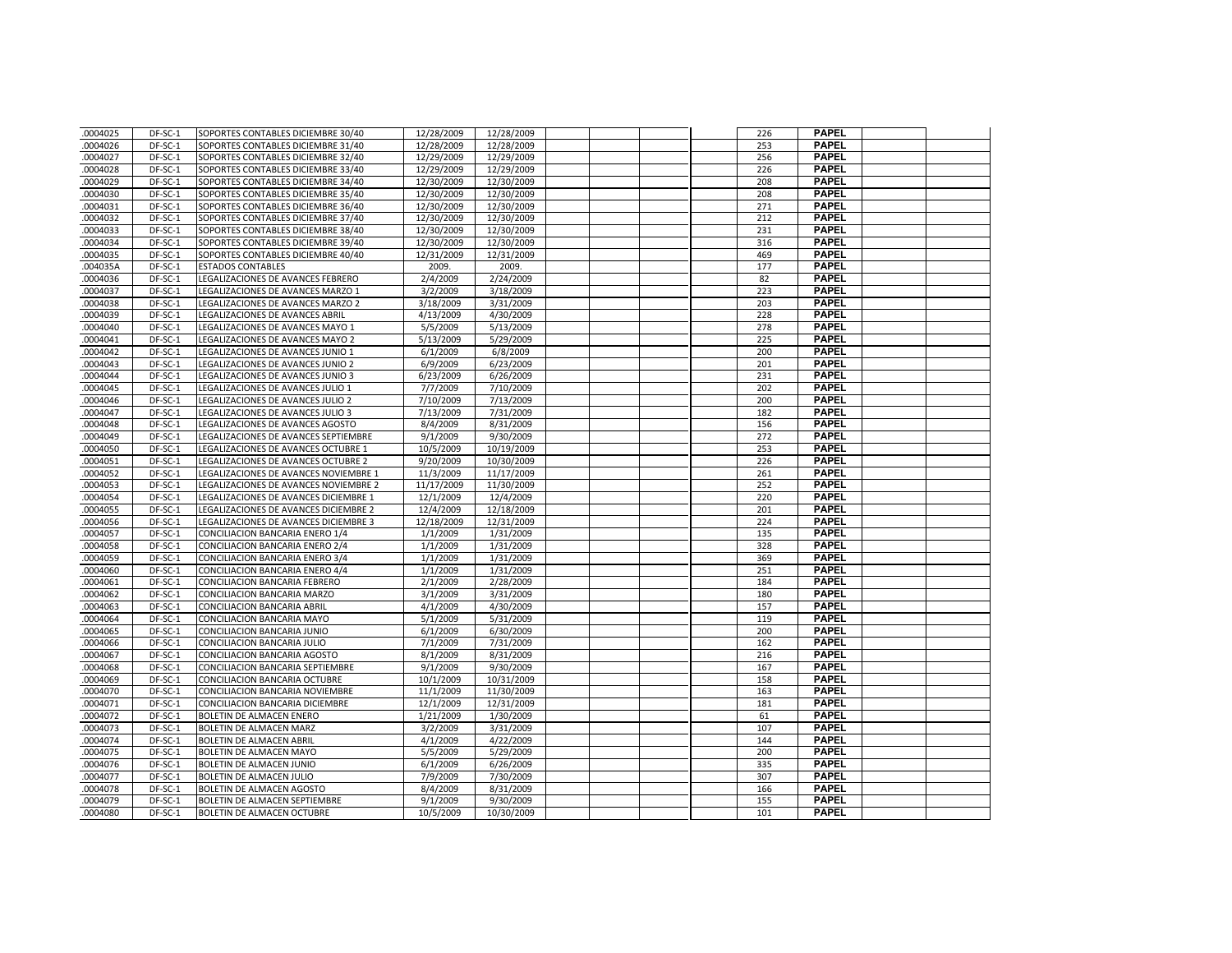| | | | | | | | | | | | | |
|---|---|---|---|---|---|---|---|---|---|---|---|---|
| .0004025 | DF-SC-1 | SOPORTES CONTABLES DICIEMBRE 30/40 | 12/28/2009 | 12/28/2009 | | | | | 226 | PAPEL | | |
| .0004026 | DF-SC-1 | SOPORTES CONTABLES DICIEMBRE 31/40 | 12/28/2009 | 12/28/2009 | | | | | 253 | PAPEL | | |
| .0004027 | DF-SC-1 | SOPORTES CONTABLES DICIEMBRE 32/40 | 12/29/2009 | 12/29/2009 | | | | | 256 | PAPEL | | |
| .0004028 | DF-SC-1 | SOPORTES CONTABLES DICIEMBRE 33/40 | 12/29/2009 | 12/29/2009 | | | | | 226 | PAPEL | | |
| .0004029 | DF-SC-1 | SOPORTES CONTABLES DICIEMBRE 34/40 | 12/30/2009 | 12/30/2009 | | | | | 208 | PAPEL | | |
| .0004030 | DF-SC-1 | SOPORTES CONTABLES DICIEMBRE 35/40 | 12/30/2009 | 12/30/2009 | | | | | 208 | PAPEL | | |
| .0004031 | DF-SC-1 | SOPORTES CONTABLES DICIEMBRE 36/40 | 12/30/2009 | 12/30/2009 | | | | | 271 | PAPEL | | |
| .0004032 | DF-SC-1 | SOPORTES CONTABLES DICIEMBRE 37/40 | 12/30/2009 | 12/30/2009 | | | | | 212 | PAPEL | | |
| .0004033 | DF-SC-1 | SOPORTES CONTABLES DICIEMBRE 38/40 | 12/30/2009 | 12/30/2009 | | | | | 231 | PAPEL | | |
| .0004034 | DF-SC-1 | SOPORTES CONTABLES DICIEMBRE 39/40 | 12/30/2009 | 12/30/2009 | | | | | 316 | PAPEL | | |
| .0004035 | DF-SC-1 | SOPORTES CONTABLES DICIEMBRE 40/40 | 12/31/2009 | 12/31/2009 | | | | | 469 | PAPEL | | |
| .004035A | DF-SC-1 | ESTADOS CONTABLES | 2009. | 2009. | | | | | 177 | PAPEL | | |
| .0004036 | DF-SC-1 | LEGALIZACIONES DE AVANCES FEBRERO | 2/4/2009 | 2/24/2009 | | | | | 82 | PAPEL | | |
| .0004037 | DF-SC-1 | LEGALIZACIONES DE AVANCES MARZO 1 | 3/2/2009 | 3/18/2009 | | | | | 223 | PAPEL | | |
| .0004038 | DF-SC-1 | LEGALIZACIONES DE AVANCES MARZO 2 | 3/18/2009 | 3/31/2009 | | | | | 203 | PAPEL | | |
| .0004039 | DF-SC-1 | LEGALIZACIONES DE AVANCES ABRIL | 4/13/2009 | 4/30/2009 | | | | | 228 | PAPEL | | |
| .0004040 | DF-SC-1 | LEGALIZACIONES DE AVANCES MAYO 1 | 5/5/2009 | 5/13/2009 | | | | | 278 | PAPEL | | |
| .0004041 | DF-SC-1 | LEGALIZACIONES DE AVANCES MAYO 2 | 5/13/2009 | 5/29/2009 | | | | | 225 | PAPEL | | |
| .0004042 | DF-SC-1 | LEGALIZACIONES DE AVANCES JUNIO 1 | 6/1/2009 | 6/8/2009 | | | | | 200 | PAPEL | | |
| .0004043 | DF-SC-1 | LEGALIZACIONES DE AVANCES JUNIO 2 | 6/9/2009 | 6/23/2009 | | | | | 201 | PAPEL | | |
| .0004044 | DF-SC-1 | LEGALIZACIONES DE AVANCES JUNIO 3 | 6/23/2009 | 6/26/2009 | | | | | 231 | PAPEL | | |
| .0004045 | DF-SC-1 | LEGALIZACIONES DE AVANCES JULIO 1 | 7/7/2009 | 7/10/2009 | | | | | 202 | PAPEL | | |
| .0004046 | DF-SC-1 | LEGALIZACIONES DE AVANCES JULIO 2 | 7/10/2009 | 7/13/2009 | | | | | 200 | PAPEL | | |
| .0004047 | DF-SC-1 | LEGALIZACIONES DE AVANCES JULIO 3 | 7/13/2009 | 7/31/2009 | | | | | 182 | PAPEL | | |
| .0004048 | DF-SC-1 | LEGALIZACIONES DE AVANCES AGOSTO | 8/4/2009 | 8/31/2009 | | | | | 156 | PAPEL | | |
| .0004049 | DF-SC-1 | LEGALIZACIONES DE AVANCES SEPTIEMBRE | 9/1/2009 | 9/30/2009 | | | | | 272 | PAPEL | | |
| .0004050 | DF-SC-1 | LEGALIZACIONES DE AVANCES OCTUBRE 1 | 10/5/2009 | 10/19/2009 | | | | | 253 | PAPEL | | |
| .0004051 | DF-SC-1 | LEGALIZACIONES DE AVANCES OCTUBRE 2 | 9/20/2009 | 10/30/2009 | | | | | 226 | PAPEL | | |
| .0004052 | DF-SC-1 | LEGALIZACIONES DE AVANCES NOVIEMBRE 1 | 11/3/2009 | 11/17/2009 | | | | | 261 | PAPEL | | |
| .0004053 | DF-SC-1 | LEGALIZACIONES DE AVANCES NOVIEMBRE 2 | 11/17/2009 | 11/30/2009 | | | | | 252 | PAPEL | | |
| .0004054 | DF-SC-1 | LEGALIZACIONES DE AVANCES DICIEMBRE 1 | 12/1/2009 | 12/4/2009 | | | | | 220 | PAPEL | | |
| .0004055 | DF-SC-1 | LEGALIZACIONES DE AVANCES DICIEMBRE 2 | 12/4/2009 | 12/18/2009 | | | | | 201 | PAPEL | | |
| .0004056 | DF-SC-1 | LEGALIZACIONES DE AVANCES DICIEMBRE 3 | 12/18/2009 | 12/31/2009 | | | | | 224 | PAPEL | | |
| .0004057 | DF-SC-1 | CONCILIACION BANCARIA ENERO 1/4 | 1/1/2009 | 1/31/2009 | | | | | 135 | PAPEL | | |
| .0004058 | DF-SC-1 | CONCILIACION BANCARIA ENERO 2/4 | 1/1/2009 | 1/31/2009 | | | | | 328 | PAPEL | | |
| .0004059 | DF-SC-1 | CONCILIACION BANCARIA ENERO 3/4 | 1/1/2009 | 1/31/2009 | | | | | 369 | PAPEL | | |
| .0004060 | DF-SC-1 | CONCILIACION BANCARIA ENERO 4/4 | 1/1/2009 | 1/31/2009 | | | | | 251 | PAPEL | | |
| .0004061 | DF-SC-1 | CONCILIACION BANCARIA FEBRERO | 2/1/2009 | 2/28/2009 | | | | | 184 | PAPEL | | |
| .0004062 | DF-SC-1 | CONCILIACION BANCARIA MARZO | 3/1/2009 | 3/31/2009 | | | | | 180 | PAPEL | | |
| .0004063 | DF-SC-1 | CONCILIACION BANCARIA ABRIL | 4/1/2009 | 4/30/2009 | | | | | 157 | PAPEL | | |
| .0004064 | DF-SC-1 | CONCILIACION BANCARIA MAYO | 5/1/2009 | 5/31/2009 | | | | | 119 | PAPEL | | |
| .0004065 | DF-SC-1 | CONCILIACION BANCARIA JUNIO | 6/1/2009 | 6/30/2009 | | | | | 200 | PAPEL | | |
| .0004066 | DF-SC-1 | CONCILIACION BANCARIA JULIO | 7/1/2009 | 7/31/2009 | | | | | 162 | PAPEL | | |
| .0004067 | DF-SC-1 | CONCILIACION BANCARIA AGOSTO | 8/1/2009 | 8/31/2009 | | | | | 216 | PAPEL | | |
| .0004068 | DF-SC-1 | CONCILIACION BANCARIA SEPTIEMBRE | 9/1/2009 | 9/30/2009 | | | | | 167 | PAPEL | | |
| .0004069 | DF-SC-1 | CONCILIACION BANCARIA OCTUBRE | 10/1/2009 | 10/31/2009 | | | | | 158 | PAPEL | | |
| .0004070 | DF-SC-1 | CONCILIACION BANCARIA NOVIEMBRE | 11/1/2009 | 11/30/2009 | | | | | 163 | PAPEL | | |
| .0004071 | DF-SC-1 | CONCILIACION BANCARIA DICIEMBRE | 12/1/2009 | 12/31/2009 | | | | | 181 | PAPEL | | |
| .0004072 | DF-SC-1 | BOLETIN DE ALMACEN ENERO | 1/21/2009 | 1/30/2009 | | | | | 61 | PAPEL | | |
| .0004073 | DF-SC-1 | BOLETIN DE ALMACEN MARZ | 3/2/2009 | 3/31/2009 | | | | | 107 | PAPEL | | |
| .0004074 | DF-SC-1 | BOLETIN DE ALMACEN ABRIL | 4/1/2009 | 4/22/2009 | | | | | 144 | PAPEL | | |
| .0004075 | DF-SC-1 | BOLETIN DE ALMACEN MAYO | 5/5/2009 | 5/29/2009 | | | | | 200 | PAPEL | | |
| .0004076 | DF-SC-1 | BOLETIN DE ALMACEN JUNIO | 6/1/2009 | 6/26/2009 | | | | | 335 | PAPEL | | |
| .0004077 | DF-SC-1 | BOLETIN DE ALMACEN JULIO | 7/9/2009 | 7/30/2009 | | | | | 307 | PAPEL | | |
| .0004078 | DF-SC-1 | BOLETIN DE ALMACEN AGOSTO | 8/4/2009 | 8/31/2009 | | | | | 166 | PAPEL | | |
| .0004079 | DF-SC-1 | BOLETIN DE ALMACEN SEPTIEMBRE | 9/1/2009 | 9/30/2009 | | | | | 155 | PAPEL | | |
| .0004080 | DF-SC-1 | BOLETIN DE ALMACEN OCTUBRE | 10/5/2009 | 10/30/2009 | | | | | 101 | PAPEL | | |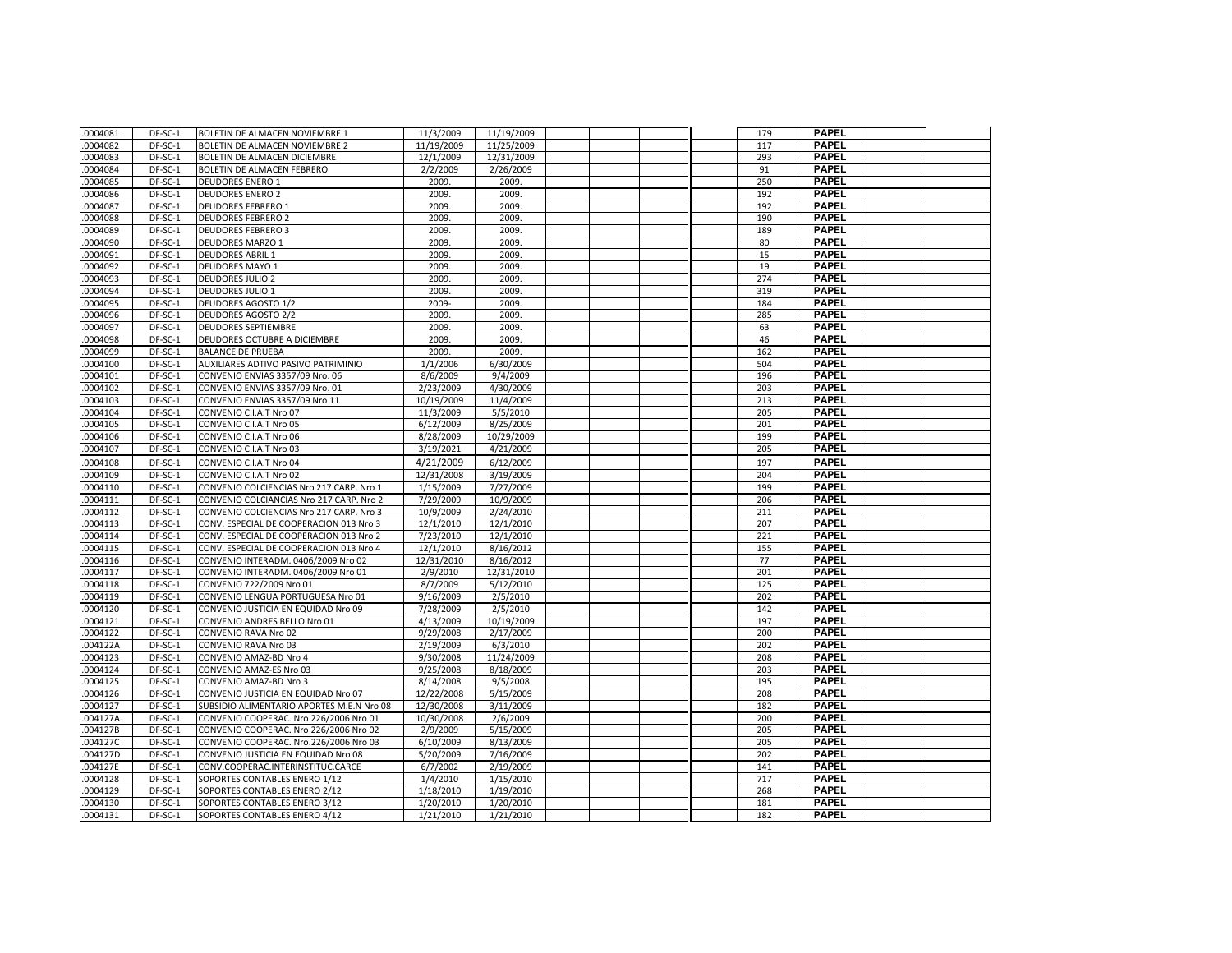| | | | | | | | | | | | | |
|---|---|---|---|---|---|---|---|---|---|---|---|---|
| .0004081 | DF-SC-1 | BOLETIN DE ALMACEN NOVIEMBRE 1 | 11/3/2009 | 11/19/2009 | | | | | 179 | PAPEL | | |
| .0004082 | DF-SC-1 | BOLETIN DE ALMACEN NOVIEMBRE 2 | 11/19/2009 | 11/25/2009 | | | | | 117 | PAPEL | | |
| .0004083 | DF-SC-1 | BOLETIN DE ALMACEN DICIEMBRE | 12/1/2009 | 12/31/2009 | | | | | 293 | PAPEL | | |
| .0004084 | DF-SC-1 | BOLETIN DE ALMACEN FEBRERO | 2/2/2009 | 2/26/2009 | | | | | 91 | PAPEL | | |
| .0004085 | DF-SC-1 | DEUDORES ENERO 1 | 2009. | 2009. | | | | | 250 | PAPEL | | |
| .0004086 | DF-SC-1 | DEUDORES ENERO 2 | 2009. | 2009. | | | | | 192 | PAPEL | | |
| .0004087 | DF-SC-1 | DEUDORES FEBRERO 1 | 2009. | 2009. | | | | | 192 | PAPEL | | |
| .0004088 | DF-SC-1 | DEUDORES FEBRERO 2 | 2009. | 2009. | | | | | 190 | PAPEL | | |
| .0004089 | DF-SC-1 | DEUDORES FEBRERO 3 | 2009. | 2009. | | | | | 189 | PAPEL | | |
| .0004090 | DF-SC-1 | DEUDORES MARZO 1 | 2009. | 2009. | | | | | 80 | PAPEL | | |
| .0004091 | DF-SC-1 | DEUDORES ABRIL 1 | 2009. | 2009. | | | | | 15 | PAPEL | | |
| .0004092 | DF-SC-1 | DEUDORES MAYO 1 | 2009. | 2009. | | | | | 19 | PAPEL | | |
| .0004093 | DF-SC-1 | DEUDORES JULIO 2 | 2009. | 2009. | | | | | 274 | PAPEL | | |
| .0004094 | DF-SC-1 | DEUDORES JULIO 1 | 2009. | 2009. | | | | | 319 | PAPEL | | |
| .0004095 | DF-SC-1 | DEUDORES AGOSTO 1/2 | 2009- | 2009. | | | | | 184 | PAPEL | | |
| .0004096 | DF-SC-1 | DEUDORES AGOSTO 2/2 | 2009. | 2009. | | | | | 285 | PAPEL | | |
| .0004097 | DF-SC-1 | DEUDORES SEPTIEMBRE | 2009. | 2009. | | | | | 63 | PAPEL | | |
| .0004098 | DF-SC-1 | DEUDORES OCTUBRE A DICIEMBRE | 2009. | 2009. | | | | | 46 | PAPEL | | |
| .0004099 | DF-SC-1 | BALANCE DE PRUEBA | 2009. | 2009. | | | | | 162 | PAPEL | | |
| .0004100 | DF-SC-1 | AUXILIARES ADTIVO PASIVO PATRIMINIO | 1/1/2006 | 6/30/2009 | | | | | 504 | PAPEL | | |
| .0004101 | DF-SC-1 | CONVENIO ENVIAS 3357/09 Nro. 06 | 8/6/2009 | 9/4/2009 | | | | | 196 | PAPEL | | |
| .0004102 | DF-SC-1 | CONVENIO ENVIAS 3357/09 Nro. 01 | 2/23/2009 | 4/30/2009 | | | | | 203 | PAPEL | | |
| .0004103 | DF-SC-1 | CONVENIO ENVIAS 3357/09 Nro 11 | 10/19/2009 | 11/4/2009 | | | | | 213 | PAPEL | | |
| .0004104 | DF-SC-1 | CONVENIO C.I.A.T Nro 07 | 11/3/2009 | 5/5/2010 | | | | | 205 | PAPEL | | |
| .0004105 | DF-SC-1 | CONVENIO C.I.A.T Nro 05 | 6/12/2009 | 8/25/2009 | | | | | 201 | PAPEL | | |
| .0004106 | DF-SC-1 | CONVENIO C.I.A.T Nro 06 | 8/28/2009 | 10/29/2009 | | | | | 199 | PAPEL | | |
| .0004107 | DF-SC-1 | CONVENIO C.I.A.T Nro 03 | 3/19/2021 | 4/21/2009 | | | | | 205 | PAPEL | | |
| .0004108 | DF-SC-1 | CONVENIO C.I.A.T Nro 04 | 4/21/2009 | 6/12/2009 | | | | | 197 | PAPEL | | |
| .0004109 | DF-SC-1 | CONVENIO C.I.A.T Nro 02 | 12/31/2008 | 3/19/2009 | | | | | 204 | PAPEL | | |
| .0004110 | DF-SC-1 | CONVENIO COLCIENCIAS Nro 217 CARP. Nro 1 | 1/15/2009 | 7/27/2009 | | | | | 199 | PAPEL | | |
| .0004111 | DF-SC-1 | CONVENIO COLCIENCIAS Nro 217 CARP. Nro 2 | 7/29/2009 | 10/9/2009 | | | | | 206 | PAPEL | | |
| .0004112 | DF-SC-1 | CONVENIO COLCIENCIAS Nro 217 CARP. Nro 3 | 10/9/2009 | 2/24/2010 | | | | | 211 | PAPEL | | |
| .0004113 | DF-SC-1 | CONV. ESPECIAL DE COOPERACION 013 Nro 3 | 12/1/2010 | 12/1/2010 | | | | | 207 | PAPEL | | |
| .0004114 | DF-SC-1 | CONV. ESPECIAL DE COOPERACION 013 Nro 2 | 7/23/2010 | 12/1/2010 | | | | | 221 | PAPEL | | |
| .0004115 | DF-SC-1 | CONV. ESPECIAL DE COOPERACION 013 Nro 4 | 12/1/2010 | 8/16/2012 | | | | | 155 | PAPEL | | |
| .0004116 | DF-SC-1 | CONVENIO INTERADM. 0406/2009 Nro 02 | 12/31/2010 | 8/16/2012 | | | | | 77 | PAPEL | | |
| .0004117 | DF-SC-1 | CONVENIO INTERADM. 0406/2009 Nro 01 | 2/9/2010 | 12/31/2010 | | | | | 201 | PAPEL | | |
| .0004118 | DF-SC-1 | CONVENIO 722/2009 Nro 01 | 8/7/2009 | 5/12/2010 | | | | | 125 | PAPEL | | |
| .0004119 | DF-SC-1 | CONVENIO LENGUA PORTUGUESA Nro 01 | 9/16/2009 | 2/5/2010 | | | | | 202 | PAPEL | | |
| .0004120 | DF-SC-1 | CONVENIO JUSTICIA EN EQUIDAD Nro 09 | 7/28/2009 | 2/5/2010 | | | | | 142 | PAPEL | | |
| .0004121 | DF-SC-1 | CONVENIO ANDRES BELLO Nro 01 | 4/13/2009 | 10/19/2009 | | | | | 197 | PAPEL | | |
| .0004122 | DF-SC-1 | CONVENIO RAVA Nro 02 | 9/29/2008 | 2/17/2009 | | | | | 200 | PAPEL | | |
| .004122A | DF-SC-1 | CONVENIO RAVA Nro 03 | 2/19/2009 | 6/3/2010 | | | | | 202 | PAPEL | | |
| .0004123 | DF-SC-1 | CONVENIO AMAZ-BD Nro 4 | 9/30/2008 | 11/24/2009 | | | | | 208 | PAPEL | | |
| .0004124 | DF-SC-1 | CONVENIO AMAZ-ES Nro 03 | 9/25/2008 | 8/18/2009 | | | | | 203 | PAPEL | | |
| .0004125 | DF-SC-1 | CONVENIO AMAZ-BD Nro 3 | 8/14/2008 | 9/5/2008 | | | | | 195 | PAPEL | | |
| .0004126 | DF-SC-1 | CONVENIO JUSTICIA EN EQUIDAD Nro 07 | 12/22/2008 | 5/15/2009 | | | | | 208 | PAPEL | | |
| .0004127 | DF-SC-1 | SUBSIDIO ALIMENTARIO APORTES M.E.N Nro 08 | 12/30/2008 | 3/11/2009 | | | | | 182 | PAPEL | | |
| .004127A | DF-SC-1 | CONVENIO COOPERAC. Nro 226/2006 Nro 01 | 10/30/2008 | 2/6/2009 | | | | | 200 | PAPEL | | |
| .004127B | DF-SC-1 | CONVENIO COOPERAC. Nro 226/2006 Nro 02 | 2/9/2009 | 5/15/2009 | | | | | 205 | PAPEL | | |
| .004127C | DF-SC-1 | CONVENIO COOPERAC. Nro.226/2006 Nro 03 | 6/10/2009 | 8/13/2009 | | | | | 205 | PAPEL | | |
| .004127D | DF-SC-1 | CONVENIO JUSTICIA EN EQUIDAD Nro 08 | 5/20/2009 | 7/16/2009 | | | | | 202 | PAPEL | | |
| .004127E | DF-SC-1 | CONV.COOPERAC.INTERINSTITUC.CARCE | 6/7/2002 | 2/19/2009 | | | | | 141 | PAPEL | | |
| .0004128 | DF-SC-1 | SOPORTES CONTABLES ENERO 1/12 | 1/4/2010 | 1/15/2010 | | | | | 717 | PAPEL | | |
| .0004129 | DF-SC-1 | SOPORTES CONTABLES ENERO 2/12 | 1/18/2010 | 1/19/2010 | | | | | 268 | PAPEL | | |
| .0004130 | DF-SC-1 | SOPORTES CONTABLES ENERO 3/12 | 1/20/2010 | 1/20/2010 | | | | | 181 | PAPEL | | |
| .0004131 | DF-SC-1 | SOPORTES CONTABLES ENERO 4/12 | 1/21/2010 | 1/21/2010 | | | | | 182 | PAPEL | | |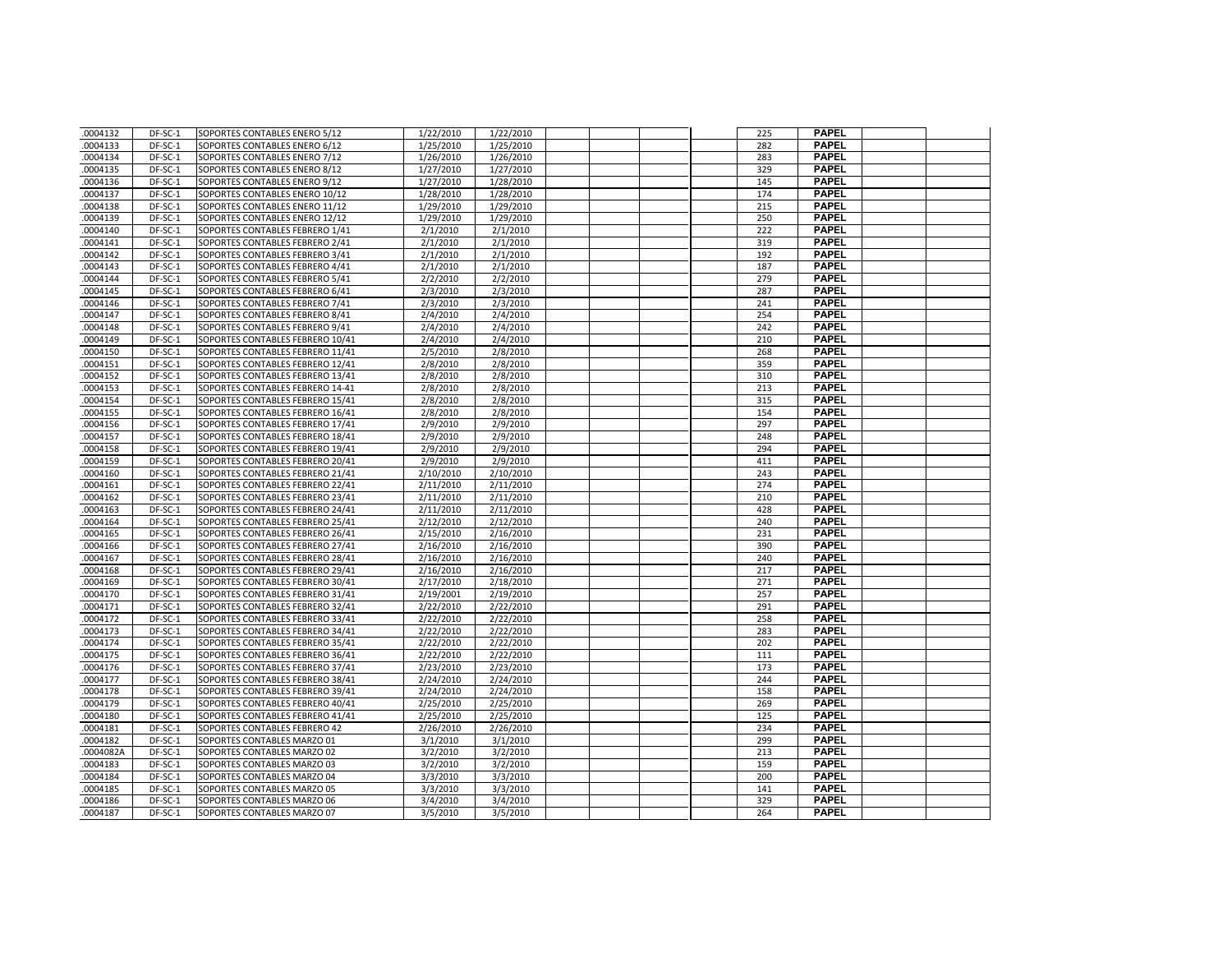| | | | | | | | | | | | | |
|---|---|---|---|---|---|---|---|---|---|---|---|---|
| .0004132 | DF-SC-1 | SOPORTES CONTABLES ENERO 5/12 | 1/22/2010 | 1/22/2010 | | | | | 225 | PAPEL | | |
| .0004133 | DF-SC-1 | SOPORTES CONTABLES ENERO 6/12 | 1/25/2010 | 1/25/2010 | | | | | 282 | PAPEL | | |
| .0004134 | DF-SC-1 | SOPORTES CONTABLES ENERO 7/12 | 1/26/2010 | 1/26/2010 | | | | | 283 | PAPEL | | |
| .0004135 | DF-SC-1 | SOPORTES CONTABLES ENERO 8/12 | 1/27/2010 | 1/27/2010 | | | | | 329 | PAPEL | | |
| .0004136 | DF-SC-1 | SOPORTES CONTABLES ENERO 9/12 | 1/27/2010 | 1/28/2010 | | | | | 145 | PAPEL | | |
| .0004137 | DF-SC-1 | SOPORTES CONTABLES ENERO 10/12 | 1/28/2010 | 1/28/2010 | | | | | 174 | PAPEL | | |
| .0004138 | DF-SC-1 | SOPORTES CONTABLES ENERO 11/12 | 1/29/2010 | 1/29/2010 | | | | | 215 | PAPEL | | |
| .0004139 | DF-SC-1 | SOPORTES CONTABLES ENERO 12/12 | 1/29/2010 | 1/29/2010 | | | | | 250 | PAPEL | | |
| .0004140 | DF-SC-1 | SOPORTES CONTABLES FEBRERO 1/41 | 2/1/2010 | 2/1/2010 | | | | | 222 | PAPEL | | |
| .0004141 | DF-SC-1 | SOPORTES CONTABLES FEBRERO 2/41 | 2/1/2010 | 2/1/2010 | | | | | 319 | PAPEL | | |
| .0004142 | DF-SC-1 | SOPORTES CONTABLES FEBRERO 3/41 | 2/1/2010 | 2/1/2010 | | | | | 192 | PAPEL | | |
| .0004143 | DF-SC-1 | SOPORTES CONTABLES FEBRERO 4/41 | 2/1/2010 | 2/1/2010 | | | | | 187 | PAPEL | | |
| .0004144 | DF-SC-1 | SOPORTES CONTABLES FEBRERO 5/41 | 2/2/2010 | 2/2/2010 | | | | | 279 | PAPEL | | |
| .0004145 | DF-SC-1 | SOPORTES CONTABLES FEBRERO 6/41 | 2/3/2010 | 2/3/2010 | | | | | 287 | PAPEL | | |
| .0004146 | DF-SC-1 | SOPORTES CONTABLES FEBRERO 7/41 | 2/3/2010 | 2/3/2010 | | | | | 241 | PAPEL | | |
| .0004147 | DF-SC-1 | SOPORTES CONTABLES FEBRERO 8/41 | 2/4/2010 | 2/4/2010 | | | | | 254 | PAPEL | | |
| .0004148 | DF-SC-1 | SOPORTES CONTABLES FEBRERO 9/41 | 2/4/2010 | 2/4/2010 | | | | | 242 | PAPEL | | |
| .0004149 | DF-SC-1 | SOPORTES CONTABLES FEBRERO 10/41 | 2/4/2010 | 2/4/2010 | | | | | 210 | PAPEL | | |
| .0004150 | DF-SC-1 | SOPORTES CONTABLES FEBRERO 11/41 | 2/5/2010 | 2/8/2010 | | | | | 268 | PAPEL | | |
| .0004151 | DF-SC-1 | SOPORTES CONTABLES FEBRERO 12/41 | 2/8/2010 | 2/8/2010 | | | | | 359 | PAPEL | | |
| .0004152 | DF-SC-1 | SOPORTES CONTABLES FEBRERO 13/41 | 2/8/2010 | 2/8/2010 | | | | | 310 | PAPEL | | |
| .0004153 | DF-SC-1 | SOPORTES CONTABLES FEBRERO 14-41 | 2/8/2010 | 2/8/2010 | | | | | 213 | PAPEL | | |
| .0004154 | DF-SC-1 | SOPORTES CONTABLES FEBRERO 15/41 | 2/8/2010 | 2/8/2010 | | | | | 315 | PAPEL | | |
| .0004155 | DF-SC-1 | SOPORTES CONTABLES FEBRERO 16/41 | 2/8/2010 | 2/8/2010 | | | | | 154 | PAPEL | | |
| .0004156 | DF-SC-1 | SOPORTES CONTABLES FEBRERO 17/41 | 2/9/2010 | 2/9/2010 | | | | | 297 | PAPEL | | |
| .0004157 | DF-SC-1 | SOPORTES CONTABLES FEBRERO 18/41 | 2/9/2010 | 2/9/2010 | | | | | 248 | PAPEL | | |
| .0004158 | DF-SC-1 | SOPORTES CONTABLES FEBRERO 19/41 | 2/9/2010 | 2/9/2010 | | | | | 294 | PAPEL | | |
| .0004159 | DF-SC-1 | SOPORTES CONTABLES FEBRERO 20/41 | 2/9/2010 | 2/9/2010 | | | | | 411 | PAPEL | | |
| .0004160 | DF-SC-1 | SOPORTES CONTABLES FEBRERO 21/41 | 2/10/2010 | 2/10/2010 | | | | | 243 | PAPEL | | |
| .0004161 | DF-SC-1 | SOPORTES CONTABLES FEBRERO 22/41 | 2/11/2010 | 2/11/2010 | | | | | 274 | PAPEL | | |
| .0004162 | DF-SC-1 | SOPORTES CONTABLES FEBRERO 23/41 | 2/11/2010 | 2/11/2010 | | | | | 210 | PAPEL | | |
| .0004163 | DF-SC-1 | SOPORTES CONTABLES FEBRERO 24/41 | 2/11/2010 | 2/11/2010 | | | | | 428 | PAPEL | | |
| .0004164 | DF-SC-1 | SOPORTES CONTABLES FEBRERO 25/41 | 2/12/2010 | 2/12/2010 | | | | | 240 | PAPEL | | |
| .0004165 | DF-SC-1 | SOPORTES CONTABLES FEBRERO 26/41 | 2/15/2010 | 2/16/2010 | | | | | 231 | PAPEL | | |
| .0004166 | DF-SC-1 | SOPORTES CONTABLES FEBRERO 27/41 | 2/16/2010 | 2/16/2010 | | | | | 390 | PAPEL | | |
| .0004167 | DF-SC-1 | SOPORTES CONTABLES FEBRERO 28/41 | 2/16/2010 | 2/16/2010 | | | | | 240 | PAPEL | | |
| .0004168 | DF-SC-1 | SOPORTES CONTABLES FEBRERO 29/41 | 2/16/2010 | 2/16/2010 | | | | | 217 | PAPEL | | |
| .0004169 | DF-SC-1 | SOPORTES CONTABLES FEBRERO 30/41 | 2/17/2010 | 2/18/2010 | | | | | 271 | PAPEL | | |
| .0004170 | DF-SC-1 | SOPORTES CONTABLES FEBRERO 31/41 | 2/19/2001 | 2/19/2010 | | | | | 257 | PAPEL | | |
| .0004171 | DF-SC-1 | SOPORTES CONTABLES FEBRERO 32/41 | 2/22/2010 | 2/22/2010 | | | | | 291 | PAPEL | | |
| .0004172 | DF-SC-1 | SOPORTES CONTABLES FEBRERO 33/41 | 2/22/2010 | 2/22/2010 | | | | | 258 | PAPEL | | |
| .0004173 | DF-SC-1 | SOPORTES CONTABLES FEBRERO 34/41 | 2/22/2010 | 2/22/2010 | | | | | 283 | PAPEL | | |
| .0004174 | DF-SC-1 | SOPORTES CONTABLES FEBRERO 35/41 | 2/22/2010 | 2/22/2010 | | | | | 202 | PAPEL | | |
| .0004175 | DF-SC-1 | SOPORTES CONTABLES FEBRERO 36/41 | 2/22/2010 | 2/22/2010 | | | | | 111 | PAPEL | | |
| .0004176 | DF-SC-1 | SOPORTES CONTABLES FEBRERO 37/41 | 2/23/2010 | 2/23/2010 | | | | | 173 | PAPEL | | |
| .0004177 | DF-SC-1 | SOPORTES CONTABLES FEBRERO 38/41 | 2/24/2010 | 2/24/2010 | | | | | 244 | PAPEL | | |
| .0004178 | DF-SC-1 | SOPORTES CONTABLES FEBRERO 39/41 | 2/24/2010 | 2/24/2010 | | | | | 158 | PAPEL | | |
| .0004179 | DF-SC-1 | SOPORTES CONTABLES FEBRERO 40/41 | 2/25/2010 | 2/25/2010 | | | | | 269 | PAPEL | | |
| .0004180 | DF-SC-1 | SOPORTES CONTABLES FEBRERO 41/41 | 2/25/2010 | 2/25/2010 | | | | | 125 | PAPEL | | |
| .0004181 | DF-SC-1 | SOPORTES CONTABLES FEBRERO 42 | 2/26/2010 | 2/26/2010 | | | | | 234 | PAPEL | | |
| .0004182 | DF-SC-1 | SOPORTES CONTABLES MARZO 01 | 3/1/2010 | 3/1/2010 | | | | | 299 | PAPEL | | |
| .0004082A | DF-SC-1 | SOPORTES CONTABLES MARZO 02 | 3/2/2010 | 3/2/2010 | | | | | 213 | PAPEL | | |
| .0004183 | DF-SC-1 | SOPORTES CONTABLES MARZO 03 | 3/2/2010 | 3/2/2010 | | | | | 159 | PAPEL | | |
| .0004184 | DF-SC-1 | SOPORTES CONTABLES MARZO 04 | 3/3/2010 | 3/3/2010 | | | | | 200 | PAPEL | | |
| .0004185 | DF-SC-1 | SOPORTES CONTABLES MARZO 05 | 3/3/2010 | 3/3/2010 | | | | | 141 | PAPEL | | |
| .0004186 | DF-SC-1 | SOPORTES CONTABLES MARZO 06 | 3/4/2010 | 3/4/2010 | | | | | 329 | PAPEL | | |
| .0004187 | DF-SC-1 | SOPORTES CONTABLES MARZO 07 | 3/5/2010 | 3/5/2010 | | | | | 264 | PAPEL | | |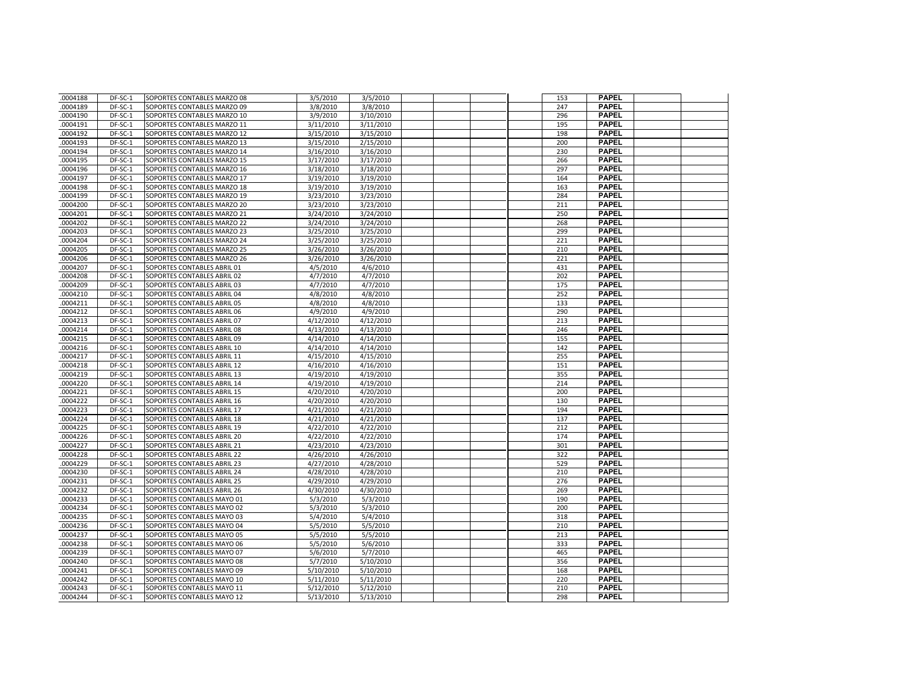| | | | | | | | | | | | | |
|---|---|---|---|---|---|---|---|---|---|---|---|---|
| .0004188 | DF-SC-1 | SOPORTES CONTABLES MARZO 08 | 3/5/2010 | 3/5/2010 | | | | | 153 | PAPEL | | |
| .0004189 | DF-SC-1 | SOPORTES CONTABLES MARZO 09 | 3/8/2010 | 3/8/2010 | | | | | 247 | PAPEL | | |
| .0004190 | DF-SC-1 | SOPORTES CONTABLES MARZO 10 | 3/9/2010 | 3/10/2010 | | | | | 296 | PAPEL | | |
| .0004191 | DF-SC-1 | SOPORTES CONTABLES MARZO 11 | 3/11/2010 | 3/11/2010 | | | | | 195 | PAPEL | | |
| .0004192 | DF-SC-1 | SOPORTES CONTABLES MARZO 12 | 3/15/2010 | 3/15/2010 | | | | | 198 | PAPEL | | |
| .0004193 | DF-SC-1 | SOPORTES CONTABLES MARZO 13 | 3/15/2010 | 2/15/2010 | | | | | 200 | PAPEL | | |
| .0004194 | DF-SC-1 | SOPORTES CONTABLES MARZO 14 | 3/16/2010 | 3/16/2010 | | | | | 230 | PAPEL | | |
| .0004195 | DF-SC-1 | SOPORTES CONTABLES MARZO 15 | 3/17/2010 | 3/17/2010 | | | | | 266 | PAPEL | | |
| .0004196 | DF-SC-1 | SOPORTES CONTABLES MARZO 16 | 3/18/2010 | 3/18/2010 | | | | | 297 | PAPEL | | |
| .0004197 | DF-SC-1 | SOPORTES CONTABLES MARZO 17 | 3/19/2010 | 3/19/2010 | | | | | 164 | PAPEL | | |
| .0004198 | DF-SC-1 | SOPORTES CONTABLES MARZO 18 | 3/19/2010 | 3/19/2010 | | | | | 163 | PAPEL | | |
| .0004199 | DF-SC-1 | SOPORTES CONTABLES MARZO 19 | 3/23/2010 | 3/23/2010 | | | | | 284 | PAPEL | | |
| .0004200 | DF-SC-1 | SOPORTES CONTABLES MARZO 20 | 3/23/2010 | 3/23/2010 | | | | | 211 | PAPEL | | |
| .0004201 | DF-SC-1 | SOPORTES CONTABLES MARZO 21 | 3/24/2010 | 3/24/2010 | | | | | 250 | PAPEL | | |
| .0004202 | DF-SC-1 | SOPORTES CONTABLES MARZO 22 | 3/24/2010 | 3/24/2010 | | | | | 268 | PAPEL | | |
| .0004203 | DF-SC-1 | SOPORTES CONTABLES MARZO 23 | 3/25/2010 | 3/25/2010 | | | | | 299 | PAPEL | | |
| .0004204 | DF-SC-1 | SOPORTES CONTABLES MARZO 24 | 3/25/2010 | 3/25/2010 | | | | | 221 | PAPEL | | |
| .0004205 | DF-SC-1 | SOPORTES CONTABLES MARZO 25 | 3/26/2010 | 3/26/2010 | | | | | 210 | PAPEL | | |
| .0004206 | DF-SC-1 | SOPORTES CONTABLES MARZO 26 | 3/26/2010 | 3/26/2010 | | | | | 221 | PAPEL | | |
| .0004207 | DF-SC-1 | SOPORTES CONTABLES ABRIL 01 | 4/5/2010 | 4/6/2010 | | | | | 431 | PAPEL | | |
| .0004208 | DF-SC-1 | SOPORTES CONTABLES ABRIL 02 | 4/7/2010 | 4/7/2010 | | | | | 202 | PAPEL | | |
| .0004209 | DF-SC-1 | SOPORTES CONTABLES ABRIL 03 | 4/7/2010 | 4/7/2010 | | | | | 175 | PAPEL | | |
| .0004210 | DF-SC-1 | SOPORTES CONTABLES ABRIL 04 | 4/8/2010 | 4/8/2010 | | | | | 252 | PAPEL | | |
| .0004211 | DF-SC-1 | SOPORTES CONTABLES ABRIL 05 | 4/8/2010 | 4/8/2010 | | | | | 133 | PAPEL | | |
| .0004212 | DF-SC-1 | SOPORTES CONTABLES ABRIL 06 | 4/9/2010 | 4/9/2010 | | | | | 290 | PAPEL | | |
| .0004213 | DF-SC-1 | SOPORTES CONTABLES ABRIL 07 | 4/12/2010 | 4/12/2010 | | | | | 213 | PAPEL | | |
| .0004214 | DF-SC-1 | SOPORTES CONTABLES ABRIL 08 | 4/13/2010 | 4/13/2010 | | | | | 246 | PAPEL | | |
| .0004215 | DF-SC-1 | SOPORTES CONTABLES ABRIL 09 | 4/14/2010 | 4/14/2010 | | | | | 155 | PAPEL | | |
| .0004216 | DF-SC-1 | SOPORTES CONTABLES ABRIL 10 | 4/14/2010 | 4/14/2010 | | | | | 142 | PAPEL | | |
| .0004217 | DF-SC-1 | SOPORTES CONTABLES ABRIL 11 | 4/15/2010 | 4/15/2010 | | | | | 255 | PAPEL | | |
| .0004218 | DF-SC-1 | SOPORTES CONTABLES ABRIL 12 | 4/16/2010 | 4/16/2010 | | | | | 151 | PAPEL | | |
| .0004219 | DF-SC-1 | SOPORTES CONTABLES ABRIL 13 | 4/19/2010 | 4/19/2010 | | | | | 355 | PAPEL | | |
| .0004220 | DF-SC-1 | SOPORTES CONTABLES ABRIL 14 | 4/19/2010 | 4/19/2010 | | | | | 214 | PAPEL | | |
| .0004221 | DF-SC-1 | SOPORTES CONTABLES ABRIL 15 | 4/20/2010 | 4/20/2010 | | | | | 200 | PAPEL | | |
| .0004222 | DF-SC-1 | SOPORTES CONTABLES ABRIL 16 | 4/20/2010 | 4/20/2010 | | | | | 130 | PAPEL | | |
| .0004223 | DF-SC-1 | SOPORTES CONTABLES ABRIL 17 | 4/21/2010 | 4/21/2010 | | | | | 194 | PAPEL | | |
| .0004224 | DF-SC-1 | SOPORTES CONTABLES ABRIL 18 | 4/21/2010 | 4/21/2010 | | | | | 137 | PAPEL | | |
| .0004225 | DF-SC-1 | SOPORTES CONTABLES ABRIL 19 | 4/22/2010 | 4/22/2010 | | | | | 212 | PAPEL | | |
| .0004226 | DF-SC-1 | SOPORTES CONTABLES ABRIL 20 | 4/22/2010 | 4/22/2010 | | | | | 174 | PAPEL | | |
| .0004227 | DF-SC-1 | SOPORTES CONTABLES ABRIL 21 | 4/23/2010 | 4/23/2010 | | | | | 301 | PAPEL | | |
| .0004228 | DF-SC-1 | SOPORTES CONTABLES ABRIL 22 | 4/26/2010 | 4/26/2010 | | | | | 322 | PAPEL | | |
| .0004229 | DF-SC-1 | SOPORTES CONTABLES ABRIL 23 | 4/27/2010 | 4/28/2010 | | | | | 529 | PAPEL | | |
| .0004230 | DF-SC-1 | SOPORTES CONTABLES ABRIL 24 | 4/28/2010 | 4/28/2010 | | | | | 210 | PAPEL | | |
| .0004231 | DF-SC-1 | SOPORTES CONTABLES ABRIL 25 | 4/29/2010 | 4/29/2010 | | | | | 276 | PAPEL | | |
| .0004232 | DF-SC-1 | SOPORTES CONTABLES ABRIL 26 | 4/30/2010 | 4/30/2010 | | | | | 269 | PAPEL | | |
| .0004233 | DF-SC-1 | SOPORTES CONTABLES MAYO 01 | 5/3/2010 | 5/3/2010 | | | | | 190 | PAPEL | | |
| .0004234 | DF-SC-1 | SOPORTES CONTABLES MAYO 02 | 5/3/2010 | 5/3/2010 | | | | | 200 | PAPEL | | |
| .0004235 | DF-SC-1 | SOPORTES CONTABLES MAYO 03 | 5/4/2010 | 5/4/2010 | | | | | 318 | PAPEL | | |
| .0004236 | DF-SC-1 | SOPORTES CONTABLES MAYO 04 | 5/5/2010 | 5/5/2010 | | | | | 210 | PAPEL | | |
| .0004237 | DF-SC-1 | SOPORTES CONTABLES MAYO 05 | 5/5/2010 | 5/5/2010 | | | | | 213 | PAPEL | | |
| .0004238 | DF-SC-1 | SOPORTES CONTABLES MAYO 06 | 5/5/2010 | 5/6/2010 | | | | | 333 | PAPEL | | |
| .0004239 | DF-SC-1 | SOPORTES CONTABLES MAYO 07 | 5/6/2010 | 5/7/2010 | | | | | 465 | PAPEL | | |
| .0004240 | DF-SC-1 | SOPORTES CONTABLES MAYO 08 | 5/7/2010 | 5/10/2010 | | | | | 356 | PAPEL | | |
| .0004241 | DF-SC-1 | SOPORTES CONTABLES MAYO 09 | 5/10/2010 | 5/10/2010 | | | | | 168 | PAPEL | | |
| .0004242 | DF-SC-1 | SOPORTES CONTABLES MAYO 10 | 5/11/2010 | 5/11/2010 | | | | | 220 | PAPEL | | |
| .0004243 | DF-SC-1 | SOPORTES CONTABLES MAYO 11 | 5/12/2010 | 5/12/2010 | | | | | 210 | PAPEL | | |
| .0004244 | DF-SC-1 | SOPORTES CONTABLES MAYO 12 | 5/13/2010 | 5/13/2010 | | | | | 298 | PAPEL | | |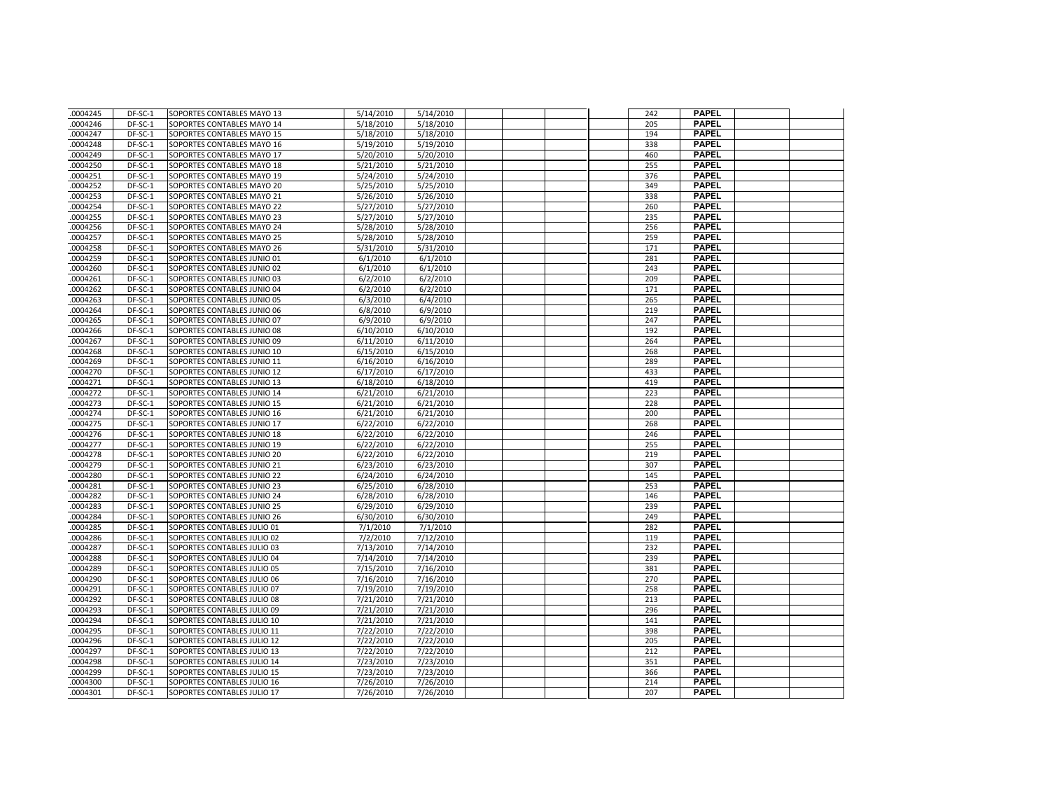| | | | | | | | | | | | | |
|---|---|---|---|---|---|---|---|---|---|---|---|---|
| .0004245 | DF-SC-1 | SOPORTES CONTABLES MAYO 13 | 5/14/2010 | 5/14/2010 | | | | | 242 | PAPEL | | |
| .0004246 | DF-SC-1 | SOPORTES CONTABLES MAYO 14 | 5/18/2010 | 5/18/2010 | | | | | 205 | PAPEL | | |
| .0004247 | DF-SC-1 | SOPORTES CONTABLES MAYO 15 | 5/18/2010 | 5/18/2010 | | | | | 194 | PAPEL | | |
| .0004248 | DF-SC-1 | SOPORTES CONTABLES MAYO 16 | 5/19/2010 | 5/19/2010 | | | | | 338 | PAPEL | | |
| .0004249 | DF-SC-1 | SOPORTES CONTABLES MAYO 17 | 5/20/2010 | 5/20/2010 | | | | | 460 | PAPEL | | |
| .0004250 | DF-SC-1 | SOPORTES CONTABLES MAYO 18 | 5/21/2010 | 5/21/2010 | | | | | 255 | PAPEL | | |
| .0004251 | DF-SC-1 | SOPORTES CONTABLES MAYO 19 | 5/24/2010 | 5/24/2010 | | | | | 376 | PAPEL | | |
| .0004252 | DF-SC-1 | SOPORTES CONTABLES MAYO 20 | 5/25/2010 | 5/25/2010 | | | | | 349 | PAPEL | | |
| .0004253 | DF-SC-1 | SOPORTES CONTABLES MAYO 21 | 5/26/2010 | 5/26/2010 | | | | | 338 | PAPEL | | |
| .0004254 | DF-SC-1 | SOPORTES CONTABLES MAYO 22 | 5/27/2010 | 5/27/2010 | | | | | 260 | PAPEL | | |
| .0004255 | DF-SC-1 | SOPORTES CONTABLES MAYO 23 | 5/27/2010 | 5/27/2010 | | | | | 235 | PAPEL | | |
| .0004256 | DF-SC-1 | SOPORTES CONTABLES MAYO 24 | 5/28/2010 | 5/28/2010 | | | | | 256 | PAPEL | | |
| .0004257 | DF-SC-1 | SOPORTES CONTABLES MAYO 25 | 5/28/2010 | 5/28/2010 | | | | | 259 | PAPEL | | |
| .0004258 | DF-SC-1 | SOPORTES CONTABLES MAYO 26 | 5/31/2010 | 5/31/2010 | | | | | 171 | PAPEL | | |
| .0004259 | DF-SC-1 | SOPORTES CONTABLES JUNIO 01 | 6/1/2010 | 6/1/2010 | | | | | 281 | PAPEL | | |
| .0004260 | DF-SC-1 | SOPORTES CONTABLES JUNIO 02 | 6/1/2010 | 6/1/2010 | | | | | 243 | PAPEL | | |
| .0004261 | DF-SC-1 | SOPORTES CONTABLES JUNIO 03 | 6/2/2010 | 6/2/2010 | | | | | 209 | PAPEL | | |
| .0004262 | DF-SC-1 | SOPORTES CONTABLES JUNIO 04 | 6/2/2010 | 6/2/2010 | | | | | 171 | PAPEL | | |
| .0004263 | DF-SC-1 | SOPORTES CONTABLES JUNIO 05 | 6/3/2010 | 6/4/2010 | | | | | 265 | PAPEL | | |
| .0004264 | DF-SC-1 | SOPORTES CONTABLES JUNIO 06 | 6/8/2010 | 6/9/2010 | | | | | 219 | PAPEL | | |
| .0004265 | DF-SC-1 | SOPORTES CONTABLES JUNIO 07 | 6/9/2010 | 6/9/2010 | | | | | 247 | PAPEL | | |
| .0004266 | DF-SC-1 | SOPORTES CONTABLES JUNIO 08 | 6/10/2010 | 6/10/2010 | | | | | 192 | PAPEL | | |
| .0004267 | DF-SC-1 | SOPORTES CONTABLES JUNIO 09 | 6/11/2010 | 6/11/2010 | | | | | 264 | PAPEL | | |
| .0004268 | DF-SC-1 | SOPORTES CONTABLES JUNIO 10 | 6/15/2010 | 6/15/2010 | | | | | 268 | PAPEL | | |
| .0004269 | DF-SC-1 | SOPORTES CONTABLES JUNIO 11 | 6/16/2010 | 6/16/2010 | | | | | 289 | PAPEL | | |
| .0004270 | DF-SC-1 | SOPORTES CONTABLES JUNIO 12 | 6/17/2010 | 6/17/2010 | | | | | 433 | PAPEL | | |
| .0004271 | DF-SC-1 | SOPORTES CONTABLES JUNIO 13 | 6/18/2010 | 6/18/2010 | | | | | 419 | PAPEL | | |
| .0004272 | DF-SC-1 | SOPORTES CONTABLES JUNIO 14 | 6/21/2010 | 6/21/2010 | | | | | 223 | PAPEL | | |
| .0004273 | DF-SC-1 | SOPORTES CONTABLES JUNIO 15 | 6/21/2010 | 6/21/2010 | | | | | 228 | PAPEL | | |
| .0004274 | DF-SC-1 | SOPORTES CONTABLES JUNIO 16 | 6/21/2010 | 6/21/2010 | | | | | 200 | PAPEL | | |
| .0004275 | DF-SC-1 | SOPORTES CONTABLES JUNIO 17 | 6/22/2010 | 6/22/2010 | | | | | 268 | PAPEL | | |
| .0004276 | DF-SC-1 | SOPORTES CONTABLES JUNIO 18 | 6/22/2010 | 6/22/2010 | | | | | 246 | PAPEL | | |
| .0004277 | DF-SC-1 | SOPORTES CONTABLES JUNIO 19 | 6/22/2010 | 6/22/2010 | | | | | 255 | PAPEL | | |
| .0004278 | DF-SC-1 | SOPORTES CONTABLES JUNIO 20 | 6/22/2010 | 6/22/2010 | | | | | 219 | PAPEL | | |
| .0004279 | DF-SC-1 | SOPORTES CONTABLES JUNIO 21 | 6/23/2010 | 6/23/2010 | | | | | 307 | PAPEL | | |
| .0004280 | DF-SC-1 | SOPORTES CONTABLES JUNIO 22 | 6/24/2010 | 6/24/2010 | | | | | 145 | PAPEL | | |
| .0004281 | DF-SC-1 | SOPORTES CONTABLES JUNIO 23 | 6/25/2010 | 6/28/2010 | | | | | 253 | PAPEL | | |
| .0004282 | DF-SC-1 | SOPORTES CONTABLES JUNIO 24 | 6/28/2010 | 6/28/2010 | | | | | 146 | PAPEL | | |
| .0004283 | DF-SC-1 | SOPORTES CONTABLES JUNIO 25 | 6/29/2010 | 6/29/2010 | | | | | 239 | PAPEL | | |
| .0004284 | DF-SC-1 | SOPORTES CONTABLES JUNIO 26 | 6/30/2010 | 6/30/2010 | | | | | 249 | PAPEL | | |
| .0004285 | DF-SC-1 | SOPORTES CONTABLES JULIO 01 | 7/1/2010 | 7/1/2010 | | | | | 282 | PAPEL | | |
| .0004286 | DF-SC-1 | SOPORTES CONTABLES JULIO 02 | 7/2/2010 | 7/12/2010 | | | | | 119 | PAPEL | | |
| .0004287 | DF-SC-1 | SOPORTES CONTABLES JULIO 03 | 7/13/2010 | 7/14/2010 | | | | | 232 | PAPEL | | |
| .0004288 | DF-SC-1 | SOPORTES CONTABLES JULIO 04 | 7/14/2010 | 7/14/2010 | | | | | 239 | PAPEL | | |
| .0004289 | DF-SC-1 | SOPORTES CONTABLES JULIO 05 | 7/15/2010 | 7/16/2010 | | | | | 381 | PAPEL | | |
| .0004290 | DF-SC-1 | SOPORTES CONTABLES JULIO 06 | 7/16/2010 | 7/16/2010 | | | | | 270 | PAPEL | | |
| .0004291 | DF-SC-1 | SOPORTES CONTABLES JULIO 07 | 7/19/2010 | 7/19/2010 | | | | | 258 | PAPEL | | |
| .0004292 | DF-SC-1 | SOPORTES CONTABLES JULIO 08 | 7/21/2010 | 7/21/2010 | | | | | 213 | PAPEL | | |
| .0004293 | DF-SC-1 | SOPORTES CONTABLES JULIO 09 | 7/21/2010 | 7/21/2010 | | | | | 296 | PAPEL | | |
| .0004294 | DF-SC-1 | SOPORTES CONTABLES JULIO 10 | 7/21/2010 | 7/21/2010 | | | | | 141 | PAPEL | | |
| .0004295 | DF-SC-1 | SOPORTES CONTABLES JULIO 11 | 7/22/2010 | 7/22/2010 | | | | | 398 | PAPEL | | |
| .0004296 | DF-SC-1 | SOPORTES CONTABLES JULIO 12 | 7/22/2010 | 7/22/2010 | | | | | 205 | PAPEL | | |
| .0004297 | DF-SC-1 | SOPORTES CONTABLES JULIO 13 | 7/22/2010 | 7/22/2010 | | | | | 212 | PAPEL | | |
| .0004298 | DF-SC-1 | SOPORTES CONTABLES JULIO 14 | 7/23/2010 | 7/23/2010 | | | | | 351 | PAPEL | | |
| .0004299 | DF-SC-1 | SOPORTES CONTABLES JULIO 15 | 7/23/2010 | 7/23/2010 | | | | | 366 | PAPEL | | |
| .0004300 | DF-SC-1 | SOPORTES CONTABLES JULIO 16 | 7/26/2010 | 7/26/2010 | | | | | 214 | PAPEL | | |
| .0004301 | DF-SC-1 | SOPORTES CONTABLES JULIO 17 | 7/26/2010 | 7/26/2010 | | | | | 207 | PAPEL | | |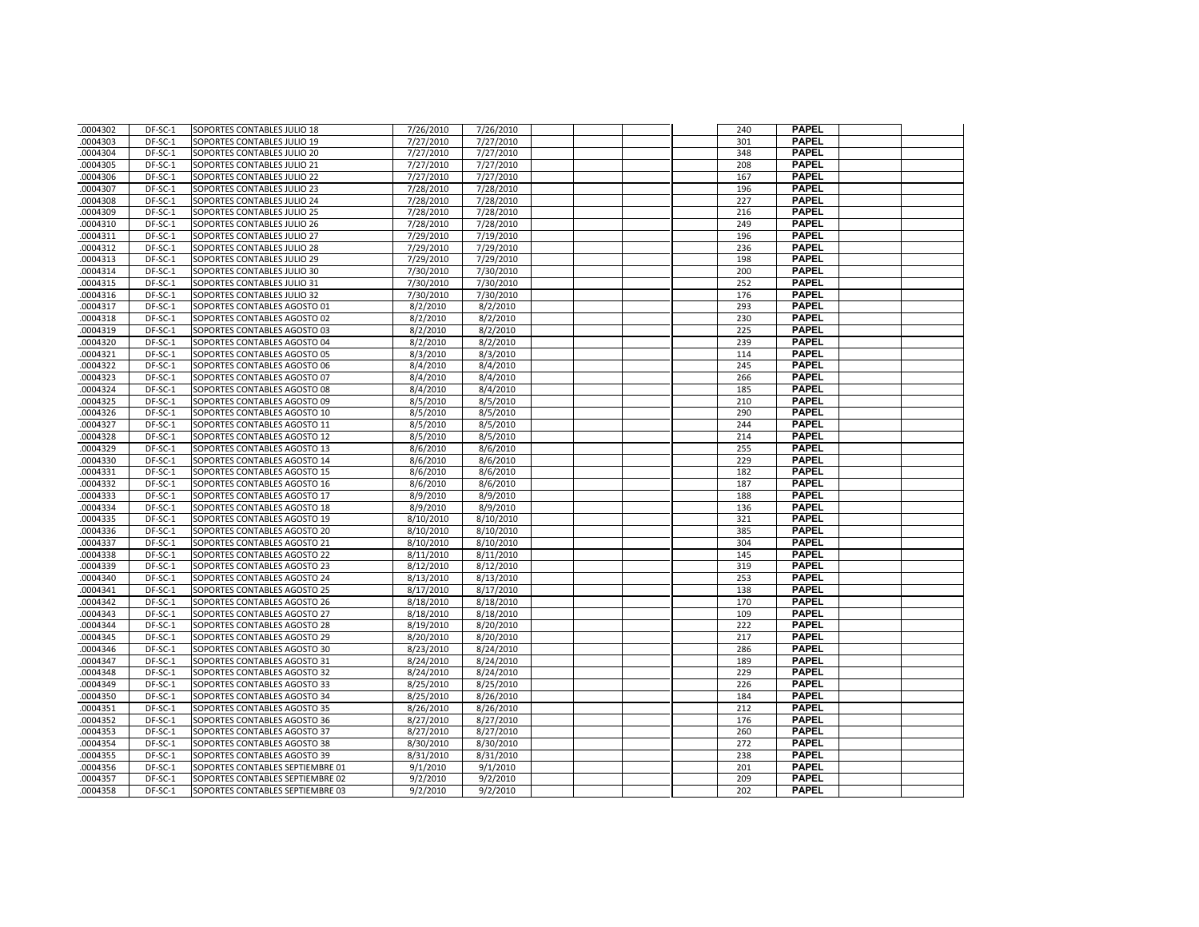| .0004302 | DF-SC-1 | SOPORTES CONTABLES JULIO 18 | 7/26/2010 | 7/26/2010 | | | | | 240 | PAPEL | | |
|---|---|---|---|---|---|---|---|---|---|---|---|---|
| .0004303 | DF-SC-1 | SOPORTES CONTABLES JULIO 19 | 7/27/2010 | 7/27/2010 | | | | | 301 | PAPEL | | |
| .0004304 | DF-SC-1 | SOPORTES CONTABLES JULIO 20 | 7/27/2010 | 7/27/2010 | | | | | 348 | PAPEL | | |
| .0004305 | DF-SC-1 | SOPORTES CONTABLES JULIO 21 | 7/27/2010 | 7/27/2010 | | | | | 208 | PAPEL | | |
| .0004306 | DF-SC-1 | SOPORTES CONTABLES JULIO 22 | 7/27/2010 | 7/27/2010 | | | | | 167 | PAPEL | | |
| .0004307 | DF-SC-1 | SOPORTES CONTABLES JULIO 23 | 7/28/2010 | 7/28/2010 | | | | | 196 | PAPEL | | |
| .0004308 | DF-SC-1 | SOPORTES CONTABLES JULIO 24 | 7/28/2010 | 7/28/2010 | | | | | 227 | PAPEL | | |
| .0004309 | DF-SC-1 | SOPORTES CONTABLES JULIO 25 | 7/28/2010 | 7/28/2010 | | | | | 216 | PAPEL | | |
| .0004310 | DF-SC-1 | SOPORTES CONTABLES JULIO 26 | 7/28/2010 | 7/28/2010 | | | | | 249 | PAPEL | | |
| .0004311 | DF-SC-1 | SOPORTES CONTABLES JULIO 27 | 7/29/2010 | 7/19/2010 | | | | | 196 | PAPEL | | |
| .0004312 | DF-SC-1 | SOPORTES CONTABLES JULIO 28 | 7/29/2010 | 7/29/2010 | | | | | 236 | PAPEL | | |
| .0004313 | DF-SC-1 | SOPORTES CONTABLES JULIO 29 | 7/29/2010 | 7/29/2010 | | | | | 198 | PAPEL | | |
| .0004314 | DF-SC-1 | SOPORTES CONTABLES JULIO 30 | 7/30/2010 | 7/30/2010 | | | | | 200 | PAPEL | | |
| .0004315 | DF-SC-1 | SOPORTES CONTABLES JULIO 31 | 7/30/2010 | 7/30/2010 | | | | | 252 | PAPEL | | |
| .0004316 | DF-SC-1 | SOPORTES CONTABLES JULIO 32 | 7/30/2010 | 7/30/2010 | | | | | 176 | PAPEL | | |
| .0004317 | DF-SC-1 | SOPORTES CONTABLES AGOSTO 01 | 8/2/2010 | 8/2/2010 | | | | | 293 | PAPEL | | |
| .0004318 | DF-SC-1 | SOPORTES CONTABLES AGOSTO 02 | 8/2/2010 | 8/2/2010 | | | | | 230 | PAPEL | | |
| .0004319 | DF-SC-1 | SOPORTES CONTABLES AGOSTO 03 | 8/2/2010 | 8/2/2010 | | | | | 225 | PAPEL | | |
| .0004320 | DF-SC-1 | SOPORTES CONTABLES AGOSTO 04 | 8/2/2010 | 8/2/2010 | | | | | 239 | PAPEL | | |
| .0004321 | DF-SC-1 | SOPORTES CONTABLES AGOSTO 05 | 8/3/2010 | 8/3/2010 | | | | | 114 | PAPEL | | |
| .0004322 | DF-SC-1 | SOPORTES CONTABLES AGOSTO 06 | 8/4/2010 | 8/4/2010 | | | | | 245 | PAPEL | | |
| .0004323 | DF-SC-1 | SOPORTES CONTABLES AGOSTO 07 | 8/4/2010 | 8/4/2010 | | | | | 266 | PAPEL | | |
| .0004324 | DF-SC-1 | SOPORTES CONTABLES AGOSTO 08 | 8/4/2010 | 8/4/2010 | | | | | 185 | PAPEL | | |
| .0004325 | DF-SC-1 | SOPORTES CONTABLES AGOSTO 09 | 8/5/2010 | 8/5/2010 | | | | | 210 | PAPEL | | |
| .0004326 | DF-SC-1 | SOPORTES CONTABLES AGOSTO 10 | 8/5/2010 | 8/5/2010 | | | | | 290 | PAPEL | | |
| .0004327 | DF-SC-1 | SOPORTES CONTABLES AGOSTO 11 | 8/5/2010 | 8/5/2010 | | | | | 244 | PAPEL | | |
| .0004328 | DF-SC-1 | SOPORTES CONTABLES AGOSTO 12 | 8/5/2010 | 8/5/2010 | | | | | 214 | PAPEL | | |
| .0004329 | DF-SC-1 | SOPORTES CONTABLES AGOSTO 13 | 8/6/2010 | 8/6/2010 | | | | | 255 | PAPEL | | |
| .0004330 | DF-SC-1 | SOPORTES CONTABLES AGOSTO 14 | 8/6/2010 | 8/6/2010 | | | | | 229 | PAPEL | | |
| .0004331 | DF-SC-1 | SOPORTES CONTABLES AGOSTO 15 | 8/6/2010 | 8/6/2010 | | | | | 182 | PAPEL | | |
| .0004332 | DF-SC-1 | SOPORTES CONTABLES AGOSTO 16 | 8/6/2010 | 8/6/2010 | | | | | 187 | PAPEL | | |
| .0004333 | DF-SC-1 | SOPORTES CONTABLES AGOSTO 17 | 8/9/2010 | 8/9/2010 | | | | | 188 | PAPEL | | |
| .0004334 | DF-SC-1 | SOPORTES CONTABLES AGOSTO 18 | 8/9/2010 | 8/9/2010 | | | | | 136 | PAPEL | | |
| .0004335 | DF-SC-1 | SOPORTES CONTABLES AGOSTO 19 | 8/10/2010 | 8/10/2010 | | | | | 321 | PAPEL | | |
| .0004336 | DF-SC-1 | SOPORTES CONTABLES AGOSTO 20 | 8/10/2010 | 8/10/2010 | | | | | 385 | PAPEL | | |
| .0004337 | DF-SC-1 | SOPORTES CONTABLES AGOSTO 21 | 8/10/2010 | 8/10/2010 | | | | | 304 | PAPEL | | |
| .0004338 | DF-SC-1 | SOPORTES CONTABLES AGOSTO 22 | 8/11/2010 | 8/11/2010 | | | | | 145 | PAPEL | | |
| .0004339 | DF-SC-1 | SOPORTES CONTABLES AGOSTO 23 | 8/12/2010 | 8/12/2010 | | | | | 319 | PAPEL | | |
| .0004340 | DF-SC-1 | SOPORTES CONTABLES AGOSTO 24 | 8/13/2010 | 8/13/2010 | | | | | 253 | PAPEL | | |
| .0004341 | DF-SC-1 | SOPORTES CONTABLES AGOSTO 25 | 8/17/2010 | 8/17/2010 | | | | | 138 | PAPEL | | |
| .0004342 | DF-SC-1 | SOPORTES CONTABLES AGOSTO 26 | 8/18/2010 | 8/18/2010 | | | | | 170 | PAPEL | | |
| .0004343 | DF-SC-1 | SOPORTES CONTABLES AGOSTO 27 | 8/18/2010 | 8/18/2010 | | | | | 109 | PAPEL | | |
| .0004344 | DF-SC-1 | SOPORTES CONTABLES AGOSTO 28 | 8/19/2010 | 8/20/2010 | | | | | 222 | PAPEL | | |
| .0004345 | DF-SC-1 | SOPORTES CONTABLES AGOSTO 29 | 8/20/2010 | 8/20/2010 | | | | | 217 | PAPEL | | |
| .0004346 | DF-SC-1 | SOPORTES CONTABLES AGOSTO 30 | 8/23/2010 | 8/24/2010 | | | | | 286 | PAPEL | | |
| .0004347 | DF-SC-1 | SOPORTES CONTABLES AGOSTO 31 | 8/24/2010 | 8/24/2010 | | | | | 189 | PAPEL | | |
| .0004348 | DF-SC-1 | SOPORTES CONTABLES AGOSTO 32 | 8/24/2010 | 8/24/2010 | | | | | 229 | PAPEL | | |
| .0004349 | DF-SC-1 | SOPORTES CONTABLES AGOSTO 33 | 8/25/2010 | 8/25/2010 | | | | | 226 | PAPEL | | |
| .0004350 | DF-SC-1 | SOPORTES CONTABLES AGOSTO 34 | 8/25/2010 | 8/26/2010 | | | | | 184 | PAPEL | | |
| .0004351 | DF-SC-1 | SOPORTES CONTABLES AGOSTO 35 | 8/26/2010 | 8/26/2010 | | | | | 212 | PAPEL | | |
| .0004352 | DF-SC-1 | SOPORTES CONTABLES AGOSTO 36 | 8/27/2010 | 8/27/2010 | | | | | 176 | PAPEL | | |
| .0004353 | DF-SC-1 | SOPORTES CONTABLES AGOSTO 37 | 8/27/2010 | 8/27/2010 | | | | | 260 | PAPEL | | |
| .0004354 | DF-SC-1 | SOPORTES CONTABLES AGOSTO 38 | 8/30/2010 | 8/30/2010 | | | | | 272 | PAPEL | | |
| .0004355 | DF-SC-1 | SOPORTES CONTABLES AGOSTO 39 | 8/31/2010 | 8/31/2010 | | | | | 238 | PAPEL | | |
| .0004356 | DF-SC-1 | SOPORTES CONTABLES SEPTIEMBRE 01 | 9/1/2010 | 9/1/2010 | | | | | 201 | PAPEL | | |
| .0004357 | DF-SC-1 | SOPORTES CONTABLES SEPTIEMBRE 02 | 9/2/2010 | 9/2/2010 | | | | | 209 | PAPEL | | |
| .0004358 | DF-SC-1 | SOPORTES CONTABLES SEPTIEMBRE 03 | 9/2/2010 | 9/2/2010 | | | | | 202 | PAPEL | | |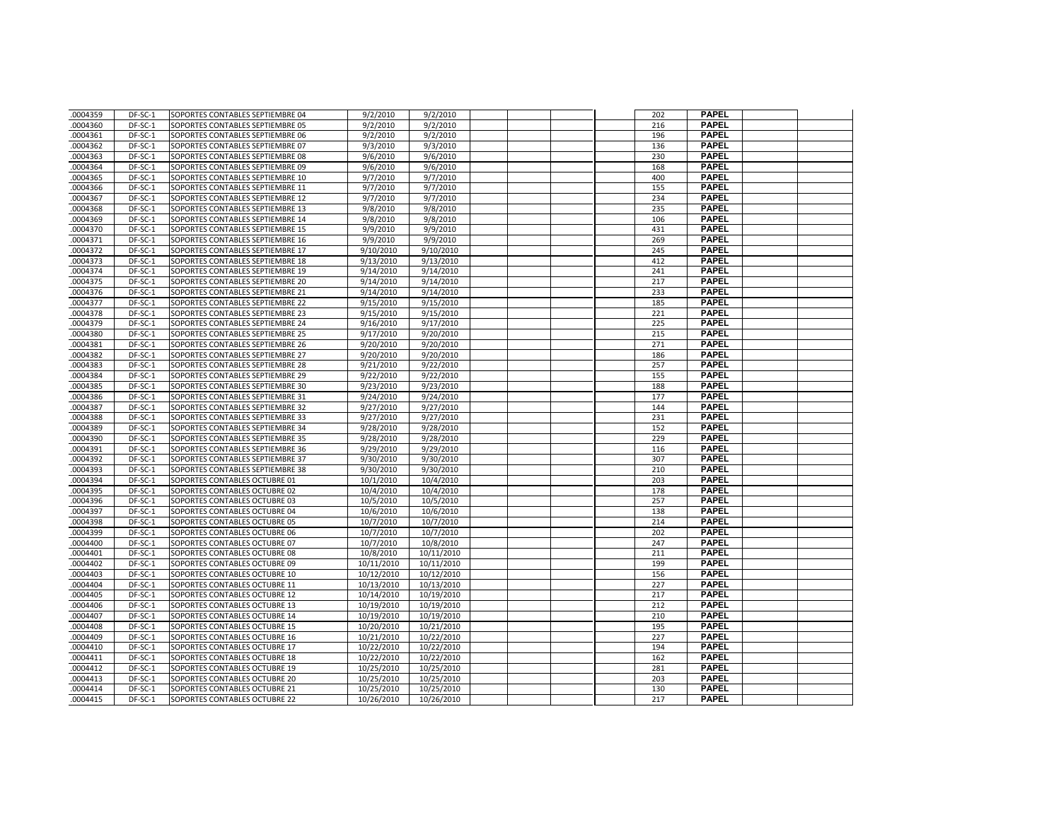| | | | | | | | | | | | | |
|---|---|---|---|---|---|---|---|---|---|---|---|---|
| .0004359 | DF-SC-1 | SOPORTES CONTABLES SEPTIEMBRE 04 | 9/2/2010 | 9/2/2010 | | | | | 202 | PAPEL | | |
| .0004360 | DF-SC-1 | SOPORTES CONTABLES SEPTIEMBRE 05 | 9/2/2010 | 9/2/2010 | | | | | 216 | PAPEL | | |
| .0004361 | DF-SC-1 | SOPORTES CONTABLES SEPTIEMBRE 06 | 9/2/2010 | 9/2/2010 | | | | | 196 | PAPEL | | |
| .0004362 | DF-SC-1 | SOPORTES CONTABLES SEPTIEMBRE 07 | 9/3/2010 | 9/3/2010 | | | | | 136 | PAPEL | | |
| .0004363 | DF-SC-1 | SOPORTES CONTABLES SEPTIEMBRE 08 | 9/6/2010 | 9/6/2010 | | | | | 230 | PAPEL | | |
| .0004364 | DF-SC-1 | SOPORTES CONTABLES SEPTIEMBRE 09 | 9/6/2010 | 9/6/2010 | | | | | 168 | PAPEL | | |
| .0004365 | DF-SC-1 | SOPORTES CONTABLES SEPTIEMBRE 10 | 9/7/2010 | 9/7/2010 | | | | | 400 | PAPEL | | |
| .0004366 | DF-SC-1 | SOPORTES CONTABLES SEPTIEMBRE 11 | 9/7/2010 | 9/7/2010 | | | | | 155 | PAPEL | | |
| .0004367 | DF-SC-1 | SOPORTES CONTABLES SEPTIEMBRE 12 | 9/7/2010 | 9/7/2010 | | | | | 234 | PAPEL | | |
| .0004368 | DF-SC-1 | SOPORTES CONTABLES SEPTIEMBRE 13 | 9/8/2010 | 9/8/2010 | | | | | 235 | PAPEL | | |
| .0004369 | DF-SC-1 | SOPORTES CONTABLES SEPTIEMBRE 14 | 9/8/2010 | 9/8/2010 | | | | | 106 | PAPEL | | |
| .0004370 | DF-SC-1 | SOPORTES CONTABLES SEPTIEMBRE 15 | 9/9/2010 | 9/9/2010 | | | | | 431 | PAPEL | | |
| .0004371 | DF-SC-1 | SOPORTES CONTABLES SEPTIEMBRE 16 | 9/9/2010 | 9/9/2010 | | | | | 269 | PAPEL | | |
| .0004372 | DF-SC-1 | SOPORTES CONTABLES SEPTIEMBRE 17 | 9/10/2010 | 9/10/2010 | | | | | 245 | PAPEL | | |
| .0004373 | DF-SC-1 | SOPORTES CONTABLES SEPTIEMBRE 18 | 9/13/2010 | 9/13/2010 | | | | | 412 | PAPEL | | |
| .0004374 | DF-SC-1 | SOPORTES CONTABLES SEPTIEMBRE 19 | 9/14/2010 | 9/14/2010 | | | | | 241 | PAPEL | | |
| .0004375 | DF-SC-1 | SOPORTES CONTABLES SEPTIEMBRE 20 | 9/14/2010 | 9/14/2010 | | | | | 217 | PAPEL | | |
| .0004376 | DF-SC-1 | SOPORTES CONTABLES SEPTIEMBRE 21 | 9/14/2010 | 9/14/2010 | | | | | 233 | PAPEL | | |
| .0004377 | DF-SC-1 | SOPORTES CONTABLES SEPTIEMBRE 22 | 9/15/2010 | 9/15/2010 | | | | | 185 | PAPEL | | |
| .0004378 | DF-SC-1 | SOPORTES CONTABLES SEPTIEMBRE 23 | 9/15/2010 | 9/15/2010 | | | | | 221 | PAPEL | | |
| .0004379 | DF-SC-1 | SOPORTES CONTABLES SEPTIEMBRE 24 | 9/16/2010 | 9/17/2010 | | | | | 225 | PAPEL | | |
| .0004380 | DF-SC-1 | SOPORTES CONTABLES SEPTIEMBRE 25 | 9/17/2010 | 9/20/2010 | | | | | 215 | PAPEL | | |
| .0004381 | DF-SC-1 | SOPORTES CONTABLES SEPTIEMBRE 26 | 9/20/2010 | 9/20/2010 | | | | | 271 | PAPEL | | |
| .0004382 | DF-SC-1 | SOPORTES CONTABLES SEPTIEMBRE 27 | 9/20/2010 | 9/20/2010 | | | | | 186 | PAPEL | | |
| .0004383 | DF-SC-1 | SOPORTES CONTABLES SEPTIEMBRE 28 | 9/21/2010 | 9/22/2010 | | | | | 257 | PAPEL | | |
| .0004384 | DF-SC-1 | SOPORTES CONTABLES SEPTIEMBRE 29 | 9/22/2010 | 9/22/2010 | | | | | 155 | PAPEL | | |
| .0004385 | DF-SC-1 | SOPORTES CONTABLES SEPTIEMBRE 30 | 9/23/2010 | 9/23/2010 | | | | | 188 | PAPEL | | |
| .0004386 | DF-SC-1 | SOPORTES CONTABLES SEPTIEMBRE 31 | 9/24/2010 | 9/24/2010 | | | | | 177 | PAPEL | | |
| .0004387 | DF-SC-1 | SOPORTES CONTABLES SEPTIEMBRE 32 | 9/27/2010 | 9/27/2010 | | | | | 144 | PAPEL | | |
| .0004388 | DF-SC-1 | SOPORTES CONTABLES SEPTIEMBRE 33 | 9/27/2010 | 9/27/2010 | | | | | 231 | PAPEL | | |
| .0004389 | DF-SC-1 | SOPORTES CONTABLES SEPTIEMBRE 34 | 9/28/2010 | 9/28/2010 | | | | | 152 | PAPEL | | |
| .0004390 | DF-SC-1 | SOPORTES CONTABLES SEPTIEMBRE 35 | 9/28/2010 | 9/28/2010 | | | | | 229 | PAPEL | | |
| .0004391 | DF-SC-1 | SOPORTES CONTABLES SEPTIEMBRE 36 | 9/29/2010 | 9/29/2010 | | | | | 116 | PAPEL | | |
| .0004392 | DF-SC-1 | SOPORTES CONTABLES SEPTIEMBRE 37 | 9/30/2010 | 9/30/2010 | | | | | 307 | PAPEL | | |
| .0004393 | DF-SC-1 | SOPORTES CONTABLES SEPTIEMBRE 38 | 9/30/2010 | 9/30/2010 | | | | | 210 | PAPEL | | |
| .0004394 | DF-SC-1 | SOPORTES CONTABLES OCTUBRE 01 | 10/1/2010 | 10/4/2010 | | | | | 203 | PAPEL | | |
| .0004395 | DF-SC-1 | SOPORTES CONTABLES OCTUBRE 02 | 10/4/2010 | 10/4/2010 | | | | | 178 | PAPEL | | |
| .0004396 | DF-SC-1 | SOPORTES CONTABLES OCTUBRE 03 | 10/5/2010 | 10/5/2010 | | | | | 257 | PAPEL | | |
| .0004397 | DF-SC-1 | SOPORTES CONTABLES OCTUBRE 04 | 10/6/2010 | 10/6/2010 | | | | | 138 | PAPEL | | |
| .0004398 | DF-SC-1 | SOPORTES CONTABLES OCTUBRE 05 | 10/7/2010 | 10/7/2010 | | | | | 214 | PAPEL | | |
| .0004399 | DF-SC-1 | SOPORTES CONTABLES OCTUBRE 06 | 10/7/2010 | 10/7/2010 | | | | | 202 | PAPEL | | |
| .0004400 | DF-SC-1 | SOPORTES CONTABLES OCTUBRE 07 | 10/7/2010 | 10/8/2010 | | | | | 247 | PAPEL | | |
| .0004401 | DF-SC-1 | SOPORTES CONTABLES OCTUBRE 08 | 10/8/2010 | 10/11/2010 | | | | | 211 | PAPEL | | |
| .0004402 | DF-SC-1 | SOPORTES CONTABLES OCTUBRE 09 | 10/11/2010 | 10/11/2010 | | | | | 199 | PAPEL | | |
| .0004403 | DF-SC-1 | SOPORTES CONTABLES OCTUBRE 10 | 10/12/2010 | 10/12/2010 | | | | | 156 | PAPEL | | |
| .0004404 | DF-SC-1 | SOPORTES CONTABLES OCTUBRE 11 | 10/13/2010 | 10/13/2010 | | | | | 227 | PAPEL | | |
| .0004405 | DF-SC-1 | SOPORTES CONTABLES OCTUBRE 12 | 10/14/2010 | 10/19/2010 | | | | | 217 | PAPEL | | |
| .0004406 | DF-SC-1 | SOPORTES CONTABLES OCTUBRE 13 | 10/19/2010 | 10/19/2010 | | | | | 212 | PAPEL | | |
| .0004407 | DF-SC-1 | SOPORTES CONTABLES OCTUBRE 14 | 10/19/2010 | 10/19/2010 | | | | | 210 | PAPEL | | |
| .0004408 | DF-SC-1 | SOPORTES CONTABLES OCTUBRE 15 | 10/20/2010 | 10/21/2010 | | | | | 195 | PAPEL | | |
| .0004409 | DF-SC-1 | SOPORTES CONTABLES OCTUBRE 16 | 10/21/2010 | 10/22/2010 | | | | | 227 | PAPEL | | |
| .0004410 | DF-SC-1 | SOPORTES CONTABLES OCTUBRE 17 | 10/22/2010 | 10/22/2010 | | | | | 194 | PAPEL | | |
| .0004411 | DF-SC-1 | SOPORTES CONTABLES OCTUBRE 18 | 10/22/2010 | 10/22/2010 | | | | | 162 | PAPEL | | |
| .0004412 | DF-SC-1 | SOPORTES CONTABLES OCTUBRE 19 | 10/25/2010 | 10/25/2010 | | | | | 281 | PAPEL | | |
| .0004413 | DF-SC-1 | SOPORTES CONTABLES OCTUBRE 20 | 10/25/2010 | 10/25/2010 | | | | | 203 | PAPEL | | |
| .0004414 | DF-SC-1 | SOPORTES CONTABLES OCTUBRE 21 | 10/25/2010 | 10/25/2010 | | | | | 130 | PAPEL | | |
| .0004415 | DF-SC-1 | SOPORTES CONTABLES OCTUBRE 22 | 10/26/2010 | 10/26/2010 | | | | | 217 | PAPEL | | |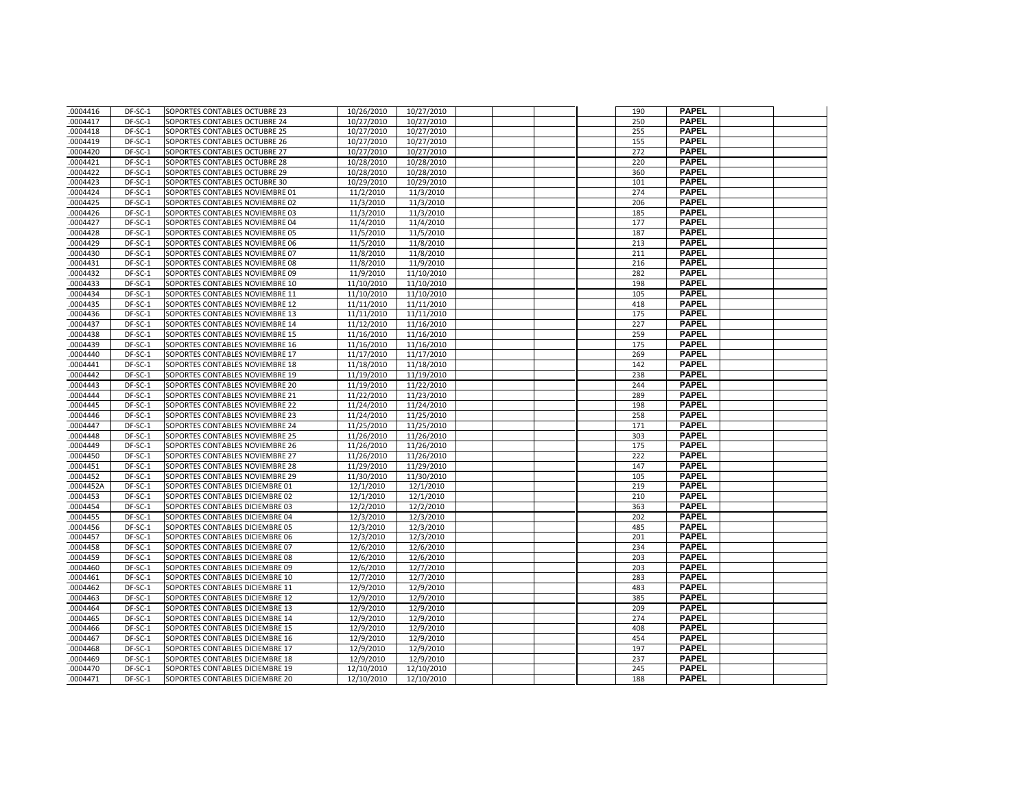| .0004416 | DF-SC-1 | SOPORTES CONTABLES OCTUBRE 23 | 10/26/2010 | 10/27/2010 | | | | | 190 | PAPEL | | |
|---|---|---|---|---|---|---|---|---|---|---|---|---|
| .0004417 | DF-SC-1 | SOPORTES CONTABLES OCTUBRE 24 | 10/27/2010 | 10/27/2010 | | | | | 250 | PAPEL | | |
| .0004418 | DF-SC-1 | SOPORTES CONTABLES OCTUBRE 25 | 10/27/2010 | 10/27/2010 | | | | | 255 | PAPEL | | |
| .0004419 | DF-SC-1 | SOPORTES CONTABLES OCTUBRE 26 | 10/27/2010 | 10/27/2010 | | | | | 155 | PAPEL | | |
| .0004420 | DF-SC-1 | SOPORTES CONTABLES OCTUBRE 27 | 10/27/2010 | 10/27/2010 | | | | | 272 | PAPEL | | |
| .0004421 | DF-SC-1 | SOPORTES CONTABLES OCTUBRE 28 | 10/28/2010 | 10/28/2010 | | | | | 220 | PAPEL | | |
| .0004422 | DF-SC-1 | SOPORTES CONTABLES OCTUBRE 29 | 10/28/2010 | 10/28/2010 | | | | | 360 | PAPEL | | |
| .0004423 | DF-SC-1 | SOPORTES CONTABLES OCTUBRE 30 | 10/29/2010 | 10/29/2010 | | | | | 101 | PAPEL | | |
| .0004424 | DF-SC-1 | SOPORTES CONTABLES NOVIEMBRE 01 | 11/2/2010 | 11/3/2010 | | | | | 274 | PAPEL | | |
| .0004425 | DF-SC-1 | SOPORTES CONTABLES NOVIEMBRE 02 | 11/3/2010 | 11/3/2010 | | | | | 206 | PAPEL | | |
| .0004426 | DF-SC-1 | SOPORTES CONTABLES NOVIEMBRE 03 | 11/3/2010 | 11/3/2010 | | | | | 185 | PAPEL | | |
| .0004427 | DF-SC-1 | SOPORTES CONTABLES NOVIEMBRE 04 | 11/4/2010 | 11/4/2010 | | | | | 177 | PAPEL | | |
| .0004428 | DF-SC-1 | SOPORTES CONTABLES NOVIEMBRE 05 | 11/5/2010 | 11/5/2010 | | | | | 187 | PAPEL | | |
| .0004429 | DF-SC-1 | SOPORTES CONTABLES NOVIEMBRE 06 | 11/5/2010 | 11/8/2010 | | | | | 213 | PAPEL | | |
| .0004430 | DF-SC-1 | SOPORTES CONTABLES NOVIEMBRE 07 | 11/8/2010 | 11/8/2010 | | | | | 211 | PAPEL | | |
| .0004431 | DF-SC-1 | SOPORTES CONTABLES NOVIEMBRE 08 | 11/8/2010 | 11/9/2010 | | | | | 216 | PAPEL | | |
| .0004432 | DF-SC-1 | SOPORTES CONTABLES NOVIEMBRE 09 | 11/9/2010 | 11/10/2010 | | | | | 282 | PAPEL | | |
| .0004433 | DF-SC-1 | SOPORTES CONTABLES NOVIEMBRE 10 | 11/10/2010 | 11/10/2010 | | | | | 198 | PAPEL | | |
| .0004434 | DF-SC-1 | SOPORTES CONTABLES NOVIEMBRE 11 | 11/10/2010 | 11/10/2010 | | | | | 105 | PAPEL | | |
| .0004435 | DF-SC-1 | SOPORTES CONTABLES NOVIEMBRE 12 | 11/11/2010 | 11/11/2010 | | | | | 418 | PAPEL | | |
| .0004436 | DF-SC-1 | SOPORTES CONTABLES NOVIEMBRE 13 | 11/11/2010 | 11/11/2010 | | | | | 175 | PAPEL | | |
| .0004437 | DF-SC-1 | SOPORTES CONTABLES NOVIEMBRE 14 | 11/12/2010 | 11/16/2010 | | | | | 227 | PAPEL | | |
| .0004438 | DF-SC-1 | SOPORTES CONTABLES NOVIEMBRE 15 | 11/16/2010 | 11/16/2010 | | | | | 259 | PAPEL | | |
| .0004439 | DF-SC-1 | SOPORTES CONTABLES NOVIEMBRE 16 | 11/16/2010 | 11/16/2010 | | | | | 175 | PAPEL | | |
| .0004440 | DF-SC-1 | SOPORTES CONTABLES NOVIEMBRE 17 | 11/17/2010 | 11/17/2010 | | | | | 269 | PAPEL | | |
| .0004441 | DF-SC-1 | SOPORTES CONTABLES NOVIEMBRE 18 | 11/18/2010 | 11/18/2010 | | | | | 142 | PAPEL | | |
| .0004442 | DF-SC-1 | SOPORTES CONTABLES NOVIEMBRE 19 | 11/19/2010 | 11/19/2010 | | | | | 238 | PAPEL | | |
| .0004443 | DF-SC-1 | SOPORTES CONTABLES NOVIEMBRE 20 | 11/19/2010 | 11/22/2010 | | | | | 244 | PAPEL | | |
| .0004444 | DF-SC-1 | SOPORTES CONTABLES NOVIEMBRE 21 | 11/22/2010 | 11/23/2010 | | | | | 289 | PAPEL | | |
| .0004445 | DF-SC-1 | SOPORTES CONTABLES NOVIEMBRE 22 | 11/24/2010 | 11/24/2010 | | | | | 198 | PAPEL | | |
| .0004446 | DF-SC-1 | SOPORTES CONTABLES NOVIEMBRE 23 | 11/24/2010 | 11/25/2010 | | | | | 258 | PAPEL | | |
| .0004447 | DF-SC-1 | SOPORTES CONTABLES NOVIEMBRE 24 | 11/25/2010 | 11/25/2010 | | | | | 171 | PAPEL | | |
| .0004448 | DF-SC-1 | SOPORTES CONTABLES NOVIEMBRE 25 | 11/26/2010 | 11/26/2010 | | | | | 303 | PAPEL | | |
| .0004449 | DF-SC-1 | SOPORTES CONTABLES NOVIEMBRE 26 | 11/26/2010 | 11/26/2010 | | | | | 175 | PAPEL | | |
| .0004450 | DF-SC-1 | SOPORTES CONTABLES NOVIEMBRE 27 | 11/26/2010 | 11/26/2010 | | | | | 222 | PAPEL | | |
| .0004451 | DF-SC-1 | SOPORTES CONTABLES NOVIEMBRE 28 | 11/29/2010 | 11/29/2010 | | | | | 147 | PAPEL | | |
| .0004452 | DF-SC-1 | SOPORTES CONTABLES NOVIEMBRE 29 | 11/30/2010 | 11/30/2010 | | | | | 105 | PAPEL | | |
| .0004452A | DF-SC-1 | SOPORTES CONTABLES DICIEMBRE 01 | 12/1/2010 | 12/1/2010 | | | | | 219 | PAPEL | | |
| .0004453 | DF-SC-1 | SOPORTES CONTABLES DICIEMBRE 02 | 12/1/2010 | 12/1/2010 | | | | | 210 | PAPEL | | |
| .0004454 | DF-SC-1 | SOPORTES CONTABLES DICIEMBRE 03 | 12/2/2010 | 12/2/2010 | | | | | 363 | PAPEL | | |
| .0004455 | DF-SC-1 | SOPORTES CONTABLES DICIEMBRE 04 | 12/3/2010 | 12/3/2010 | | | | | 202 | PAPEL | | |
| .0004456 | DF-SC-1 | SOPORTES CONTABLES DICIEMBRE 05 | 12/3/2010 | 12/3/2010 | | | | | 485 | PAPEL | | |
| .0004457 | DF-SC-1 | SOPORTES CONTABLES DICIEMBRE 06 | 12/3/2010 | 12/3/2010 | | | | | 201 | PAPEL | | |
| .0004458 | DF-SC-1 | SOPORTES CONTABLES DICIEMBRE 07 | 12/6/2010 | 12/6/2010 | | | | | 234 | PAPEL | | |
| .0004459 | DF-SC-1 | SOPORTES CONTABLES DICIEMBRE 08 | 12/6/2010 | 12/6/2010 | | | | | 203 | PAPEL | | |
| .0004460 | DF-SC-1 | SOPORTES CONTABLES DICIEMBRE 09 | 12/6/2010 | 12/7/2010 | | | | | 203 | PAPEL | | |
| .0004461 | DF-SC-1 | SOPORTES CONTABLES DICIEMBRE 10 | 12/7/2010 | 12/7/2010 | | | | | 283 | PAPEL | | |
| .0004462 | DF-SC-1 | SOPORTES CONTABLES DICIEMBRE 11 | 12/9/2010 | 12/9/2010 | | | | | 483 | PAPEL | | |
| .0004463 | DF-SC-1 | SOPORTES CONTABLES DICIEMBRE 12 | 12/9/2010 | 12/9/2010 | | | | | 385 | PAPEL | | |
| .0004464 | DF-SC-1 | SOPORTES CONTABLES DICIEMBRE 13 | 12/9/2010 | 12/9/2010 | | | | | 209 | PAPEL | | |
| .0004465 | DF-SC-1 | SOPORTES CONTABLES DICIEMBRE 14 | 12/9/2010 | 12/9/2010 | | | | | 274 | PAPEL | | |
| .0004466 | DF-SC-1 | SOPORTES CONTABLES DICIEMBRE 15 | 12/9/2010 | 12/9/2010 | | | | | 408 | PAPEL | | |
| .0004467 | DF-SC-1 | SOPORTES CONTABLES DICIEMBRE 16 | 12/9/2010 | 12/9/2010 | | | | | 454 | PAPEL | | |
| .0004468 | DF-SC-1 | SOPORTES CONTABLES DICIEMBRE 17 | 12/9/2010 | 12/9/2010 | | | | | 197 | PAPEL | | |
| .0004469 | DF-SC-1 | SOPORTES CONTABLES DICIEMBRE 18 | 12/9/2010 | 12/9/2010 | | | | | 237 | PAPEL | | |
| .0004470 | DF-SC-1 | SOPORTES CONTABLES DICIEMBRE 19 | 12/10/2010 | 12/10/2010 | | | | | 245 | PAPEL | | |
| .0004471 | DF-SC-1 | SOPORTES CONTABLES DICIEMBRE 20 | 12/10/2010 | 12/10/2010 | | | | | 188 | PAPEL | | |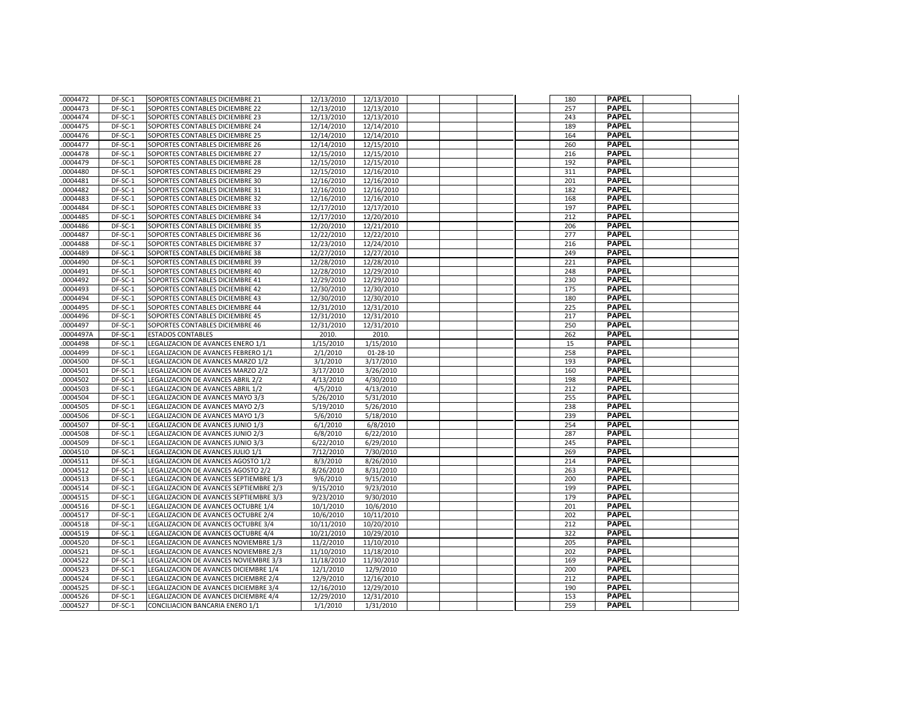| | | | | | | | | | | | | |
|---|---|---|---|---|---|---|---|---|---|---|---|---|
| .0004472 | DF-SC-1 | SOPORTES CONTABLES DICIEMBRE 21 | 12/13/2010 | 12/13/2010 | | | | | 180 | PAPEL | | |
| .0004473 | DF-SC-1 | SOPORTES CONTABLES DICIEMBRE 22 | 12/13/2010 | 12/13/2010 | | | | | 257 | PAPEL | | |
| .0004474 | DF-SC-1 | SOPORTES CONTABLES DICIEMBRE 23 | 12/13/2010 | 12/13/2010 | | | | | 243 | PAPEL | | |
| .0004475 | DF-SC-1 | SOPORTES CONTABLES DICIEMBRE 24 | 12/14/2010 | 12/14/2010 | | | | | 189 | PAPEL | | |
| .0004476 | DF-SC-1 | SOPORTES CONTABLES DICIEMBRE 25 | 12/14/2010 | 12/14/2010 | | | | | 164 | PAPEL | | |
| .0004477 | DF-SC-1 | SOPORTES CONTABLES DICIEMBRE 26 | 12/14/2010 | 12/15/2010 | | | | | 260 | PAPEL | | |
| .0004478 | DF-SC-1 | SOPORTES CONTABLES DICIEMBRE 27 | 12/15/2010 | 12/15/2010 | | | | | 216 | PAPEL | | |
| .0004479 | DF-SC-1 | SOPORTES CONTABLES DICIEMBRE 28 | 12/15/2010 | 12/15/2010 | | | | | 192 | PAPEL | | |
| .0004480 | DF-SC-1 | SOPORTES CONTABLES DICIEMBRE 29 | 12/15/2010 | 12/16/2010 | | | | | 311 | PAPEL | | |
| .0004481 | DF-SC-1 | SOPORTES CONTABLES DICIEMBRE 30 | 12/16/2010 | 12/16/2010 | | | | | 201 | PAPEL | | |
| .0004482 | DF-SC-1 | SOPORTES CONTABLES DICIEMBRE 31 | 12/16/2010 | 12/16/2010 | | | | | 182 | PAPEL | | |
| .0004483 | DF-SC-1 | SOPORTES CONTABLES DICIEMBRE 32 | 12/16/2010 | 12/16/2010 | | | | | 168 | PAPEL | | |
| .0004484 | DF-SC-1 | SOPORTES CONTABLES DICIEMBRE 33 | 12/17/2010 | 12/17/2010 | | | | | 197 | PAPEL | | |
| .0004485 | DF-SC-1 | SOPORTES CONTABLES DICIEMBRE 34 | 12/17/2010 | 12/20/2010 | | | | | 212 | PAPEL | | |
| .0004486 | DF-SC-1 | SOPORTES CONTABLES DICIEMBRE 35 | 12/20/2010 | 12/21/2010 | | | | | 206 | PAPEL | | |
| .0004487 | DF-SC-1 | SOPORTES CONTABLES DICIEMBRE 36 | 12/22/2010 | 12/22/2010 | | | | | 277 | PAPEL | | |
| .0004488 | DF-SC-1 | SOPORTES CONTABLES DICIEMBRE 37 | 12/23/2010 | 12/24/2010 | | | | | 216 | PAPEL | | |
| .0004489 | DF-SC-1 | SOPORTES CONTABLES DICIEMBRE 38 | 12/27/2010 | 12/27/2010 | | | | | 249 | PAPEL | | |
| .0004490 | DF-SC-1 | SOPORTES CONTABLES DICIEMBRE 39 | 12/28/2010 | 12/28/2010 | | | | | 221 | PAPEL | | |
| .0004491 | DF-SC-1 | SOPORTES CONTABLES DICIEMBRE 40 | 12/28/2010 | 12/29/2010 | | | | | 248 | PAPEL | | |
| .0004492 | DF-SC-1 | SOPORTES CONTABLES DICIEMBRE 41 | 12/29/2010 | 12/29/2010 | | | | | 230 | PAPEL | | |
| .0004493 | DF-SC-1 | SOPORTES CONTABLES DICIEMBRE 42 | 12/30/2010 | 12/30/2010 | | | | | 175 | PAPEL | | |
| .0004494 | DF-SC-1 | SOPORTES CONTABLES DICIEMBRE 43 | 12/30/2010 | 12/30/2010 | | | | | 180 | PAPEL | | |
| .0004495 | DF-SC-1 | SOPORTES CONTABLES DICIEMBRE 44 | 12/31/2010 | 12/31/2010 | | | | | 225 | PAPEL | | |
| .0004496 | DF-SC-1 | SOPORTES CONTABLES DICIEMBRE 45 | 12/31/2010 | 12/31/2010 | | | | | 217 | PAPEL | | |
| .0004497 | DF-SC-1 | SOPORTES CONTABLES DICIEMBRE 46 | 12/31/2010 | 12/31/2010 | | | | | 250 | PAPEL | | |
| .0004497A | DF-SC-1 | ESTADOS CONTABLES | 2010. | 2010. | | | | | 262 | PAPEL | | |
| .0004498 | DF-SC-1 | LEGALIZACION DE AVANCES ENERO 1/1 | 1/15/2010 | 1/15/2010 | | | | | 15 | PAPEL | | |
| .0004499 | DF-SC-1 | LEGALIZACION DE AVANCES FEBRERO 1/1 | 2/1/2010 | 01-28-10 | | | | | 258 | PAPEL | | |
| .0004500 | DF-SC-1 | LEGALIZACION DE AVANCES MARZO 1/2 | 3/1/2010 | 3/17/2010 | | | | | 193 | PAPEL | | |
| .0004501 | DF-SC-1 | LEGALIZACION DE AVANCES MARZO 2/2 | 3/17/2010 | 3/26/2010 | | | | | 160 | PAPEL | | |
| .0004502 | DF-SC-1 | LEGALIZACION DE AVANCES ABRIL 2/2 | 4/13/2010 | 4/30/2010 | | | | | 198 | PAPEL | | |
| .0004503 | DF-SC-1 | LEGALIZACION DE AVANCES ABRIL 1/2 | 4/5/2010 | 4/13/2010 | | | | | 212 | PAPEL | | |
| .0004504 | DF-SC-1 | LEGALIZACION DE AVANCES MAYO 3/3 | 5/26/2010 | 5/31/2010 | | | | | 255 | PAPEL | | |
| .0004505 | DF-SC-1 | LEGALIZACION DE AVANCES MAYO 2/3 | 5/19/2010 | 5/26/2010 | | | | | 238 | PAPEL | | |
| .0004506 | DF-SC-1 | LEGALIZACION DE AVANCES MAYO 1/3 | 5/6/2010 | 5/18/2010 | | | | | 239 | PAPEL | | |
| .0004507 | DF-SC-1 | LEGALIZACION DE AVANCES JUNIO 1/3 | 6/1/2010 | 6/8/2010 | | | | | 254 | PAPEL | | |
| .0004508 | DF-SC-1 | LEGALIZACION DE AVANCES JUNIO 2/3 | 6/8/2010 | 6/22/2010 | | | | | 287 | PAPEL | | |
| .0004509 | DF-SC-1 | LEGALIZACION DE AVANCES JUNIO 3/3 | 6/22/2010 | 6/29/2010 | | | | | 245 | PAPEL | | |
| .0004510 | DF-SC-1 | LEGALIZACION DE AVANCES JULIO 1/1 | 7/12/2010 | 7/30/2010 | | | | | 269 | PAPEL | | |
| .0004511 | DF-SC-1 | LEGALIZACION DE AVANCES AGOSTO 1/2 | 8/3/2010 | 8/26/2010 | | | | | 214 | PAPEL | | |
| .0004512 | DF-SC-1 | LEGALIZACION DE AVANCES AGOSTO 2/2 | 8/26/2010 | 8/31/2010 | | | | | 263 | PAPEL | | |
| .0004513 | DF-SC-1 | LEGALIZACION DE AVANCES SEPTIEMBRE 1/3 | 9/6/2010 | 9/15/2010 | | | | | 200 | PAPEL | | |
| .0004514 | DF-SC-1 | LEGALIZACION DE AVANCES SEPTIEMBRE 2/3 | 9/15/2010 | 9/23/2010 | | | | | 199 | PAPEL | | |
| .0004515 | DF-SC-1 | LEGALIZACION DE AVANCES SEPTIEMBRE 3/3 | 9/23/2010 | 9/30/2010 | | | | | 179 | PAPEL | | |
| .0004516 | DF-SC-1 | LEGALIZACION DE AVANCES OCTUBRE 1/4 | 10/1/2010 | 10/6/2010 | | | | | 201 | PAPEL | | |
| .0004517 | DF-SC-1 | LEGALIZACION DE AVANCES OCTUBRE 2/4 | 10/6/2010 | 10/11/2010 | | | | | 202 | PAPEL | | |
| .0004518 | DF-SC-1 | LEGALIZACION DE AVANCES OCTUBRE 3/4 | 10/11/2010 | 10/20/2010 | | | | | 212 | PAPEL | | |
| .0004519 | DF-SC-1 | LEGALIZACION DE AVANCES OCTUBRE 4/4 | 10/21/2010 | 10/29/2010 | | | | | 322 | PAPEL | | |
| .0004520 | DF-SC-1 | LEGALIZACION DE AVANCES NOVIEMBRE 1/3 | 11/2/2010 | 11/10/2010 | | | | | 205 | PAPEL | | |
| .0004521 | DF-SC-1 | LEGALIZACION DE AVANCES NOVIEMBRE 2/3 | 11/10/2010 | 11/18/2010 | | | | | 202 | PAPEL | | |
| .0004522 | DF-SC-1 | LEGALIZACION DE AVANCES NOVIEMBRE 3/3 | 11/18/2010 | 11/30/2010 | | | | | 169 | PAPEL | | |
| .0004523 | DF-SC-1 | LEGALIZACION DE AVANCES DICIEMBRE 1/4 | 12/1/2010 | 12/9/2010 | | | | | 200 | PAPEL | | |
| .0004524 | DF-SC-1 | LEGALIZACION DE AVANCES DICIEMBRE 2/4 | 12/9/2010 | 12/16/2010 | | | | | 212 | PAPEL | | |
| .0004525 | DF-SC-1 | LEGALIZACION DE AVANCES DICIEMBRE 3/4 | 12/16/2010 | 12/29/2010 | | | | | 190 | PAPEL | | |
| .0004526 | DF-SC-1 | LEGALIZACION DE AVANCES DICIEMBRE 4/4 | 12/29/2010 | 12/31/2010 | | | | | 153 | PAPEL | | |
| .0004527 | DF-SC-1 | CONCILIACION BANCARIA ENERO 1/1 | 1/1/2010 | 1/31/2010 | | | | | 259 | PAPEL | | |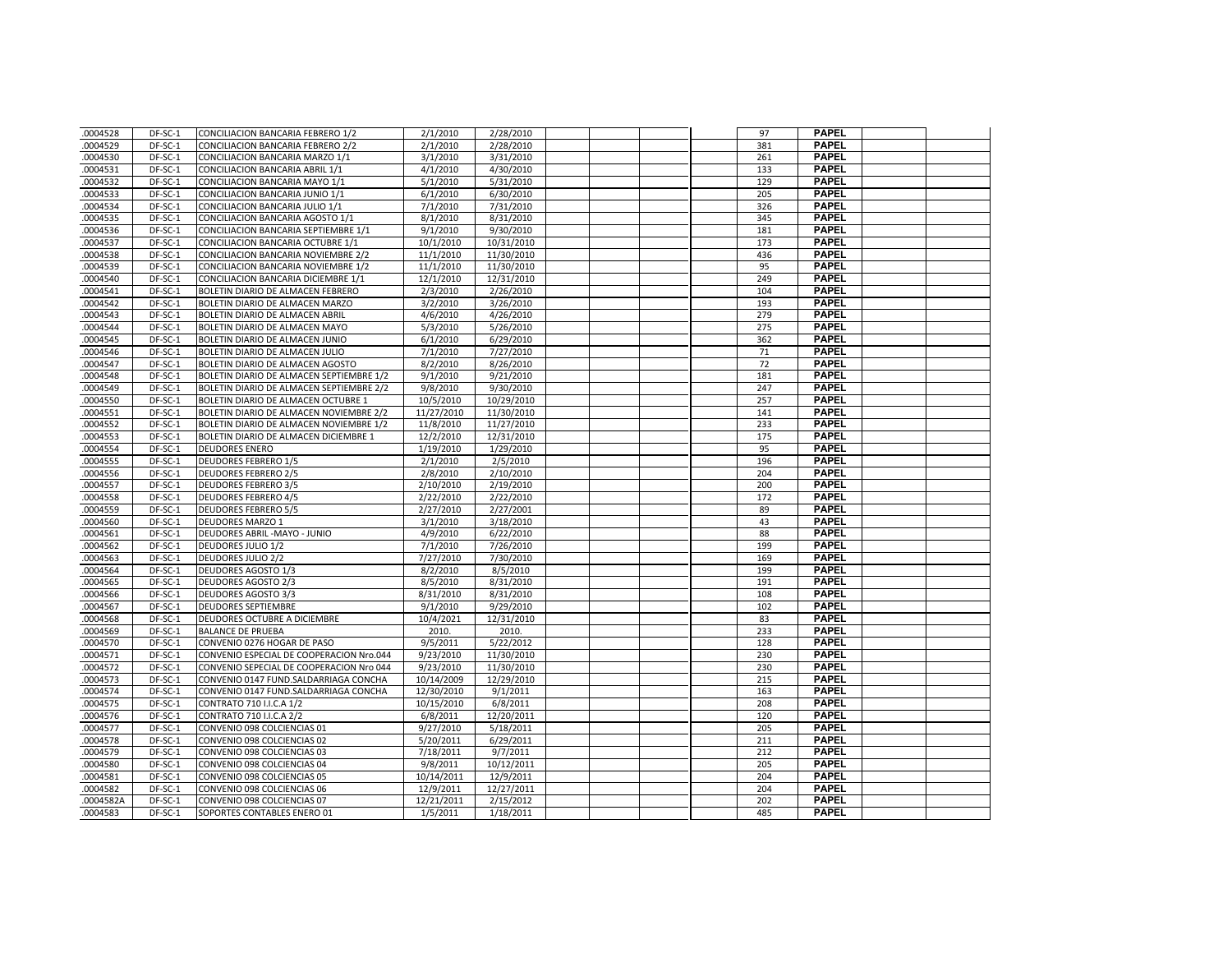| | | | | | | | | | | | | |
|---|---|---|---|---|---|---|---|---|---|---|---|---|
| .0004528 | DF-SC-1 | CONCILIACION BANCARIA FEBRERO 1/2 | 2/1/2010 | 2/28/2010 | | | | | 97 | PAPEL | | |
| .0004529 | DF-SC-1 | CONCILIACION BANCARIA FEBRERO 2/2 | 2/1/2010 | 2/28/2010 | | | | | 381 | PAPEL | | |
| .0004530 | DF-SC-1 | CONCILIACION BANCARIA MARZO 1/1 | 3/1/2010 | 3/31/2010 | | | | | 261 | PAPEL | | |
| .0004531 | DF-SC-1 | CONCILIACION BANCARIA ABRIL 1/1 | 4/1/2010 | 4/30/2010 | | | | | 133 | PAPEL | | |
| .0004532 | DF-SC-1 | CONCILIACION BANCARIA MAYO 1/1 | 5/1/2010 | 5/31/2010 | | | | | 129 | PAPEL | | |
| .0004533 | DF-SC-1 | CONCILIACION BANCARIA JUNIO 1/1 | 6/1/2010 | 6/30/2010 | | | | | 205 | PAPEL | | |
| .0004534 | DF-SC-1 | CONCILIACION BANCARIA JULIO 1/1 | 7/1/2010 | 7/31/2010 | | | | | 326 | PAPEL | | |
| .0004535 | DF-SC-1 | CONCILIACION BANCARIA AGOSTO 1/1 | 8/1/2010 | 8/31/2010 | | | | | 345 | PAPEL | | |
| .0004536 | DF-SC-1 | CONCILIACION BANCARIA SEPTIEMBRE 1/1 | 9/1/2010 | 9/30/2010 | | | | | 181 | PAPEL | | |
| .0004537 | DF-SC-1 | CONCILIACION BANCARIA OCTUBRE 1/1 | 10/1/2010 | 10/31/2010 | | | | | 173 | PAPEL | | |
| .0004538 | DF-SC-1 | CONCILIACION BANCARIA NOVIEMBRE 2/2 | 11/1/2010 | 11/30/2010 | | | | | 436 | PAPEL | | |
| .0004539 | DF-SC-1 | CONCILIACION BANCARIA NOVIEMBRE 1/2 | 11/1/2010 | 11/30/2010 | | | | | 95 | PAPEL | | |
| .0004540 | DF-SC-1 | CONCILIACION BANCARIA DICIEMBRE 1/1 | 12/1/2010 | 12/31/2010 | | | | | 249 | PAPEL | | |
| .0004541 | DF-SC-1 | BOLETIN DIARIO DE ALMACEN FEBRERO | 2/3/2010 | 2/26/2010 | | | | | 104 | PAPEL | | |
| .0004542 | DF-SC-1 | BOLETIN DIARIO DE ALMACEN MARZO | 3/2/2010 | 3/26/2010 | | | | | 193 | PAPEL | | |
| .0004543 | DF-SC-1 | BOLETIN DIARIO DE ALMACEN ABRIL | 4/6/2010 | 4/26/2010 | | | | | 279 | PAPEL | | |
| .0004544 | DF-SC-1 | BOLETIN DIARIO DE ALMACEN MAYO | 5/3/2010 | 5/26/2010 | | | | | 275 | PAPEL | | |
| .0004545 | DF-SC-1 | BOLETIN DIARIO DE ALMACEN JUNIO | 6/1/2010 | 6/29/2010 | | | | | 362 | PAPEL | | |
| .0004546 | DF-SC-1 | BOLETIN DIARIO DE ALMACEN JULIO | 7/1/2010 | 7/27/2010 | | | | | 71 | PAPEL | | |
| .0004547 | DF-SC-1 | BOLETIN DIARIO DE ALMACEN AGOSTO | 8/2/2010 | 8/26/2010 | | | | | 72 | PAPEL | | |
| .0004548 | DF-SC-1 | BOLETIN DIARIO DE ALMACEN SEPTIEMBRE 1/2 | 9/1/2010 | 9/21/2010 | | | | | 181 | PAPEL | | |
| .0004549 | DF-SC-1 | BOLETIN DIARIO DE ALMACEN SEPTIEMBRE 2/2 | 9/8/2010 | 9/30/2010 | | | | | 247 | PAPEL | | |
| .0004550 | DF-SC-1 | BOLETIN DIARIO DE ALMACEN OCTUBRE 1 | 10/5/2010 | 10/29/2010 | | | | | 257 | PAPEL | | |
| .0004551 | DF-SC-1 | BOLETIN DIARIO DE ALMACEN NOVIEMBRE 2/2 | 11/27/2010 | 11/30/2010 | | | | | 141 | PAPEL | | |
| .0004552 | DF-SC-1 | BOLETIN DIARIO DE ALMACEN NOVIEMBRE 1/2 | 11/8/2010 | 11/27/2010 | | | | | 233 | PAPEL | | |
| .0004553 | DF-SC-1 | BOLETIN DIARIO DE ALMACEN DICIEMBRE 1 | 12/2/2010 | 12/31/2010 | | | | | 175 | PAPEL | | |
| .0004554 | DF-SC-1 | DEUDORES ENERO | 1/19/2010 | 1/29/2010 | | | | | 95 | PAPEL | | |
| .0004555 | DF-SC-1 | DEUDORES FEBRERO 1/5 | 2/1/2010 | 2/5/2010 | | | | | 196 | PAPEL | | |
| .0004556 | DF-SC-1 | DEUDORES FEBRERO 2/5 | 2/8/2010 | 2/10/2010 | | | | | 204 | PAPEL | | |
| .0004557 | DF-SC-1 | DEUDORES FEBRERO 3/5 | 2/10/2010 | 2/19/2010 | | | | | 200 | PAPEL | | |
| .0004558 | DF-SC-1 | DEUDORES FEBRERO 4/5 | 2/22/2010 | 2/22/2010 | | | | | 172 | PAPEL | | |
| .0004559 | DF-SC-1 | DEUDORES FEBRERO 5/5 | 2/27/2010 | 2/27/2001 | | | | | 89 | PAPEL | | |
| .0004560 | DF-SC-1 | DEUDORES MARZO 1 | 3/1/2010 | 3/18/2010 | | | | | 43 | PAPEL | | |
| .0004561 | DF-SC-1 | DEUDORES ABRIL -MAYO - JUNIO | 4/9/2010 | 6/22/2010 | | | | | 88 | PAPEL | | |
| .0004562 | DF-SC-1 | DEUDORES JULIO 1/2 | 7/1/2010 | 7/26/2010 | | | | | 199 | PAPEL | | |
| .0004563 | DF-SC-1 | DEUDORES JULIO 2/2 | 7/27/2010 | 7/30/2010 | | | | | 169 | PAPEL | | |
| .0004564 | DF-SC-1 | DEUDORES AGOSTO 1/3 | 8/2/2010 | 8/5/2010 | | | | | 199 | PAPEL | | |
| .0004565 | DF-SC-1 | DEUDORES AGOSTO 2/3 | 8/5/2010 | 8/31/2010 | | | | | 191 | PAPEL | | |
| .0004566 | DF-SC-1 | DEUDORES AGOSTO 3/3 | 8/31/2010 | 8/31/2010 | | | | | 108 | PAPEL | | |
| .0004567 | DF-SC-1 | DEUDORES SEPTIEMBRE | 9/1/2010 | 9/29/2010 | | | | | 102 | PAPEL | | |
| .0004568 | DF-SC-1 | DEUDORES OCTUBRE A DICIEMBRE | 10/4/2021 | 12/31/2010 | | | | | 83 | PAPEL | | |
| .0004569 | DF-SC-1 | BALANCE DE PRUEBA | 2010. | 2010. | | | | | 233 | PAPEL | | |
| .0004570 | DF-SC-1 | CONVENIO 0276 HOGAR DE PASO | 9/5/2011 | 5/22/2012 | | | | | 128 | PAPEL | | |
| .0004571 | DF-SC-1 | CONVENIO ESPECIAL DE COOPERACION Nro.044 | 9/23/2010 | 11/30/2010 | | | | | 230 | PAPEL | | |
| .0004572 | DF-SC-1 | CONVENIO SEPECIAL DE COOPERACION Nro 044 | 9/23/2010 | 11/30/2010 | | | | | 230 | PAPEL | | |
| .0004573 | DF-SC-1 | CONVENIO 0147 FUND.SALDARRIAGA CONCHA | 10/14/2009 | 12/29/2010 | | | | | 215 | PAPEL | | |
| .0004574 | DF-SC-1 | CONVENIO 0147 FUND.SALDARRIAGA CONCHA | 12/30/2010 | 9/1/2011 | | | | | 163 | PAPEL | | |
| .0004575 | DF-SC-1 | CONTRATO 710 I.I.C.A 1/2 | 10/15/2010 | 6/8/2011 | | | | | 208 | PAPEL | | |
| .0004576 | DF-SC-1 | CONTRATO 710 I.I.C.A 2/2 | 6/8/2011 | 12/20/2011 | | | | | 120 | PAPEL | | |
| .0004577 | DF-SC-1 | CONVENIO 098 COLCIENCIAS 01 | 9/27/2010 | 5/18/2011 | | | | | 205 | PAPEL | | |
| .0004578 | DF-SC-1 | CONVENIO 098 COLCIENCIAS 02 | 5/20/2011 | 6/29/2011 | | | | | 211 | PAPEL | | |
| .0004579 | DF-SC-1 | CONVENIO 098 COLCIENCIAS 03 | 7/18/2011 | 9/7/2011 | | | | | 212 | PAPEL | | |
| .0004580 | DF-SC-1 | CONVENIO 098 COLCIENCIAS 04 | 9/8/2011 | 10/12/2011 | | | | | 205 | PAPEL | | |
| .0004581 | DF-SC-1 | CONVENIO 098 COLCIENCIAS 05 | 10/14/2011 | 12/9/2011 | | | | | 204 | PAPEL | | |
| .0004582 | DF-SC-1 | CONVENIO 098 COLCIENCIAS 06 | 12/9/2011 | 12/27/2011 | | | | | 204 | PAPEL | | |
| .0004582A | DF-SC-1 | CONVENIO 098 COLCIENCIAS 07 | 12/21/2011 | 2/15/2012 | | | | | 202 | PAPEL | | |
| .0004583 | DF-SC-1 | SOPORTES CONTABLES ENERO 01 | 1/5/2011 | 1/18/2011 | | | | | 485 | PAPEL | | |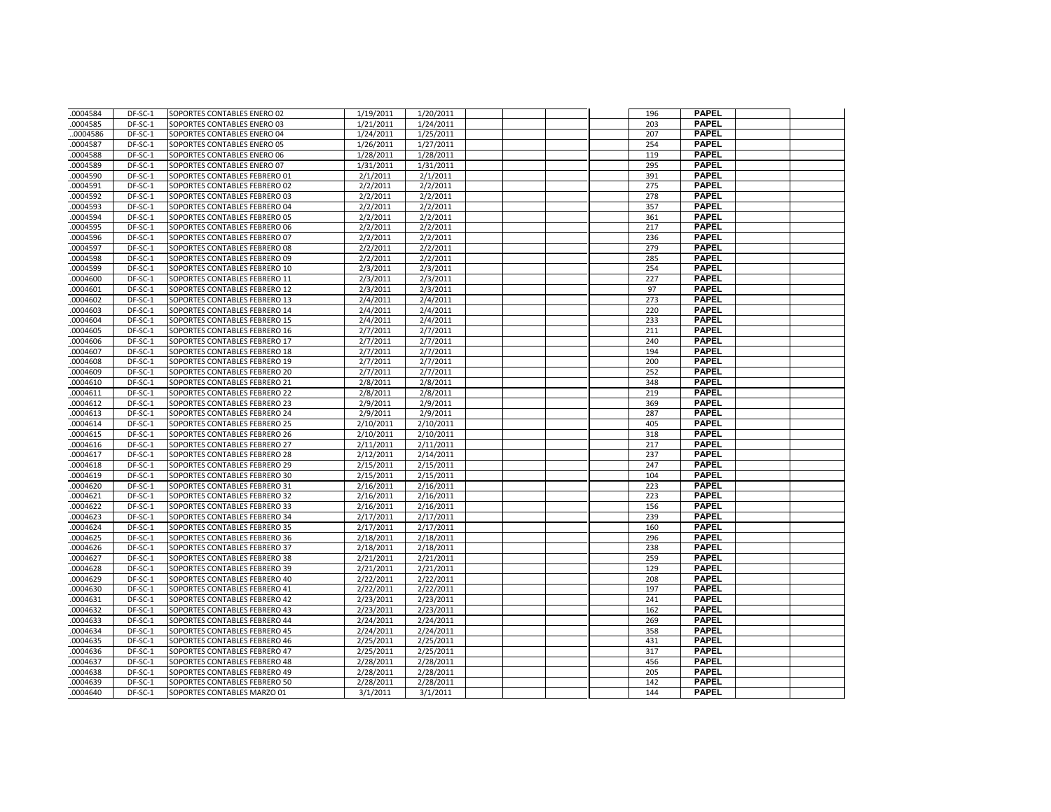| | | | | | | | | | | | | |
|---|---|---|---|---|---|---|---|---|---|---|---|---|
| .0004584 | DF-SC-1 | SOPORTES CONTABLES ENERO 02 | 1/19/2011 | 1/20/2011 | | | | | 196 | PAPEL | | |
| .0004585 | DF-SC-1 | SOPORTES CONTABLES ENERO 03 | 1/21/2011 | 1/24/2011 | | | | | 203 | PAPEL | | |
| ..0004586 | DF-SC-1 | SOPORTES CONTABLES ENERO 04 | 1/24/2011 | 1/25/2011 | | | | | 207 | PAPEL | | |
| .0004587 | DF-SC-1 | SOPORTES CONTABLES ENERO 05 | 1/26/2011 | 1/27/2011 | | | | | 254 | PAPEL | | |
| .0004588 | DF-SC-1 | SOPORTES CONTABLES ENERO 06 | 1/28/2011 | 1/28/2011 | | | | | 119 | PAPEL | | |
| .0004589 | DF-SC-1 | SOPORTES CONTABLES ENERO 07 | 1/31/2011 | 1/31/2011 | | | | | 295 | PAPEL | | |
| .0004590 | DF-SC-1 | SOPORTES CONTABLES FEBRERO 01 | 2/1/2011 | 2/1/2011 | | | | | 391 | PAPEL | | |
| .0004591 | DF-SC-1 | SOPORTES CONTABLES FEBRERO 02 | 2/2/2011 | 2/2/2011 | | | | | 275 | PAPEL | | |
| .0004592 | DF-SC-1 | SOPORTES CONTABLES FEBRERO 03 | 2/2/2011 | 2/2/2011 | | | | | 278 | PAPEL | | |
| .0004593 | DF-SC-1 | SOPORTES CONTABLES FEBRERO 04 | 2/2/2011 | 2/2/2011 | | | | | 357 | PAPEL | | |
| .0004594 | DF-SC-1 | SOPORTES CONTABLES FEBRERO 05 | 2/2/2011 | 2/2/2011 | | | | | 361 | PAPEL | | |
| .0004595 | DF-SC-1 | SOPORTES CONTABLES FEBRERO 06 | 2/2/2011 | 2/2/2011 | | | | | 217 | PAPEL | | |
| .0004596 | DF-SC-1 | SOPORTES CONTABLES FEBRERO 07 | 2/2/2011 | 2/2/2011 | | | | | 236 | PAPEL | | |
| .0004597 | DF-SC-1 | SOPORTES CONTABLES FEBRERO 08 | 2/2/2011 | 2/2/2011 | | | | | 279 | PAPEL | | |
| .0004598 | DF-SC-1 | SOPORTES CONTABLES FEBRERO 09 | 2/2/2011 | 2/2/2011 | | | | | 285 | PAPEL | | |
| .0004599 | DF-SC-1 | SOPORTES CONTABLES FEBRERO 10 | 2/3/2011 | 2/3/2011 | | | | | 254 | PAPEL | | |
| .0004600 | DF-SC-1 | SOPORTES CONTABLES FEBRERO 11 | 2/3/2011 | 2/3/2011 | | | | | 227 | PAPEL | | |
| .0004601 | DF-SC-1 | SOPORTES CONTABLES FEBRERO 12 | 2/3/2011 | 2/3/2011 | | | | | 97 | PAPEL | | |
| .0004602 | DF-SC-1 | SOPORTES CONTABLES FEBRERO 13 | 2/4/2011 | 2/4/2011 | | | | | 273 | PAPEL | | |
| .0004603 | DF-SC-1 | SOPORTES CONTABLES FEBRERO 14 | 2/4/2011 | 2/4/2011 | | | | | 220 | PAPEL | | |
| .0004604 | DF-SC-1 | SOPORTES CONTABLES FEBRERO 15 | 2/4/2011 | 2/4/2011 | | | | | 233 | PAPEL | | |
| .0004605 | DF-SC-1 | SOPORTES CONTABLES FEBRERO 16 | 2/7/2011 | 2/7/2011 | | | | | 211 | PAPEL | | |
| .0004606 | DF-SC-1 | SOPORTES CONTABLES FEBRERO 17 | 2/7/2011 | 2/7/2011 | | | | | 240 | PAPEL | | |
| .0004607 | DF-SC-1 | SOPORTES CONTABLES FEBRERO 18 | 2/7/2011 | 2/7/2011 | | | | | 194 | PAPEL | | |
| .0004608 | DF-SC-1 | SOPORTES CONTABLES FEBRERO 19 | 2/7/2011 | 2/7/2011 | | | | | 200 | PAPEL | | |
| .0004609 | DF-SC-1 | SOPORTES CONTABLES FEBRERO 20 | 2/7/2011 | 2/7/2011 | | | | | 252 | PAPEL | | |
| .0004610 | DF-SC-1 | SOPORTES CONTABLES FEBRERO 21 | 2/8/2011 | 2/8/2011 | | | | | 348 | PAPEL | | |
| .0004611 | DF-SC-1 | SOPORTES CONTABLES FEBRERO 22 | 2/8/2011 | 2/8/2011 | | | | | 219 | PAPEL | | |
| .0004612 | DF-SC-1 | SOPORTES CONTABLES FEBRERO 23 | 2/9/2011 | 2/9/2011 | | | | | 369 | PAPEL | | |
| .0004613 | DF-SC-1 | SOPORTES CONTABLES FEBRERO 24 | 2/9/2011 | 2/9/2011 | | | | | 287 | PAPEL | | |
| .0004614 | DF-SC-1 | SOPORTES CONTABLES FEBRERO 25 | 2/10/2011 | 2/10/2011 | | | | | 405 | PAPEL | | |
| .0004615 | DF-SC-1 | SOPORTES CONTABLES FEBRERO 26 | 2/10/2011 | 2/10/2011 | | | | | 318 | PAPEL | | |
| .0004616 | DF-SC-1 | SOPORTES CONTABLES FEBRERO 27 | 2/11/2011 | 2/11/2011 | | | | | 217 | PAPEL | | |
| .0004617 | DF-SC-1 | SOPORTES CONTABLES FEBRERO 28 | 2/12/2011 | 2/14/2011 | | | | | 237 | PAPEL | | |
| .0004618 | DF-SC-1 | SOPORTES CONTABLES FEBRERO 29 | 2/15/2011 | 2/15/2011 | | | | | 247 | PAPEL | | |
| .0004619 | DF-SC-1 | SOPORTES CONTABLES FEBRERO 30 | 2/15/2011 | 2/15/2011 | | | | | 104 | PAPEL | | |
| .0004620 | DF-SC-1 | SOPORTES CONTABLES FEBRERO 31 | 2/16/2011 | 2/16/2011 | | | | | 223 | PAPEL | | |
| .0004621 | DF-SC-1 | SOPORTES CONTABLES FEBRERO 32 | 2/16/2011 | 2/16/2011 | | | | | 223 | PAPEL | | |
| .0004622 | DF-SC-1 | SOPORTES CONTABLES FEBRERO 33 | 2/16/2011 | 2/16/2011 | | | | | 156 | PAPEL | | |
| .0004623 | DF-SC-1 | SOPORTES CONTABLES FEBRERO 34 | 2/17/2011 | 2/17/2011 | | | | | 239 | PAPEL | | |
| .0004624 | DF-SC-1 | SOPORTES CONTABLES FEBRERO 35 | 2/17/2011 | 2/17/2011 | | | | | 160 | PAPEL | | |
| .0004625 | DF-SC-1 | SOPORTES CONTABLES FEBRERO 36 | 2/18/2011 | 2/18/2011 | | | | | 296 | PAPEL | | |
| .0004626 | DF-SC-1 | SOPORTES CONTABLES FEBRERO 37 | 2/18/2011 | 2/18/2011 | | | | | 238 | PAPEL | | |
| .0004627 | DF-SC-1 | SOPORTES CONTABLES FEBRERO 38 | 2/21/2011 | 2/21/2011 | | | | | 259 | PAPEL | | |
| .0004628 | DF-SC-1 | SOPORTES CONTABLES FEBRERO 39 | 2/21/2011 | 2/21/2011 | | | | | 129 | PAPEL | | |
| .0004629 | DF-SC-1 | SOPORTES CONTABLES FEBRERO 40 | 2/22/2011 | 2/22/2011 | | | | | 208 | PAPEL | | |
| .0004630 | DF-SC-1 | SOPORTES CONTABLES FEBRERO 41 | 2/22/2011 | 2/22/2011 | | | | | 197 | PAPEL | | |
| .0004631 | DF-SC-1 | SOPORTES CONTABLES FEBRERO 42 | 2/23/2011 | 2/23/2011 | | | | | 241 | PAPEL | | |
| .0004632 | DF-SC-1 | SOPORTES CONTABLES FEBRERO 43 | 2/23/2011 | 2/23/2011 | | | | | 162 | PAPEL | | |
| .0004633 | DF-SC-1 | SOPORTES CONTABLES FEBRERO 44 | 2/24/2011 | 2/24/2011 | | | | | 269 | PAPEL | | |
| .0004634 | DF-SC-1 | SOPORTES CONTABLES FEBRERO 45 | 2/24/2011 | 2/24/2011 | | | | | 358 | PAPEL | | |
| .0004635 | DF-SC-1 | SOPORTES CONTABLES FEBRERO 46 | 2/25/2011 | 2/25/2011 | | | | | 431 | PAPEL | | |
| .0004636 | DF-SC-1 | SOPORTES CONTABLES FEBRERO 47 | 2/25/2011 | 2/25/2011 | | | | | 317 | PAPEL | | |
| .0004637 | DF-SC-1 | SOPORTES CONTABLES FEBRERO 48 | 2/28/2011 | 2/28/2011 | | | | | 456 | PAPEL | | |
| .0004638 | DF-SC-1 | SOPORTES CONTABLES FEBRERO 49 | 2/28/2011 | 2/28/2011 | | | | | 205 | PAPEL | | |
| .0004639 | DF-SC-1 | SOPORTES CONTABLES FEBRERO 50 | 2/28/2011 | 2/28/2011 | | | | | 142 | PAPEL | | |
| .0004640 | DF-SC-1 | SOPORTES CONTABLES MARZO 01 | 3/1/2011 | 3/1/2011 | | | | | 144 | PAPEL | | |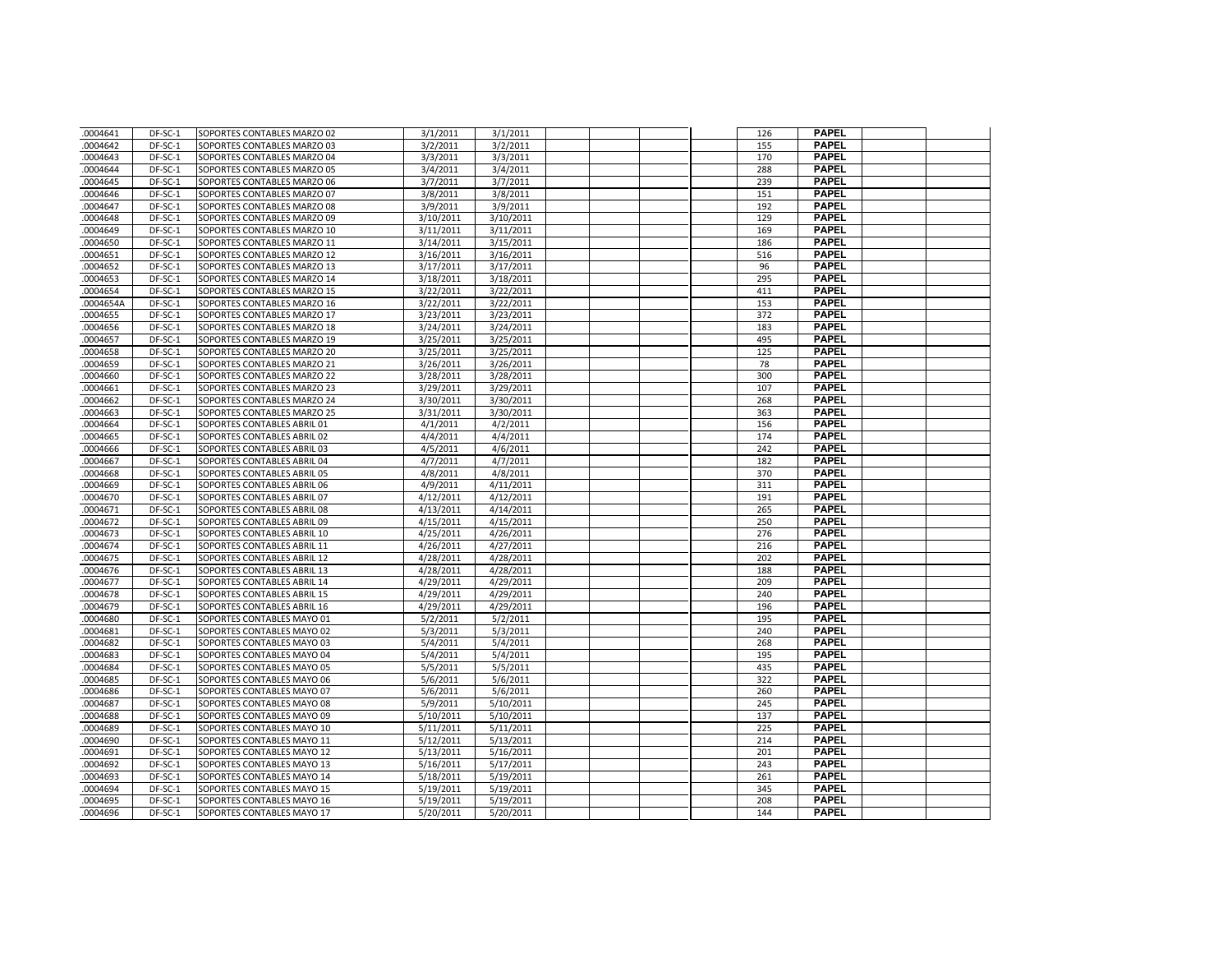| | | | | | | | | | | | | |
|---|---|---|---|---|---|---|---|---|---|---|---|---|
| .0004641 | DF-SC-1 | SOPORTES CONTABLES MARZO 02 | 3/1/2011 | 3/1/2011 | | | | | 126 | PAPEL | | |
| .0004642 | DF-SC-1 | SOPORTES CONTABLES MARZO 03 | 3/2/2011 | 3/2/2011 | | | | | 155 | PAPEL | | |
| .0004643 | DF-SC-1 | SOPORTES CONTABLES MARZO 04 | 3/3/2011 | 3/3/2011 | | | | | 170 | PAPEL | | |
| .0004644 | DF-SC-1 | SOPORTES CONTABLES MARZO 05 | 3/4/2011 | 3/4/2011 | | | | | 288 | PAPEL | | |
| .0004645 | DF-SC-1 | SOPORTES CONTABLES MARZO 06 | 3/7/2011 | 3/7/2011 | | | | | 239 | PAPEL | | |
| .0004646 | DF-SC-1 | SOPORTES CONTABLES MARZO 07 | 3/8/2011 | 3/8/2011 | | | | | 151 | PAPEL | | |
| .0004647 | DF-SC-1 | SOPORTES CONTABLES MARZO 08 | 3/9/2011 | 3/9/2011 | | | | | 192 | PAPEL | | |
| .0004648 | DF-SC-1 | SOPORTES CONTABLES MARZO 09 | 3/10/2011 | 3/10/2011 | | | | | 129 | PAPEL | | |
| .0004649 | DF-SC-1 | SOPORTES CONTABLES MARZO 10 | 3/11/2011 | 3/11/2011 | | | | | 169 | PAPEL | | |
| .0004650 | DF-SC-1 | SOPORTES CONTABLES MARZO 11 | 3/14/2011 | 3/15/2011 | | | | | 186 | PAPEL | | |
| .0004651 | DF-SC-1 | SOPORTES CONTABLES MARZO 12 | 3/16/2011 | 3/16/2011 | | | | | 516 | PAPEL | | |
| .0004652 | DF-SC-1 | SOPORTES CONTABLES MARZO 13 | 3/17/2011 | 3/17/2011 | | | | | 96 | PAPEL | | |
| .0004653 | DF-SC-1 | SOPORTES CONTABLES MARZO 14 | 3/18/2011 | 3/18/2011 | | | | | 295 | PAPEL | | |
| .0004654 | DF-SC-1 | SOPORTES CONTABLES MARZO 15 | 3/22/2011 | 3/22/2011 | | | | | 411 | PAPEL | | |
| .0004654A | DF-SC-1 | SOPORTES CONTABLES MARZO 16 | 3/22/2011 | 3/22/2011 | | | | | 153 | PAPEL | | |
| .0004655 | DF-SC-1 | SOPORTES CONTABLES MARZO 17 | 3/23/2011 | 3/23/2011 | | | | | 372 | PAPEL | | |
| .0004656 | DF-SC-1 | SOPORTES CONTABLES MARZO 18 | 3/24/2011 | 3/24/2011 | | | | | 183 | PAPEL | | |
| .0004657 | DF-SC-1 | SOPORTES CONTABLES MARZO 19 | 3/25/2011 | 3/25/2011 | | | | | 495 | PAPEL | | |
| .0004658 | DF-SC-1 | SOPORTES CONTABLES MARZO 20 | 3/25/2011 | 3/25/2011 | | | | | 125 | PAPEL | | |
| .0004659 | DF-SC-1 | SOPORTES CONTABLES MARZO 21 | 3/26/2011 | 3/26/2011 | | | | | 78 | PAPEL | | |
| .0004660 | DF-SC-1 | SOPORTES CONTABLES MARZO 22 | 3/28/2011 | 3/28/2011 | | | | | 300 | PAPEL | | |
| .0004661 | DF-SC-1 | SOPORTES CONTABLES MARZO 23 | 3/29/2011 | 3/29/2011 | | | | | 107 | PAPEL | | |
| .0004662 | DF-SC-1 | SOPORTES CONTABLES MARZO 24 | 3/30/2011 | 3/30/2011 | | | | | 268 | PAPEL | | |
| .0004663 | DF-SC-1 | SOPORTES CONTABLES MARZO 25 | 3/31/2011 | 3/30/2011 | | | | | 363 | PAPEL | | |
| .0004664 | DF-SC-1 | SOPORTES CONTABLES ABRIL 01 | 4/1/2011 | 4/2/2011 | | | | | 156 | PAPEL | | |
| .0004665 | DF-SC-1 | SOPORTES CONTABLES ABRIL 02 | 4/4/2011 | 4/4/2011 | | | | | 174 | PAPEL | | |
| .0004666 | DF-SC-1 | SOPORTES CONTABLES ABRIL 03 | 4/5/2011 | 4/6/2011 | | | | | 242 | PAPEL | | |
| .0004667 | DF-SC-1 | SOPORTES CONTABLES ABRIL 04 | 4/7/2011 | 4/7/2011 | | | | | 182 | PAPEL | | |
| .0004668 | DF-SC-1 | SOPORTES CONTABLES ABRIL 05 | 4/8/2011 | 4/8/2011 | | | | | 370 | PAPEL | | |
| .0004669 | DF-SC-1 | SOPORTES CONTABLES ABRIL 06 | 4/9/2011 | 4/11/2011 | | | | | 311 | PAPEL | | |
| .0004670 | DF-SC-1 | SOPORTES CONTABLES ABRIL 07 | 4/12/2011 | 4/12/2011 | | | | | 191 | PAPEL | | |
| .0004671 | DF-SC-1 | SOPORTES CONTABLES ABRIL 08 | 4/13/2011 | 4/14/2011 | | | | | 265 | PAPEL | | |
| .0004672 | DF-SC-1 | SOPORTES CONTABLES ABRIL 09 | 4/15/2011 | 4/15/2011 | | | | | 250 | PAPEL | | |
| .0004673 | DF-SC-1 | SOPORTES CONTABLES ABRIL 10 | 4/25/2011 | 4/26/2011 | | | | | 276 | PAPEL | | |
| .0004674 | DF-SC-1 | SOPORTES CONTABLES ABRIL 11 | 4/26/2011 | 4/27/2011 | | | | | 216 | PAPEL | | |
| .0004675 | DF-SC-1 | SOPORTES CONTABLES ABRIL 12 | 4/28/2011 | 4/28/2011 | | | | | 202 | PAPEL | | |
| .0004676 | DF-SC-1 | SOPORTES CONTABLES ABRIL 13 | 4/28/2011 | 4/28/2011 | | | | | 188 | PAPEL | | |
| .0004677 | DF-SC-1 | SOPORTES CONTABLES ABRIL 14 | 4/29/2011 | 4/29/2011 | | | | | 209 | PAPEL | | |
| .0004678 | DF-SC-1 | SOPORTES CONTABLES ABRIL 15 | 4/29/2011 | 4/29/2011 | | | | | 240 | PAPEL | | |
| .0004679 | DF-SC-1 | SOPORTES CONTABLES ABRIL 16 | 4/29/2011 | 4/29/2011 | | | | | 196 | PAPEL | | |
| .0004680 | DF-SC-1 | SOPORTES CONTABLES MAYO 01 | 5/2/2011 | 5/2/2011 | | | | | 195 | PAPEL | | |
| .0004681 | DF-SC-1 | SOPORTES CONTABLES MAYO 02 | 5/3/2011 | 5/3/2011 | | | | | 240 | PAPEL | | |
| .0004682 | DF-SC-1 | SOPORTES CONTABLES MAYO 03 | 5/4/2011 | 5/4/2011 | | | | | 268 | PAPEL | | |
| .0004683 | DF-SC-1 | SOPORTES CONTABLES MAYO 04 | 5/4/2011 | 5/4/2011 | | | | | 195 | PAPEL | | |
| .0004684 | DF-SC-1 | SOPORTES CONTABLES MAYO 05 | 5/5/2011 | 5/5/2011 | | | | | 435 | PAPEL | | |
| .0004685 | DF-SC-1 | SOPORTES CONTABLES MAYO 06 | 5/6/2011 | 5/6/2011 | | | | | 322 | PAPEL | | |
| .0004686 | DF-SC-1 | SOPORTES CONTABLES MAYO 07 | 5/6/2011 | 5/6/2011 | | | | | 260 | PAPEL | | |
| .0004687 | DF-SC-1 | SOPORTES CONTABLES MAYO 08 | 5/9/2011 | 5/10/2011 | | | | | 245 | PAPEL | | |
| .0004688 | DF-SC-1 | SOPORTES CONTABLES MAYO 09 | 5/10/2011 | 5/10/2011 | | | | | 137 | PAPEL | | |
| .0004689 | DF-SC-1 | SOPORTES CONTABLES MAYO 10 | 5/11/2011 | 5/11/2011 | | | | | 225 | PAPEL | | |
| .0004690 | DF-SC-1 | SOPORTES CONTABLES MAYO 11 | 5/12/2011 | 5/13/2011 | | | | | 214 | PAPEL | | |
| .0004691 | DF-SC-1 | SOPORTES CONTABLES MAYO 12 | 5/13/2011 | 5/16/2011 | | | | | 201 | PAPEL | | |
| .0004692 | DF-SC-1 | SOPORTES CONTABLES MAYO 13 | 5/16/2011 | 5/17/2011 | | | | | 243 | PAPEL | | |
| .0004693 | DF-SC-1 | SOPORTES CONTABLES MAYO 14 | 5/18/2011 | 5/19/2011 | | | | | 261 | PAPEL | | |
| .0004694 | DF-SC-1 | SOPORTES CONTABLES MAYO 15 | 5/19/2011 | 5/19/2011 | | | | | 345 | PAPEL | | |
| .0004695 | DF-SC-1 | SOPORTES CONTABLES MAYO 16 | 5/19/2011 | 5/19/2011 | | | | | 208 | PAPEL | | |
| .0004696 | DF-SC-1 | SOPORTES CONTABLES MAYO 17 | 5/20/2011 | 5/20/2011 | | | | | 144 | PAPEL | | |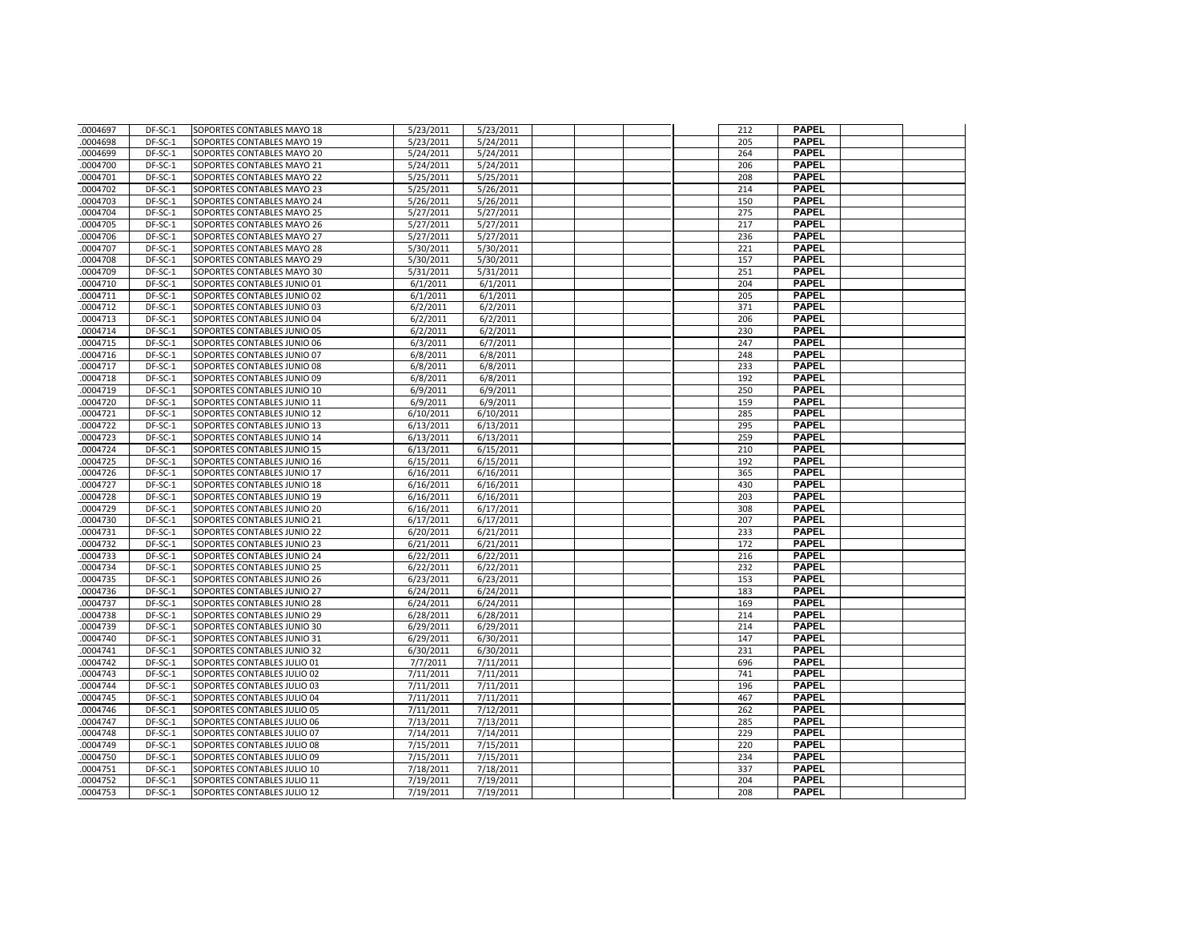| | | | | | | | | | | | | |
|---|---|---|---|---|---|---|---|---|---|---|---|---|
| .0004697 | DF-SC-1 | SOPORTES CONTABLES MAYO 18 | 5/23/2011 | 5/23/2011 | | | | | 212 | **PAPEL** | | |
| .0004698 | DF-SC-1 | SOPORTES CONTABLES MAYO 19 | 5/23/2011 | 5/24/2011 | | | | | 205 | **PAPEL** | | |
| .0004699 | DF-SC-1 | SOPORTES CONTABLES MAYO 20 | 5/24/2011 | 5/24/2011 | | | | | 264 | **PAPEL** | | |
| .0004700 | DF-SC-1 | SOPORTES CONTABLES MAYO 21 | 5/24/2011 | 5/24/2011 | | | | | 206 | **PAPEL** | | |
| .0004701 | DF-SC-1 | SOPORTES CONTABLES MAYO 22 | 5/25/2011 | 5/25/2011 | | | | | 208 | **PAPEL** | | |
| .0004702 | DF-SC-1 | SOPORTES CONTABLES MAYO 23 | 5/25/2011 | 5/26/2011 | | | | | 214 | **PAPEL** | | |
| .0004703 | DF-SC-1 | SOPORTES CONTABLES MAYO 24 | 5/26/2011 | 5/26/2011 | | | | | 150 | **PAPEL** | | |
| .0004704 | DF-SC-1 | SOPORTES CONTABLES MAYO 25 | 5/27/2011 | 5/27/2011 | | | | | 275 | **PAPEL** | | |
| .0004705 | DF-SC-1 | SOPORTES CONTABLES MAYO 26 | 5/27/2011 | 5/27/2011 | | | | | 217 | **PAPEL** | | |
| .0004706 | DF-SC-1 | SOPORTES CONTABLES MAYO 27 | 5/27/2011 | 5/27/2011 | | | | | 236 | **PAPEL** | | |
| .0004707 | DF-SC-1 | SOPORTES CONTABLES MAYO 28 | 5/30/2011 | 5/30/2011 | | | | | 221 | **PAPEL** | | |
| .0004708 | DF-SC-1 | SOPORTES CONTABLES MAYO 29 | 5/30/2011 | 5/30/2011 | | | | | 157 | **PAPEL** | | |
| .0004709 | DF-SC-1 | SOPORTES CONTABLES MAYO 30 | 5/31/2011 | 5/31/2011 | | | | | 251 | **PAPEL** | | |
| .0004710 | DF-SC-1 | SOPORTES CONTABLES JUNIO 01 | 6/1/2011 | 6/1/2011 | | | | | 204 | **PAPEL** | | |
| .0004711 | DF-SC-1 | SOPORTES CONTABLES JUNIO 02 | 6/1/2011 | 6/1/2011 | | | | | 205 | **PAPEL** | | |
| .0004712 | DF-SC-1 | SOPORTES CONTABLES JUNIO 03 | 6/2/2011 | 6/2/2011 | | | | | 371 | **PAPEL** | | |
| .0004713 | DF-SC-1 | SOPORTES CONTABLES JUNIO 04 | 6/2/2011 | 6/2/2011 | | | | | 206 | **PAPEL** | | |
| .0004714 | DF-SC-1 | SOPORTES CONTABLES JUNIO 05 | 6/2/2011 | 6/2/2011 | | | | | 230 | **PAPEL** | | |
| .0004715 | DF-SC-1 | SOPORTES CONTABLES JUNIO 06 | 6/3/2011 | 6/7/2011 | | | | | 247 | **PAPEL** | | |
| .0004716 | DF-SC-1 | SOPORTES CONTABLES JUNIO 07 | 6/8/2011 | 6/8/2011 | | | | | 248 | **PAPEL** | | |
| .0004717 | DF-SC-1 | SOPORTES CONTABLES JUNIO 08 | 6/8/2011 | 6/8/2011 | | | | | 233 | **PAPEL** | | |
| .0004718 | DF-SC-1 | SOPORTES CONTABLES JUNIO 09 | 6/8/2011 | 6/8/2011 | | | | | 192 | **PAPEL** | | |
| .0004719 | DF-SC-1 | SOPORTES CONTABLES JUNIO 10 | 6/9/2011 | 6/9/2011 | | | | | 250 | **PAPEL** | | |
| .0004720 | DF-SC-1 | SOPORTES CONTABLES JUNIO 11 | 6/9/2011 | 6/9/2011 | | | | | 159 | **PAPEL** | | |
| .0004721 | DF-SC-1 | SOPORTES CONTABLES JUNIO 12 | 6/10/2011 | 6/10/2011 | | | | | 285 | **PAPEL** | | |
| .0004722 | DF-SC-1 | SOPORTES CONTABLES JUNIO 13 | 6/13/2011 | 6/13/2011 | | | | | 295 | **PAPEL** | | |
| .0004723 | DF-SC-1 | SOPORTES CONTABLES JUNIO 14 | 6/13/2011 | 6/13/2011 | | | | | 259 | **PAPEL** | | |
| .0004724 | DF-SC-1 | SOPORTES CONTABLES JUNIO 15 | 6/13/2011 | 6/15/2011 | | | | | 210 | **PAPEL** | | |
| .0004725 | DF-SC-1 | SOPORTES CONTABLES JUNIO 16 | 6/15/2011 | 6/15/2011 | | | | | 192 | **PAPEL** | | |
| .0004726 | DF-SC-1 | SOPORTES CONTABLES JUNIO 17 | 6/16/2011 | 6/16/2011 | | | | | 365 | **PAPEL** | | |
| .0004727 | DF-SC-1 | SOPORTES CONTABLES JUNIO 18 | 6/16/2011 | 6/16/2011 | | | | | 430 | **PAPEL** | | |
| .0004728 | DF-SC-1 | SOPORTES CONTABLES JUNIO 19 | 6/16/2011 | 6/16/2011 | | | | | 203 | **PAPEL** | | |
| .0004729 | DF-SC-1 | SOPORTES CONTABLES JUNIO 20 | 6/16/2011 | 6/17/2011 | | | | | 308 | **PAPEL** | | |
| .0004730 | DF-SC-1 | SOPORTES CONTABLES JUNIO 21 | 6/17/2011 | 6/17/2011 | | | | | 207 | **PAPEL** | | |
| .0004731 | DF-SC-1 | SOPORTES CONTABLES JUNIO 22 | 6/20/2011 | 6/21/2011 | | | | | 233 | **PAPEL** | | |
| .0004732 | DF-SC-1 | SOPORTES CONTABLES JUNIO 23 | 6/21/2011 | 6/21/2011 | | | | | 172 | **PAPEL** | | |
| .0004733 | DF-SC-1 | SOPORTES CONTABLES JUNIO 24 | 6/22/2011 | 6/22/2011 | | | | | 216 | **PAPEL** | | |
| .0004734 | DF-SC-1 | SOPORTES CONTABLES JUNIO 25 | 6/22/2011 | 6/22/2011 | | | | | 232 | **PAPEL** | | |
| .0004735 | DF-SC-1 | SOPORTES CONTABLES JUNIO 26 | 6/23/2011 | 6/23/2011 | | | | | 153 | **PAPEL** | | |
| .0004736 | DF-SC-1 | SOPORTES CONTABLES JUNIO 27 | 6/24/2011 | 6/24/2011 | | | | | 183 | **PAPEL** | | |
| .0004737 | DF-SC-1 | SOPORTES CONTABLES JUNIO 28 | 6/24/2011 | 6/24/2011 | | | | | 169 | **PAPEL** | | |
| .0004738 | DF-SC-1 | SOPORTES CONTABLES JUNIO 29 | 6/28/2011 | 6/28/2011 | | | | | 214 | **PAPEL** | | |
| .0004739 | DF-SC-1 | SOPORTES CONTABLES JUNIO 30 | 6/29/2011 | 6/29/2011 | | | | | 214 | **PAPEL** | | |
| .0004740 | DF-SC-1 | SOPORTES CONTABLES JUNIO 31 | 6/29/2011 | 6/30/2011 | | | | | 147 | **PAPEL** | | |
| .0004741 | DF-SC-1 | SOPORTES CONTABLES JUNIO 32 | 6/30/2011 | 6/30/2011 | | | | | 231 | **PAPEL** | | |
| .0004742 | DF-SC-1 | SOPORTES CONTABLES JULIO 01 | 7/7/2011 | 7/11/2011 | | | | | 696 | **PAPEL** | | |
| .0004743 | DF-SC-1 | SOPORTES CONTABLES JULIO 02 | 7/11/2011 | 7/11/2011 | | | | | 741 | **PAPEL** | | |
| .0004744 | DF-SC-1 | SOPORTES CONTABLES JULIO 03 | 7/11/2011 | 7/11/2011 | | | | | 196 | **PAPEL** | | |
| .0004745 | DF-SC-1 | SOPORTES CONTABLES JULIO 04 | 7/11/2011 | 7/11/2011 | | | | | 467 | **PAPEL** | | |
| .0004746 | DF-SC-1 | SOPORTES CONTABLES JULIO 05 | 7/11/2011 | 7/12/2011 | | | | | 262 | **PAPEL** | | |
| .0004747 | DF-SC-1 | SOPORTES CONTABLES JULIO 06 | 7/13/2011 | 7/13/2011 | | | | | 285 | **PAPEL** | | |
| .0004748 | DF-SC-1 | SOPORTES CONTABLES JULIO 07 | 7/14/2011 | 7/14/2011 | | | | | 229 | **PAPEL** | | |
| .0004749 | DF-SC-1 | SOPORTES CONTABLES JULIO 08 | 7/15/2011 | 7/15/2011 | | | | | 220 | **PAPEL** | | |
| .0004750 | DF-SC-1 | SOPORTES CONTABLES JULIO 09 | 7/15/2011 | 7/15/2011 | | | | | 234 | **PAPEL** | | |
| .0004751 | DF-SC-1 | SOPORTES CONTABLES JULIO 10 | 7/18/2011 | 7/18/2011 | | | | | 337 | **PAPEL** | | |
| .0004752 | DF-SC-1 | SOPORTES CONTABLES JULIO 11 | 7/19/2011 | 7/19/2011 | | | | | 204 | **PAPEL** | | |
| .0004753 | DF-SC-1 | SOPORTES CONTABLES JULIO 12 | 7/19/2011 | 7/19/2011 | | | | | 208 | **PAPEL** | | |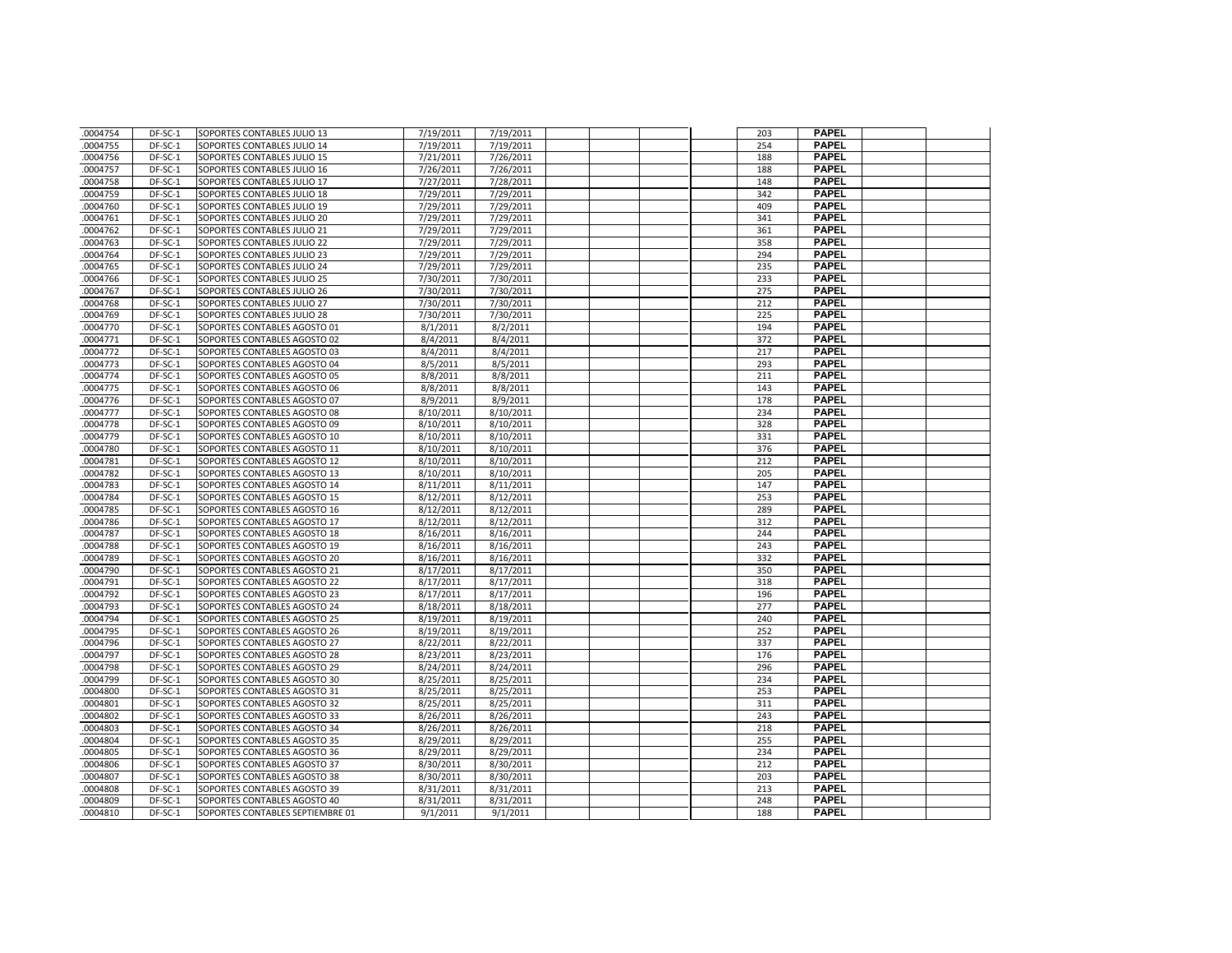| | | | | | | | | | | | | |
|---|---|---|---|---|---|---|---|---|---|---|---|---|
| .0004754 | DF-SC-1 | SOPORTES CONTABLES JULIO 13 | 7/19/2011 | 7/19/2011 | | | | | 203 | **PAPEL** | | |
| .0004755 | DF-SC-1 | SOPORTES CONTABLES JULIO 14 | 7/19/2011 | 7/19/2011 | | | | | 254 | **PAPEL** | | |
| .0004756 | DF-SC-1 | SOPORTES CONTABLES JULIO 15 | 7/21/2011 | 7/26/2011 | | | | | 188 | **PAPEL** | | |
| .0004757 | DF-SC-1 | SOPORTES CONTABLES JULIO 16 | 7/26/2011 | 7/26/2011 | | | | | 188 | **PAPEL** | | |
| .0004758 | DF-SC-1 | SOPORTES CONTABLES JULIO 17 | 7/27/2011 | 7/28/2011 | | | | | 148 | **PAPEL** | | |
| .0004759 | DF-SC-1 | SOPORTES CONTABLES JULIO 18 | 7/29/2011 | 7/29/2011 | | | | | 342 | **PAPEL** | | |
| .0004760 | DF-SC-1 | SOPORTES CONTABLES JULIO 19 | 7/29/2011 | 7/29/2011 | | | | | 409 | **PAPEL** | | |
| .0004761 | DF-SC-1 | SOPORTES CONTABLES JULIO 20 | 7/29/2011 | 7/29/2011 | | | | | 341 | **PAPEL** | | |
| .0004762 | DF-SC-1 | SOPORTES CONTABLES JULIO 21 | 7/29/2011 | 7/29/2011 | | | | | 361 | **PAPEL** | | |
| .0004763 | DF-SC-1 | SOPORTES CONTABLES JULIO 22 | 7/29/2011 | 7/29/2011 | | | | | 358 | **PAPEL** | | |
| .0004764 | DF-SC-1 | SOPORTES CONTABLES JULIO 23 | 7/29/2011 | 7/29/2011 | | | | | 294 | **PAPEL** | | |
| .0004765 | DF-SC-1 | SOPORTES CONTABLES JULIO 24 | 7/29/2011 | 7/29/2011 | | | | | 235 | **PAPEL** | | |
| .0004766 | DF-SC-1 | SOPORTES CONTABLES JULIO 25 | 7/30/2011 | 7/30/2011 | | | | | 233 | **PAPEL** | | |
| .0004767 | DF-SC-1 | SOPORTES CONTABLES JULIO 26 | 7/30/2011 | 7/30/2011 | | | | | 275 | **PAPEL** | | |
| .0004768 | DF-SC-1 | SOPORTES CONTABLES JULIO 27 | 7/30/2011 | 7/30/2011 | | | | | 212 | **PAPEL** | | |
| .0004769 | DF-SC-1 | SOPORTES CONTABLES JULIO 28 | 7/30/2011 | 7/30/2011 | | | | | 225 | **PAPEL** | | |
| .0004770 | DF-SC-1 | SOPORTES CONTABLES AGOSTO 01 | 8/1/2011 | 8/2/2011 | | | | | 194 | **PAPEL** | | |
| .0004771 | DF-SC-1 | SOPORTES CONTABLES AGOSTO 02 | 8/4/2011 | 8/4/2011 | | | | | 372 | **PAPEL** | | |
| .0004772 | DF-SC-1 | SOPORTES CONTABLES AGOSTO 03 | 8/4/2011 | 8/4/2011 | | | | | 217 | **PAPEL** | | |
| .0004773 | DF-SC-1 | SOPORTES CONTABLES AGOSTO 04 | 8/5/2011 | 8/5/2011 | | | | | 293 | **PAPEL** | | |
| .0004774 | DF-SC-1 | SOPORTES CONTABLES AGOSTO 05 | 8/8/2011 | 8/8/2011 | | | | | 211 | **PAPEL** | | |
| .0004775 | DF-SC-1 | SOPORTES CONTABLES AGOSTO 06 | 8/8/2011 | 8/8/2011 | | | | | 143 | **PAPEL** | | |
| .0004776 | DF-SC-1 | SOPORTES CONTABLES AGOSTO 07 | 8/9/2011 | 8/9/2011 | | | | | 178 | **PAPEL** | | |
| .0004777 | DF-SC-1 | SOPORTES CONTABLES AGOSTO 08 | 8/10/2011 | 8/10/2011 | | | | | 234 | **PAPEL** | | |
| .0004778 | DF-SC-1 | SOPORTES CONTABLES AGOSTO 09 | 8/10/2011 | 8/10/2011 | | | | | 328 | **PAPEL** | | |
| .0004779 | DF-SC-1 | SOPORTES CONTABLES AGOSTO 10 | 8/10/2011 | 8/10/2011 | | | | | 331 | **PAPEL** | | |
| .0004780 | DF-SC-1 | SOPORTES CONTABLES AGOSTO 11 | 8/10/2011 | 8/10/2011 | | | | | 376 | **PAPEL** | | |
| .0004781 | DF-SC-1 | SOPORTES CONTABLES AGOSTO 12 | 8/10/2011 | 8/10/2011 | | | | | 212 | **PAPEL** | | |
| .0004782 | DF-SC-1 | SOPORTES CONTABLES AGOSTO 13 | 8/10/2011 | 8/10/2011 | | | | | 205 | **PAPEL** | | |
| .0004783 | DF-SC-1 | SOPORTES CONTABLES AGOSTO 14 | 8/11/2011 | 8/11/2011 | | | | | 147 | **PAPEL** | | |
| .0004784 | DF-SC-1 | SOPORTES CONTABLES AGOSTO 15 | 8/12/2011 | 8/12/2011 | | | | | 253 | **PAPEL** | | |
| .0004785 | DF-SC-1 | SOPORTES CONTABLES AGOSTO 16 | 8/12/2011 | 8/12/2011 | | | | | 289 | **PAPEL** | | |
| .0004786 | DF-SC-1 | SOPORTES CONTABLES AGOSTO 17 | 8/12/2011 | 8/12/2011 | | | | | 312 | **PAPEL** | | |
| .0004787 | DF-SC-1 | SOPORTES CONTABLES AGOSTO 18 | 8/16/2011 | 8/16/2011 | | | | | 244 | **PAPEL** | | |
| .0004788 | DF-SC-1 | SOPORTES CONTABLES AGOSTO 19 | 8/16/2011 | 8/16/2011 | | | | | 243 | **PAPEL** | | |
| .0004789 | DF-SC-1 | SOPORTES CONTABLES AGOSTO 20 | 8/16/2011 | 8/16/2011 | | | | | 332 | **PAPEL** | | |
| .0004790 | DF-SC-1 | SOPORTES CONTABLES AGOSTO 21 | 8/17/2011 | 8/17/2011 | | | | | 350 | **PAPEL** | | |
| .0004791 | DF-SC-1 | SOPORTES CONTABLES AGOSTO 22 | 8/17/2011 | 8/17/2011 | | | | | 318 | **PAPEL** | | |
| .0004792 | DF-SC-1 | SOPORTES CONTABLES AGOSTO 23 | 8/17/2011 | 8/17/2011 | | | | | 196 | **PAPEL** | | |
| .0004793 | DF-SC-1 | SOPORTES CONTABLES AGOSTO 24 | 8/18/2011 | 8/18/2011 | | | | | 277 | **PAPEL** | | |
| .0004794 | DF-SC-1 | SOPORTES CONTABLES AGOSTO 25 | 8/19/2011 | 8/19/2011 | | | | | 240 | **PAPEL** | | |
| .0004795 | DF-SC-1 | SOPORTES CONTABLES AGOSTO 26 | 8/19/2011 | 8/19/2011 | | | | | 252 | **PAPEL** | | |
| .0004796 | DF-SC-1 | SOPORTES CONTABLES AGOSTO 27 | 8/22/2011 | 8/22/2011 | | | | | 337 | **PAPEL** | | |
| .0004797 | DF-SC-1 | SOPORTES CONTABLES AGOSTO 28 | 8/23/2011 | 8/23/2011 | | | | | 176 | **PAPEL** | | |
| .0004798 | DF-SC-1 | SOPORTES CONTABLES AGOSTO 29 | 8/24/2011 | 8/24/2011 | | | | | 296 | **PAPEL** | | |
| .0004799 | DF-SC-1 | SOPORTES CONTABLES AGOSTO 30 | 8/25/2011 | 8/25/2011 | | | | | 234 | **PAPEL** | | |
| .0004800 | DF-SC-1 | SOPORTES CONTABLES AGOSTO 31 | 8/25/2011 | 8/25/2011 | | | | | 253 | **PAPEL** | | |
| .0004801 | DF-SC-1 | SOPORTES CONTABLES AGOSTO 32 | 8/25/2011 | 8/25/2011 | | | | | 311 | **PAPEL** | | |
| .0004802 | DF-SC-1 | SOPORTES CONTABLES AGOSTO 33 | 8/26/2011 | 8/26/2011 | | | | | 243 | **PAPEL** | | |
| .0004803 | DF-SC-1 | SOPORTES CONTABLES AGOSTO 34 | 8/26/2011 | 8/26/2011 | | | | | 218 | **PAPEL** | | |
| .0004804 | DF-SC-1 | SOPORTES CONTABLES AGOSTO 35 | 8/29/2011 | 8/29/2011 | | | | | 255 | **PAPEL** | | |
| .0004805 | DF-SC-1 | SOPORTES CONTABLES AGOSTO 36 | 8/29/2011 | 8/29/2011 | | | | | 234 | **PAPEL** | | |
| .0004806 | DF-SC-1 | SOPORTES CONTABLES AGOSTO 37 | 8/30/2011 | 8/30/2011 | | | | | 212 | **PAPEL** | | |
| .0004807 | DF-SC-1 | SOPORTES CONTABLES AGOSTO 38 | 8/30/2011 | 8/30/2011 | | | | | 203 | **PAPEL** | | |
| .0004808 | DF-SC-1 | SOPORTES CONTABLES AGOSTO 39 | 8/31/2011 | 8/31/2011 | | | | | 213 | **PAPEL** | | |
| .0004809 | DF-SC-1 | SOPORTES CONTABLES AGOSTO 40 | 8/31/2011 | 8/31/2011 | | | | | 248 | **PAPEL** | | |
| .0004810 | DF-SC-1 | SOPORTES CONTABLES SEPTIEMBRE 01 | 9/1/2011 | 9/1/2011 | | | | | 188 | **PAPEL** | | |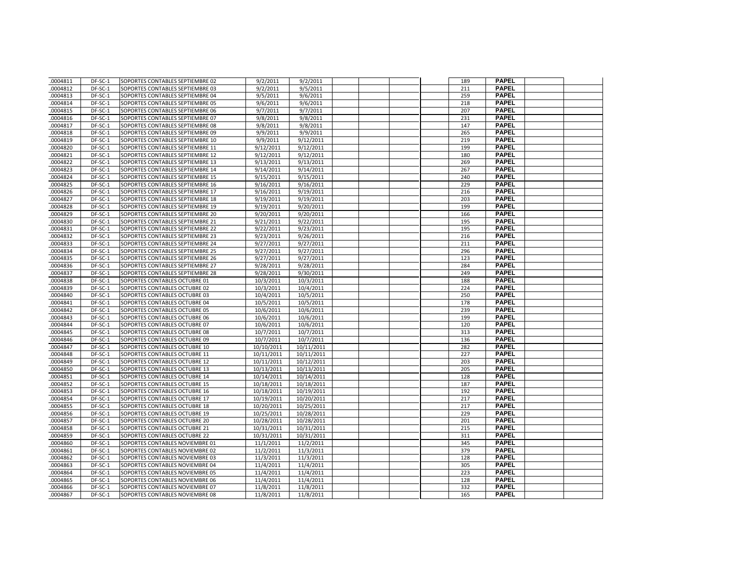| | | | | | | | | | | | | |
|---|---|---|---|---|---|---|---|---|---|---|---|---|
| .0004811 | DF-SC-1 | SOPORTES CONTABLES SEPTIEMBRE 02 | 9/2/2011 | 9/2/2011 | | | | | 189 | PAPEL | | |
| .0004812 | DF-SC-1 | SOPORTES CONTABLES SEPTIEMBRE 03 | 9/2/2011 | 9/5/2011 | | | | | 211 | PAPEL | | |
| .0004813 | DF-SC-1 | SOPORTES CONTABLES SEPTIEMBRE 04 | 9/5/2011 | 9/6/2011 | | | | | 259 | PAPEL | | |
| .0004814 | DF-SC-1 | SOPORTES CONTABLES SEPTIEMBRE 05 | 9/6/2011 | 9/6/2011 | | | | | 218 | PAPEL | | |
| .0004815 | DF-SC-1 | SOPORTES CONTABLES SEPTIEMBRE 06 | 9/7/2011 | 9/7/2011 | | | | | 207 | PAPEL | | |
| .0004816 | DF-SC-1 | SOPORTES CONTABLES SEPTIEMBRE 07 | 9/8/2011 | 9/8/2011 | | | | | 231 | PAPEL | | |
| .0004817 | DF-SC-1 | SOPORTES CONTABLES SEPTIEMBRE 08 | 9/8/2011 | 9/8/2011 | | | | | 147 | PAPEL | | |
| .0004818 | DF-SC-1 | SOPORTES CONTABLES SEPTIEMBRE 09 | 9/9/2011 | 9/9/2011 | | | | | 265 | PAPEL | | |
| .0004819 | DF-SC-1 | SOPORTES CONTABLES SEPTIEMBRE 10 | 9/9/2011 | 9/12/2011 | | | | | 219 | PAPEL | | |
| .0004820 | DF-SC-1 | SOPORTES CONTABLES SEPTIEMBRE 11 | 9/12/2011 | 9/12/2011 | | | | | 199 | PAPEL | | |
| .0004821 | DF-SC-1 | SOPORTES CONTABLES SEPTIEMBRE 12 | 9/12/2011 | 9/12/2011 | | | | | 180 | PAPEL | | |
| .0004822 | DF-SC-1 | SOPORTES CONTABLES SEPTIEMBRE 13 | 9/13/2011 | 9/13/2011 | | | | | 269 | PAPEL | | |
| .0004823 | DF-SC-1 | SOPORTES CONTABLES SEPTIEMBRE 14 | 9/14/2011 | 9/14/2011 | | | | | 267 | PAPEL | | |
| .0004824 | DF-SC-1 | SOPORTES CONTABLES SEPTIEMBRE 15 | 9/15/2011 | 9/15/2011 | | | | | 240 | PAPEL | | |
| .0004825 | DF-SC-1 | SOPORTES CONTABLES SEPTIEMBRE 16 | 9/16/2011 | 9/16/2011 | | | | | 229 | PAPEL | | |
| .0004826 | DF-SC-1 | SOPORTES CONTABLES SEPTIEMBRE 17 | 9/16/2011 | 9/19/2011 | | | | | 216 | PAPEL | | |
| .0004827 | DF-SC-1 | SOPORTES CONTABLES SEPTIEMBRE 18 | 9/19/2011 | 9/19/2011 | | | | | 203 | PAPEL | | |
| .0004828 | DF-SC-1 | SOPORTES CONTABLES SEPTIEMBRE 19 | 9/19/2011 | 9/20/2011 | | | | | 199 | PAPEL | | |
| .0004829 | DF-SC-1 | SOPORTES CONTABLES SEPTIEMBRE 20 | 9/20/2011 | 9/20/2011 | | | | | 166 | PAPEL | | |
| .0004830 | DF-SC-1 | SOPORTES CONTABLES SEPTIEMBRE 21 | 9/21/2011 | 9/22/2011 | | | | | 195 | PAPEL | | |
| .0004831 | DF-SC-1 | SOPORTES CONTABLES SEPTIEMBRE 22 | 9/22/2011 | 9/23/2011 | | | | | 195 | PAPEL | | |
| .0004832 | DF-SC-1 | SOPORTES CONTABLES SEPTIEMBRE 23 | 9/23/2011 | 9/26/2011 | | | | | 216 | PAPEL | | |
| .0004833 | DF-SC-1 | SOPORTES CONTABLES SEPTIEMBRE 24 | 9/27/2011 | 9/27/2011 | | | | | 211 | PAPEL | | |
| .0004834 | DF-SC-1 | SOPORTES CONTABLES SEPTIEMBRE 25 | 9/27/2011 | 9/27/2011 | | | | | 296 | PAPEL | | |
| .0004835 | DF-SC-1 | SOPORTES CONTABLES SEPTIEMBRE 26 | 9/27/2011 | 9/27/2011 | | | | | 123 | PAPEL | | |
| .0004836 | DF-SC-1 | SOPORTES CONTABLES SEPTIEMBRE 27 | 9/28/2011 | 9/28/2011 | | | | | 284 | PAPEL | | |
| .0004837 | DF-SC-1 | SOPORTES CONTABLES SEPTIEMBRE 28 | 9/28/2011 | 9/30/2011 | | | | | 249 | PAPEL | | |
| .0004838 | DF-SC-1 | SOPORTES CONTABLES OCTUBRE 01 | 10/3/2011 | 10/3/2011 | | | | | 188 | PAPEL | | |
| .0004839 | DF-SC-1 | SOPORTES CONTABLES OCTUBRE 02 | 10/3/2011 | 10/4/2011 | | | | | 224 | PAPEL | | |
| .0004840 | DF-SC-1 | SOPORTES CONTABLES OCTUBRE 03 | 10/4/2011 | 10/5/2011 | | | | | 250 | PAPEL | | |
| .0004841 | DF-SC-1 | SOPORTES CONTABLES OCTUBRE 04 | 10/5/2011 | 10/5/2011 | | | | | 178 | PAPEL | | |
| .0004842 | DF-SC-1 | SOPORTES CONTABLES OCTUBRE 05 | 10/6/2011 | 10/6/2011 | | | | | 239 | PAPEL | | |
| .0004843 | DF-SC-1 | SOPORTES CONTABLES OCTUBRE 06 | 10/6/2011 | 10/6/2011 | | | | | 199 | PAPEL | | |
| .0004844 | DF-SC-1 | SOPORTES CONTABLES OCTUBRE 07 | 10/6/2011 | 10/6/2011 | | | | | 120 | PAPEL | | |
| .0004845 | DF-SC-1 | SOPORTES CONTABLES OCTUBRE 08 | 10/7/2011 | 10/7/2011 | | | | | 313 | PAPEL | | |
| .0004846 | DF-SC-1 | SOPORTES CONTABLES OCTUBRE 09 | 10/7/2011 | 10/7/2011 | | | | | 136 | PAPEL | | |
| .0004847 | DF-SC-1 | SOPORTES CONTABLES OCTUBRE 10 | 10/10/2011 | 10/11/2011 | | | | | 282 | PAPEL | | |
| .0004848 | DF-SC-1 | SOPORTES CONTABLES OCTUBRE 11 | 10/11/2011 | 10/11/2011 | | | | | 227 | PAPEL | | |
| .0004849 | DF-SC-1 | SOPORTES CONTABLES OCTUBRE 12 | 10/11/2011 | 10/12/2011 | | | | | 203 | PAPEL | | |
| .0004850 | DF-SC-1 | SOPORTES CONTABLES OCTUBRE 13 | 10/13/2011 | 10/13/2011 | | | | | 205 | PAPEL | | |
| .0004851 | DF-SC-1 | SOPORTES CONTABLES OCTUBRE 14 | 10/14/2011 | 10/14/2011 | | | | | 128 | PAPEL | | |
| .0004852 | DF-SC-1 | SOPORTES CONTABLES OCTUBRE 15 | 10/18/2011 | 10/18/2011 | | | | | 187 | PAPEL | | |
| .0004853 | DF-SC-1 | SOPORTES CONTABLES OCTUBRE 16 | 10/18/2011 | 10/19/2011 | | | | | 192 | PAPEL | | |
| .0004854 | DF-SC-1 | SOPORTES CONTABLES OCTUBRE 17 | 10/19/2011 | 10/20/2011 | | | | | 217 | PAPEL | | |
| .0004855 | DF-SC-1 | SOPORTES CONTABLES OCTUBRE 18 | 10/20/2011 | 10/25/2011 | | | | | 217 | PAPEL | | |
| .0004856 | DF-SC-1 | SOPORTES CONTABLES OCTUBRE 19 | 10/25/2011 | 10/28/2011 | | | | | 229 | PAPEL | | |
| .0004857 | DF-SC-1 | SOPORTES CONTABLES OCTUBRE 20 | 10/28/2011 | 10/28/2011 | | | | | 201 | PAPEL | | |
| .0004858 | DF-SC-1 | SOPORTES CONTABLES OCTUBRE 21 | 10/31/2011 | 10/31/2011 | | | | | 215 | PAPEL | | |
| .0004859 | DF-SC-1 | SOPORTES CONTABLES OCTUBRE 22 | 10/31/2011 | 10/31/2011 | | | | | 311 | PAPEL | | |
| .0004860 | DF-SC-1 | SOPORTES CONTABLES NOVIEMBRE 01 | 11/1/2011 | 11/2/2011 | | | | | 345 | PAPEL | | |
| .0004861 | DF-SC-1 | SOPORTES CONTABLES NOVIEMBRE 02 | 11/2/2011 | 11/3/2011 | | | | | 379 | PAPEL | | |
| .0004862 | DF-SC-1 | SOPORTES CONTABLES NOVIEMBRE 03 | 11/3/2011 | 11/3/2011 | | | | | 128 | PAPEL | | |
| .0004863 | DF-SC-1 | SOPORTES CONTABLES NOVIEMBRE 04 | 11/4/2011 | 11/4/2011 | | | | | 305 | PAPEL | | |
| .0004864 | DF-SC-1 | SOPORTES CONTABLES NOVIEMBRE 05 | 11/4/2011 | 11/4/2011 | | | | | 223 | PAPEL | | |
| .0004865 | DF-SC-1 | SOPORTES CONTABLES NOVIEMBRE 06 | 11/4/2011 | 11/4/2011 | | | | | 128 | PAPEL | | |
| .0004866 | DF-SC-1 | SOPORTES CONTABLES NOVIEMBRE 07 | 11/8/2011 | 11/8/2011 | | | | | 332 | PAPEL | | |
| .0004867 | DF-SC-1 | SOPORTES CONTABLES NOVIEMBRE 08 | 11/8/2011 | 11/8/2011 | | | | | 165 | PAPEL | | |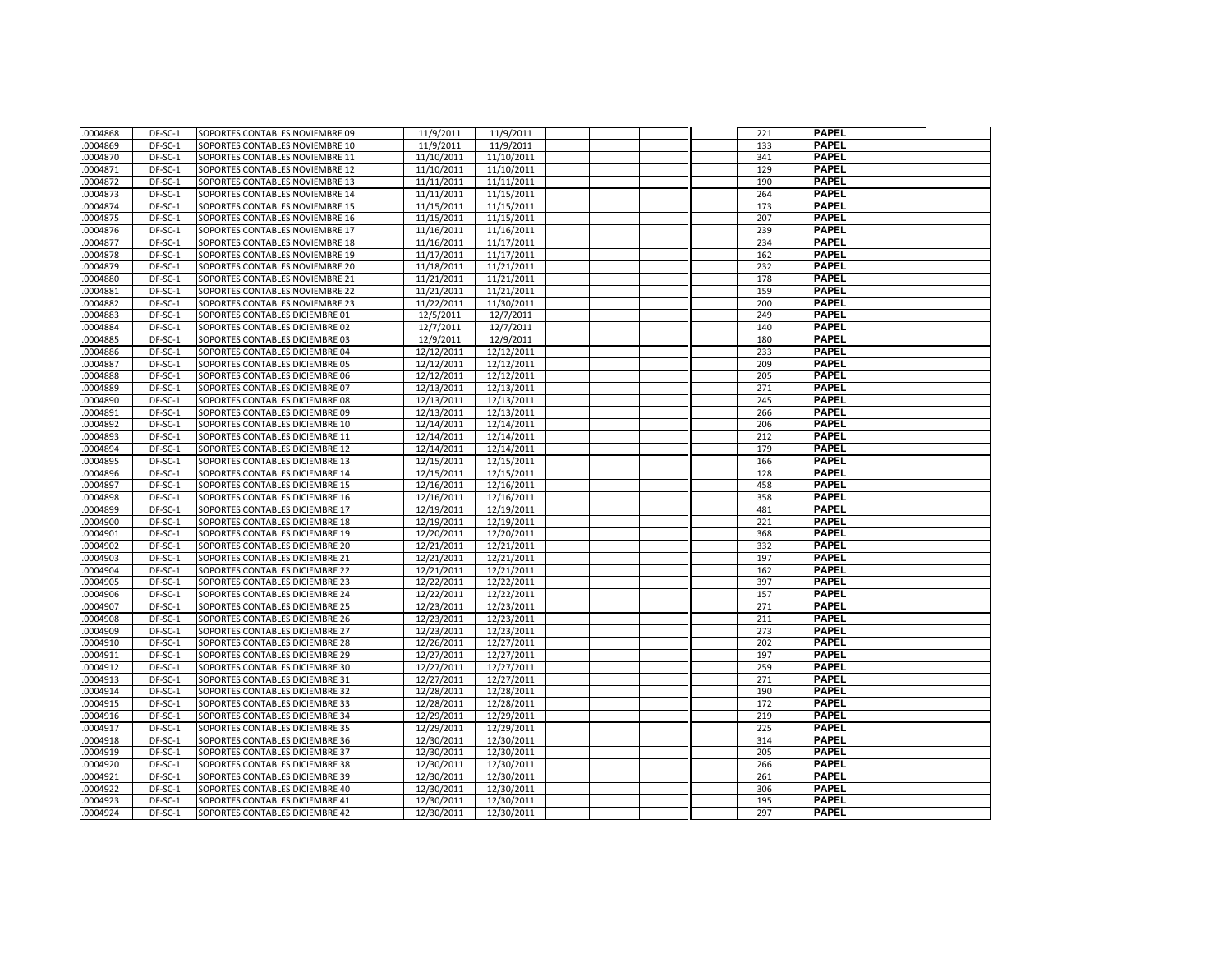| | | | | | | | | | | | | |
|---|---|---|---|---|---|---|---|---|---|---|---|---|
| .0004868 | DF-SC-1 | SOPORTES CONTABLES NOVIEMBRE 09 | 11/9/2011 | 11/9/2011 | | | | | 221 | PAPEL | | |
| .0004869 | DF-SC-1 | SOPORTES CONTABLES NOVIEMBRE 10 | 11/9/2011 | 11/9/2011 | | | | | 133 | PAPEL | | |
| .0004870 | DF-SC-1 | SOPORTES CONTABLES NOVIEMBRE 11 | 11/10/2011 | 11/10/2011 | | | | | 341 | PAPEL | | |
| .0004871 | DF-SC-1 | SOPORTES CONTABLES NOVIEMBRE 12 | 11/10/2011 | 11/10/2011 | | | | | 129 | PAPEL | | |
| .0004872 | DF-SC-1 | SOPORTES CONTABLES NOVIEMBRE 13 | 11/11/2011 | 11/11/2011 | | | | | 190 | PAPEL | | |
| .0004873 | DF-SC-1 | SOPORTES CONTABLES NOVIEMBRE 14 | 11/11/2011 | 11/15/2011 | | | | | 264 | PAPEL | | |
| .0004874 | DF-SC-1 | SOPORTES CONTABLES NOVIEMBRE 15 | 11/15/2011 | 11/15/2011 | | | | | 173 | PAPEL | | |
| .0004875 | DF-SC-1 | SOPORTES CONTABLES NOVIEMBRE 16 | 11/15/2011 | 11/15/2011 | | | | | 207 | PAPEL | | |
| .0004876 | DF-SC-1 | SOPORTES CONTABLES NOVIEMBRE 17 | 11/16/2011 | 11/16/2011 | | | | | 239 | PAPEL | | |
| .0004877 | DF-SC-1 | SOPORTES CONTABLES NOVIEMBRE 18 | 11/16/2011 | 11/17/2011 | | | | | 234 | PAPEL | | |
| .0004878 | DF-SC-1 | SOPORTES CONTABLES NOVIEMBRE 19 | 11/17/2011 | 11/17/2011 | | | | | 162 | PAPEL | | |
| .0004879 | DF-SC-1 | SOPORTES CONTABLES NOVIEMBRE 20 | 11/18/2011 | 11/21/2011 | | | | | 232 | PAPEL | | |
| .0004880 | DF-SC-1 | SOPORTES CONTABLES NOVIEMBRE 21 | 11/21/2011 | 11/21/2011 | | | | | 178 | PAPEL | | |
| .0004881 | DF-SC-1 | SOPORTES CONTABLES NOVIEMBRE 22 | 11/21/2011 | 11/21/2011 | | | | | 159 | PAPEL | | |
| .0004882 | DF-SC-1 | SOPORTES CONTABLES NOVIEMBRE 23 | 11/22/2011 | 11/30/2011 | | | | | 200 | PAPEL | | |
| .0004883 | DF-SC-1 | SOPORTES CONTABLES DICIEMBRE 01 | 12/5/2011 | 12/7/2011 | | | | | 249 | PAPEL | | |
| .0004884 | DF-SC-1 | SOPORTES CONTABLES DICIEMBRE 02 | 12/7/2011 | 12/7/2011 | | | | | 140 | PAPEL | | |
| .0004885 | DF-SC-1 | SOPORTES CONTABLES DICIEMBRE 03 | 12/9/2011 | 12/9/2011 | | | | | 180 | PAPEL | | |
| .0004886 | DF-SC-1 | SOPORTES CONTABLES DICIEMBRE 04 | 12/12/2011 | 12/12/2011 | | | | | 233 | PAPEL | | |
| .0004887 | DF-SC-1 | SOPORTES CONTABLES DICIEMBRE 05 | 12/12/2011 | 12/12/2011 | | | | | 209 | PAPEL | | |
| .0004888 | DF-SC-1 | SOPORTES CONTABLES DICIEMBRE 06 | 12/12/2011 | 12/12/2011 | | | | | 205 | PAPEL | | |
| .0004889 | DF-SC-1 | SOPORTES CONTABLES DICIEMBRE 07 | 12/13/2011 | 12/13/2011 | | | | | 271 | PAPEL | | |
| .0004890 | DF-SC-1 | SOPORTES CONTABLES DICIEMBRE 08 | 12/13/2011 | 12/13/2011 | | | | | 245 | PAPEL | | |
| .0004891 | DF-SC-1 | SOPORTES CONTABLES DICIEMBRE 09 | 12/13/2011 | 12/13/2011 | | | | | 266 | PAPEL | | |
| .0004892 | DF-SC-1 | SOPORTES CONTABLES DICIEMBRE 10 | 12/14/2011 | 12/14/2011 | | | | | 206 | PAPEL | | |
| .0004893 | DF-SC-1 | SOPORTES CONTABLES DICIEMBRE 11 | 12/14/2011 | 12/14/2011 | | | | | 212 | PAPEL | | |
| .0004894 | DF-SC-1 | SOPORTES CONTABLES DICIEMBRE 12 | 12/14/2011 | 12/14/2011 | | | | | 179 | PAPEL | | |
| .0004895 | DF-SC-1 | SOPORTES CONTABLES DICIEMBRE 13 | 12/15/2011 | 12/15/2011 | | | | | 166 | PAPEL | | |
| .0004896 | DF-SC-1 | SOPORTES CONTABLES DICIEMBRE 14 | 12/15/2011 | 12/15/2011 | | | | | 128 | PAPEL | | |
| .0004897 | DF-SC-1 | SOPORTES CONTABLES DICIEMBRE 15 | 12/16/2011 | 12/16/2011 | | | | | 458 | PAPEL | | |
| .0004898 | DF-SC-1 | SOPORTES CONTABLES DICIEMBRE 16 | 12/16/2011 | 12/16/2011 | | | | | 358 | PAPEL | | |
| .0004899 | DF-SC-1 | SOPORTES CONTABLES DICIEMBRE 17 | 12/19/2011 | 12/19/2011 | | | | | 481 | PAPEL | | |
| .0004900 | DF-SC-1 | SOPORTES CONTABLES DICIEMBRE 18 | 12/19/2011 | 12/19/2011 | | | | | 221 | PAPEL | | |
| .0004901 | DF-SC-1 | SOPORTES CONTABLES DICIEMBRE 19 | 12/20/2011 | 12/20/2011 | | | | | 368 | PAPEL | | |
| .0004902 | DF-SC-1 | SOPORTES CONTABLES DICIEMBRE 20 | 12/21/2011 | 12/21/2011 | | | | | 332 | PAPEL | | |
| .0004903 | DF-SC-1 | SOPORTES CONTABLES DICIEMBRE 21 | 12/21/2011 | 12/21/2011 | | | | | 197 | PAPEL | | |
| .0004904 | DF-SC-1 | SOPORTES CONTABLES DICIEMBRE 22 | 12/21/2011 | 12/21/2011 | | | | | 162 | PAPEL | | |
| .0004905 | DF-SC-1 | SOPORTES CONTABLES DICIEMBRE 23 | 12/22/2011 | 12/22/2011 | | | | | 397 | PAPEL | | |
| .0004906 | DF-SC-1 | SOPORTES CONTABLES DICIEMBRE 24 | 12/22/2011 | 12/22/2011 | | | | | 157 | PAPEL | | |
| .0004907 | DF-SC-1 | SOPORTES CONTABLES DICIEMBRE 25 | 12/23/2011 | 12/23/2011 | | | | | 271 | PAPEL | | |
| .0004908 | DF-SC-1 | SOPORTES CONTABLES DICIEMBRE 26 | 12/23/2011 | 12/23/2011 | | | | | 211 | PAPEL | | |
| .0004909 | DF-SC-1 | SOPORTES CONTABLES DICIEMBRE 27 | 12/23/2011 | 12/23/2011 | | | | | 273 | PAPEL | | |
| .0004910 | DF-SC-1 | SOPORTES CONTABLES DICIEMBRE 28 | 12/26/2011 | 12/27/2011 | | | | | 202 | PAPEL | | |
| .0004911 | DF-SC-1 | SOPORTES CONTABLES DICIEMBRE 29 | 12/27/2011 | 12/27/2011 | | | | | 197 | PAPEL | | |
| .0004912 | DF-SC-1 | SOPORTES CONTABLES DICIEMBRE 30 | 12/27/2011 | 12/27/2011 | | | | | 259 | PAPEL | | |
| .0004913 | DF-SC-1 | SOPORTES CONTABLES DICIEMBRE 31 | 12/27/2011 | 12/27/2011 | | | | | 271 | PAPEL | | |
| .0004914 | DF-SC-1 | SOPORTES CONTABLES DICIEMBRE 32 | 12/28/2011 | 12/28/2011 | | | | | 190 | PAPEL | | |
| .0004915 | DF-SC-1 | SOPORTES CONTABLES DICIEMBRE 33 | 12/28/2011 | 12/28/2011 | | | | | 172 | PAPEL | | |
| .0004916 | DF-SC-1 | SOPORTES CONTABLES DICIEMBRE 34 | 12/29/2011 | 12/29/2011 | | | | | 219 | PAPEL | | |
| .0004917 | DF-SC-1 | SOPORTES CONTABLES DICIEMBRE 35 | 12/29/2011 | 12/29/2011 | | | | | 225 | PAPEL | | |
| .0004918 | DF-SC-1 | SOPORTES CONTABLES DICIEMBRE 36 | 12/30/2011 | 12/30/2011 | | | | | 314 | PAPEL | | |
| .0004919 | DF-SC-1 | SOPORTES CONTABLES DICIEMBRE 37 | 12/30/2011 | 12/30/2011 | | | | | 205 | PAPEL | | |
| .0004920 | DF-SC-1 | SOPORTES CONTABLES DICIEMBRE 38 | 12/30/2011 | 12/30/2011 | | | | | 266 | PAPEL | | |
| .0004921 | DF-SC-1 | SOPORTES CONTABLES DICIEMBRE 39 | 12/30/2011 | 12/30/2011 | | | | | 261 | PAPEL | | |
| .0004922 | DF-SC-1 | SOPORTES CONTABLES DICIEMBRE 40 | 12/30/2011 | 12/30/2011 | | | | | 306 | PAPEL | | |
| .0004923 | DF-SC-1 | SOPORTES CONTABLES DICIEMBRE 41 | 12/30/2011 | 12/30/2011 | | | | | 195 | PAPEL | | |
| .0004924 | DF-SC-1 | SOPORTES CONTABLES DICIEMBRE 42 | 12/30/2011 | 12/30/2011 | | | | | 297 | PAPEL | | |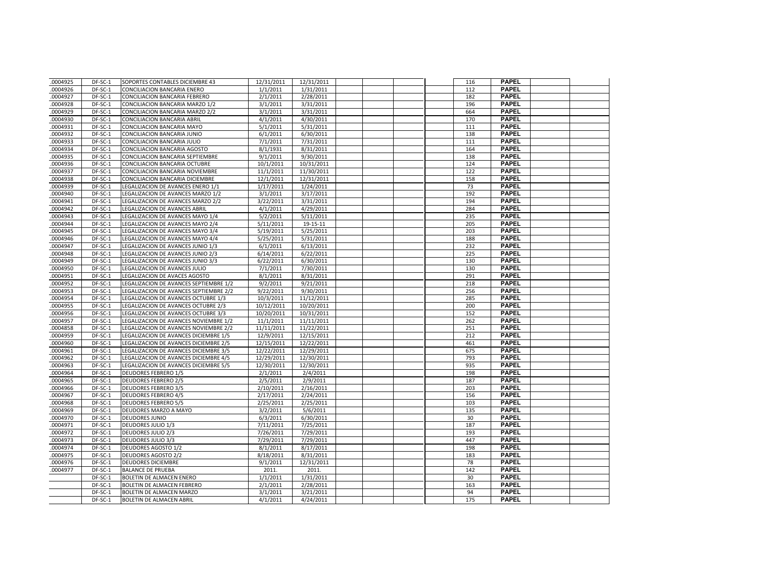| | | | | | | | | | | | | |
|---|---|---|---|---|---|---|---|---|---|---|---|---|
| .0004925 | DF-SC-1 | SOPORTES CONTABLES DICIEMBRE 43 | 12/31/2011 | 12/31/2011 | | | | | 116 | PAPEL | | |
| .0004926 | DF-SC-1 | CONCILIACION BANCARIA ENERO | 1/1/2011 | 1/31/2011 | | | | | 112 | PAPEL | | |
| .0004927 | DF-SC-1 | CONCILIACION BANCARIA FEBRERO | 2/1/2011 | 2/28/2011 | | | | | 182 | PAPEL | | |
| .0004928 | DF-SC-1 | CONCILIACION BANCARIA MARZO 1/2 | 3/1/2011 | 3/31/2011 | | | | | 196 | PAPEL | | |
| .0004929 | DF-SC-1 | CONCILIACION BANCARIA MARZO 2/2 | 3/1/2011 | 3/31/2011 | | | | | 664 | PAPEL | | |
| .0004930 | DF-SC-1 | CONCILIACION BANCARIA ABRIL | 4/1/2011 | 4/30/2011 | | | | | 170 | PAPEL | | |
| .0004931 | DF-SC-1 | CONCILIACION BANCARIA MAYO | 5/1/2011 | 5/31/2011 | | | | | 111 | PAPEL | | |
| .0004932 | DF-SC-1 | CONCILIACION BANCARIA JUNIO | 6/1/2011 | 6/30/2011 | | | | | 138 | PAPEL | | |
| .0004933 | DF-SC-1 | CONCILIACION BANCARIA JULIO | 7/1/2011 | 7/31/2011 | | | | | 111 | PAPEL | | |
| .0004934 | DF-SC-1 | CONCILIACION BANCARIA AGOSTO | 8/1/1931 | 8/31/2011 | | | | | 164 | PAPEL | | |
| .0004935 | DF-SC-1 | CONCILIACION BANCARIA SEPTIEMBRE | 9/1/2011 | 9/30/2011 | | | | | 138 | PAPEL | | |
| .0004936 | DF-SC-1 | CONCILIACION BANCARIA OCTUBRE | 10/1/2011 | 10/31/2011 | | | | | 124 | PAPEL | | |
| .0004937 | DF-SC-1 | CONCILIACION BANCARIA NOVIEMBRE | 11/1/2011 | 11/30/2011 | | | | | 122 | PAPEL | | |
| .0004938 | DF-SC-1 | CONCILIACION BANCARIA DICIEMBRE | 12/1/2011 | 12/31/2011 | | | | | 158 | PAPEL | | |
| .0004939 | DF-SC-1 | LEGALIZACION DE AVANCES ENERO 1/1 | 1/17/2011 | 1/24/2011 | | | | | 73 | PAPEL | | |
| .0004940 | DF-SC-1 | LEGALIZACION DE AVANCES MARZO 1/2 | 3/1/2011 | 3/17/2011 | | | | | 192 | PAPEL | | |
| .0004941 | DF-SC-1 | LEGALIZACION DE AVANCES MARZO 2/2 | 3/22/2011 | 3/31/2011 | | | | | 194 | PAPEL | | |
| .0004942 | DF-SC-1 | LEGALIZACION DE AVANCES ABRIL | 4/1/2011 | 4/29/2011 | | | | | 284 | PAPEL | | |
| .0004943 | DF-SC-1 | LEGALIZACION DE AVANCES MAYO 1/4 | 5/2/2011 | 5/11/2011 | | | | | 235 | PAPEL | | |
| .0004944 | DF-SC-1 | LEGALIZACION DE AVANCES MAYO 2/4 | 5/11/2011 | 19-15-11 | | | | | 205 | PAPEL | | |
| .0004945 | DF-SC-1 | LEGALIZACION DE AVANCES MAYO 3/4 | 5/19/2011 | 5/25/2011 | | | | | 203 | PAPEL | | |
| .0004946 | DF-SC-1 | LEGALIZACION DE AVANCES MAYO 4/4 | 5/25/2011 | 5/31/2011 | | | | | 188 | PAPEL | | |
| .0004947 | DF-SC-1 | LEGALIZACION DE AVANCES JUNIO 1/3 | 6/1/2011 | 6/13/2011 | | | | | 232 | PAPEL | | |
| .0004948 | DF-SC-1 | LEGALIZACION DE AVANCES JUNIO 2/3 | 6/14/2011 | 6/22/2011 | | | | | 225 | PAPEL | | |
| .0004949 | DF-SC-1 | LEGALIZACION DE AVANCES JUNIO 3/3 | 6/22/2011 | 6/30/2011 | | | | | 130 | PAPEL | | |
| .0004950 | DF-SC-1 | LEGALIZACION DE AVANCES JULIO | 7/1/2011 | 7/30/2011 | | | | | 130 | PAPEL | | |
| .0004951 | DF-SC-1 | LEGALIZACION DE AVACES AGOSTO | 8/1/2011 | 8/31/2011 | | | | | 291 | PAPEL | | |
| .0004952 | DF-SC-1 | LEGALIZACION DE AVANCES SEPTIEMBRE 1/2 | 9/2/2011 | 9/21/2011 | | | | | 218 | PAPEL | | |
| .0004953 | DF-SC-1 | LEGALIZACION DE AVANCES SEPTIEMBRE 2/2 | 9/22/2011 | 9/30/2011 | | | | | 256 | PAPEL | | |
| .0004954 | DF-SC-1 | LEGALIZACION DE AVANCES OCTUBRE 1/3 | 10/3/2011 | 11/12/2011 | | | | | 285 | PAPEL | | |
| .0004955 | DF-SC-1 | LEGALIZACION DE AVANCES OCTUBRE 2/3 | 10/12/2011 | 10/20/2011 | | | | | 200 | PAPEL | | |
| .0004956 | DF-SC-1 | LEGALIZACION DE AVANCES OCTUBRE 3/3 | 10/20/2011 | 10/31/2011 | | | | | 152 | PAPEL | | |
| .0004957 | DF-SC-1 | LEGALIZACION DE AVANCES NOVIEMBRE 1/2 | 11/1/2011 | 11/11/2011 | | | | | 262 | PAPEL | | |
| .0004858 | DF-SC-1 | LEGALIZACION DE AVANCES NOVIEMBRE 2/2 | 11/11/2011 | 11/22/2011 | | | | | 251 | PAPEL | | |
| .0004959 | DF-SC-1 | LEGALIZACION DE AVANCES DICIEMBRE 1/5 | 12/9/2011 | 12/15/2011 | | | | | 212 | PAPEL | | |
| .0004960 | DF-SC-1 | LEGALIZACION DE AVANCES DICIEMBRE 2/5 | 12/15/2011 | 12/22/2011 | | | | | 461 | PAPEL | | |
| .0004961 | DF-SC-1 | LEGALIZACION DE AVANCES DICIEMBRE 3/5 | 12/22/2011 | 12/29/2011 | | | | | 675 | PAPEL | | |
| .0004962 | DF-SC-1 | LEGALIZACION DE AVANCES DICIEMBRE 4/5 | 12/29/2011 | 12/30/2011 | | | | | 793 | PAPEL | | |
| .0004963 | DF-SC-1 | LEGALIZACION DE AVANCES DICIEMBRE 5/5 | 12/30/2011 | 12/30/2011 | | | | | 935 | PAPEL | | |
| .0004964 | DF-SC-1 | DEUDORES FEBRERO 1/5 | 2/1/2011 | 2/4/2011 | | | | | 198 | PAPEL | | |
| .0004965 | DF-SC-1 | DEUDORES FEBRERO 2/5 | 2/5/2011 | 2/9/2011 | | | | | 187 | PAPEL | | |
| .0004966 | DF-SC-1 | DEUDORES FEBRERO 3/5 | 2/10/2011 | 2/16/2011 | | | | | 203 | PAPEL | | |
| .0004967 | DF-SC-1 | DEUDORES FEBRERO 4/5 | 2/17/2011 | 2/24/2011 | | | | | 156 | PAPEL | | |
| .0004968 | DF-SC-1 | DEUDORES FEBRERO 5/5 | 2/25/2011 | 2/25/2011 | | | | | 103 | PAPEL | | |
| .0004969 | DF-SC-1 | DEUDORES MARZO A MAYO | 3/2/2011 | 5/6/2011 | | | | | 135 | PAPEL | | |
| .0004970 | DF-SC-1 | DEUDORES JUNIO | 6/3/2011 | 6/30/2011 | | | | | 30 | PAPEL | | |
| .0004971 | DF-SC-1 | DEUDORES JULIO 1/3 | 7/11/2011 | 7/25/2011 | | | | | 187 | PAPEL | | |
| .0004972 | DF-SC-1 | DEUDORES JULIO 2/3 | 7/26/2011 | 7/29/2011 | | | | | 193 | PAPEL | | |
| .0004973 | DF-SC-1 | DEUDORES JULIO 3/3 | 7/29/2011 | 7/29/2011 | | | | | 447 | PAPEL | | |
| .0004974 | DF-SC-1 | DEUDORES AGOSTO 1/2 | 8/1/2011 | 8/17/2011 | | | | | 198 | PAPEL | | |
| .0004975 | DF-SC-1 | DEUDORES AGOSTO 2/2 | 8/18/2011 | 8/31/2011 | | | | | 183 | PAPEL | | |
| .0004976 | DF-SC-1 | DEUDORES DICIEMBRE | 9/1/2011 | 12/31/2011 | | | | | 78 | PAPEL | | |
| .0004977 | DF-SC-1 | BALANCE DE PRUEBA | 2011. | 2011. | | | | | 142 | PAPEL | | |
| | DF-SC-1 | BOLETIN DE ALMACEN ENERO | 1/1/2011 | 1/31/2011 | | | | | 30 | PAPEL | | |
| | DF-SC-1 | BOLETIN DE ALMACEN FEBRERO | 2/1/2011 | 2/28/2011 | | | | | 163 | PAPEL | | |
| | DF-SC-1 | BOLETIN DE ALMACEN MARZO | 3/1/2011 | 3/21/2011 | | | | | 94 | PAPEL | | |
| | DF-SC-1 | BOLETIN DE ALMACEN ABRIL | 4/1/2011 | 4/24/2011 | | | | | 175 | PAPEL | | |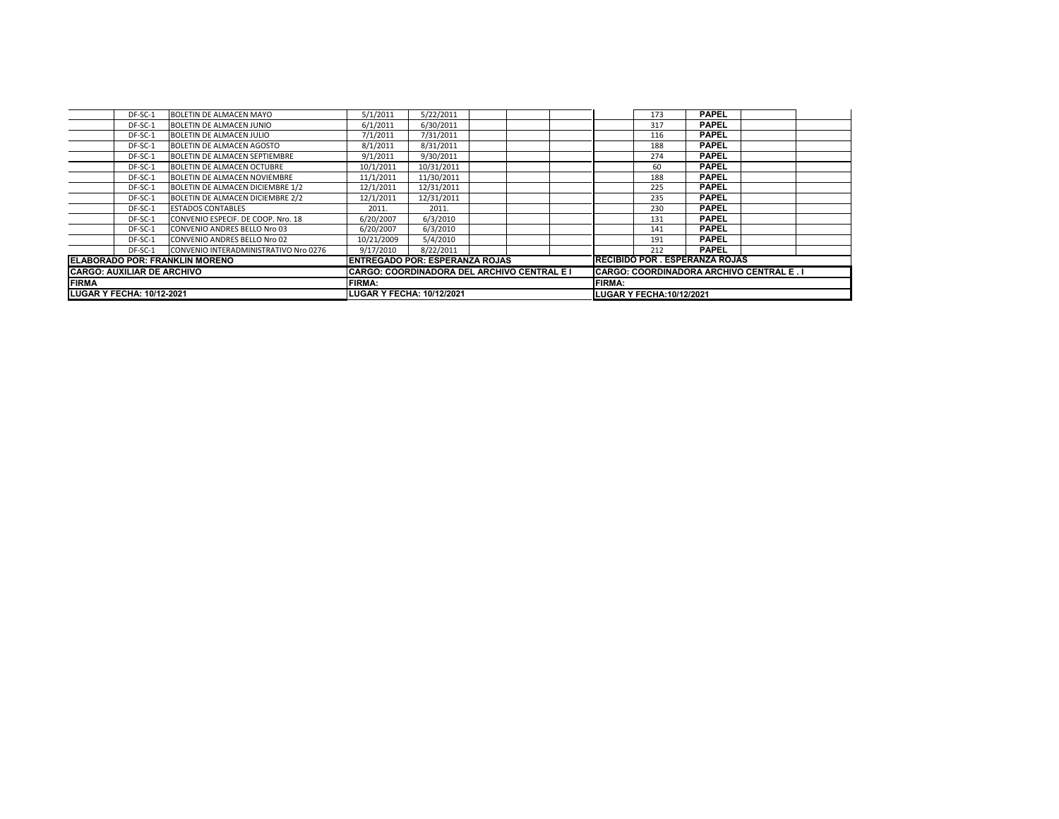| | | | | | | | | | | | | |
|---|---|---|---|---|---|---|---|---|---|---|---|---|
| | DF-SC-1 | BOLETIN DE ALMACEN MAYO | 5/1/2011 | 5/22/2011 | | | | | 173 | **PAPEL** | | |
| | DF-SC-1 | BOLETIN DE ALMACEN JUNIO | 6/1/2011 | 6/30/2011 | | | | | 317 | **PAPEL** | | |
| | DF-SC-1 | BOLETIN DE ALMACEN JULIO | 7/1/2011 | 7/31/2011 | | | | | 116 | **PAPEL** | | |
| | DF-SC-1 | BOLETIN DE ALMACEN AGOSTO | 8/1/2011 | 8/31/2011 | | | | | 188 | **PAPEL** | | |
| | DF-SC-1 | BOLETIN DE ALMACEN SEPTIEMBRE | 9/1/2011 | 9/30/2011 | | | | | 274 | **PAPEL** | | |
| | DF-SC-1 | BOLETIN DE ALMACEN OCTUBRE | 10/1/2011 | 10/31/2011 | | | | | 60 | **PAPEL** | | |
| | DF-SC-1 | BOLETIN DE ALMACEN NOVIEMBRE | 11/1/2011 | 11/30/2011 | | | | | 188 | **PAPEL** | | |
| | DF-SC-1 | BOLETIN DE ALMACEN DICIEMBRE 1/2 | 12/1/2011 | 12/31/2011 | | | | | 225 | **PAPEL** | | |
| | DF-SC-1 | BOLETIN DE ALMACEN DICIEMBRE 2/2 | 12/1/2011 | 12/31/2011 | | | | | 235 | **PAPEL** | | |
| | DF-SC-1 | ESTADOS CONTABLES | 2011. | 2011. | | | | | 230 | **PAPEL** | | |
| | DF-SC-1 | CONVENIO ESPECIF. DE COOP. Nro. 18 | 6/20/2007 | 6/3/2010 | | | | | 131 | **PAPEL** | | |
| | DF-SC-1 | CONVENIO ANDRES BELLO Nro 03 | 6/20/2007 | 6/3/2010 | | | | | 141 | **PAPEL** | | |
| | DF-SC-1 | CONVENIO ANDRES BELLO Nro 02 | 10/21/2009 | 5/4/2010 | | | | | 191 | **PAPEL** | | |
| | DF-SC-1 | CONVENIO INTERADMINISTRATIVO Nro 0276 | 9/17/2010 | 8/22/2011 | | | | | 212 | **PAPEL** | | |
| **ELABORADO POR: FRANKLIN MORENO** | | | **ENTREGADO POR: ESPERANZA ROJAS** | | | | | **RECIBIDO POR . ESPERANZA ROJAS** | | | | |
| **CARGO: AUXILIAR DE ARCHIVO** | | | **CARGO: COORDINADORA DEL ARCHIVO CENTRAL E I** | | | | | **CARGO: COORDINADORA ARCHIVO CENTRAL E . I** | | | | |
| **FIRMA** | | | **FIRMA:** | | | | | **FIRMA:** | | | | |
| **LUGAR Y FECHA: 10/12-2021** | | | **LUGAR Y FECHA: 10/12/2021** | | | | | **LUGAR Y FECHA:10/12/2021** | | | | |